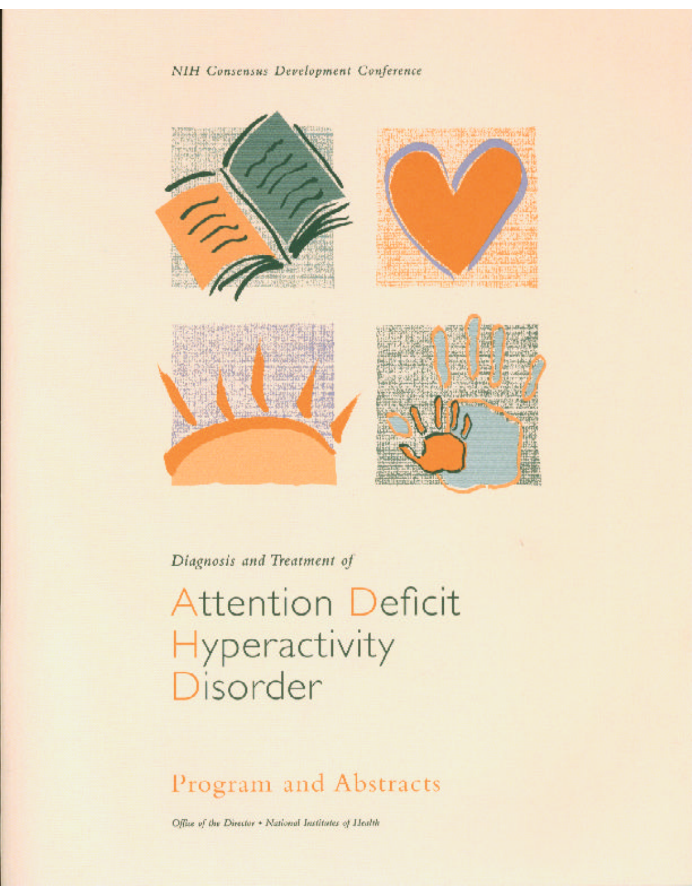*NIH Consensus Development Conference*

*Diagnosis and Treatment of*

# Attention Deficit Hyperactivity Disorder

## Program and Abstracts

*Office of the Director • National Institutes of Health*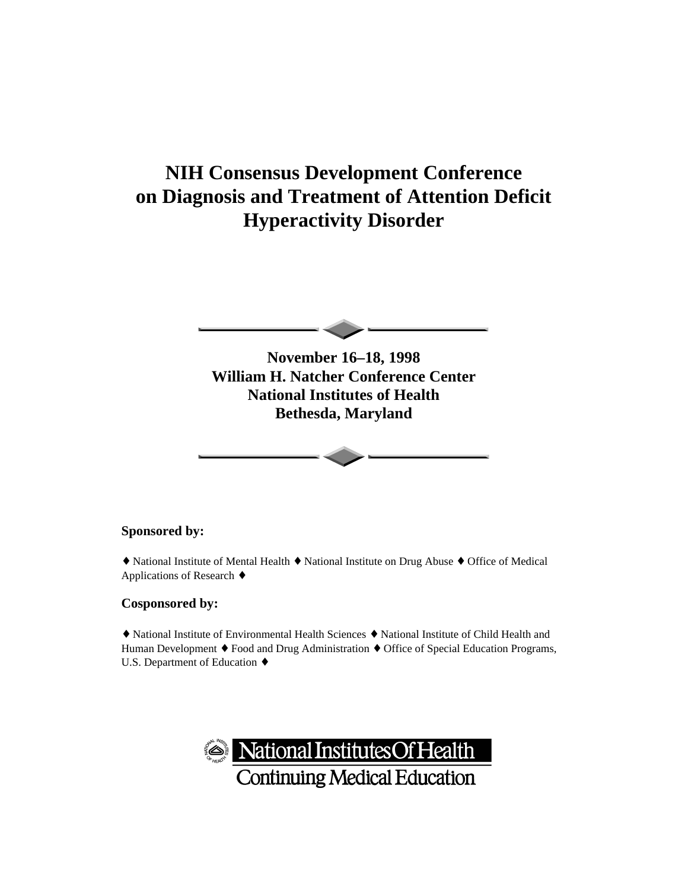# NIH Consensus Development Conference on Diagnosis and Treatment of Attention Deficit Hyperactivity Disorder

**November 16–18, 1998**
**William H. Natcher Conference Center**
**National Institutes of Health**
**Bethesda, Maryland**

**Sponsored by:**

♦ National Institute of Mental Health ♦ National Institute on Drug Abuse ♦ Office of Medical Applications of Research ♦

**Cosponsored by:**

♦ National Institute of Environmental Health Sciences ♦ National Institute of Child Health and Human Development ♦ Food and Drug Administration ♦ Office of Special Education Programs, U.S. Department of Education ♦

National Institutes Of Health
Continuing Medical Education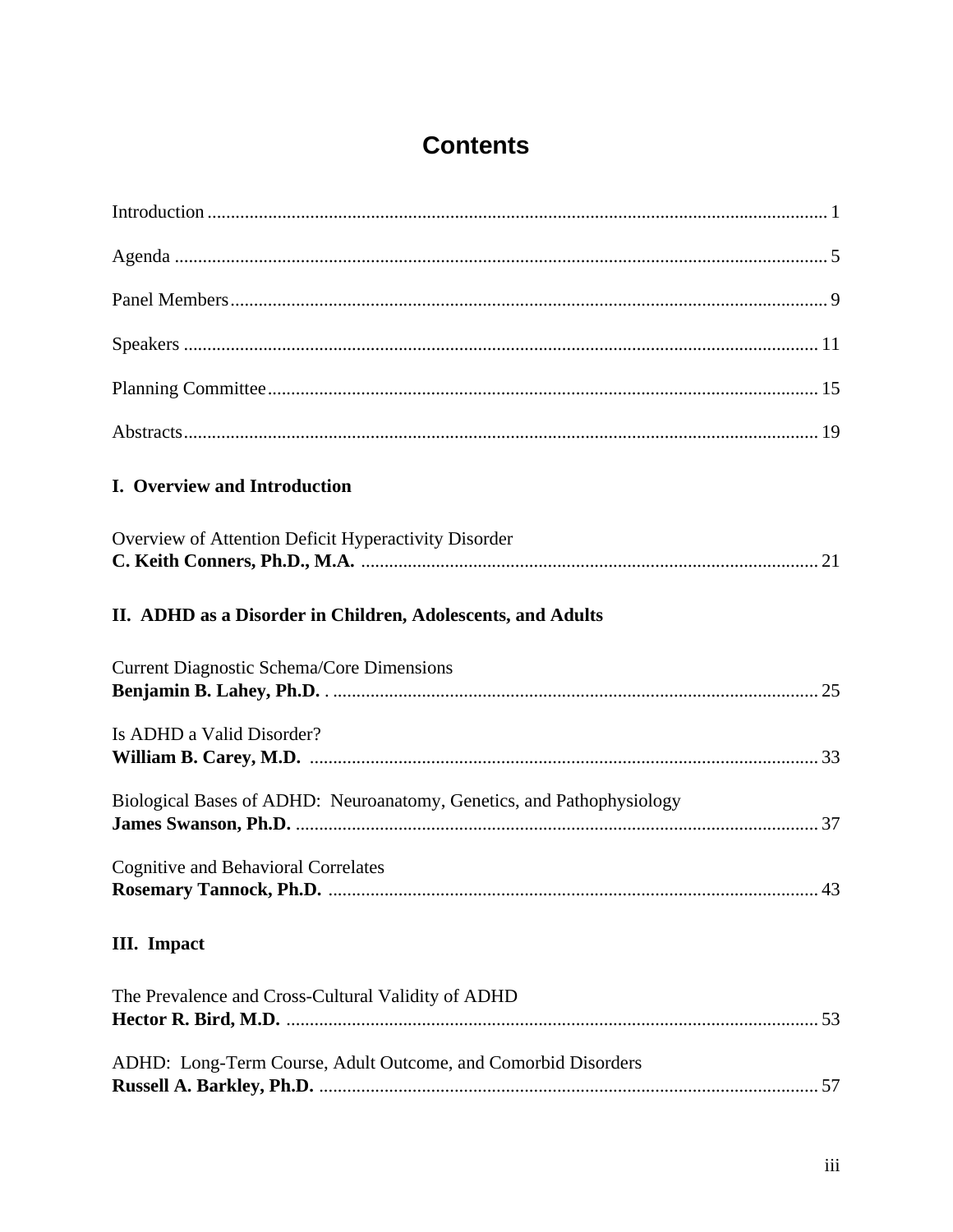# Contents

Introduction .................................................................................................................................... 1

Agenda ........................................................................................................................................... 5

Panel Members............................................................................................................................... 9

Speakers ....................................................................................................................................... 11

Planning Committee..................................................................................................................... 15

Abstracts....................................................................................................................................... 19

**I. Overview and Introduction**

Overview of Attention Deficit Hyperactivity Disorder
**C. Keith Conners, Ph.D., M.A.** ................................................................................................. 21

**II. ADHD as a Disorder in Children, Adolescents, and Adults**

Current Diagnostic Schema/Core Dimensions
**Benjamin B. Lahey, Ph.D.** . ....................................................................................................... 25

Is ADHD a Valid Disorder?
**William B. Carey, M.D.** ............................................................................................................ 33

Biological Bases of ADHD: Neuroanatomy, Genetics, and Pathophysiology
**James Swanson, Ph.D.** ................................................................................................................ 37

Cognitive and Behavioral Correlates
**Rosemary Tannock, Ph.D.** ........................................................................................................ 43

**III. Impact**

The Prevalence and Cross-Cultural Validity of ADHD
**Hector R. Bird, M.D.** ................................................................................................................. 53

ADHD: Long-Term Course, Adult Outcome, and Comorbid Disorders
**Russell A. Barkley, Ph.D.** .......................................................................................................... 57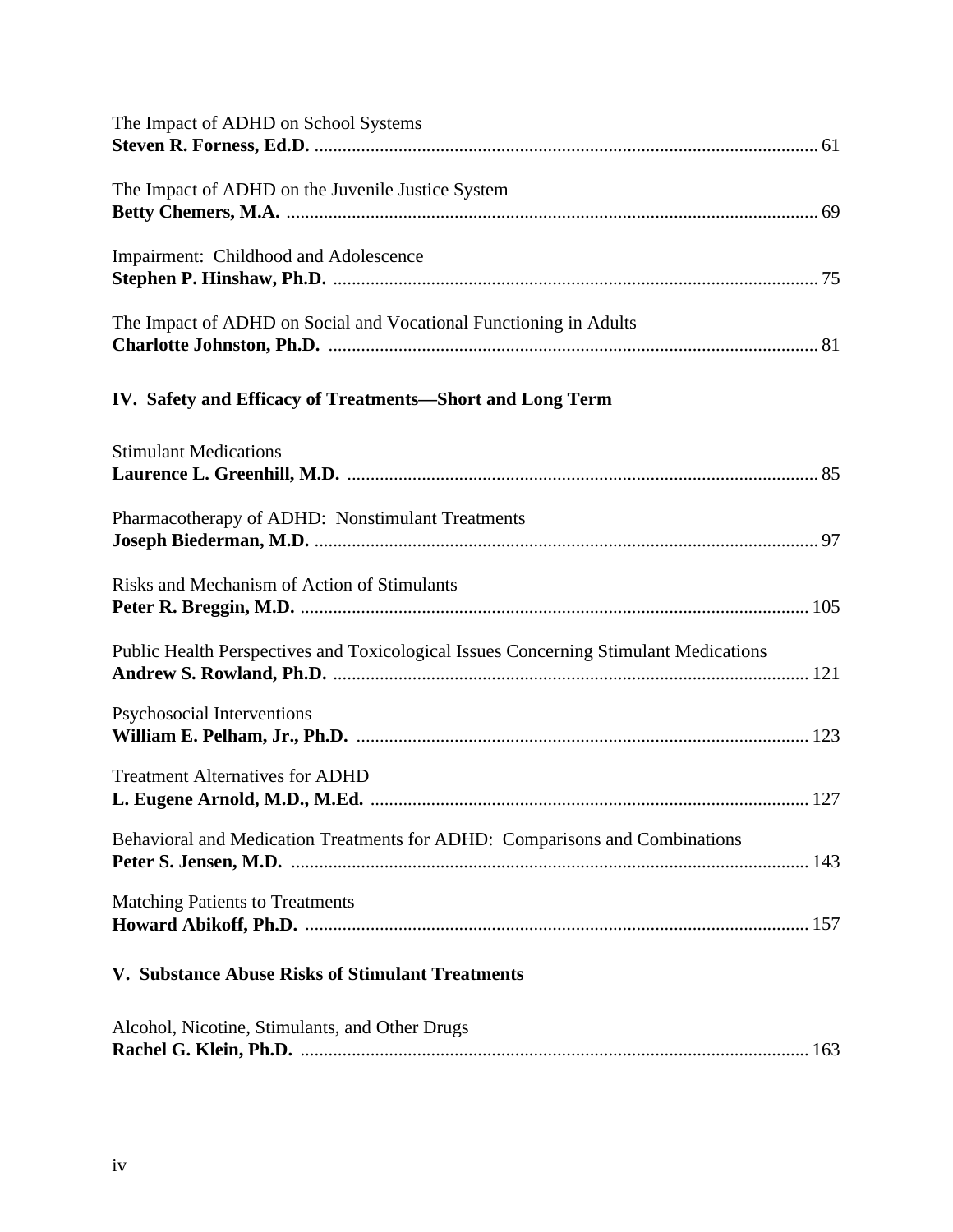The Impact of ADHD on School Systems
**Steven R. Forness, Ed.D.** ............................................................................................................ 61

The Impact of ADHD on the Juvenile Justice System
**Betty Chemers, M.A.** .................................................................................................................. 69

Impairment: Childhood and Adolescence
**Stephen P. Hinshaw, Ph.D.** ........................................................................................................ 75

The Impact of ADHD on Social and Vocational Functioning in Adults
**Charlotte Johnston, Ph.D.** ......................................................................................................... 81

## IV. Safety and Efficacy of Treatments—Short and Long Term

Stimulant Medications
**Laurence L. Greenhill, M.D.** ..................................................................................................... 85

Pharmacotherapy of ADHD: Nonstimulant Treatments
**Joseph Biederman, M.D.** ............................................................................................................ 97

Risks and Mechanism of Action of Stimulants
**Peter R. Breggin, M.D.** ............................................................................................................. 105

Public Health Perspectives and Toxicological Issues Concerning Stimulant Medications
**Andrew S. Rowland, Ph.D.** ...................................................................................................... 121

Psychosocial Interventions
**William E. Pelham, Jr., Ph.D.** ................................................................................................. 123

Treatment Alternatives for ADHD
**L. Eugene Arnold, M.D., M.Ed.** .............................................................................................. 127

Behavioral and Medication Treatments for ADHD: Comparisons and Combinations
**Peter S. Jensen, M.D.** ............................................................................................................... 143

Matching Patients to Treatments
**Howard Abikoff, Ph.D.** ............................................................................................................ 157

## V. Substance Abuse Risks of Stimulant Treatments

Alcohol, Nicotine, Stimulants, and Other Drugs
**Rachel G. Klein, Ph.D.** ............................................................................................................. 163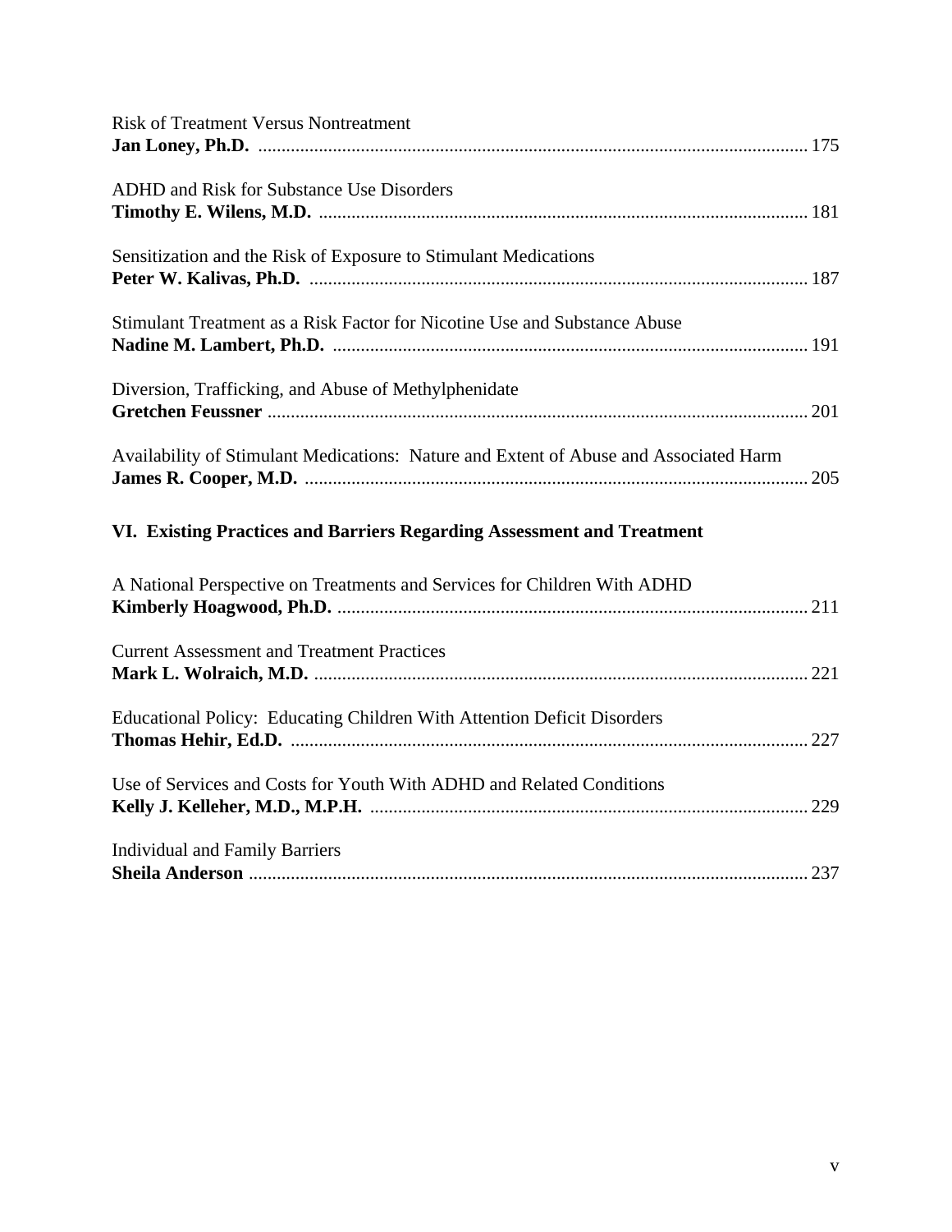Risk of Treatment Versus Nontreatment
**Jan Loney, Ph.D.** ........................................................................................................ 175

ADHD and Risk for Substance Use Disorders
**Timothy E. Wilens, M.D.** ............................................................................................ 181

Sensitization and the Risk of Exposure to Stimulant Medications
**Peter W. Kalivas, Ph.D.** .............................................................................................. 187

Stimulant Treatment as a Risk Factor for Nicotine Use and Substance Abuse
**Nadine M. Lambert, Ph.D.** ......................................................................................... 191

Diversion, Trafficking, and Abuse of Methylphenidate
**Gretchen Feussner** ....................................................................................................... 201

Availability of Stimulant Medications: Nature and Extent of Abuse and Associated Harm
**James R. Cooper, M.D.** ............................................................................................... 205

**VI. Existing Practices and Barriers Regarding Assessment and Treatment**

A National Perspective on Treatments and Services for Children With ADHD
**Kimberly Hoagwood, Ph.D.** ........................................................................................ 211

Current Assessment and Treatment Practices
**Mark L. Wolraich, M.D.** ............................................................................................. 221

Educational Policy: Educating Children With Attention Deficit Disorders
**Thomas Hehir, Ed.D.** .................................................................................................. 227

Use of Services and Costs for Youth With ADHD and Related Conditions
**Kelly J. Kelleher, M.D., M.P.H.** ................................................................................. 229

Individual and Family Barriers
**Sheila Anderson** ........................................................................................................... 237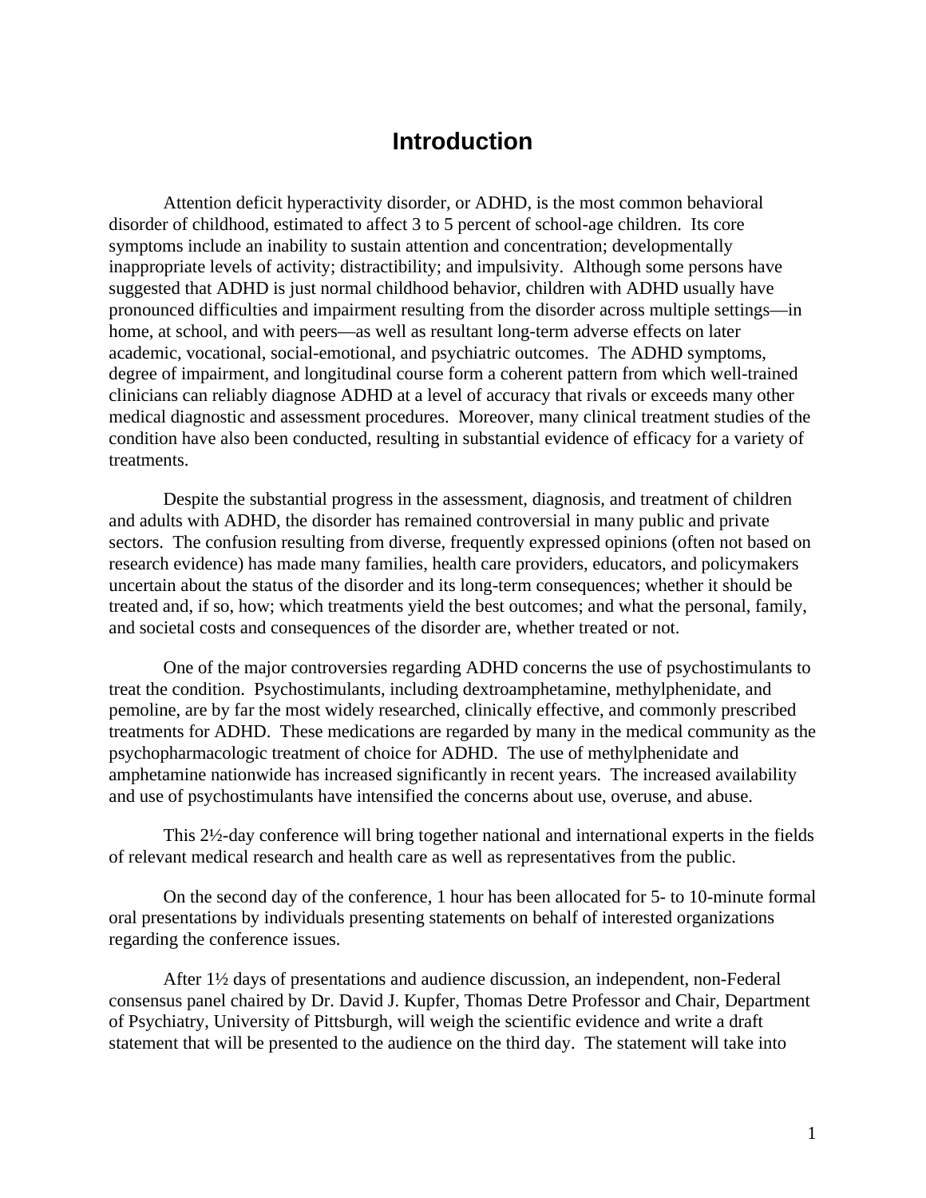# Introduction

Attention deficit hyperactivity disorder, or ADHD, is the most common behavioral disorder of childhood, estimated to affect 3 to 5 percent of school-age children. Its core symptoms include an inability to sustain attention and concentration; developmentally inappropriate levels of activity; distractibility; and impulsivity. Although some persons have suggested that ADHD is just normal childhood behavior, children with ADHD usually have pronounced difficulties and impairment resulting from the disorder across multiple settings—in home, at school, and with peers—as well as resultant long-term adverse effects on later academic, vocational, social-emotional, and psychiatric outcomes. The ADHD symptoms, degree of impairment, and longitudinal course form a coherent pattern from which well-trained clinicians can reliably diagnose ADHD at a level of accuracy that rivals or exceeds many other medical diagnostic and assessment procedures. Moreover, many clinical treatment studies of the condition have also been conducted, resulting in substantial evidence of efficacy for a variety of treatments.

Despite the substantial progress in the assessment, diagnosis, and treatment of children and adults with ADHD, the disorder has remained controversial in many public and private sectors. The confusion resulting from diverse, frequently expressed opinions (often not based on research evidence) has made many families, health care providers, educators, and policymakers uncertain about the status of the disorder and its long-term consequences; whether it should be treated and, if so, how; which treatments yield the best outcomes; and what the personal, family, and societal costs and consequences of the disorder are, whether treated or not.

One of the major controversies regarding ADHD concerns the use of psychostimulants to treat the condition. Psychostimulants, including dextroamphetamine, methylphenidate, and pemoline, are by far the most widely researched, clinically effective, and commonly prescribed treatments for ADHD. These medications are regarded by many in the medical community as the psychopharmacologic treatment of choice for ADHD. The use of methylphenidate and amphetamine nationwide has increased significantly in recent years. The increased availability and use of psychostimulants have intensified the concerns about use, overuse, and abuse.

This 2½-day conference will bring together national and international experts in the fields of relevant medical research and health care as well as representatives from the public.

On the second day of the conference, 1 hour has been allocated for 5- to 10-minute formal oral presentations by individuals presenting statements on behalf of interested organizations regarding the conference issues.

After 1½ days of presentations and audience discussion, an independent, non-Federal consensus panel chaired by Dr. David J. Kupfer, Thomas Detre Professor and Chair, Department of Psychiatry, University of Pittsburgh, will weigh the scientific evidence and write a draft statement that will be presented to the audience on the third day. The statement will take into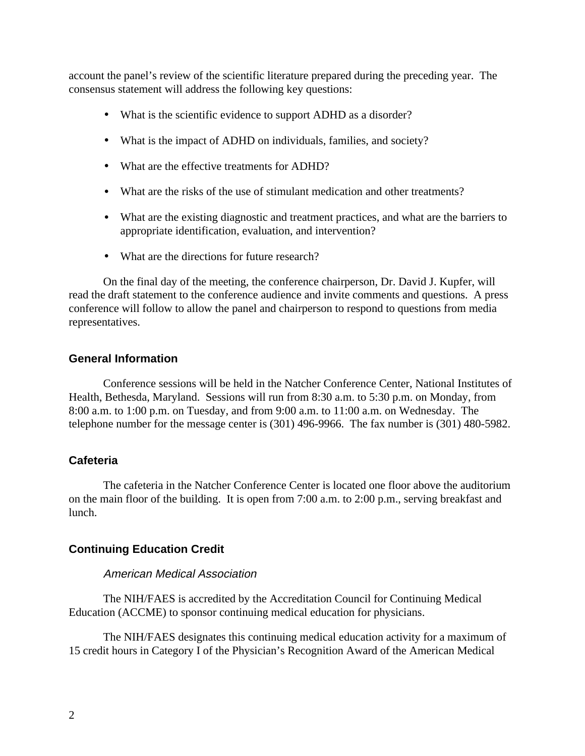account the panel's review of the scientific literature prepared during the preceding year. The consensus statement will address the following key questions:

- What is the scientific evidence to support ADHD as a disorder?
- What is the impact of ADHD on individuals, families, and society?
- What are the effective treatments for ADHD?
- What are the risks of the use of stimulant medication and other treatments?
- What are the existing diagnostic and treatment practices, and what are the barriers to appropriate identification, evaluation, and intervention?
- What are the directions for future research?

On the final day of the meeting, the conference chairperson, Dr. David J. Kupfer, will read the draft statement to the conference audience and invite comments and questions. A press conference will follow to allow the panel and chairperson to respond to questions from media representatives.

## General Information

Conference sessions will be held in the Natcher Conference Center, National Institutes of Health, Bethesda, Maryland. Sessions will run from 8:30 a.m. to 5:30 p.m. on Monday, from 8:00 a.m. to 1:00 p.m. on Tuesday, and from 9:00 a.m. to 11:00 a.m. on Wednesday. The telephone number for the message center is (301) 496-9966. The fax number is (301) 480-5982.

## Cafeteria

The cafeteria in the Natcher Conference Center is located one floor above the auditorium on the main floor of the building. It is open from 7:00 a.m. to 2:00 p.m., serving breakfast and lunch.

## Continuing Education Credit

### *American Medical Association*

The NIH/FAES is accredited by the Accreditation Council for Continuing Medical Education (ACCME) to sponsor continuing medical education for physicians.

The NIH/FAES designates this continuing medical education activity for a maximum of 15 credit hours in Category I of the Physician's Recognition Award of the American Medical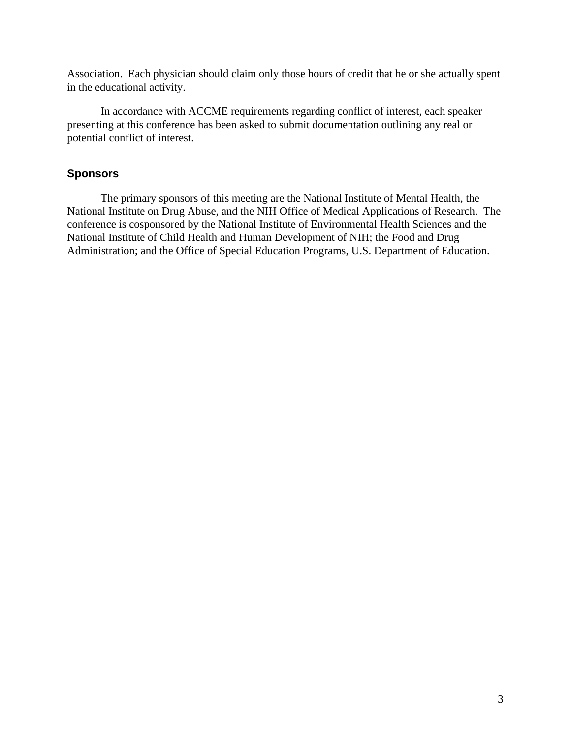Association. Each physician should claim only those hours of credit that he or she actually spent in the educational activity.

In accordance with ACCME requirements regarding conflict of interest, each speaker presenting at this conference has been asked to submit documentation outlining any real or potential conflict of interest.

### Sponsors

The primary sponsors of this meeting are the National Institute of Mental Health, the National Institute on Drug Abuse, and the NIH Office of Medical Applications of Research. The conference is cosponsored by the National Institute of Environmental Health Sciences and the National Institute of Child Health and Human Development of NIH; the Food and Drug Administration; and the Office of Special Education Programs, U.S. Department of Education.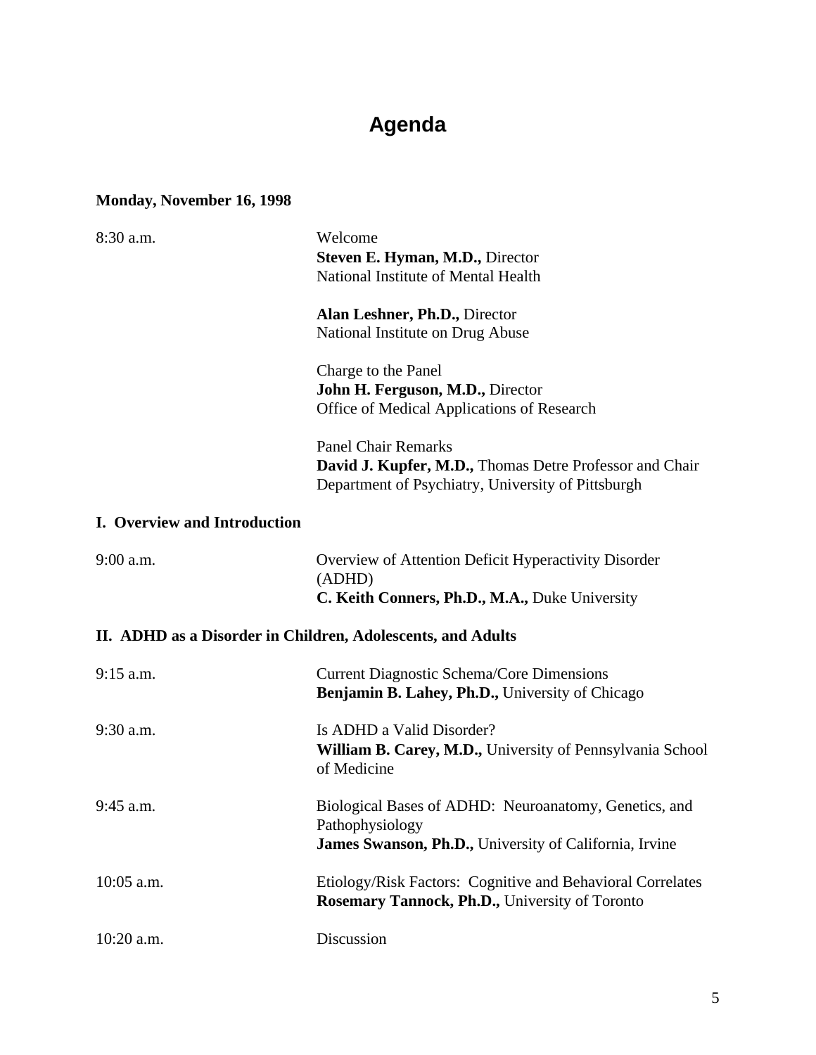# Agenda

**Monday, November 16, 1998**

| | |
|---|---|
| 8:30 a.m. | Welcome<br>**Steven E. Hyman, M.D.,** Director<br>National Institute of Mental Health<br><br>**Alan Leshner, Ph.D.,** Director<br>National Institute on Drug Abuse<br><br>Charge to the Panel<br>**John H. Ferguson, M.D.,** Director<br>Office of Medical Applications of Research<br><br>Panel Chair Remarks<br>**David J. Kupfer, M.D.,** Thomas Detre Professor and Chair<br>Department of Psychiatry, University of Pittsburgh |

**I. Overview and Introduction**

| | |
|---|---|
| 9:00 a.m. | Overview of Attention Deficit Hyperactivity Disorder (ADHD)<br>**C. Keith Conners, Ph.D., M.A.,** Duke University |

**II. ADHD as a Disorder in Children, Adolescents, and Adults**

| | |
|---|---|
| 9:15 a.m. | Current Diagnostic Schema/Core Dimensions<br>**Benjamin B. Lahey, Ph.D.,** University of Chicago |
| 9:30 a.m. | Is ADHD a Valid Disorder?<br>**William B. Carey, M.D.,** University of Pennsylvania School of Medicine |
| 9:45 a.m. | Biological Bases of ADHD: Neuroanatomy, Genetics, and Pathophysiology<br>**James Swanson, Ph.D.,** University of California, Irvine |
| 10:05 a.m. | Etiology/Risk Factors: Cognitive and Behavioral Correlates<br>**Rosemary Tannock, Ph.D.,** University of Toronto |
| 10:20 a.m. | Discussion |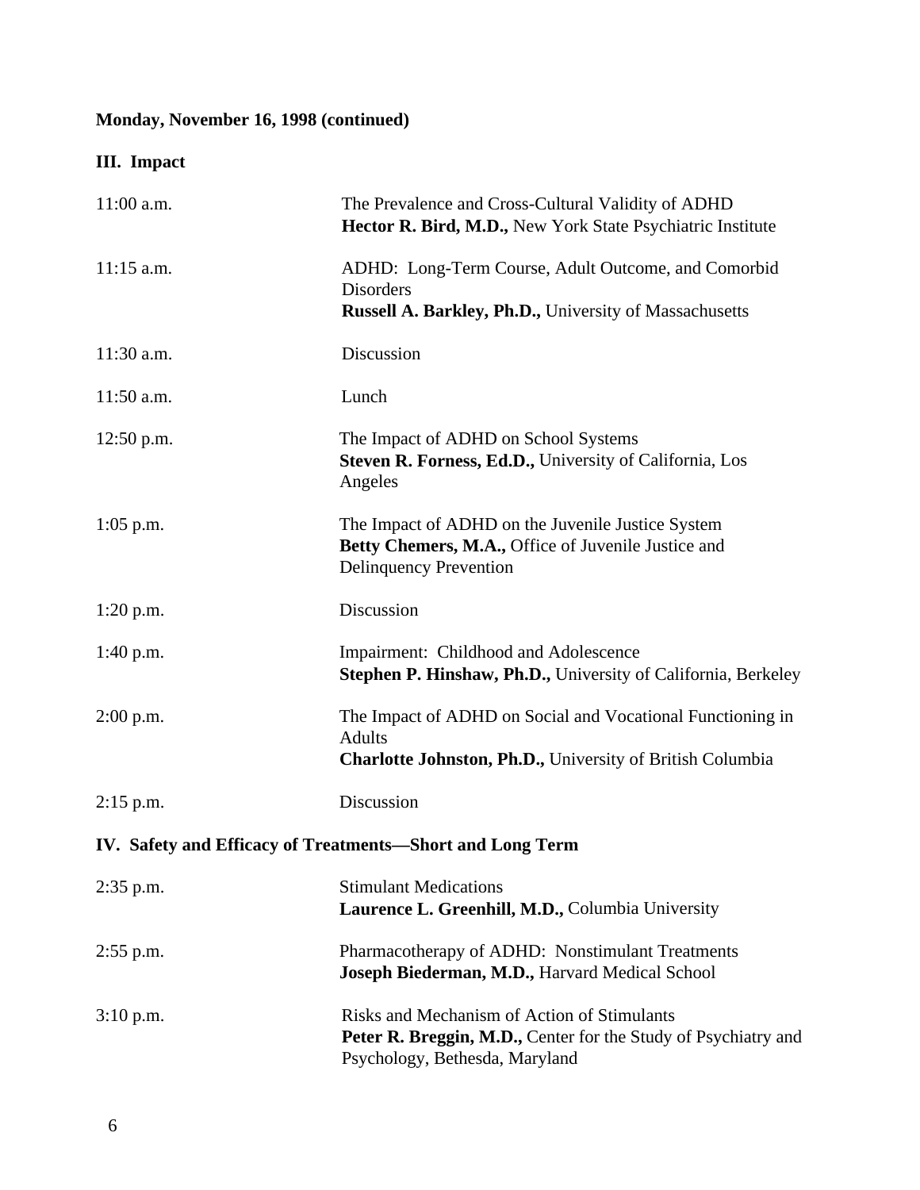**Monday, November 16, 1998 (continued)**

**III. Impact**

| | |
|---|---|
| 11:00 a.m. | The Prevalence and Cross-Cultural Validity of ADHD<br>**Hector R. Bird, M.D.,** New York State Psychiatric Institute |
| 11:15 a.m. | ADHD: Long-Term Course, Adult Outcome, and Comorbid Disorders<br>**Russell A. Barkley, Ph.D.,** University of Massachusetts |
| 11:30 a.m. | Discussion |
| 11:50 a.m. | Lunch |
| 12:50 p.m. | The Impact of ADHD on School Systems<br>**Steven R. Forness, Ed.D.,** University of California, Los Angeles |
| 1:05 p.m. | The Impact of ADHD on the Juvenile Justice System<br>**Betty Chemers, M.A.,** Office of Juvenile Justice and Delinquency Prevention |
| 1:20 p.m. | Discussion |
| 1:40 p.m. | Impairment: Childhood and Adolescence<br>**Stephen P. Hinshaw, Ph.D.,** University of California, Berkeley |
| 2:00 p.m. | The Impact of ADHD on Social and Vocational Functioning in Adults<br>**Charlotte Johnston, Ph.D.,** University of British Columbia |
| 2:15 p.m. | Discussion |

**IV. Safety and Efficacy of Treatments—Short and Long Term**

| | |
|---|---|
| 2:35 p.m. | Stimulant Medications<br>**Laurence L. Greenhill, M.D.,** Columbia University |
| 2:55 p.m. | Pharmacotherapy of ADHD: Nonstimulant Treatments<br>**Joseph Biederman, M.D.,** Harvard Medical School |
| 3:10 p.m. | Risks and Mechanism of Action of Stimulants<br>**Peter R. Breggin, M.D.,** Center for the Study of Psychiatry and Psychology, Bethesda, Maryland |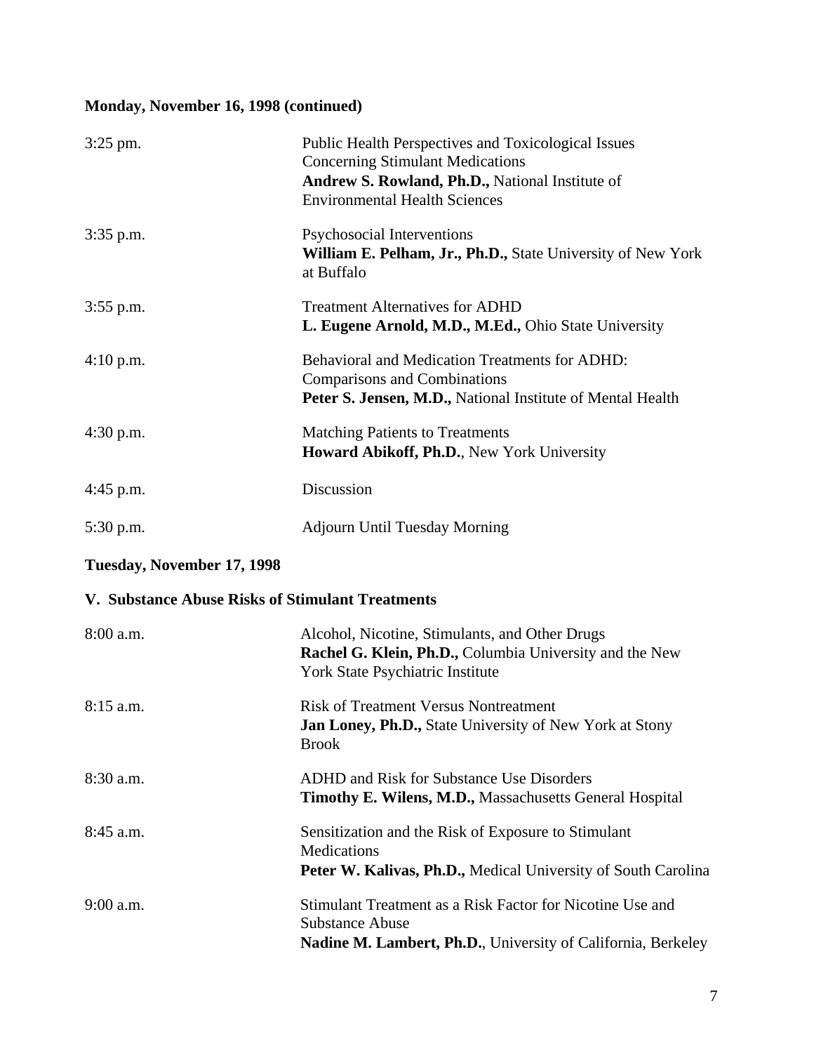**Monday, November 16, 1998 (continued)**

| | |
|---|---|
| 3:25 pm. | Public Health Perspectives and Toxicological Issues Concerning Stimulant Medications<br>**Andrew S. Rowland, Ph.D.,** National Institute of Environmental Health Sciences |
| 3:35 p.m. | Psychosocial Interventions<br>**William E. Pelham, Jr., Ph.D.,** State University of New York at Buffalo |
| 3:55 p.m. | Treatment Alternatives for ADHD<br>**L. Eugene Arnold, M.D., M.Ed.,** Ohio State University |
| 4:10 p.m. | Behavioral and Medication Treatments for ADHD: Comparisons and Combinations<br>**Peter S. Jensen, M.D.,** National Institute of Mental Health |
| 4:30 p.m. | Matching Patients to Treatments<br>**Howard Abikoff, Ph.D.**, New York University |
| 4:45 p.m. | Discussion |
| 5:30 p.m. | Adjourn Until Tuesday Morning |

**Tuesday, November 17, 1998**

**V. Substance Abuse Risks of Stimulant Treatments**

| | |
|---|---|
| 8:00 a.m. | Alcohol, Nicotine, Stimulants, and Other Drugs<br>**Rachel G. Klein, Ph.D.,** Columbia University and the New York State Psychiatric Institute |
| 8:15 a.m. | Risk of Treatment Versus Nontreatment<br>**Jan Loney, Ph.D.,** State University of New York at Stony Brook |
| 8:30 a.m. | ADHD and Risk for Substance Use Disorders<br>**Timothy E. Wilens, M.D.,** Massachusetts General Hospital |
| 8:45 a.m. | Sensitization and the Risk of Exposure to Stimulant Medications<br>**Peter W. Kalivas, Ph.D.,** Medical University of South Carolina |
| 9:00 a.m. | Stimulant Treatment as a Risk Factor for Nicotine Use and Substance Abuse<br>**Nadine M. Lambert, Ph.D.**, University of California, Berkeley |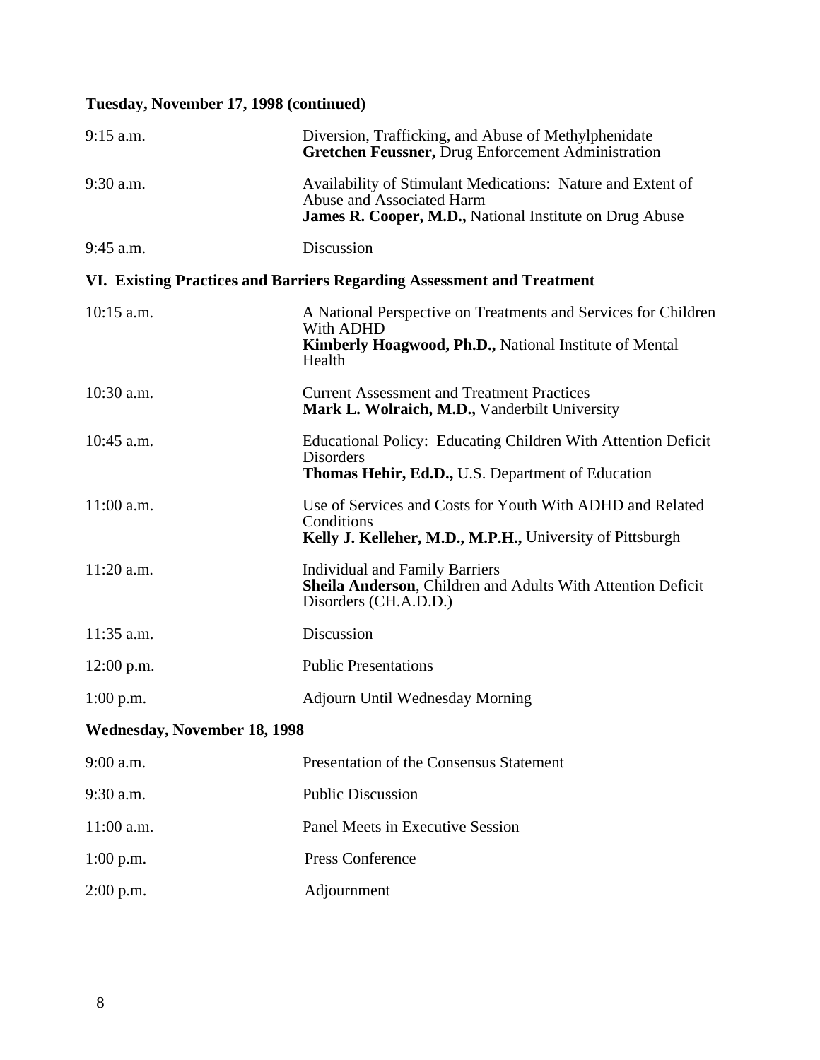**Tuesday, November 17, 1998 (continued)**

| | |
|---|---|
| 9:15 a.m. | Diversion, Trafficking, and Abuse of Methylphenidate<br>**Gretchen Feussner,** Drug Enforcement Administration |
| 9:30 a.m. | Availability of Stimulant Medications: Nature and Extent of Abuse and Associated Harm<br>**James R. Cooper, M.D.,** National Institute on Drug Abuse |
| 9:45 a.m. | Discussion |

**VI. Existing Practices and Barriers Regarding Assessment and Treatment**

| | |
|---|---|
| 10:15 a.m. | A National Perspective on Treatments and Services for Children With ADHD<br>**Kimberly Hoagwood, Ph.D.,** National Institute of Mental Health |
| 10:30 a.m. | Current Assessment and Treatment Practices<br>**Mark L. Wolraich, M.D.,** Vanderbilt University |
| 10:45 a.m. | Educational Policy: Educating Children With Attention Deficit Disorders<br>**Thomas Hehir, Ed.D.,** U.S. Department of Education |
| 11:00 a.m. | Use of Services and Costs for Youth With ADHD and Related Conditions<br>**Kelly J. Kelleher, M.D., M.P.H.,** University of Pittsburgh |
| 11:20 a.m. | Individual and Family Barriers<br>**Sheila Anderson**, Children and Adults With Attention Deficit Disorders (CH.A.D.D.) |
| 11:35 a.m. | Discussion |
| 12:00 p.m. | Public Presentations |
| 1:00 p.m. | Adjourn Until Wednesday Morning |

**Wednesday, November 18, 1998**

| | |
|---|---|
| 9:00 a.m. | Presentation of the Consensus Statement |
| 9:30 a.m. | Public Discussion |
| 11:00 a.m. | Panel Meets in Executive Session |
| 1:00 p.m. | Press Conference |
| 2:00 p.m. | Adjournment |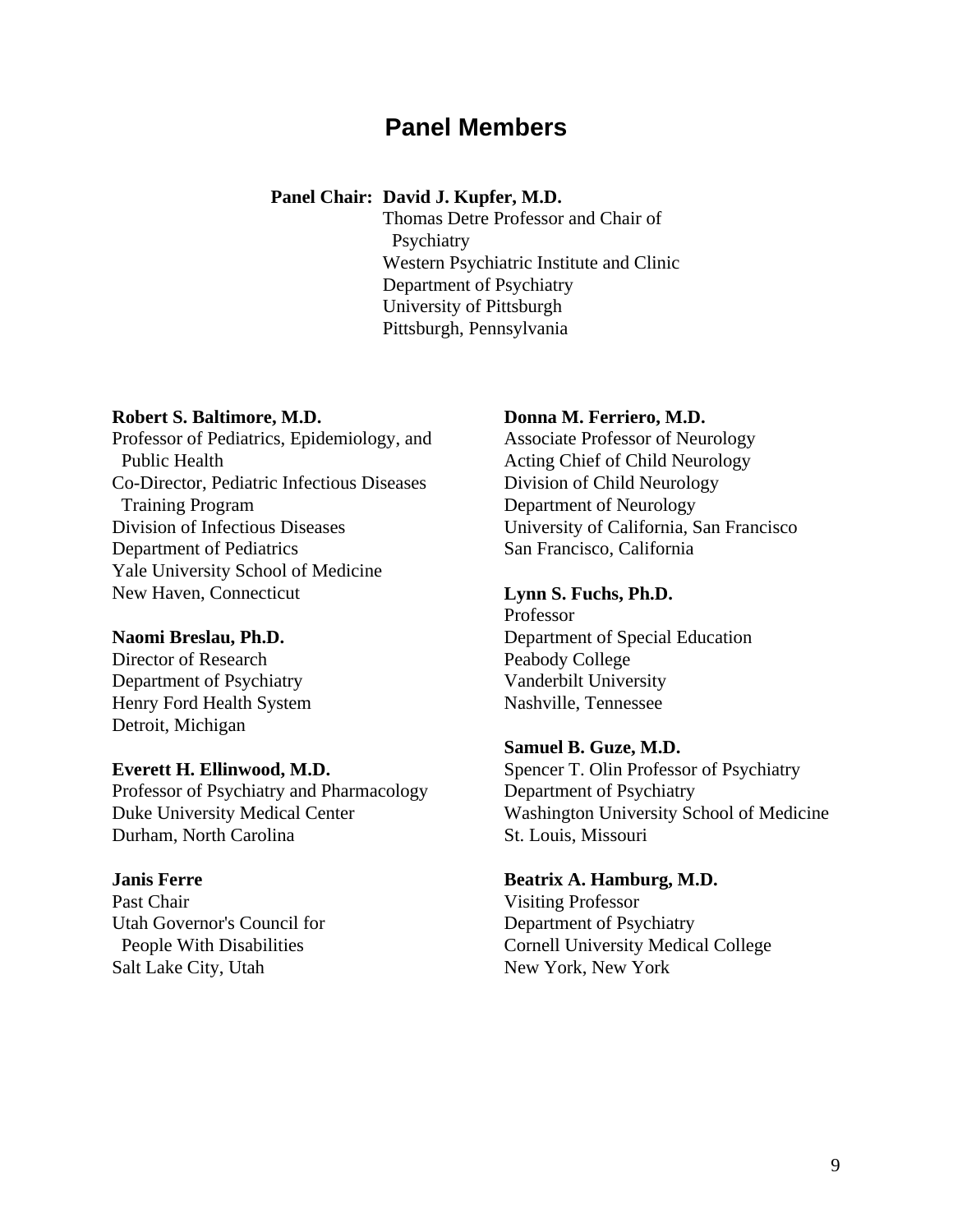# Panel Members

**Panel Chair: David J. Kupfer, M.D.**
Thomas Detre Professor and Chair of Psychiatry
Western Psychiatric Institute and Clinic
Department of Psychiatry
University of Pittsburgh
Pittsburgh, Pennsylvania

**Robert S. Baltimore, M.D.**
Professor of Pediatrics, Epidemiology, and Public Health
Co-Director, Pediatric Infectious Diseases Training Program
Division of Infectious Diseases
Department of Pediatrics
Yale University School of Medicine
New Haven, Connecticut

**Naomi Breslau, Ph.D.**
Director of Research
Department of Psychiatry
Henry Ford Health System
Detroit, Michigan

**Everett H. Ellinwood, M.D.**
Professor of Psychiatry and Pharmacology
Duke University Medical Center
Durham, North Carolina

**Janis Ferre**
Past Chair
Utah Governor's Council for People With Disabilities
Salt Lake City, Utah

**Donna M. Ferriero, M.D.**
Associate Professor of Neurology
Acting Chief of Child Neurology
Division of Child Neurology
Department of Neurology
University of California, San Francisco
San Francisco, California

**Lynn S. Fuchs, Ph.D.**
Professor
Department of Special Education
Peabody College
Vanderbilt University
Nashville, Tennessee

**Samuel B. Guze, M.D.**
Spencer T. Olin Professor of Psychiatry
Department of Psychiatry
Washington University School of Medicine
St. Louis, Missouri

**Beatrix A. Hamburg, M.D.**
Visiting Professor
Department of Psychiatry
Cornell University Medical College
New York, New York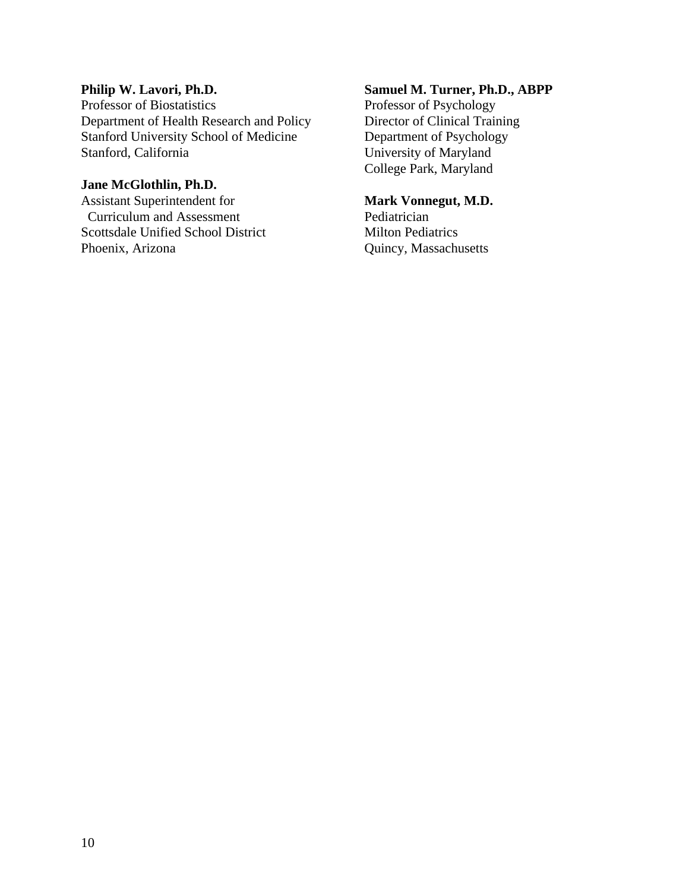**Philip W. Lavori, Ph.D.**
Professor of Biostatistics
Department of Health Research and Policy
Stanford University School of Medicine
Stanford, California

**Jane McGlothlin, Ph.D.**
Assistant Superintendent for
Curriculum and Assessment
Scottsdale Unified School District
Phoenix, Arizona

**Samuel M. Turner, Ph.D., ABPP**
Professor of Psychology
Director of Clinical Training
Department of Psychology
University of Maryland
College Park, Maryland

**Mark Vonnegut, M.D.**
Pediatrician
Milton Pediatrics
Quincy, Massachusetts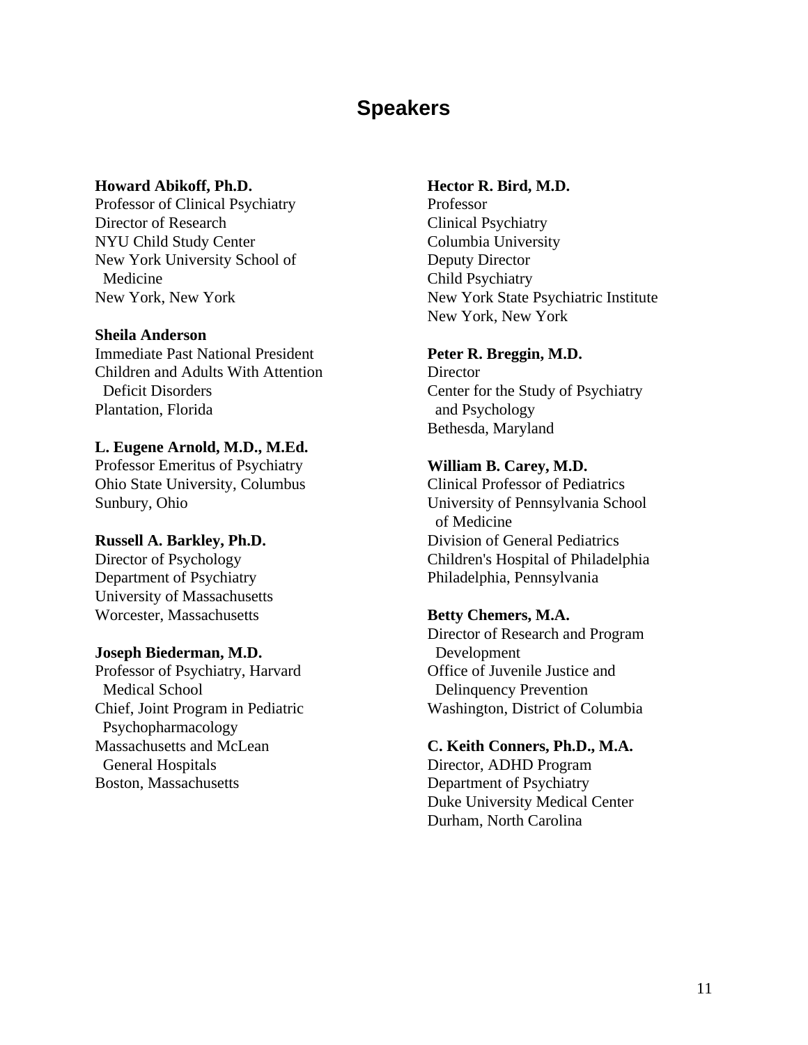# Speakers

**Howard Abikoff, Ph.D.**
Professor of Clinical Psychiatry
Director of Research
NYU Child Study Center
New York University School of Medicine
New York, New York

**Sheila Anderson**
Immediate Past National President
Children and Adults With Attention Deficit Disorders
Plantation, Florida

**L. Eugene Arnold, M.D., M.Ed.**
Professor Emeritus of Psychiatry
Ohio State University, Columbus
Sunbury, Ohio

**Russell A. Barkley, Ph.D.**
Director of Psychology
Department of Psychiatry
University of Massachusetts
Worcester, Massachusetts

**Joseph Biederman, M.D.**
Professor of Psychiatry, Harvard Medical School
Chief, Joint Program in Pediatric Psychopharmacology
Massachusetts and McLean General Hospitals
Boston, Massachusetts

**Hector R. Bird, M.D.**
Professor
Clinical Psychiatry
Columbia University
Deputy Director
Child Psychiatry
New York State Psychiatric Institute
New York, New York

**Peter R. Breggin, M.D.**
Director
Center for the Study of Psychiatry and Psychology
Bethesda, Maryland

**William B. Carey, M.D.**
Clinical Professor of Pediatrics
University of Pennsylvania School of Medicine
Division of General Pediatrics
Children's Hospital of Philadelphia
Philadelphia, Pennsylvania

**Betty Chemers, M.A.**
Director of Research and Program Development
Office of Juvenile Justice and Delinquency Prevention
Washington, District of Columbia

**C. Keith Conners, Ph.D., M.A.**
Director, ADHD Program
Department of Psychiatry
Duke University Medical Center
Durham, North Carolina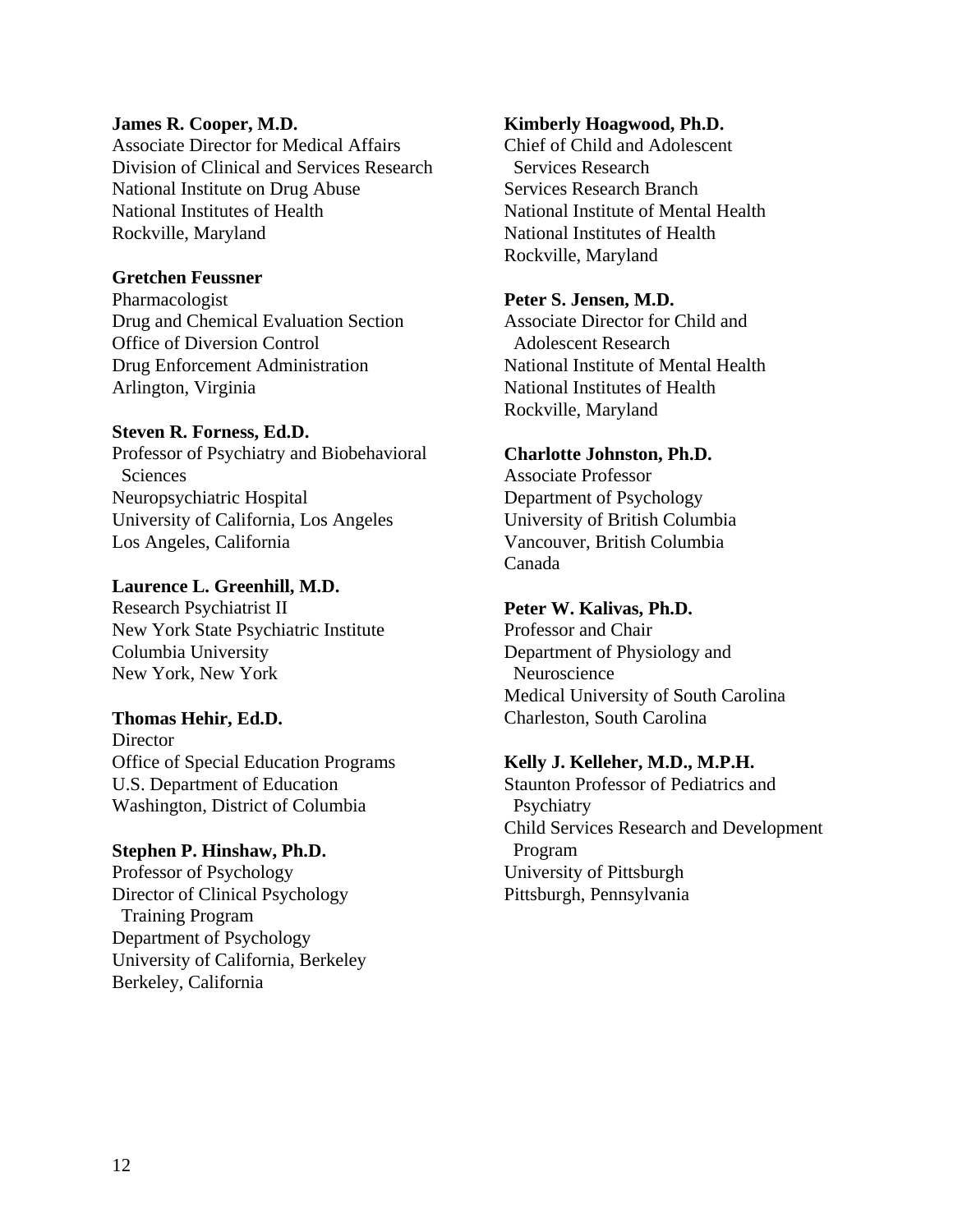**James R. Cooper, M.D.**
Associate Director for Medical Affairs
Division of Clinical and Services Research
National Institute on Drug Abuse
National Institutes of Health
Rockville, Maryland

**Gretchen Feussner**
Pharmacologist
Drug and Chemical Evaluation Section
Office of Diversion Control
Drug Enforcement Administration
Arlington, Virginia

**Steven R. Forness, Ed.D.**
Professor of Psychiatry and Biobehavioral Sciences
Neuropsychiatric Hospital
University of California, Los Angeles
Los Angeles, California

**Laurence L. Greenhill, M.D.**
Research Psychiatrist II
New York State Psychiatric Institute
Columbia University
New York, New York

**Thomas Hehir, Ed.D.**
Director
Office of Special Education Programs
U.S. Department of Education
Washington, District of Columbia

**Stephen P. Hinshaw, Ph.D.**
Professor of Psychology
Director of Clinical Psychology Training Program
Department of Psychology
University of California, Berkeley
Berkeley, California

**Kimberly Hoagwood, Ph.D.**
Chief of Child and Adolescent Services Research
Services Research Branch
National Institute of Mental Health
National Institutes of Health
Rockville, Maryland

**Peter S. Jensen, M.D.**
Associate Director for Child and Adolescent Research
National Institute of Mental Health
National Institutes of Health
Rockville, Maryland

**Charlotte Johnston, Ph.D.**
Associate Professor
Department of Psychology
University of British Columbia
Vancouver, British Columbia
Canada

**Peter W. Kalivas, Ph.D.**
Professor and Chair
Department of Physiology and Neuroscience
Medical University of South Carolina
Charleston, South Carolina

**Kelly J. Kelleher, M.D., M.P.H.**
Staunton Professor of Pediatrics and Psychiatry
Child Services Research and Development Program
University of Pittsburgh
Pittsburgh, Pennsylvania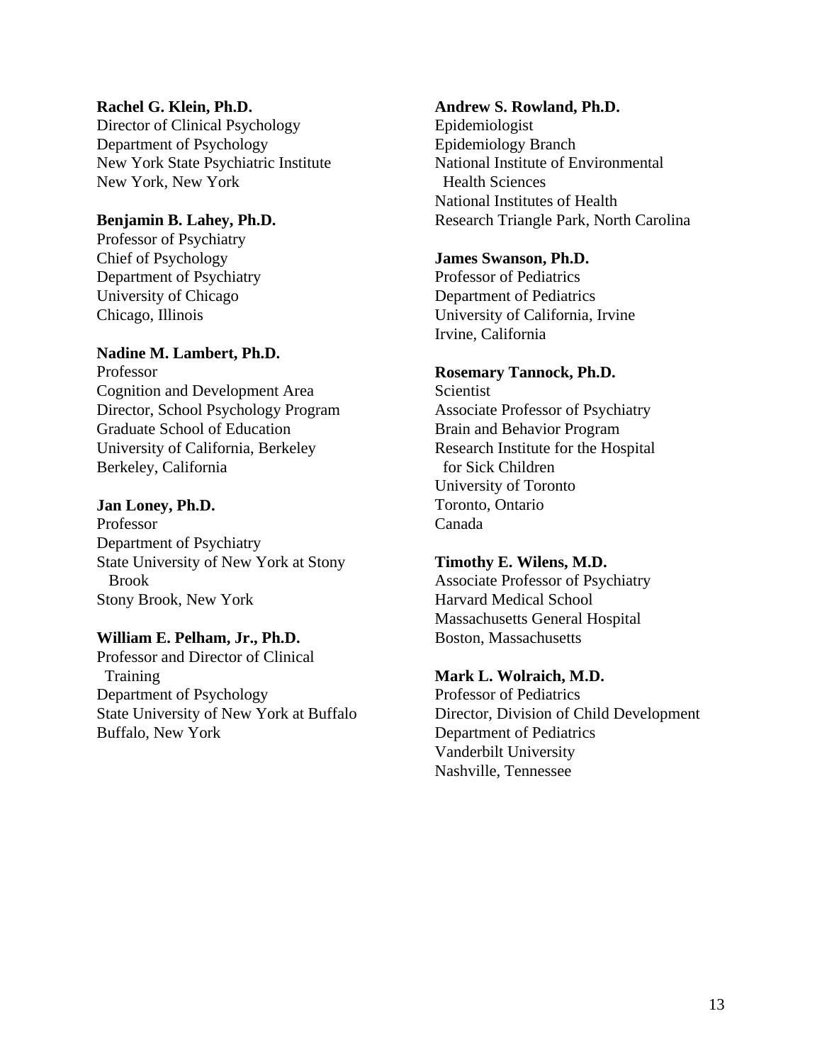**Rachel G. Klein, Ph.D.**
Director of Clinical Psychology
Department of Psychology
New York State Psychiatric Institute
New York, New York

**Benjamin B. Lahey, Ph.D.**
Professor of Psychiatry
Chief of Psychology
Department of Psychiatry
University of Chicago
Chicago, Illinois

**Nadine M. Lambert, Ph.D.**
Professor
Cognition and Development Area
Director, School Psychology Program
Graduate School of Education
University of California, Berkeley
Berkeley, California

**Jan Loney, Ph.D.**
Professor
Department of Psychiatry
State University of New York at Stony Brook
Stony Brook, New York

**William E. Pelham, Jr., Ph.D.**
Professor and Director of Clinical Training
Department of Psychology
State University of New York at Buffalo
Buffalo, New York

**Andrew S. Rowland, Ph.D.**
Epidemiologist
Epidemiology Branch
National Institute of Environmental Health Sciences
National Institutes of Health
Research Triangle Park, North Carolina

**James Swanson, Ph.D.**
Professor of Pediatrics
Department of Pediatrics
University of California, Irvine
Irvine, California

**Rosemary Tannock, Ph.D.**
Scientist
Associate Professor of Psychiatry
Brain and Behavior Program
Research Institute for the Hospital for Sick Children
University of Toronto
Toronto, Ontario
Canada

**Timothy E. Wilens, M.D.**
Associate Professor of Psychiatry
Harvard Medical School
Massachusetts General Hospital
Boston, Massachusetts

**Mark L. Wolraich, M.D.**
Professor of Pediatrics
Director, Division of Child Development
Department of Pediatrics
Vanderbilt University
Nashville, Tennessee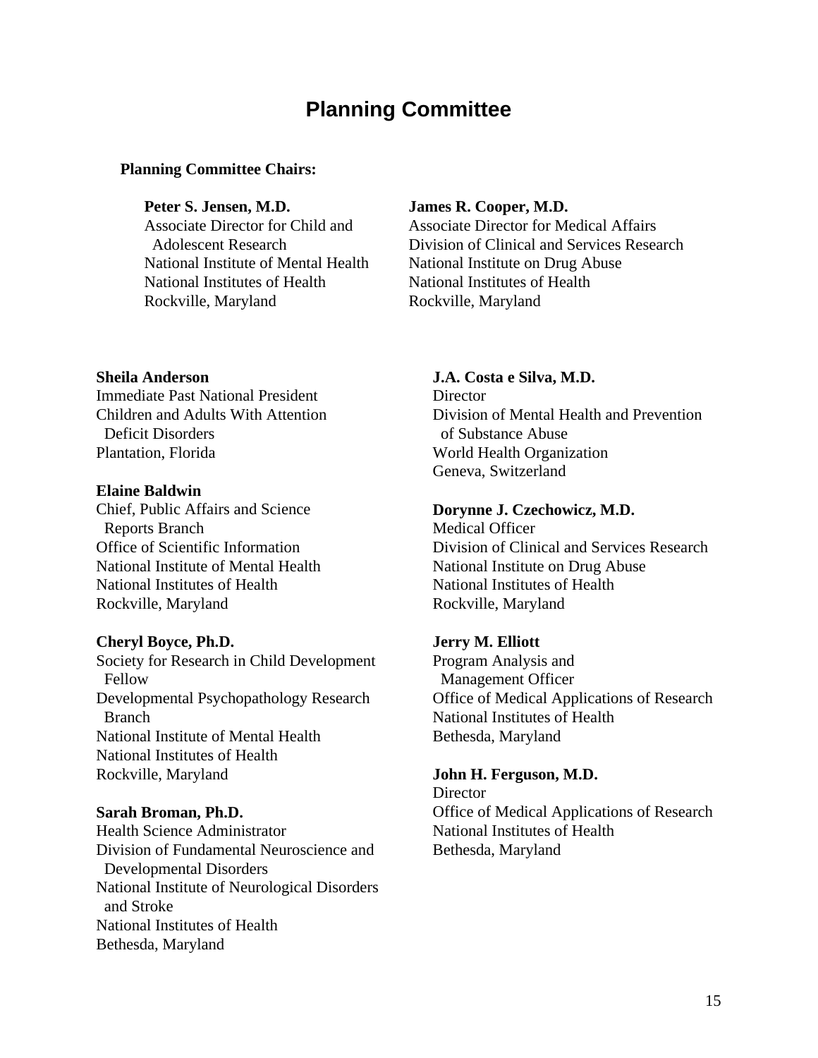# Planning Committee

**Planning Committee Chairs:**

**Peter S. Jensen, M.D.**
Associate Director for Child and Adolescent Research
National Institute of Mental Health
National Institutes of Health
Rockville, Maryland

**James R. Cooper, M.D.**
Associate Director for Medical Affairs
Division of Clinical and Services Research
National Institute on Drug Abuse
National Institutes of Health
Rockville, Maryland

**Sheila Anderson**
Immediate Past National President
Children and Adults With Attention Deficit Disorders
Plantation, Florida

**Elaine Baldwin**
Chief, Public Affairs and Science Reports Branch
Office of Scientific Information
National Institute of Mental Health
National Institutes of Health
Rockville, Maryland

**Cheryl Boyce, Ph.D.**
Society for Research in Child Development Fellow
Developmental Psychopathology Research Branch
National Institute of Mental Health
National Institutes of Health
Rockville, Maryland

**Sarah Broman, Ph.D.**
Health Science Administrator
Division of Fundamental Neuroscience and Developmental Disorders
National Institute of Neurological Disorders and Stroke
National Institutes of Health
Bethesda, Maryland

**J.A. Costa e Silva, M.D.**
Director
Division of Mental Health and Prevention of Substance Abuse
World Health Organization
Geneva, Switzerland

**Dorynne J. Czechowicz, M.D.**
Medical Officer
Division of Clinical and Services Research
National Institute on Drug Abuse
National Institutes of Health
Rockville, Maryland

**Jerry M. Elliott**
Program Analysis and Management Officer
Office of Medical Applications of Research
National Institutes of Health
Bethesda, Maryland

**John H. Ferguson, M.D.**
Director
Office of Medical Applications of Research
National Institutes of Health
Bethesda, Maryland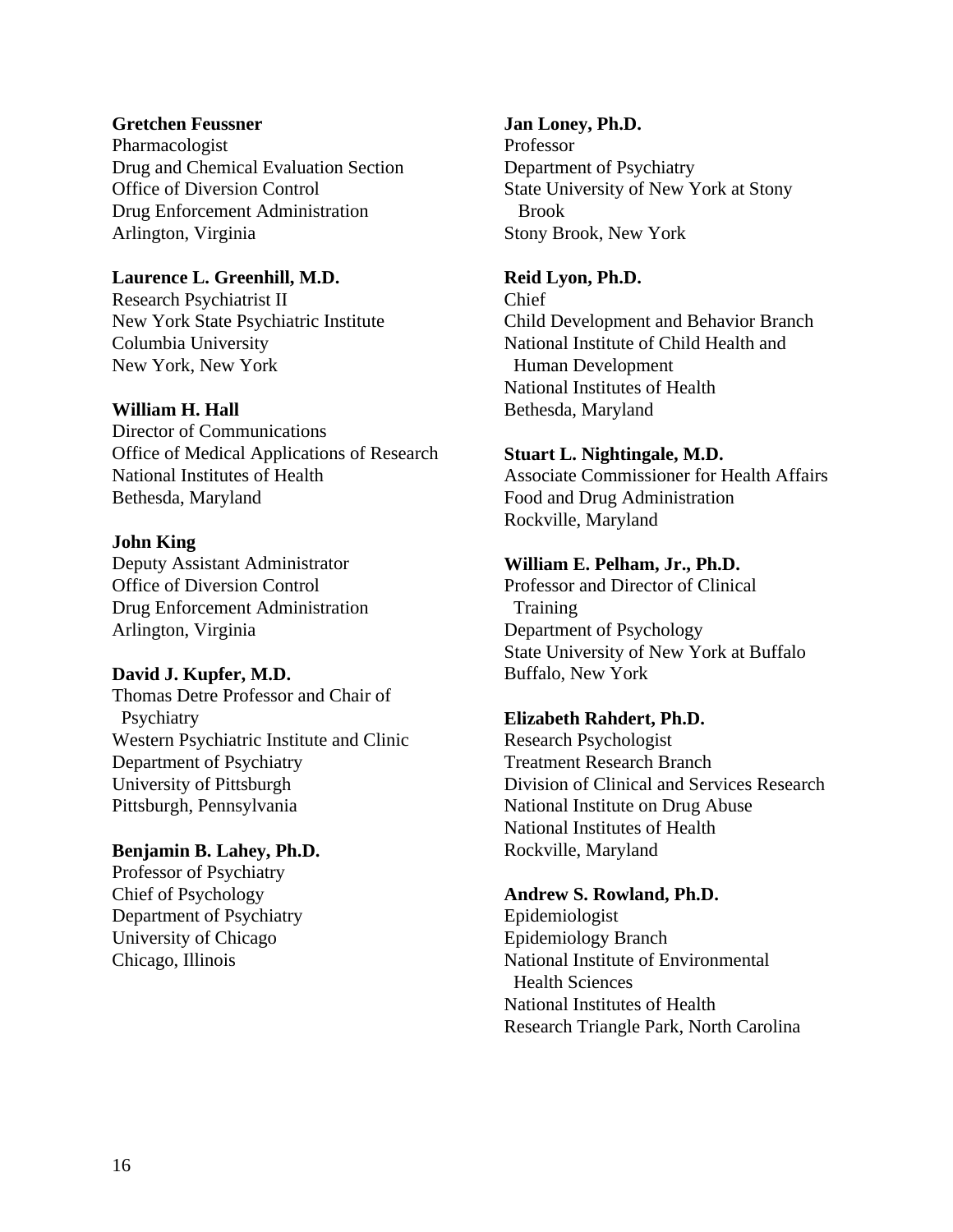**Gretchen Feussner**
Pharmacologist
Drug and Chemical Evaluation Section
Office of Diversion Control
Drug Enforcement Administration
Arlington, Virginia

**Laurence L. Greenhill, M.D.**
Research Psychiatrist II
New York State Psychiatric Institute
Columbia University
New York, New York

**William H. Hall**
Director of Communications
Office of Medical Applications of Research
National Institutes of Health
Bethesda, Maryland

**John King**
Deputy Assistant Administrator
Office of Diversion Control
Drug Enforcement Administration
Arlington, Virginia

**David J. Kupfer, M.D.**
Thomas Detre Professor and Chair of Psychiatry
Western Psychiatric Institute and Clinic
Department of Psychiatry
University of Pittsburgh
Pittsburgh, Pennsylvania

**Benjamin B. Lahey, Ph.D.**
Professor of Psychiatry
Chief of Psychology
Department of Psychiatry
University of Chicago
Chicago, Illinois

**Jan Loney, Ph.D.**
Professor
Department of Psychiatry
State University of New York at Stony Brook
Stony Brook, New York

**Reid Lyon, Ph.D.**
Chief
Child Development and Behavior Branch
National Institute of Child Health and Human Development
National Institutes of Health
Bethesda, Maryland

**Stuart L. Nightingale, M.D.**
Associate Commissioner for Health Affairs
Food and Drug Administration
Rockville, Maryland

**William E. Pelham, Jr., Ph.D.**
Professor and Director of Clinical Training
Department of Psychology
State University of New York at Buffalo
Buffalo, New York

**Elizabeth Rahdert, Ph.D.**
Research Psychologist
Treatment Research Branch
Division of Clinical and Services Research
National Institute on Drug Abuse
National Institutes of Health
Rockville, Maryland

**Andrew S. Rowland, Ph.D.**
Epidemiologist
Epidemiology Branch
National Institute of Environmental Health Sciences
National Institutes of Health
Research Triangle Park, North Carolina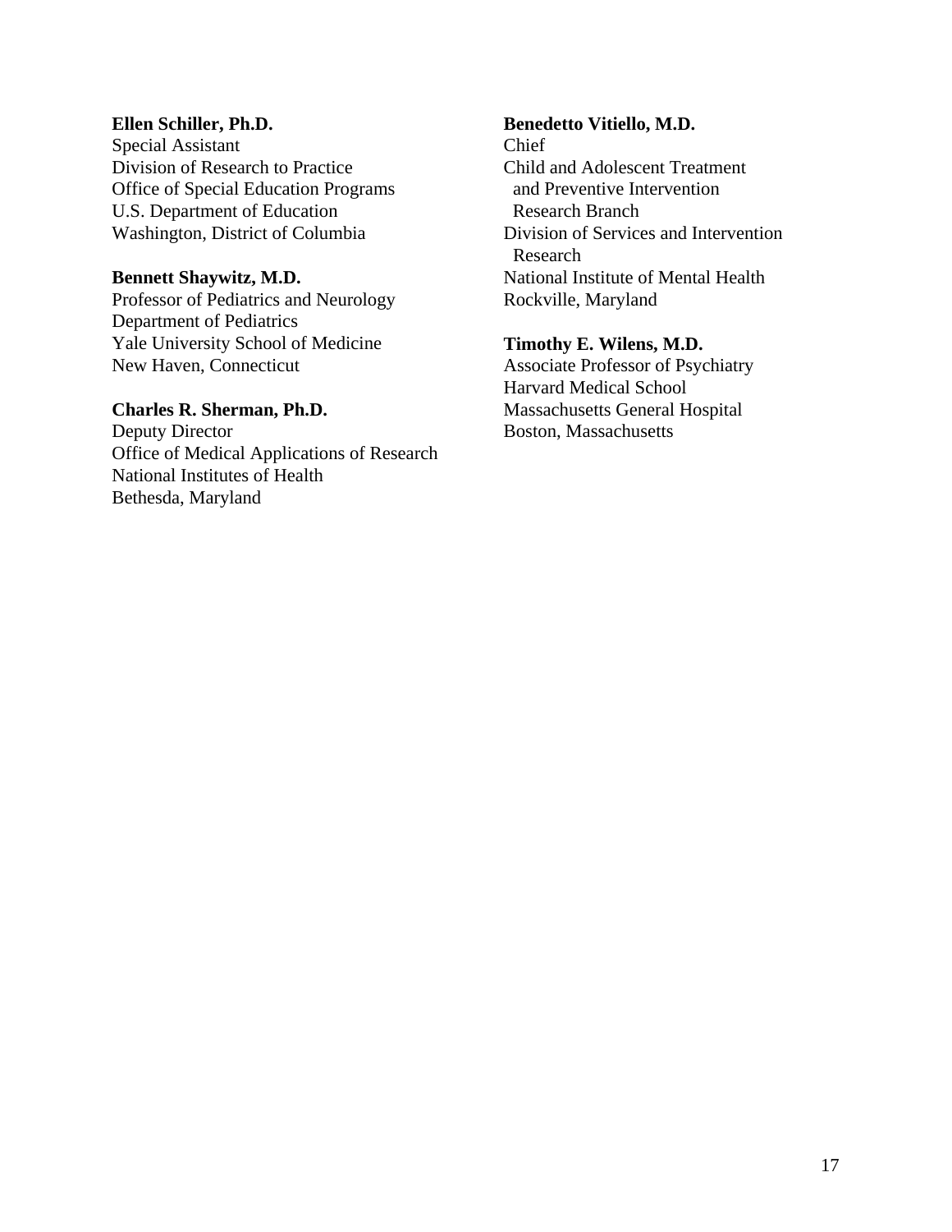**Ellen Schiller, Ph.D.**
Special Assistant
Division of Research to Practice
Office of Special Education Programs
U.S. Department of Education
Washington, District of Columbia

**Bennett Shaywitz, M.D.**
Professor of Pediatrics and Neurology
Department of Pediatrics
Yale University School of Medicine
New Haven, Connecticut

**Charles R. Sherman, Ph.D.**
Deputy Director
Office of Medical Applications of Research
National Institutes of Health
Bethesda, Maryland

**Benedetto Vitiello, M.D.**
Chief
Child and Adolescent Treatment and Preventive Intervention Research Branch
Division of Services and Intervention Research
National Institute of Mental Health
Rockville, Maryland

**Timothy E. Wilens, M.D.**
Associate Professor of Psychiatry
Harvard Medical School
Massachusetts General Hospital
Boston, Massachusetts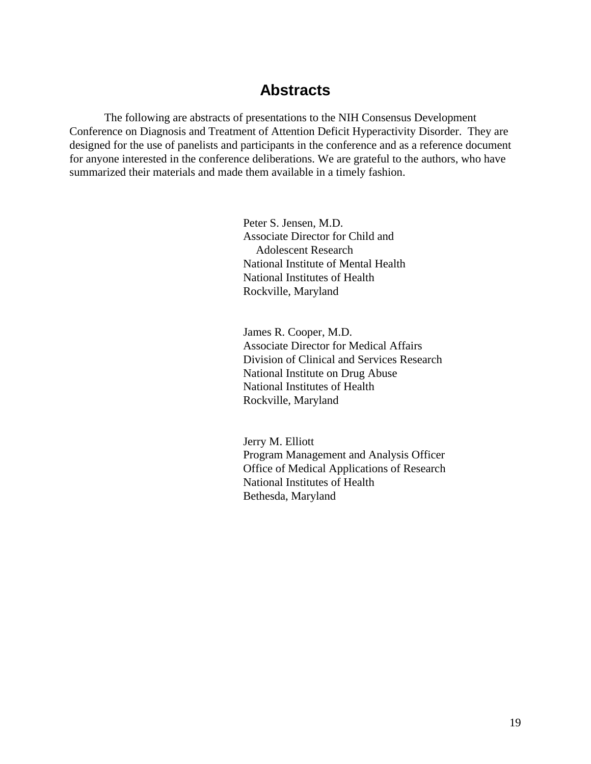# Abstracts

The following are abstracts of presentations to the NIH Consensus Development Conference on Diagnosis and Treatment of Attention Deficit Hyperactivity Disorder. They are designed for the use of panelists and participants in the conference and as a reference document for anyone interested in the conference deliberations. We are grateful to the authors, who have summarized their materials and made them available in a timely fashion.

Peter S. Jensen, M.D.
Associate Director for Child and
Adolescent Research
National Institute of Mental Health
National Institutes of Health
Rockville, Maryland

James R. Cooper, M.D.
Associate Director for Medical Affairs
Division of Clinical and Services Research
National Institute on Drug Abuse
National Institutes of Health
Rockville, Maryland

Jerry M. Elliott
Program Management and Analysis Officer
Office of Medical Applications of Research
National Institutes of Health
Bethesda, Maryland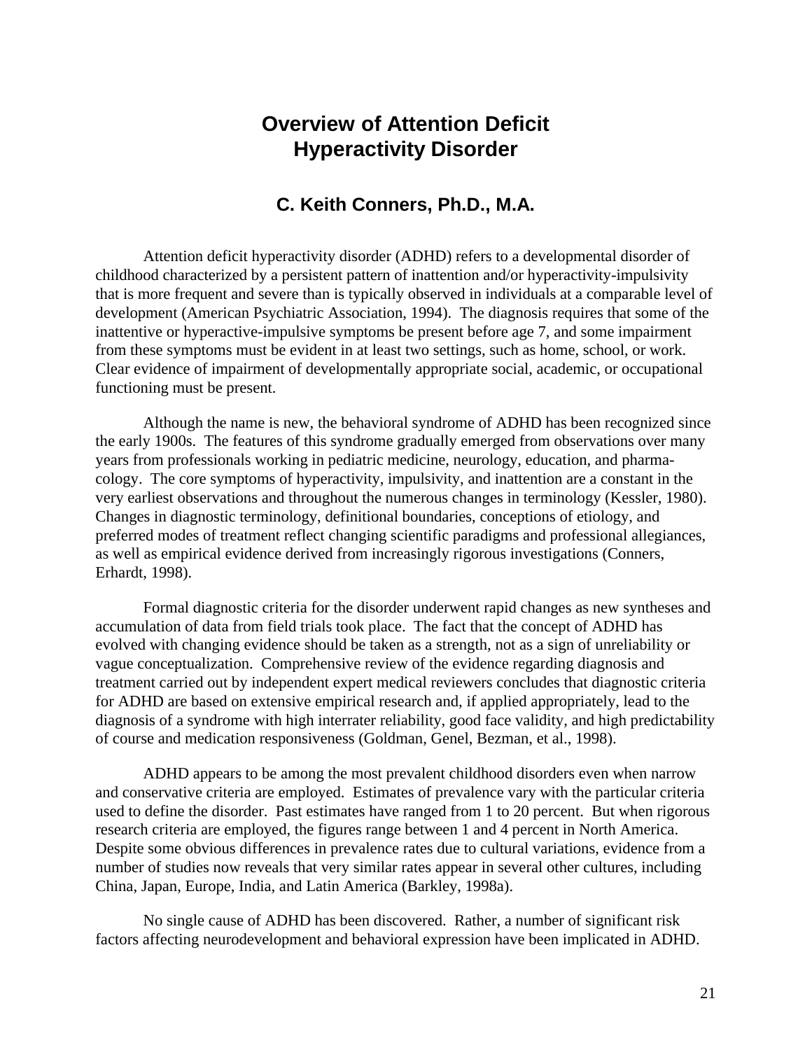# Overview of Attention Deficit Hyperactivity Disorder

## C. Keith Conners, Ph.D., M.A.

Attention deficit hyperactivity disorder (ADHD) refers to a developmental disorder of childhood characterized by a persistent pattern of inattention and/or hyperactivity-impulsivity that is more frequent and severe than is typically observed in individuals at a comparable level of development (American Psychiatric Association, 1994). The diagnosis requires that some of the inattentive or hyperactive-impulsive symptoms be present before age 7, and some impairment from these symptoms must be evident in at least two settings, such as home, school, or work. Clear evidence of impairment of developmentally appropriate social, academic, or occupational functioning must be present.

Although the name is new, the behavioral syndrome of ADHD has been recognized since the early 1900s. The features of this syndrome gradually emerged from observations over many years from professionals working in pediatric medicine, neurology, education, and pharmacology. The core symptoms of hyperactivity, impulsivity, and inattention are a constant in the very earliest observations and throughout the numerous changes in terminology (Kessler, 1980). Changes in diagnostic terminology, definitional boundaries, conceptions of etiology, and preferred modes of treatment reflect changing scientific paradigms and professional allegiances, as well as empirical evidence derived from increasingly rigorous investigations (Conners, Erhardt, 1998).

Formal diagnostic criteria for the disorder underwent rapid changes as new syntheses and accumulation of data from field trials took place. The fact that the concept of ADHD has evolved with changing evidence should be taken as a strength, not as a sign of unreliability or vague conceptualization. Comprehensive review of the evidence regarding diagnosis and treatment carried out by independent expert medical reviewers concludes that diagnostic criteria for ADHD are based on extensive empirical research and, if applied appropriately, lead to the diagnosis of a syndrome with high interrater reliability, good face validity, and high predictability of course and medication responsiveness (Goldman, Genel, Bezman, et al., 1998).

ADHD appears to be among the most prevalent childhood disorders even when narrow and conservative criteria are employed. Estimates of prevalence vary with the particular criteria used to define the disorder. Past estimates have ranged from 1 to 20 percent. But when rigorous research criteria are employed, the figures range between 1 and 4 percent in North America. Despite some obvious differences in prevalence rates due to cultural variations, evidence from a number of studies now reveals that very similar rates appear in several other cultures, including China, Japan, Europe, India, and Latin America (Barkley, 1998a).

No single cause of ADHD has been discovered. Rather, a number of significant risk factors affecting neurodevelopment and behavioral expression have been implicated in ADHD.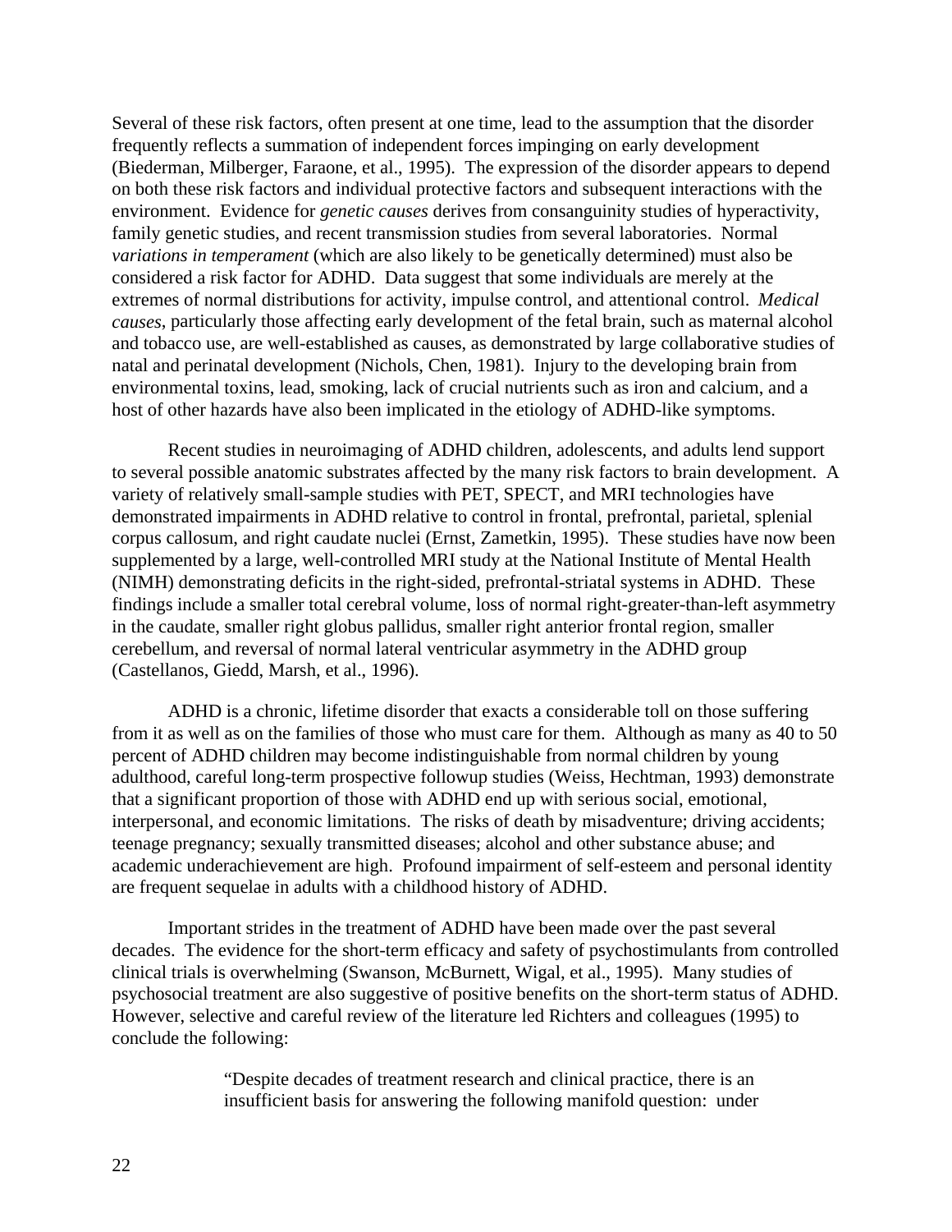Several of these risk factors, often present at one time, lead to the assumption that the disorder frequently reflects a summation of independent forces impinging on early development (Biederman, Milberger, Faraone, et al., 1995). The expression of the disorder appears to depend on both these risk factors and individual protective factors and subsequent interactions with the environment. Evidence for *genetic causes* derives from consanguinity studies of hyperactivity, family genetic studies, and recent transmission studies from several laboratories. Normal *variations in temperament* (which are also likely to be genetically determined) must also be considered a risk factor for ADHD. Data suggest that some individuals are merely at the extremes of normal distributions for activity, impulse control, and attentional control. *Medical causes*, particularly those affecting early development of the fetal brain, such as maternal alcohol and tobacco use, are well-established as causes, as demonstrated by large collaborative studies of natal and perinatal development (Nichols, Chen, 1981). Injury to the developing brain from environmental toxins, lead, smoking, lack of crucial nutrients such as iron and calcium, and a host of other hazards have also been implicated in the etiology of ADHD-like symptoms.

Recent studies in neuroimaging of ADHD children, adolescents, and adults lend support to several possible anatomic substrates affected by the many risk factors to brain development. A variety of relatively small-sample studies with PET, SPECT, and MRI technologies have demonstrated impairments in ADHD relative to control in frontal, prefrontal, parietal, splenial corpus callosum, and right caudate nuclei (Ernst, Zametkin, 1995). These studies have now been supplemented by a large, well-controlled MRI study at the National Institute of Mental Health (NIMH) demonstrating deficits in the right-sided, prefrontal-striatal systems in ADHD. These findings include a smaller total cerebral volume, loss of normal right-greater-than-left asymmetry in the caudate, smaller right globus pallidus, smaller right anterior frontal region, smaller cerebellum, and reversal of normal lateral ventricular asymmetry in the ADHD group (Castellanos, Giedd, Marsh, et al., 1996).

ADHD is a chronic, lifetime disorder that exacts a considerable toll on those suffering from it as well as on the families of those who must care for them. Although as many as 40 to 50 percent of ADHD children may become indistinguishable from normal children by young adulthood, careful long-term prospective followup studies (Weiss, Hechtman, 1993) demonstrate that a significant proportion of those with ADHD end up with serious social, emotional, interpersonal, and economic limitations. The risks of death by misadventure; driving accidents; teenage pregnancy; sexually transmitted diseases; alcohol and other substance abuse; and academic underachievement are high. Profound impairment of self-esteem and personal identity are frequent sequelae in adults with a childhood history of ADHD.

Important strides in the treatment of ADHD have been made over the past several decades. The evidence for the short-term efficacy and safety of psychostimulants from controlled clinical trials is overwhelming (Swanson, McBurnett, Wigal, et al., 1995). Many studies of psychosocial treatment are also suggestive of positive benefits on the short-term status of ADHD. However, selective and careful review of the literature led Richters and colleagues (1995) to conclude the following:

> "Despite decades of treatment research and clinical practice, there is an insufficient basis for answering the following manifold question: under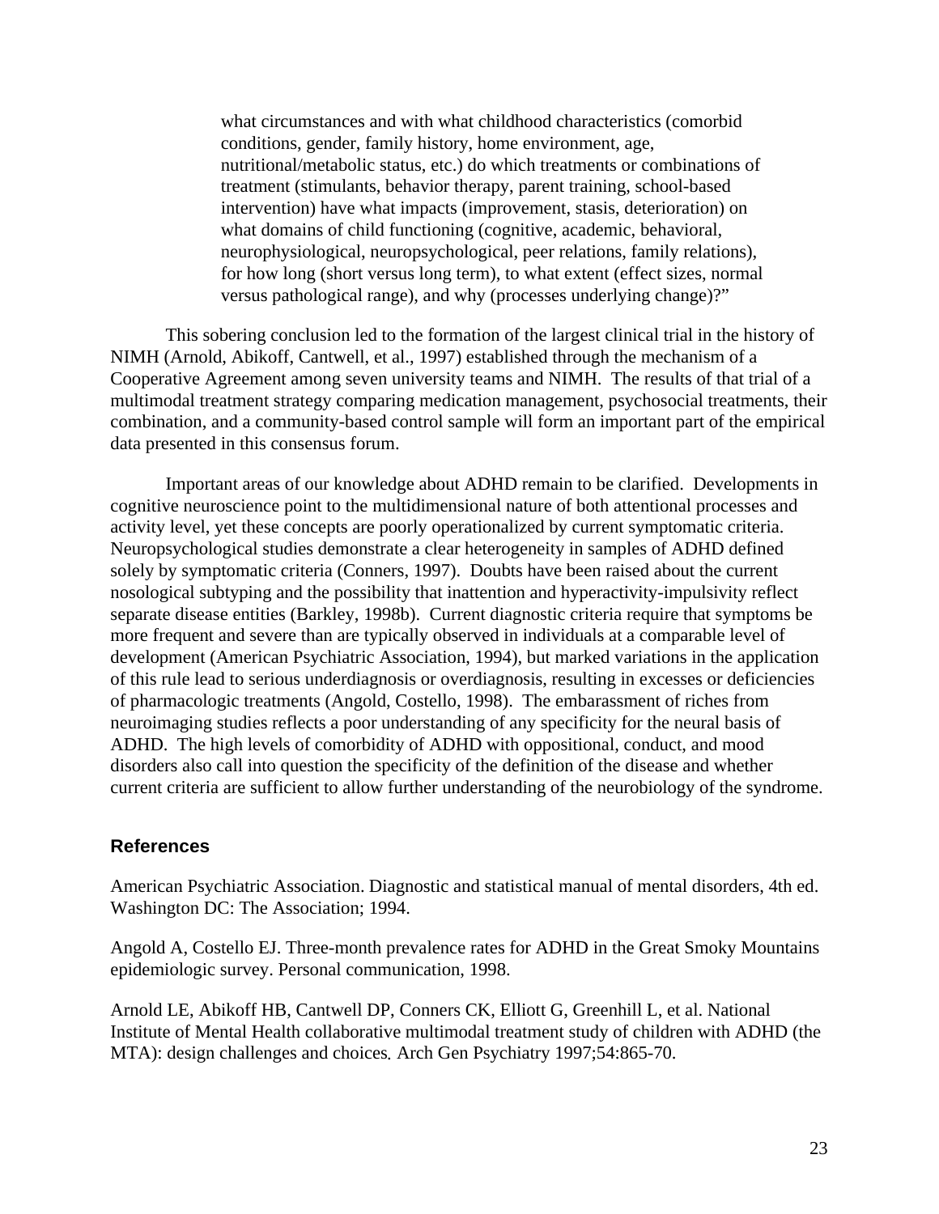> what circumstances and with what childhood characteristics (comorbid conditions, gender, family history, home environment, age, nutritional/metabolic status, etc.) do which treatments or combinations of treatment (stimulants, behavior therapy, parent training, school-based intervention) have what impacts (improvement, stasis, deterioration) on what domains of child functioning (cognitive, academic, behavioral, neurophysiological, neuropsychological, peer relations, family relations), for how long (short versus long term), to what extent (effect sizes, normal versus pathological range), and why (processes underlying change)?"

This sobering conclusion led to the formation of the largest clinical trial in the history of NIMH (Arnold, Abikoff, Cantwell, et al., 1997) established through the mechanism of a Cooperative Agreement among seven university teams and NIMH. The results of that trial of a multimodal treatment strategy comparing medication management, psychosocial treatments, their combination, and a community-based control sample will form an important part of the empirical data presented in this consensus forum.

Important areas of our knowledge about ADHD remain to be clarified. Developments in cognitive neuroscience point to the multidimensional nature of both attentional processes and activity level, yet these concepts are poorly operationalized by current symptomatic criteria. Neuropsychological studies demonstrate a clear heterogeneity in samples of ADHD defined solely by symptomatic criteria (Conners, 1997). Doubts have been raised about the current nosological subtyping and the possibility that inattention and hyperactivity-impulsivity reflect separate disease entities (Barkley, 1998b). Current diagnostic criteria require that symptoms be more frequent and severe than are typically observed in individuals at a comparable level of development (American Psychiatric Association, 1994), but marked variations in the application of this rule lead to serious underdiagnosis or overdiagnosis, resulting in excesses or deficiencies of pharmacologic treatments (Angold, Costello, 1998). The embarassment of riches from neuroimaging studies reflects a poor understanding of any specificity for the neural basis of ADHD. The high levels of comorbidity of ADHD with oppositional, conduct, and mood disorders also call into question the specificity of the definition of the disease and whether current criteria are sufficient to allow further understanding of the neurobiology of the syndrome.

## References

American Psychiatric Association. Diagnostic and statistical manual of mental disorders, 4th ed. Washington DC: The Association; 1994.

Angold A, Costello EJ. Three-month prevalence rates for ADHD in the Great Smoky Mountains epidemiologic survey. Personal communication, 1998.

Arnold LE, Abikoff HB, Cantwell DP, Conners CK, Elliott G, Greenhill L, et al. National Institute of Mental Health collaborative multimodal treatment study of children with ADHD (the MTA): design challenges and choices. Arch Gen Psychiatry 1997;54:865-70.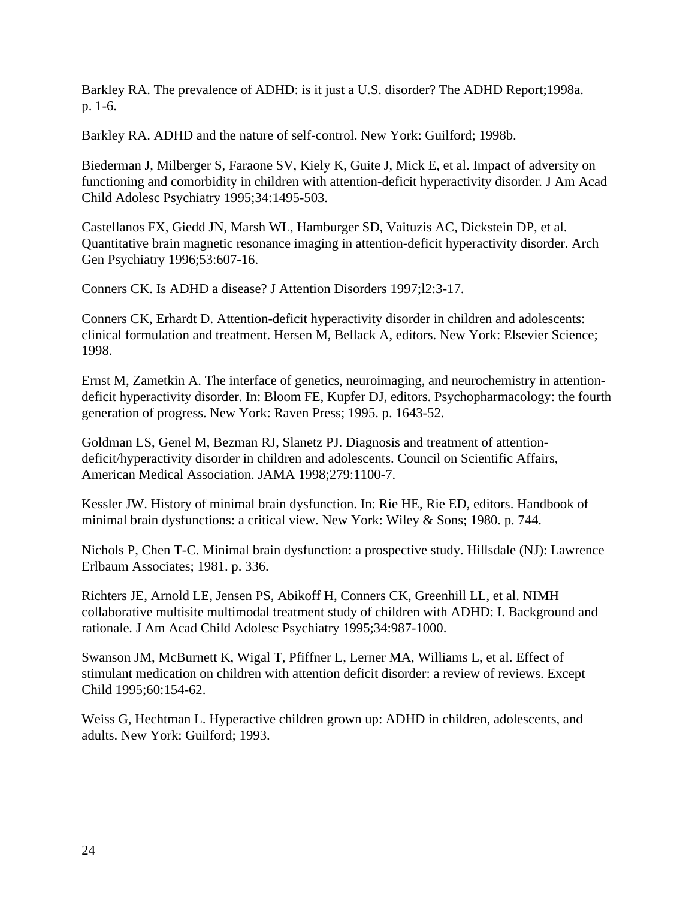Barkley RA. The prevalence of ADHD: is it just a U.S. disorder? The ADHD Report;1998a. p. 1-6.

Barkley RA. ADHD and the nature of self-control. New York: Guilford; 1998b.

Biederman J, Milberger S, Faraone SV, Kiely K, Guite J, Mick E, et al. Impact of adversity on functioning and comorbidity in children with attention-deficit hyperactivity disorder. J Am Acad Child Adolesc Psychiatry 1995;34:1495-503.

Castellanos FX, Giedd JN, Marsh WL, Hamburger SD, Vaituzis AC, Dickstein DP, et al. Quantitative brain magnetic resonance imaging in attention-deficit hyperactivity disorder. Arch Gen Psychiatry 1996;53:607-16.

Conners CK. Is ADHD a disease? J Attention Disorders 1997;l2:3-17.

Conners CK, Erhardt D. Attention-deficit hyperactivity disorder in children and adolescents: clinical formulation and treatment. Hersen M, Bellack A, editors. New York: Elsevier Science; 1998.

Ernst M, Zametkin A. The interface of genetics, neuroimaging, and neurochemistry in attention-deficit hyperactivity disorder. In: Bloom FE, Kupfer DJ, editors. Psychopharmacology: the fourth generation of progress. New York: Raven Press; 1995. p. 1643-52.

Goldman LS, Genel M, Bezman RJ, Slanetz PJ. Diagnosis and treatment of attention-deficit/hyperactivity disorder in children and adolescents. Council on Scientific Affairs, American Medical Association. JAMA 1998;279:1100-7.

Kessler JW. History of minimal brain dysfunction. In: Rie HE, Rie ED, editors. Handbook of minimal brain dysfunctions: a critical view. New York: Wiley & Sons; 1980. p. 744.

Nichols P, Chen T-C. Minimal brain dysfunction: a prospective study. Hillsdale (NJ): Lawrence Erlbaum Associates; 1981. p. 336.

Richters JE, Arnold LE, Jensen PS, Abikoff H, Conners CK, Greenhill LL, et al. NIMH collaborative multisite multimodal treatment study of children with ADHD: I. Background and rationale. J Am Acad Child Adolesc Psychiatry 1995;34:987-1000.

Swanson JM, McBurnett K, Wigal T, Pfiffner L, Lerner MA, Williams L, et al. Effect of stimulant medication on children with attention deficit disorder: a review of reviews. Except Child 1995;60:154-62.

Weiss G, Hechtman L. Hyperactive children grown up: ADHD in children, adolescents, and adults. New York: Guilford; 1993.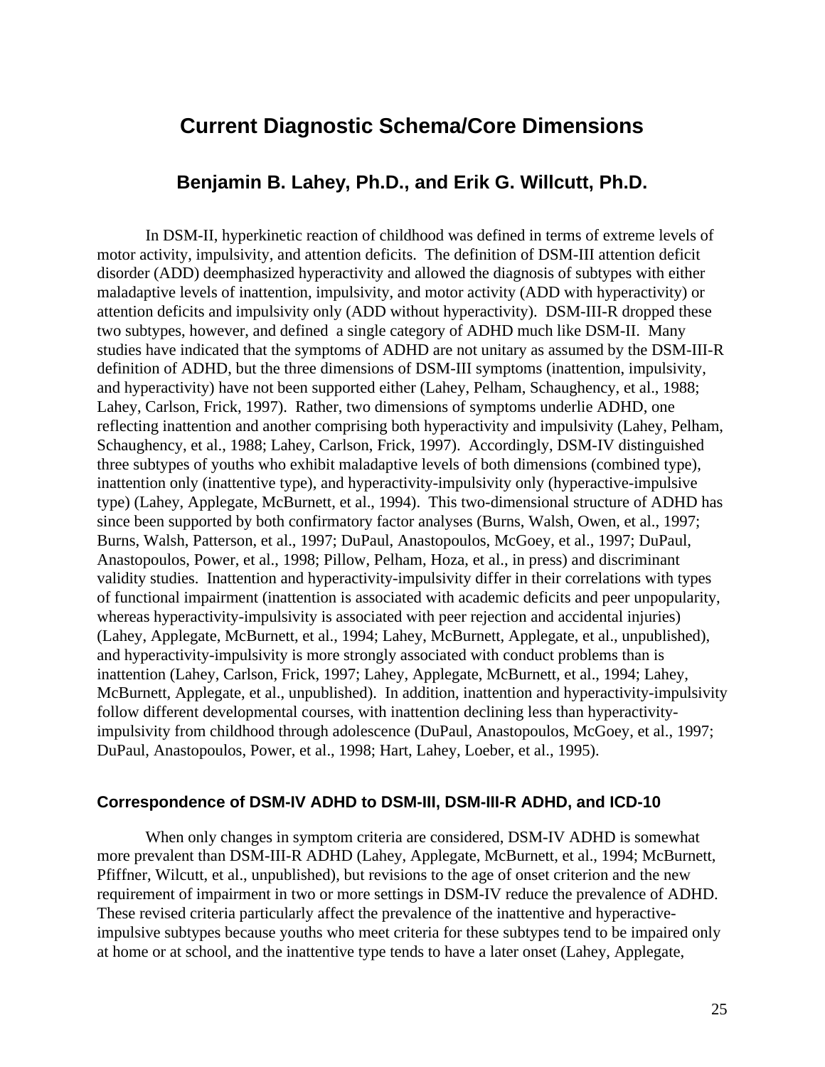# Current Diagnostic Schema/Core Dimensions

## Benjamin B. Lahey, Ph.D., and Erik G. Willcutt, Ph.D.

In DSM-II, hyperkinetic reaction of childhood was defined in terms of extreme levels of motor activity, impulsivity, and attention deficits. The definition of DSM-III attention deficit disorder (ADD) deemphasized hyperactivity and allowed the diagnosis of subtypes with either maladaptive levels of inattention, impulsivity, and motor activity (ADD with hyperactivity) or attention deficits and impulsivity only (ADD without hyperactivity). DSM-III-R dropped these two subtypes, however, and defined a single category of ADHD much like DSM-II. Many studies have indicated that the symptoms of ADHD are not unitary as assumed by the DSM-III-R definition of ADHD, but the three dimensions of DSM-III symptoms (inattention, impulsivity, and hyperactivity) have not been supported either (Lahey, Pelham, Schaughency, et al., 1988; Lahey, Carlson, Frick, 1997). Rather, two dimensions of symptoms underlie ADHD, one reflecting inattention and another comprising both hyperactivity and impulsivity (Lahey, Pelham, Schaughency, et al., 1988; Lahey, Carlson, Frick, 1997). Accordingly, DSM-IV distinguished three subtypes of youths who exhibit maladaptive levels of both dimensions (combined type), inattention only (inattentive type), and hyperactivity-impulsivity only (hyperactive-impulsive type) (Lahey, Applegate, McBurnett, et al., 1994). This two-dimensional structure of ADHD has since been supported by both confirmatory factor analyses (Burns, Walsh, Owen, et al., 1997; Burns, Walsh, Patterson, et al., 1997; DuPaul, Anastopoulos, McGoey, et al., 1997; DuPaul, Anastopoulos, Power, et al., 1998; Pillow, Pelham, Hoza, et al., in press) and discriminant validity studies. Inattention and hyperactivity-impulsivity differ in their correlations with types of functional impairment (inattention is associated with academic deficits and peer unpopularity, whereas hyperactivity-impulsivity is associated with peer rejection and accidental injuries) (Lahey, Applegate, McBurnett, et al., 1994; Lahey, McBurnett, Applegate, et al., unpublished), and hyperactivity-impulsivity is more strongly associated with conduct problems than is inattention (Lahey, Carlson, Frick, 1997; Lahey, Applegate, McBurnett, et al., 1994; Lahey, McBurnett, Applegate, et al., unpublished). In addition, inattention and hyperactivity-impulsivity follow different developmental courses, with inattention declining less than hyperactivity-impulsivity from childhood through adolescence (DuPaul, Anastopoulos, McGoey, et al., 1997; DuPaul, Anastopoulos, Power, et al., 1998; Hart, Lahey, Loeber, et al., 1995).

### Correspondence of DSM-IV ADHD to DSM-III, DSM-III-R ADHD, and ICD-10

When only changes in symptom criteria are considered, DSM-IV ADHD is somewhat more prevalent than DSM-III-R ADHD (Lahey, Applegate, McBurnett, et al., 1994; McBurnett, Pfiffner, Wilcutt, et al., unpublished), but revisions to the age of onset criterion and the new requirement of impairment in two or more settings in DSM-IV reduce the prevalence of ADHD. These revised criteria particularly affect the prevalence of the inattentive and hyperactive-impulsive subtypes because youths who meet criteria for these subtypes tend to be impaired only at home or at school, and the inattentive type tends to have a later onset (Lahey, Applegate,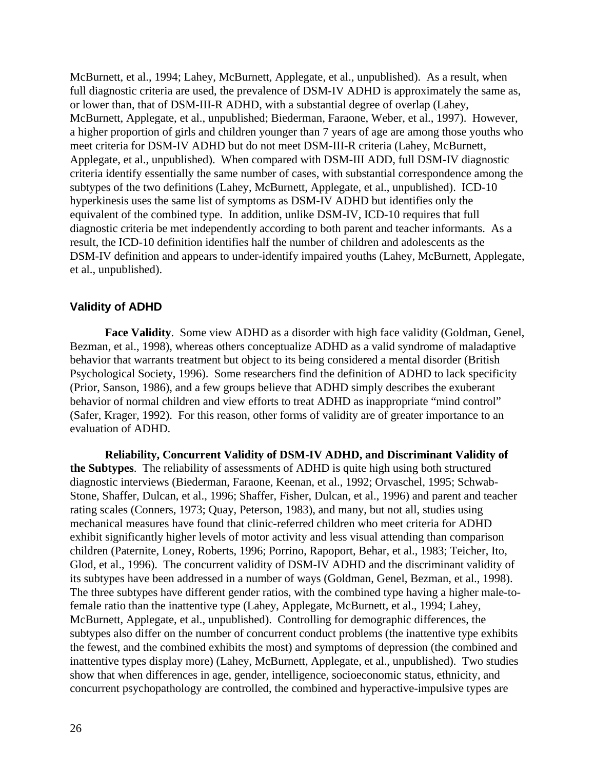McBurnett, et al., 1994; Lahey, McBurnett, Applegate, et al., unpublished). As a result, when full diagnostic criteria are used, the prevalence of DSM-IV ADHD is approximately the same as, or lower than, that of DSM-III-R ADHD, with a substantial degree of overlap (Lahey, McBurnett, Applegate, et al., unpublished; Biederman, Faraone, Weber, et al., 1997). However, a higher proportion of girls and children younger than 7 years of age are among those youths who meet criteria for DSM-IV ADHD but do not meet DSM-III-R criteria (Lahey, McBurnett, Applegate, et al., unpublished). When compared with DSM-III ADD, full DSM-IV diagnostic criteria identify essentially the same number of cases, with substantial correspondence among the subtypes of the two definitions (Lahey, McBurnett, Applegate, et al., unpublished). ICD-10 hyperkinesis uses the same list of symptoms as DSM-IV ADHD but identifies only the equivalent of the combined type. In addition, unlike DSM-IV, ICD-10 requires that full diagnostic criteria be met independently according to both parent and teacher informants. As a result, the ICD-10 definition identifies half the number of children and adolescents as the DSM-IV definition and appears to under-identify impaired youths (Lahey, McBurnett, Applegate, et al., unpublished).

### Validity of ADHD

**Face Validity**. Some view ADHD as a disorder with high face validity (Goldman, Genel, Bezman, et al., 1998), whereas others conceptualize ADHD as a valid syndrome of maladaptive behavior that warrants treatment but object to its being considered a mental disorder (British Psychological Society, 1996). Some researchers find the definition of ADHD to lack specificity (Prior, Sanson, 1986), and a few groups believe that ADHD simply describes the exuberant behavior of normal children and view efforts to treat ADHD as inappropriate "mind control" (Safer, Krager, 1992). For this reason, other forms of validity are of greater importance to an evaluation of ADHD.

**Reliability, Concurrent Validity of DSM-IV ADHD, and Discriminant Validity of the Subtypes**. The reliability of assessments of ADHD is quite high using both structured diagnostic interviews (Biederman, Faraone, Keenan, et al., 1992; Orvaschel, 1995; Schwab-Stone, Shaffer, Dulcan, et al., 1996; Shaffer, Fisher, Dulcan, et al., 1996) and parent and teacher rating scales (Conners, 1973; Quay, Peterson, 1983), and many, but not all, studies using mechanical measures have found that clinic-referred children who meet criteria for ADHD exhibit significantly higher levels of motor activity and less visual attending than comparison children (Paternite, Loney, Roberts, 1996; Porrino, Rapoport, Behar, et al., 1983; Teicher, Ito, Glod, et al., 1996). The concurrent validity of DSM-IV ADHD and the discriminant validity of its subtypes have been addressed in a number of ways (Goldman, Genel, Bezman, et al., 1998). The three subtypes have different gender ratios, with the combined type having a higher male-to-female ratio than the inattentive type (Lahey, Applegate, McBurnett, et al., 1994; Lahey, McBurnett, Applegate, et al., unpublished). Controlling for demographic differences, the subtypes also differ on the number of concurrent conduct problems (the inattentive type exhibits the fewest, and the combined exhibits the most) and symptoms of depression (the combined and inattentive types display more) (Lahey, McBurnett, Applegate, et al., unpublished). Two studies show that when differences in age, gender, intelligence, socioeconomic status, ethnicity, and concurrent psychopathology are controlled, the combined and hyperactive-impulsive types are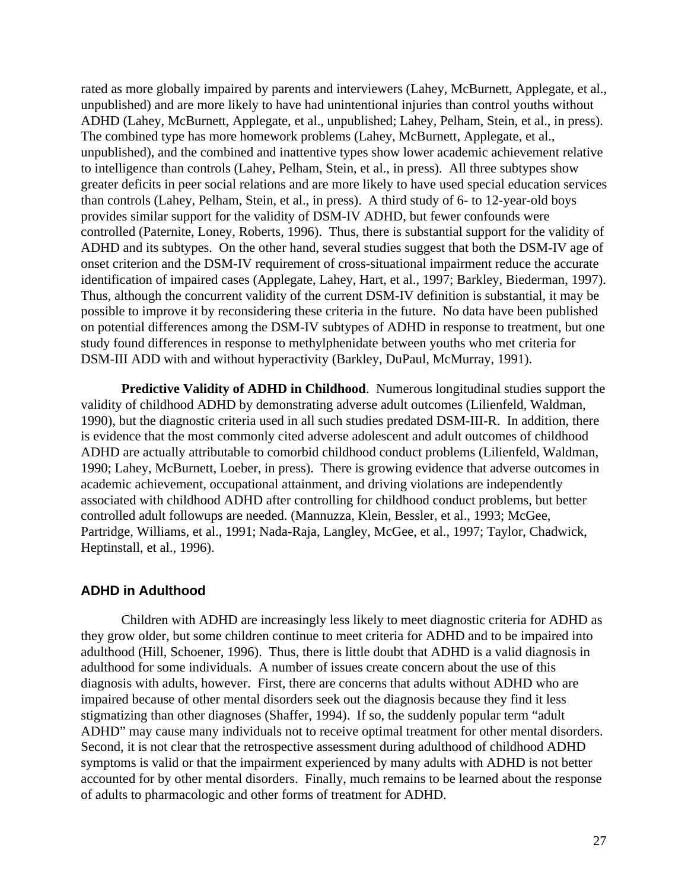rated as more globally impaired by parents and interviewers (Lahey, McBurnett, Applegate, et al., unpublished) and are more likely to have had unintentional injuries than control youths without ADHD (Lahey, McBurnett, Applegate, et al., unpublished; Lahey, Pelham, Stein, et al., in press). The combined type has more homework problems (Lahey, McBurnett, Applegate, et al., unpublished), and the combined and inattentive types show lower academic achievement relative to intelligence than controls (Lahey, Pelham, Stein, et al., in press). All three subtypes show greater deficits in peer social relations and are more likely to have used special education services than controls (Lahey, Pelham, Stein, et al., in press). A third study of 6- to 12-year-old boys provides similar support for the validity of DSM-IV ADHD, but fewer confounds were controlled (Paternite, Loney, Roberts, 1996). Thus, there is substantial support for the validity of ADHD and its subtypes. On the other hand, several studies suggest that both the DSM-IV age of onset criterion and the DSM-IV requirement of cross-situational impairment reduce the accurate identification of impaired cases (Applegate, Lahey, Hart, et al., 1997; Barkley, Biederman, 1997). Thus, although the concurrent validity of the current DSM-IV definition is substantial, it may be possible to improve it by reconsidering these criteria in the future. No data have been published on potential differences among the DSM-IV subtypes of ADHD in response to treatment, but one study found differences in response to methylphenidate between youths who met criteria for DSM-III ADD with and without hyperactivity (Barkley, DuPaul, McMurray, 1991).

**Predictive Validity of ADHD in Childhood**. Numerous longitudinal studies support the validity of childhood ADHD by demonstrating adverse adult outcomes (Lilienfeld, Waldman, 1990), but the diagnostic criteria used in all such studies predated DSM-III-R. In addition, there is evidence that the most commonly cited adverse adolescent and adult outcomes of childhood ADHD are actually attributable to comorbid childhood conduct problems (Lilienfeld, Waldman, 1990; Lahey, McBurnett, Loeber, in press). There is growing evidence that adverse outcomes in academic achievement, occupational attainment, and driving violations are independently associated with childhood ADHD after controlling for childhood conduct problems, but better controlled adult followups are needed. (Mannuzza, Klein, Bessler, et al., 1993; McGee, Partridge, Williams, et al., 1991; Nada-Raja, Langley, McGee, et al., 1997; Taylor, Chadwick, Heptinstall, et al., 1996).

## ADHD in Adulthood

Children with ADHD are increasingly less likely to meet diagnostic criteria for ADHD as they grow older, but some children continue to meet criteria for ADHD and to be impaired into adulthood (Hill, Schoener, 1996). Thus, there is little doubt that ADHD is a valid diagnosis in adulthood for some individuals. A number of issues create concern about the use of this diagnosis with adults, however. First, there are concerns that adults without ADHD who are impaired because of other mental disorders seek out the diagnosis because they find it less stigmatizing than other diagnoses (Shaffer, 1994). If so, the suddenly popular term "adult ADHD" may cause many individuals not to receive optimal treatment for other mental disorders. Second, it is not clear that the retrospective assessment during adulthood of childhood ADHD symptoms is valid or that the impairment experienced by many adults with ADHD is not better accounted for by other mental disorders. Finally, much remains to be learned about the response of adults to pharmacologic and other forms of treatment for ADHD.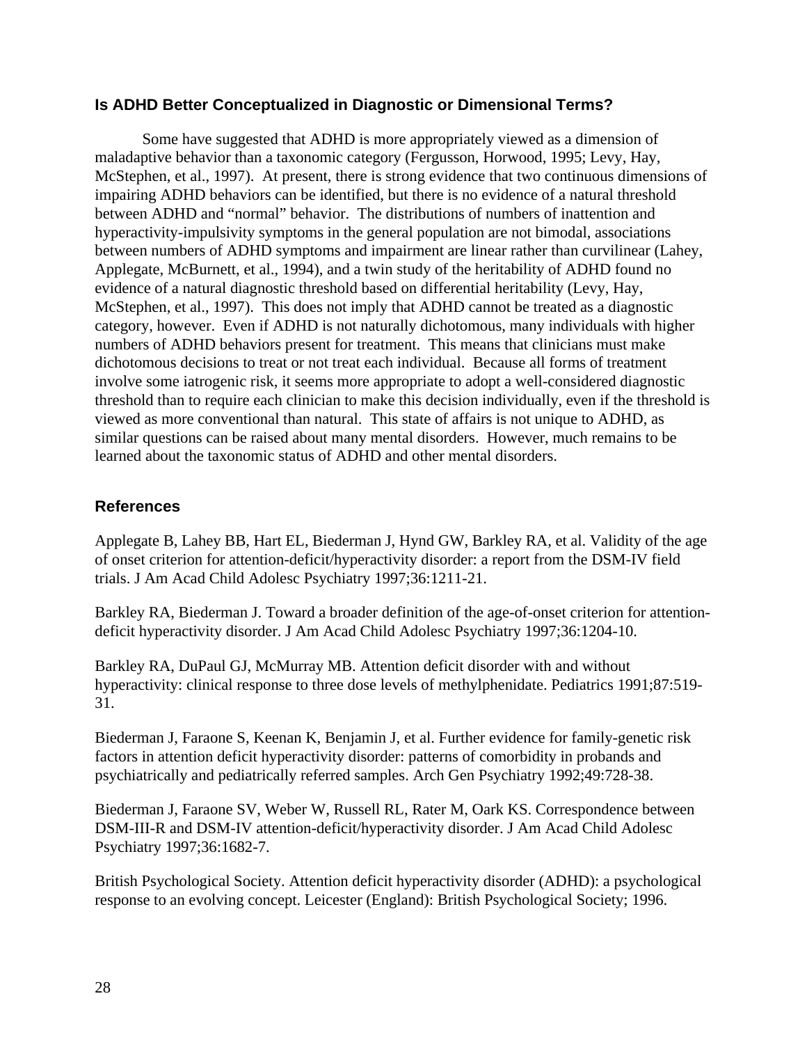### Is ADHD Better Conceptualized in Diagnostic or Dimensional Terms?

Some have suggested that ADHD is more appropriately viewed as a dimension of maladaptive behavior than a taxonomic category (Fergusson, Horwood, 1995; Levy, Hay, McStephen, et al., 1997). At present, there is strong evidence that two continuous dimensions of impairing ADHD behaviors can be identified, but there is no evidence of a natural threshold between ADHD and "normal" behavior. The distributions of numbers of inattention and hyperactivity-impulsivity symptoms in the general population are not bimodal, associations between numbers of ADHD symptoms and impairment are linear rather than curvilinear (Lahey, Applegate, McBurnett, et al., 1994), and a twin study of the heritability of ADHD found no evidence of a natural diagnostic threshold based on differential heritability (Levy, Hay, McStephen, et al., 1997). This does not imply that ADHD cannot be treated as a diagnostic category, however. Even if ADHD is not naturally dichotomous, many individuals with higher numbers of ADHD behaviors present for treatment. This means that clinicians must make dichotomous decisions to treat or not treat each individual. Because all forms of treatment involve some iatrogenic risk, it seems more appropriate to adopt a well-considered diagnostic threshold than to require each clinician to make this decision individually, even if the threshold is viewed as more conventional than natural. This state of affairs is not unique to ADHD, as similar questions can be raised about many mental disorders. However, much remains to be learned about the taxonomic status of ADHD and other mental disorders.

### References

Applegate B, Lahey BB, Hart EL, Biederman J, Hynd GW, Barkley RA, et al. Validity of the age of onset criterion for attention-deficit/hyperactivity disorder: a report from the DSM-IV field trials. J Am Acad Child Adolesc Psychiatry 1997;36:1211-21.

Barkley RA, Biederman J. Toward a broader definition of the age-of-onset criterion for attention-deficit hyperactivity disorder. J Am Acad Child Adolesc Psychiatry 1997;36:1204-10.

Barkley RA, DuPaul GJ, McMurray MB. Attention deficit disorder with and without hyperactivity: clinical response to three dose levels of methylphenidate. Pediatrics 1991;87:519-31.

Biederman J, Faraone S, Keenan K, Benjamin J, et al. Further evidence for family-genetic risk factors in attention deficit hyperactivity disorder: patterns of comorbidity in probands and psychiatrically and pediatrically referred samples. Arch Gen Psychiatry 1992;49:728-38.

Biederman J, Faraone SV, Weber W, Russell RL, Rater M, Oark KS. Correspondence between DSM-III-R and DSM-IV attention-deficit/hyperactivity disorder. J Am Acad Child Adolesc Psychiatry 1997;36:1682-7.

British Psychological Society. Attention deficit hyperactivity disorder (ADHD): a psychological response to an evolving concept. Leicester (England): British Psychological Society; 1996.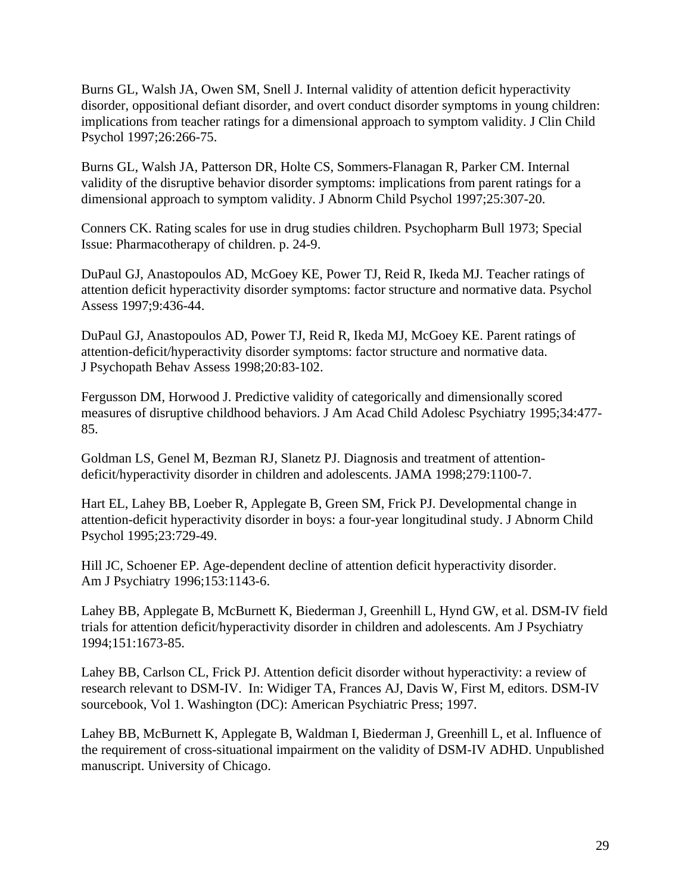Burns GL, Walsh JA, Owen SM, Snell J. Internal validity of attention deficit hyperactivity disorder, oppositional defiant disorder, and overt conduct disorder symptoms in young children: implications from teacher ratings for a dimensional approach to symptom validity. J Clin Child Psychol 1997;26:266-75.

Burns GL, Walsh JA, Patterson DR, Holte CS, Sommers-Flanagan R, Parker CM. Internal validity of the disruptive behavior disorder symptoms: implications from parent ratings for a dimensional approach to symptom validity. J Abnorm Child Psychol 1997;25:307-20.

Conners CK. Rating scales for use in drug studies children. Psychopharm Bull 1973; Special Issue: Pharmacotherapy of children. p. 24-9.

DuPaul GJ, Anastopoulos AD, McGoey KE, Power TJ, Reid R, Ikeda MJ. Teacher ratings of attention deficit hyperactivity disorder symptoms: factor structure and normative data. Psychol Assess 1997;9:436-44.

DuPaul GJ, Anastopoulos AD, Power TJ, Reid R, Ikeda MJ, McGoey KE. Parent ratings of attention-deficit/hyperactivity disorder symptoms: factor structure and normative data. J Psychopath Behav Assess 1998;20:83-102.

Fergusson DM, Horwood J. Predictive validity of categorically and dimensionally scored measures of disruptive childhood behaviors. J Am Acad Child Adolesc Psychiatry 1995;34:477-85.

Goldman LS, Genel M, Bezman RJ, Slanetz PJ. Diagnosis and treatment of attention-deficit/hyperactivity disorder in children and adolescents. JAMA 1998;279:1100-7.

Hart EL, Lahey BB, Loeber R, Applegate B, Green SM, Frick PJ. Developmental change in attention-deficit hyperactivity disorder in boys: a four-year longitudinal study. J Abnorm Child Psychol 1995;23:729-49.

Hill JC, Schoener EP. Age-dependent decline of attention deficit hyperactivity disorder. Am J Psychiatry 1996;153:1143-6.

Lahey BB, Applegate B, McBurnett K, Biederman J, Greenhill L, Hynd GW, et al. DSM-IV field trials for attention deficit/hyperactivity disorder in children and adolescents. Am J Psychiatry 1994;151:1673-85.

Lahey BB, Carlson CL, Frick PJ. Attention deficit disorder without hyperactivity: a review of research relevant to DSM-IV. In: Widiger TA, Frances AJ, Davis W, First M, editors. DSM-IV sourcebook, Vol 1. Washington (DC): American Psychiatric Press; 1997.

Lahey BB, McBurnett K, Applegate B, Waldman I, Biederman J, Greenhill L, et al. Influence of the requirement of cross-situational impairment on the validity of DSM-IV ADHD. Unpublished manuscript. University of Chicago.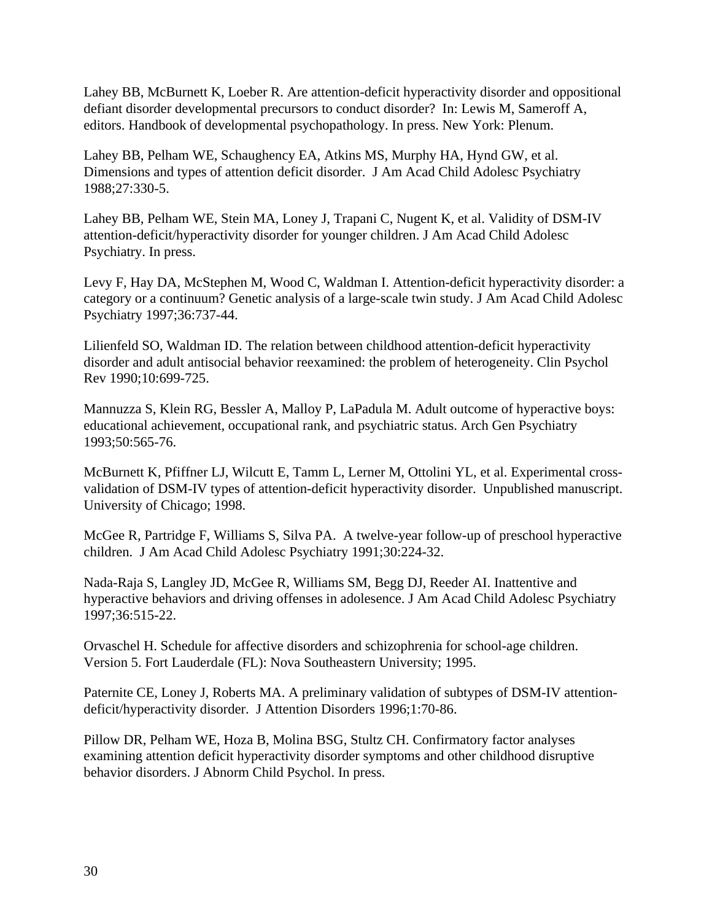Lahey BB, McBurnett K, Loeber R. Are attention-deficit hyperactivity disorder and oppositional defiant disorder developmental precursors to conduct disorder? In: Lewis M, Sameroff A, editors. Handbook of developmental psychopathology. In press. New York: Plenum.

Lahey BB, Pelham WE, Schaughency EA, Atkins MS, Murphy HA, Hynd GW, et al. Dimensions and types of attention deficit disorder. J Am Acad Child Adolesc Psychiatry 1988;27:330-5.

Lahey BB, Pelham WE, Stein MA, Loney J, Trapani C, Nugent K, et al. Validity of DSM-IV attention-deficit/hyperactivity disorder for younger children. J Am Acad Child Adolesc Psychiatry. In press.

Levy F, Hay DA, McStephen M, Wood C, Waldman I. Attention-deficit hyperactivity disorder: a category or a continuum? Genetic analysis of a large-scale twin study. J Am Acad Child Adolesc Psychiatry 1997;36:737-44.

Lilienfeld SO, Waldman ID. The relation between childhood attention-deficit hyperactivity disorder and adult antisocial behavior reexamined: the problem of heterogeneity. Clin Psychol Rev 1990;10:699-725.

Mannuzza S, Klein RG, Bessler A, Malloy P, LaPadula M. Adult outcome of hyperactive boys: educational achievement, occupational rank, and psychiatric status. Arch Gen Psychiatry 1993;50:565-76.

McBurnett K, Pfiffner LJ, Wilcutt E, Tamm L, Lerner M, Ottolini YL, et al. Experimental cross-validation of DSM-IV types of attention-deficit hyperactivity disorder. Unpublished manuscript. University of Chicago; 1998.

McGee R, Partridge F, Williams S, Silva PA. A twelve-year follow-up of preschool hyperactive children. J Am Acad Child Adolesc Psychiatry 1991;30:224-32.

Nada-Raja S, Langley JD, McGee R, Williams SM, Begg DJ, Reeder AI. Inattentive and hyperactive behaviors and driving offenses in adolesence. J Am Acad Child Adolesc Psychiatry 1997;36:515-22.

Orvaschel H. Schedule for affective disorders and schizophrenia for school-age children. Version 5. Fort Lauderdale (FL): Nova Southeastern University; 1995.

Paternite CE, Loney J, Roberts MA. A preliminary validation of subtypes of DSM-IV attention-deficit/hyperactivity disorder. J Attention Disorders 1996;1:70-86.

Pillow DR, Pelham WE, Hoza B, Molina BSG, Stultz CH. Confirmatory factor analyses examining attention deficit hyperactivity disorder symptoms and other childhood disruptive behavior disorders. J Abnorm Child Psychol. In press.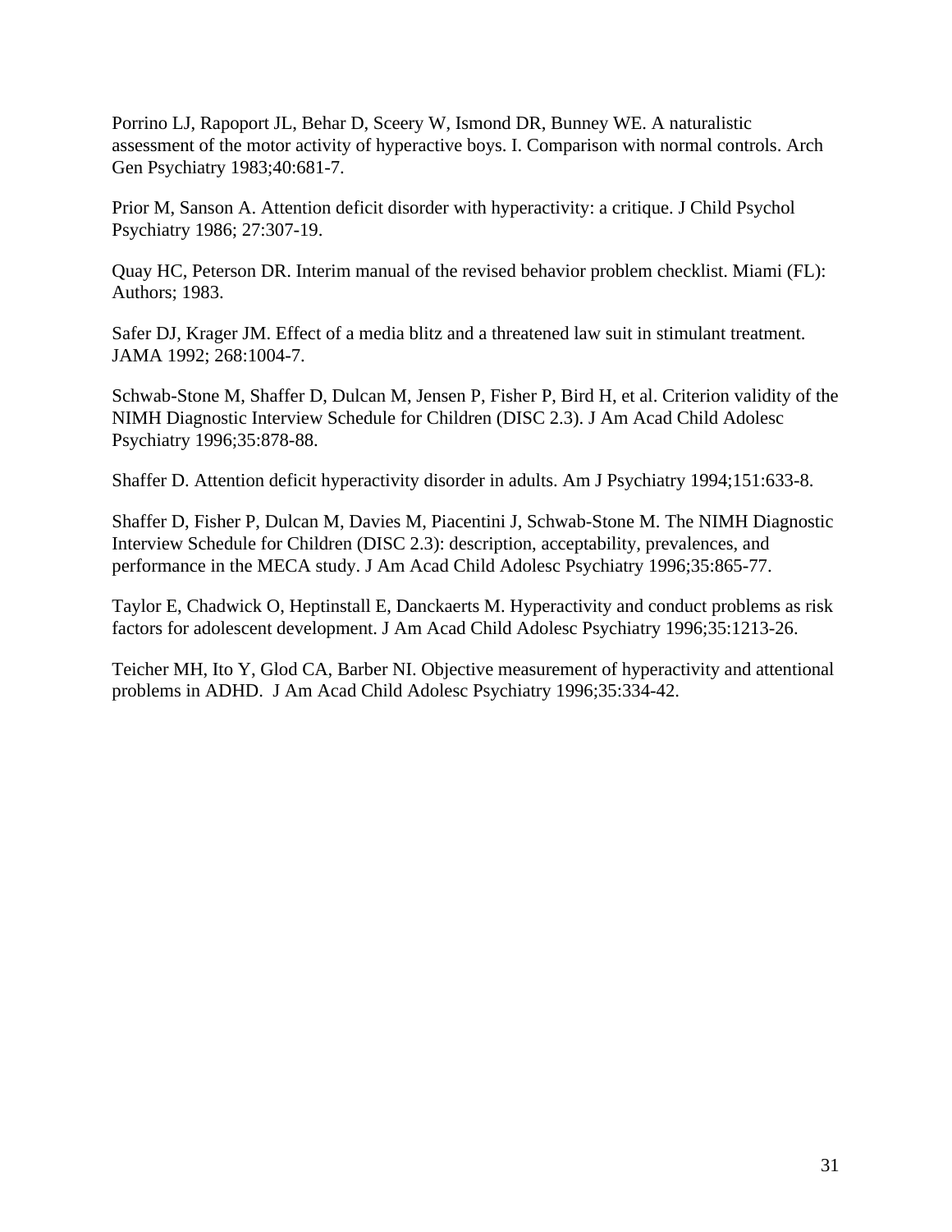Porrino LJ, Rapoport JL, Behar D, Sceery W, Ismond DR, Bunney WE. A naturalistic assessment of the motor activity of hyperactive boys. I. Comparison with normal controls. Arch Gen Psychiatry 1983;40:681-7.

Prior M, Sanson A. Attention deficit disorder with hyperactivity: a critique. J Child Psychol Psychiatry 1986; 27:307-19.

Quay HC, Peterson DR. Interim manual of the revised behavior problem checklist. Miami (FL): Authors; 1983.

Safer DJ, Krager JM. Effect of a media blitz and a threatened law suit in stimulant treatment. JAMA 1992; 268:1004-7.

Schwab-Stone M, Shaffer D, Dulcan M, Jensen P, Fisher P, Bird H, et al. Criterion validity of the NIMH Diagnostic Interview Schedule for Children (DISC 2.3). J Am Acad Child Adolesc Psychiatry 1996;35:878-88.

Shaffer D. Attention deficit hyperactivity disorder in adults. Am J Psychiatry 1994;151:633-8.

Shaffer D, Fisher P, Dulcan M, Davies M, Piacentini J, Schwab-Stone M. The NIMH Diagnostic Interview Schedule for Children (DISC 2.3): description, acceptability, prevalences, and performance in the MECA study. J Am Acad Child Adolesc Psychiatry 1996;35:865-77.

Taylor E, Chadwick O, Heptinstall E, Danckaerts M. Hyperactivity and conduct problems as risk factors for adolescent development. J Am Acad Child Adolesc Psychiatry 1996;35:1213-26.

Teicher MH, Ito Y, Glod CA, Barber NI. Objective measurement of hyperactivity and attentional problems in ADHD. J Am Acad Child Adolesc Psychiatry 1996;35:334-42.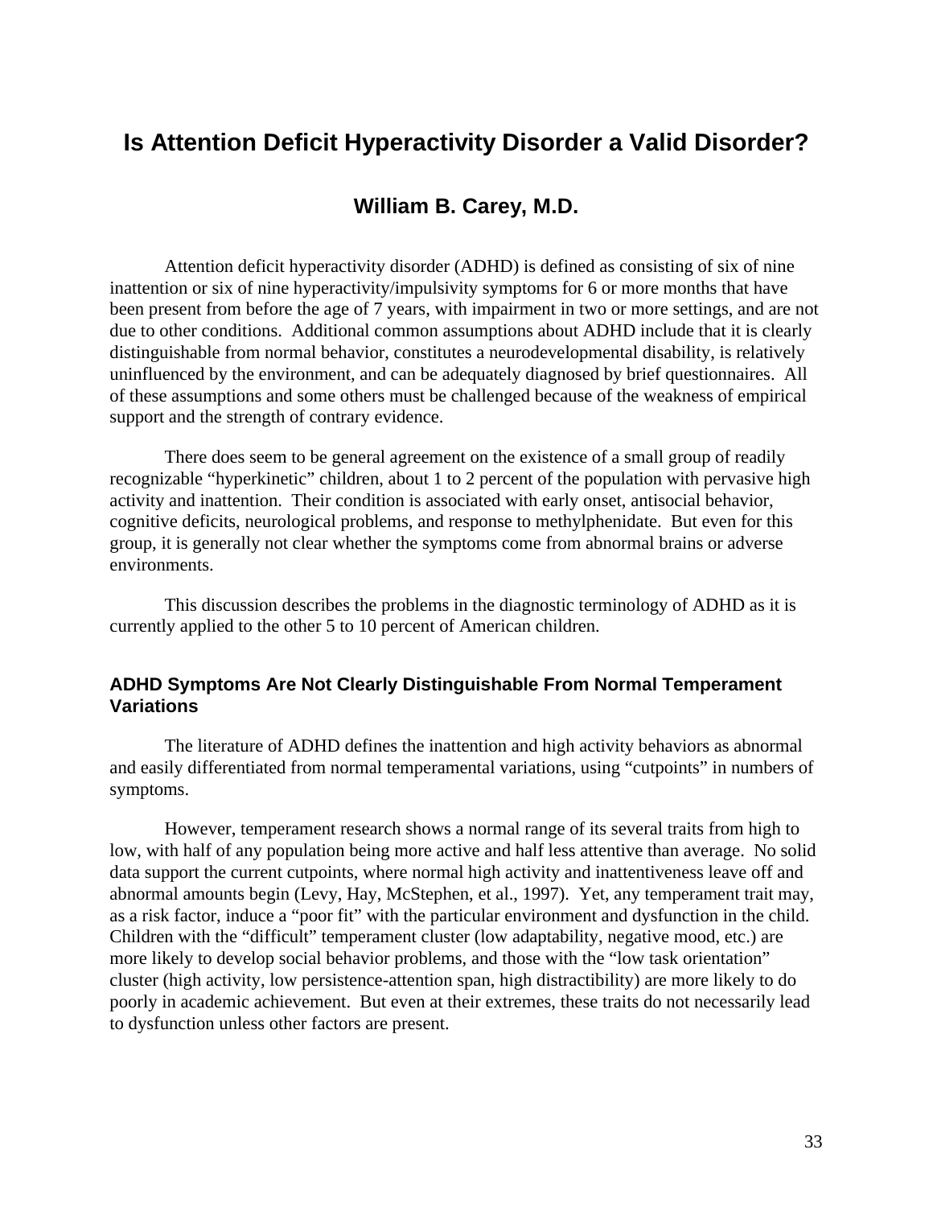# Is Attention Deficit Hyperactivity Disorder a Valid Disorder?

## William B. Carey, M.D.

Attention deficit hyperactivity disorder (ADHD) is defined as consisting of six of nine inattention or six of nine hyperactivity/impulsivity symptoms for 6 or more months that have been present from before the age of 7 years, with impairment in two or more settings, and are not due to other conditions. Additional common assumptions about ADHD include that it is clearly distinguishable from normal behavior, constitutes a neurodevelopmental disability, is relatively uninfluenced by the environment, and can be adequately diagnosed by brief questionnaires. All of these assumptions and some others must be challenged because of the weakness of empirical support and the strength of contrary evidence.

There does seem to be general agreement on the existence of a small group of readily recognizable "hyperkinetic" children, about 1 to 2 percent of the population with pervasive high activity and inattention. Their condition is associated with early onset, antisocial behavior, cognitive deficits, neurological problems, and response to methylphenidate. But even for this group, it is generally not clear whether the symptoms come from abnormal brains or adverse environments.

This discussion describes the problems in the diagnostic terminology of ADHD as it is currently applied to the other 5 to 10 percent of American children.

### ADHD Symptoms Are Not Clearly Distinguishable From Normal Temperament Variations

The literature of ADHD defines the inattention and high activity behaviors as abnormal and easily differentiated from normal temperamental variations, using "cutpoints" in numbers of symptoms.

However, temperament research shows a normal range of its several traits from high to low, with half of any population being more active and half less attentive than average. No solid data support the current cutpoints, where normal high activity and inattentiveness leave off and abnormal amounts begin (Levy, Hay, McStephen, et al., 1997). Yet, any temperament trait may, as a risk factor, induce a "poor fit" with the particular environment and dysfunction in the child. Children with the "difficult" temperament cluster (low adaptability, negative mood, etc.) are more likely to develop social behavior problems, and those with the "low task orientation" cluster (high activity, low persistence-attention span, high distractibility) are more likely to do poorly in academic achievement. But even at their extremes, these traits do not necessarily lead to dysfunction unless other factors are present.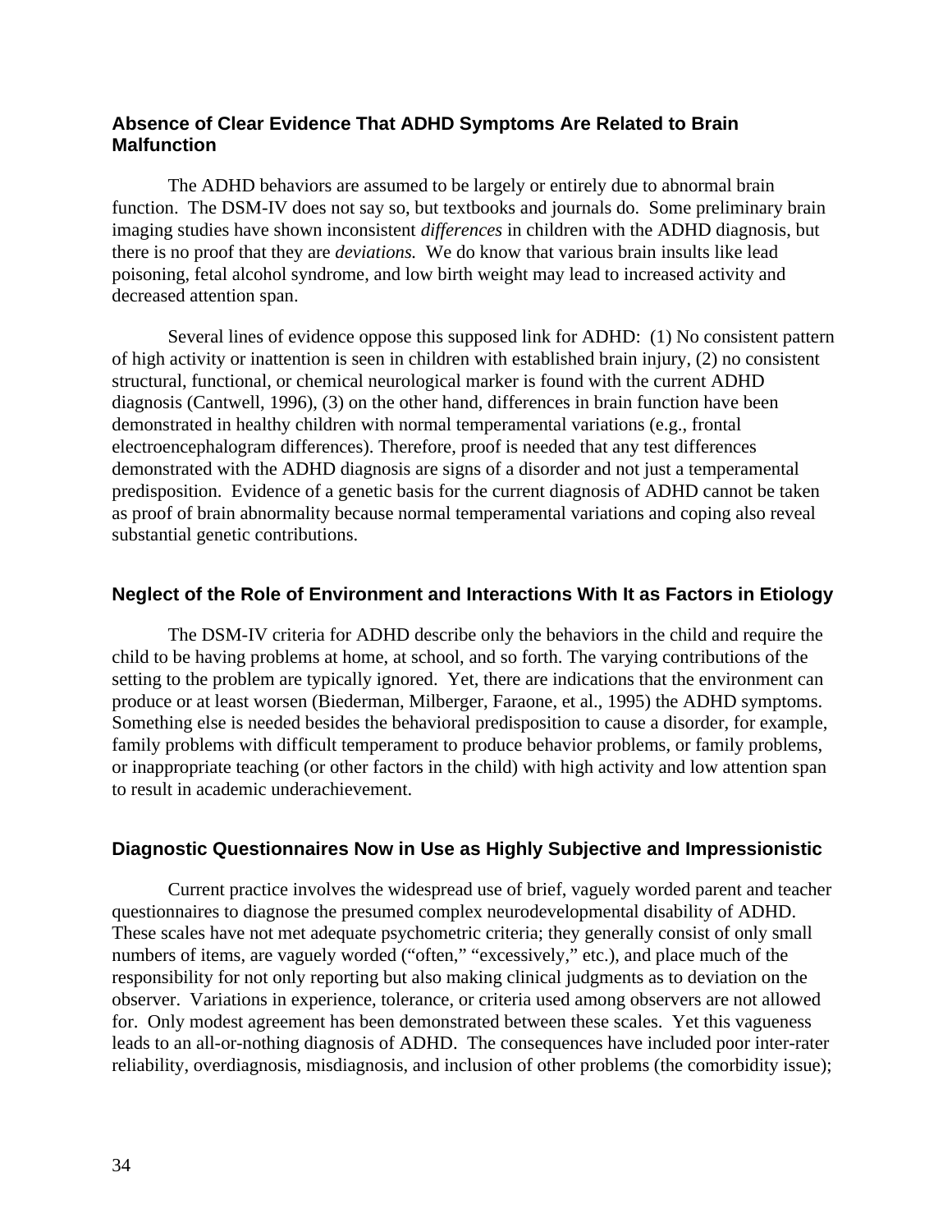### Absence of Clear Evidence That ADHD Symptoms Are Related to Brain Malfunction

The ADHD behaviors are assumed to be largely or entirely due to abnormal brain function. The DSM-IV does not say so, but textbooks and journals do. Some preliminary brain imaging studies have shown inconsistent *differences* in children with the ADHD diagnosis, but there is no proof that they are *deviations.* We do know that various brain insults like lead poisoning, fetal alcohol syndrome, and low birth weight may lead to increased activity and decreased attention span.

Several lines of evidence oppose this supposed link for ADHD: (1) No consistent pattern of high activity or inattention is seen in children with established brain injury, (2) no consistent structural, functional, or chemical neurological marker is found with the current ADHD diagnosis (Cantwell, 1996), (3) on the other hand, differences in brain function have been demonstrated in healthy children with normal temperamental variations (e.g., frontal electroencephalogram differences). Therefore, proof is needed that any test differences demonstrated with the ADHD diagnosis are signs of a disorder and not just a temperamental predisposition. Evidence of a genetic basis for the current diagnosis of ADHD cannot be taken as proof of brain abnormality because normal temperamental variations and coping also reveal substantial genetic contributions.

### Neglect of the Role of Environment and Interactions With It as Factors in Etiology

The DSM-IV criteria for ADHD describe only the behaviors in the child and require the child to be having problems at home, at school, and so forth. The varying contributions of the setting to the problem are typically ignored. Yet, there are indications that the environment can produce or at least worsen (Biederman, Milberger, Faraone, et al., 1995) the ADHD symptoms. Something else is needed besides the behavioral predisposition to cause a disorder, for example, family problems with difficult temperament to produce behavior problems, or family problems, or inappropriate teaching (or other factors in the child) with high activity and low attention span to result in academic underachievement.

### Diagnostic Questionnaires Now in Use as Highly Subjective and Impressionistic

Current practice involves the widespread use of brief, vaguely worded parent and teacher questionnaires to diagnose the presumed complex neurodevelopmental disability of ADHD. These scales have not met adequate psychometric criteria; they generally consist of only small numbers of items, are vaguely worded ("often," "excessively," etc.), and place much of the responsibility for not only reporting but also making clinical judgments as to deviation on the observer. Variations in experience, tolerance, or criteria used among observers are not allowed for. Only modest agreement has been demonstrated between these scales. Yet this vagueness leads to an all-or-nothing diagnosis of ADHD. The consequences have included poor inter-rater reliability, overdiagnosis, misdiagnosis, and inclusion of other problems (the comorbidity issue);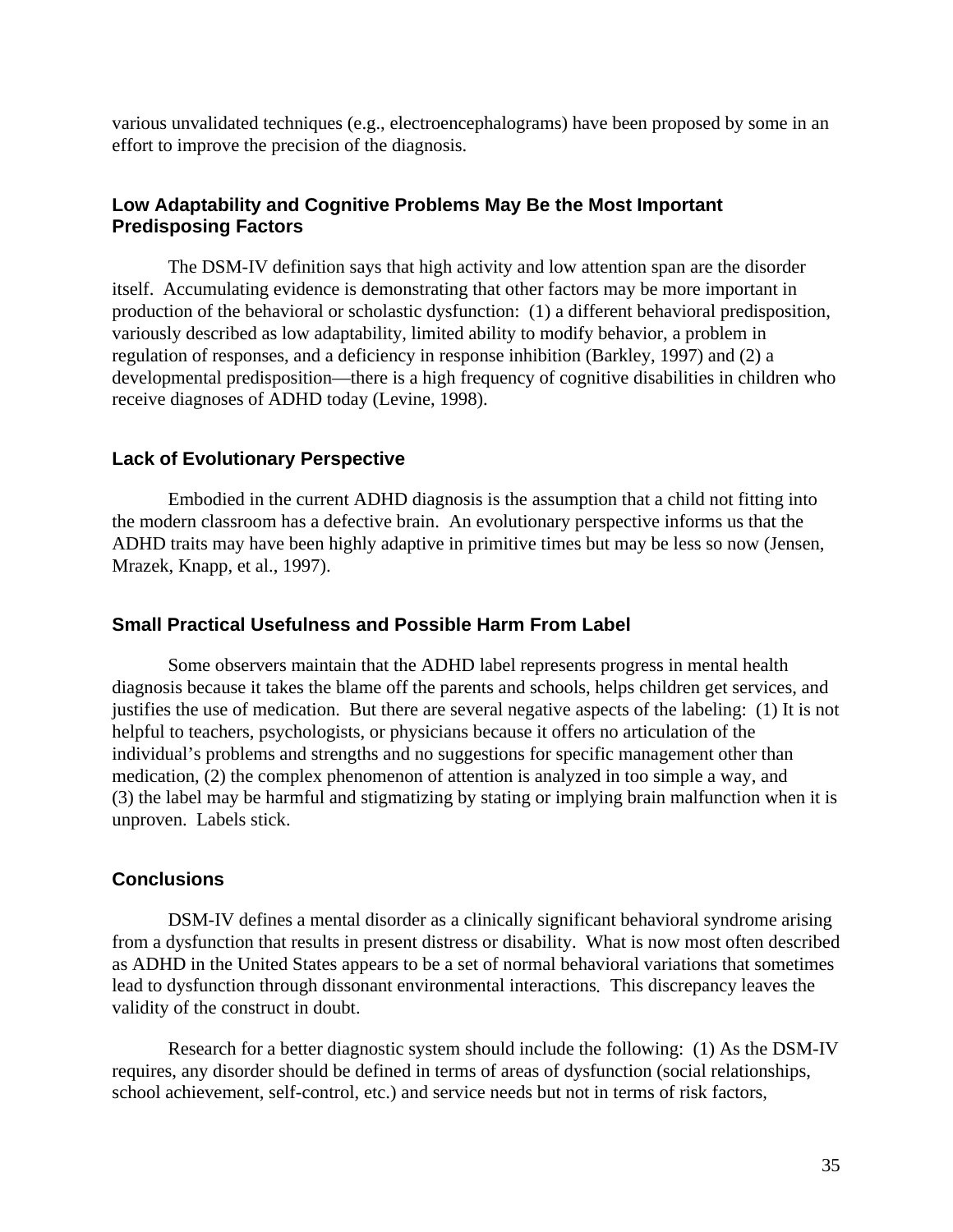various unvalidated techniques (e.g., electroencephalograms) have been proposed by some in an effort to improve the precision of the diagnosis.

### Low Adaptability and Cognitive Problems May Be the Most Important Predisposing Factors

The DSM-IV definition says that high activity and low attention span are the disorder itself. Accumulating evidence is demonstrating that other factors may be more important in production of the behavioral or scholastic dysfunction: (1) a different behavioral predisposition, variously described as low adaptability, limited ability to modify behavior, a problem in regulation of responses, and a deficiency in response inhibition (Barkley, 1997) and (2) a developmental predisposition—there is a high frequency of cognitive disabilities in children who receive diagnoses of ADHD today (Levine, 1998).

### Lack of Evolutionary Perspective

Embodied in the current ADHD diagnosis is the assumption that a child not fitting into the modern classroom has a defective brain. An evolutionary perspective informs us that the ADHD traits may have been highly adaptive in primitive times but may be less so now (Jensen, Mrazek, Knapp, et al., 1997).

### Small Practical Usefulness and Possible Harm From Label

Some observers maintain that the ADHD label represents progress in mental health diagnosis because it takes the blame off the parents and schools, helps children get services, and justifies the use of medication. But there are several negative aspects of the labeling: (1) It is not helpful to teachers, psychologists, or physicians because it offers no articulation of the individual's problems and strengths and no suggestions for specific management other than medication, (2) the complex phenomenon of attention is analyzed in too simple a way, and (3) the label may be harmful and stigmatizing by stating or implying brain malfunction when it is unproven. Labels stick.

### Conclusions

DSM-IV defines a mental disorder as a clinically significant behavioral syndrome arising from a dysfunction that results in present distress or disability. What is now most often described as ADHD in the United States appears to be a set of normal behavioral variations that sometimes lead to dysfunction through dissonant environmental interactions. This discrepancy leaves the validity of the construct in doubt.

Research for a better diagnostic system should include the following: (1) As the DSM-IV requires, any disorder should be defined in terms of areas of dysfunction (social relationships, school achievement, self-control, etc.) and service needs but not in terms of risk factors,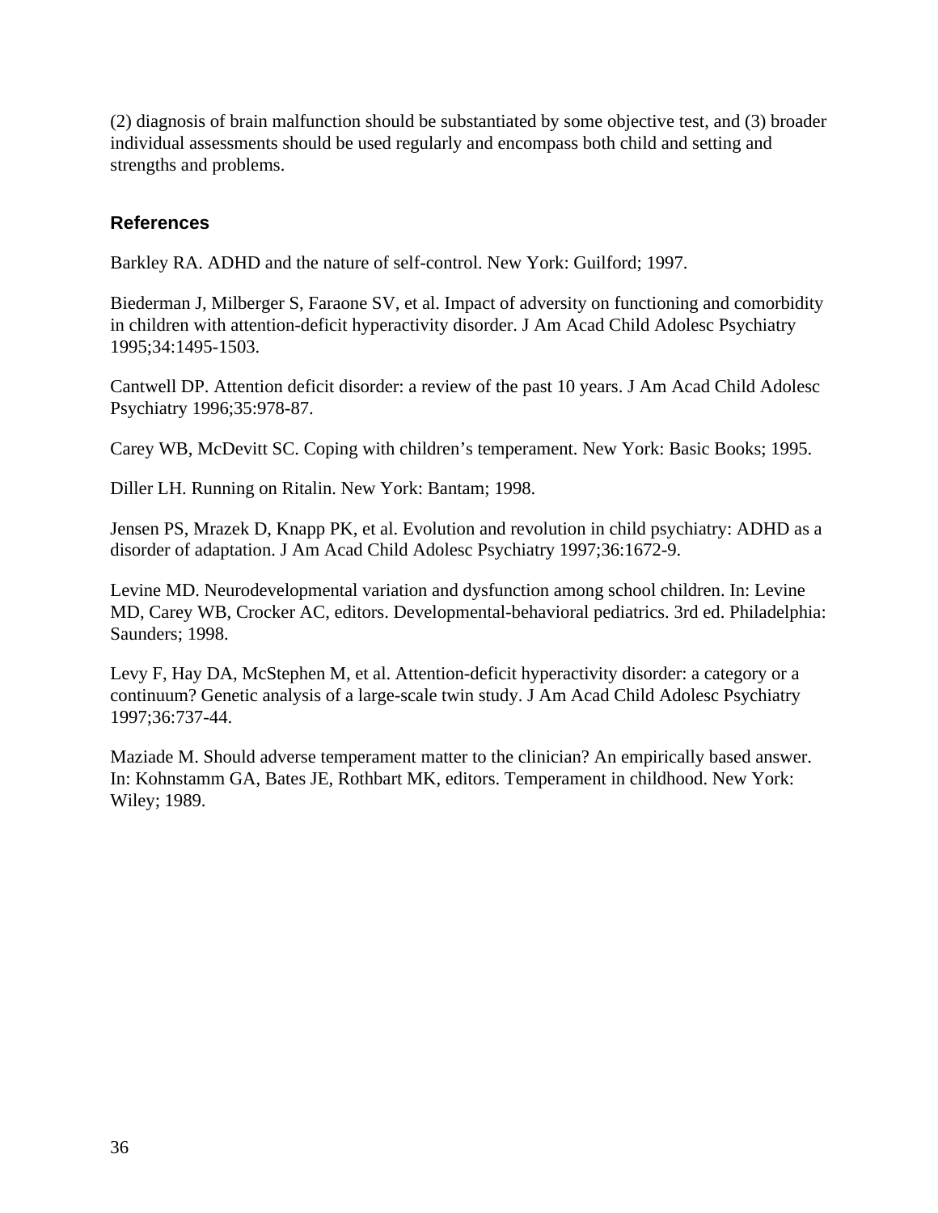(2) diagnosis of brain malfunction should be substantiated by some objective test, and (3) broader individual assessments should be used regularly and encompass both child and setting and strengths and problems.

### References

Barkley RA. ADHD and the nature of self-control. New York: Guilford; 1997.

Biederman J, Milberger S, Faraone SV, et al. Impact of adversity on functioning and comorbidity in children with attention-deficit hyperactivity disorder. J Am Acad Child Adolesc Psychiatry 1995;34:1495-1503.

Cantwell DP. Attention deficit disorder: a review of the past 10 years. J Am Acad Child Adolesc Psychiatry 1996;35:978-87.

Carey WB, McDevitt SC. Coping with children's temperament. New York: Basic Books; 1995.

Diller LH. Running on Ritalin. New York: Bantam; 1998.

Jensen PS, Mrazek D, Knapp PK, et al. Evolution and revolution in child psychiatry: ADHD as a disorder of adaptation. J Am Acad Child Adolesc Psychiatry 1997;36:1672-9.

Levine MD. Neurodevelopmental variation and dysfunction among school children. In: Levine MD, Carey WB, Crocker AC, editors. Developmental-behavioral pediatrics. 3rd ed. Philadelphia: Saunders; 1998.

Levy F, Hay DA, McStephen M, et al. Attention-deficit hyperactivity disorder: a category or a continuum? Genetic analysis of a large-scale twin study. J Am Acad Child Adolesc Psychiatry 1997;36:737-44.

Maziade M. Should adverse temperament matter to the clinician? An empirically based answer. In: Kohnstamm GA, Bates JE, Rothbart MK, editors. Temperament in childhood. New York: Wiley; 1989.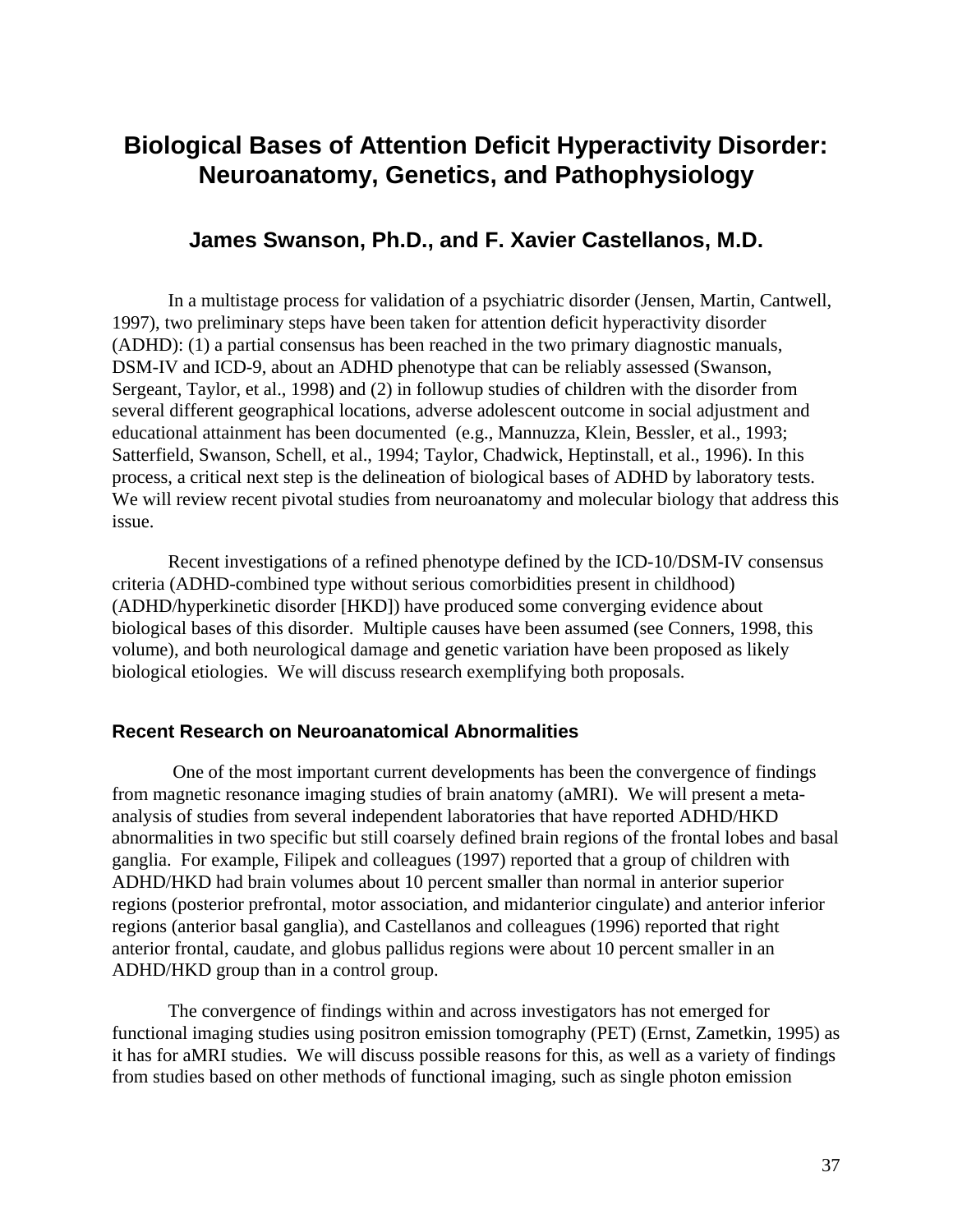# Biological Bases of Attention Deficit Hyperactivity Disorder: Neuroanatomy, Genetics, and Pathophysiology

## James Swanson, Ph.D., and F. Xavier Castellanos, M.D.

In a multistage process for validation of a psychiatric disorder (Jensen, Martin, Cantwell, 1997), two preliminary steps have been taken for attention deficit hyperactivity disorder (ADHD): (1) a partial consensus has been reached in the two primary diagnostic manuals, DSM-IV and ICD-9, about an ADHD phenotype that can be reliably assessed (Swanson, Sergeant, Taylor, et al., 1998) and (2) in followup studies of children with the disorder from several different geographical locations, adverse adolescent outcome in social adjustment and educational attainment has been documented (e.g., Mannuzza, Klein, Bessler, et al., 1993; Satterfield, Swanson, Schell, et al., 1994; Taylor, Chadwick, Heptinstall, et al., 1996). In this process, a critical next step is the delineation of biological bases of ADHD by laboratory tests. We will review recent pivotal studies from neuroanatomy and molecular biology that address this issue.

Recent investigations of a refined phenotype defined by the ICD-10/DSM-IV consensus criteria (ADHD-combined type without serious comorbidities present in childhood) (ADHD/hyperkinetic disorder [HKD]) have produced some converging evidence about biological bases of this disorder. Multiple causes have been assumed (see Conners, 1998, this volume), and both neurological damage and genetic variation have been proposed as likely biological etiologies. We will discuss research exemplifying both proposals.

### Recent Research on Neuroanatomical Abnormalities

One of the most important current developments has been the convergence of findings from magnetic resonance imaging studies of brain anatomy (aMRI). We will present a meta-analysis of studies from several independent laboratories that have reported ADHD/HKD abnormalities in two specific but still coarsely defined brain regions of the frontal lobes and basal ganglia. For example, Filipek and colleagues (1997) reported that a group of children with ADHD/HKD had brain volumes about 10 percent smaller than normal in anterior superior regions (posterior prefrontal, motor association, and midanterior cingulate) and anterior inferior regions (anterior basal ganglia), and Castellanos and colleagues (1996) reported that right anterior frontal, caudate, and globus pallidus regions were about 10 percent smaller in an ADHD/HKD group than in a control group.

The convergence of findings within and across investigators has not emerged for functional imaging studies using positron emission tomography (PET) (Ernst, Zametkin, 1995) as it has for aMRI studies. We will discuss possible reasons for this, as well as a variety of findings from studies based on other methods of functional imaging, such as single photon emission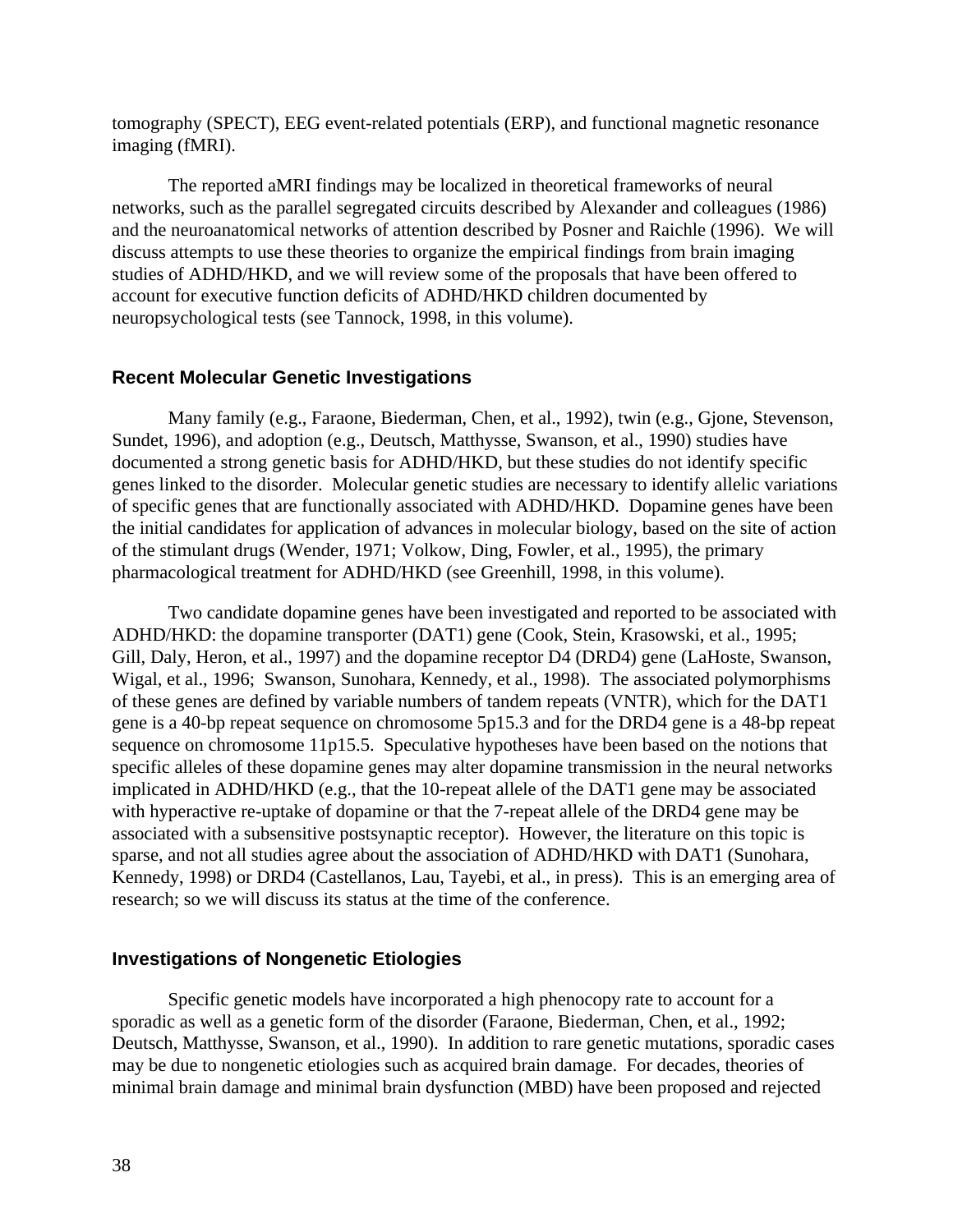tomography (SPECT), EEG event-related potentials (ERP), and functional magnetic resonance imaging (fMRI).

The reported aMRI findings may be localized in theoretical frameworks of neural networks, such as the parallel segregated circuits described by Alexander and colleagues (1986) and the neuroanatomical networks of attention described by Posner and Raichle (1996). We will discuss attempts to use these theories to organize the empirical findings from brain imaging studies of ADHD/HKD, and we will review some of the proposals that have been offered to account for executive function deficits of ADHD/HKD children documented by neuropsychological tests (see Tannock, 1998, in this volume).

### Recent Molecular Genetic Investigations

Many family (e.g., Faraone, Biederman, Chen, et al., 1992), twin (e.g., Gjone, Stevenson, Sundet, 1996), and adoption (e.g., Deutsch, Matthysse, Swanson, et al., 1990) studies have documented a strong genetic basis for ADHD/HKD, but these studies do not identify specific genes linked to the disorder. Molecular genetic studies are necessary to identify allelic variations of specific genes that are functionally associated with ADHD/HKD. Dopamine genes have been the initial candidates for application of advances in molecular biology, based on the site of action of the stimulant drugs (Wender, 1971; Volkow, Ding, Fowler, et al., 1995), the primary pharmacological treatment for ADHD/HKD (see Greenhill, 1998, in this volume).

Two candidate dopamine genes have been investigated and reported to be associated with ADHD/HKD: the dopamine transporter (DAT1) gene (Cook, Stein, Krasowski, et al., 1995; Gill, Daly, Heron, et al., 1997) and the dopamine receptor D4 (DRD4) gene (LaHoste, Swanson, Wigal, et al., 1996; Swanson, Sunohara, Kennedy, et al., 1998). The associated polymorphisms of these genes are defined by variable numbers of tandem repeats (VNTR), which for the DAT1 gene is a 40-bp repeat sequence on chromosome 5p15.3 and for the DRD4 gene is a 48-bp repeat sequence on chromosome 11p15.5. Speculative hypotheses have been based on the notions that specific alleles of these dopamine genes may alter dopamine transmission in the neural networks implicated in ADHD/HKD (e.g., that the 10-repeat allele of the DAT1 gene may be associated with hyperactive re-uptake of dopamine or that the 7-repeat allele of the DRD4 gene may be associated with a subsensitive postsynaptic receptor). However, the literature on this topic is sparse, and not all studies agree about the association of ADHD/HKD with DAT1 (Sunohara, Kennedy, 1998) or DRD4 (Castellanos, Lau, Tayebi, et al., in press). This is an emerging area of research; so we will discuss its status at the time of the conference.

### Investigations of Nongenetic Etiologies

Specific genetic models have incorporated a high phenocopy rate to account for a sporadic as well as a genetic form of the disorder (Faraone, Biederman, Chen, et al., 1992; Deutsch, Matthysse, Swanson, et al., 1990). In addition to rare genetic mutations, sporadic cases may be due to nongenetic etiologies such as acquired brain damage. For decades, theories of minimal brain damage and minimal brain dysfunction (MBD) have been proposed and rejected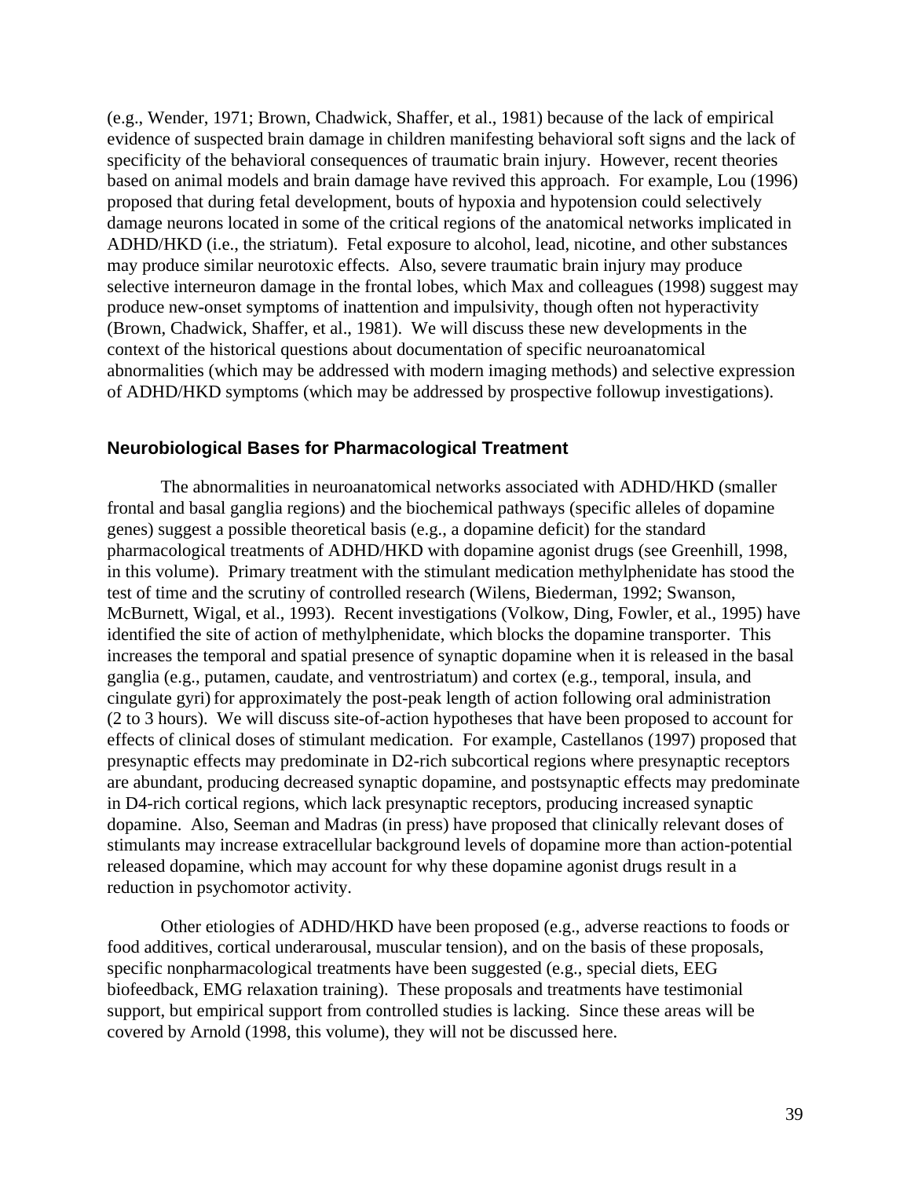(e.g., Wender, 1971; Brown, Chadwick, Shaffer, et al., 1981) because of the lack of empirical evidence of suspected brain damage in children manifesting behavioral soft signs and the lack of specificity of the behavioral consequences of traumatic brain injury. However, recent theories based on animal models and brain damage have revived this approach. For example, Lou (1996) proposed that during fetal development, bouts of hypoxia and hypotension could selectively damage neurons located in some of the critical regions of the anatomical networks implicated in ADHD/HKD (i.e., the striatum). Fetal exposure to alcohol, lead, nicotine, and other substances may produce similar neurotoxic effects. Also, severe traumatic brain injury may produce selective interneuron damage in the frontal lobes, which Max and colleagues (1998) suggest may produce new-onset symptoms of inattention and impulsivity, though often not hyperactivity (Brown, Chadwick, Shaffer, et al., 1981). We will discuss these new developments in the context of the historical questions about documentation of specific neuroanatomical abnormalities (which may be addressed with modern imaging methods) and selective expression of ADHD/HKD symptoms (which may be addressed by prospective followup investigations).

### Neurobiological Bases for Pharmacological Treatment

The abnormalities in neuroanatomical networks associated with ADHD/HKD (smaller frontal and basal ganglia regions) and the biochemical pathways (specific alleles of dopamine genes) suggest a possible theoretical basis (e.g., a dopamine deficit) for the standard pharmacological treatments of ADHD/HKD with dopamine agonist drugs (see Greenhill, 1998, in this volume). Primary treatment with the stimulant medication methylphenidate has stood the test of time and the scrutiny of controlled research (Wilens, Biederman, 1992; Swanson, McBurnett, Wigal, et al., 1993). Recent investigations (Volkow, Ding, Fowler, et al., 1995) have identified the site of action of methylphenidate, which blocks the dopamine transporter. This increases the temporal and spatial presence of synaptic dopamine when it is released in the basal ganglia (e.g., putamen, caudate, and ventrostriatum) and cortex (e.g., temporal, insula, and cingulate gyri) for approximately the post-peak length of action following oral administration (2 to 3 hours). We will discuss site-of-action hypotheses that have been proposed to account for effects of clinical doses of stimulant medication. For example, Castellanos (1997) proposed that presynaptic effects may predominate in D2-rich subcortical regions where presynaptic receptors are abundant, producing decreased synaptic dopamine, and postsynaptic effects may predominate in D4-rich cortical regions, which lack presynaptic receptors, producing increased synaptic dopamine. Also, Seeman and Madras (in press) have proposed that clinically relevant doses of stimulants may increase extracellular background levels of dopamine more than action-potential released dopamine, which may account for why these dopamine agonist drugs result in a reduction in psychomotor activity.

Other etiologies of ADHD/HKD have been proposed (e.g., adverse reactions to foods or food additives, cortical underarousal, muscular tension), and on the basis of these proposals, specific nonpharmacological treatments have been suggested (e.g., special diets, EEG biofeedback, EMG relaxation training). These proposals and treatments have testimonial support, but empirical support from controlled studies is lacking. Since these areas will be covered by Arnold (1998, this volume), they will not be discussed here.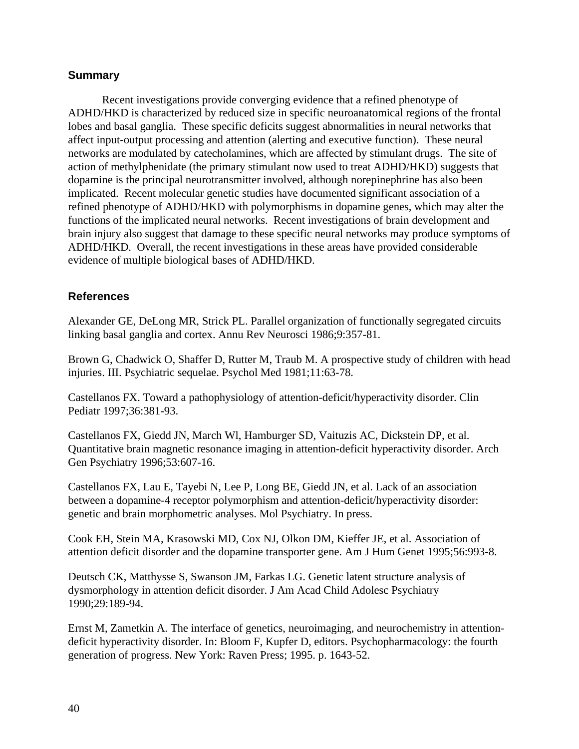## Summary

Recent investigations provide converging evidence that a refined phenotype of ADHD/HKD is characterized by reduced size in specific neuroanatomical regions of the frontal lobes and basal ganglia. These specific deficits suggest abnormalities in neural networks that affect input-output processing and attention (alerting and executive function). These neural networks are modulated by catecholamines, which are affected by stimulant drugs. The site of action of methylphenidate (the primary stimulant now used to treat ADHD/HKD) suggests that dopamine is the principal neurotransmitter involved, although norepinephrine has also been implicated. Recent molecular genetic studies have documented significant association of a refined phenotype of ADHD/HKD with polymorphisms in dopamine genes, which may alter the functions of the implicated neural networks. Recent investigations of brain development and brain injury also suggest that damage to these specific neural networks may produce symptoms of ADHD/HKD. Overall, the recent investigations in these areas have provided considerable evidence of multiple biological bases of ADHD/HKD.

## References

Alexander GE, DeLong MR, Strick PL. Parallel organization of functionally segregated circuits linking basal ganglia and cortex. Annu Rev Neurosci 1986;9:357-81.

Brown G, Chadwick O, Shaffer D, Rutter M, Traub M. A prospective study of children with head injuries. III. Psychiatric sequelae. Psychol Med 1981;11:63-78.

Castellanos FX. Toward a pathophysiology of attention-deficit/hyperactivity disorder. Clin Pediatr 1997;36:381-93.

Castellanos FX, Giedd JN, March Wl, Hamburger SD, Vaituzis AC, Dickstein DP, et al. Quantitative brain magnetic resonance imaging in attention-deficit hyperactivity disorder. Arch Gen Psychiatry 1996;53:607-16.

Castellanos FX, Lau E, Tayebi N, Lee P, Long BE, Giedd JN, et al. Lack of an association between a dopamine-4 receptor polymorphism and attention-deficit/hyperactivity disorder: genetic and brain morphometric analyses. Mol Psychiatry. In press.

Cook EH, Stein MA, Krasowski MD, Cox NJ, Olkon DM, Kieffer JE, et al. Association of attention deficit disorder and the dopamine transporter gene. Am J Hum Genet 1995;56:993-8.

Deutsch CK, Matthysse S, Swanson JM, Farkas LG. Genetic latent structure analysis of dysmorphology in attention deficit disorder. J Am Acad Child Adolesc Psychiatry 1990;29:189-94.

Ernst M, Zametkin A. The interface of genetics, neuroimaging, and neurochemistry in attention-deficit hyperactivity disorder. In: Bloom F, Kupfer D, editors. Psychopharmacology: the fourth generation of progress. New York: Raven Press; 1995. p. 1643-52.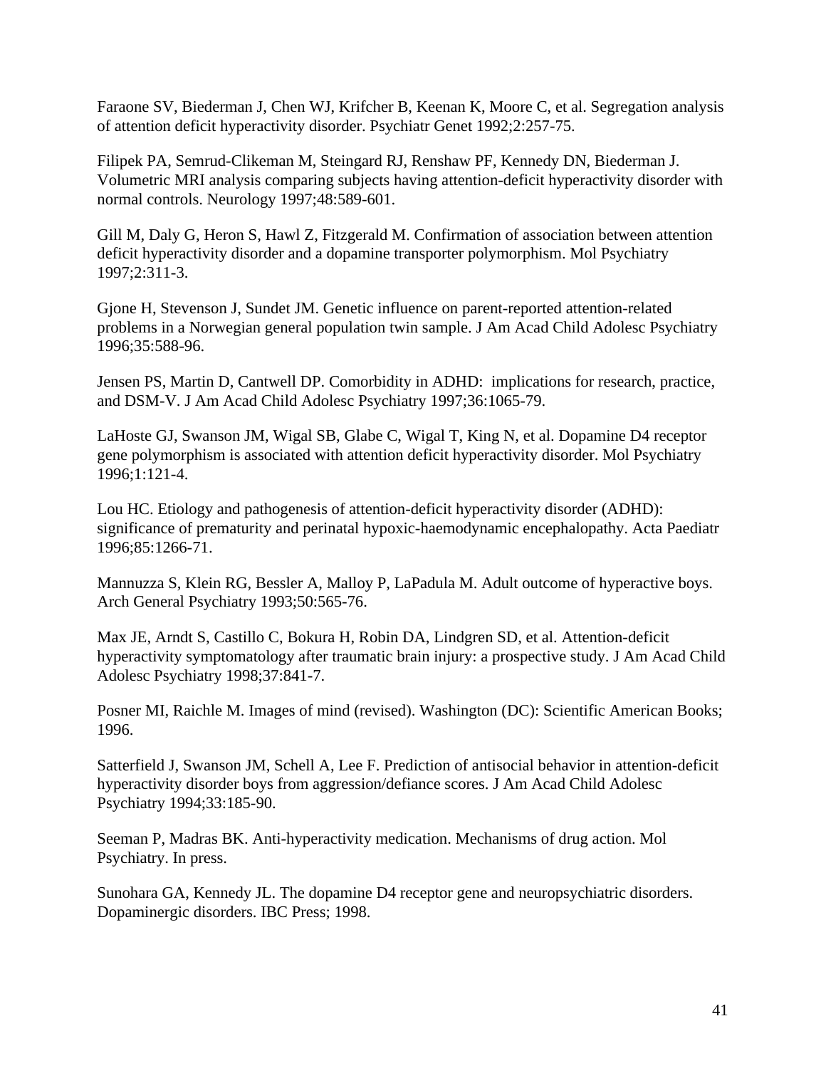Faraone SV, Biederman J, Chen WJ, Krifcher B, Keenan K, Moore C, et al. Segregation analysis of attention deficit hyperactivity disorder. Psychiatr Genet 1992;2:257-75.

Filipek PA, Semrud-Clikeman M, Steingard RJ, Renshaw PF, Kennedy DN, Biederman J. Volumetric MRI analysis comparing subjects having attention-deficit hyperactivity disorder with normal controls. Neurology 1997;48:589-601.

Gill M, Daly G, Heron S, Hawl Z, Fitzgerald M. Confirmation of association between attention deficit hyperactivity disorder and a dopamine transporter polymorphism. Mol Psychiatry 1997;2:311-3.

Gjone H, Stevenson J, Sundet JM. Genetic influence on parent-reported attention-related problems in a Norwegian general population twin sample. J Am Acad Child Adolesc Psychiatry 1996;35:588-96.

Jensen PS, Martin D, Cantwell DP. Comorbidity in ADHD: implications for research, practice, and DSM-V. J Am Acad Child Adolesc Psychiatry 1997;36:1065-79.

LaHoste GJ, Swanson JM, Wigal SB, Glabe C, Wigal T, King N, et al. Dopamine D4 receptor gene polymorphism is associated with attention deficit hyperactivity disorder. Mol Psychiatry 1996;1:121-4.

Lou HC. Etiology and pathogenesis of attention-deficit hyperactivity disorder (ADHD): significance of prematurity and perinatal hypoxic-haemodynamic encephalopathy. Acta Paediatr 1996;85:1266-71.

Mannuzza S, Klein RG, Bessler A, Malloy P, LaPadula M. Adult outcome of hyperactive boys. Arch General Psychiatry 1993;50:565-76.

Max JE, Arndt S, Castillo C, Bokura H, Robin DA, Lindgren SD, et al. Attention-deficit hyperactivity symptomatology after traumatic brain injury: a prospective study. J Am Acad Child Adolesc Psychiatry 1998;37:841-7.

Posner MI, Raichle M. Images of mind (revised). Washington (DC): Scientific American Books; 1996.

Satterfield J, Swanson JM, Schell A, Lee F. Prediction of antisocial behavior in attention-deficit hyperactivity disorder boys from aggression/defiance scores. J Am Acad Child Adolesc Psychiatry 1994;33:185-90.

Seeman P, Madras BK. Anti-hyperactivity medication. Mechanisms of drug action. Mol Psychiatry. In press.

Sunohara GA, Kennedy JL. The dopamine D4 receptor gene and neuropsychiatric disorders. Dopaminergic disorders. IBC Press; 1998.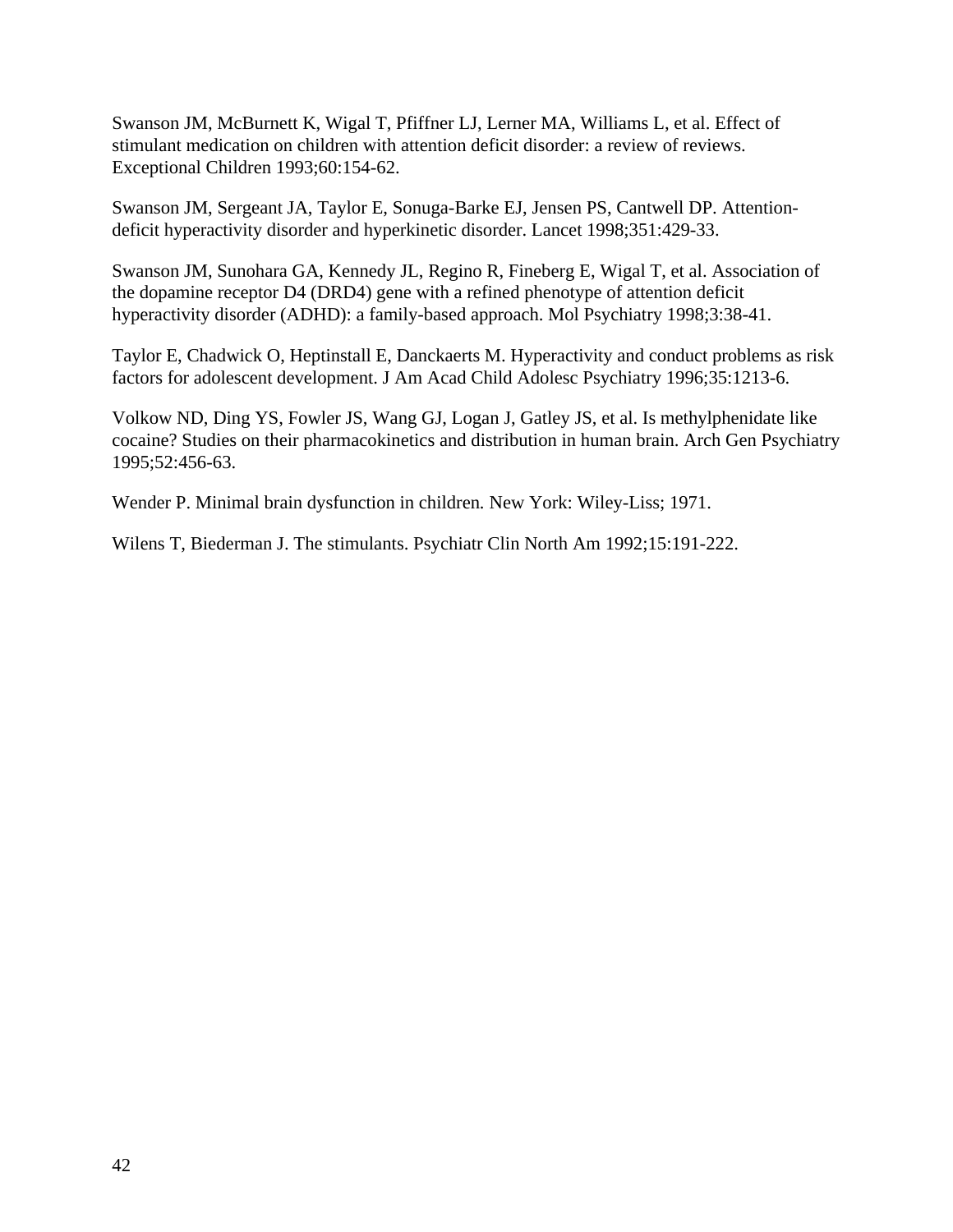Swanson JM, McBurnett K, Wigal T, Pfiffner LJ, Lerner MA, Williams L, et al. Effect of stimulant medication on children with attention deficit disorder: a review of reviews. Exceptional Children 1993;60:154-62.

Swanson JM, Sergeant JA, Taylor E, Sonuga-Barke EJ, Jensen PS, Cantwell DP. Attention-deficit hyperactivity disorder and hyperkinetic disorder. Lancet 1998;351:429-33.

Swanson JM, Sunohara GA, Kennedy JL, Regino R, Fineberg E, Wigal T, et al. Association of the dopamine receptor D4 (DRD4) gene with a refined phenotype of attention deficit hyperactivity disorder (ADHD): a family-based approach. Mol Psychiatry 1998;3:38-41.

Taylor E, Chadwick O, Heptinstall E, Danckaerts M. Hyperactivity and conduct problems as risk factors for adolescent development. J Am Acad Child Adolesc Psychiatry 1996;35:1213-6.

Volkow ND, Ding YS, Fowler JS, Wang GJ, Logan J, Gatley JS, et al. Is methylphenidate like cocaine? Studies on their pharmacokinetics and distribution in human brain. Arch Gen Psychiatry 1995;52:456-63.

Wender P. Minimal brain dysfunction in children. New York: Wiley-Liss; 1971.

Wilens T, Biederman J. The stimulants. Psychiatr Clin North Am 1992;15:191-222.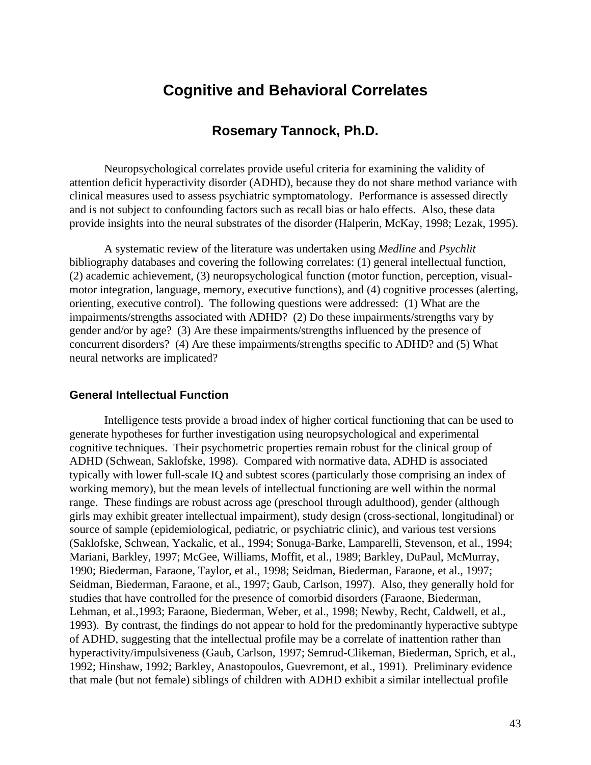# Cognitive and Behavioral Correlates

## Rosemary Tannock, Ph.D.

Neuropsychological correlates provide useful criteria for examining the validity of attention deficit hyperactivity disorder (ADHD), because they do not share method variance with clinical measures used to assess psychiatric symptomatology. Performance is assessed directly and is not subject to confounding factors such as recall bias or halo effects. Also, these data provide insights into the neural substrates of the disorder (Halperin, McKay, 1998; Lezak, 1995).

A systematic review of the literature was undertaken using *Medline* and *Psychlit* bibliography databases and covering the following correlates: (1) general intellectual function, (2) academic achievement, (3) neuropsychological function (motor function, perception, visual-motor integration, language, memory, executive functions), and (4) cognitive processes (alerting, orienting, executive control). The following questions were addressed: (1) What are the impairments/strengths associated with ADHD? (2) Do these impairments/strengths vary by gender and/or by age? (3) Are these impairments/strengths influenced by the presence of concurrent disorders? (4) Are these impairments/strengths specific to ADHD? and (5) What neural networks are implicated?

### General Intellectual Function

Intelligence tests provide a broad index of higher cortical functioning that can be used to generate hypotheses for further investigation using neuropsychological and experimental cognitive techniques. Their psychometric properties remain robust for the clinical group of ADHD (Schwean, Saklofske, 1998). Compared with normative data, ADHD is associated typically with lower full-scale IQ and subtest scores (particularly those comprising an index of working memory), but the mean levels of intellectual functioning are well within the normal range. These findings are robust across age (preschool through adulthood), gender (although girls may exhibit greater intellectual impairment), study design (cross-sectional, longitudinal) or source of sample (epidemiological, pediatric, or psychiatric clinic), and various test versions (Saklofske, Schwean, Yackalic, et al., 1994; Sonuga-Barke, Lamparelli, Stevenson, et al., 1994; Mariani, Barkley, 1997; McGee, Williams, Moffit, et al., 1989; Barkley, DuPaul, McMurray, 1990; Biederman, Faraone, Taylor, et al., 1998; Seidman, Biederman, Faraone, et al., 1997; Seidman, Biederman, Faraone, et al., 1997; Gaub, Carlson, 1997). Also, they generally hold for studies that have controlled for the presence of comorbid disorders (Faraone, Biederman, Lehman, et al.,1993; Faraone, Biederman, Weber, et al., 1998; Newby, Recht, Caldwell, et al., 1993). By contrast, the findings do not appear to hold for the predominantly hyperactive subtype of ADHD, suggesting that the intellectual profile may be a correlate of inattention rather than hyperactivity/impulsiveness (Gaub, Carlson, 1997; Semrud-Clikeman, Biederman, Sprich, et al., 1992; Hinshaw, 1992; Barkley, Anastopoulos, Guevremont, et al., 1991). Preliminary evidence that male (but not female) siblings of children with ADHD exhibit a similar intellectual profile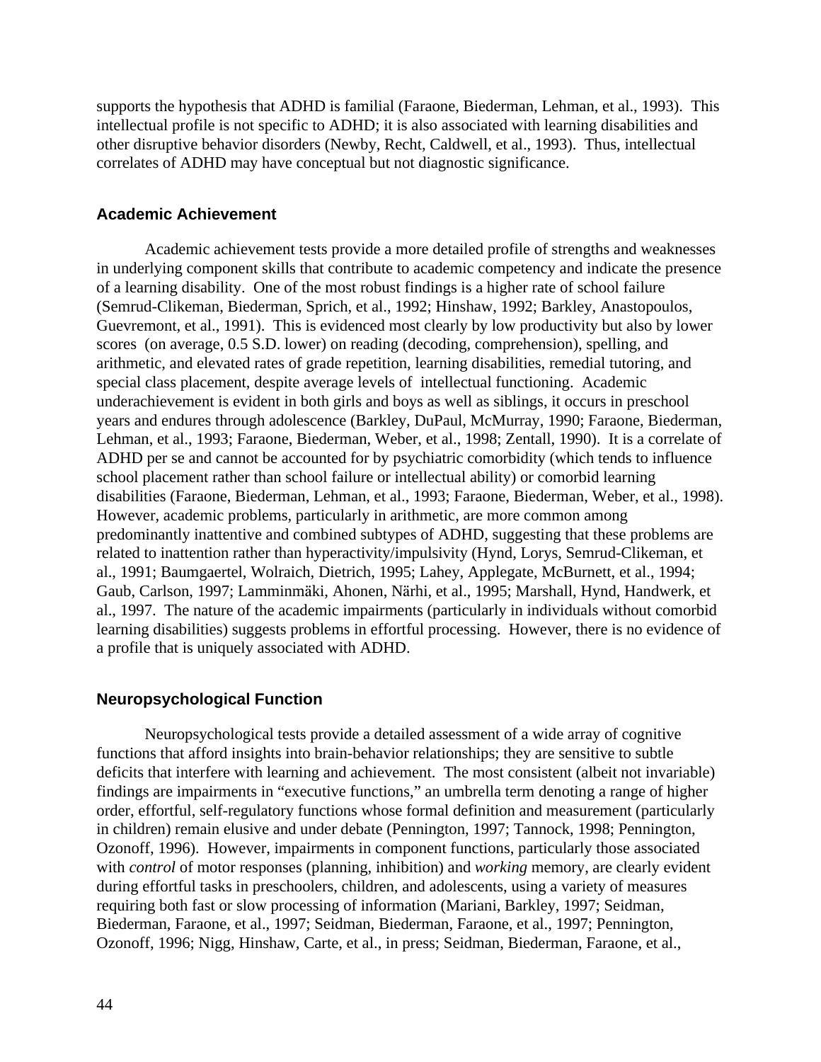supports the hypothesis that ADHD is familial (Faraone, Biederman, Lehman, et al., 1993). This intellectual profile is not specific to ADHD; it is also associated with learning disabilities and other disruptive behavior disorders (Newby, Recht, Caldwell, et al., 1993). Thus, intellectual correlates of ADHD may have conceptual but not diagnostic significance.

## Academic Achievement

Academic achievement tests provide a more detailed profile of strengths and weaknesses in underlying component skills that contribute to academic competency and indicate the presence of a learning disability. One of the most robust findings is a higher rate of school failure (Semrud-Clikeman, Biederman, Sprich, et al., 1992; Hinshaw, 1992; Barkley, Anastopoulos, Guevremont, et al., 1991). This is evidenced most clearly by low productivity but also by lower scores (on average, 0.5 S.D. lower) on reading (decoding, comprehension), spelling, and arithmetic, and elevated rates of grade repetition, learning disabilities, remedial tutoring, and special class placement, despite average levels of intellectual functioning. Academic underachievement is evident in both girls and boys as well as siblings, it occurs in preschool years and endures through adolescence (Barkley, DuPaul, McMurray, 1990; Faraone, Biederman, Lehman, et al., 1993; Faraone, Biederman, Weber, et al., 1998; Zentall, 1990). It is a correlate of ADHD per se and cannot be accounted for by psychiatric comorbidity (which tends to influence school placement rather than school failure or intellectual ability) or comorbid learning disabilities (Faraone, Biederman, Lehman, et al., 1993; Faraone, Biederman, Weber, et al., 1998). However, academic problems, particularly in arithmetic, are more common among predominantly inattentive and combined subtypes of ADHD, suggesting that these problems are related to inattention rather than hyperactivity/impulsivity (Hynd, Lorys, Semrud-Clikeman, et al., 1991; Baumgaertel, Wolraich, Dietrich, 1995; Lahey, Applegate, McBurnett, et al., 1994; Gaub, Carlson, 1997; Lamminmäki, Ahonen, Närhi, et al., 1995; Marshall, Hynd, Handwerk, et al., 1997. The nature of the academic impairments (particularly in individuals without comorbid learning disabilities) suggests problems in effortful processing. However, there is no evidence of a profile that is uniquely associated with ADHD.

## Neuropsychological Function

Neuropsychological tests provide a detailed assessment of a wide array of cognitive functions that afford insights into brain-behavior relationships; they are sensitive to subtle deficits that interfere with learning and achievement. The most consistent (albeit not invariable) findings are impairments in "executive functions," an umbrella term denoting a range of higher order, effortful, self-regulatory functions whose formal definition and measurement (particularly in children) remain elusive and under debate (Pennington, 1997; Tannock, 1998; Pennington, Ozonoff, 1996). However, impairments in component functions, particularly those associated with *control* of motor responses (planning, inhibition) and *working* memory, are clearly evident during effortful tasks in preschoolers, children, and adolescents, using a variety of measures requiring both fast or slow processing of information (Mariani, Barkley, 1997; Seidman, Biederman, Faraone, et al., 1997; Seidman, Biederman, Faraone, et al., 1997; Pennington, Ozonoff, 1996; Nigg, Hinshaw, Carte, et al., in press; Seidman, Biederman, Faraone, et al.,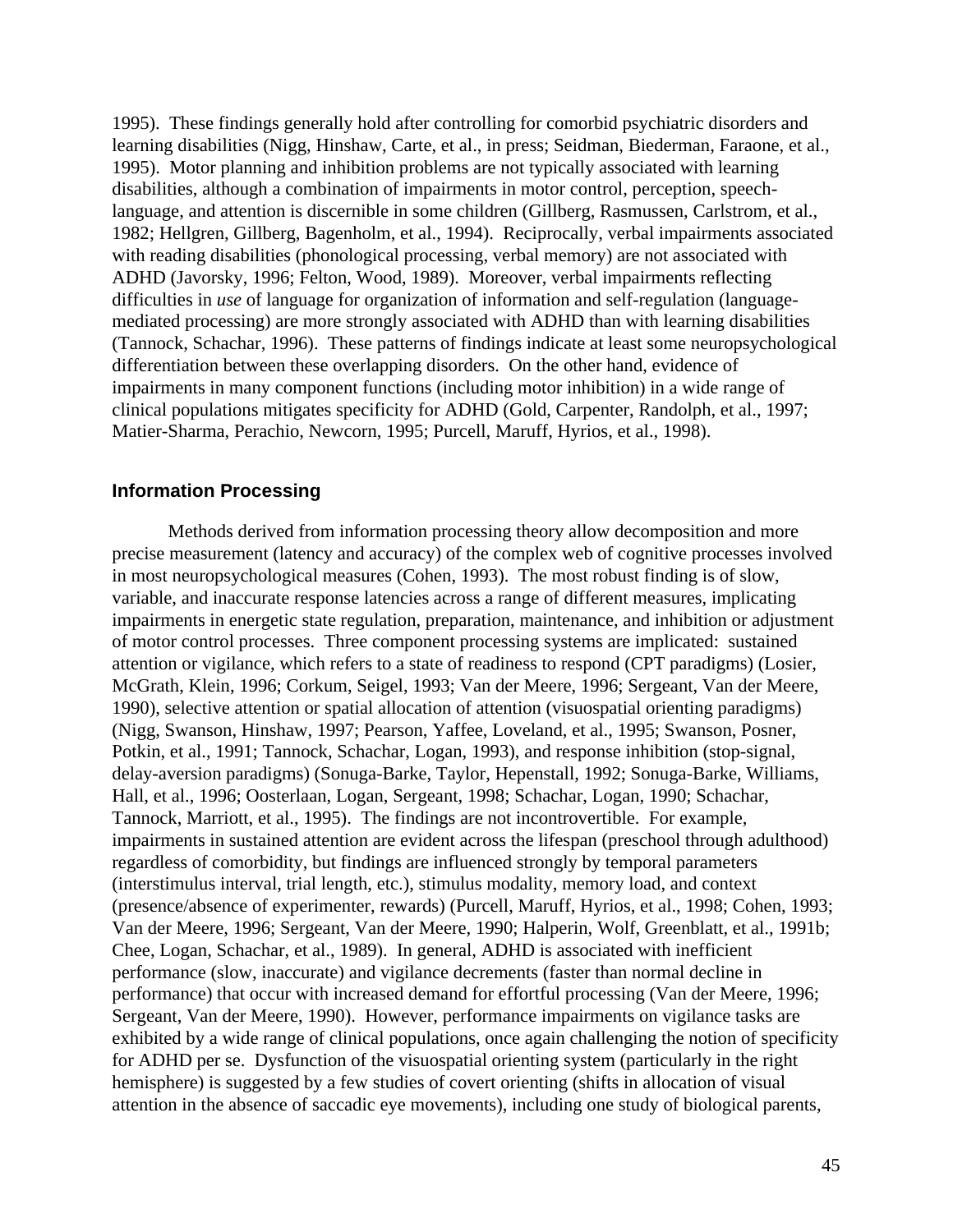1995). These findings generally hold after controlling for comorbid psychiatric disorders and learning disabilities (Nigg, Hinshaw, Carte, et al., in press; Seidman, Biederman, Faraone, et al., 1995). Motor planning and inhibition problems are not typically associated with learning disabilities, although a combination of impairments in motor control, perception, speech-language, and attention is discernible in some children (Gillberg, Rasmussen, Carlstrom, et al., 1982; Hellgren, Gillberg, Bagenholm, et al., 1994). Reciprocally, verbal impairments associated with reading disabilities (phonological processing, verbal memory) are not associated with ADHD (Javorsky, 1996; Felton, Wood, 1989). Moreover, verbal impairments reflecting difficulties in *use* of language for organization of information and self-regulation (language-mediated processing) are more strongly associated with ADHD than with learning disabilities (Tannock, Schachar, 1996). These patterns of findings indicate at least some neuropsychological differentiation between these overlapping disorders. On the other hand, evidence of impairments in many component functions (including motor inhibition) in a wide range of clinical populations mitigates specificity for ADHD (Gold, Carpenter, Randolph, et al., 1997; Matier-Sharma, Perachio, Newcorn, 1995; Purcell, Maruff, Hyrios, et al., 1998).

## Information Processing

Methods derived from information processing theory allow decomposition and more precise measurement (latency and accuracy) of the complex web of cognitive processes involved in most neuropsychological measures (Cohen, 1993). The most robust finding is of slow, variable, and inaccurate response latencies across a range of different measures, implicating impairments in energetic state regulation, preparation, maintenance, and inhibition or adjustment of motor control processes. Three component processing systems are implicated: sustained attention or vigilance, which refers to a state of readiness to respond (CPT paradigms) (Losier, McGrath, Klein, 1996; Corkum, Seigel, 1993; Van der Meere, 1996; Sergeant, Van der Meere, 1990), selective attention or spatial allocation of attention (visuospatial orienting paradigms) (Nigg, Swanson, Hinshaw, 1997; Pearson, Yaffee, Loveland, et al., 1995; Swanson, Posner, Potkin, et al., 1991; Tannock, Schachar, Logan, 1993), and response inhibition (stop-signal, delay-aversion paradigms) (Sonuga-Barke, Taylor, Hepenstall, 1992; Sonuga-Barke, Williams, Hall, et al., 1996; Oosterlaan, Logan, Sergeant, 1998; Schachar, Logan, 1990; Schachar, Tannock, Marriott, et al., 1995). The findings are not incontrovertible. For example, impairments in sustained attention are evident across the lifespan (preschool through adulthood) regardless of comorbidity, but findings are influenced strongly by temporal parameters (interstimulus interval, trial length, etc.), stimulus modality, memory load, and context (presence/absence of experimenter, rewards) (Purcell, Maruff, Hyrios, et al., 1998; Cohen, 1993; Van der Meere, 1996; Sergeant, Van der Meere, 1990; Halperin, Wolf, Greenblatt, et al., 1991b; Chee, Logan, Schachar, et al., 1989). In general, ADHD is associated with inefficient performance (slow, inaccurate) and vigilance decrements (faster than normal decline in performance) that occur with increased demand for effortful processing (Van der Meere, 1996; Sergeant, Van der Meere, 1990). However, performance impairments on vigilance tasks are exhibited by a wide range of clinical populations, once again challenging the notion of specificity for ADHD per se. Dysfunction of the visuospatial orienting system (particularly in the right hemisphere) is suggested by a few studies of covert orienting (shifts in allocation of visual attention in the absence of saccadic eye movements), including one study of biological parents,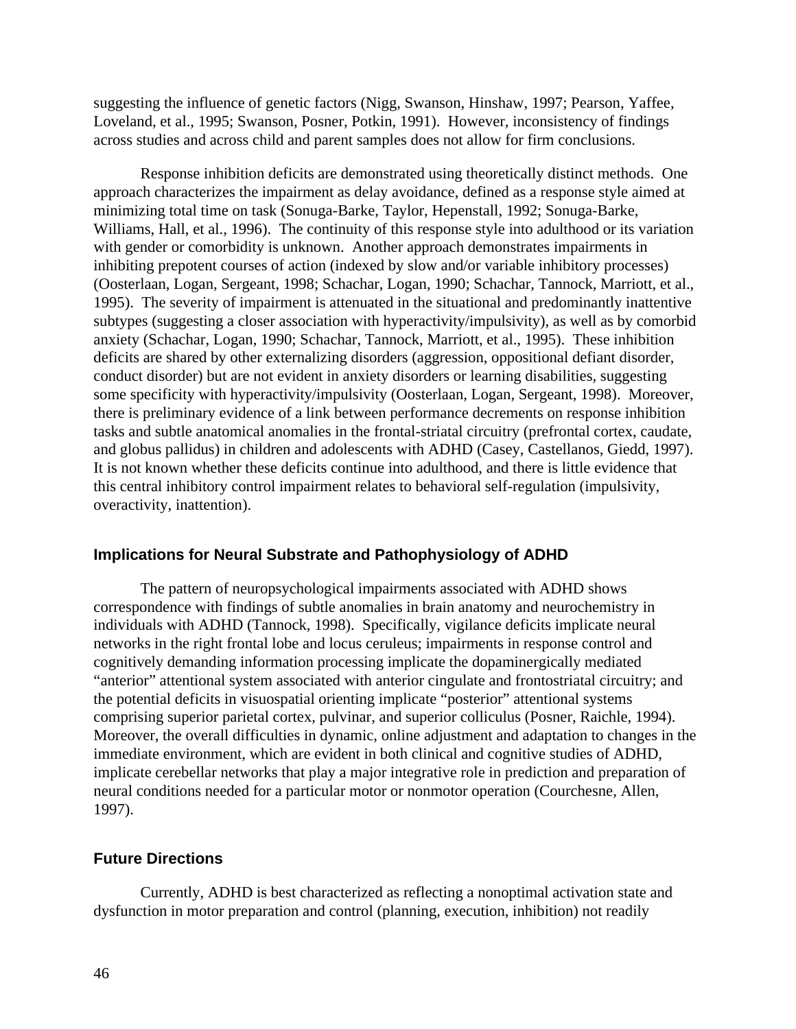suggesting the influence of genetic factors (Nigg, Swanson, Hinshaw, 1997; Pearson, Yaffee, Loveland, et al., 1995; Swanson, Posner, Potkin, 1991). However, inconsistency of findings across studies and across child and parent samples does not allow for firm conclusions.

Response inhibition deficits are demonstrated using theoretically distinct methods. One approach characterizes the impairment as delay avoidance, defined as a response style aimed at minimizing total time on task (Sonuga-Barke, Taylor, Hepenstall, 1992; Sonuga-Barke, Williams, Hall, et al., 1996). The continuity of this response style into adulthood or its variation with gender or comorbidity is unknown. Another approach demonstrates impairments in inhibiting prepotent courses of action (indexed by slow and/or variable inhibitory processes) (Oosterlaan, Logan, Sergeant, 1998; Schachar, Logan, 1990; Schachar, Tannock, Marriott, et al., 1995). The severity of impairment is attenuated in the situational and predominantly inattentive subtypes (suggesting a closer association with hyperactivity/impulsivity), as well as by comorbid anxiety (Schachar, Logan, 1990; Schachar, Tannock, Marriott, et al., 1995). These inhibition deficits are shared by other externalizing disorders (aggression, oppositional defiant disorder, conduct disorder) but are not evident in anxiety disorders or learning disabilities, suggesting some specificity with hyperactivity/impulsivity (Oosterlaan, Logan, Sergeant, 1998). Moreover, there is preliminary evidence of a link between performance decrements on response inhibition tasks and subtle anatomical anomalies in the frontal-striatal circuitry (prefrontal cortex, caudate, and globus pallidus) in children and adolescents with ADHD (Casey, Castellanos, Giedd, 1997). It is not known whether these deficits continue into adulthood, and there is little evidence that this central inhibitory control impairment relates to behavioral self-regulation (impulsivity, overactivity, inattention).

### Implications for Neural Substrate and Pathophysiology of ADHD

The pattern of neuropsychological impairments associated with ADHD shows correspondence with findings of subtle anomalies in brain anatomy and neurochemistry in individuals with ADHD (Tannock, 1998). Specifically, vigilance deficits implicate neural networks in the right frontal lobe and locus ceruleus; impairments in response control and cognitively demanding information processing implicate the dopaminergically mediated "anterior" attentional system associated with anterior cingulate and frontostriatal circuitry; and the potential deficits in visuospatial orienting implicate "posterior" attentional systems comprising superior parietal cortex, pulvinar, and superior colliculus (Posner, Raichle, 1994). Moreover, the overall difficulties in dynamic, online adjustment and adaptation to changes in the immediate environment, which are evident in both clinical and cognitive studies of ADHD, implicate cerebellar networks that play a major integrative role in prediction and preparation of neural conditions needed for a particular motor or nonmotor operation (Courchesne, Allen, 1997).

### Future Directions

Currently, ADHD is best characterized as reflecting a nonoptimal activation state and dysfunction in motor preparation and control (planning, execution, inhibition) not readily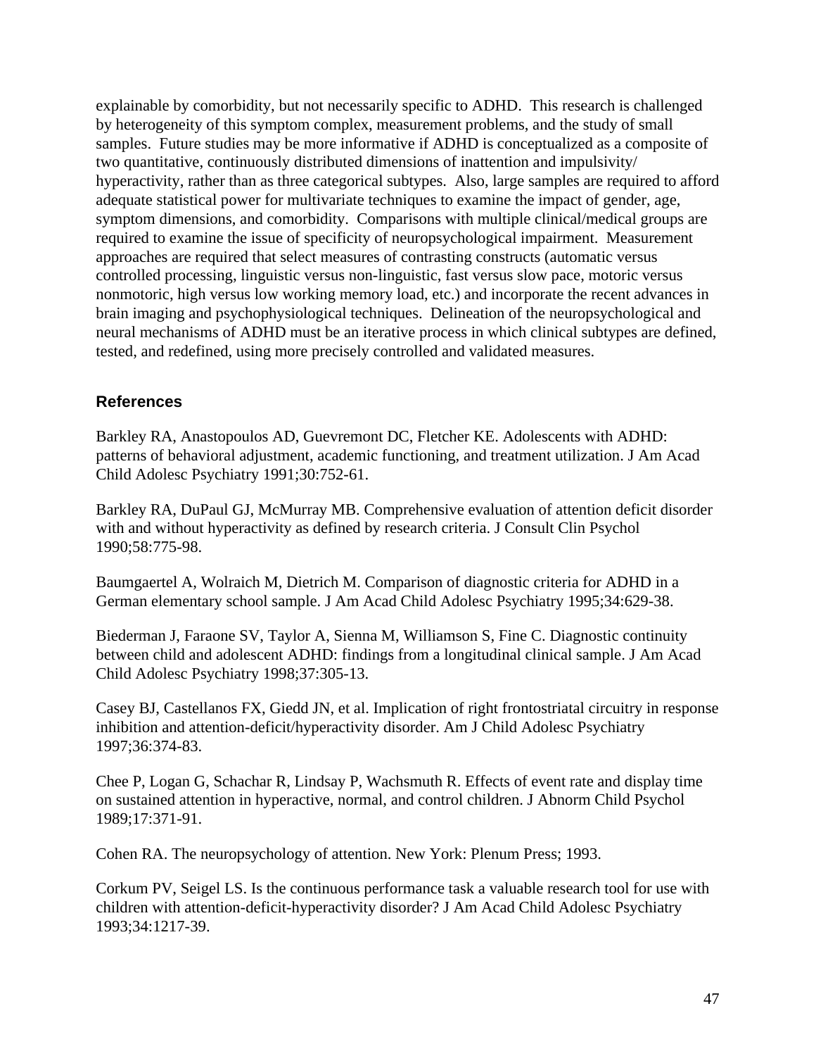explainable by comorbidity, but not necessarily specific to ADHD. This research is challenged by heterogeneity of this symptom complex, measurement problems, and the study of small samples. Future studies may be more informative if ADHD is conceptualized as a composite of two quantitative, continuously distributed dimensions of inattention and impulsivity/ hyperactivity, rather than as three categorical subtypes. Also, large samples are required to afford adequate statistical power for multivariate techniques to examine the impact of gender, age, symptom dimensions, and comorbidity. Comparisons with multiple clinical/medical groups are required to examine the issue of specificity of neuropsychological impairment. Measurement approaches are required that select measures of contrasting constructs (automatic versus controlled processing, linguistic versus non-linguistic, fast versus slow pace, motoric versus nonmotoric, high versus low working memory load, etc.) and incorporate the recent advances in brain imaging and psychophysiological techniques. Delineation of the neuropsychological and neural mechanisms of ADHD must be an iterative process in which clinical subtypes are defined, tested, and redefined, using more precisely controlled and validated measures.

## References

Barkley RA, Anastopoulos AD, Guevremont DC, Fletcher KE. Adolescents with ADHD: patterns of behavioral adjustment, academic functioning, and treatment utilization. J Am Acad Child Adolesc Psychiatry 1991;30:752-61.

Barkley RA, DuPaul GJ, McMurray MB. Comprehensive evaluation of attention deficit disorder with and without hyperactivity as defined by research criteria. J Consult Clin Psychol 1990;58:775-98.

Baumgaertel A, Wolraich M, Dietrich M. Comparison of diagnostic criteria for ADHD in a German elementary school sample. J Am Acad Child Adolesc Psychiatry 1995;34:629-38.

Biederman J, Faraone SV, Taylor A, Sienna M, Williamson S, Fine C. Diagnostic continuity between child and adolescent ADHD: findings from a longitudinal clinical sample. J Am Acad Child Adolesc Psychiatry 1998;37:305-13.

Casey BJ, Castellanos FX, Giedd JN, et al. Implication of right frontostriatal circuitry in response inhibition and attention-deficit/hyperactivity disorder. Am J Child Adolesc Psychiatry 1997;36:374-83.

Chee P, Logan G, Schachar R, Lindsay P, Wachsmuth R. Effects of event rate and display time on sustained attention in hyperactive, normal, and control children. J Abnorm Child Psychol 1989;17:371-91.

Cohen RA. The neuropsychology of attention. New York: Plenum Press; 1993.

Corkum PV, Seigel LS. Is the continuous performance task a valuable research tool for use with children with attention-deficit-hyperactivity disorder? J Am Acad Child Adolesc Psychiatry 1993;34:1217-39.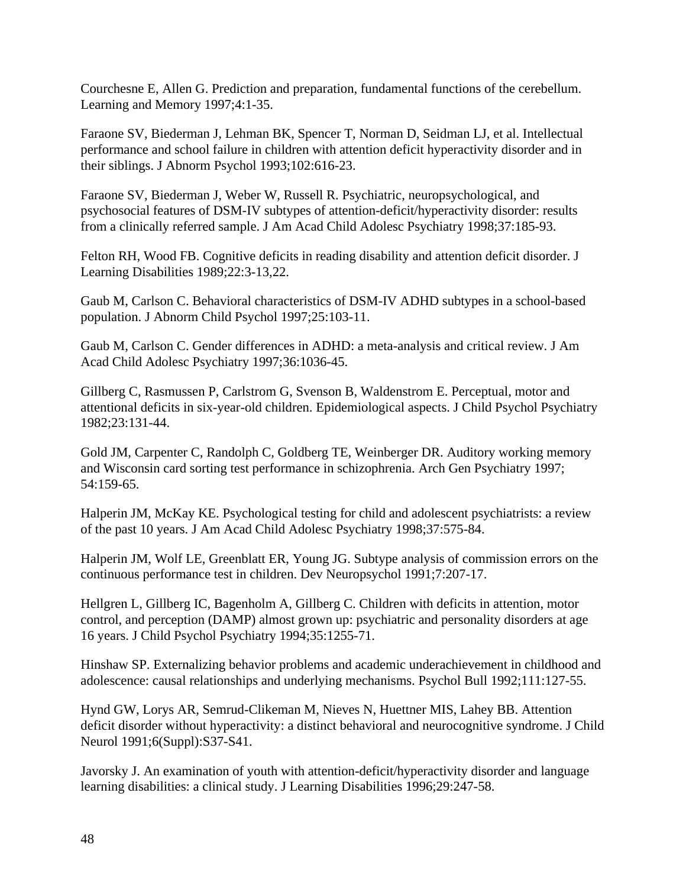Courchesne E, Allen G. Prediction and preparation, fundamental functions of the cerebellum. Learning and Memory 1997;4:1-35.

Faraone SV, Biederman J, Lehman BK, Spencer T, Norman D, Seidman LJ, et al. Intellectual performance and school failure in children with attention deficit hyperactivity disorder and in their siblings. J Abnorm Psychol 1993;102:616-23.

Faraone SV, Biederman J, Weber W, Russell R. Psychiatric, neuropsychological, and psychosocial features of DSM-IV subtypes of attention-deficit/hyperactivity disorder: results from a clinically referred sample. J Am Acad Child Adolesc Psychiatry 1998;37:185-93.

Felton RH, Wood FB. Cognitive deficits in reading disability and attention deficit disorder. J Learning Disabilities 1989;22:3-13,22.

Gaub M, Carlson C. Behavioral characteristics of DSM-IV ADHD subtypes in a school-based population. J Abnorm Child Psychol 1997;25:103-11.

Gaub M, Carlson C. Gender differences in ADHD: a meta-analysis and critical review. J Am Acad Child Adolesc Psychiatry 1997;36:1036-45.

Gillberg C, Rasmussen P, Carlstrom G, Svenson B, Waldenstrom E. Perceptual, motor and attentional deficits in six-year-old children. Epidemiological aspects. J Child Psychol Psychiatry 1982;23:131-44.

Gold JM, Carpenter C, Randolph C, Goldberg TE, Weinberger DR. Auditory working memory and Wisconsin card sorting test performance in schizophrenia. Arch Gen Psychiatry 1997; 54:159-65.

Halperin JM, McKay KE. Psychological testing for child and adolescent psychiatrists: a review of the past 10 years. J Am Acad Child Adolesc Psychiatry 1998;37:575-84.

Halperin JM, Wolf LE, Greenblatt ER, Young JG. Subtype analysis of commission errors on the continuous performance test in children. Dev Neuropsychol 1991;7:207-17.

Hellgren L, Gillberg IC, Bagenholm A, Gillberg C. Children with deficits in attention, motor control, and perception (DAMP) almost grown up: psychiatric and personality disorders at age 16 years. J Child Psychol Psychiatry 1994;35:1255-71.

Hinshaw SP. Externalizing behavior problems and academic underachievement in childhood and adolescence: causal relationships and underlying mechanisms. Psychol Bull 1992;111:127-55.

Hynd GW, Lorys AR, Semrud-Clikeman M, Nieves N, Huettner MIS, Lahey BB. Attention deficit disorder without hyperactivity: a distinct behavioral and neurocognitive syndrome. J Child Neurol 1991;6(Suppl):S37-S41.

Javorsky J. An examination of youth with attention-deficit/hyperactivity disorder and language learning disabilities: a clinical study. J Learning Disabilities 1996;29:247-58.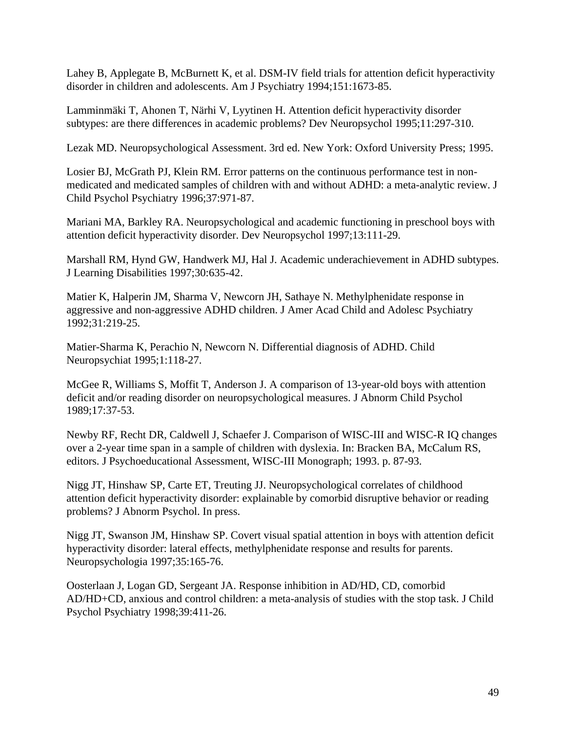Lahey B, Applegate B, McBurnett K, et al. DSM-IV field trials for attention deficit hyperactivity disorder in children and adolescents. Am J Psychiatry 1994;151:1673-85.

Lamminmäki T, Ahonen T, Närhi V, Lyytinen H. Attention deficit hyperactivity disorder subtypes: are there differences in academic problems? Dev Neuropsychol 1995;11:297-310.

Lezak MD. Neuropsychological Assessment. 3rd ed. New York: Oxford University Press; 1995.

Losier BJ, McGrath PJ, Klein RM. Error patterns on the continuous performance test in non-medicated and medicated samples of children with and without ADHD: a meta-analytic review. J Child Psychol Psychiatry 1996;37:971-87.

Mariani MA, Barkley RA. Neuropsychological and academic functioning in preschool boys with attention deficit hyperactivity disorder. Dev Neuropsychol 1997;13:111-29.

Marshall RM, Hynd GW, Handwerk MJ, Hal J. Academic underachievement in ADHD subtypes. J Learning Disabilities 1997;30:635-42.

Matier K, Halperin JM, Sharma V, Newcorn JH, Sathaye N. Methylphenidate response in aggressive and non-aggressive ADHD children. J Amer Acad Child and Adolesc Psychiatry 1992;31:219-25.

Matier-Sharma K, Perachio N, Newcorn N. Differential diagnosis of ADHD. Child Neuropsychiat 1995;1:118-27.

McGee R, Williams S, Moffit T, Anderson J. A comparison of 13-year-old boys with attention deficit and/or reading disorder on neuropsychological measures. J Abnorm Child Psychol 1989;17:37-53.

Newby RF, Recht DR, Caldwell J, Schaefer J. Comparison of WISC-III and WISC-R IQ changes over a 2-year time span in a sample of children with dyslexia. In: Bracken BA, McCalum RS, editors. J Psychoeducational Assessment, WISC-III Monograph; 1993. p. 87-93.

Nigg JT, Hinshaw SP, Carte ET, Treuting JJ. Neuropsychological correlates of childhood attention deficit hyperactivity disorder: explainable by comorbid disruptive behavior or reading problems? J Abnorm Psychol. In press.

Nigg JT, Swanson JM, Hinshaw SP. Covert visual spatial attention in boys with attention deficit hyperactivity disorder: lateral effects, methylphenidate response and results for parents. Neuropsychologia 1997;35:165-76.

Oosterlaan J, Logan GD, Sergeant JA. Response inhibition in AD/HD, CD, comorbid AD/HD+CD, anxious and control children: a meta-analysis of studies with the stop task. J Child Psychol Psychiatry 1998;39:411-26.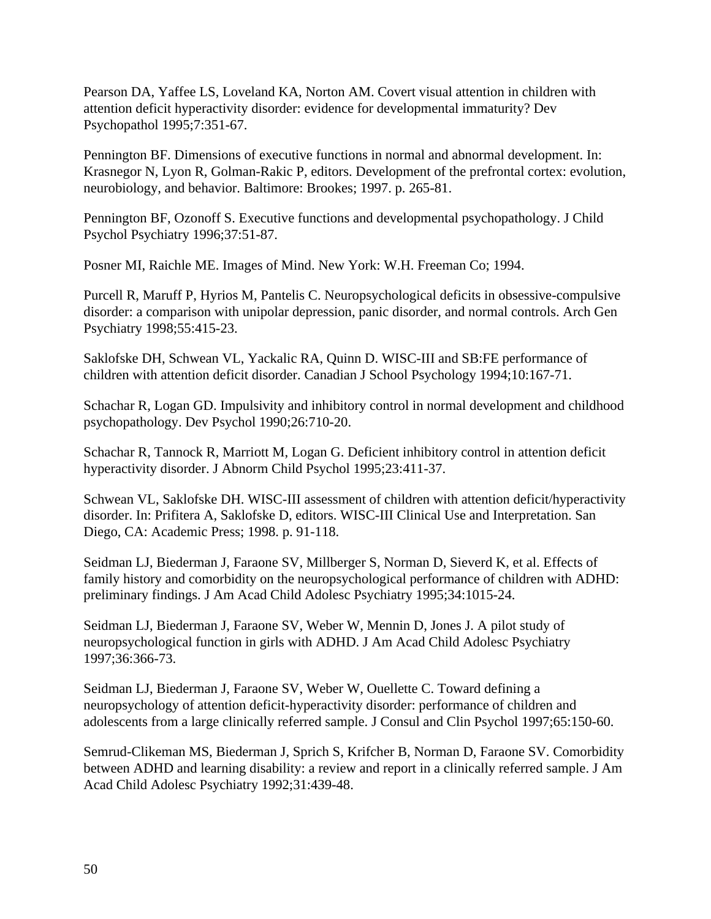Pearson DA, Yaffee LS, Loveland KA, Norton AM. Covert visual attention in children with attention deficit hyperactivity disorder: evidence for developmental immaturity? Dev Psychopathol 1995;7:351-67.

Pennington BF. Dimensions of executive functions in normal and abnormal development. In: Krasnegor N, Lyon R, Golman-Rakic P, editors. Development of the prefrontal cortex: evolution, neurobiology, and behavior. Baltimore: Brookes; 1997. p. 265-81.

Pennington BF, Ozonoff S. Executive functions and developmental psychopathology. J Child Psychol Psychiatry 1996;37:51-87.

Posner MI, Raichle ME. Images of Mind. New York: W.H. Freeman Co; 1994.

Purcell R, Maruff P, Hyrios M, Pantelis C. Neuropsychological deficits in obsessive-compulsive disorder: a comparison with unipolar depression, panic disorder, and normal controls. Arch Gen Psychiatry 1998;55:415-23.

Saklofske DH, Schwean VL, Yackalic RA, Quinn D. WISC-III and SB:FE performance of children with attention deficit disorder. Canadian J School Psychology 1994;10:167-71.

Schachar R, Logan GD. Impulsivity and inhibitory control in normal development and childhood psychopathology. Dev Psychol 1990;26:710-20.

Schachar R, Tannock R, Marriott M, Logan G. Deficient inhibitory control in attention deficit hyperactivity disorder. J Abnorm Child Psychol 1995;23:411-37.

Schwean VL, Saklofske DH. WISC-III assessment of children with attention deficit/hyperactivity disorder. In: Prifitera A, Saklofske D, editors. WISC-III Clinical Use and Interpretation. San Diego, CA: Academic Press; 1998. p. 91-118.

Seidman LJ, Biederman J, Faraone SV, Millberger S, Norman D, Sieverd K, et al. Effects of family history and comorbidity on the neuropsychological performance of children with ADHD: preliminary findings. J Am Acad Child Adolesc Psychiatry 1995;34:1015-24.

Seidman LJ, Biederman J, Faraone SV, Weber W, Mennin D, Jones J. A pilot study of neuropsychological function in girls with ADHD. J Am Acad Child Adolesc Psychiatry 1997;36:366-73.

Seidman LJ, Biederman J, Faraone SV, Weber W, Ouellette C. Toward defining a neuropsychology of attention deficit-hyperactivity disorder: performance of children and adolescents from a large clinically referred sample. J Consul and Clin Psychol 1997;65:150-60.

Semrud-Clikeman MS, Biederman J, Sprich S, Krifcher B, Norman D, Faraone SV. Comorbidity between ADHD and learning disability: a review and report in a clinically referred sample. J Am Acad Child Adolesc Psychiatry 1992;31:439-48.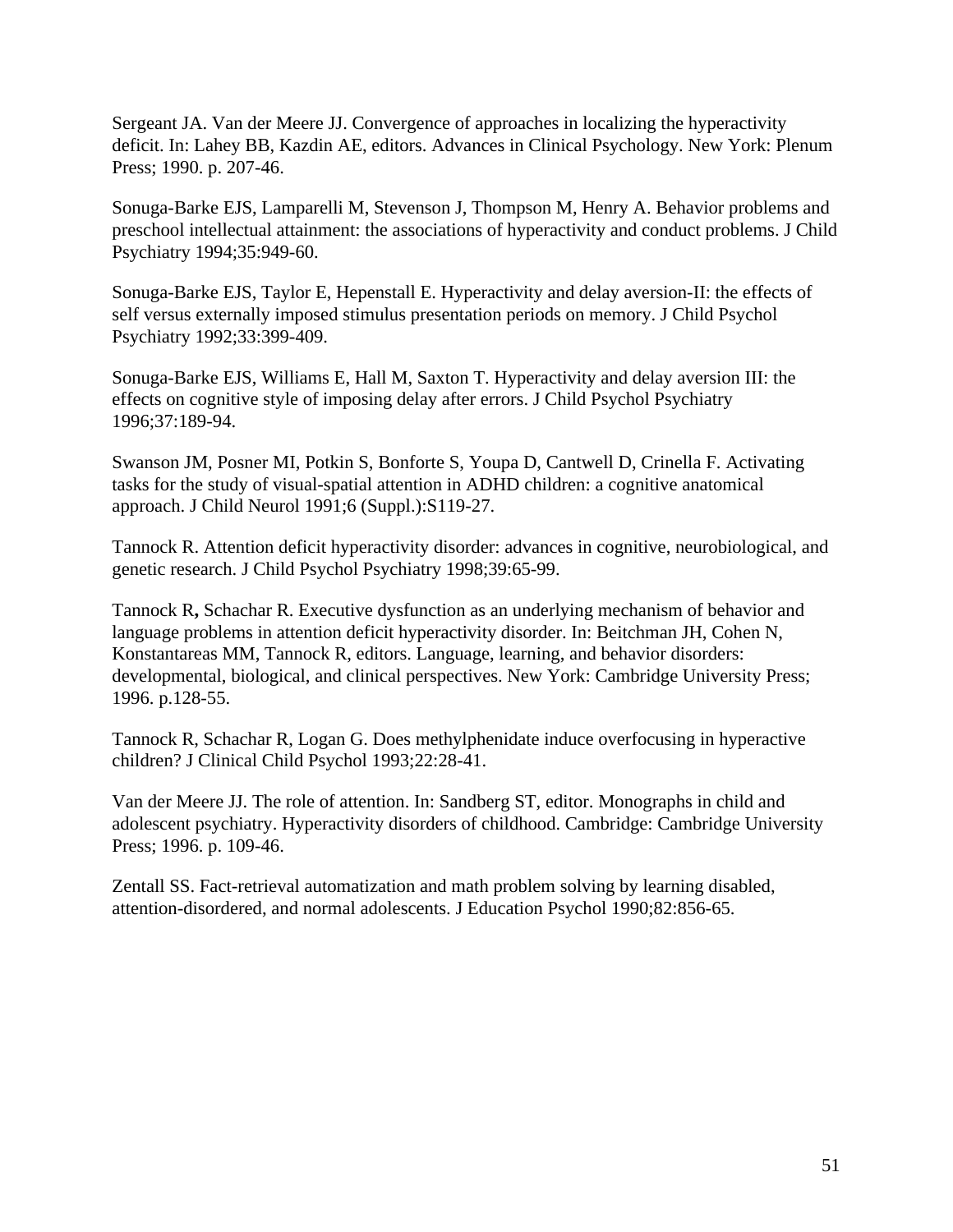Sergeant JA. Van der Meere JJ. Convergence of approaches in localizing the hyperactivity deficit. In: Lahey BB, Kazdin AE, editors. Advances in Clinical Psychology. New York: Plenum Press; 1990. p. 207-46.

Sonuga-Barke EJS, Lamparelli M, Stevenson J, Thompson M, Henry A. Behavior problems and preschool intellectual attainment: the associations of hyperactivity and conduct problems. J Child Psychiatry 1994;35:949-60.

Sonuga-Barke EJS, Taylor E, Hepenstall E. Hyperactivity and delay aversion-II: the effects of self versus externally imposed stimulus presentation periods on memory. J Child Psychol Psychiatry 1992;33:399-409.

Sonuga-Barke EJS, Williams E, Hall M, Saxton T. Hyperactivity and delay aversion III: the effects on cognitive style of imposing delay after errors. J Child Psychol Psychiatry 1996;37:189-94.

Swanson JM, Posner MI, Potkin S, Bonforte S, Youpa D, Cantwell D, Crinella F. Activating tasks for the study of visual-spatial attention in ADHD children: a cognitive anatomical approach. J Child Neurol 1991;6 (Suppl.):S119-27.

Tannock R. Attention deficit hyperactivity disorder: advances in cognitive, neurobiological, and genetic research. J Child Psychol Psychiatry 1998;39:65-99.

Tannock R**,** Schachar R. Executive dysfunction as an underlying mechanism of behavior and language problems in attention deficit hyperactivity disorder. In: Beitchman JH, Cohen N, Konstantareas MM, Tannock R, editors. Language, learning, and behavior disorders: developmental, biological, and clinical perspectives. New York: Cambridge University Press; 1996. p.128-55.

Tannock R, Schachar R, Logan G. Does methylphenidate induce overfocusing in hyperactive children? J Clinical Child Psychol 1993;22:28-41.

Van der Meere JJ. The role of attention. In: Sandberg ST, editor. Monographs in child and adolescent psychiatry. Hyperactivity disorders of childhood. Cambridge: Cambridge University Press; 1996. p. 109-46.

Zentall SS. Fact-retrieval automatization and math problem solving by learning disabled, attention-disordered, and normal adolescents. J Education Psychol 1990;82:856-65.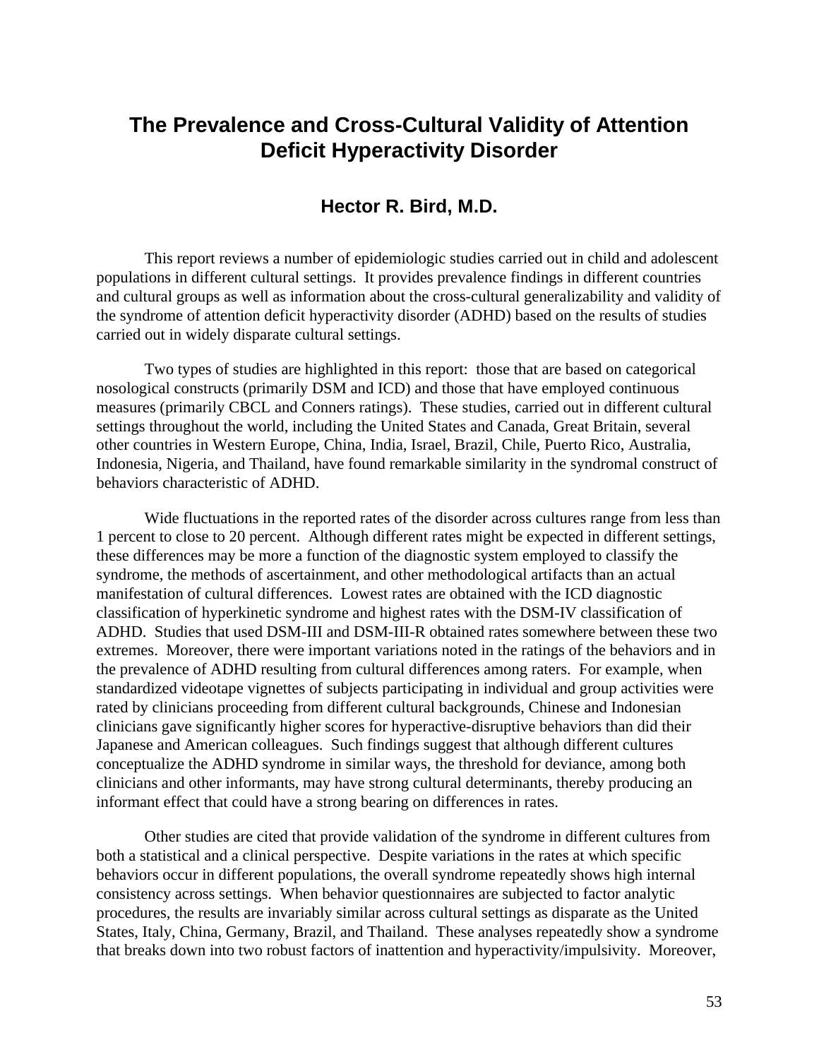# The Prevalence and Cross-Cultural Validity of Attention Deficit Hyperactivity Disorder

### Hector R. Bird, M.D.

This report reviews a number of epidemiologic studies carried out in child and adolescent populations in different cultural settings. It provides prevalence findings in different countries and cultural groups as well as information about the cross-cultural generalizability and validity of the syndrome of attention deficit hyperactivity disorder (ADHD) based on the results of studies carried out in widely disparate cultural settings.

Two types of studies are highlighted in this report: those that are based on categorical nosological constructs (primarily DSM and ICD) and those that have employed continuous measures (primarily CBCL and Conners ratings). These studies, carried out in different cultural settings throughout the world, including the United States and Canada, Great Britain, several other countries in Western Europe, China, India, Israel, Brazil, Chile, Puerto Rico, Australia, Indonesia, Nigeria, and Thailand, have found remarkable similarity in the syndromal construct of behaviors characteristic of ADHD.

Wide fluctuations in the reported rates of the disorder across cultures range from less than 1 percent to close to 20 percent. Although different rates might be expected in different settings, these differences may be more a function of the diagnostic system employed to classify the syndrome, the methods of ascertainment, and other methodological artifacts than an actual manifestation of cultural differences. Lowest rates are obtained with the ICD diagnostic classification of hyperkinetic syndrome and highest rates with the DSM-IV classification of ADHD. Studies that used DSM-III and DSM-III-R obtained rates somewhere between these two extremes. Moreover, there were important variations noted in the ratings of the behaviors and in the prevalence of ADHD resulting from cultural differences among raters. For example, when standardized videotape vignettes of subjects participating in individual and group activities were rated by clinicians proceeding from different cultural backgrounds, Chinese and Indonesian clinicians gave significantly higher scores for hyperactive-disruptive behaviors than did their Japanese and American colleagues. Such findings suggest that although different cultures conceptualize the ADHD syndrome in similar ways, the threshold for deviance, among both clinicians and other informants, may have strong cultural determinants, thereby producing an informant effect that could have a strong bearing on differences in rates.

Other studies are cited that provide validation of the syndrome in different cultures from both a statistical and a clinical perspective. Despite variations in the rates at which specific behaviors occur in different populations, the overall syndrome repeatedly shows high internal consistency across settings. When behavior questionnaires are subjected to factor analytic procedures, the results are invariably similar across cultural settings as disparate as the United States, Italy, China, Germany, Brazil, and Thailand. These analyses repeatedly show a syndrome that breaks down into two robust factors of inattention and hyperactivity/impulsivity. Moreover,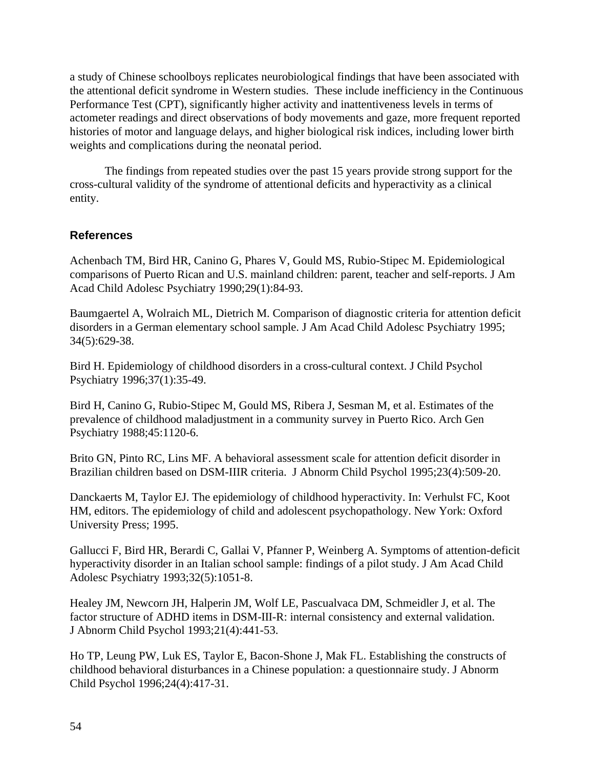a study of Chinese schoolboys replicates neurobiological findings that have been associated with the attentional deficit syndrome in Western studies. These include inefficiency in the Continuous Performance Test (CPT), significantly higher activity and inattentiveness levels in terms of actometer readings and direct observations of body movements and gaze, more frequent reported histories of motor and language delays, and higher biological risk indices, including lower birth weights and complications during the neonatal period.

The findings from repeated studies over the past 15 years provide strong support for the cross-cultural validity of the syndrome of attentional deficits and hyperactivity as a clinical entity.

## References

Achenbach TM, Bird HR, Canino G, Phares V, Gould MS, Rubio-Stipec M. Epidemiological comparisons of Puerto Rican and U.S. mainland children: parent, teacher and self-reports. J Am Acad Child Adolesc Psychiatry 1990;29(1):84-93.

Baumgaertel A, Wolraich ML, Dietrich M. Comparison of diagnostic criteria for attention deficit disorders in a German elementary school sample. J Am Acad Child Adolesc Psychiatry 1995; 34(5):629-38.

Bird H. Epidemiology of childhood disorders in a cross-cultural context. J Child Psychol Psychiatry 1996;37(1):35-49.

Bird H, Canino G, Rubio-Stipec M, Gould MS, Ribera J, Sesman M, et al. Estimates of the prevalence of childhood maladjustment in a community survey in Puerto Rico. Arch Gen Psychiatry 1988;45:1120-6.

Brito GN, Pinto RC, Lins MF. A behavioral assessment scale for attention deficit disorder in Brazilian children based on DSM-IIIR criteria. J Abnorm Child Psychol 1995;23(4):509-20.

Danckaerts M, Taylor EJ. The epidemiology of childhood hyperactivity. In: Verhulst FC, Koot HM, editors. The epidemiology of child and adolescent psychopathology. New York: Oxford University Press; 1995.

Gallucci F, Bird HR, Berardi C, Gallai V, Pfanner P, Weinberg A. Symptoms of attention-deficit hyperactivity disorder in an Italian school sample: findings of a pilot study. J Am Acad Child Adolesc Psychiatry 1993;32(5):1051-8.

Healey JM, Newcorn JH, Halperin JM, Wolf LE, Pascualvaca DM, Schmeidler J, et al. The factor structure of ADHD items in DSM-III-R: internal consistency and external validation. J Abnorm Child Psychol 1993;21(4):441-53.

Ho TP, Leung PW, Luk ES, Taylor E, Bacon-Shone J, Mak FL. Establishing the constructs of childhood behavioral disturbances in a Chinese population: a questionnaire study. J Abnorm Child Psychol 1996;24(4):417-31.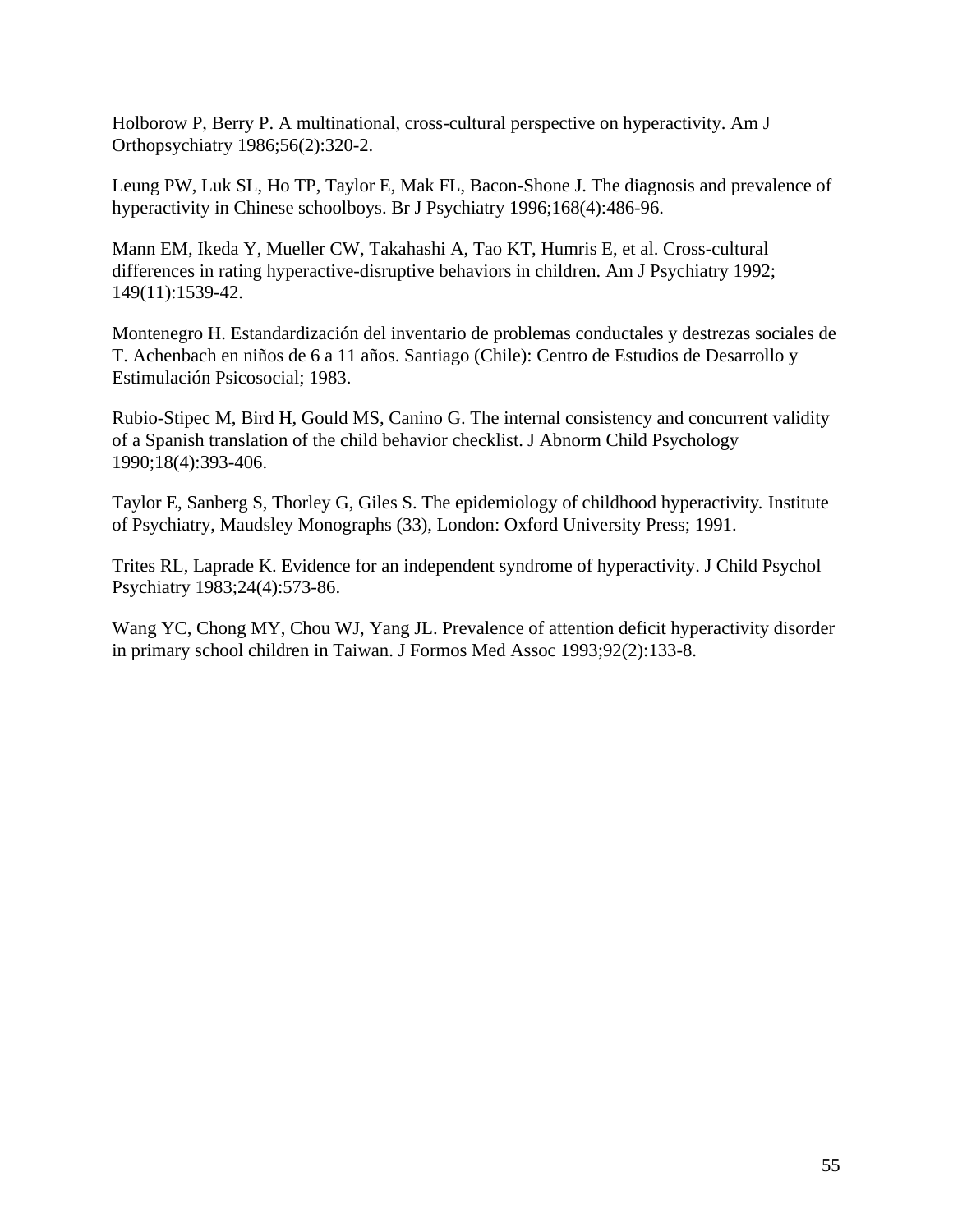Holborow P, Berry P. A multinational, cross-cultural perspective on hyperactivity. Am J Orthopsychiatry 1986;56(2):320-2.

Leung PW, Luk SL, Ho TP, Taylor E, Mak FL, Bacon-Shone J. The diagnosis and prevalence of hyperactivity in Chinese schoolboys. Br J Psychiatry 1996;168(4):486-96.

Mann EM, Ikeda Y, Mueller CW, Takahashi A, Tao KT, Humris E, et al. Cross-cultural differences in rating hyperactive-disruptive behaviors in children. Am J Psychiatry 1992; 149(11):1539-42.

Montenegro H. Estandardización del inventario de problemas conductales y destrezas sociales de T. Achenbach en niños de 6 a 11 años. Santiago (Chile): Centro de Estudios de Desarrollo y Estimulación Psicosocial; 1983.

Rubio-Stipec M, Bird H, Gould MS, Canino G. The internal consistency and concurrent validity of a Spanish translation of the child behavior checklist. J Abnorm Child Psychology 1990;18(4):393-406.

Taylor E, Sanberg S, Thorley G, Giles S. The epidemiology of childhood hyperactivity. Institute of Psychiatry, Maudsley Monographs (33), London: Oxford University Press; 1991.

Trites RL, Laprade K. Evidence for an independent syndrome of hyperactivity. J Child Psychol Psychiatry 1983;24(4):573-86.

Wang YC, Chong MY, Chou WJ, Yang JL. Prevalence of attention deficit hyperactivity disorder in primary school children in Taiwan. J Formos Med Assoc 1993;92(2):133-8.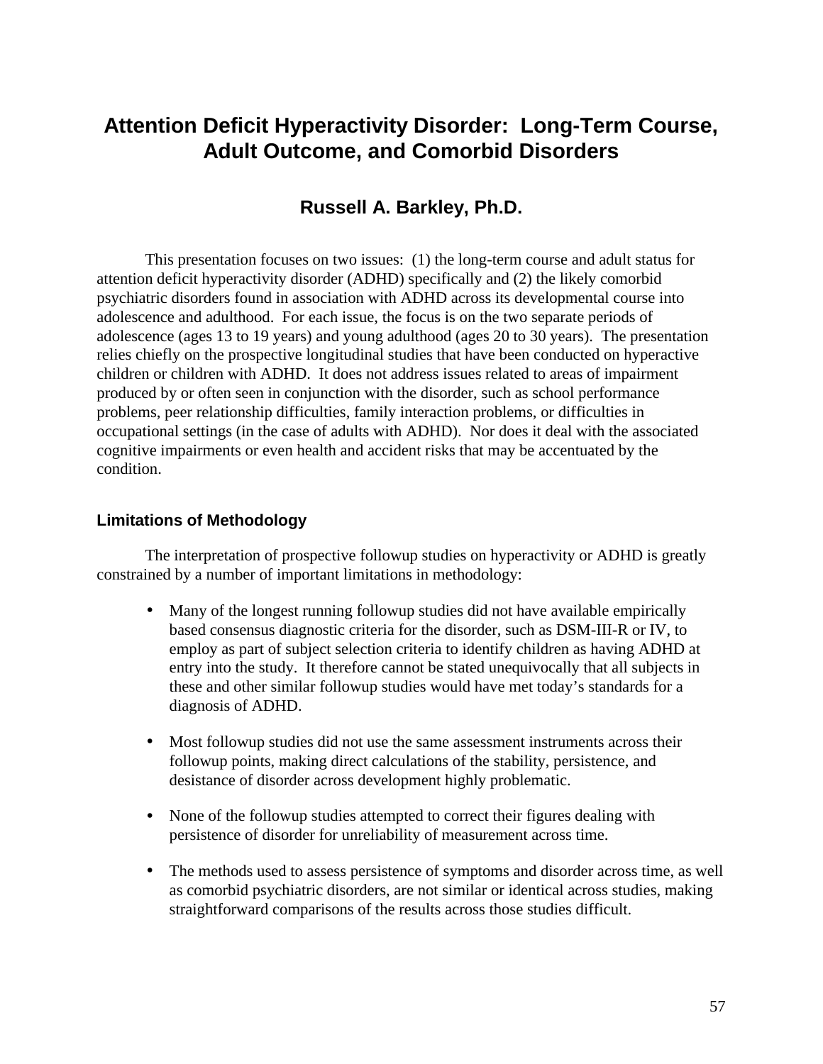# Attention Deficit Hyperactivity Disorder: Long-Term Course, Adult Outcome, and Comorbid Disorders

## Russell A. Barkley, Ph.D.

This presentation focuses on two issues: (1) the long-term course and adult status for attention deficit hyperactivity disorder (ADHD) specifically and (2) the likely comorbid psychiatric disorders found in association with ADHD across its developmental course into adolescence and adulthood. For each issue, the focus is on the two separate periods of adolescence (ages 13 to 19 years) and young adulthood (ages 20 to 30 years). The presentation relies chiefly on the prospective longitudinal studies that have been conducted on hyperactive children or children with ADHD. It does not address issues related to areas of impairment produced by or often seen in conjunction with the disorder, such as school performance problems, peer relationship difficulties, family interaction problems, or difficulties in occupational settings (in the case of adults with ADHD). Nor does it deal with the associated cognitive impairments or even health and accident risks that may be accentuated by the condition.

### Limitations of Methodology

The interpretation of prospective followup studies on hyperactivity or ADHD is greatly constrained by a number of important limitations in methodology:

- Many of the longest running followup studies did not have available empirically based consensus diagnostic criteria for the disorder, such as DSM-III-R or IV, to employ as part of subject selection criteria to identify children as having ADHD at entry into the study. It therefore cannot be stated unequivocally that all subjects in these and other similar followup studies would have met today's standards for a diagnosis of ADHD.

- Most followup studies did not use the same assessment instruments across their followup points, making direct calculations of the stability, persistence, and desistance of disorder across development highly problematic.

- None of the followup studies attempted to correct their figures dealing with persistence of disorder for unreliability of measurement across time.

- The methods used to assess persistence of symptoms and disorder across time, as well as comorbid psychiatric disorders, are not similar or identical across studies, making straightforward comparisons of the results across those studies difficult.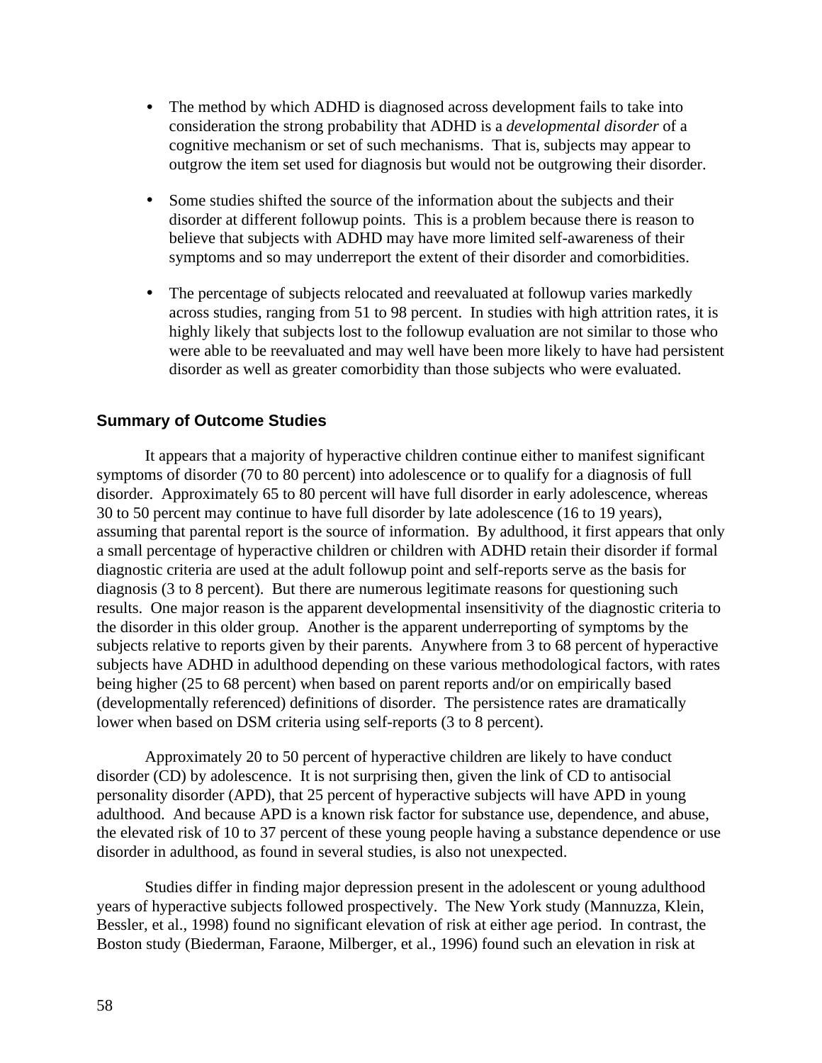- The method by which ADHD is diagnosed across development fails to take into consideration the strong probability that ADHD is a *developmental disorder* of a cognitive mechanism or set of such mechanisms. That is, subjects may appear to outgrow the item set used for diagnosis but would not be outgrowing their disorder.

- Some studies shifted the source of the information about the subjects and their disorder at different followup points. This is a problem because there is reason to believe that subjects with ADHD may have more limited self-awareness of their symptoms and so may underreport the extent of their disorder and comorbidities.

- The percentage of subjects relocated and reevaluated at followup varies markedly across studies, ranging from 51 to 98 percent. In studies with high attrition rates, it is highly likely that subjects lost to the followup evaluation are not similar to those who were able to be reevaluated and may well have been more likely to have had persistent disorder as well as greater comorbidity than those subjects who were evaluated.

### Summary of Outcome Studies

It appears that a majority of hyperactive children continue either to manifest significant symptoms of disorder (70 to 80 percent) into adolescence or to qualify for a diagnosis of full disorder. Approximately 65 to 80 percent will have full disorder in early adolescence, whereas 30 to 50 percent may continue to have full disorder by late adolescence (16 to 19 years), assuming that parental report is the source of information. By adulthood, it first appears that only a small percentage of hyperactive children or children with ADHD retain their disorder if formal diagnostic criteria are used at the adult followup point and self-reports serve as the basis for diagnosis (3 to 8 percent). But there are numerous legitimate reasons for questioning such results. One major reason is the apparent developmental insensitivity of the diagnostic criteria to the disorder in this older group. Another is the apparent underreporting of symptoms by the subjects relative to reports given by their parents. Anywhere from 3 to 68 percent of hyperactive subjects have ADHD in adulthood depending on these various methodological factors, with rates being higher (25 to 68 percent) when based on parent reports and/or on empirically based (developmentally referenced) definitions of disorder. The persistence rates are dramatically lower when based on DSM criteria using self-reports (3 to 8 percent).

Approximately 20 to 50 percent of hyperactive children are likely to have conduct disorder (CD) by adolescence. It is not surprising then, given the link of CD to antisocial personality disorder (APD), that 25 percent of hyperactive subjects will have APD in young adulthood. And because APD is a known risk factor for substance use, dependence, and abuse, the elevated risk of 10 to 37 percent of these young people having a substance dependence or use disorder in adulthood, as found in several studies, is also not unexpected.

Studies differ in finding major depression present in the adolescent or young adulthood years of hyperactive subjects followed prospectively. The New York study (Mannuzza, Klein, Bessler, et al., 1998) found no significant elevation of risk at either age period. In contrast, the Boston study (Biederman, Faraone, Milberger, et al., 1996) found such an elevation in risk at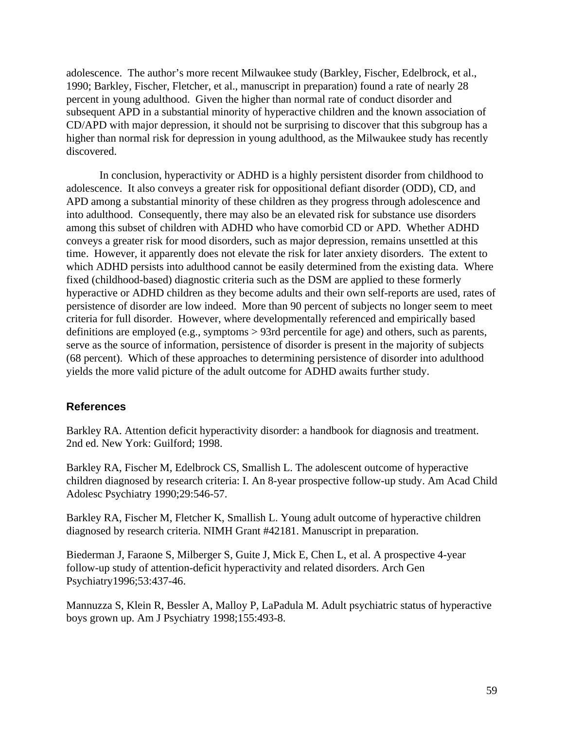adolescence. The author's more recent Milwaukee study (Barkley, Fischer, Edelbrock, et al., 1990; Barkley, Fischer, Fletcher, et al., manuscript in preparation) found a rate of nearly 28 percent in young adulthood. Given the higher than normal rate of conduct disorder and subsequent APD in a substantial minority of hyperactive children and the known association of CD/APD with major depression, it should not be surprising to discover that this subgroup has a higher than normal risk for depression in young adulthood, as the Milwaukee study has recently discovered.

In conclusion, hyperactivity or ADHD is a highly persistent disorder from childhood to adolescence. It also conveys a greater risk for oppositional defiant disorder (ODD), CD, and APD among a substantial minority of these children as they progress through adolescence and into adulthood. Consequently, there may also be an elevated risk for substance use disorders among this subset of children with ADHD who have comorbid CD or APD. Whether ADHD conveys a greater risk for mood disorders, such as major depression, remains unsettled at this time. However, it apparently does not elevate the risk for later anxiety disorders. The extent to which ADHD persists into adulthood cannot be easily determined from the existing data. Where fixed (childhood-based) diagnostic criteria such as the DSM are applied to these formerly hyperactive or ADHD children as they become adults and their own self-reports are used, rates of persistence of disorder are low indeed. More than 90 percent of subjects no longer seem to meet criteria for full disorder. However, where developmentally referenced and empirically based definitions are employed (e.g., symptoms > 93rd percentile for age) and others, such as parents, serve as the source of information, persistence of disorder is present in the majority of subjects (68 percent). Which of these approaches to determining persistence of disorder into adulthood yields the more valid picture of the adult outcome for ADHD awaits further study.

## References

Barkley RA. Attention deficit hyperactivity disorder: a handbook for diagnosis and treatment. 2nd ed. New York: Guilford; 1998.

Barkley RA, Fischer M, Edelbrock CS, Smallish L. The adolescent outcome of hyperactive children diagnosed by research criteria: I. An 8-year prospective follow-up study. Am Acad Child Adolesc Psychiatry 1990;29:546-57.

Barkley RA, Fischer M, Fletcher K, Smallish L. Young adult outcome of hyperactive children diagnosed by research criteria. NIMH Grant #42181. Manuscript in preparation.

Biederman J, Faraone S, Milberger S, Guite J, Mick E, Chen L, et al. A prospective 4-year follow-up study of attention-deficit hyperactivity and related disorders. Arch Gen Psychiatry1996;53:437-46.

Mannuzza S, Klein R, Bessler A, Malloy P, LaPadula M. Adult psychiatric status of hyperactive boys grown up. Am J Psychiatry 1998;155:493-8.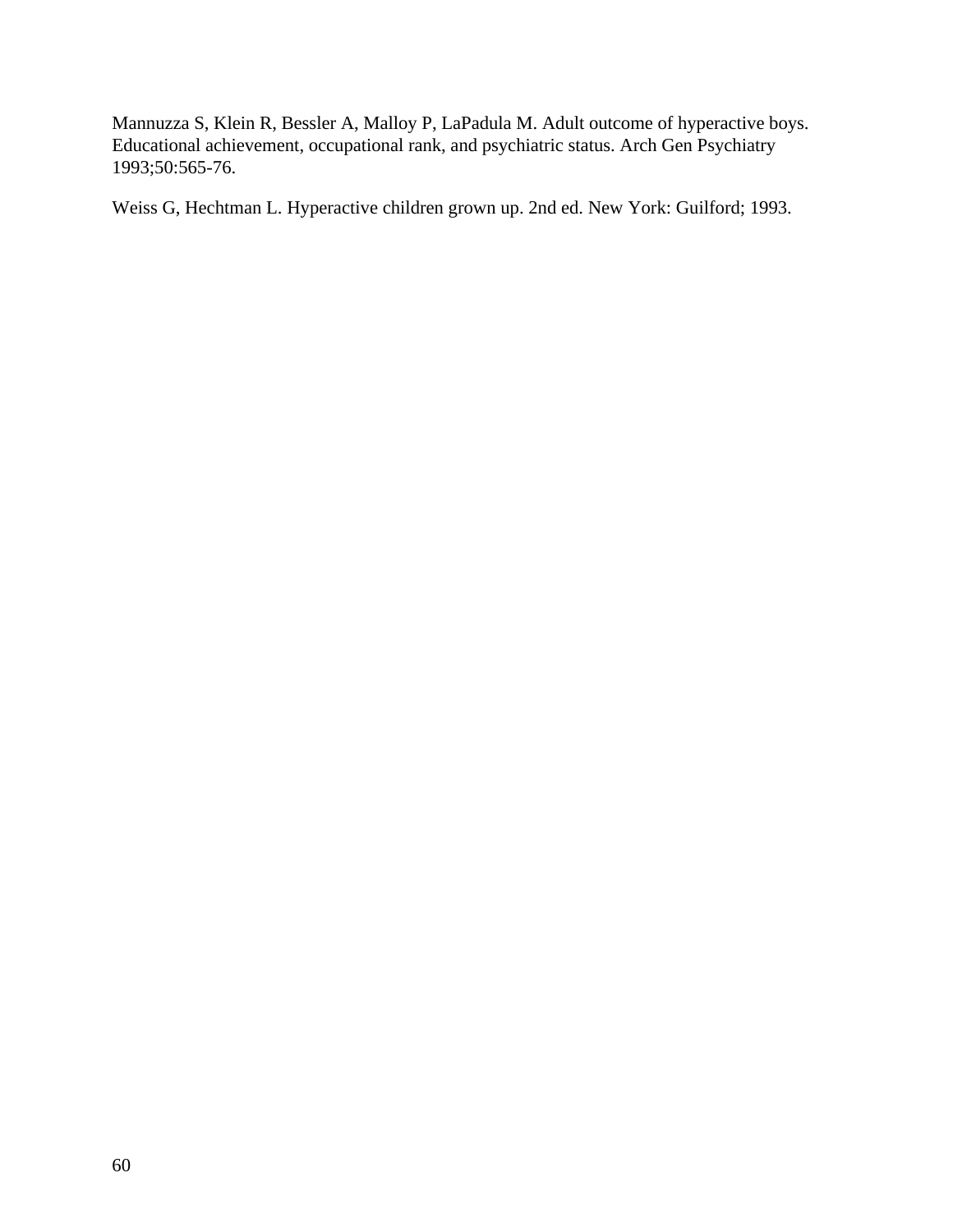Mannuzza S, Klein R, Bessler A, Malloy P, LaPadula M. Adult outcome of hyperactive boys. Educational achievement, occupational rank, and psychiatric status. Arch Gen Psychiatry 1993;50:565-76.

Weiss G, Hechtman L. Hyperactive children grown up. 2nd ed. New York: Guilford; 1993.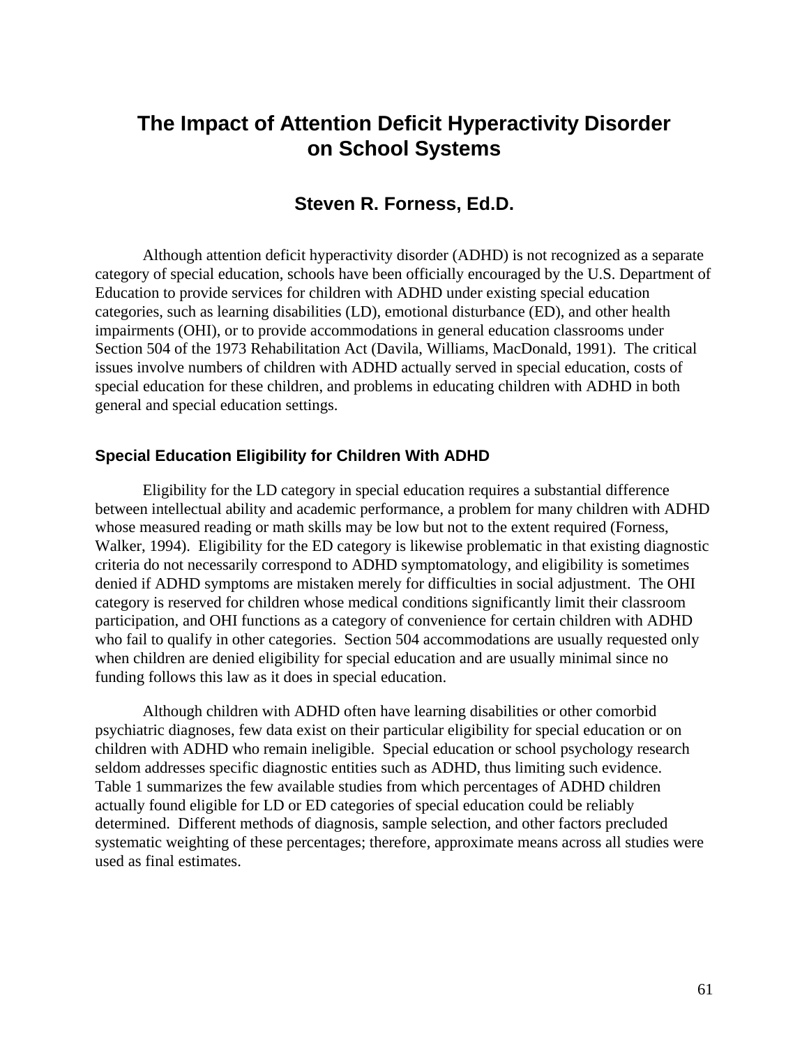# The Impact of Attention Deficit Hyperactivity Disorder on School Systems

## Steven R. Forness, Ed.D.

Although attention deficit hyperactivity disorder (ADHD) is not recognized as a separate category of special education, schools have been officially encouraged by the U.S. Department of Education to provide services for children with ADHD under existing special education categories, such as learning disabilities (LD), emotional disturbance (ED), and other health impairments (OHI), or to provide accommodations in general education classrooms under Section 504 of the 1973 Rehabilitation Act (Davila, Williams, MacDonald, 1991). The critical issues involve numbers of children with ADHD actually served in special education, costs of special education for these children, and problems in educating children with ADHD in both general and special education settings.

### Special Education Eligibility for Children With ADHD

Eligibility for the LD category in special education requires a substantial difference between intellectual ability and academic performance, a problem for many children with ADHD whose measured reading or math skills may be low but not to the extent required (Forness, Walker, 1994). Eligibility for the ED category is likewise problematic in that existing diagnostic criteria do not necessarily correspond to ADHD symptomatology, and eligibility is sometimes denied if ADHD symptoms are mistaken merely for difficulties in social adjustment. The OHI category is reserved for children whose medical conditions significantly limit their classroom participation, and OHI functions as a category of convenience for certain children with ADHD who fail to qualify in other categories. Section 504 accommodations are usually requested only when children are denied eligibility for special education and are usually minimal since no funding follows this law as it does in special education.

Although children with ADHD often have learning disabilities or other comorbid psychiatric diagnoses, few data exist on their particular eligibility for special education or on children with ADHD who remain ineligible. Special education or school psychology research seldom addresses specific diagnostic entities such as ADHD, thus limiting such evidence. Table 1 summarizes the few available studies from which percentages of ADHD children actually found eligible for LD or ED categories of special education could be reliably determined. Different methods of diagnosis, sample selection, and other factors precluded systematic weighting of these percentages; therefore, approximate means across all studies were used as final estimates.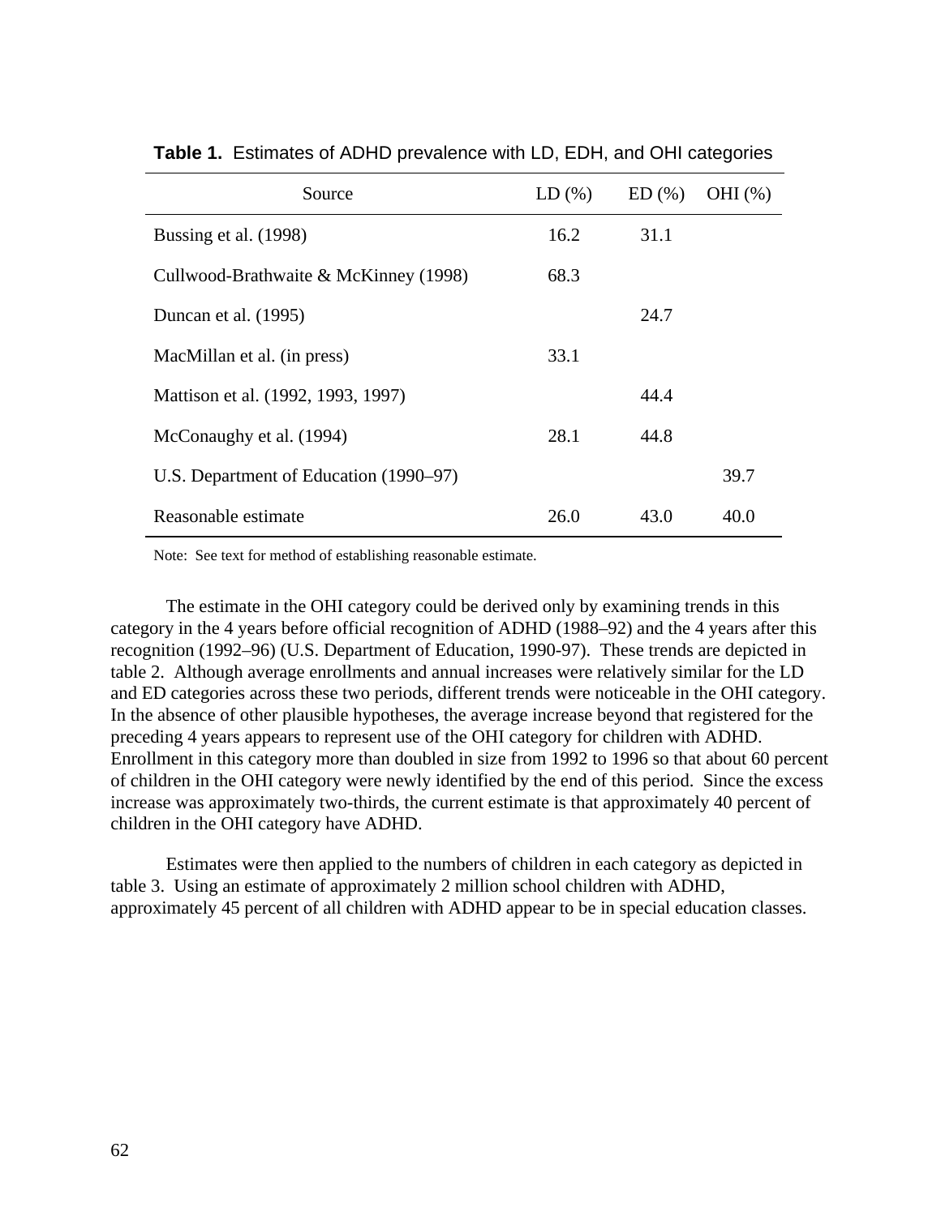**Table 1.** Estimates of ADHD prevalence with LD, EDH, and OHI categories

| Source | LD (%) | ED (%) | OHI (%) |
|---|---|---|---|
| Bussing et al. (1998) | 16.2 | 31.1 | |
| Cullwood-Brathwaite & McKinney (1998) | 68.3 | | |
| Duncan et al. (1995) | | 24.7 | |
| MacMillan et al. (in press) | 33.1 | | |
| Mattison et al. (1992, 1993, 1997) | | 44.4 | |
| McConaughy et al. (1994) | 28.1 | 44.8 | |
| U.S. Department of Education (1990–97) | | | 39.7 |
| Reasonable estimate | 26.0 | 43.0 | 40.0 |

Note: See text for method of establishing reasonable estimate.

The estimate in the OHI category could be derived only by examining trends in this category in the 4 years before official recognition of ADHD (1988–92) and the 4 years after this recognition (1992–96) (U.S. Department of Education, 1990-97). These trends are depicted in table 2. Although average enrollments and annual increases were relatively similar for the LD and ED categories across these two periods, different trends were noticeable in the OHI category. In the absence of other plausible hypotheses, the average increase beyond that registered for the preceding 4 years appears to represent use of the OHI category for children with ADHD. Enrollment in this category more than doubled in size from 1992 to 1996 so that about 60 percent of children in the OHI category were newly identified by the end of this period. Since the excess increase was approximately two-thirds, the current estimate is that approximately 40 percent of children in the OHI category have ADHD.

Estimates were then applied to the numbers of children in each category as depicted in table 3. Using an estimate of approximately 2 million school children with ADHD, approximately 45 percent of all children with ADHD appear to be in special education classes.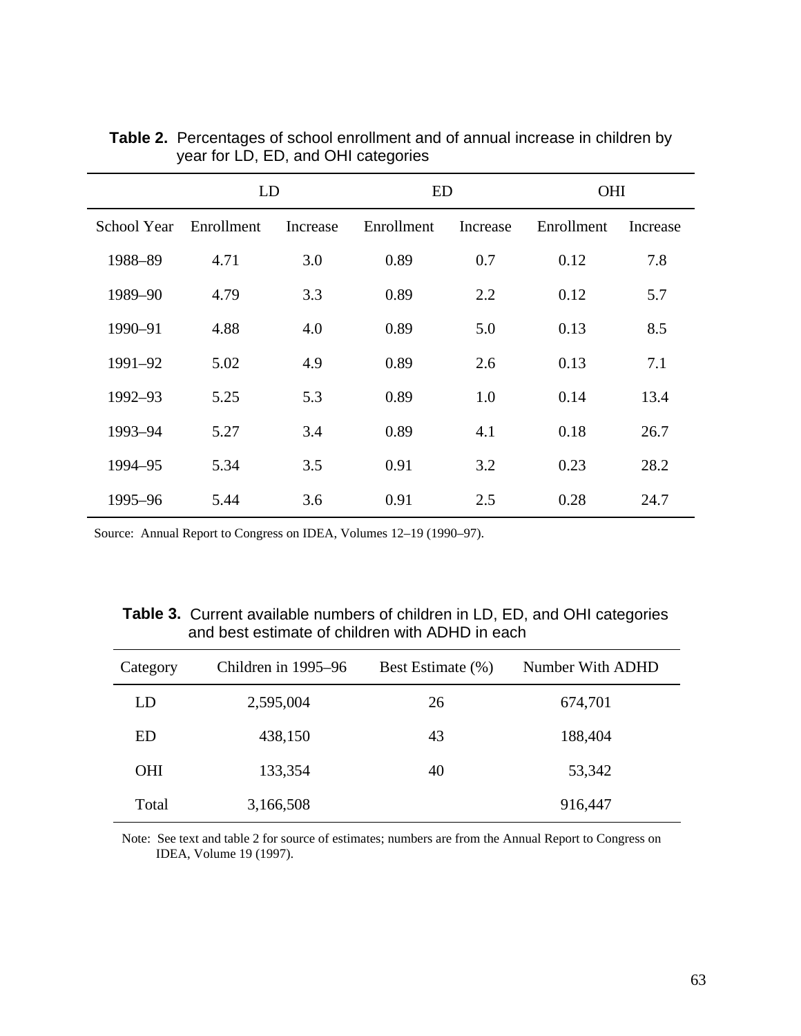**Table 2.** Percentages of school enrollment and of annual increase in children by year for LD, ED, and OHI categories

| | LD | | ED | | OHI | |
|---|---|---|---|---|---|---|
| School Year | Enrollment | Increase | Enrollment | Increase | Enrollment | Increase |
| 1988–89 | 4.71 | 3.0 | 0.89 | 0.7 | 0.12 | 7.8 |
| 1989–90 | 4.79 | 3.3 | 0.89 | 2.2 | 0.12 | 5.7 |
| 1990–91 | 4.88 | 4.0 | 0.89 | 5.0 | 0.13 | 8.5 |
| 1991–92 | 5.02 | 4.9 | 0.89 | 2.6 | 0.13 | 7.1 |
| 1992–93 | 5.25 | 5.3 | 0.89 | 1.0 | 0.14 | 13.4 |
| 1993–94 | 5.27 | 3.4 | 0.89 | 4.1 | 0.18 | 26.7 |
| 1994–95 | 5.34 | 3.5 | 0.91 | 3.2 | 0.23 | 28.2 |
| 1995–96 | 5.44 | 3.6 | 0.91 | 2.5 | 0.28 | 24.7 |

Source: Annual Report to Congress on IDEA, Volumes 12–19 (1990–97).

**Table 3.** Current available numbers of children in LD, ED, and OHI categories and best estimate of children with ADHD in each

| Category | Children in 1995–96 | Best Estimate (%) | Number With ADHD |
|---|---|---|---|
| LD | 2,595,004 | 26 | 674,701 |
| ED | 438,150 | 43 | 188,404 |
| OHI | 133,354 | 40 | 53,342 |
| Total | 3,166,508 | | 916,447 |

Note: See text and table 2 for source of estimates; numbers are from the Annual Report to Congress on IDEA, Volume 19 (1997).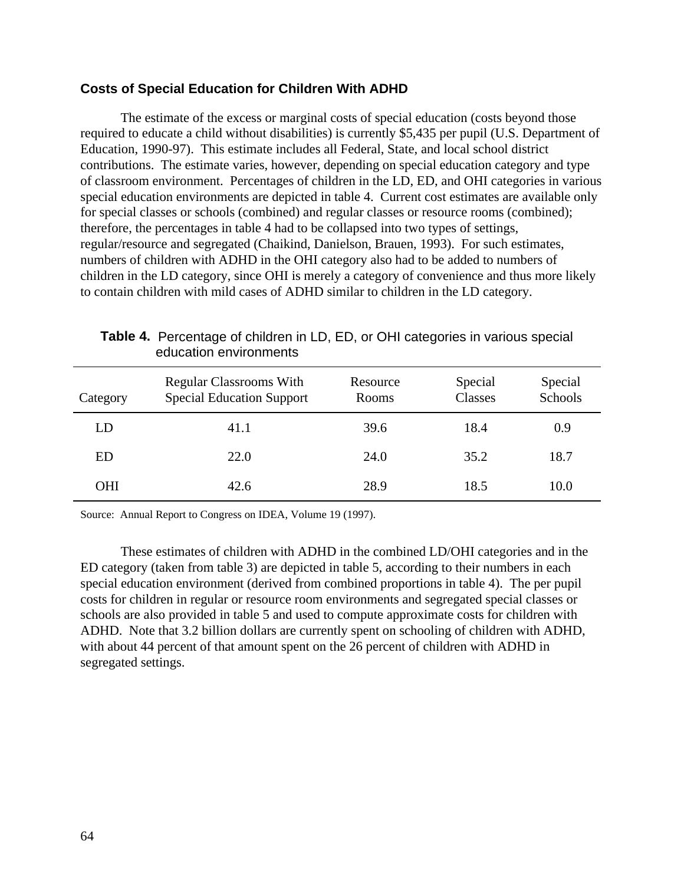### Costs of Special Education for Children With ADHD

The estimate of the excess or marginal costs of special education (costs beyond those required to educate a child without disabilities) is currently $5,435 per pupil (U.S. Department of Education, 1990-97). This estimate includes all Federal, State, and local school district contributions. The estimate varies, however, depending on special education category and type of classroom environment. Percentages of children in the LD, ED, and OHI categories in various special education environments are depicted in table 4. Current cost estimates are available only for special classes or schools (combined) and regular classes or resource rooms (combined); therefore, the percentages in table 4 had to be collapsed into two types of settings, regular/resource and segregated (Chaikind, Danielson, Brauen, 1993). For such estimates, numbers of children with ADHD in the OHI category also had to be added to numbers of children in the LD category, since OHI is merely a category of convenience and thus more likely to contain children with mild cases of ADHD similar to children in the LD category.

**Table 4.** Percentage of children in LD, ED, or OHI categories in various special education environments

| Category | Regular Classrooms With Special Education Support | Resource Rooms | Special Classes | Special Schools |
|---|---|---|---|---|
| LD | 41.1 | 39.6 | 18.4 | 0.9 |
| ED | 22.0 | 24.0 | 35.2 | 18.7 |
| OHI | 42.6 | 28.9 | 18.5 | 10.0 |

Source: Annual Report to Congress on IDEA, Volume 19 (1997).

These estimates of children with ADHD in the combined LD/OHI categories and in the ED category (taken from table 3) are depicted in table 5, according to their numbers in each special education environment (derived from combined proportions in table 4). The per pupil costs for children in regular or resource room environments and segregated special classes or schools are also provided in table 5 and used to compute approximate costs for children with ADHD. Note that 3.2 billion dollars are currently spent on schooling of children with ADHD, with about 44 percent of that amount spent on the 26 percent of children with ADHD in segregated settings.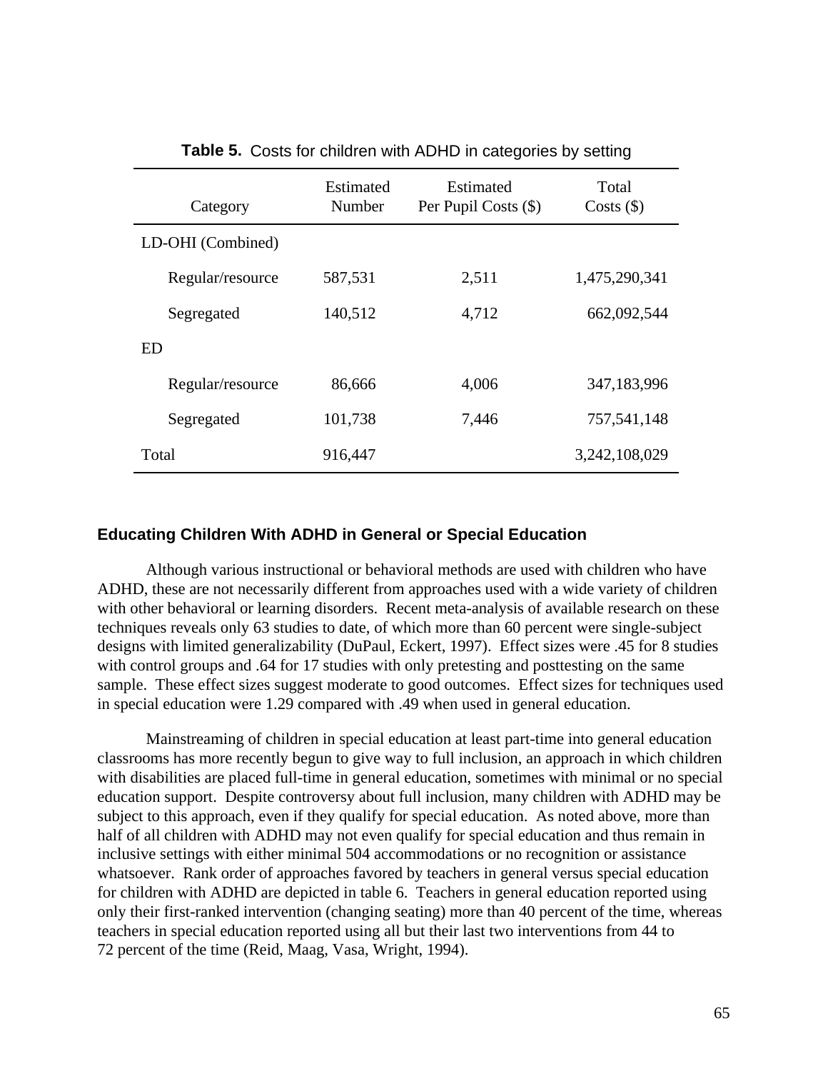**Table 5.** Costs for children with ADHD in categories by setting

| Category | Estimated Number | Estimated Per Pupil Costs ($) | Total Costs ($) |
|---|---|---|---|
| LD-OHI (Combined) | | | |
| Regular/resource | 587,531 | 2,511 | 1,475,290,341 |
| Segregated | 140,512 | 4,712 | 662,092,544 |
| ED | | | |
| Regular/resource | 86,666 | 4,006 | 347,183,996 |
| Segregated | 101,738 | 7,446 | 757,541,148 |
| Total | 916,447 | | 3,242,108,029 |

## Educating Children With ADHD in General or Special Education

Although various instructional or behavioral methods are used with children who have ADHD, these are not necessarily different from approaches used with a wide variety of children with other behavioral or learning disorders. Recent meta-analysis of available research on these techniques reveals only 63 studies to date, of which more than 60 percent were single-subject designs with limited generalizability (DuPaul, Eckert, 1997). Effect sizes were .45 for 8 studies with control groups and .64 for 17 studies with only pretesting and posttesting on the same sample. These effect sizes suggest moderate to good outcomes. Effect sizes for techniques used in special education were 1.29 compared with .49 when used in general education.

Mainstreaming of children in special education at least part-time into general education classrooms has more recently begun to give way to full inclusion, an approach in which children with disabilities are placed full-time in general education, sometimes with minimal or no special education support. Despite controversy about full inclusion, many children with ADHD may be subject to this approach, even if they qualify for special education. As noted above, more than half of all children with ADHD may not even qualify for special education and thus remain in inclusive settings with either minimal 504 accommodations or no recognition or assistance whatsoever. Rank order of approaches favored by teachers in general versus special education for children with ADHD are depicted in table 6. Teachers in general education reported using only their first-ranked intervention (changing seating) more than 40 percent of the time, whereas teachers in special education reported using all but their last two interventions from 44 to 72 percent of the time (Reid, Maag, Vasa, Wright, 1994).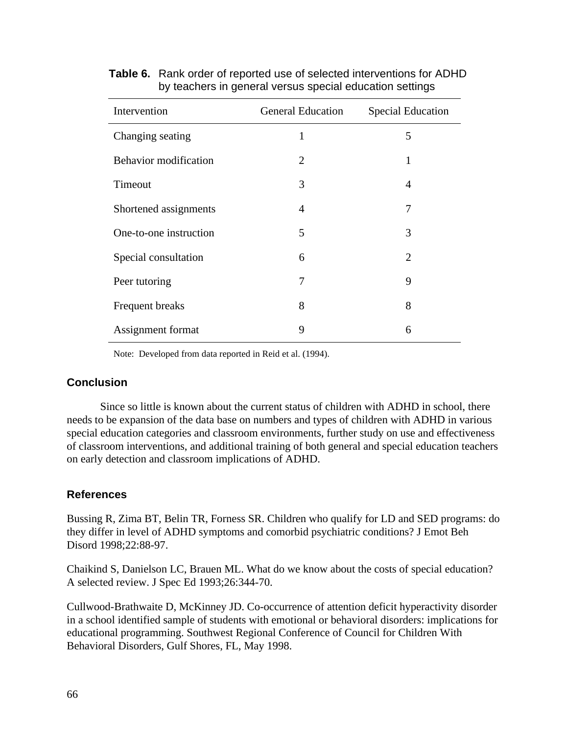**Table 6.** Rank order of reported use of selected interventions for ADHD by teachers in general versus special education settings

| Intervention | General Education | Special Education |
|---|---|---|
| Changing seating | 1 | 5 |
| Behavior modification | 2 | 1 |
| Timeout | 3 | 4 |
| Shortened assignments | 4 | 7 |
| One-to-one instruction | 5 | 3 |
| Special consultation | 6 | 2 |
| Peer tutoring | 7 | 9 |
| Frequent breaks | 8 | 8 |
| Assignment format | 9 | 6 |

Note: Developed from data reported in Reid et al. (1994).

## Conclusion

Since so little is known about the current status of children with ADHD in school, there needs to be expansion of the data base on numbers and types of children with ADHD in various special education categories and classroom environments, further study on use and effectiveness of classroom interventions, and additional training of both general and special education teachers on early detection and classroom implications of ADHD.

## References

Bussing R, Zima BT, Belin TR, Forness SR. Children who qualify for LD and SED programs: do they differ in level of ADHD symptoms and comorbid psychiatric conditions? J Emot Beh Disord 1998;22:88-97.

Chaikind S, Danielson LC, Brauen ML. What do we know about the costs of special education? A selected review. J Spec Ed 1993;26:344-70.

Cullwood-Brathwaite D, McKinney JD. Co-occurrence of attention deficit hyperactivity disorder in a school identified sample of students with emotional or behavioral disorders: implications for educational programming. Southwest Regional Conference of Council for Children With Behavioral Disorders, Gulf Shores, FL, May 1998.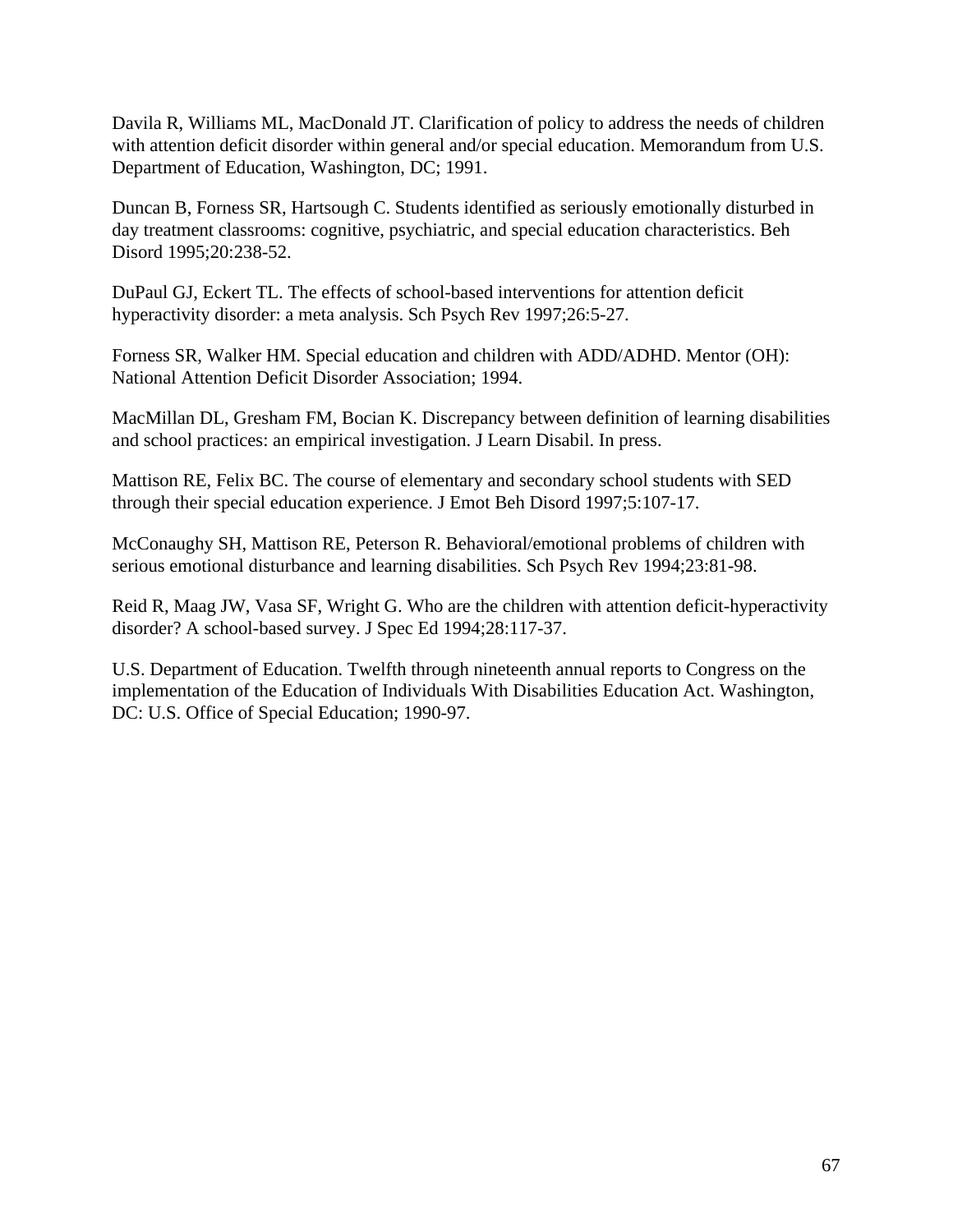Davila R, Williams ML, MacDonald JT. Clarification of policy to address the needs of children with attention deficit disorder within general and/or special education. Memorandum from U.S. Department of Education, Washington, DC; 1991.

Duncan B, Forness SR, Hartsough C. Students identified as seriously emotionally disturbed in day treatment classrooms: cognitive, psychiatric, and special education characteristics. Beh Disord 1995;20:238-52.

DuPaul GJ, Eckert TL. The effects of school-based interventions for attention deficit hyperactivity disorder: a meta analysis. Sch Psych Rev 1997;26:5-27.

Forness SR, Walker HM. Special education and children with ADD/ADHD. Mentor (OH): National Attention Deficit Disorder Association; 1994.

MacMillan DL, Gresham FM, Bocian K. Discrepancy between definition of learning disabilities and school practices: an empirical investigation. J Learn Disabil. In press.

Mattison RE, Felix BC. The course of elementary and secondary school students with SED through their special education experience. J Emot Beh Disord 1997;5:107-17.

McConaughy SH, Mattison RE, Peterson R. Behavioral/emotional problems of children with serious emotional disturbance and learning disabilities. Sch Psych Rev 1994;23:81-98.

Reid R, Maag JW, Vasa SF, Wright G. Who are the children with attention deficit-hyperactivity disorder? A school-based survey. J Spec Ed 1994;28:117-37.

U.S. Department of Education. Twelfth through nineteenth annual reports to Congress on the implementation of the Education of Individuals With Disabilities Education Act. Washington, DC: U.S. Office of Special Education; 1990-97.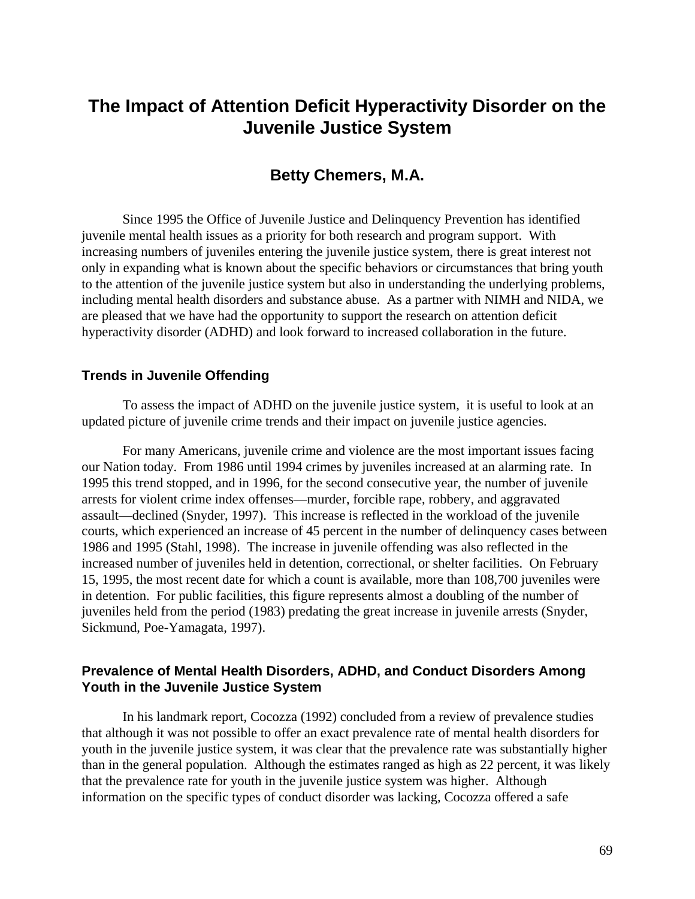# The Impact of Attention Deficit Hyperactivity Disorder on the Juvenile Justice System

## Betty Chemers, M.A.

Since 1995 the Office of Juvenile Justice and Delinquency Prevention has identified juvenile mental health issues as a priority for both research and program support. With increasing numbers of juveniles entering the juvenile justice system, there is great interest not only in expanding what is known about the specific behaviors or circumstances that bring youth to the attention of the juvenile justice system but also in understanding the underlying problems, including mental health disorders and substance abuse. As a partner with NIMH and NIDA, we are pleased that we have had the opportunity to support the research on attention deficit hyperactivity disorder (ADHD) and look forward to increased collaboration in the future.

### Trends in Juvenile Offending

To assess the impact of ADHD on the juvenile justice system, it is useful to look at an updated picture of juvenile crime trends and their impact on juvenile justice agencies.

For many Americans, juvenile crime and violence are the most important issues facing our Nation today. From 1986 until 1994 crimes by juveniles increased at an alarming rate. In 1995 this trend stopped, and in 1996, for the second consecutive year, the number of juvenile arrests for violent crime index offenses—murder, forcible rape, robbery, and aggravated assault—declined (Snyder, 1997). This increase is reflected in the workload of the juvenile courts, which experienced an increase of 45 percent in the number of delinquency cases between 1986 and 1995 (Stahl, 1998). The increase in juvenile offending was also reflected in the increased number of juveniles held in detention, correctional, or shelter facilities. On February 15, 1995, the most recent date for which a count is available, more than 108,700 juveniles were in detention. For public facilities, this figure represents almost a doubling of the number of juveniles held from the period (1983) predating the great increase in juvenile arrests (Snyder, Sickmund, Poe-Yamagata, 1997).

### Prevalence of Mental Health Disorders, ADHD, and Conduct Disorders Among Youth in the Juvenile Justice System

In his landmark report, Cocozza (1992) concluded from a review of prevalence studies that although it was not possible to offer an exact prevalence rate of mental health disorders for youth in the juvenile justice system, it was clear that the prevalence rate was substantially higher than in the general population. Although the estimates ranged as high as 22 percent, it was likely that the prevalence rate for youth in the juvenile justice system was higher. Although information on the specific types of conduct disorder was lacking, Cocozza offered a safe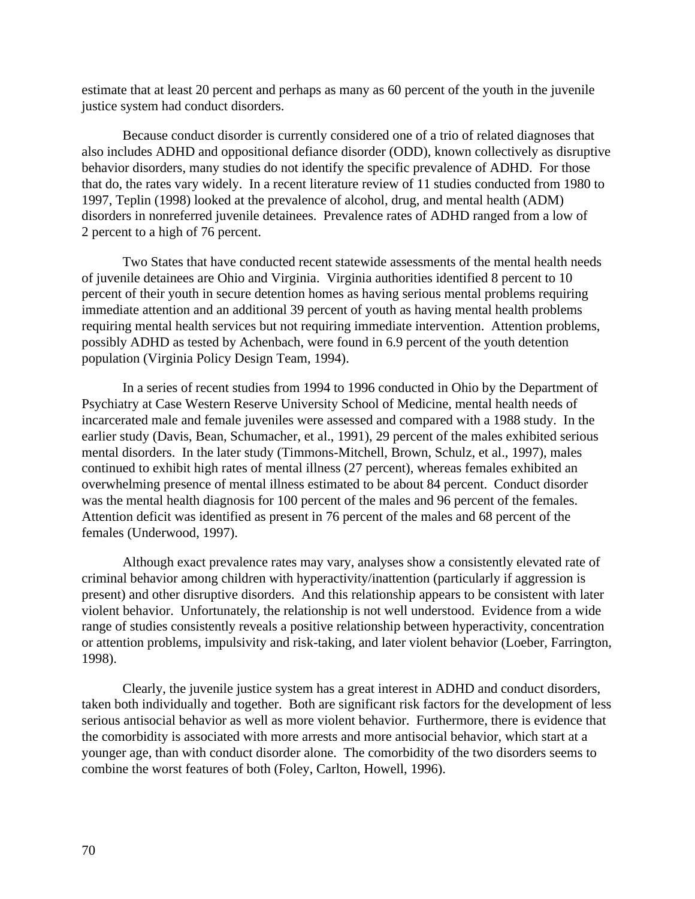estimate that at least 20 percent and perhaps as many as 60 percent of the youth in the juvenile justice system had conduct disorders.

Because conduct disorder is currently considered one of a trio of related diagnoses that also includes ADHD and oppositional defiance disorder (ODD), known collectively as disruptive behavior disorders, many studies do not identify the specific prevalence of ADHD. For those that do, the rates vary widely. In a recent literature review of 11 studies conducted from 1980 to 1997, Teplin (1998) looked at the prevalence of alcohol, drug, and mental health (ADM) disorders in nonreferred juvenile detainees. Prevalence rates of ADHD ranged from a low of 2 percent to a high of 76 percent.

Two States that have conducted recent statewide assessments of the mental health needs of juvenile detainees are Ohio and Virginia. Virginia authorities identified 8 percent to 10 percent of their youth in secure detention homes as having serious mental problems requiring immediate attention and an additional 39 percent of youth as having mental health problems requiring mental health services but not requiring immediate intervention. Attention problems, possibly ADHD as tested by Achenbach, were found in 6.9 percent of the youth detention population (Virginia Policy Design Team, 1994).

In a series of recent studies from 1994 to 1996 conducted in Ohio by the Department of Psychiatry at Case Western Reserve University School of Medicine, mental health needs of incarcerated male and female juveniles were assessed and compared with a 1988 study. In the earlier study (Davis, Bean, Schumacher, et al., 1991), 29 percent of the males exhibited serious mental disorders. In the later study (Timmons-Mitchell, Brown, Schulz, et al., 1997), males continued to exhibit high rates of mental illness (27 percent), whereas females exhibited an overwhelming presence of mental illness estimated to be about 84 percent. Conduct disorder was the mental health diagnosis for 100 percent of the males and 96 percent of the females. Attention deficit was identified as present in 76 percent of the males and 68 percent of the females (Underwood, 1997).

Although exact prevalence rates may vary, analyses show a consistently elevated rate of criminal behavior among children with hyperactivity/inattention (particularly if aggression is present) and other disruptive disorders. And this relationship appears to be consistent with later violent behavior. Unfortunately, the relationship is not well understood. Evidence from a wide range of studies consistently reveals a positive relationship between hyperactivity, concentration or attention problems, impulsivity and risk-taking, and later violent behavior (Loeber, Farrington, 1998).

Clearly, the juvenile justice system has a great interest in ADHD and conduct disorders, taken both individually and together. Both are significant risk factors for the development of less serious antisocial behavior as well as more violent behavior. Furthermore, there is evidence that the comorbidity is associated with more arrests and more antisocial behavior, which start at a younger age, than with conduct disorder alone. The comorbidity of the two disorders seems to combine the worst features of both (Foley, Carlton, Howell, 1996).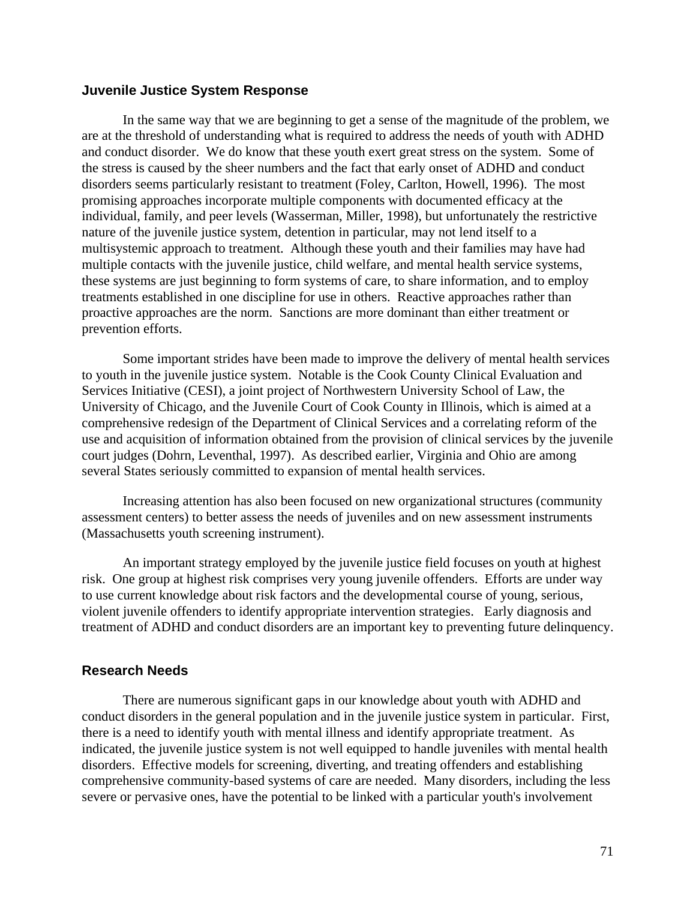## Juvenile Justice System Response

In the same way that we are beginning to get a sense of the magnitude of the problem, we are at the threshold of understanding what is required to address the needs of youth with ADHD and conduct disorder. We do know that these youth exert great stress on the system. Some of the stress is caused by the sheer numbers and the fact that early onset of ADHD and conduct disorders seems particularly resistant to treatment (Foley, Carlton, Howell, 1996). The most promising approaches incorporate multiple components with documented efficacy at the individual, family, and peer levels (Wasserman, Miller, 1998), but unfortunately the restrictive nature of the juvenile justice system, detention in particular, may not lend itself to a multisystemic approach to treatment. Although these youth and their families may have had multiple contacts with the juvenile justice, child welfare, and mental health service systems, these systems are just beginning to form systems of care, to share information, and to employ treatments established in one discipline for use in others. Reactive approaches rather than proactive approaches are the norm. Sanctions are more dominant than either treatment or prevention efforts.

Some important strides have been made to improve the delivery of mental health services to youth in the juvenile justice system. Notable is the Cook County Clinical Evaluation and Services Initiative (CESI), a joint project of Northwestern University School of Law, the University of Chicago, and the Juvenile Court of Cook County in Illinois, which is aimed at a comprehensive redesign of the Department of Clinical Services and a correlating reform of the use and acquisition of information obtained from the provision of clinical services by the juvenile court judges (Dohrn, Leventhal, 1997). As described earlier, Virginia and Ohio are among several States seriously committed to expansion of mental health services.

Increasing attention has also been focused on new organizational structures (community assessment centers) to better assess the needs of juveniles and on new assessment instruments (Massachusetts youth screening instrument).

An important strategy employed by the juvenile justice field focuses on youth at highest risk. One group at highest risk comprises very young juvenile offenders. Efforts are under way to use current knowledge about risk factors and the developmental course of young, serious, violent juvenile offenders to identify appropriate intervention strategies. Early diagnosis and treatment of ADHD and conduct disorders are an important key to preventing future delinquency.

## Research Needs

There are numerous significant gaps in our knowledge about youth with ADHD and conduct disorders in the general population and in the juvenile justice system in particular. First, there is a need to identify youth with mental illness and identify appropriate treatment. As indicated, the juvenile justice system is not well equipped to handle juveniles with mental health disorders. Effective models for screening, diverting, and treating offenders and establishing comprehensive community-based systems of care are needed. Many disorders, including the less severe or pervasive ones, have the potential to be linked with a particular youth's involvement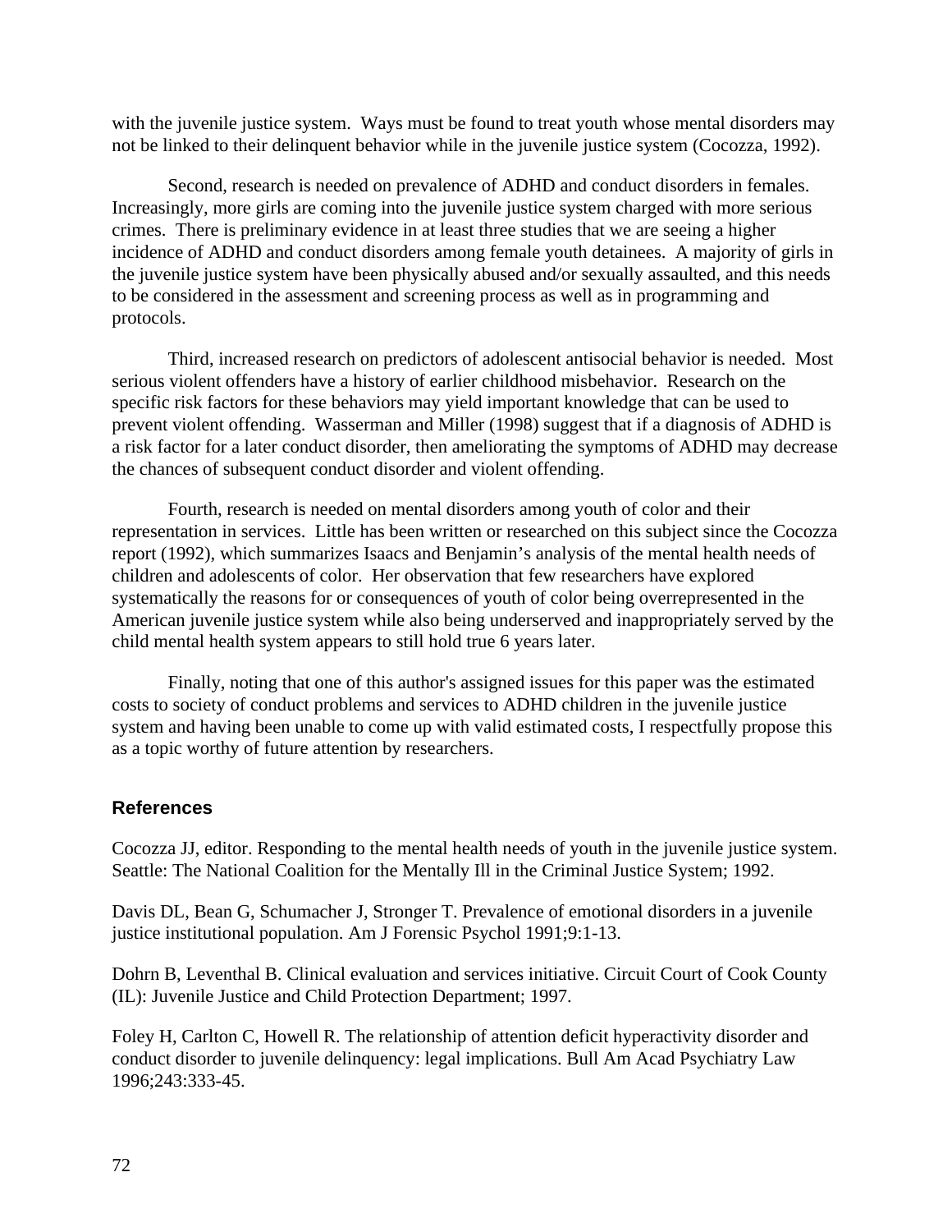with the juvenile justice system. Ways must be found to treat youth whose mental disorders may not be linked to their delinquent behavior while in the juvenile justice system (Cocozza, 1992).

Second, research is needed on prevalence of ADHD and conduct disorders in females. Increasingly, more girls are coming into the juvenile justice system charged with more serious crimes. There is preliminary evidence in at least three studies that we are seeing a higher incidence of ADHD and conduct disorders among female youth detainees. A majority of girls in the juvenile justice system have been physically abused and/or sexually assaulted, and this needs to be considered in the assessment and screening process as well as in programming and protocols.

Third, increased research on predictors of adolescent antisocial behavior is needed. Most serious violent offenders have a history of earlier childhood misbehavior. Research on the specific risk factors for these behaviors may yield important knowledge that can be used to prevent violent offending. Wasserman and Miller (1998) suggest that if a diagnosis of ADHD is a risk factor for a later conduct disorder, then ameliorating the symptoms of ADHD may decrease the chances of subsequent conduct disorder and violent offending.

Fourth, research is needed on mental disorders among youth of color and their representation in services. Little has been written or researched on this subject since the Cocozza report (1992), which summarizes Isaacs and Benjamin's analysis of the mental health needs of children and adolescents of color. Her observation that few researchers have explored systematically the reasons for or consequences of youth of color being overrepresented in the American juvenile justice system while also being underserved and inappropriately served by the child mental health system appears to still hold true 6 years later.

Finally, noting that one of this author's assigned issues for this paper was the estimated costs to society of conduct problems and services to ADHD children in the juvenile justice system and having been unable to come up with valid estimated costs, I respectfully propose this as a topic worthy of future attention by researchers.

## References

Cocozza JJ, editor. Responding to the mental health needs of youth in the juvenile justice system. Seattle: The National Coalition for the Mentally Ill in the Criminal Justice System; 1992.

Davis DL, Bean G, Schumacher J, Stronger T. Prevalence of emotional disorders in a juvenile justice institutional population. Am J Forensic Psychol 1991;9:1-13.

Dohrn B, Leventhal B. Clinical evaluation and services initiative. Circuit Court of Cook County (IL): Juvenile Justice and Child Protection Department; 1997.

Foley H, Carlton C, Howell R. The relationship of attention deficit hyperactivity disorder and conduct disorder to juvenile delinquency: legal implications. Bull Am Acad Psychiatry Law 1996;243:333-45.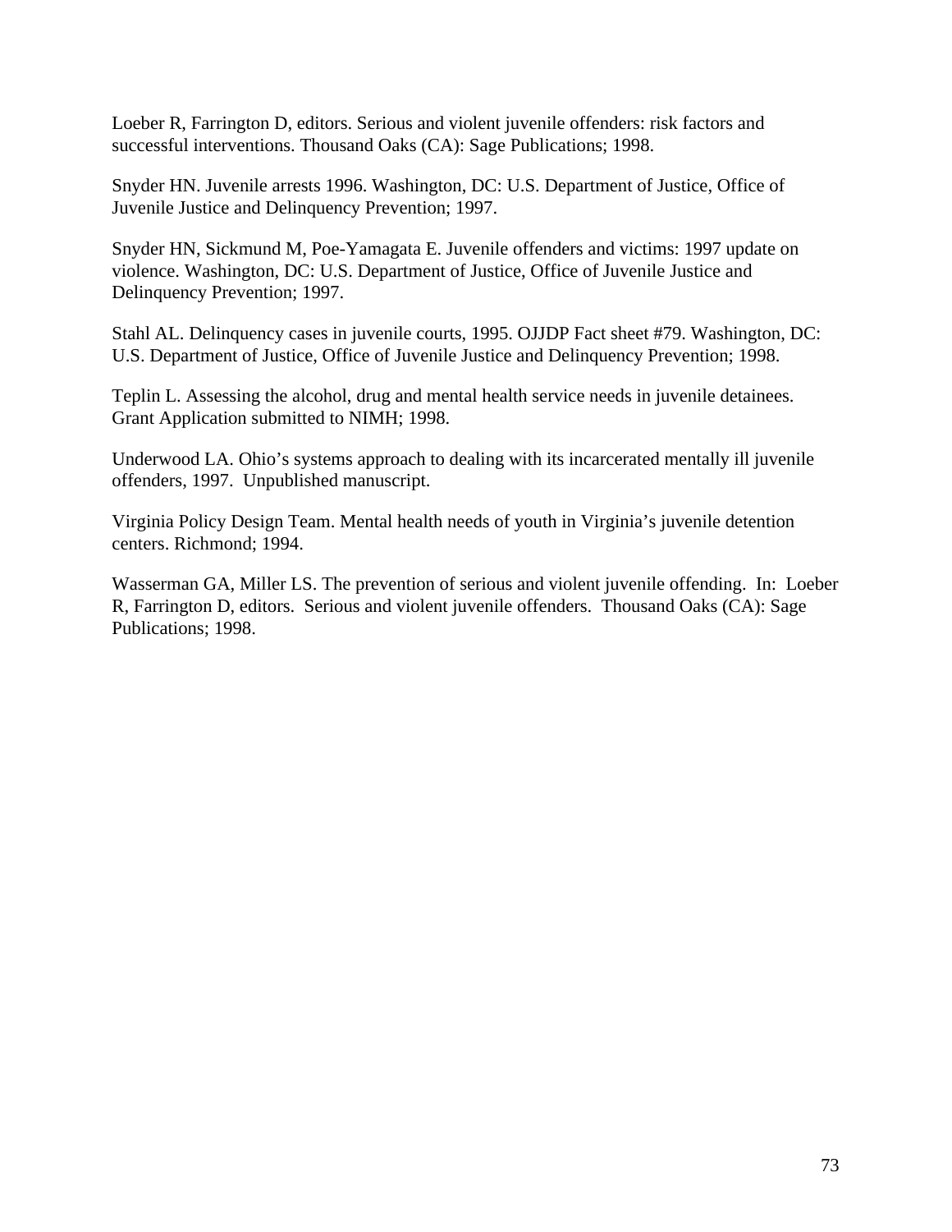Loeber R, Farrington D, editors. Serious and violent juvenile offenders: risk factors and successful interventions. Thousand Oaks (CA): Sage Publications; 1998.

Snyder HN. Juvenile arrests 1996. Washington, DC: U.S. Department of Justice, Office of Juvenile Justice and Delinquency Prevention; 1997.

Snyder HN, Sickmund M, Poe-Yamagata E. Juvenile offenders and victims: 1997 update on violence. Washington, DC: U.S. Department of Justice, Office of Juvenile Justice and Delinquency Prevention; 1997.

Stahl AL. Delinquency cases in juvenile courts, 1995. OJJDP Fact sheet #79. Washington, DC: U.S. Department of Justice, Office of Juvenile Justice and Delinquency Prevention; 1998.

Teplin L. Assessing the alcohol, drug and mental health service needs in juvenile detainees. Grant Application submitted to NIMH; 1998.

Underwood LA. Ohio's systems approach to dealing with its incarcerated mentally ill juvenile offenders, 1997. Unpublished manuscript.

Virginia Policy Design Team. Mental health needs of youth in Virginia's juvenile detention centers. Richmond; 1994.

Wasserman GA, Miller LS. The prevention of serious and violent juvenile offending. In: Loeber R, Farrington D, editors. Serious and violent juvenile offenders. Thousand Oaks (CA): Sage Publications; 1998.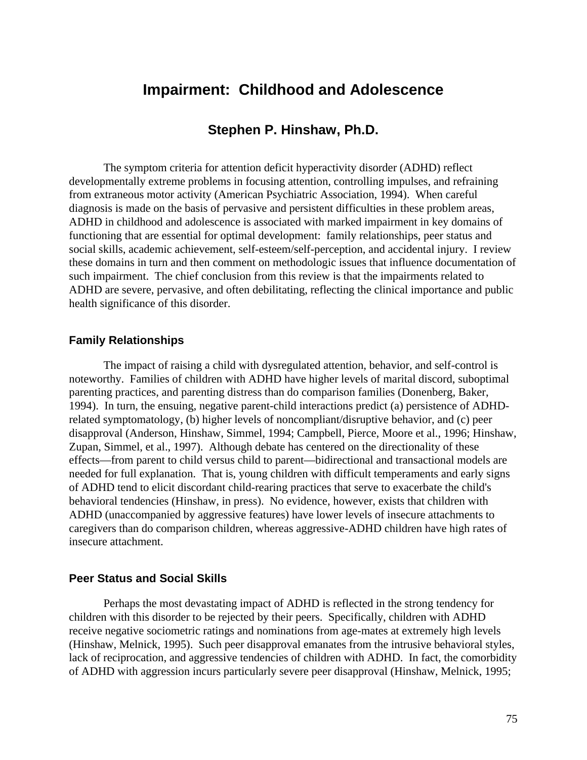# Impairment: Childhood and Adolescence

## Stephen P. Hinshaw, Ph.D.

The symptom criteria for attention deficit hyperactivity disorder (ADHD) reflect developmentally extreme problems in focusing attention, controlling impulses, and refraining from extraneous motor activity (American Psychiatric Association, 1994). When careful diagnosis is made on the basis of pervasive and persistent difficulties in these problem areas, ADHD in childhood and adolescence is associated with marked impairment in key domains of functioning that are essential for optimal development: family relationships, peer status and social skills, academic achievement, self-esteem/self-perception, and accidental injury. I review these domains in turn and then comment on methodologic issues that influence documentation of such impairment. The chief conclusion from this review is that the impairments related to ADHD are severe, pervasive, and often debilitating, reflecting the clinical importance and public health significance of this disorder.

### Family Relationships

The impact of raising a child with dysregulated attention, behavior, and self-control is noteworthy. Families of children with ADHD have higher levels of marital discord, suboptimal parenting practices, and parenting distress than do comparison families (Donenberg, Baker, 1994). In turn, the ensuing, negative parent-child interactions predict (a) persistence of ADHD-related symptomatology, (b) higher levels of noncompliant/disruptive behavior, and (c) peer disapproval (Anderson, Hinshaw, Simmel, 1994; Campbell, Pierce, Moore et al., 1996; Hinshaw, Zupan, Simmel, et al., 1997). Although debate has centered on the directionality of these effects—from parent to child versus child to parent—bidirectional and transactional models are needed for full explanation. That is, young children with difficult temperaments and early signs of ADHD tend to elicit discordant child-rearing practices that serve to exacerbate the child's behavioral tendencies (Hinshaw, in press). No evidence, however, exists that children with ADHD (unaccompanied by aggressive features) have lower levels of insecure attachments to caregivers than do comparison children, whereas aggressive-ADHD children have high rates of insecure attachment.

### Peer Status and Social Skills

Perhaps the most devastating impact of ADHD is reflected in the strong tendency for children with this disorder to be rejected by their peers. Specifically, children with ADHD receive negative sociometric ratings and nominations from age-mates at extremely high levels (Hinshaw, Melnick, 1995). Such peer disapproval emanates from the intrusive behavioral styles, lack of reciprocation, and aggressive tendencies of children with ADHD. In fact, the comorbidity of ADHD with aggression incurs particularly severe peer disapproval (Hinshaw, Melnick, 1995;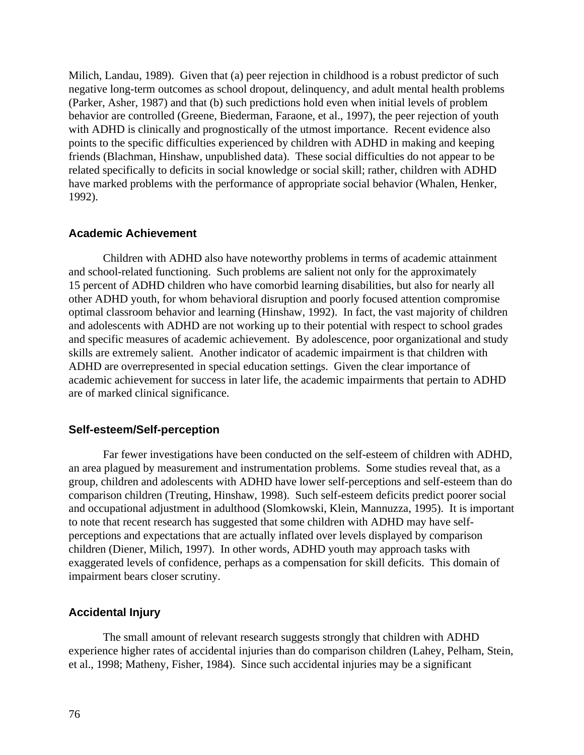Milich, Landau, 1989). Given that (a) peer rejection in childhood is a robust predictor of such negative long-term outcomes as school dropout, delinquency, and adult mental health problems (Parker, Asher, 1987) and that (b) such predictions hold even when initial levels of problem behavior are controlled (Greene, Biederman, Faraone, et al., 1997), the peer rejection of youth with ADHD is clinically and prognostically of the utmost importance. Recent evidence also points to the specific difficulties experienced by children with ADHD in making and keeping friends (Blachman, Hinshaw, unpublished data). These social difficulties do not appear to be related specifically to deficits in social knowledge or social skill; rather, children with ADHD have marked problems with the performance of appropriate social behavior (Whalen, Henker, 1992).

### Academic Achievement

Children with ADHD also have noteworthy problems in terms of academic attainment and school-related functioning. Such problems are salient not only for the approximately 15 percent of ADHD children who have comorbid learning disabilities, but also for nearly all other ADHD youth, for whom behavioral disruption and poorly focused attention compromise optimal classroom behavior and learning (Hinshaw, 1992). In fact, the vast majority of children and adolescents with ADHD are not working up to their potential with respect to school grades and specific measures of academic achievement. By adolescence, poor organizational and study skills are extremely salient. Another indicator of academic impairment is that children with ADHD are overrepresented in special education settings. Given the clear importance of academic achievement for success in later life, the academic impairments that pertain to ADHD are of marked clinical significance.

### Self-esteem/Self-perception

Far fewer investigations have been conducted on the self-esteem of children with ADHD, an area plagued by measurement and instrumentation problems. Some studies reveal that, as a group, children and adolescents with ADHD have lower self-perceptions and self-esteem than do comparison children (Treuting, Hinshaw, 1998). Such self-esteem deficits predict poorer social and occupational adjustment in adulthood (Slomkowski, Klein, Mannuzza, 1995). It is important to note that recent research has suggested that some children with ADHD may have self-perceptions and expectations that are actually inflated over levels displayed by comparison children (Diener, Milich, 1997). In other words, ADHD youth may approach tasks with exaggerated levels of confidence, perhaps as a compensation for skill deficits. This domain of impairment bears closer scrutiny.

### Accidental Injury

The small amount of relevant research suggests strongly that children with ADHD experience higher rates of accidental injuries than do comparison children (Lahey, Pelham, Stein, et al., 1998; Matheny, Fisher, 1984). Since such accidental injuries may be a significant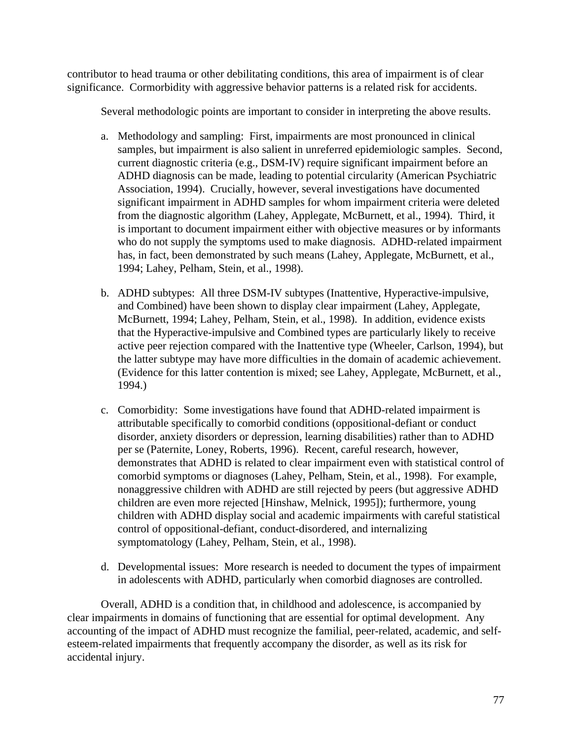contributor to head trauma or other debilitating conditions, this area of impairment is of clear significance. Cormorbidity with aggressive behavior patterns is a related risk for accidents.

Several methodologic points are important to consider in interpreting the above results.

a. Methodology and sampling: First, impairments are most pronounced in clinical samples, but impairment is also salient in unreferred epidemiologic samples. Second, current diagnostic criteria (e.g., DSM-IV) require significant impairment before an ADHD diagnosis can be made, leading to potential circularity (American Psychiatric Association, 1994). Crucially, however, several investigations have documented significant impairment in ADHD samples for whom impairment criteria were deleted from the diagnostic algorithm (Lahey, Applegate, McBurnett, et al., 1994). Third, it is important to document impairment either with objective measures or by informants who do not supply the symptoms used to make diagnosis. ADHD-related impairment has, in fact, been demonstrated by such means (Lahey, Applegate, McBurnett, et al., 1994; Lahey, Pelham, Stein, et al., 1998).

b. ADHD subtypes: All three DSM-IV subtypes (Inattentive, Hyperactive-impulsive, and Combined) have been shown to display clear impairment (Lahey, Applegate, McBurnett, 1994; Lahey, Pelham, Stein, et al., 1998). In addition, evidence exists that the Hyperactive-impulsive and Combined types are particularly likely to receive active peer rejection compared with the Inattentive type (Wheeler, Carlson, 1994), but the latter subtype may have more difficulties in the domain of academic achievement. (Evidence for this latter contention is mixed; see Lahey, Applegate, McBurnett, et al., 1994.)

c. Comorbidity: Some investigations have found that ADHD-related impairment is attributable specifically to comorbid conditions (oppositional-defiant or conduct disorder, anxiety disorders or depression, learning disabilities) rather than to ADHD per se (Paternite, Loney, Roberts, 1996). Recent, careful research, however, demonstrates that ADHD is related to clear impairment even with statistical control of comorbid symptoms or diagnoses (Lahey, Pelham, Stein, et al., 1998). For example, nonaggressive children with ADHD are still rejected by peers (but aggressive ADHD children are even more rejected [Hinshaw, Melnick, 1995]); furthermore, young children with ADHD display social and academic impairments with careful statistical control of oppositional-defiant, conduct-disordered, and internalizing symptomatology (Lahey, Pelham, Stein, et al., 1998).

d. Developmental issues: More research is needed to document the types of impairment in adolescents with ADHD, particularly when comorbid diagnoses are controlled.

Overall, ADHD is a condition that, in childhood and adolescence, is accompanied by clear impairments in domains of functioning that are essential for optimal development. Any accounting of the impact of ADHD must recognize the familial, peer-related, academic, and self-esteem-related impairments that frequently accompany the disorder, as well as its risk for accidental injury.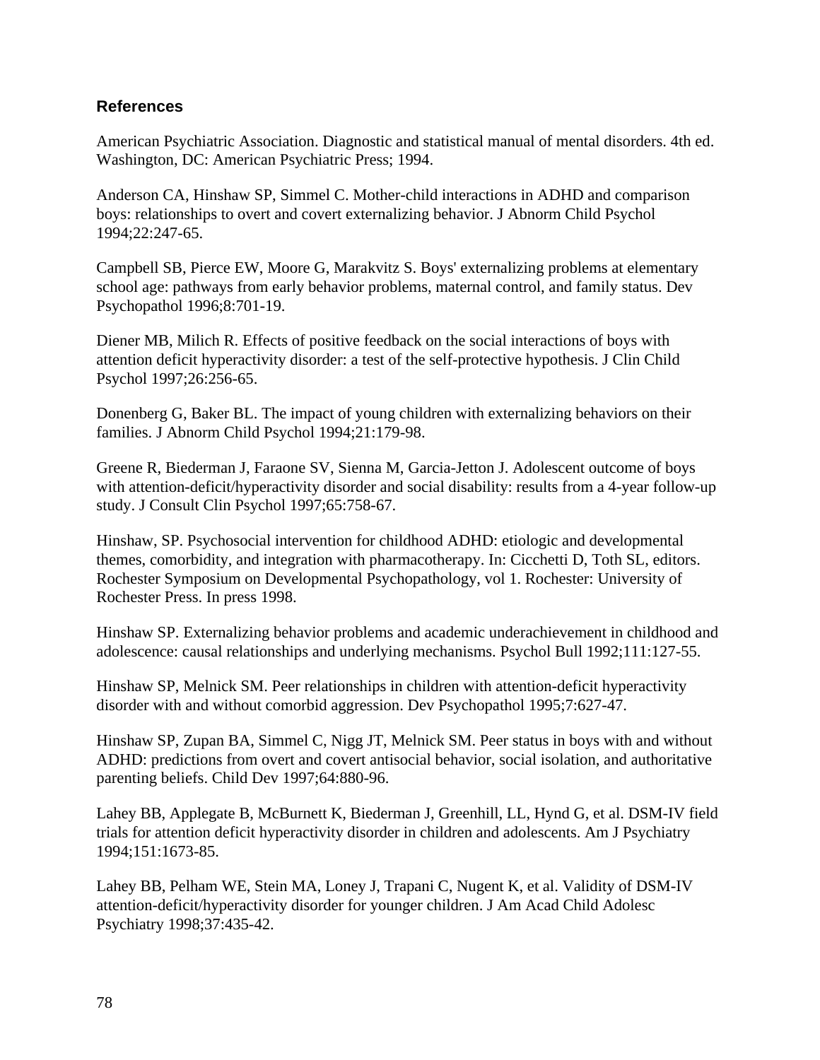## References

American Psychiatric Association. Diagnostic and statistical manual of mental disorders. 4th ed. Washington, DC: American Psychiatric Press; 1994.

Anderson CA, Hinshaw SP, Simmel C. Mother-child interactions in ADHD and comparison boys: relationships to overt and covert externalizing behavior. J Abnorm Child Psychol 1994;22:247-65.

Campbell SB, Pierce EW, Moore G, Marakvitz S. Boys' externalizing problems at elementary school age: pathways from early behavior problems, maternal control, and family status. Dev Psychopathol 1996;8:701-19.

Diener MB, Milich R. Effects of positive feedback on the social interactions of boys with attention deficit hyperactivity disorder: a test of the self-protective hypothesis. J Clin Child Psychol 1997;26:256-65.

Donenberg G, Baker BL. The impact of young children with externalizing behaviors on their families. J Abnorm Child Psychol 1994;21:179-98.

Greene R, Biederman J, Faraone SV, Sienna M, Garcia-Jetton J. Adolescent outcome of boys with attention-deficit/hyperactivity disorder and social disability: results from a 4-year follow-up study. J Consult Clin Psychol 1997;65:758-67.

Hinshaw, SP. Psychosocial intervention for childhood ADHD: etiologic and developmental themes, comorbidity, and integration with pharmacotherapy. In: Cicchetti D, Toth SL, editors. Rochester Symposium on Developmental Psychopathology, vol 1. Rochester: University of Rochester Press. In press 1998.

Hinshaw SP. Externalizing behavior problems and academic underachievement in childhood and adolescence: causal relationships and underlying mechanisms. Psychol Bull 1992;111:127-55.

Hinshaw SP, Melnick SM. Peer relationships in children with attention-deficit hyperactivity disorder with and without comorbid aggression. Dev Psychopathol 1995;7:627-47.

Hinshaw SP, Zupan BA, Simmel C, Nigg JT, Melnick SM. Peer status in boys with and without ADHD: predictions from overt and covert antisocial behavior, social isolation, and authoritative parenting beliefs. Child Dev 1997;64:880-96.

Lahey BB, Applegate B, McBurnett K, Biederman J, Greenhill, LL, Hynd G, et al. DSM-IV field trials for attention deficit hyperactivity disorder in children and adolescents. Am J Psychiatry 1994;151:1673-85.

Lahey BB, Pelham WE, Stein MA, Loney J, Trapani C, Nugent K, et al. Validity of DSM-IV attention-deficit/hyperactivity disorder for younger children. J Am Acad Child Adolesc Psychiatry 1998;37:435-42.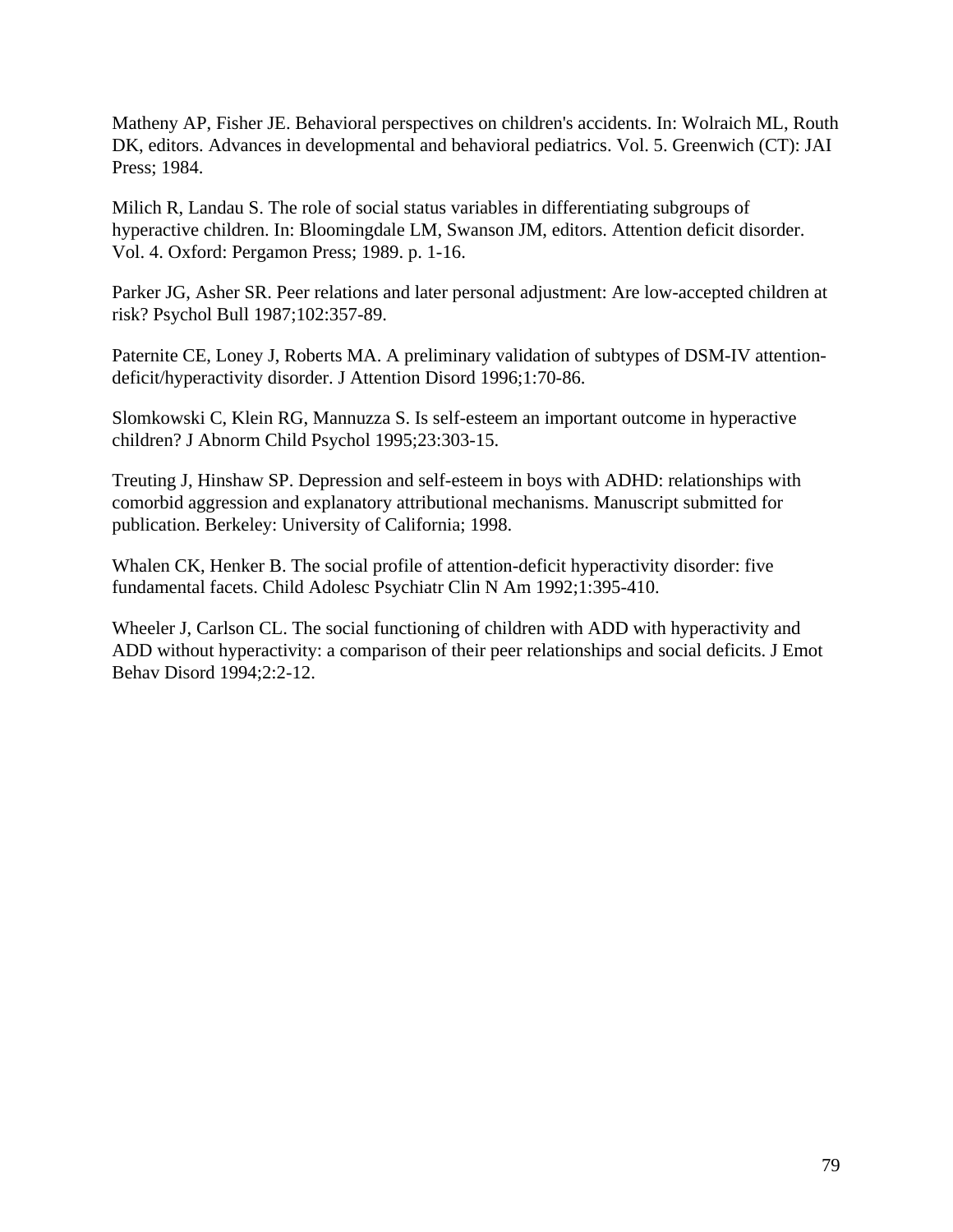Matheny AP, Fisher JE. Behavioral perspectives on children's accidents. In: Wolraich ML, Routh DK, editors. Advances in developmental and behavioral pediatrics. Vol. 5. Greenwich (CT): JAI Press; 1984.

Milich R, Landau S. The role of social status variables in differentiating subgroups of hyperactive children. In: Bloomingdale LM, Swanson JM, editors. Attention deficit disorder. Vol. 4. Oxford: Pergamon Press; 1989. p. 1-16.

Parker JG, Asher SR. Peer relations and later personal adjustment: Are low-accepted children at risk? Psychol Bull 1987;102:357-89.

Paternite CE, Loney J, Roberts MA. A preliminary validation of subtypes of DSM-IV attention-deficit/hyperactivity disorder. J Attention Disord 1996;1:70-86.

Slomkowski C, Klein RG, Mannuzza S. Is self-esteem an important outcome in hyperactive children? J Abnorm Child Psychol 1995;23:303-15.

Treuting J, Hinshaw SP. Depression and self-esteem in boys with ADHD: relationships with comorbid aggression and explanatory attributional mechanisms. Manuscript submitted for publication. Berkeley: University of California; 1998.

Whalen CK, Henker B. The social profile of attention-deficit hyperactivity disorder: five fundamental facets. Child Adolesc Psychiatr Clin N Am 1992;1:395-410.

Wheeler J, Carlson CL. The social functioning of children with ADD with hyperactivity and ADD without hyperactivity: a comparison of their peer relationships and social deficits. J Emot Behav Disord 1994;2:2-12.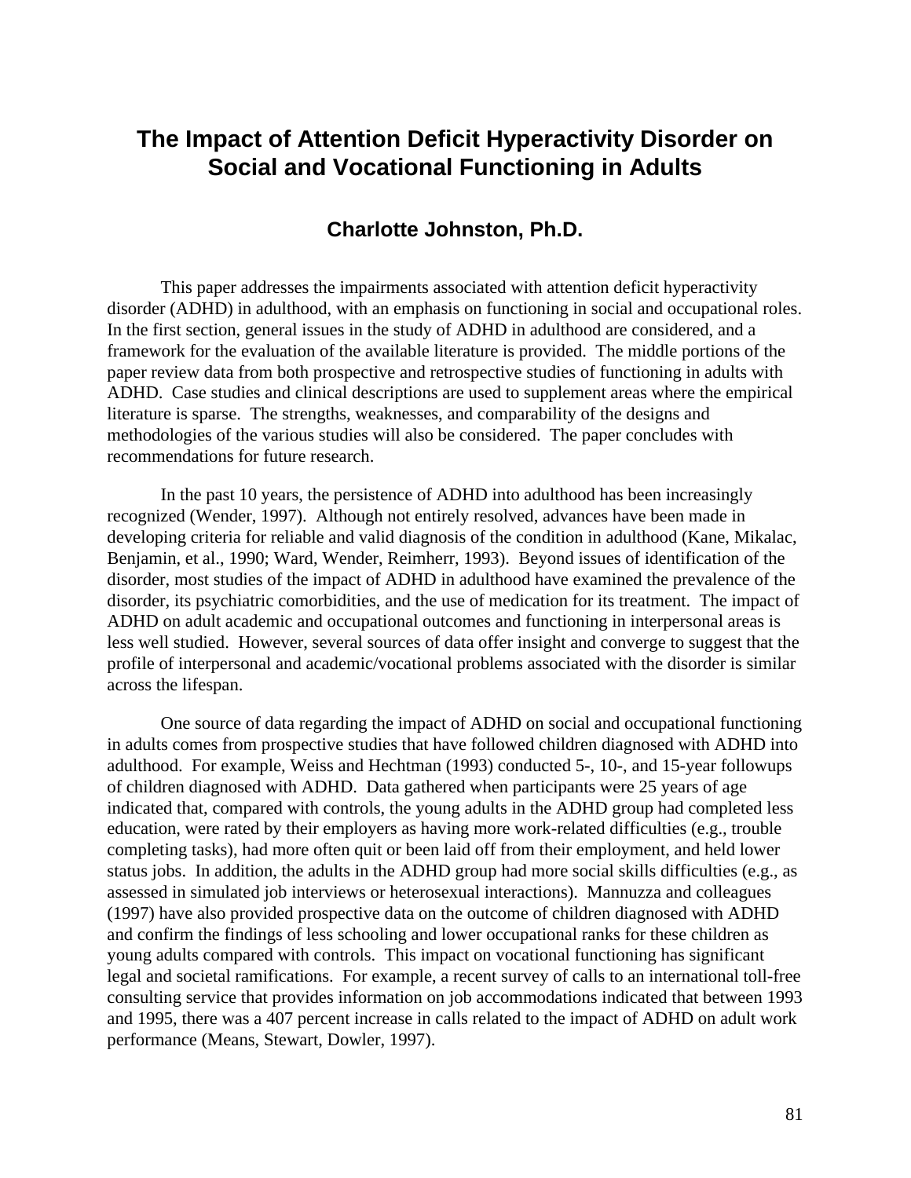# The Impact of Attention Deficit Hyperactivity Disorder on Social and Vocational Functioning in Adults

## Charlotte Johnston, Ph.D.

This paper addresses the impairments associated with attention deficit hyperactivity disorder (ADHD) in adulthood, with an emphasis on functioning in social and occupational roles. In the first section, general issues in the study of ADHD in adulthood are considered, and a framework for the evaluation of the available literature is provided. The middle portions of the paper review data from both prospective and retrospective studies of functioning in adults with ADHD. Case studies and clinical descriptions are used to supplement areas where the empirical literature is sparse. The strengths, weaknesses, and comparability of the designs and methodologies of the various studies will also be considered. The paper concludes with recommendations for future research.

In the past 10 years, the persistence of ADHD into adulthood has been increasingly recognized (Wender, 1997). Although not entirely resolved, advances have been made in developing criteria for reliable and valid diagnosis of the condition in adulthood (Kane, Mikalac, Benjamin, et al., 1990; Ward, Wender, Reimherr, 1993). Beyond issues of identification of the disorder, most studies of the impact of ADHD in adulthood have examined the prevalence of the disorder, its psychiatric comorbidities, and the use of medication for its treatment. The impact of ADHD on adult academic and occupational outcomes and functioning in interpersonal areas is less well studied. However, several sources of data offer insight and converge to suggest that the profile of interpersonal and academic/vocational problems associated with the disorder is similar across the lifespan.

One source of data regarding the impact of ADHD on social and occupational functioning in adults comes from prospective studies that have followed children diagnosed with ADHD into adulthood. For example, Weiss and Hechtman (1993) conducted 5-, 10-, and 15-year followups of children diagnosed with ADHD. Data gathered when participants were 25 years of age indicated that, compared with controls, the young adults in the ADHD group had completed less education, were rated by their employers as having more work-related difficulties (e.g., trouble completing tasks), had more often quit or been laid off from their employment, and held lower status jobs. In addition, the adults in the ADHD group had more social skills difficulties (e.g., as assessed in simulated job interviews or heterosexual interactions). Mannuzza and colleagues (1997) have also provided prospective data on the outcome of children diagnosed with ADHD and confirm the findings of less schooling and lower occupational ranks for these children as young adults compared with controls. This impact on vocational functioning has significant legal and societal ramifications. For example, a recent survey of calls to an international toll-free consulting service that provides information on job accommodations indicated that between 1993 and 1995, there was a 407 percent increase in calls related to the impact of ADHD on adult work performance (Means, Stewart, Dowler, 1997).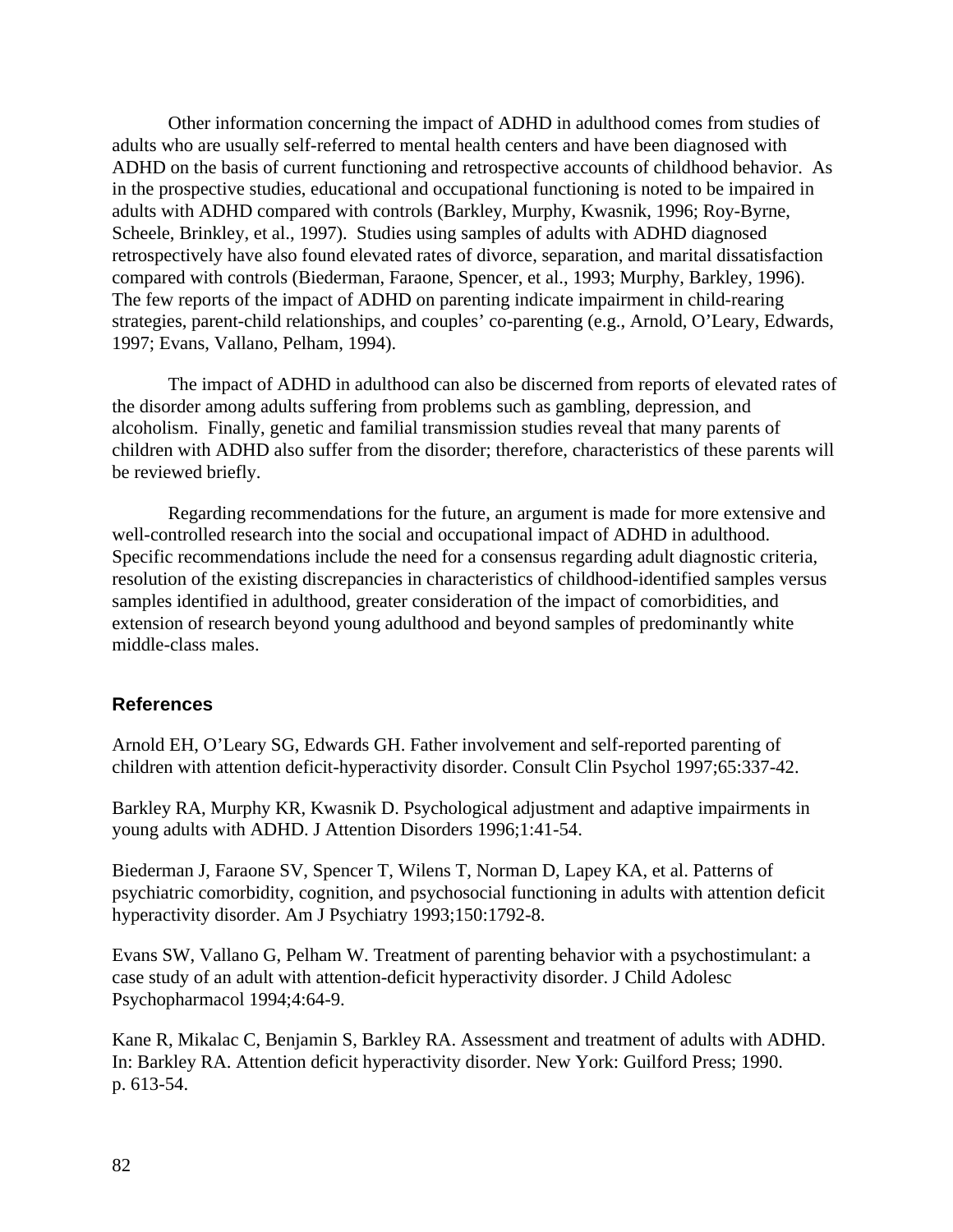Other information concerning the impact of ADHD in adulthood comes from studies of adults who are usually self-referred to mental health centers and have been diagnosed with ADHD on the basis of current functioning and retrospective accounts of childhood behavior. As in the prospective studies, educational and occupational functioning is noted to be impaired in adults with ADHD compared with controls (Barkley, Murphy, Kwasnik, 1996; Roy-Byrne, Scheele, Brinkley, et al., 1997). Studies using samples of adults with ADHD diagnosed retrospectively have also found elevated rates of divorce, separation, and marital dissatisfaction compared with controls (Biederman, Faraone, Spencer, et al., 1993; Murphy, Barkley, 1996). The few reports of the impact of ADHD on parenting indicate impairment in child-rearing strategies, parent-child relationships, and couples' co-parenting (e.g., Arnold, O'Leary, Edwards, 1997; Evans, Vallano, Pelham, 1994).

The impact of ADHD in adulthood can also be discerned from reports of elevated rates of the disorder among adults suffering from problems such as gambling, depression, and alcoholism. Finally, genetic and familial transmission studies reveal that many parents of children with ADHD also suffer from the disorder; therefore, characteristics of these parents will be reviewed briefly.

Regarding recommendations for the future, an argument is made for more extensive and well-controlled research into the social and occupational impact of ADHD in adulthood. Specific recommendations include the need for a consensus regarding adult diagnostic criteria, resolution of the existing discrepancies in characteristics of childhood-identified samples versus samples identified in adulthood, greater consideration of the impact of comorbidities, and extension of research beyond young adulthood and beyond samples of predominantly white middle-class males.

### References

Arnold EH, O'Leary SG, Edwards GH. Father involvement and self-reported parenting of children with attention deficit-hyperactivity disorder. Consult Clin Psychol 1997;65:337-42.

Barkley RA, Murphy KR, Kwasnik D. Psychological adjustment and adaptive impairments in young adults with ADHD. J Attention Disorders 1996;1:41-54.

Biederman J, Faraone SV, Spencer T, Wilens T, Norman D, Lapey KA, et al. Patterns of psychiatric comorbidity, cognition, and psychosocial functioning in adults with attention deficit hyperactivity disorder. Am J Psychiatry 1993;150:1792-8.

Evans SW, Vallano G, Pelham W. Treatment of parenting behavior with a psychostimulant: a case study of an adult with attention-deficit hyperactivity disorder. J Child Adolesc Psychopharmacol 1994;4:64-9.

Kane R, Mikalac C, Benjamin S, Barkley RA. Assessment and treatment of adults with ADHD. In: Barkley RA. Attention deficit hyperactivity disorder. New York: Guilford Press; 1990. p. 613-54.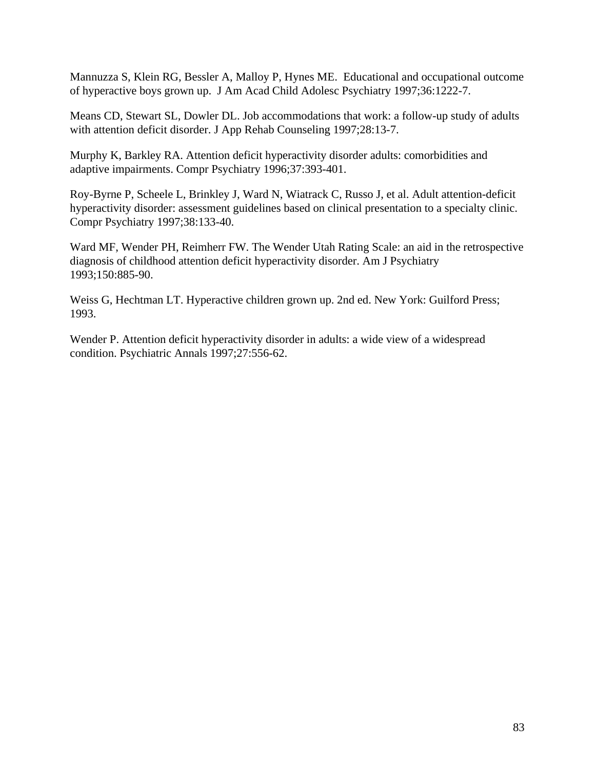Mannuzza S, Klein RG, Bessler A, Malloy P, Hynes ME. Educational and occupational outcome of hyperactive boys grown up. J Am Acad Child Adolesc Psychiatry 1997;36:1222-7.

Means CD, Stewart SL, Dowler DL. Job accommodations that work: a follow-up study of adults with attention deficit disorder. J App Rehab Counseling 1997;28:13-7.

Murphy K, Barkley RA. Attention deficit hyperactivity disorder adults: comorbidities and adaptive impairments. Compr Psychiatry 1996;37:393-401.

Roy-Byrne P, Scheele L, Brinkley J, Ward N, Wiatrack C, Russo J, et al. Adult attention-deficit hyperactivity disorder: assessment guidelines based on clinical presentation to a specialty clinic. Compr Psychiatry 1997;38:133-40.

Ward MF, Wender PH, Reimherr FW. The Wender Utah Rating Scale: an aid in the retrospective diagnosis of childhood attention deficit hyperactivity disorder. Am J Psychiatry 1993;150:885-90.

Weiss G, Hechtman LT. Hyperactive children grown up. 2nd ed. New York: Guilford Press; 1993.

Wender P. Attention deficit hyperactivity disorder in adults: a wide view of a widespread condition. Psychiatric Annals 1997;27:556-62.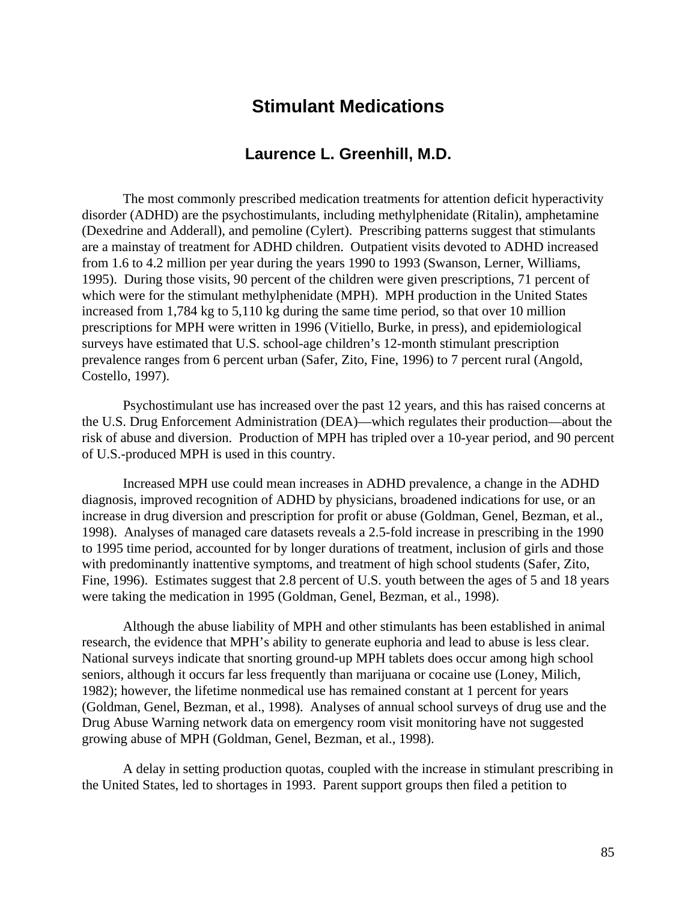# Stimulant Medications

## Laurence L. Greenhill, M.D.

The most commonly prescribed medication treatments for attention deficit hyperactivity disorder (ADHD) are the psychostimulants, including methylphenidate (Ritalin), amphetamine (Dexedrine and Adderall), and pemoline (Cylert). Prescribing patterns suggest that stimulants are a mainstay of treatment for ADHD children. Outpatient visits devoted to ADHD increased from 1.6 to 4.2 million per year during the years 1990 to 1993 (Swanson, Lerner, Williams, 1995). During those visits, 90 percent of the children were given prescriptions, 71 percent of which were for the stimulant methylphenidate (MPH). MPH production in the United States increased from 1,784 kg to 5,110 kg during the same time period, so that over 10 million prescriptions for MPH were written in 1996 (Vitiello, Burke, in press), and epidemiological surveys have estimated that U.S. school-age children's 12-month stimulant prescription prevalence ranges from 6 percent urban (Safer, Zito, Fine, 1996) to 7 percent rural (Angold, Costello, 1997).

Psychostimulant use has increased over the past 12 years, and this has raised concerns at the U.S. Drug Enforcement Administration (DEA)—which regulates their production—about the risk of abuse and diversion. Production of MPH has tripled over a 10-year period, and 90 percent of U.S.-produced MPH is used in this country.

Increased MPH use could mean increases in ADHD prevalence, a change in the ADHD diagnosis, improved recognition of ADHD by physicians, broadened indications for use, or an increase in drug diversion and prescription for profit or abuse (Goldman, Genel, Bezman, et al., 1998). Analyses of managed care datasets reveals a 2.5-fold increase in prescribing in the 1990 to 1995 time period, accounted for by longer durations of treatment, inclusion of girls and those with predominantly inattentive symptoms, and treatment of high school students (Safer, Zito, Fine, 1996). Estimates suggest that 2.8 percent of U.S. youth between the ages of 5 and 18 years were taking the medication in 1995 (Goldman, Genel, Bezman, et al., 1998).

Although the abuse liability of MPH and other stimulants has been established in animal research, the evidence that MPH's ability to generate euphoria and lead to abuse is less clear. National surveys indicate that snorting ground-up MPH tablets does occur among high school seniors, although it occurs far less frequently than marijuana or cocaine use (Loney, Milich, 1982); however, the lifetime nonmedical use has remained constant at 1 percent for years (Goldman, Genel, Bezman, et al., 1998). Analyses of annual school surveys of drug use and the Drug Abuse Warning network data on emergency room visit monitoring have not suggested growing abuse of MPH (Goldman, Genel, Bezman, et al., 1998).

A delay in setting production quotas, coupled with the increase in stimulant prescribing in the United States, led to shortages in 1993. Parent support groups then filed a petition to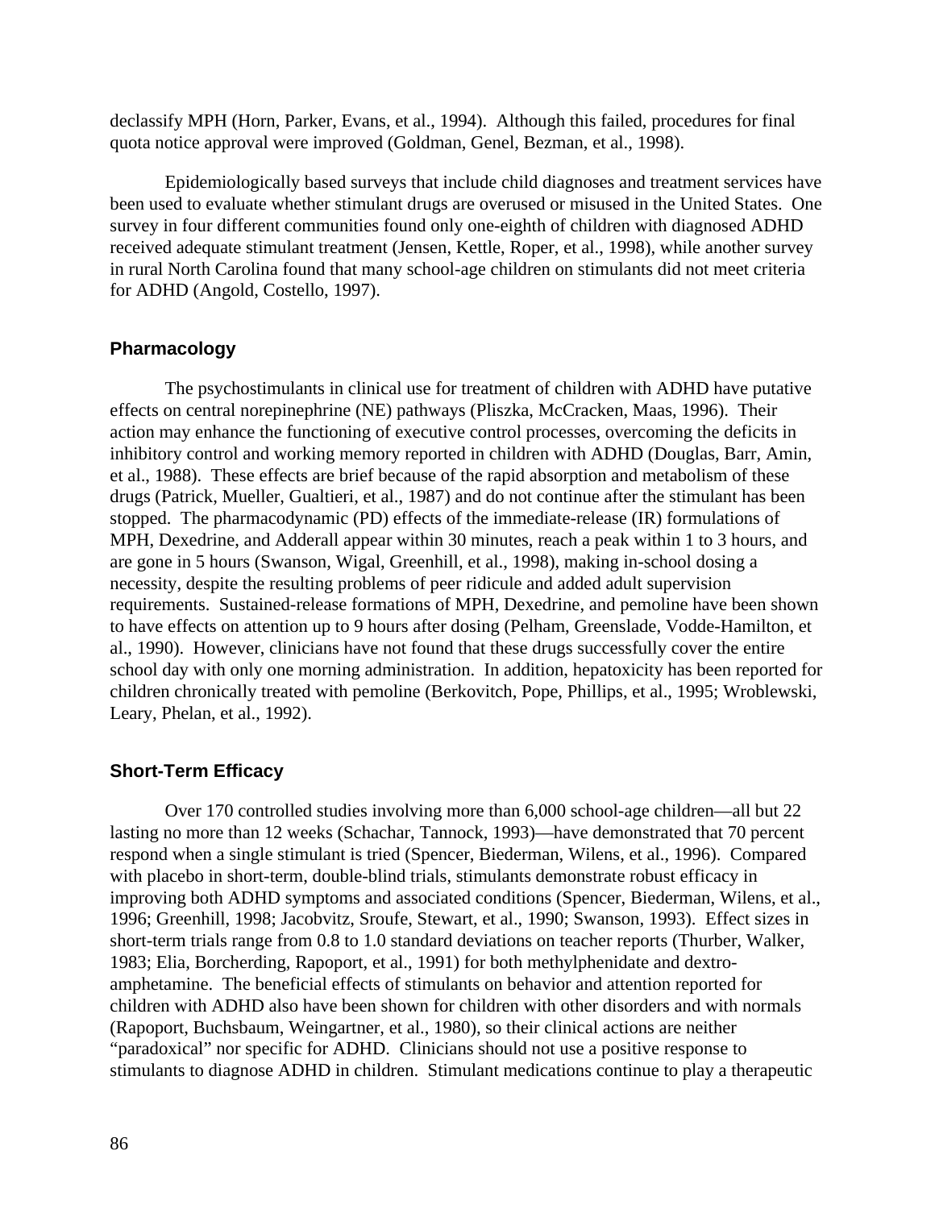declassify MPH (Horn, Parker, Evans, et al., 1994). Although this failed, procedures for final quota notice approval were improved (Goldman, Genel, Bezman, et al., 1998).

Epidemiologically based surveys that include child diagnoses and treatment services have been used to evaluate whether stimulant drugs are overused or misused in the United States. One survey in four different communities found only one-eighth of children with diagnosed ADHD received adequate stimulant treatment (Jensen, Kettle, Roper, et al., 1998), while another survey in rural North Carolina found that many school-age children on stimulants did not meet criteria for ADHD (Angold, Costello, 1997).

### Pharmacology

The psychostimulants in clinical use for treatment of children with ADHD have putative effects on central norepinephrine (NE) pathways (Pliszka, McCracken, Maas, 1996). Their action may enhance the functioning of executive control processes, overcoming the deficits in inhibitory control and working memory reported in children with ADHD (Douglas, Barr, Amin, et al., 1988). These effects are brief because of the rapid absorption and metabolism of these drugs (Patrick, Mueller, Gualtieri, et al., 1987) and do not continue after the stimulant has been stopped. The pharmacodynamic (PD) effects of the immediate-release (IR) formulations of MPH, Dexedrine, and Adderall appear within 30 minutes, reach a peak within 1 to 3 hours, and are gone in 5 hours (Swanson, Wigal, Greenhill, et al., 1998), making in-school dosing a necessity, despite the resulting problems of peer ridicule and added adult supervision requirements. Sustained-release formations of MPH, Dexedrine, and pemoline have been shown to have effects on attention up to 9 hours after dosing (Pelham, Greenslade, Vodde-Hamilton, et al., 1990). However, clinicians have not found that these drugs successfully cover the entire school day with only one morning administration. In addition, hepatoxicity has been reported for children chronically treated with pemoline (Berkovitch, Pope, Phillips, et al., 1995; Wroblewski, Leary, Phelan, et al., 1992).

### Short-Term Efficacy

Over 170 controlled studies involving more than 6,000 school-age children—all but 22 lasting no more than 12 weeks (Schachar, Tannock, 1993)—have demonstrated that 70 percent respond when a single stimulant is tried (Spencer, Biederman, Wilens, et al., 1996). Compared with placebo in short-term, double-blind trials, stimulants demonstrate robust efficacy in improving both ADHD symptoms and associated conditions (Spencer, Biederman, Wilens, et al., 1996; Greenhill, 1998; Jacobvitz, Sroufe, Stewart, et al., 1990; Swanson, 1993). Effect sizes in short-term trials range from 0.8 to 1.0 standard deviations on teacher reports (Thurber, Walker, 1983; Elia, Borcherding, Rapoport, et al., 1991) for both methylphenidate and dextro-amphetamine. The beneficial effects of stimulants on behavior and attention reported for children with ADHD also have been shown for children with other disorders and with normals (Rapoport, Buchsbaum, Weingartner, et al., 1980), so their clinical actions are neither "paradoxical" nor specific for ADHD. Clinicians should not use a positive response to stimulants to diagnose ADHD in children. Stimulant medications continue to play a therapeutic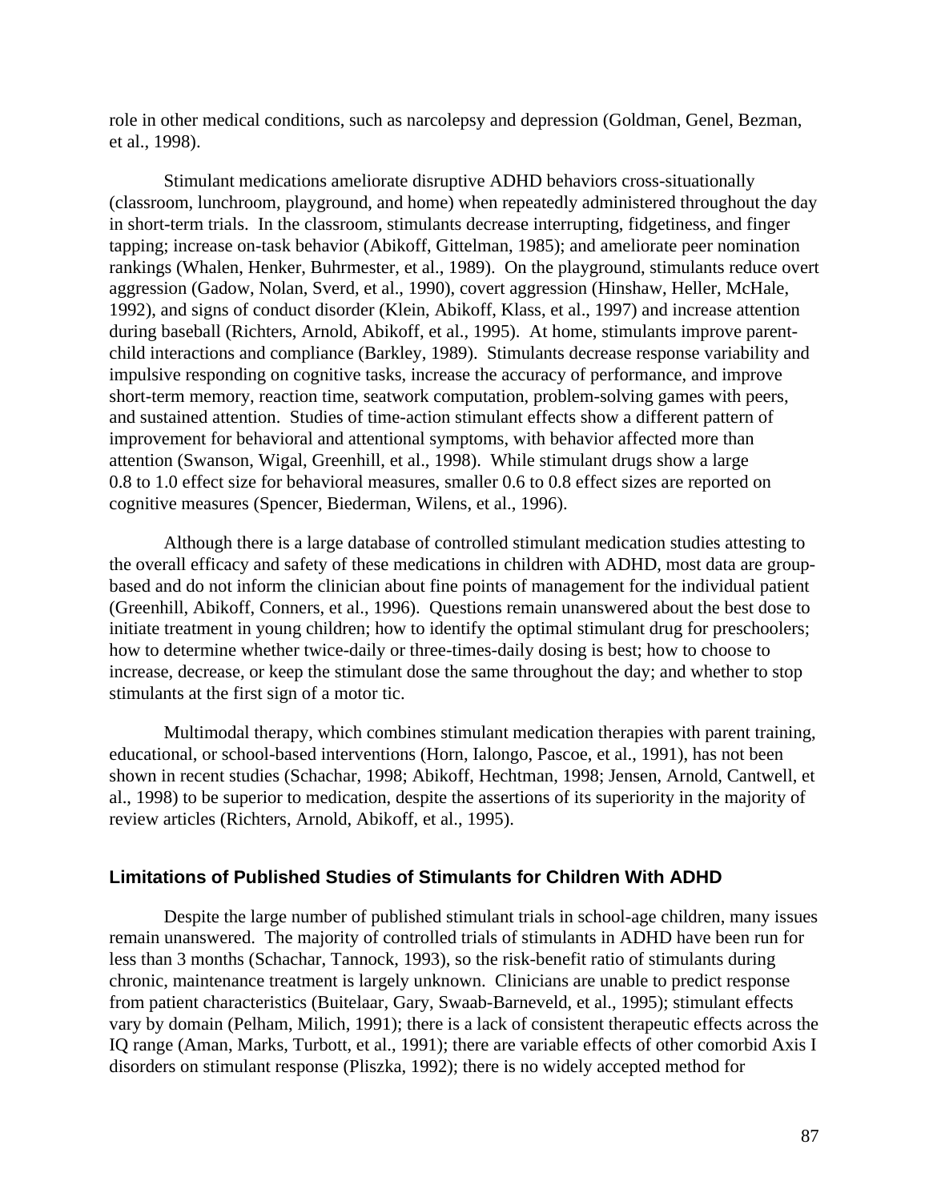role in other medical conditions, such as narcolepsy and depression (Goldman, Genel, Bezman, et al., 1998).

Stimulant medications ameliorate disruptive ADHD behaviors cross-situationally (classroom, lunchroom, playground, and home) when repeatedly administered throughout the day in short-term trials. In the classroom, stimulants decrease interrupting, fidgetiness, and finger tapping; increase on-task behavior (Abikoff, Gittelman, 1985); and ameliorate peer nomination rankings (Whalen, Henker, Buhrmester, et al., 1989). On the playground, stimulants reduce overt aggression (Gadow, Nolan, Sverd, et al., 1990), covert aggression (Hinshaw, Heller, McHale, 1992), and signs of conduct disorder (Klein, Abikoff, Klass, et al., 1997) and increase attention during baseball (Richters, Arnold, Abikoff, et al., 1995). At home, stimulants improve parent-child interactions and compliance (Barkley, 1989). Stimulants decrease response variability and impulsive responding on cognitive tasks, increase the accuracy of performance, and improve short-term memory, reaction time, seatwork computation, problem-solving games with peers, and sustained attention. Studies of time-action stimulant effects show a different pattern of improvement for behavioral and attentional symptoms, with behavior affected more than attention (Swanson, Wigal, Greenhill, et al., 1998). While stimulant drugs show a large 0.8 to 1.0 effect size for behavioral measures, smaller 0.6 to 0.8 effect sizes are reported on cognitive measures (Spencer, Biederman, Wilens, et al., 1996).

Although there is a large database of controlled stimulant medication studies attesting to the overall efficacy and safety of these medications in children with ADHD, most data are group-based and do not inform the clinician about fine points of management for the individual patient (Greenhill, Abikoff, Conners, et al., 1996). Questions remain unanswered about the best dose to initiate treatment in young children; how to identify the optimal stimulant drug for preschoolers; how to determine whether twice-daily or three-times-daily dosing is best; how to choose to increase, decrease, or keep the stimulant dose the same throughout the day; and whether to stop stimulants at the first sign of a motor tic.

Multimodal therapy, which combines stimulant medication therapies with parent training, educational, or school-based interventions (Horn, Ialongo, Pascoe, et al., 1991), has not been shown in recent studies (Schachar, 1998; Abikoff, Hechtman, 1998; Jensen, Arnold, Cantwell, et al., 1998) to be superior to medication, despite the assertions of its superiority in the majority of review articles (Richters, Arnold, Abikoff, et al., 1995).

### Limitations of Published Studies of Stimulants for Children With ADHD

Despite the large number of published stimulant trials in school-age children, many issues remain unanswered. The majority of controlled trials of stimulants in ADHD have been run for less than 3 months (Schachar, Tannock, 1993), so the risk-benefit ratio of stimulants during chronic, maintenance treatment is largely unknown. Clinicians are unable to predict response from patient characteristics (Buitelaar, Gary, Swaab-Barneveld, et al., 1995); stimulant effects vary by domain (Pelham, Milich, 1991); there is a lack of consistent therapeutic effects across the IQ range (Aman, Marks, Turbott, et al., 1991); there are variable effects of other comorbid Axis I disorders on stimulant response (Pliszka, 1992); there is no widely accepted method for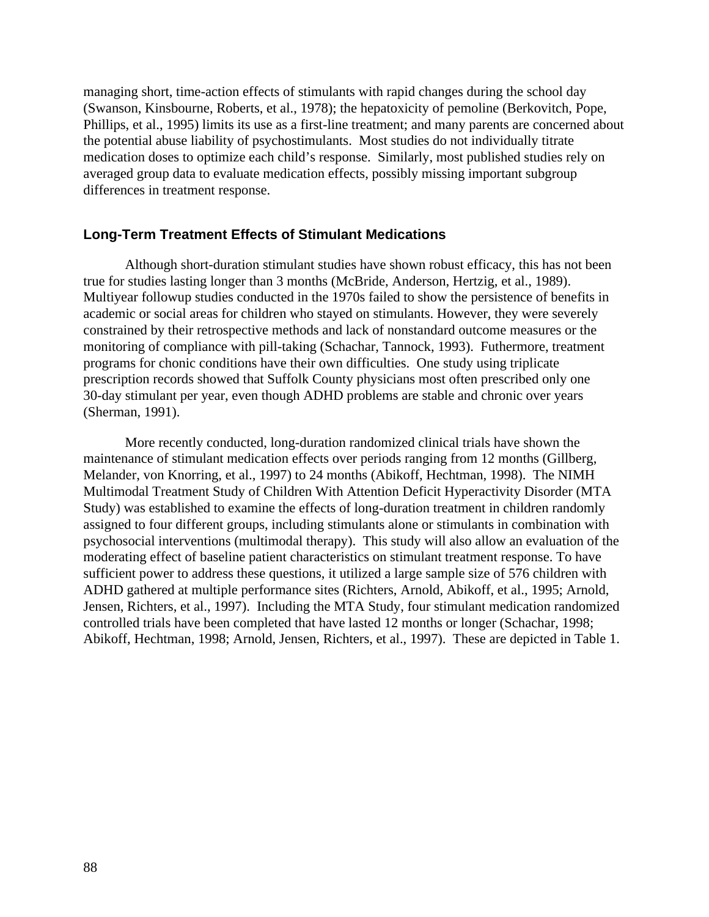managing short, time-action effects of stimulants with rapid changes during the school day (Swanson, Kinsbourne, Roberts, et al., 1978); the hepatoxicity of pemoline (Berkovitch, Pope, Phillips, et al., 1995) limits its use as a first-line treatment; and many parents are concerned about the potential abuse liability of psychostimulants. Most studies do not individually titrate medication doses to optimize each child's response. Similarly, most published studies rely on averaged group data to evaluate medication effects, possibly missing important subgroup differences in treatment response.

### Long-Term Treatment Effects of Stimulant Medications

Although short-duration stimulant studies have shown robust efficacy, this has not been true for studies lasting longer than 3 months (McBride, Anderson, Hertzig, et al., 1989). Multiyear followup studies conducted in the 1970s failed to show the persistence of benefits in academic or social areas for children who stayed on stimulants. However, they were severely constrained by their retrospective methods and lack of nonstandard outcome measures or the monitoring of compliance with pill-taking (Schachar, Tannock, 1993). Futhermore, treatment programs for chonic conditions have their own difficulties. One study using triplicate prescription records showed that Suffolk County physicians most often prescribed only one 30-day stimulant per year, even though ADHD problems are stable and chronic over years (Sherman, 1991).

More recently conducted, long-duration randomized clinical trials have shown the maintenance of stimulant medication effects over periods ranging from 12 months (Gillberg, Melander, von Knorring, et al., 1997) to 24 months (Abikoff, Hechtman, 1998). The NIMH Multimodal Treatment Study of Children With Attention Deficit Hyperactivity Disorder (MTA Study) was established to examine the effects of long-duration treatment in children randomly assigned to four different groups, including stimulants alone or stimulants in combination with psychosocial interventions (multimodal therapy). This study will also allow an evaluation of the moderating effect of baseline patient characteristics on stimulant treatment response. To have sufficient power to address these questions, it utilized a large sample size of 576 children with ADHD gathered at multiple performance sites (Richters, Arnold, Abikoff, et al., 1995; Arnold, Jensen, Richters, et al., 1997). Including the MTA Study, four stimulant medication randomized controlled trials have been completed that have lasted 12 months or longer (Schachar, 1998; Abikoff, Hechtman, 1998; Arnold, Jensen, Richters, et al., 1997). These are depicted in Table 1.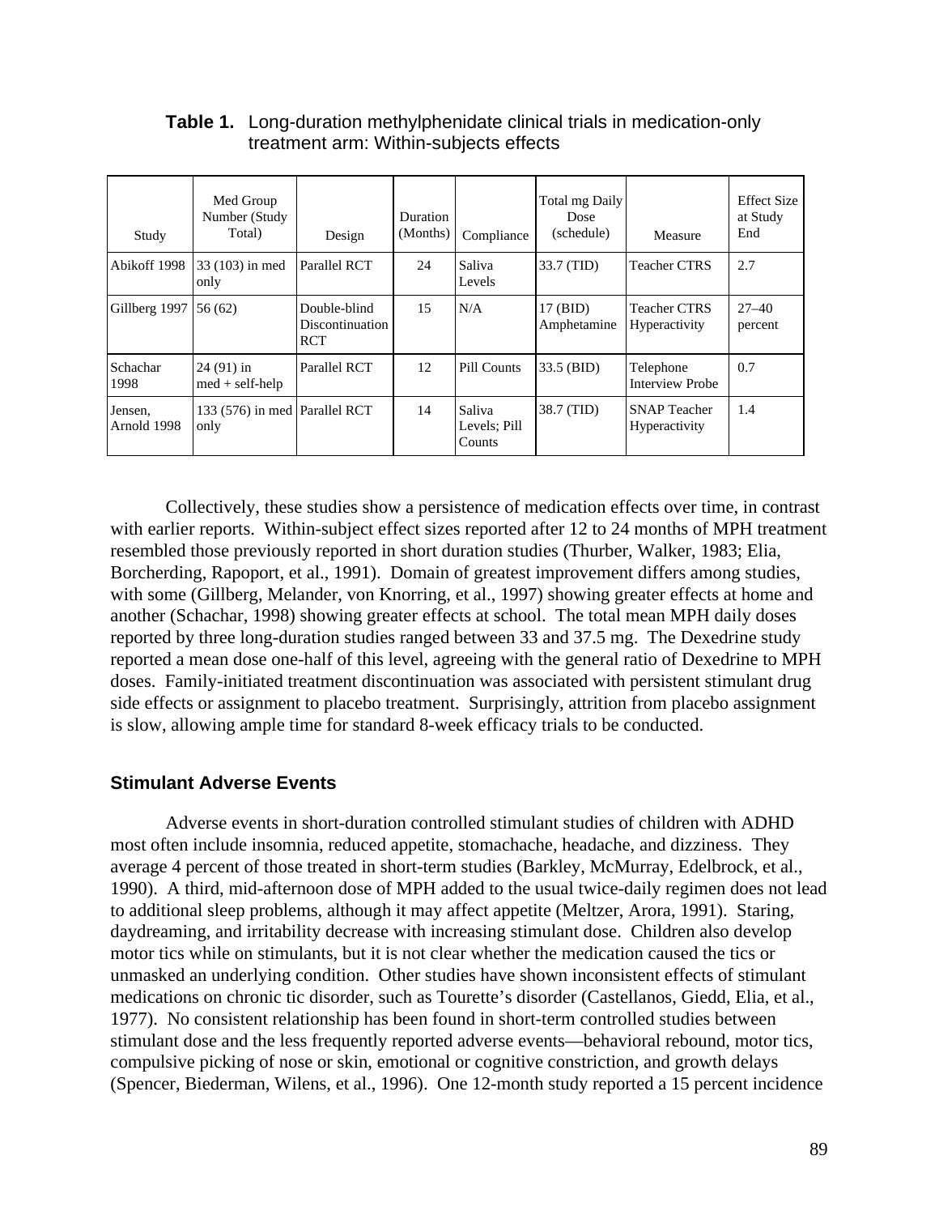**Table 1.** Long-duration methylphenidate clinical trials in medication-only treatment arm: Within-subjects effects

| Study | Med Group Number (Study Total) | Design | Duration (Months) | Compliance | Total mg Daily Dose (schedule) | Measure | Effect Size at Study End |
|---|---|---|---|---|---|---|---|
| Abikoff 1998 | 33 (103) in med only | Parallel RCT | 24 | Saliva Levels | 33.7 (TID) | Teacher CTRS | 2.7 |
| Gillberg 1997 | 56 (62) | Double-blind Discontinuation RCT | 15 | N/A | 17 (BID) Amphetamine | Teacher CTRS Hyperactivity | 27–40 percent |
| Schachar 1998 | 24 (91) in med + self-help | Parallel RCT | 12 | Pill Counts | 33.5 (BID) | Telephone Interview Probe | 0.7 |
| Jensen, Arnold 1998 | 133 (576) in med only | Parallel RCT | 14 | Saliva Levels; Pill Counts | 38.7 (TID) | SNAP Teacher Hyperactivity | 1.4 |

Collectively, these studies show a persistence of medication effects over time, in contrast with earlier reports. Within-subject effect sizes reported after 12 to 24 months of MPH treatment resembled those previously reported in short duration studies (Thurber, Walker, 1983; Elia, Borcherding, Rapoport, et al., 1991). Domain of greatest improvement differs among studies, with some (Gillberg, Melander, von Knorring, et al., 1997) showing greater effects at home and another (Schachar, 1998) showing greater effects at school. The total mean MPH daily doses reported by three long-duration studies ranged between 33 and 37.5 mg. The Dexedrine study reported a mean dose one-half of this level, agreeing with the general ratio of Dexedrine to MPH doses. Family-initiated treatment discontinuation was associated with persistent stimulant drug side effects or assignment to placebo treatment. Surprisingly, attrition from placebo assignment is slow, allowing ample time for standard 8-week efficacy trials to be conducted.

## Stimulant Adverse Events

Adverse events in short-duration controlled stimulant studies of children with ADHD most often include insomnia, reduced appetite, stomachache, headache, and dizziness. They average 4 percent of those treated in short-term studies (Barkley, McMurray, Edelbrock, et al., 1990). A third, mid-afternoon dose of MPH added to the usual twice-daily regimen does not lead to additional sleep problems, although it may affect appetite (Meltzer, Arora, 1991). Staring, daydreaming, and irritability decrease with increasing stimulant dose. Children also develop motor tics while on stimulants, but it is not clear whether the medication caused the tics or unmasked an underlying condition. Other studies have shown inconsistent effects of stimulant medications on chronic tic disorder, such as Tourette's disorder (Castellanos, Giedd, Elia, et al., 1977). No consistent relationship has been found in short-term controlled studies between stimulant dose and the less frequently reported adverse events—behavioral rebound, motor tics, compulsive picking of nose or skin, emotional or cognitive constriction, and growth delays (Spencer, Biederman, Wilens, et al., 1996). One 12-month study reported a 15 percent incidence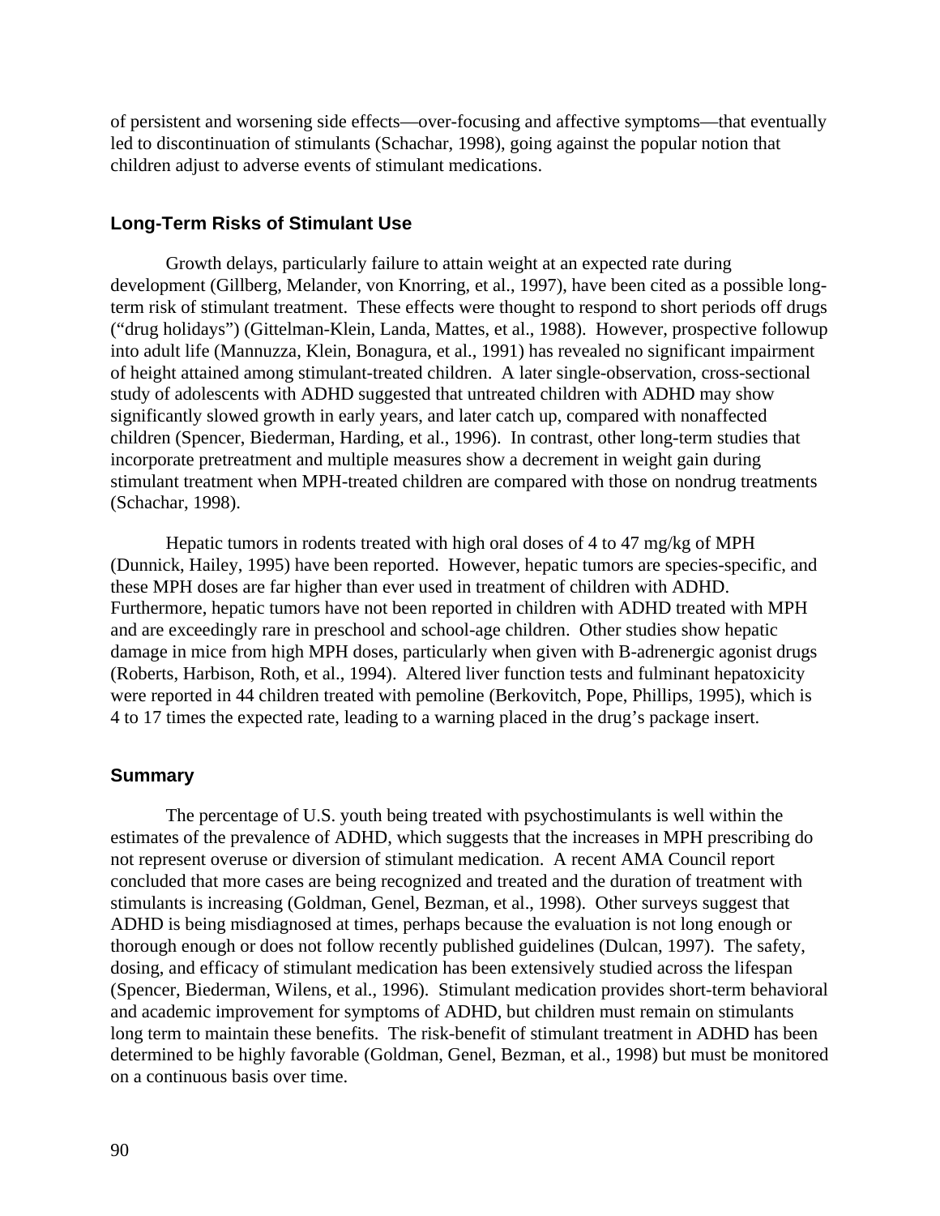of persistent and worsening side effects—over-focusing and affective symptoms—that eventually led to discontinuation of stimulants (Schachar, 1998), going against the popular notion that children adjust to adverse events of stimulant medications.

### Long-Term Risks of Stimulant Use

Growth delays, particularly failure to attain weight at an expected rate during development (Gillberg, Melander, von Knorring, et al., 1997), have been cited as a possible long-term risk of stimulant treatment. These effects were thought to respond to short periods off drugs ("drug holidays") (Gittelman-Klein, Landa, Mattes, et al., 1988). However, prospective followup into adult life (Mannuzza, Klein, Bonagura, et al., 1991) has revealed no significant impairment of height attained among stimulant-treated children. A later single-observation, cross-sectional study of adolescents with ADHD suggested that untreated children with ADHD may show significantly slowed growth in early years, and later catch up, compared with nonaffected children (Spencer, Biederman, Harding, et al., 1996). In contrast, other long-term studies that incorporate pretreatment and multiple measures show a decrement in weight gain during stimulant treatment when MPH-treated children are compared with those on nondrug treatments (Schachar, 1998).

Hepatic tumors in rodents treated with high oral doses of 4 to 47 mg/kg of MPH (Dunnick, Hailey, 1995) have been reported. However, hepatic tumors are species-specific, and these MPH doses are far higher than ever used in treatment of children with ADHD. Furthermore, hepatic tumors have not been reported in children with ADHD treated with MPH and are exceedingly rare in preschool and school-age children. Other studies show hepatic damage in mice from high MPH doses, particularly when given with B-adrenergic agonist drugs (Roberts, Harbison, Roth, et al., 1994). Altered liver function tests and fulminant hepatoxicity were reported in 44 children treated with pemoline (Berkovitch, Pope, Phillips, 1995), which is 4 to 17 times the expected rate, leading to a warning placed in the drug's package insert.

### Summary

The percentage of U.S. youth being treated with psychostimulants is well within the estimates of the prevalence of ADHD, which suggests that the increases in MPH prescribing do not represent overuse or diversion of stimulant medication. A recent AMA Council report concluded that more cases are being recognized and treated and the duration of treatment with stimulants is increasing (Goldman, Genel, Bezman, et al., 1998). Other surveys suggest that ADHD is being misdiagnosed at times, perhaps because the evaluation is not long enough or thorough enough or does not follow recently published guidelines (Dulcan, 1997). The safety, dosing, and efficacy of stimulant medication has been extensively studied across the lifespan (Spencer, Biederman, Wilens, et al., 1996). Stimulant medication provides short-term behavioral and academic improvement for symptoms of ADHD, but children must remain on stimulants long term to maintain these benefits. The risk-benefit of stimulant treatment in ADHD has been determined to be highly favorable (Goldman, Genel, Bezman, et al., 1998) but must be monitored on a continuous basis over time.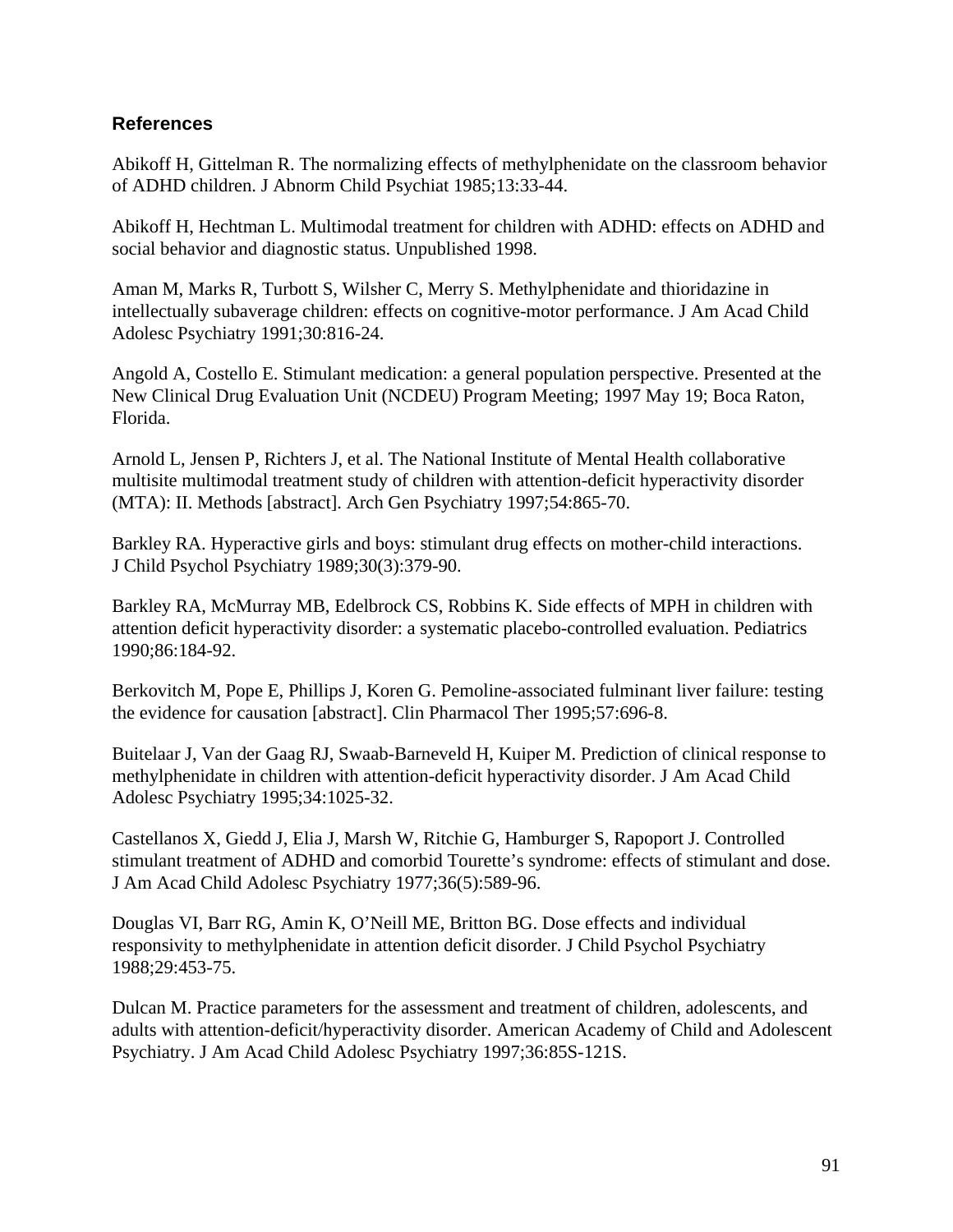## References

Abikoff H, Gittelman R. The normalizing effects of methylphenidate on the classroom behavior of ADHD children. J Abnorm Child Psychiat 1985;13:33-44.

Abikoff H, Hechtman L. Multimodal treatment for children with ADHD: effects on ADHD and social behavior and diagnostic status. Unpublished 1998.

Aman M, Marks R, Turbott S, Wilsher C, Merry S. Methylphenidate and thioridazine in intellectually subaverage children: effects on cognitive-motor performance. J Am Acad Child Adolesc Psychiatry 1991;30:816-24.

Angold A, Costello E. Stimulant medication: a general population perspective. Presented at the New Clinical Drug Evaluation Unit (NCDEU) Program Meeting; 1997 May 19; Boca Raton, Florida.

Arnold L, Jensen P, Richters J, et al. The National Institute of Mental Health collaborative multisite multimodal treatment study of children with attention-deficit hyperactivity disorder (MTA): II. Methods [abstract]. Arch Gen Psychiatry 1997;54:865-70.

Barkley RA. Hyperactive girls and boys: stimulant drug effects on mother-child interactions. J Child Psychol Psychiatry 1989;30(3):379-90.

Barkley RA, McMurray MB, Edelbrock CS, Robbins K. Side effects of MPH in children with attention deficit hyperactivity disorder: a systematic placebo-controlled evaluation. Pediatrics 1990;86:184-92.

Berkovitch M, Pope E, Phillips J, Koren G. Pemoline-associated fulminant liver failure: testing the evidence for causation [abstract]. Clin Pharmacol Ther 1995;57:696-8.

Buitelaar J, Van der Gaag RJ, Swaab-Barneveld H, Kuiper M. Prediction of clinical response to methylphenidate in children with attention-deficit hyperactivity disorder. J Am Acad Child Adolesc Psychiatry 1995;34:1025-32.

Castellanos X, Giedd J, Elia J, Marsh W, Ritchie G, Hamburger S, Rapoport J. Controlled stimulant treatment of ADHD and comorbid Tourette's syndrome: effects of stimulant and dose. J Am Acad Child Adolesc Psychiatry 1977;36(5):589-96.

Douglas VI, Barr RG, Amin K, O'Neill ME, Britton BG. Dose effects and individual responsivity to methylphenidate in attention deficit disorder. J Child Psychol Psychiatry 1988;29:453-75.

Dulcan M. Practice parameters for the assessment and treatment of children, adolescents, and adults with attention-deficit/hyperactivity disorder. American Academy of Child and Adolescent Psychiatry. J Am Acad Child Adolesc Psychiatry 1997;36:85S-121S.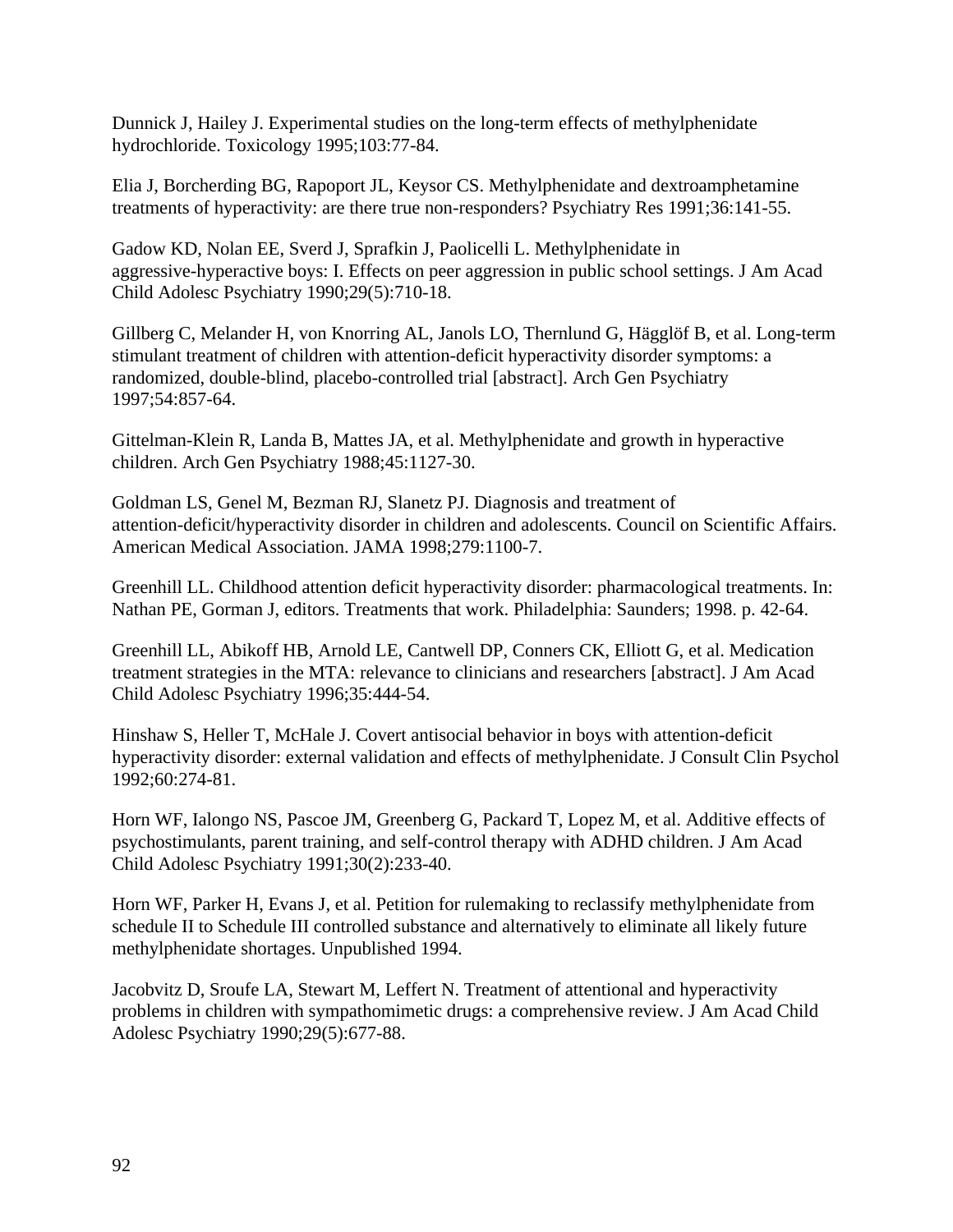Dunnick J, Hailey J. Experimental studies on the long-term effects of methylphenidate hydrochloride. Toxicology 1995;103:77-84.

Elia J, Borcherding BG, Rapoport JL, Keysor CS. Methylphenidate and dextroamphetamine treatments of hyperactivity: are there true non-responders? Psychiatry Res 1991;36:141-55.

Gadow KD, Nolan EE, Sverd J, Sprafkin J, Paolicelli L. Methylphenidate in aggressive-hyperactive boys: I. Effects on peer aggression in public school settings. J Am Acad Child Adolesc Psychiatry 1990;29(5):710-18.

Gillberg C, Melander H, von Knorring AL, Janols LO, Thernlund G, Hägglöf B, et al. Long-term stimulant treatment of children with attention-deficit hyperactivity disorder symptoms: a randomized, double-blind, placebo-controlled trial [abstract]. Arch Gen Psychiatry 1997;54:857-64.

Gittelman-Klein R, Landa B, Mattes JA, et al. Methylphenidate and growth in hyperactive children. Arch Gen Psychiatry 1988;45:1127-30.

Goldman LS, Genel M, Bezman RJ, Slanetz PJ. Diagnosis and treatment of attention-deficit/hyperactivity disorder in children and adolescents. Council on Scientific Affairs. American Medical Association. JAMA 1998;279:1100-7.

Greenhill LL. Childhood attention deficit hyperactivity disorder: pharmacological treatments. In: Nathan PE, Gorman J, editors. Treatments that work. Philadelphia: Saunders; 1998. p. 42-64.

Greenhill LL, Abikoff HB, Arnold LE, Cantwell DP, Conners CK, Elliott G, et al. Medication treatment strategies in the MTA: relevance to clinicians and researchers [abstract]. J Am Acad Child Adolesc Psychiatry 1996;35:444-54.

Hinshaw S, Heller T, McHale J. Covert antisocial behavior in boys with attention-deficit hyperactivity disorder: external validation and effects of methylphenidate. J Consult Clin Psychol 1992;60:274-81.

Horn WF, Ialongo NS, Pascoe JM, Greenberg G, Packard T, Lopez M, et al. Additive effects of psychostimulants, parent training, and self-control therapy with ADHD children. J Am Acad Child Adolesc Psychiatry 1991;30(2):233-40.

Horn WF, Parker H, Evans J, et al. Petition for rulemaking to reclassify methylphenidate from schedule II to Schedule III controlled substance and alternatively to eliminate all likely future methylphenidate shortages. Unpublished 1994.

Jacobvitz D, Sroufe LA, Stewart M, Leffert N. Treatment of attentional and hyperactivity problems in children with sympathomimetic drugs: a comprehensive review. J Am Acad Child Adolesc Psychiatry 1990;29(5):677-88.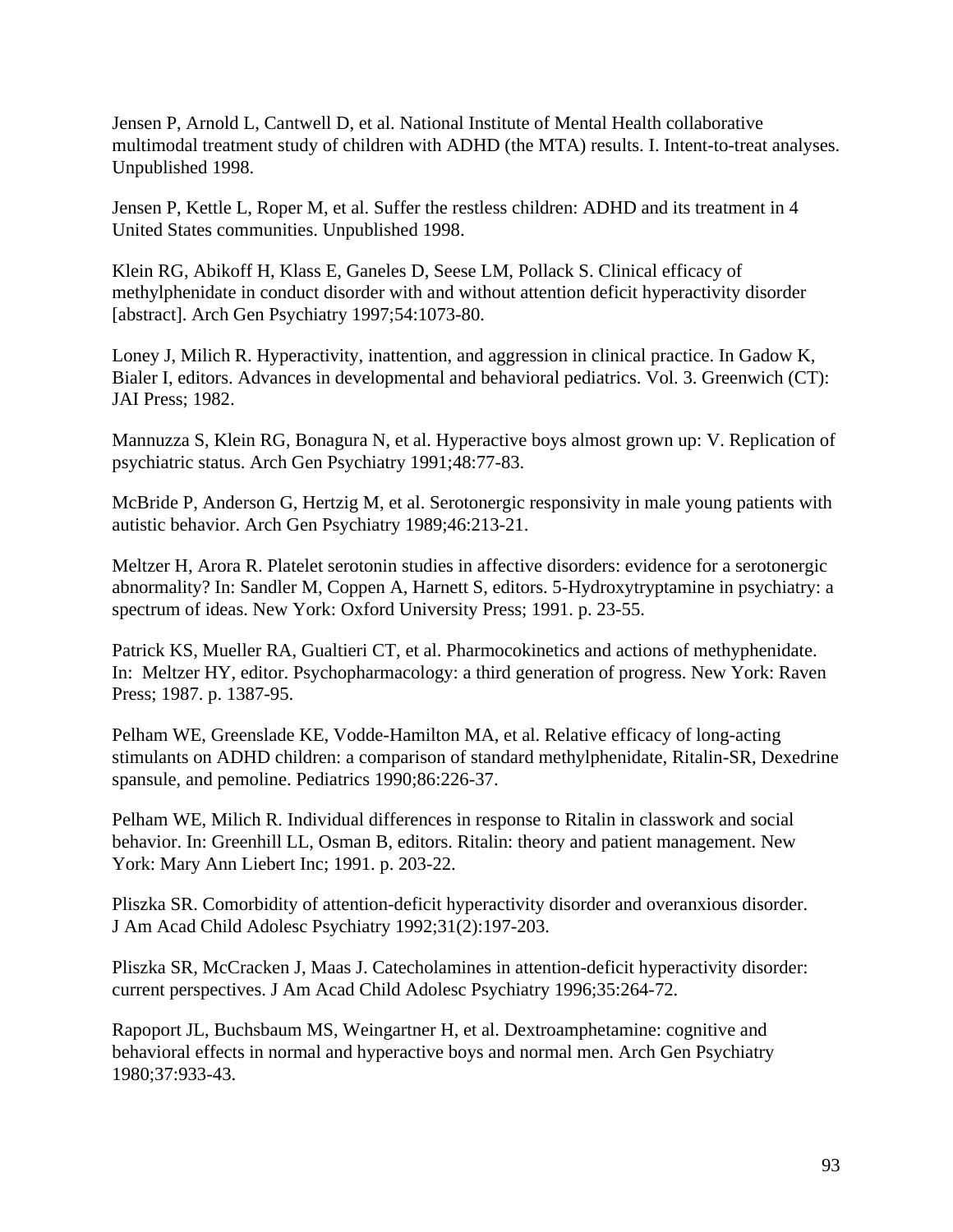Jensen P, Arnold L, Cantwell D, et al. National Institute of Mental Health collaborative multimodal treatment study of children with ADHD (the MTA) results. I. Intent-to-treat analyses. Unpublished 1998.

Jensen P, Kettle L, Roper M, et al. Suffer the restless children: ADHD and its treatment in 4 United States communities. Unpublished 1998.

Klein RG, Abikoff H, Klass E, Ganeles D, Seese LM, Pollack S. Clinical efficacy of methylphenidate in conduct disorder with and without attention deficit hyperactivity disorder [abstract]. Arch Gen Psychiatry 1997;54:1073-80.

Loney J, Milich R. Hyperactivity, inattention, and aggression in clinical practice. In Gadow K, Bialer I, editors. Advances in developmental and behavioral pediatrics. Vol. 3. Greenwich (CT): JAI Press; 1982.

Mannuzza S, Klein RG, Bonagura N, et al. Hyperactive boys almost grown up: V. Replication of psychiatric status. Arch Gen Psychiatry 1991;48:77-83.

McBride P, Anderson G, Hertzig M, et al. Serotonergic responsivity in male young patients with autistic behavior. Arch Gen Psychiatry 1989;46:213-21.

Meltzer H, Arora R. Platelet serotonin studies in affective disorders: evidence for a serotonergic abnormality? In: Sandler M, Coppen A, Harnett S, editors. 5-Hydroxytryptamine in psychiatry: a spectrum of ideas. New York: Oxford University Press; 1991. p. 23-55.

Patrick KS, Mueller RA, Gualtieri CT, et al. Pharmocokinetics and actions of methyphenidate. In: Meltzer HY, editor. Psychopharmacology: a third generation of progress. New York: Raven Press; 1987. p. 1387-95.

Pelham WE, Greenslade KE, Vodde-Hamilton MA, et al. Relative efficacy of long-acting stimulants on ADHD children: a comparison of standard methylphenidate, Ritalin-SR, Dexedrine spansule, and pemoline. Pediatrics 1990;86:226-37.

Pelham WE, Milich R. Individual differences in response to Ritalin in classwork and social behavior. In: Greenhill LL, Osman B, editors. Ritalin: theory and patient management. New York: Mary Ann Liebert Inc; 1991. p. 203-22.

Pliszka SR. Comorbidity of attention-deficit hyperactivity disorder and overanxious disorder. J Am Acad Child Adolesc Psychiatry 1992;31(2):197-203.

Pliszka SR, McCracken J, Maas J. Catecholamines in attention-deficit hyperactivity disorder: current perspectives. J Am Acad Child Adolesc Psychiatry 1996;35:264-72.

Rapoport JL, Buchsbaum MS, Weingartner H, et al. Dextroamphetamine: cognitive and behavioral effects in normal and hyperactive boys and normal men. Arch Gen Psychiatry 1980;37:933-43.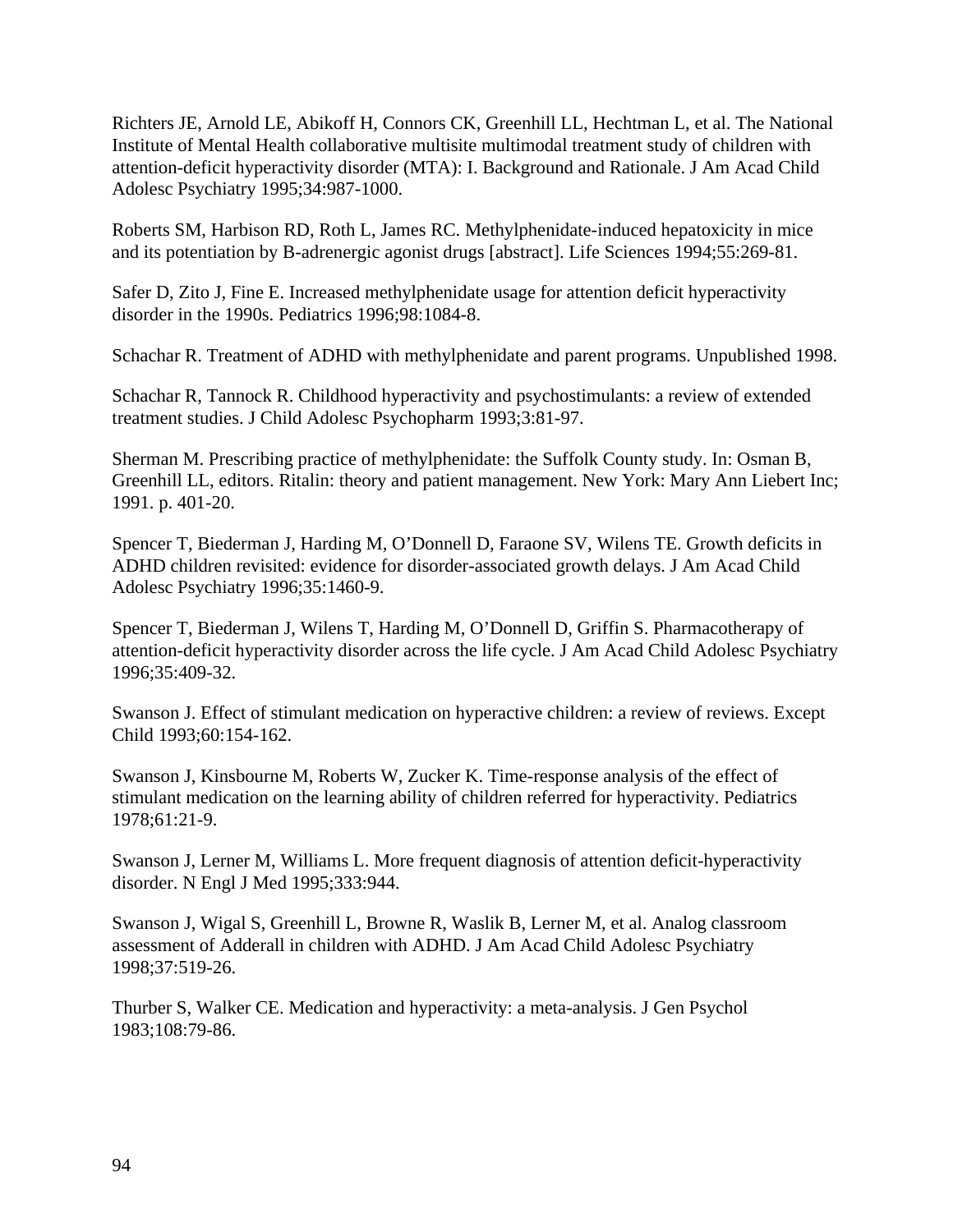Richters JE, Arnold LE, Abikoff H, Connors CK, Greenhill LL, Hechtman L, et al. The National Institute of Mental Health collaborative multisite multimodal treatment study of children with attention-deficit hyperactivity disorder (MTA): I. Background and Rationale. J Am Acad Child Adolesc Psychiatry 1995;34:987-1000.

Roberts SM, Harbison RD, Roth L, James RC. Methylphenidate-induced hepatoxicity in mice and its potentiation by B-adrenergic agonist drugs [abstract]. Life Sciences 1994;55:269-81.

Safer D, Zito J, Fine E. Increased methylphenidate usage for attention deficit hyperactivity disorder in the 1990s. Pediatrics 1996;98:1084-8.

Schachar R. Treatment of ADHD with methylphenidate and parent programs. Unpublished 1998.

Schachar R, Tannock R. Childhood hyperactivity and psychostimulants: a review of extended treatment studies. J Child Adolesc Psychopharm 1993;3:81-97.

Sherman M. Prescribing practice of methylphenidate: the Suffolk County study. In: Osman B, Greenhill LL, editors. Ritalin: theory and patient management. New York: Mary Ann Liebert Inc; 1991. p. 401-20.

Spencer T, Biederman J, Harding M, O'Donnell D, Faraone SV, Wilens TE. Growth deficits in ADHD children revisited: evidence for disorder-associated growth delays. J Am Acad Child Adolesc Psychiatry 1996;35:1460-9.

Spencer T, Biederman J, Wilens T, Harding M, O'Donnell D, Griffin S. Pharmacotherapy of attention-deficit hyperactivity disorder across the life cycle. J Am Acad Child Adolesc Psychiatry 1996;35:409-32.

Swanson J. Effect of stimulant medication on hyperactive children: a review of reviews. Except Child 1993;60:154-162.

Swanson J, Kinsbourne M, Roberts W, Zucker K. Time-response analysis of the effect of stimulant medication on the learning ability of children referred for hyperactivity. Pediatrics 1978;61:21-9.

Swanson J, Lerner M, Williams L. More frequent diagnosis of attention deficit-hyperactivity disorder. N Engl J Med 1995;333:944.

Swanson J, Wigal S, Greenhill L, Browne R, Waslik B, Lerner M, et al. Analog classroom assessment of Adderall in children with ADHD. J Am Acad Child Adolesc Psychiatry 1998;37:519-26.

Thurber S, Walker CE. Medication and hyperactivity: a meta-analysis. J Gen Psychol 1983;108:79-86.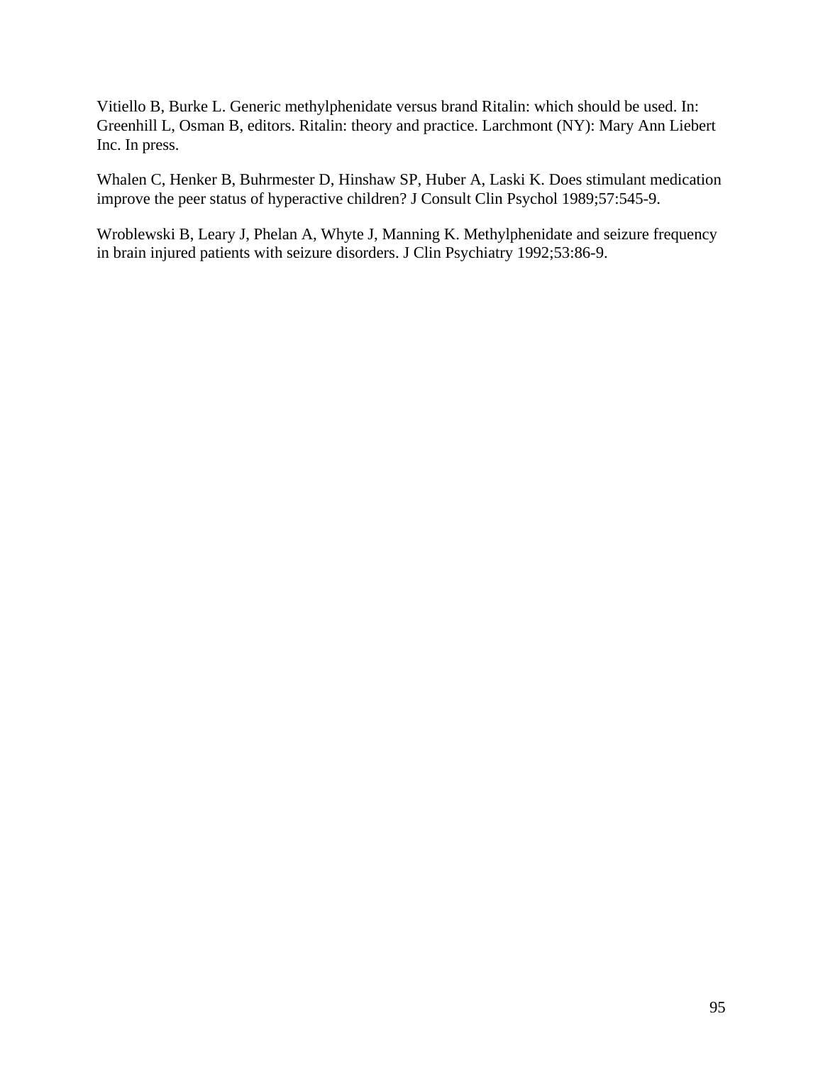Vitiello B, Burke L. Generic methylphenidate versus brand Ritalin: which should be used. In: Greenhill L, Osman B, editors. Ritalin: theory and practice. Larchmont (NY): Mary Ann Liebert Inc. In press.

Whalen C, Henker B, Buhrmester D, Hinshaw SP, Huber A, Laski K. Does stimulant medication improve the peer status of hyperactive children? J Consult Clin Psychol 1989;57:545-9.

Wroblewski B, Leary J, Phelan A, Whyte J, Manning K. Methylphenidate and seizure frequency in brain injured patients with seizure disorders. J Clin Psychiatry 1992;53:86-9.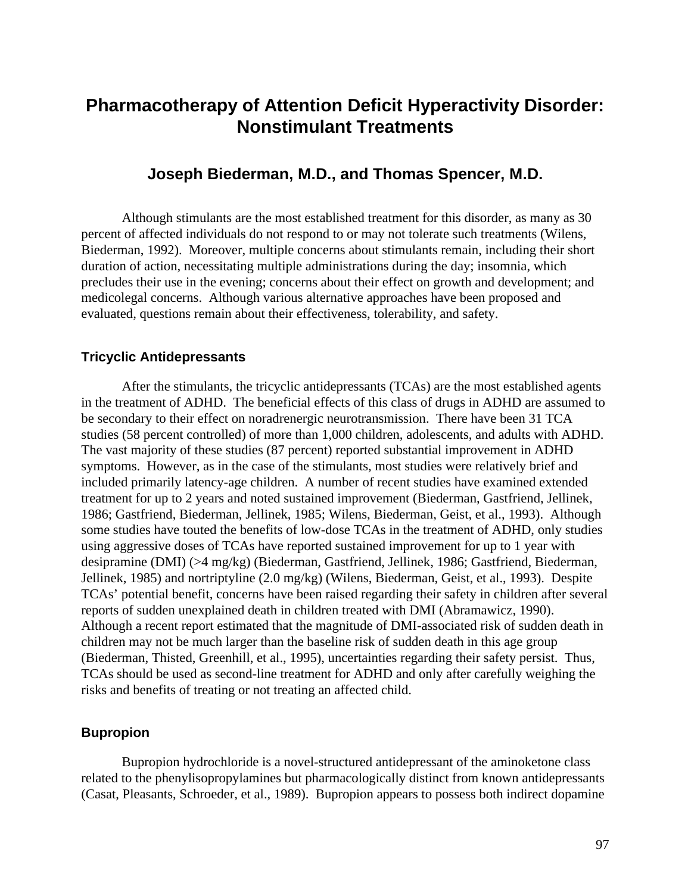# Pharmacotherapy of Attention Deficit Hyperactivity Disorder: Nonstimulant Treatments

## Joseph Biederman, M.D., and Thomas Spencer, M.D.

Although stimulants are the most established treatment for this disorder, as many as 30 percent of affected individuals do not respond to or may not tolerate such treatments (Wilens, Biederman, 1992). Moreover, multiple concerns about stimulants remain, including their short duration of action, necessitating multiple administrations during the day; insomnia, which precludes their use in the evening; concerns about their effect on growth and development; and medicolegal concerns. Although various alternative approaches have been proposed and evaluated, questions remain about their effectiveness, tolerability, and safety.

### Tricyclic Antidepressants

After the stimulants, the tricyclic antidepressants (TCAs) are the most established agents in the treatment of ADHD. The beneficial effects of this class of drugs in ADHD are assumed to be secondary to their effect on noradrenergic neurotransmission. There have been 31 TCA studies (58 percent controlled) of more than 1,000 children, adolescents, and adults with ADHD. The vast majority of these studies (87 percent) reported substantial improvement in ADHD symptoms. However, as in the case of the stimulants, most studies were relatively brief and included primarily latency-age children. A number of recent studies have examined extended treatment for up to 2 years and noted sustained improvement (Biederman, Gastfriend, Jellinek, 1986; Gastfriend, Biederman, Jellinek, 1985; Wilens, Biederman, Geist, et al., 1993). Although some studies have touted the benefits of low-dose TCAs in the treatment of ADHD, only studies using aggressive doses of TCAs have reported sustained improvement for up to 1 year with desipramine (DMI) (>4 mg/kg) (Biederman, Gastfriend, Jellinek, 1986; Gastfriend, Biederman, Jellinek, 1985) and nortriptyline (2.0 mg/kg) (Wilens, Biederman, Geist, et al., 1993). Despite TCAs' potential benefit, concerns have been raised regarding their safety in children after several reports of sudden unexplained death in children treated with DMI (Abramawicz, 1990). Although a recent report estimated that the magnitude of DMI-associated risk of sudden death in children may not be much larger than the baseline risk of sudden death in this age group (Biederman, Thisted, Greenhill, et al., 1995), uncertainties regarding their safety persist. Thus, TCAs should be used as second-line treatment for ADHD and only after carefully weighing the risks and benefits of treating or not treating an affected child.

### Bupropion

Bupropion hydrochloride is a novel-structured antidepressant of the aminoketone class related to the phenylisopropylamines but pharmacologically distinct from known antidepressants (Casat, Pleasants, Schroeder, et al., 1989). Bupropion appears to possess both indirect dopamine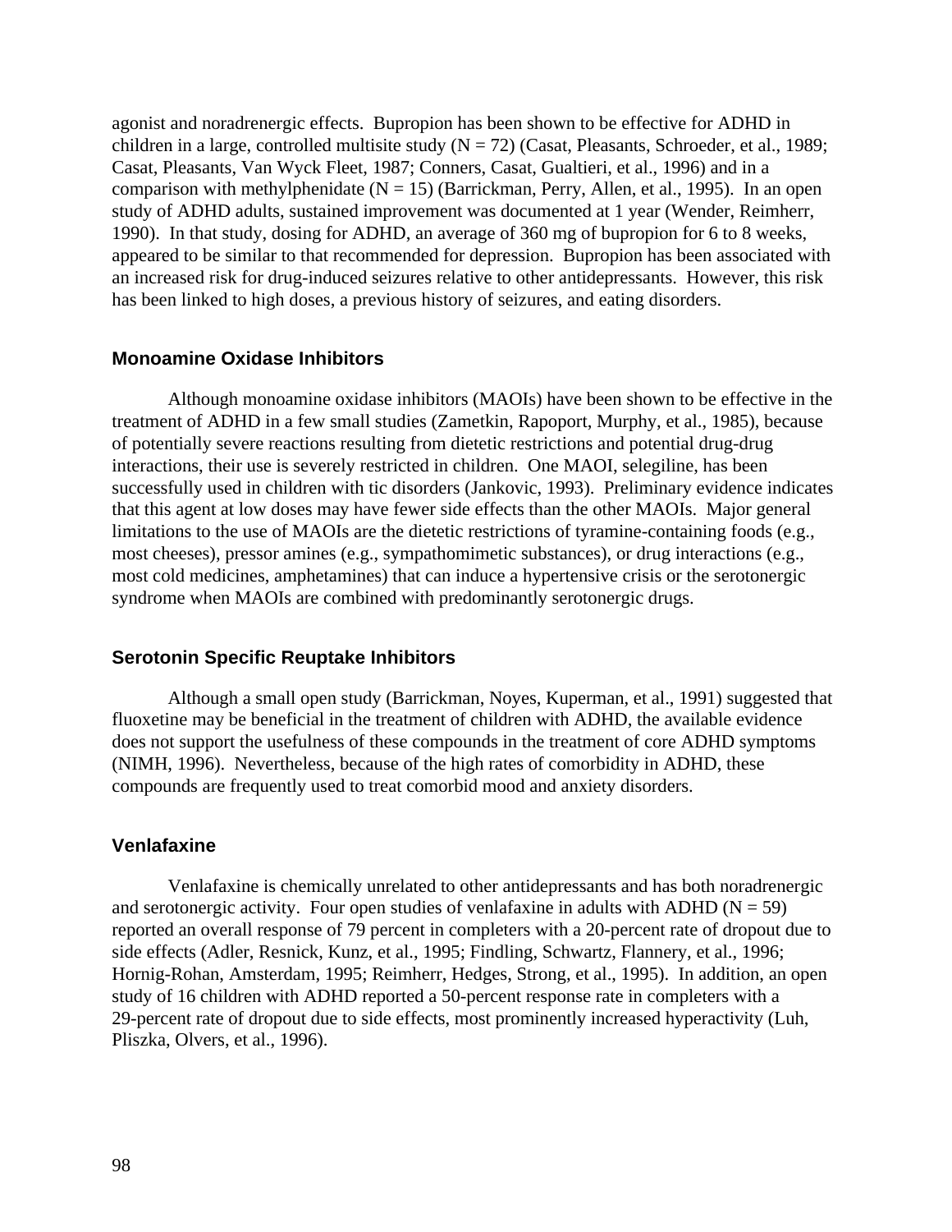agonist and noradrenergic effects. Bupropion has been shown to be effective for ADHD in children in a large, controlled multisite study (N = 72) (Casat, Pleasants, Schroeder, et al., 1989; Casat, Pleasants, Van Wyck Fleet, 1987; Conners, Casat, Gualtieri, et al., 1996) and in a comparison with methylphenidate (N = 15) (Barrickman, Perry, Allen, et al., 1995). In an open study of ADHD adults, sustained improvement was documented at 1 year (Wender, Reimherr, 1990). In that study, dosing for ADHD, an average of 360 mg of bupropion for 6 to 8 weeks, appeared to be similar to that recommended for depression. Bupropion has been associated with an increased risk for drug-induced seizures relative to other antidepressants. However, this risk has been linked to high doses, a previous history of seizures, and eating disorders.

### Monoamine Oxidase Inhibitors

Although monoamine oxidase inhibitors (MAOIs) have been shown to be effective in the treatment of ADHD in a few small studies (Zametkin, Rapoport, Murphy, et al., 1985), because of potentially severe reactions resulting from dietetic restrictions and potential drug-drug interactions, their use is severely restricted in children. One MAOI, selegiline, has been successfully used in children with tic disorders (Jankovic, 1993). Preliminary evidence indicates that this agent at low doses may have fewer side effects than the other MAOIs. Major general limitations to the use of MAOIs are the dietetic restrictions of tyramine-containing foods (e.g., most cheeses), pressor amines (e.g., sympathomimetic substances), or drug interactions (e.g., most cold medicines, amphetamines) that can induce a hypertensive crisis or the serotonergic syndrome when MAOIs are combined with predominantly serotonergic drugs.

### Serotonin Specific Reuptake Inhibitors

Although a small open study (Barrickman, Noyes, Kuperman, et al., 1991) suggested that fluoxetine may be beneficial in the treatment of children with ADHD, the available evidence does not support the usefulness of these compounds in the treatment of core ADHD symptoms (NIMH, 1996). Nevertheless, because of the high rates of comorbidity in ADHD, these compounds are frequently used to treat comorbid mood and anxiety disorders.

### Venlafaxine

Venlafaxine is chemically unrelated to other antidepressants and has both noradrenergic and serotonergic activity. Four open studies of venlafaxine in adults with ADHD (N = 59) reported an overall response of 79 percent in completers with a 20-percent rate of dropout due to side effects (Adler, Resnick, Kunz, et al., 1995; Findling, Schwartz, Flannery, et al., 1996; Hornig-Rohan, Amsterdam, 1995; Reimherr, Hedges, Strong, et al., 1995). In addition, an open study of 16 children with ADHD reported a 50-percent response rate in completers with a 29-percent rate of dropout due to side effects, most prominently increased hyperactivity (Luh, Pliszka, Olvers, et al., 1996).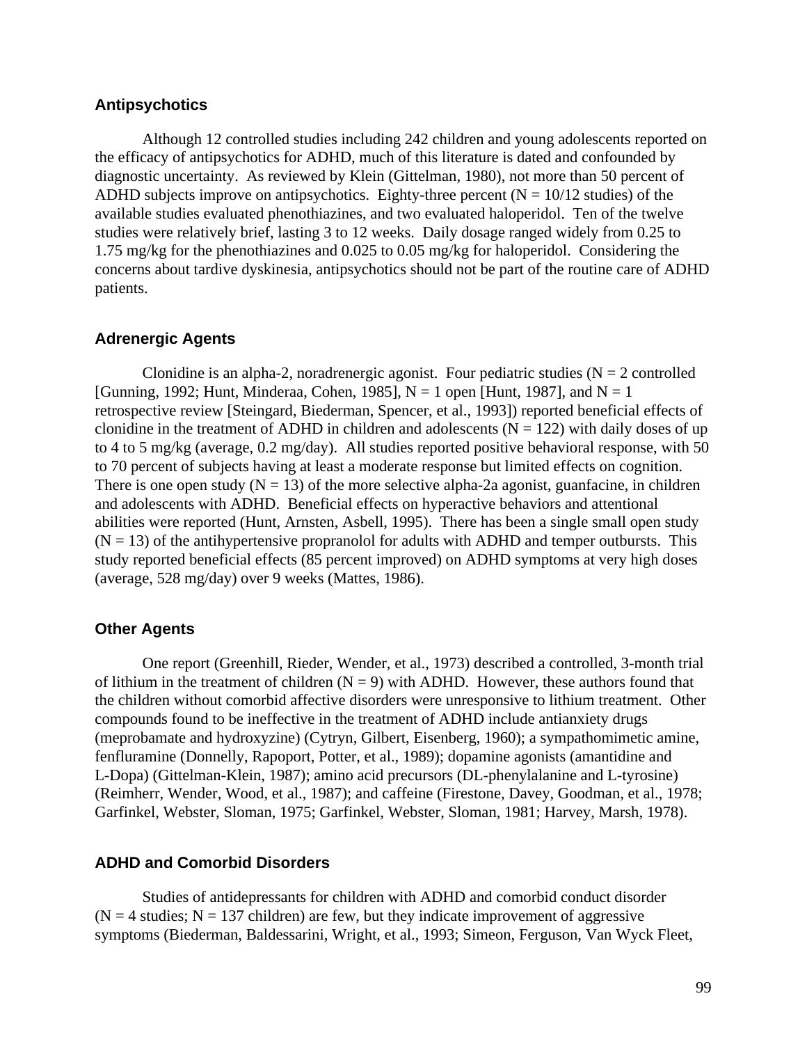### Antipsychotics

Although 12 controlled studies including 242 children and young adolescents reported on the efficacy of antipsychotics for ADHD, much of this literature is dated and confounded by diagnostic uncertainty. As reviewed by Klein (Gittelman, 1980), not more than 50 percent of ADHD subjects improve on antipsychotics. Eighty-three percent (N = 10/12 studies) of the available studies evaluated phenothiazines, and two evaluated haloperidol. Ten of the twelve studies were relatively brief, lasting 3 to 12 weeks. Daily dosage ranged widely from 0.25 to 1.75 mg/kg for the phenothiazines and 0.025 to 0.05 mg/kg for haloperidol. Considering the concerns about tardive dyskinesia, antipsychotics should not be part of the routine care of ADHD patients.

### Adrenergic Agents

Clonidine is an alpha-2, noradrenergic agonist. Four pediatric studies (N = 2 controlled [Gunning, 1992; Hunt, Minderaa, Cohen, 1985], N = 1 open [Hunt, 1987], and N = 1 retrospective review [Steingard, Biederman, Spencer, et al., 1993]) reported beneficial effects of clonidine in the treatment of ADHD in children and adolescents (N = 122) with daily doses of up to 4 to 5 mg/kg (average, 0.2 mg/day). All studies reported positive behavioral response, with 50 to 70 percent of subjects having at least a moderate response but limited effects on cognition. There is one open study (N = 13) of the more selective alpha-2a agonist, guanfacine, in children and adolescents with ADHD. Beneficial effects on hyperactive behaviors and attentional abilities were reported (Hunt, Arnsten, Asbell, 1995). There has been a single small open study (N = 13) of the antihypertensive propranolol for adults with ADHD and temper outbursts. This study reported beneficial effects (85 percent improved) on ADHD symptoms at very high doses (average, 528 mg/day) over 9 weeks (Mattes, 1986).

### Other Agents

One report (Greenhill, Rieder, Wender, et al., 1973) described a controlled, 3-month trial of lithium in the treatment of children (N = 9) with ADHD. However, these authors found that the children without comorbid affective disorders were unresponsive to lithium treatment. Other compounds found to be ineffective in the treatment of ADHD include antianxiety drugs (meprobamate and hydroxyzine) (Cytryn, Gilbert, Eisenberg, 1960); a sympathomimetic amine, fenfluramine (Donnelly, Rapoport, Potter, et al., 1989); dopamine agonists (amantidine and L-Dopa) (Gittelman-Klein, 1987); amino acid precursors (DL-phenylalanine and L-tyrosine) (Reimherr, Wender, Wood, et al., 1987); and caffeine (Firestone, Davey, Goodman, et al., 1978; Garfinkel, Webster, Sloman, 1975; Garfinkel, Webster, Sloman, 1981; Harvey, Marsh, 1978).

### ADHD and Comorbid Disorders

Studies of antidepressants for children with ADHD and comorbid conduct disorder (N = 4 studies; N = 137 children) are few, but they indicate improvement of aggressive symptoms (Biederman, Baldessarini, Wright, et al., 1993; Simeon, Ferguson, Van Wyck Fleet,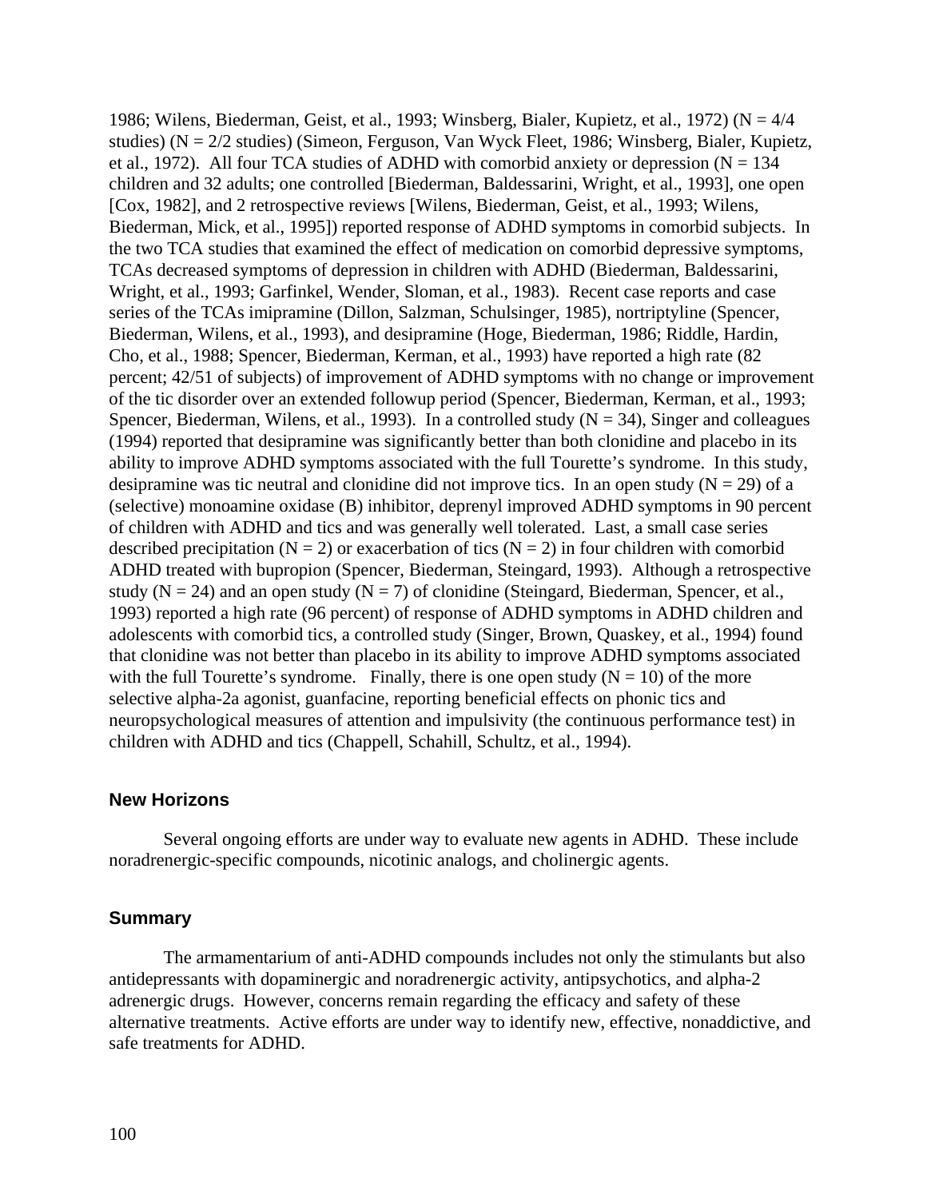1986; Wilens, Biederman, Geist, et al., 1993; Winsberg, Bialer, Kupietz, et al., 1972) (N = 4/4 studies) (N = 2/2 studies) (Simeon, Ferguson, Van Wyck Fleet, 1986; Winsberg, Bialer, Kupietz, et al., 1972). All four TCA studies of ADHD with comorbid anxiety or depression (N = 134 children and 32 adults; one controlled [Biederman, Baldessarini, Wright, et al., 1993], one open [Cox, 1982], and 2 retrospective reviews [Wilens, Biederman, Geist, et al., 1993; Wilens, Biederman, Mick, et al., 1995]) reported response of ADHD symptoms in comorbid subjects. In the two TCA studies that examined the effect of medication on comorbid depressive symptoms, TCAs decreased symptoms of depression in children with ADHD (Biederman, Baldessarini, Wright, et al., 1993; Garfinkel, Wender, Sloman, et al., 1983). Recent case reports and case series of the TCAs imipramine (Dillon, Salzman, Schulsinger, 1985), nortriptyline (Spencer, Biederman, Wilens, et al., 1993), and desipramine (Hoge, Biederman, 1986; Riddle, Hardin, Cho, et al., 1988; Spencer, Biederman, Kerman, et al., 1993) have reported a high rate (82 percent; 42/51 of subjects) of improvement of ADHD symptoms with no change or improvement of the tic disorder over an extended followup period (Spencer, Biederman, Kerman, et al., 1993; Spencer, Biederman, Wilens, et al., 1993). In a controlled study (N = 34), Singer and colleagues (1994) reported that desipramine was significantly better than both clonidine and placebo in its ability to improve ADHD symptoms associated with the full Tourette's syndrome. In this study, desipramine was tic neutral and clonidine did not improve tics. In an open study (N = 29) of a (selective) monoamine oxidase (B) inhibitor, deprenyl improved ADHD symptoms in 90 percent of children with ADHD and tics and was generally well tolerated. Last, a small case series described precipitation (N = 2) or exacerbation of tics (N = 2) in four children with comorbid ADHD treated with bupropion (Spencer, Biederman, Steingard, 1993). Although a retrospective study (N = 24) and an open study (N = 7) of clonidine (Steingard, Biederman, Spencer, et al., 1993) reported a high rate (96 percent) of response of ADHD symptoms in ADHD children and adolescents with comorbid tics, a controlled study (Singer, Brown, Quaskey, et al., 1994) found that clonidine was not better than placebo in its ability to improve ADHD symptoms associated with the full Tourette's syndrome. Finally, there is one open study (N = 10) of the more selective alpha-2a agonist, guanfacine, reporting beneficial effects on phonic tics and neuropsychological measures of attention and impulsivity (the continuous performance test) in children with ADHD and tics (Chappell, Schahill, Schultz, et al., 1994).

### New Horizons

Several ongoing efforts are under way to evaluate new agents in ADHD. These include noradrenergic-specific compounds, nicotinic analogs, and cholinergic agents.

### Summary

The armamentarium of anti-ADHD compounds includes not only the stimulants but also antidepressants with dopaminergic and noradrenergic activity, antipsychotics, and alpha-2 adrenergic drugs. However, concerns remain regarding the efficacy and safety of these alternative treatments. Active efforts are under way to identify new, effective, nonaddictive, and safe treatments for ADHD.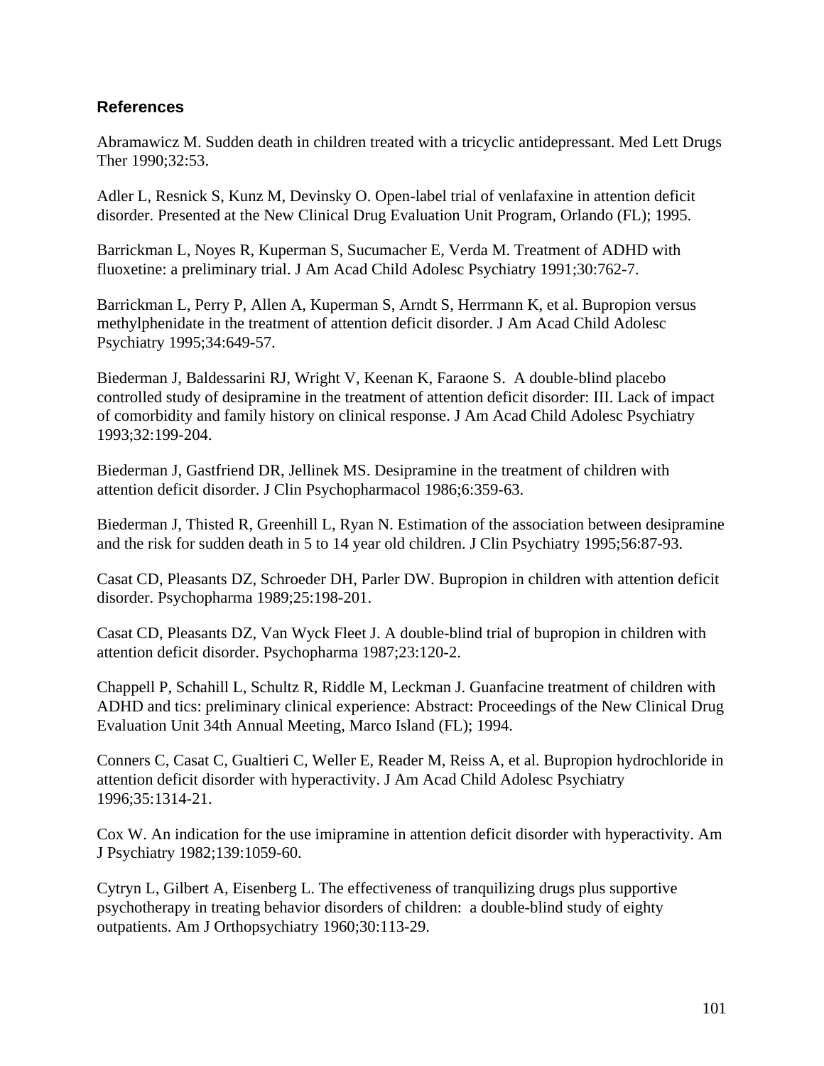## References

Abramawicz M. Sudden death in children treated with a tricyclic antidepressant. Med Lett Drugs Ther 1990;32:53.

Adler L, Resnick S, Kunz M, Devinsky O. Open-label trial of venlafaxine in attention deficit disorder. Presented at the New Clinical Drug Evaluation Unit Program, Orlando (FL); 1995.

Barrickman L, Noyes R, Kuperman S, Sucumacher E, Verda M. Treatment of ADHD with fluoxetine: a preliminary trial. J Am Acad Child Adolesc Psychiatry 1991;30:762-7.

Barrickman L, Perry P, Allen A, Kuperman S, Arndt S, Herrmann K, et al. Bupropion versus methylphenidate in the treatment of attention deficit disorder. J Am Acad Child Adolesc Psychiatry 1995;34:649-57.

Biederman J, Baldessarini RJ, Wright V, Keenan K, Faraone S. A double-blind placebo controlled study of desipramine in the treatment of attention deficit disorder: III. Lack of impact of comorbidity and family history on clinical response. J Am Acad Child Adolesc Psychiatry 1993;32:199-204.

Biederman J, Gastfriend DR, Jellinek MS. Desipramine in the treatment of children with attention deficit disorder. J Clin Psychopharmacol 1986;6:359-63.

Biederman J, Thisted R, Greenhill L, Ryan N. Estimation of the association between desipramine and the risk for sudden death in 5 to 14 year old children. J Clin Psychiatry 1995;56:87-93.

Casat CD, Pleasants DZ, Schroeder DH, Parler DW. Bupropion in children with attention deficit disorder. Psychopharma 1989;25:198-201.

Casat CD, Pleasants DZ, Van Wyck Fleet J. A double-blind trial of bupropion in children with attention deficit disorder. Psychopharma 1987;23:120-2.

Chappell P, Schahill L, Schultz R, Riddle M, Leckman J. Guanfacine treatment of children with ADHD and tics: preliminary clinical experience: Abstract: Proceedings of the New Clinical Drug Evaluation Unit 34th Annual Meeting, Marco Island (FL); 1994.

Conners C, Casat C, Gualtieri C, Weller E, Reader M, Reiss A, et al. Bupropion hydrochloride in attention deficit disorder with hyperactivity. J Am Acad Child Adolesc Psychiatry 1996;35:1314-21.

Cox W. An indication for the use imipramine in attention deficit disorder with hyperactivity. Am J Psychiatry 1982;139:1059-60.

Cytryn L, Gilbert A, Eisenberg L. The effectiveness of tranquilizing drugs plus supportive psychotherapy in treating behavior disorders of children: a double-blind study of eighty outpatients. Am J Orthopsychiatry 1960;30:113-29.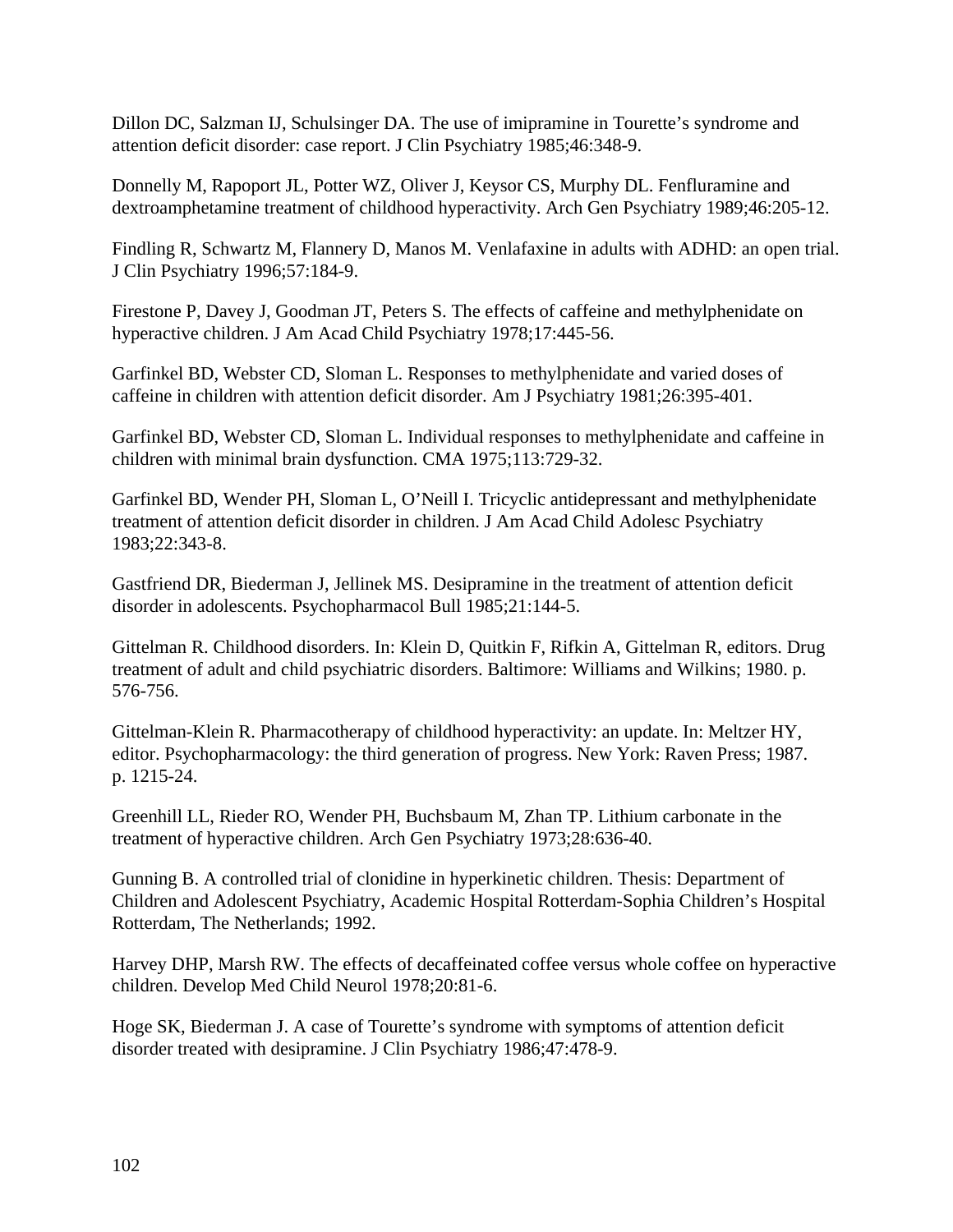Dillon DC, Salzman IJ, Schulsinger DA. The use of imipramine in Tourette's syndrome and attention deficit disorder: case report. J Clin Psychiatry 1985;46:348-9.

Donnelly M, Rapoport JL, Potter WZ, Oliver J, Keysor CS, Murphy DL. Fenfluramine and dextroamphetamine treatment of childhood hyperactivity. Arch Gen Psychiatry 1989;46:205-12.

Findling R, Schwartz M, Flannery D, Manos M. Venlafaxine in adults with ADHD: an open trial. J Clin Psychiatry 1996;57:184-9.

Firestone P, Davey J, Goodman JT, Peters S. The effects of caffeine and methylphenidate on hyperactive children. J Am Acad Child Psychiatry 1978;17:445-56.

Garfinkel BD, Webster CD, Sloman L. Responses to methylphenidate and varied doses of caffeine in children with attention deficit disorder. Am J Psychiatry 1981;26:395-401.

Garfinkel BD, Webster CD, Sloman L. Individual responses to methylphenidate and caffeine in children with minimal brain dysfunction. CMA 1975;113:729-32.

Garfinkel BD, Wender PH, Sloman L, O'Neill I. Tricyclic antidepressant and methylphenidate treatment of attention deficit disorder in children. J Am Acad Child Adolesc Psychiatry 1983;22:343-8.

Gastfriend DR, Biederman J, Jellinek MS. Desipramine in the treatment of attention deficit disorder in adolescents. Psychopharmacol Bull 1985;21:144-5.

Gittelman R. Childhood disorders. In: Klein D, Quitkin F, Rifkin A, Gittelman R, editors. Drug treatment of adult and child psychiatric disorders. Baltimore: Williams and Wilkins; 1980. p. 576-756.

Gittelman-Klein R. Pharmacotherapy of childhood hyperactivity: an update. In: Meltzer HY, editor. Psychopharmacology: the third generation of progress. New York: Raven Press; 1987. p. 1215-24.

Greenhill LL, Rieder RO, Wender PH, Buchsbaum M, Zhan TP. Lithium carbonate in the treatment of hyperactive children. Arch Gen Psychiatry 1973;28:636-40.

Gunning B. A controlled trial of clonidine in hyperkinetic children. Thesis: Department of Children and Adolescent Psychiatry, Academic Hospital Rotterdam-Sophia Children's Hospital Rotterdam, The Netherlands; 1992.

Harvey DHP, Marsh RW. The effects of decaffeinated coffee versus whole coffee on hyperactive children. Develop Med Child Neurol 1978;20:81-6.

Hoge SK, Biederman J. A case of Tourette's syndrome with symptoms of attention deficit disorder treated with desipramine. J Clin Psychiatry 1986;47:478-9.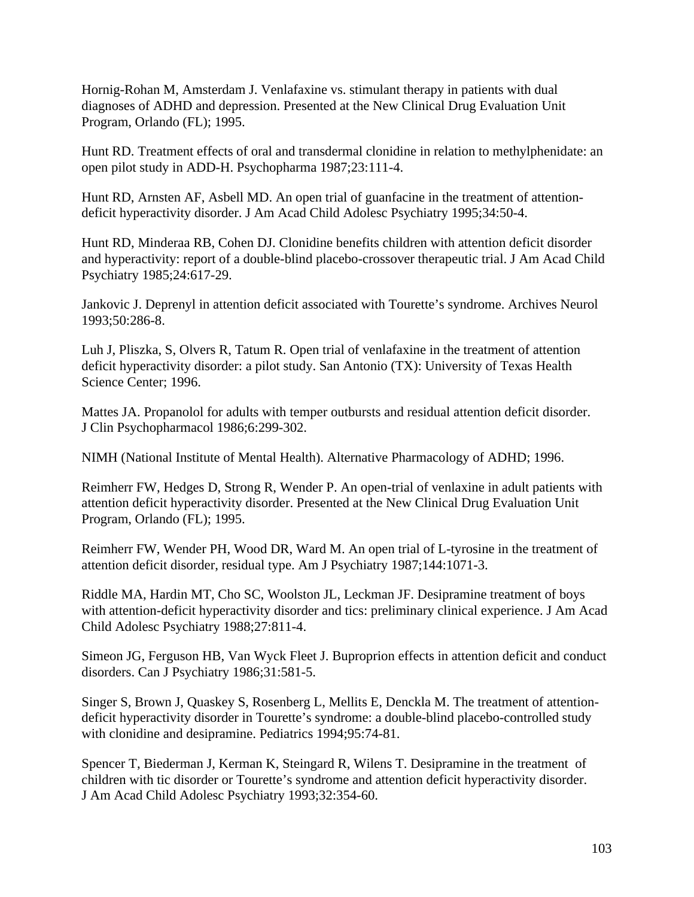Hornig-Rohan M, Amsterdam J. Venlafaxine vs. stimulant therapy in patients with dual diagnoses of ADHD and depression. Presented at the New Clinical Drug Evaluation Unit Program, Orlando (FL); 1995.

Hunt RD. Treatment effects of oral and transdermal clonidine in relation to methylphenidate: an open pilot study in ADD-H. Psychopharma 1987;23:111-4.

Hunt RD, Arnsten AF, Asbell MD. An open trial of guanfacine in the treatment of attention-deficit hyperactivity disorder. J Am Acad Child Adolesc Psychiatry 1995;34:50-4.

Hunt RD, Minderaa RB, Cohen DJ. Clonidine benefits children with attention deficit disorder and hyperactivity: report of a double-blind placebo-crossover therapeutic trial. J Am Acad Child Psychiatry 1985;24:617-29.

Jankovic J. Deprenyl in attention deficit associated with Tourette's syndrome. Archives Neurol 1993;50:286-8.

Luh J, Pliszka, S, Olvers R, Tatum R. Open trial of venlafaxine in the treatment of attention deficit hyperactivity disorder: a pilot study. San Antonio (TX): University of Texas Health Science Center; 1996.

Mattes JA. Propanolol for adults with temper outbursts and residual attention deficit disorder. J Clin Psychopharmacol 1986;6:299-302.

NIMH (National Institute of Mental Health). Alternative Pharmacology of ADHD; 1996.

Reimherr FW, Hedges D, Strong R, Wender P. An open-trial of venlaxine in adult patients with attention deficit hyperactivity disorder. Presented at the New Clinical Drug Evaluation Unit Program, Orlando (FL); 1995.

Reimherr FW, Wender PH, Wood DR, Ward M. An open trial of L-tyrosine in the treatment of attention deficit disorder, residual type. Am J Psychiatry 1987;144:1071-3.

Riddle MA, Hardin MT, Cho SC, Woolston JL, Leckman JF. Desipramine treatment of boys with attention-deficit hyperactivity disorder and tics: preliminary clinical experience. J Am Acad Child Adolesc Psychiatry 1988;27:811-4.

Simeon JG, Ferguson HB, Van Wyck Fleet J. Buproprion effects in attention deficit and conduct disorders. Can J Psychiatry 1986;31:581-5.

Singer S, Brown J, Quaskey S, Rosenberg L, Mellits E, Denckla M. The treatment of attention-deficit hyperactivity disorder in Tourette's syndrome: a double-blind placebo-controlled study with clonidine and desipramine. Pediatrics 1994;95:74-81.

Spencer T, Biederman J, Kerman K, Steingard R, Wilens T. Desipramine in the treatment of children with tic disorder or Tourette's syndrome and attention deficit hyperactivity disorder. J Am Acad Child Adolesc Psychiatry 1993;32:354-60.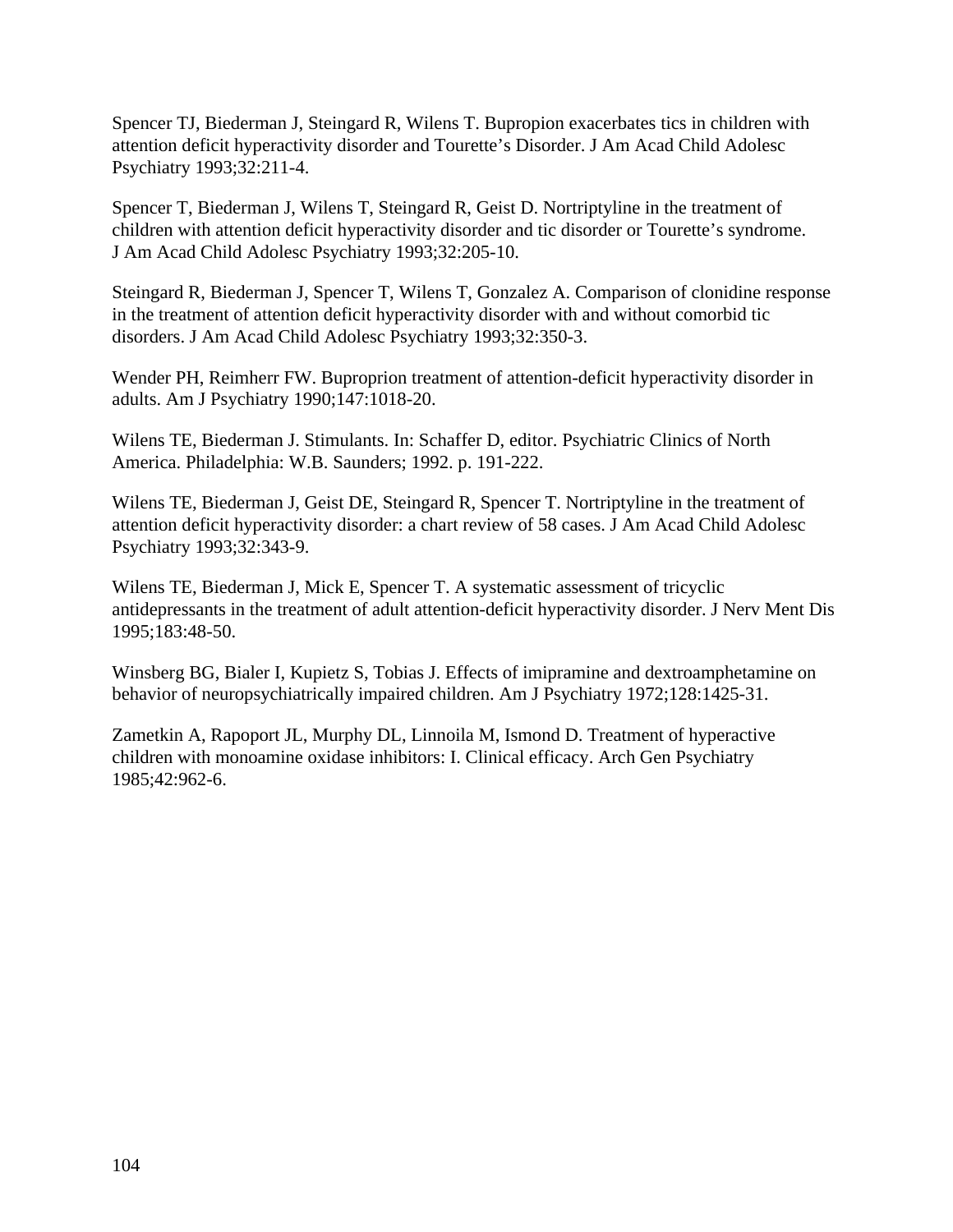Spencer TJ, Biederman J, Steingard R, Wilens T. Bupropion exacerbates tics in children with attention deficit hyperactivity disorder and Tourette's Disorder. J Am Acad Child Adolesc Psychiatry 1993;32:211-4.

Spencer T, Biederman J, Wilens T, Steingard R, Geist D. Nortriptyline in the treatment of children with attention deficit hyperactivity disorder and tic disorder or Tourette's syndrome. J Am Acad Child Adolesc Psychiatry 1993;32:205-10.

Steingard R, Biederman J, Spencer T, Wilens T, Gonzalez A. Comparison of clonidine response in the treatment of attention deficit hyperactivity disorder with and without comorbid tic disorders. J Am Acad Child Adolesc Psychiatry 1993;32:350-3.

Wender PH, Reimherr FW. Buproprion treatment of attention-deficit hyperactivity disorder in adults. Am J Psychiatry 1990;147:1018-20.

Wilens TE, Biederman J. Stimulants. In: Schaffer D, editor. Psychiatric Clinics of North America. Philadelphia: W.B. Saunders; 1992. p. 191-222.

Wilens TE, Biederman J, Geist DE, Steingard R, Spencer T. Nortriptyline in the treatment of attention deficit hyperactivity disorder: a chart review of 58 cases. J Am Acad Child Adolesc Psychiatry 1993;32:343-9.

Wilens TE, Biederman J, Mick E, Spencer T. A systematic assessment of tricyclic antidepressants in the treatment of adult attention-deficit hyperactivity disorder. J Nerv Ment Dis 1995;183:48-50.

Winsberg BG, Bialer I, Kupietz S, Tobias J. Effects of imipramine and dextroamphetamine on behavior of neuropsychiatrically impaired children. Am J Psychiatry 1972;128:1425-31.

Zametkin A, Rapoport JL, Murphy DL, Linnoila M, Ismond D. Treatment of hyperactive children with monoamine oxidase inhibitors: I. Clinical efficacy. Arch Gen Psychiatry 1985;42:962-6.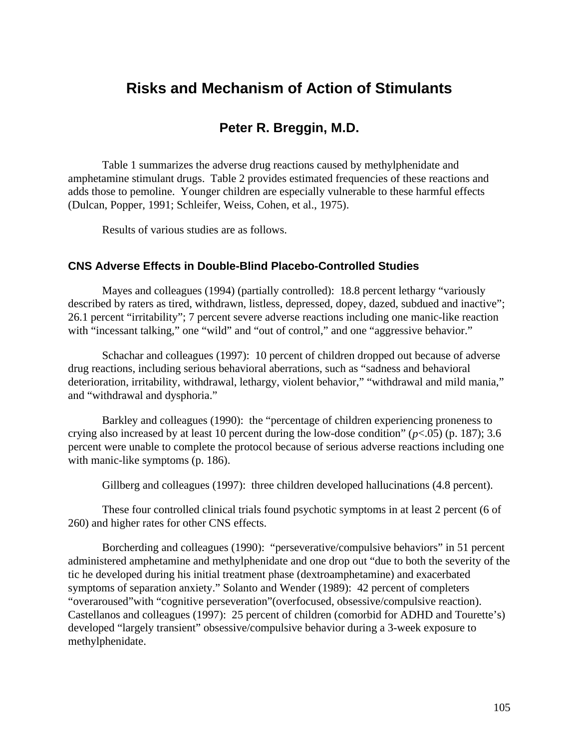# Risks and Mechanism of Action of Stimulants

## Peter R. Breggin, M.D.

Table 1 summarizes the adverse drug reactions caused by methylphenidate and amphetamine stimulant drugs. Table 2 provides estimated frequencies of these reactions and adds those to pemoline. Younger children are especially vulnerable to these harmful effects (Dulcan, Popper, 1991; Schleifer, Weiss, Cohen, et al., 1975).

Results of various studies are as follows.

### CNS Adverse Effects in Double-Blind Placebo-Controlled Studies

Mayes and colleagues (1994) (partially controlled): 18.8 percent lethargy "variously described by raters as tired, withdrawn, listless, depressed, dopey, dazed, subdued and inactive"; 26.1 percent "irritability"; 7 percent severe adverse reactions including one manic-like reaction with "incessant talking," one "wild" and "out of control," and one "aggressive behavior."

Schachar and colleagues (1997): 10 percent of children dropped out because of adverse drug reactions, including serious behavioral aberrations, such as "sadness and behavioral deterioration, irritability, withdrawal, lethargy, violent behavior," "withdrawal and mild mania," and "withdrawal and dysphoria."

Barkley and colleagues (1990): the "percentage of children experiencing proneness to crying also increased by at least 10 percent during the low-dose condition" ($p<.05$) (p. 187); 3.6 percent were unable to complete the protocol because of serious adverse reactions including one with manic-like symptoms (p. 186).

Gillberg and colleagues (1997): three children developed hallucinations (4.8 percent).

These four controlled clinical trials found psychotic symptoms in at least 2 percent (6 of 260) and higher rates for other CNS effects.

Borcherding and colleagues (1990): "perseverative/compulsive behaviors" in 51 percent administered amphetamine and methylphenidate and one drop out "due to both the severity of the tic he developed during his initial treatment phase (dextroamphetamine) and exacerbated symptoms of separation anxiety." Solanto and Wender (1989): 42 percent of completers "overaroused"with "cognitive perseveration"(overfocused, obsessive/compulsive reaction). Castellanos and colleagues (1997): 25 percent of children (comorbid for ADHD and Tourette's) developed "largely transient" obsessive/compulsive behavior during a 3-week exposure to methylphenidate.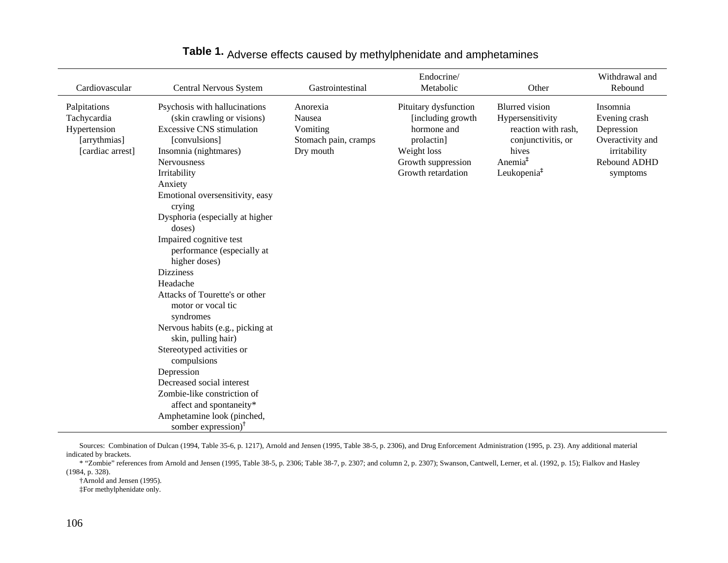**Table 1.** Adverse effects caused by methylphenidate and amphetamines

| Cardiovascular | Central Nervous System | Gastrointestinal | Endocrine/ Metabolic | Other | Withdrawal and Rebound |
|---|---|---|---|---|---|
| Palpitations<br>Tachycardia<br>Hypertension<br>[arrythmias]<br>[cardiac arrest] | Psychosis with hallucinations (skin crawling or visions)<br>Excessive CNS stimulation [convulsions]<br>Insomnia (nightmares)<br>Nervousness<br>Irritability<br>Anxiety<br>Emotional oversensitivity, easy crying<br>Dysphoria (especially at higher doses)<br>Impaired cognitive test performance (especially at higher doses)<br>Dizziness<br>Headache<br>Attacks of Tourette's or other motor or vocal tic syndromes<br>Nervous habits (e.g., picking at skin, pulling hair)<br>Stereotyped activities or compulsions<br>Depression<br>Decreased social interest<br>Zombie-like constriction of affect and spontaneity*<br>Amphetamine look (pinched, somber expression)† | Anorexia<br>Nausea<br>Vomiting<br>Stomach pain, cramps<br>Dry mouth | Pituitary dysfunction [including growth hormone and prolactin]<br>Weight loss<br>Growth suppression<br>Growth retardation | Blurred vision<br>Hypersensitivity reaction with rash, conjunctivitis, or hives<br>Anemia‡<br>Leukopenia‡ | Insomnia<br>Evening crash<br>Depression<br>Overactivity and irritability<br>Rebound ADHD symptoms |

Sources: Combination of Dulcan (1994, Table 35-6, p. 1217), Arnold and Jensen (1995, Table 38-5, p. 2306), and Drug Enforcement Administration (1995, p. 23). Any additional material indicated by brackets.

* "Zombie" references from Arnold and Jensen (1995, Table 38-5, p. 2306; Table 38-7, p. 2307; and column 2, p. 2307); Swanson, Cantwell, Lerner, et al. (1992, p. 15); Fialkov and Hasley (1984, p. 328).

†Arnold and Jensen (1995).

‡For methylphenidate only.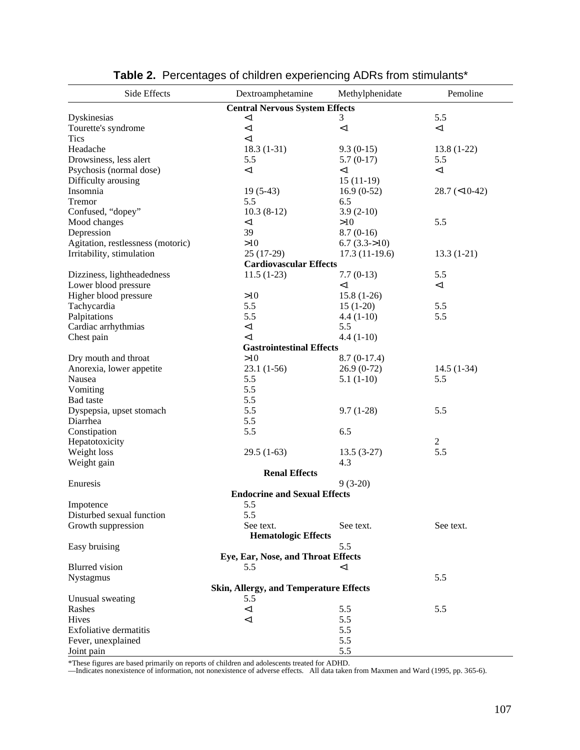**Table 2.** Percentages of children experiencing ADRs from stimulants*

| Side Effects | Dextroamphetamine | Methylphenidate | Pemoline |
|---|---|---|---|
| **Central Nervous System Effects** | | | |
| Dyskinesias | <1 | 3 | 5.5 |
| Tourette's syndrome | <1 | <1 | <1 |
| Tics | <1 | | |
| Headache | 18.3 (1-31) | 9.3 (0-15) | 13.8 (1-22) |
| Drowsiness, less alert | 5.5 | 5.7 (0-17) | 5.5 |
| Psychosis (normal dose) | <1 | <1 | <1 |
| Difficulty arousing | | 15 (11-19) | |
| Insomnia | 19 (5-43) | 16.9 (0-52) | 28.7 (<10-42) |
| Tremor | 5.5 | 6.5 | |
| Confused, "dopey" | 10.3 (8-12) | 3.9 (2-10) | |
| Mood changes | <1 | >10 | 5.5 |
| Depression | 39 | 8.7 (0-16) | |
| Agitation, restlessness (motoric) | >10 | 6.7 (3.3->10) | |
| Irritability, stimulation | 25 (17-29) | 17.3 (11-19.6) | 13.3 (1-21) |
| **Cardiovascular Effects** | | | |
| Dizziness, lightheadedness | 11.5 (1-23) | 7.7 (0-13) | 5.5 |
| Lower blood pressure | | <1 | <1 |
| Higher blood pressure | >10 | 15.8 (1-26) | |
| Tachycardia | 5.5 | 15 (1-20) | 5.5 |
| Palpitations | 5.5 | 4.4 (1-10) | 5.5 |
| Cardiac arrhythmias | <1 | 5.5 | |
| Chest pain | <1 | 4.4 (1-10) | |
| **Gastrointestinal Effects** | | | |
| Dry mouth and throat | >10 | 8.7 (0-17.4) | |
| Anorexia, lower appetite | 23.1 (1-56) | 26.9 (0-72) | 14.5 (1-34) |
| Nausea | 5.5 | 5.1 (1-10) | 5.5 |
| Vomiting | 5.5 | | |
| Bad taste | 5.5 | | |
| Dyspepsia, upset stomach | 5.5 | 9.7 (1-28) | 5.5 |
| Diarrhea | 5.5 | | |
| Constipation | 5.5 | 6.5 | |
| Hepatotoxicity | | | 2 |
| Weight loss | 29.5 (1-63) | 13.5 (3-27) | 5.5 |
| Weight gain | | 4.3 | |
| **Renal Effects** | | | |
| Enuresis | | 9 (3-20) | |
| **Endocrine and Sexual Effects** | | | |
| Impotence | 5.5 | | |
| Disturbed sexual function | 5.5 | | |
| Growth suppression | See text. | See text. | See text. |
| **Hematologic Effects** | | | |
| Easy bruising | | 5.5 | |
| **Eye, Ear, Nose, and Throat Effects** | | | |
| Blurred vision | 5.5 | <1 | |
| Nystagmus | | | 5.5 |
| **Skin, Allergy, and Temperature Effects** | | | |
| Unusual sweating | 5.5 | | |
| Rashes | <1 | 5.5 | 5.5 |
| Hives | <1 | 5.5 | |
| Exfoliative dermatitis | | 5.5 | |
| Fever, unexplained | | 5.5 | |
| Joint pain | | 5.5 | |

*These figures are based primarily on reports of children and adolescents treated for ADHD.
—Indicates nonexistence of information, not nonexistence of adverse effects. All data taken from Maxmen and Ward (1995, pp. 365-6).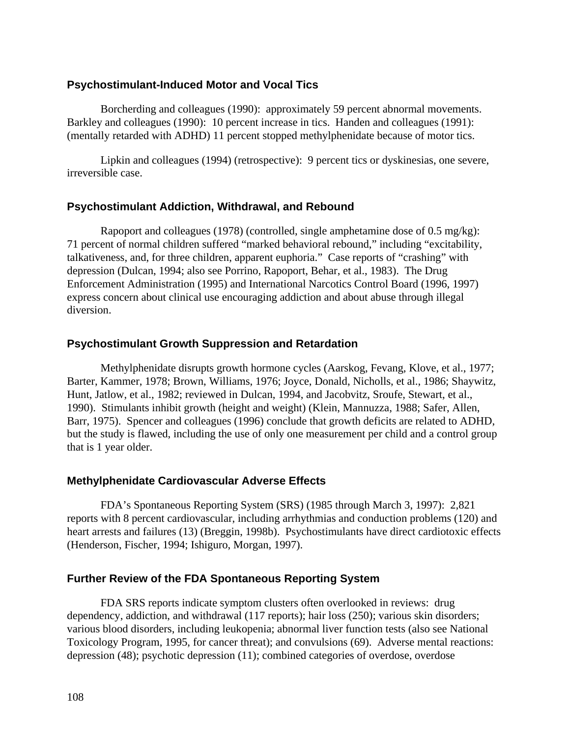### Psychostimulant-Induced Motor and Vocal Tics

Borcherding and colleagues (1990): approximately 59 percent abnormal movements. Barkley and colleagues (1990): 10 percent increase in tics. Handen and colleagues (1991): (mentally retarded with ADHD) 11 percent stopped methylphenidate because of motor tics.

Lipkin and colleagues (1994) (retrospective): 9 percent tics or dyskinesias, one severe, irreversible case.

### Psychostimulant Addiction, Withdrawal, and Rebound

Rapoport and colleagues (1978) (controlled, single amphetamine dose of 0.5 mg/kg): 71 percent of normal children suffered “marked behavioral rebound,” including “excitability, talkativeness, and, for three children, apparent euphoria.” Case reports of “crashing” with depression (Dulcan, 1994; also see Porrino, Rapoport, Behar, et al., 1983). The Drug Enforcement Administration (1995) and International Narcotics Control Board (1996, 1997) express concern about clinical use encouraging addiction and about abuse through illegal diversion.

### Psychostimulant Growth Suppression and Retardation

Methylphenidate disrupts growth hormone cycles (Aarskog, Fevang, Klove, et al., 1977; Barter, Kammer, 1978; Brown, Williams, 1976; Joyce, Donald, Nicholls, et al., 1986; Shaywitz, Hunt, Jatlow, et al., 1982; reviewed in Dulcan, 1994, and Jacobvitz, Sroufe, Stewart, et al., 1990). Stimulants inhibit growth (height and weight) (Klein, Mannuzza, 1988; Safer, Allen, Barr, 1975). Spencer and colleagues (1996) conclude that growth deficits are related to ADHD, but the study is flawed, including the use of only one measurement per child and a control group that is 1 year older.

### Methylphenidate Cardiovascular Adverse Effects

FDA’s Spontaneous Reporting System (SRS) (1985 through March 3, 1997): 2,821 reports with 8 percent cardiovascular, including arrhythmias and conduction problems (120) and heart arrests and failures (13) (Breggin, 1998b). Psychostimulants have direct cardiotoxic effects (Henderson, Fischer, 1994; Ishiguro, Morgan, 1997).

### Further Review of the FDA Spontaneous Reporting System

FDA SRS reports indicate symptom clusters often overlooked in reviews: drug dependency, addiction, and withdrawal (117 reports); hair loss (250); various skin disorders; various blood disorders, including leukopenia; abnormal liver function tests (also see National Toxicology Program, 1995, for cancer threat); and convulsions (69). Adverse mental reactions: depression (48); psychotic depression (11); combined categories of overdose, overdose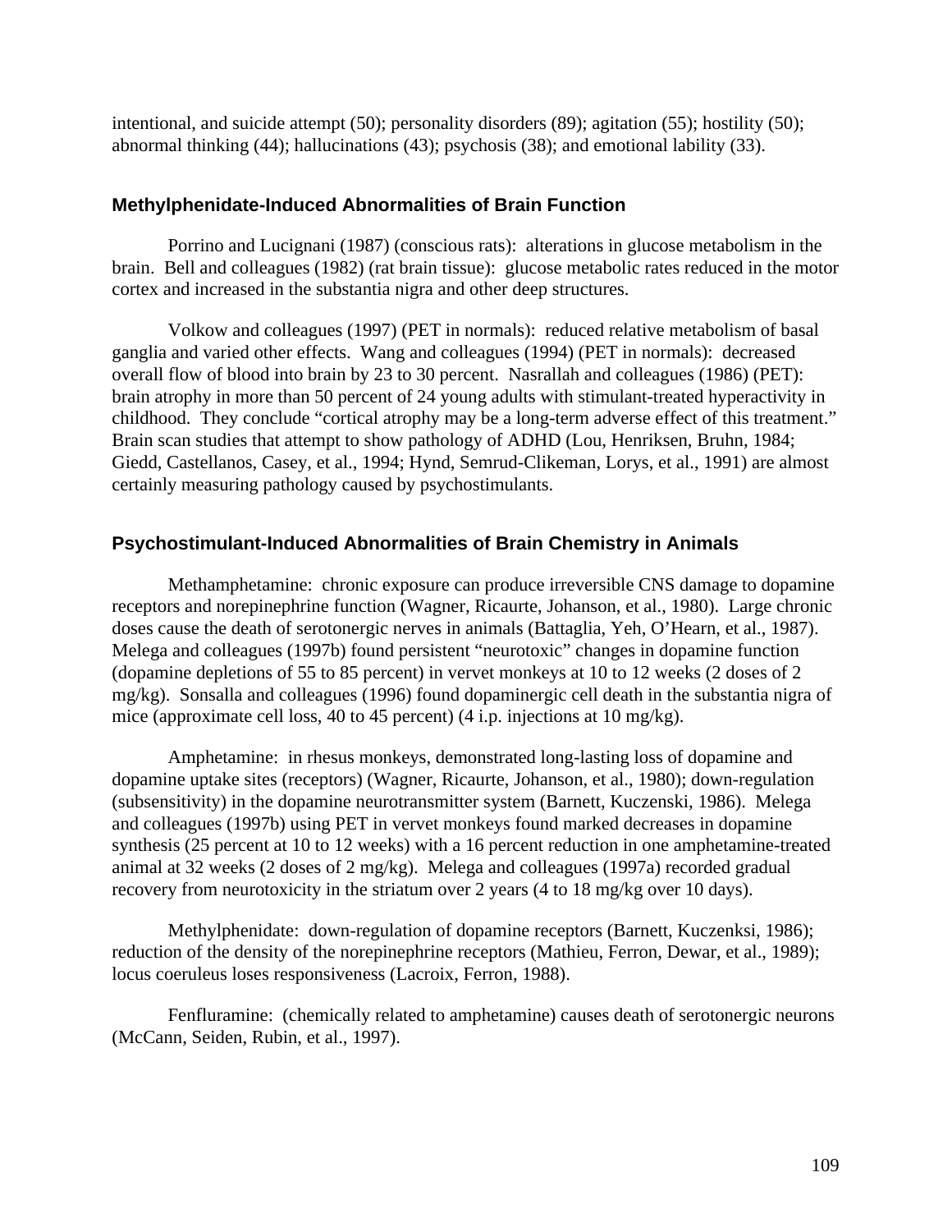intentional, and suicide attempt (50); personality disorders (89); agitation (55); hostility (50); abnormal thinking (44); hallucinations (43); psychosis (38); and emotional lability (33).

### Methylphenidate-Induced Abnormalities of Brain Function

Porrino and Lucignani (1987) (conscious rats): alterations in glucose metabolism in the brain. Bell and colleagues (1982) (rat brain tissue): glucose metabolic rates reduced in the motor cortex and increased in the substantia nigra and other deep structures.

Volkow and colleagues (1997) (PET in normals): reduced relative metabolism of basal ganglia and varied other effects. Wang and colleagues (1994) (PET in normals): decreased overall flow of blood into brain by 23 to 30 percent. Nasrallah and colleagues (1986) (PET): brain atrophy in more than 50 percent of 24 young adults with stimulant-treated hyperactivity in childhood. They conclude "cortical atrophy may be a long-term adverse effect of this treatment." Brain scan studies that attempt to show pathology of ADHD (Lou, Henriksen, Bruhn, 1984; Giedd, Castellanos, Casey, et al., 1994; Hynd, Semrud-Clikeman, Lorys, et al., 1991) are almost certainly measuring pathology caused by psychostimulants.

### Psychostimulant-Induced Abnormalities of Brain Chemistry in Animals

Methamphetamine: chronic exposure can produce irreversible CNS damage to dopamine receptors and norepinephrine function (Wagner, Ricaurte, Johanson, et al., 1980). Large chronic doses cause the death of serotonergic nerves in animals (Battaglia, Yeh, O'Hearn, et al., 1987). Melega and colleagues (1997b) found persistent "neurotoxic" changes in dopamine function (dopamine depletions of 55 to 85 percent) in vervet monkeys at 10 to 12 weeks (2 doses of 2 mg/kg). Sonsalla and colleagues (1996) found dopaminergic cell death in the substantia nigra of mice (approximate cell loss, 40 to 45 percent) (4 i.p. injections at 10 mg/kg).

Amphetamine: in rhesus monkeys, demonstrated long-lasting loss of dopamine and dopamine uptake sites (receptors) (Wagner, Ricaurte, Johanson, et al., 1980); down-regulation (subsensitivity) in the dopamine neurotransmitter system (Barnett, Kuczenski, 1986). Melega and colleagues (1997b) using PET in vervet monkeys found marked decreases in dopamine synthesis (25 percent at 10 to 12 weeks) with a 16 percent reduction in one amphetamine-treated animal at 32 weeks (2 doses of 2 mg/kg). Melega and colleagues (1997a) recorded gradual recovery from neurotoxicity in the striatum over 2 years (4 to 18 mg/kg over 10 days).

Methylphenidate: down-regulation of dopamine receptors (Barnett, Kuczenksi, 1986); reduction of the density of the norepinephrine receptors (Mathieu, Ferron, Dewar, et al., 1989); locus coeruleus loses responsiveness (Lacroix, Ferron, 1988).

Fenfluramine: (chemically related to amphetamine) causes death of serotonergic neurons (McCann, Seiden, Rubin, et al., 1997).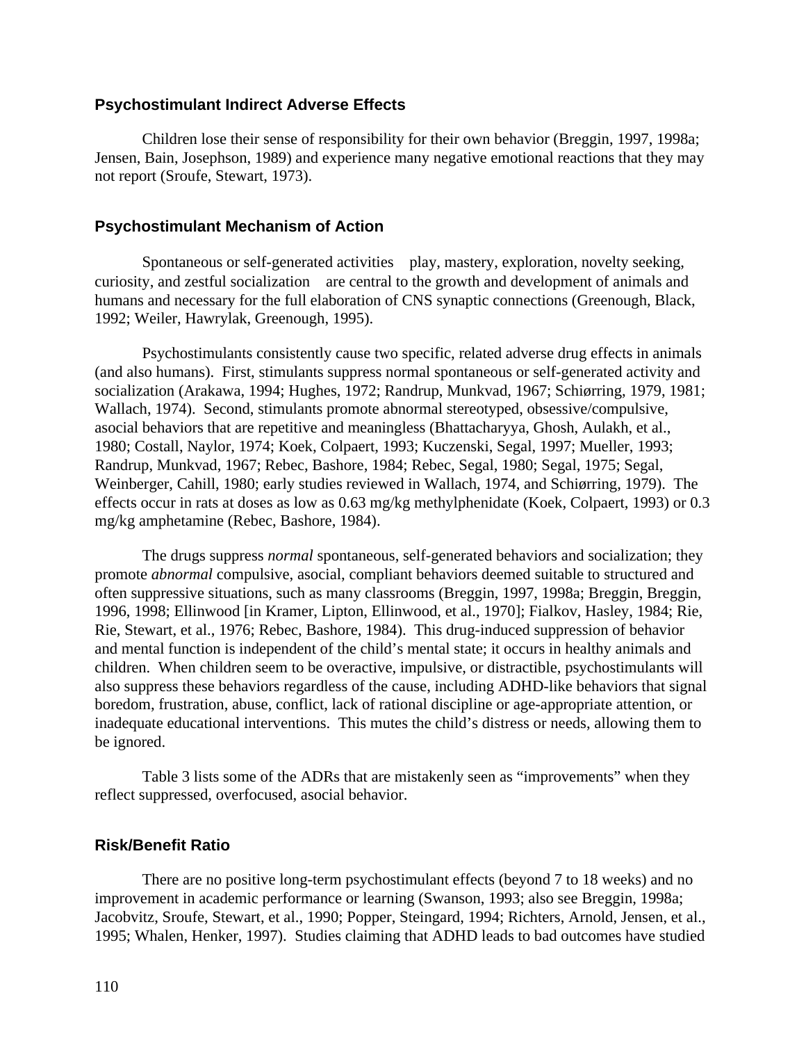### Psychostimulant Indirect Adverse Effects

Children lose their sense of responsibility for their own behavior (Breggin, 1997, 1998a; Jensen, Bain, Josephson, 1989) and experience many negative emotional reactions that they may not report (Sroufe, Stewart, 1973).

### Psychostimulant Mechanism of Action

Spontaneous or self-generated activities play, mastery, exploration, novelty seeking, curiosity, and zestful socialization are central to the growth and development of animals and humans and necessary for the full elaboration of CNS synaptic connections (Greenough, Black, 1992; Weiler, Hawrylak, Greenough, 1995).

Psychostimulants consistently cause two specific, related adverse drug effects in animals (and also humans). First, stimulants suppress normal spontaneous or self-generated activity and socialization (Arakawa, 1994; Hughes, 1972; Randrup, Munkvad, 1967; Schiørring, 1979, 1981; Wallach, 1974). Second, stimulants promote abnormal stereotyped, obsessive/compulsive, asocial behaviors that are repetitive and meaningless (Bhattacharyya, Ghosh, Aulakh, et al., 1980; Costall, Naylor, 1974; Koek, Colpaert, 1993; Kuczenski, Segal, 1997; Mueller, 1993; Randrup, Munkvad, 1967; Rebec, Bashore, 1984; Rebec, Segal, 1980; Segal, 1975; Segal, Weinberger, Cahill, 1980; early studies reviewed in Wallach, 1974, and Schiørring, 1979). The effects occur in rats at doses as low as 0.63 mg/kg methylphenidate (Koek, Colpaert, 1993) or 0.3 mg/kg amphetamine (Rebec, Bashore, 1984).

The drugs suppress *normal* spontaneous, self-generated behaviors and socialization; they promote *abnormal* compulsive, asocial, compliant behaviors deemed suitable to structured and often suppressive situations, such as many classrooms (Breggin, 1997, 1998a; Breggin, Breggin, 1996, 1998; Ellinwood [in Kramer, Lipton, Ellinwood, et al., 1970]; Fialkov, Hasley, 1984; Rie, Rie, Stewart, et al., 1976; Rebec, Bashore, 1984). This drug-induced suppression of behavior and mental function is independent of the child's mental state; it occurs in healthy animals and children. When children seem to be overactive, impulsive, or distractible, psychostimulants will also suppress these behaviors regardless of the cause, including ADHD-like behaviors that signal boredom, frustration, abuse, conflict, lack of rational discipline or age-appropriate attention, or inadequate educational interventions. This mutes the child's distress or needs, allowing them to be ignored.

Table 3 lists some of the ADRs that are mistakenly seen as "improvements" when they reflect suppressed, overfocused, asocial behavior.

### Risk/Benefit Ratio

There are no positive long-term psychostimulant effects (beyond 7 to 18 weeks) and no improvement in academic performance or learning (Swanson, 1993; also see Breggin, 1998a; Jacobvitz, Sroufe, Stewart, et al., 1990; Popper, Steingard, 1994; Richters, Arnold, Jensen, et al., 1995; Whalen, Henker, 1997). Studies claiming that ADHD leads to bad outcomes have studied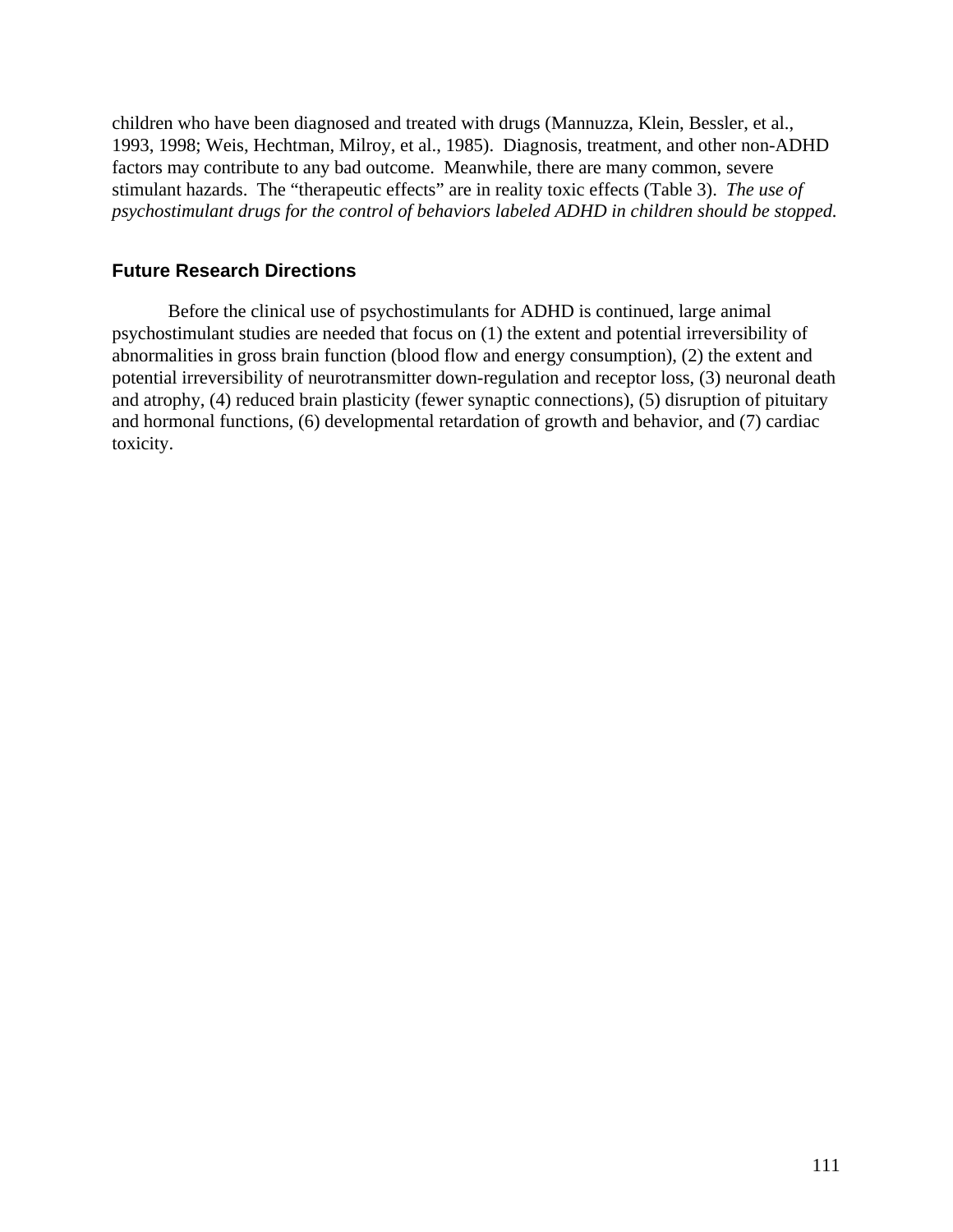children who have been diagnosed and treated with drugs (Mannuzza, Klein, Bessler, et al., 1993, 1998; Weis, Hechtman, Milroy, et al., 1985). Diagnosis, treatment, and other non-ADHD factors may contribute to any bad outcome. Meanwhile, there are many common, severe stimulant hazards. The "therapeutic effects" are in reality toxic effects (Table 3). *The use of psychostimulant drugs for the control of behaviors labeled ADHD in children should be stopped.*

## Future Research Directions

Before the clinical use of psychostimulants for ADHD is continued, large animal psychostimulant studies are needed that focus on (1) the extent and potential irreversibility of abnormalities in gross brain function (blood flow and energy consumption), (2) the extent and potential irreversibility of neurotransmitter down-regulation and receptor loss, (3) neuronal death and atrophy, (4) reduced brain plasticity (fewer synaptic connections), (5) disruption of pituitary and hormonal functions, (6) developmental retardation of growth and behavior, and (7) cardiac toxicity.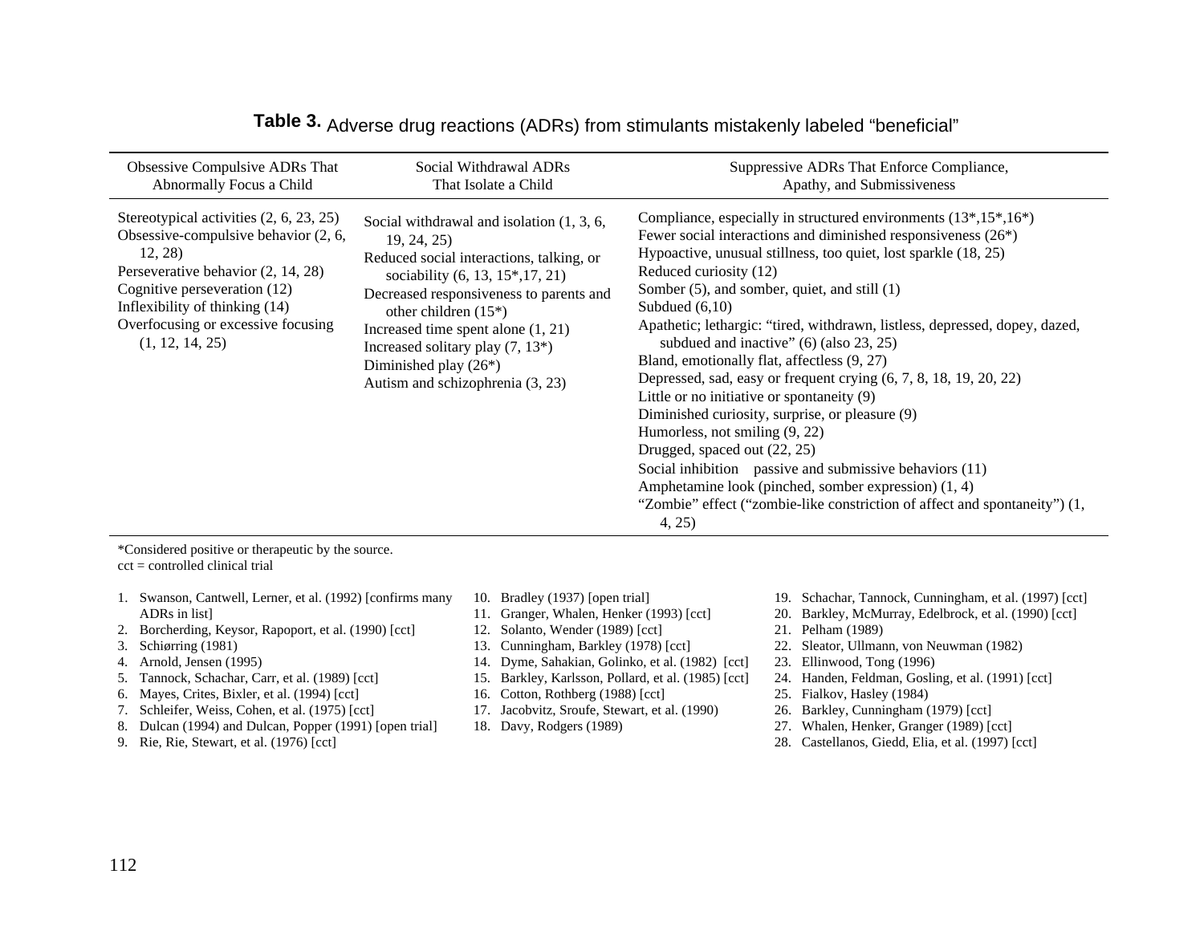**Table 3.** Adverse drug reactions (ADRs) from stimulants mistakenly labeled "beneficial"

| Obsessive Compulsive ADRs That Abnormally Focus a Child | Social Withdrawal ADRs That Isolate a Child | Suppressive ADRs That Enforce Compliance, Apathy, and Submissiveness |
|---|---|---|
| Stereotypical activities (2, 6, 23, 25)<br>Obsessive-compulsive behavior (2, 6, 12, 28)<br>Perseverative behavior (2, 14, 28)<br>Cognitive perseveration (12)<br>Inflexibility of thinking (14)<br>Overfocusing or excessive focusing (1, 12, 14, 25) | Social withdrawal and isolation (1, 3, 6, 19, 24, 25)<br>Reduced social interactions, talking, or sociability (6, 13, 15*,17, 21)<br>Decreased responsiveness to parents and other children (15*)<br>Increased time spent alone (1, 21)<br>Increased solitary play (7, 13*)<br>Diminished play (26*)<br>Autism and schizophrenia (3, 23) | Compliance, especially in structured environments (13*,15*,16*)<br>Fewer social interactions and diminished responsiveness (26*)<br>Hypoactive, unusual stillness, too quiet, lost sparkle (18, 25)<br>Reduced curiosity (12)<br>Somber (5), and somber, quiet, and still (1)<br>Subdued (6,10)<br>Apathetic; lethargic: "tired, withdrawn, listless, depressed, dopey, dazed, subdued and inactive" (6) (also 23, 25)<br>Bland, emotionally flat, affectless (9, 27)<br>Depressed, sad, easy or frequent crying (6, 7, 8, 18, 19, 20, 22)<br>Little or no initiative or spontaneity (9)<br>Diminished curiosity, surprise, or pleasure (9)<br>Humorless, not smiling (9, 22)<br>Drugged, spaced out (22, 25)<br>Social inhibition passive and submissive behaviors (11)<br>Amphetamine look (pinched, somber expression) (1, 4)<br>"Zombie" effect ("zombie-like constriction of affect and spontaneity") (1, 4, 25) |

*Considered positive or therapeutic by the source.
cct = controlled clinical trial

1. Swanson, Cantwell, Lerner, et al. (1992) [confirms many ADRs in list]
2. Borcherding, Keysor, Rapoport, et al. (1990) [cct]
3. Schiørring (1981)
4. Arnold, Jensen (1995)
5. Tannock, Schachar, Carr, et al. (1989) [cct]
6. Mayes, Crites, Bixler, et al. (1994) [cct]
7. Schleifer, Weiss, Cohen, et al. (1975) [cct]
8. Dulcan (1994) and Dulcan, Popper (1991) [open trial]
9. Rie, Rie, Stewart, et al. (1976) [cct]
10. Bradley (1937) [open trial]
11. Granger, Whalen, Henker (1993) [cct]
12. Solanto, Wender (1989) [cct]
13. Cunningham, Barkley (1978) [cct]
14. Dyme, Sahakian, Golinko, et al. (1982) [cct]
15. Barkley, Karlsson, Pollard, et al. (1985) [cct]
16. Cotton, Rothberg (1988) [cct]
17. Jacobvitz, Sroufe, Stewart, et al. (1990)
18. Davy, Rodgers (1989)
19. Schachar, Tannock, Cunningham, et al. (1997) [cct]
20. Barkley, McMurray, Edelbrock, et al. (1990) [cct]
21. Pelham (1989)
22. Sleator, Ullmann, von Neuwman (1982)
23. Ellinwood, Tong (1996)
24. Handen, Feldman, Gosling, et al. (1991) [cct]
25. Fialkov, Hasley (1984)
26. Barkley, Cunningham (1979) [cct]
27. Whalen, Henker, Granger (1989) [cct]
28. Castellanos, Giedd, Elia, et al. (1997) [cct]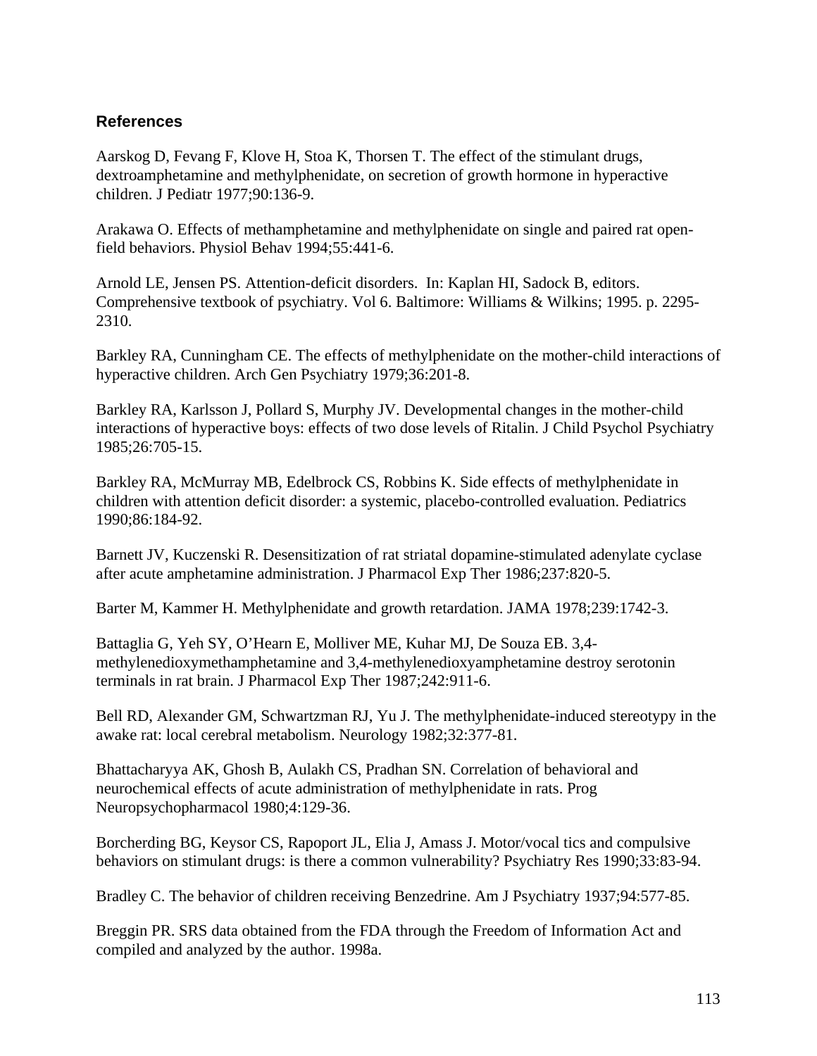## References

Aarskog D, Fevang F, Klove H, Stoa K, Thorsen T. The effect of the stimulant drugs, dextroamphetamine and methylphenidate, on secretion of growth hormone in hyperactive children. J Pediatr 1977;90:136-9.

Arakawa O. Effects of methamphetamine and methylphenidate on single and paired rat open-field behaviors. Physiol Behav 1994;55:441-6.

Arnold LE, Jensen PS. Attention-deficit disorders. In: Kaplan HI, Sadock B, editors. Comprehensive textbook of psychiatry. Vol 6. Baltimore: Williams & Wilkins; 1995. p. 2295-2310.

Barkley RA, Cunningham CE. The effects of methylphenidate on the mother-child interactions of hyperactive children. Arch Gen Psychiatry 1979;36:201-8.

Barkley RA, Karlsson J, Pollard S, Murphy JV. Developmental changes in the mother-child interactions of hyperactive boys: effects of two dose levels of Ritalin. J Child Psychol Psychiatry 1985;26:705-15.

Barkley RA, McMurray MB, Edelbrock CS, Robbins K. Side effects of methylphenidate in children with attention deficit disorder: a systemic, placebo-controlled evaluation. Pediatrics 1990;86:184-92.

Barnett JV, Kuczenski R. Desensitization of rat striatal dopamine-stimulated adenylate cyclase after acute amphetamine administration. J Pharmacol Exp Ther 1986;237:820-5.

Barter M, Kammer H. Methylphenidate and growth retardation. JAMA 1978;239:1742-3.

Battaglia G, Yeh SY, O'Hearn E, Molliver ME, Kuhar MJ, De Souza EB. 3,4-methylenedioxymethamphetamine and 3,4-methylenedioxyamphetamine destroy serotonin terminals in rat brain. J Pharmacol Exp Ther 1987;242:911-6.

Bell RD, Alexander GM, Schwartzman RJ, Yu J. The methylphenidate-induced stereotypy in the awake rat: local cerebral metabolism. Neurology 1982;32:377-81.

Bhattacharyya AK, Ghosh B, Aulakh CS, Pradhan SN. Correlation of behavioral and neurochemical effects of acute administration of methylphenidate in rats. Prog Neuropsychopharmacol 1980;4:129-36.

Borcherding BG, Keysor CS, Rapoport JL, Elia J, Amass J. Motor/vocal tics and compulsive behaviors on stimulant drugs: is there a common vulnerability? Psychiatry Res 1990;33:83-94.

Bradley C. The behavior of children receiving Benzedrine. Am J Psychiatry 1937;94:577-85.

Breggin PR. SRS data obtained from the FDA through the Freedom of Information Act and compiled and analyzed by the author. 1998a.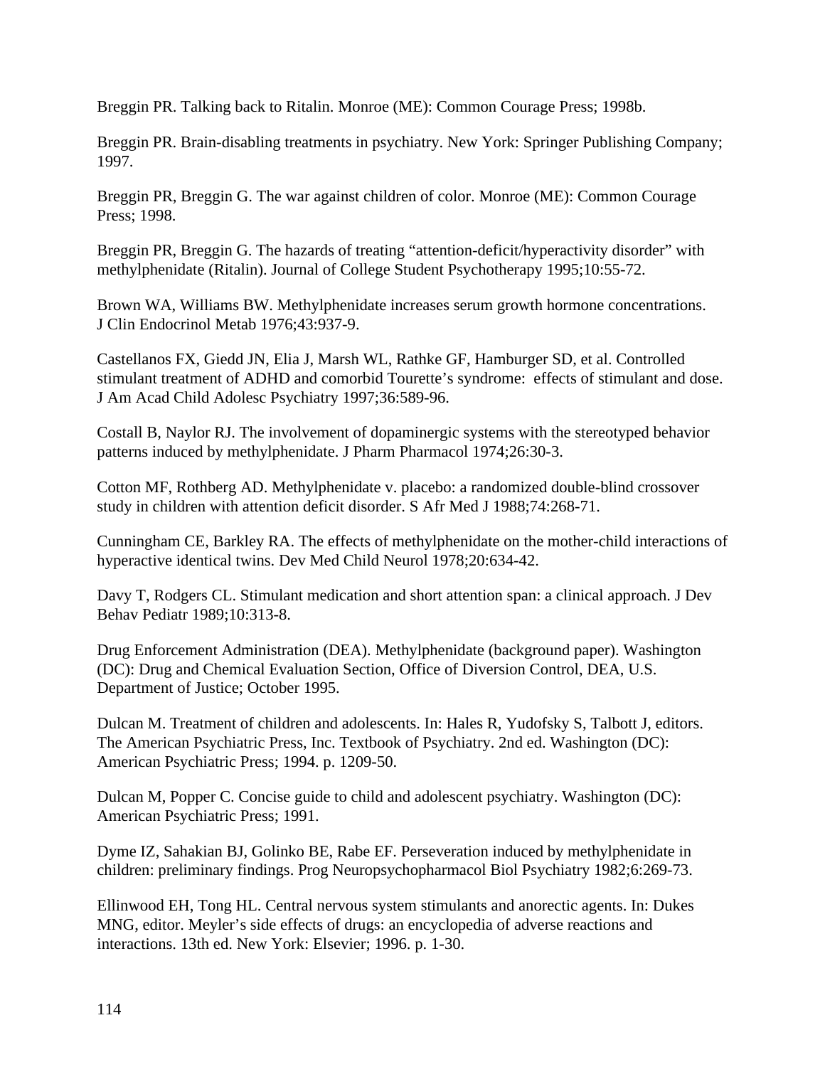Breggin PR. Talking back to Ritalin. Monroe (ME): Common Courage Press; 1998b.

Breggin PR. Brain-disabling treatments in psychiatry. New York: Springer Publishing Company; 1997.

Breggin PR, Breggin G. The war against children of color. Monroe (ME): Common Courage Press; 1998.

Breggin PR, Breggin G. The hazards of treating "attention-deficit/hyperactivity disorder" with methylphenidate (Ritalin). Journal of College Student Psychotherapy 1995;10:55-72.

Brown WA, Williams BW. Methylphenidate increases serum growth hormone concentrations. J Clin Endocrinol Metab 1976;43:937-9.

Castellanos FX, Giedd JN, Elia J, Marsh WL, Rathke GF, Hamburger SD, et al. Controlled stimulant treatment of ADHD and comorbid Tourette's syndrome: effects of stimulant and dose. J Am Acad Child Adolesc Psychiatry 1997;36:589-96.

Costall B, Naylor RJ. The involvement of dopaminergic systems with the stereotyped behavior patterns induced by methylphenidate. J Pharm Pharmacol 1974;26:30-3.

Cotton MF, Rothberg AD. Methylphenidate v. placebo: a randomized double-blind crossover study in children with attention deficit disorder. S Afr Med J 1988;74:268-71.

Cunningham CE, Barkley RA. The effects of methylphenidate on the mother-child interactions of hyperactive identical twins. Dev Med Child Neurol 1978;20:634-42.

Davy T, Rodgers CL. Stimulant medication and short attention span: a clinical approach. J Dev Behav Pediatr 1989;10:313-8.

Drug Enforcement Administration (DEA). Methylphenidate (background paper). Washington (DC): Drug and Chemical Evaluation Section, Office of Diversion Control, DEA, U.S. Department of Justice; October 1995.

Dulcan M. Treatment of children and adolescents. In: Hales R, Yudofsky S, Talbott J, editors. The American Psychiatric Press, Inc. Textbook of Psychiatry. 2nd ed. Washington (DC): American Psychiatric Press; 1994. p. 1209-50.

Dulcan M, Popper C. Concise guide to child and adolescent psychiatry. Washington (DC): American Psychiatric Press; 1991.

Dyme IZ, Sahakian BJ, Golinko BE, Rabe EF. Perseveration induced by methylphenidate in children: preliminary findings. Prog Neuropsychopharmacol Biol Psychiatry 1982;6:269-73.

Ellinwood EH, Tong HL. Central nervous system stimulants and anorectic agents. In: Dukes MNG, editor. Meyler's side effects of drugs: an encyclopedia of adverse reactions and interactions. 13th ed. New York: Elsevier; 1996. p. 1-30.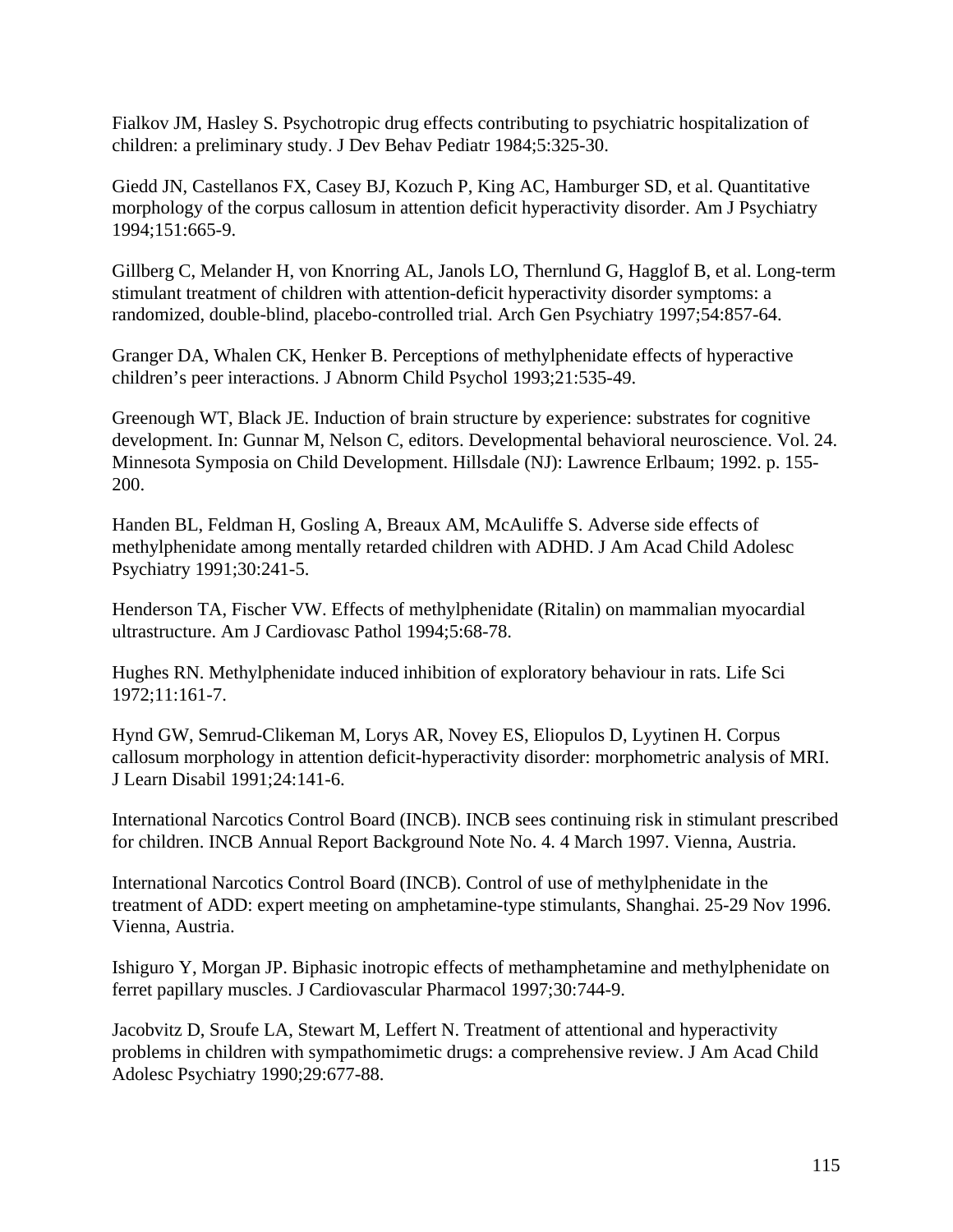Fialkov JM, Hasley S. Psychotropic drug effects contributing to psychiatric hospitalization of children: a preliminary study. J Dev Behav Pediatr 1984;5:325-30.

Giedd JN, Castellanos FX, Casey BJ, Kozuch P, King AC, Hamburger SD, et al. Quantitative morphology of the corpus callosum in attention deficit hyperactivity disorder. Am J Psychiatry 1994;151:665-9.

Gillberg C, Melander H, von Knorring AL, Janols LO, Thernlund G, Hagglof B, et al. Long-term stimulant treatment of children with attention-deficit hyperactivity disorder symptoms: a randomized, double-blind, placebo-controlled trial. Arch Gen Psychiatry 1997;54:857-64.

Granger DA, Whalen CK, Henker B. Perceptions of methylphenidate effects of hyperactive children's peer interactions. J Abnorm Child Psychol 1993;21:535-49.

Greenough WT, Black JE. Induction of brain structure by experience: substrates for cognitive development. In: Gunnar M, Nelson C, editors. Developmental behavioral neuroscience. Vol. 24. Minnesota Symposia on Child Development. Hillsdale (NJ): Lawrence Erlbaum; 1992. p. 155-200.

Handen BL, Feldman H, Gosling A, Breaux AM, McAuliffe S. Adverse side effects of methylphenidate among mentally retarded children with ADHD. J Am Acad Child Adolesc Psychiatry 1991;30:241-5.

Henderson TA, Fischer VW. Effects of methylphenidate (Ritalin) on mammalian myocardial ultrastructure. Am J Cardiovasc Pathol 1994;5:68-78.

Hughes RN. Methylphenidate induced inhibition of exploratory behaviour in rats. Life Sci 1972;11:161-7.

Hynd GW, Semrud-Clikeman M, Lorys AR, Novey ES, Eliopulos D, Lyytinen H. Corpus callosum morphology in attention deficit-hyperactivity disorder: morphometric analysis of MRI. J Learn Disabil 1991;24:141-6.

International Narcotics Control Board (INCB). INCB sees continuing risk in stimulant prescribed for children. INCB Annual Report Background Note No. 4. 4 March 1997. Vienna, Austria.

International Narcotics Control Board (INCB). Control of use of methylphenidate in the treatment of ADD: expert meeting on amphetamine-type stimulants, Shanghai. 25-29 Nov 1996. Vienna, Austria.

Ishiguro Y, Morgan JP. Biphasic inotropic effects of methamphetamine and methylphenidate on ferret papillary muscles. J Cardiovascular Pharmacol 1997;30:744-9.

Jacobvitz D, Sroufe LA, Stewart M, Leffert N. Treatment of attentional and hyperactivity problems in children with sympathomimetic drugs: a comprehensive review. J Am Acad Child Adolesc Psychiatry 1990;29:677-88.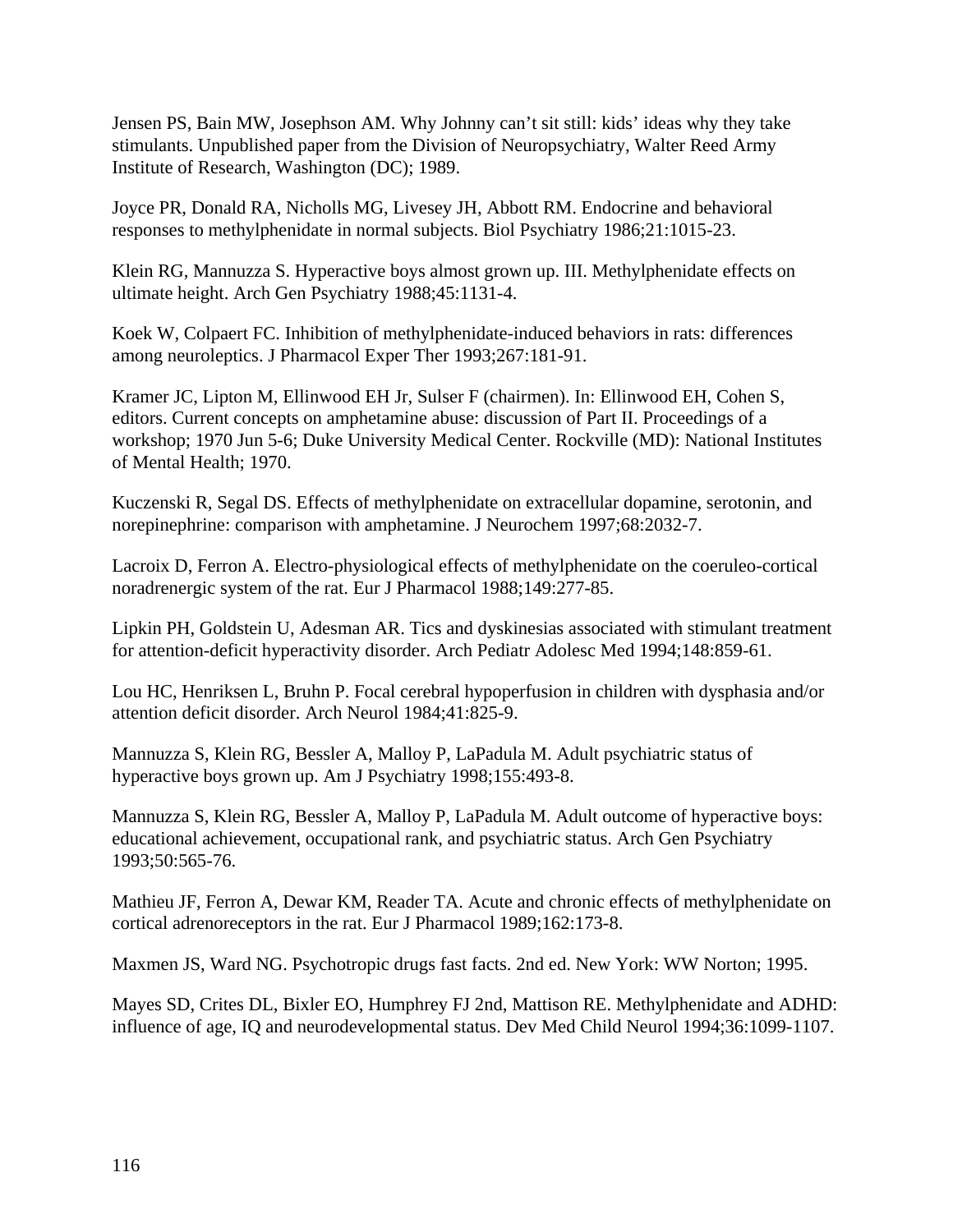Jensen PS, Bain MW, Josephson AM. Why Johnny can't sit still: kids' ideas why they take stimulants. Unpublished paper from the Division of Neuropsychiatry, Walter Reed Army Institute of Research, Washington (DC); 1989.

Joyce PR, Donald RA, Nicholls MG, Livesey JH, Abbott RM. Endocrine and behavioral responses to methylphenidate in normal subjects. Biol Psychiatry 1986;21:1015-23.

Klein RG, Mannuzza S. Hyperactive boys almost grown up. III. Methylphenidate effects on ultimate height. Arch Gen Psychiatry 1988;45:1131-4.

Koek W, Colpaert FC. Inhibition of methylphenidate-induced behaviors in rats: differences among neuroleptics. J Pharmacol Exper Ther 1993;267:181-91.

Kramer JC, Lipton M, Ellinwood EH Jr, Sulser F (chairmen). In: Ellinwood EH, Cohen S, editors. Current concepts on amphetamine abuse: discussion of Part II. Proceedings of a workshop; 1970 Jun 5-6; Duke University Medical Center. Rockville (MD): National Institutes of Mental Health; 1970.

Kuczenski R, Segal DS. Effects of methylphenidate on extracellular dopamine, serotonin, and norepinephrine: comparison with amphetamine. J Neurochem 1997;68:2032-7.

Lacroix D, Ferron A. Electro-physiological effects of methylphenidate on the coeruleo-cortical noradrenergic system of the rat. Eur J Pharmacol 1988;149:277-85.

Lipkin PH, Goldstein U, Adesman AR. Tics and dyskinesias associated with stimulant treatment for attention-deficit hyperactivity disorder. Arch Pediatr Adolesc Med 1994;148:859-61.

Lou HC, Henriksen L, Bruhn P. Focal cerebral hypoperfusion in children with dysphasia and/or attention deficit disorder. Arch Neurol 1984;41:825-9.

Mannuzza S, Klein RG, Bessler A, Malloy P, LaPadula M. Adult psychiatric status of hyperactive boys grown up. Am J Psychiatry 1998;155:493-8.

Mannuzza S, Klein RG, Bessler A, Malloy P, LaPadula M. Adult outcome of hyperactive boys: educational achievement, occupational rank, and psychiatric status. Arch Gen Psychiatry 1993;50:565-76.

Mathieu JF, Ferron A, Dewar KM, Reader TA. Acute and chronic effects of methylphenidate on cortical adrenoreceptors in the rat. Eur J Pharmacol 1989;162:173-8.

Maxmen JS, Ward NG. Psychotropic drugs fast facts. 2nd ed. New York: WW Norton; 1995.

Mayes SD, Crites DL, Bixler EO, Humphrey FJ 2nd, Mattison RE. Methylphenidate and ADHD: influence of age, IQ and neurodevelopmental status. Dev Med Child Neurol 1994;36:1099-1107.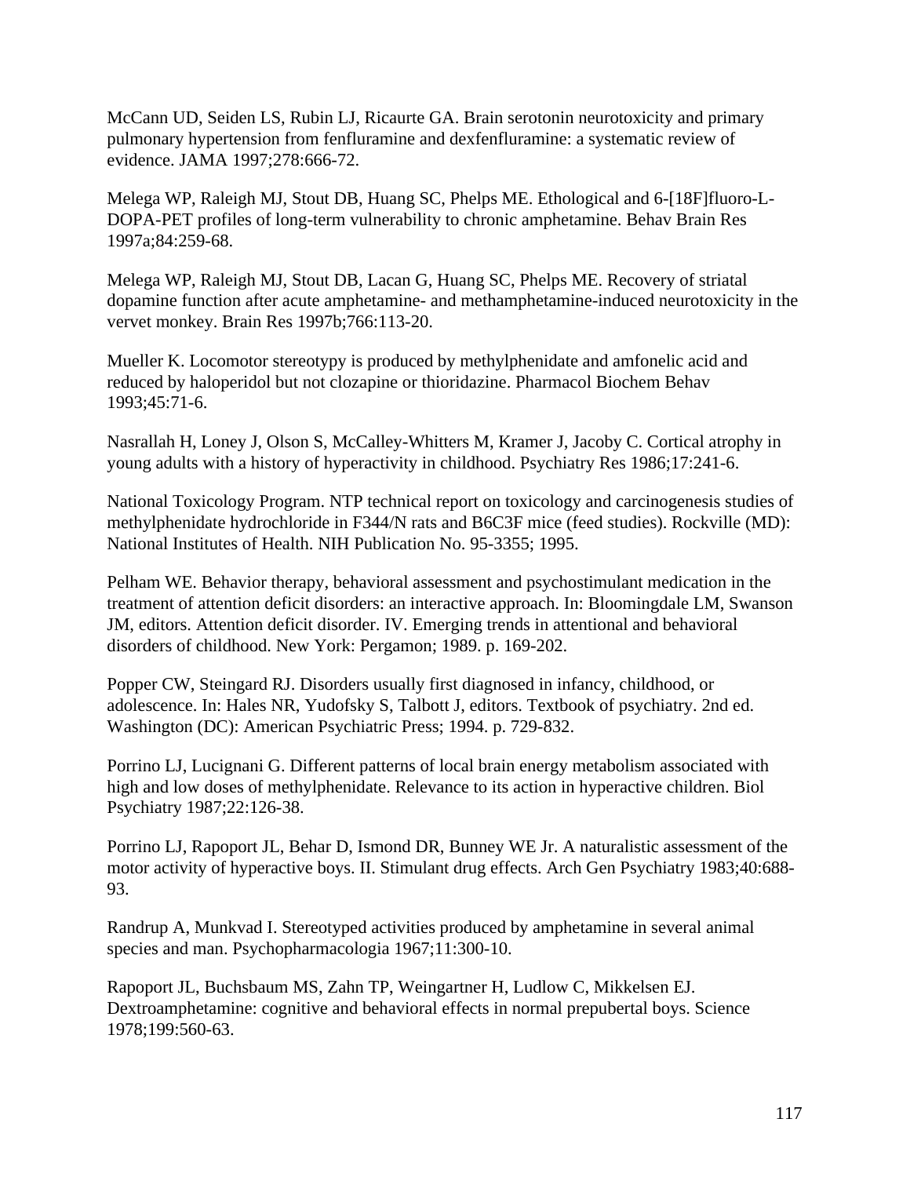McCann UD, Seiden LS, Rubin LJ, Ricaurte GA. Brain serotonin neurotoxicity and primary pulmonary hypertension from fenfluramine and dexfenfluramine: a systematic review of evidence. JAMA 1997;278:666-72.

Melega WP, Raleigh MJ, Stout DB, Huang SC, Phelps ME. Ethological and 6-[18F]fluoro-L-DOPA-PET profiles of long-term vulnerability to chronic amphetamine. Behav Brain Res 1997a;84:259-68.

Melega WP, Raleigh MJ, Stout DB, Lacan G, Huang SC, Phelps ME. Recovery of striatal dopamine function after acute amphetamine- and methamphetamine-induced neurotoxicity in the vervet monkey. Brain Res 1997b;766:113-20.

Mueller K. Locomotor stereotypy is produced by methylphenidate and amfonelic acid and reduced by haloperidol but not clozapine or thioridazine. Pharmacol Biochem Behav 1993;45:71-6.

Nasrallah H, Loney J, Olson S, McCalley-Whitters M, Kramer J, Jacoby C. Cortical atrophy in young adults with a history of hyperactivity in childhood. Psychiatry Res 1986;17:241-6.

National Toxicology Program. NTP technical report on toxicology and carcinogenesis studies of methylphenidate hydrochloride in F344/N rats and B6C3F mice (feed studies). Rockville (MD): National Institutes of Health. NIH Publication No. 95-3355; 1995.

Pelham WE. Behavior therapy, behavioral assessment and psychostimulant medication in the treatment of attention deficit disorders: an interactive approach. In: Bloomingdale LM, Swanson JM, editors. Attention deficit disorder. IV. Emerging trends in attentional and behavioral disorders of childhood. New York: Pergamon; 1989. p. 169-202.

Popper CW, Steingard RJ. Disorders usually first diagnosed in infancy, childhood, or adolescence. In: Hales NR, Yudofsky S, Talbott J, editors. Textbook of psychiatry. 2nd ed. Washington (DC): American Psychiatric Press; 1994. p. 729-832.

Porrino LJ, Lucignani G. Different patterns of local brain energy metabolism associated with high and low doses of methylphenidate. Relevance to its action in hyperactive children. Biol Psychiatry 1987;22:126-38.

Porrino LJ, Rapoport JL, Behar D, Ismond DR, Bunney WE Jr. A naturalistic assessment of the motor activity of hyperactive boys. II. Stimulant drug effects. Arch Gen Psychiatry 1983;40:688-93.

Randrup A, Munkvad I. Stereotyped activities produced by amphetamine in several animal species and man. Psychopharmacologia 1967;11:300-10.

Rapoport JL, Buchsbaum MS, Zahn TP, Weingartner H, Ludlow C, Mikkelsen EJ. Dextroamphetamine: cognitive and behavioral effects in normal prepubertal boys. Science 1978;199:560-63.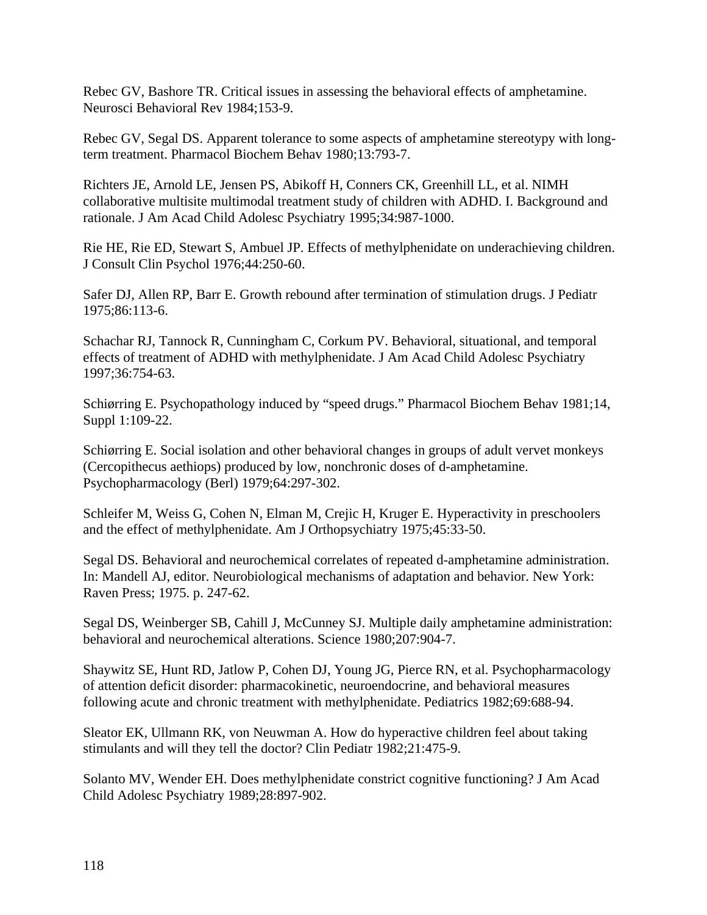Rebec GV, Bashore TR. Critical issues in assessing the behavioral effects of amphetamine. Neurosci Behavioral Rev 1984;153-9.

Rebec GV, Segal DS. Apparent tolerance to some aspects of amphetamine stereotypy with long-term treatment. Pharmacol Biochem Behav 1980;13:793-7.

Richters JE, Arnold LE, Jensen PS, Abikoff H, Conners CK, Greenhill LL, et al. NIMH collaborative multisite multimodal treatment study of children with ADHD. I. Background and rationale. J Am Acad Child Adolesc Psychiatry 1995;34:987-1000.

Rie HE, Rie ED, Stewart S, Ambuel JP. Effects of methylphenidate on underachieving children. J Consult Clin Psychol 1976;44:250-60.

Safer DJ, Allen RP, Barr E. Growth rebound after termination of stimulation drugs. J Pediatr 1975;86:113-6.

Schachar RJ, Tannock R, Cunningham C, Corkum PV. Behavioral, situational, and temporal effects of treatment of ADHD with methylphenidate. J Am Acad Child Adolesc Psychiatry 1997;36:754-63.

Schiørring E. Psychopathology induced by “speed drugs.” Pharmacol Biochem Behav 1981;14, Suppl 1:109-22.

Schiørring E. Social isolation and other behavioral changes in groups of adult vervet monkeys (Cercopithecus aethiops) produced by low, nonchronic doses of d-amphetamine. Psychopharmacology (Berl) 1979;64:297-302.

Schleifer M, Weiss G, Cohen N, Elman M, Crejic H, Kruger E. Hyperactivity in preschoolers and the effect of methylphenidate. Am J Orthopsychiatry 1975;45:33-50.

Segal DS. Behavioral and neurochemical correlates of repeated d-amphetamine administration. In: Mandell AJ, editor. Neurobiological mechanisms of adaptation and behavior. New York: Raven Press; 1975. p. 247-62.

Segal DS, Weinberger SB, Cahill J, McCunney SJ. Multiple daily amphetamine administration: behavioral and neurochemical alterations. Science 1980;207:904-7.

Shaywitz SE, Hunt RD, Jatlow P, Cohen DJ, Young JG, Pierce RN, et al. Psychopharmacology of attention deficit disorder: pharmacokinetic, neuroendocrine, and behavioral measures following acute and chronic treatment with methylphenidate. Pediatrics 1982;69:688-94.

Sleator EK, Ullmann RK, von Neuwman A. How do hyperactive children feel about taking stimulants and will they tell the doctor? Clin Pediatr 1982;21:475-9.

Solanto MV, Wender EH. Does methylphenidate constrict cognitive functioning? J Am Acad Child Adolesc Psychiatry 1989;28:897-902.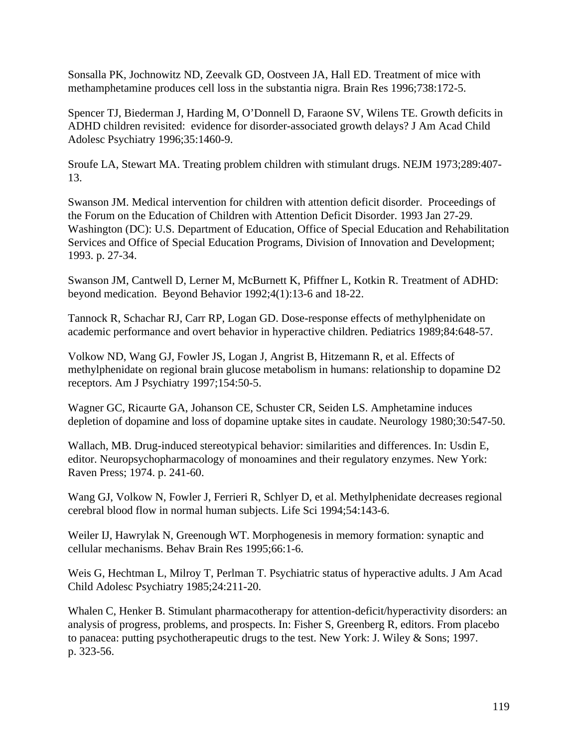Sonsalla PK, Jochnowitz ND, Zeevalk GD, Oostveen JA, Hall ED. Treatment of mice with methamphetamine produces cell loss in the substantia nigra. Brain Res 1996;738:172-5.

Spencer TJ, Biederman J, Harding M, O'Donnell D, Faraone SV, Wilens TE. Growth deficits in ADHD children revisited: evidence for disorder-associated growth delays? J Am Acad Child Adolesc Psychiatry 1996;35:1460-9.

Sroufe LA, Stewart MA. Treating problem children with stimulant drugs. NEJM 1973;289:407-13.

Swanson JM. Medical intervention for children with attention deficit disorder. Proceedings of the Forum on the Education of Children with Attention Deficit Disorder. 1993 Jan 27-29. Washington (DC): U.S. Department of Education, Office of Special Education and Rehabilitation Services and Office of Special Education Programs, Division of Innovation and Development; 1993. p. 27-34.

Swanson JM, Cantwell D, Lerner M, McBurnett K, Pfiffner L, Kotkin R. Treatment of ADHD: beyond medication. Beyond Behavior 1992;4(1):13-6 and 18-22.

Tannock R, Schachar RJ, Carr RP, Logan GD. Dose-response effects of methylphenidate on academic performance and overt behavior in hyperactive children. Pediatrics 1989;84:648-57.

Volkow ND, Wang GJ, Fowler JS, Logan J, Angrist B, Hitzemann R, et al. Effects of methylphenidate on regional brain glucose metabolism in humans: relationship to dopamine D2 receptors. Am J Psychiatry 1997;154:50-5.

Wagner GC, Ricaurte GA, Johanson CE, Schuster CR, Seiden LS. Amphetamine induces depletion of dopamine and loss of dopamine uptake sites in caudate. Neurology 1980;30:547-50.

Wallach, MB. Drug-induced stereotypical behavior: similarities and differences. In: Usdin E, editor. Neuropsychopharmacology of monoamines and their regulatory enzymes. New York: Raven Press; 1974. p. 241-60.

Wang GJ, Volkow N, Fowler J, Ferrieri R, Schlyer D, et al. Methylphenidate decreases regional cerebral blood flow in normal human subjects. Life Sci 1994;54:143-6.

Weiler IJ, Hawrylak N, Greenough WT. Morphogenesis in memory formation: synaptic and cellular mechanisms. Behav Brain Res 1995;66:1-6.

Weis G, Hechtman L, Milroy T, Perlman T. Psychiatric status of hyperactive adults. J Am Acad Child Adolesc Psychiatry 1985;24:211-20.

Whalen C, Henker B. Stimulant pharmacotherapy for attention-deficit/hyperactivity disorders: an analysis of progress, problems, and prospects. In: Fisher S, Greenberg R, editors. From placebo to panacea: putting psychotherapeutic drugs to the test. New York: J. Wiley & Sons; 1997. p. 323-56.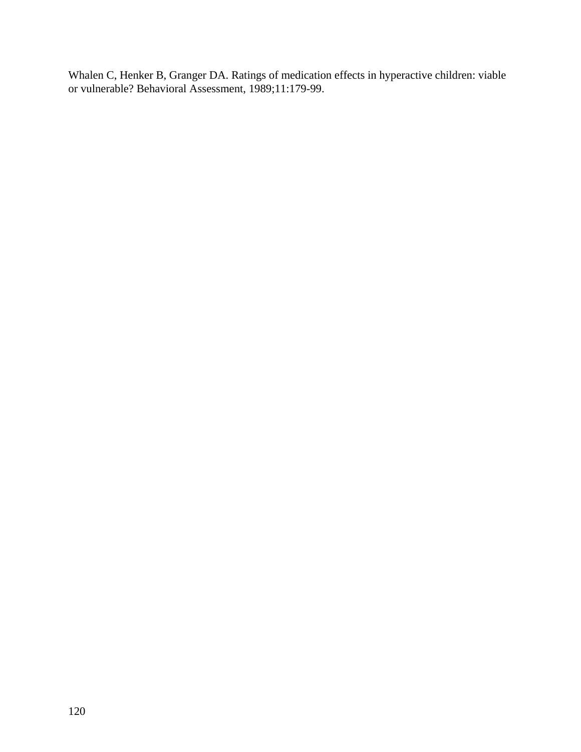Whalen C, Henker B, Granger DA. Ratings of medication effects in hyperactive children: viable or vulnerable? Behavioral Assessment, 1989;11:179-99.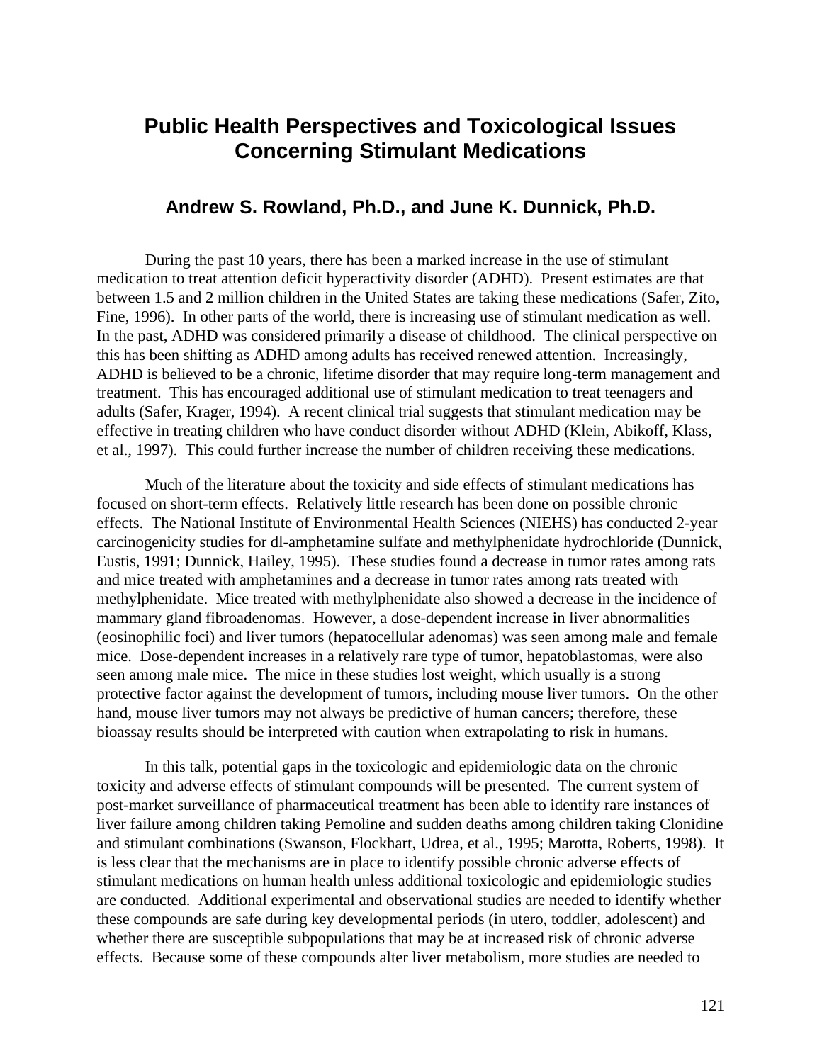# Public Health Perspectives and Toxicological Issues Concerning Stimulant Medications

### Andrew S. Rowland, Ph.D., and June K. Dunnick, Ph.D.

During the past 10 years, there has been a marked increase in the use of stimulant medication to treat attention deficit hyperactivity disorder (ADHD). Present estimates are that between 1.5 and 2 million children in the United States are taking these medications (Safer, Zito, Fine, 1996). In other parts of the world, there is increasing use of stimulant medication as well. In the past, ADHD was considered primarily a disease of childhood. The clinical perspective on this has been shifting as ADHD among adults has received renewed attention. Increasingly, ADHD is believed to be a chronic, lifetime disorder that may require long-term management and treatment. This has encouraged additional use of stimulant medication to treat teenagers and adults (Safer, Krager, 1994). A recent clinical trial suggests that stimulant medication may be effective in treating children who have conduct disorder without ADHD (Klein, Abikoff, Klass, et al., 1997). This could further increase the number of children receiving these medications.

Much of the literature about the toxicity and side effects of stimulant medications has focused on short-term effects. Relatively little research has been done on possible chronic effects. The National Institute of Environmental Health Sciences (NIEHS) has conducted 2-year carcinogenicity studies for dl-amphetamine sulfate and methylphenidate hydrochloride (Dunnick, Eustis, 1991; Dunnick, Hailey, 1995). These studies found a decrease in tumor rates among rats and mice treated with amphetamines and a decrease in tumor rates among rats treated with methylphenidate. Mice treated with methylphenidate also showed a decrease in the incidence of mammary gland fibroadenomas. However, a dose-dependent increase in liver abnormalities (eosinophilic foci) and liver tumors (hepatocellular adenomas) was seen among male and female mice. Dose-dependent increases in a relatively rare type of tumor, hepatoblastomas, were also seen among male mice. The mice in these studies lost weight, which usually is a strong protective factor against the development of tumors, including mouse liver tumors. On the other hand, mouse liver tumors may not always be predictive of human cancers; therefore, these bioassay results should be interpreted with caution when extrapolating to risk in humans.

In this talk, potential gaps in the toxicologic and epidemiologic data on the chronic toxicity and adverse effects of stimulant compounds will be presented. The current system of post-market surveillance of pharmaceutical treatment has been able to identify rare instances of liver failure among children taking Pemoline and sudden deaths among children taking Clonidine and stimulant combinations (Swanson, Flockhart, Udrea, et al., 1995; Marotta, Roberts, 1998). It is less clear that the mechanisms are in place to identify possible chronic adverse effects of stimulant medications on human health unless additional toxicologic and epidemiologic studies are conducted. Additional experimental and observational studies are needed to identify whether these compounds are safe during key developmental periods (in utero, toddler, adolescent) and whether there are susceptible subpopulations that may be at increased risk of chronic adverse effects. Because some of these compounds alter liver metabolism, more studies are needed to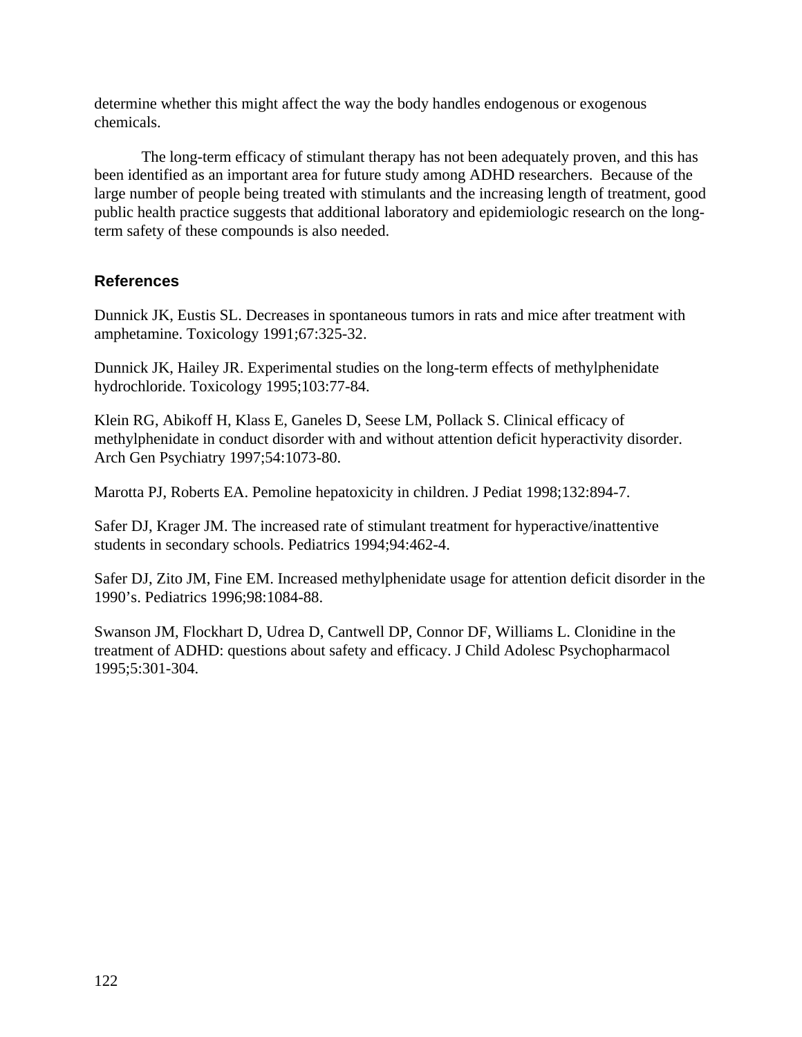determine whether this might affect the way the body handles endogenous or exogenous chemicals.

The long-term efficacy of stimulant therapy has not been adequately proven, and this has been identified as an important area for future study among ADHD researchers. Because of the large number of people being treated with stimulants and the increasing length of treatment, good public health practice suggests that additional laboratory and epidemiologic research on the long-term safety of these compounds is also needed.

## References

Dunnick JK, Eustis SL. Decreases in spontaneous tumors in rats and mice after treatment with amphetamine. Toxicology 1991;67:325-32.

Dunnick JK, Hailey JR. Experimental studies on the long-term effects of methylphenidate hydrochloride. Toxicology 1995;103:77-84.

Klein RG, Abikoff H, Klass E, Ganeles D, Seese LM, Pollack S. Clinical efficacy of methylphenidate in conduct disorder with and without attention deficit hyperactivity disorder. Arch Gen Psychiatry 1997;54:1073-80.

Marotta PJ, Roberts EA. Pemoline hepatoxicity in children. J Pediat 1998;132:894-7.

Safer DJ, Krager JM. The increased rate of stimulant treatment for hyperactive/inattentive students in secondary schools. Pediatrics 1994;94:462-4.

Safer DJ, Zito JM, Fine EM. Increased methylphenidate usage for attention deficit disorder in the 1990's. Pediatrics 1996;98:1084-88.

Swanson JM, Flockhart D, Udrea D, Cantwell DP, Connor DF, Williams L. Clonidine in the treatment of ADHD: questions about safety and efficacy. J Child Adolesc Psychopharmacol 1995;5:301-304.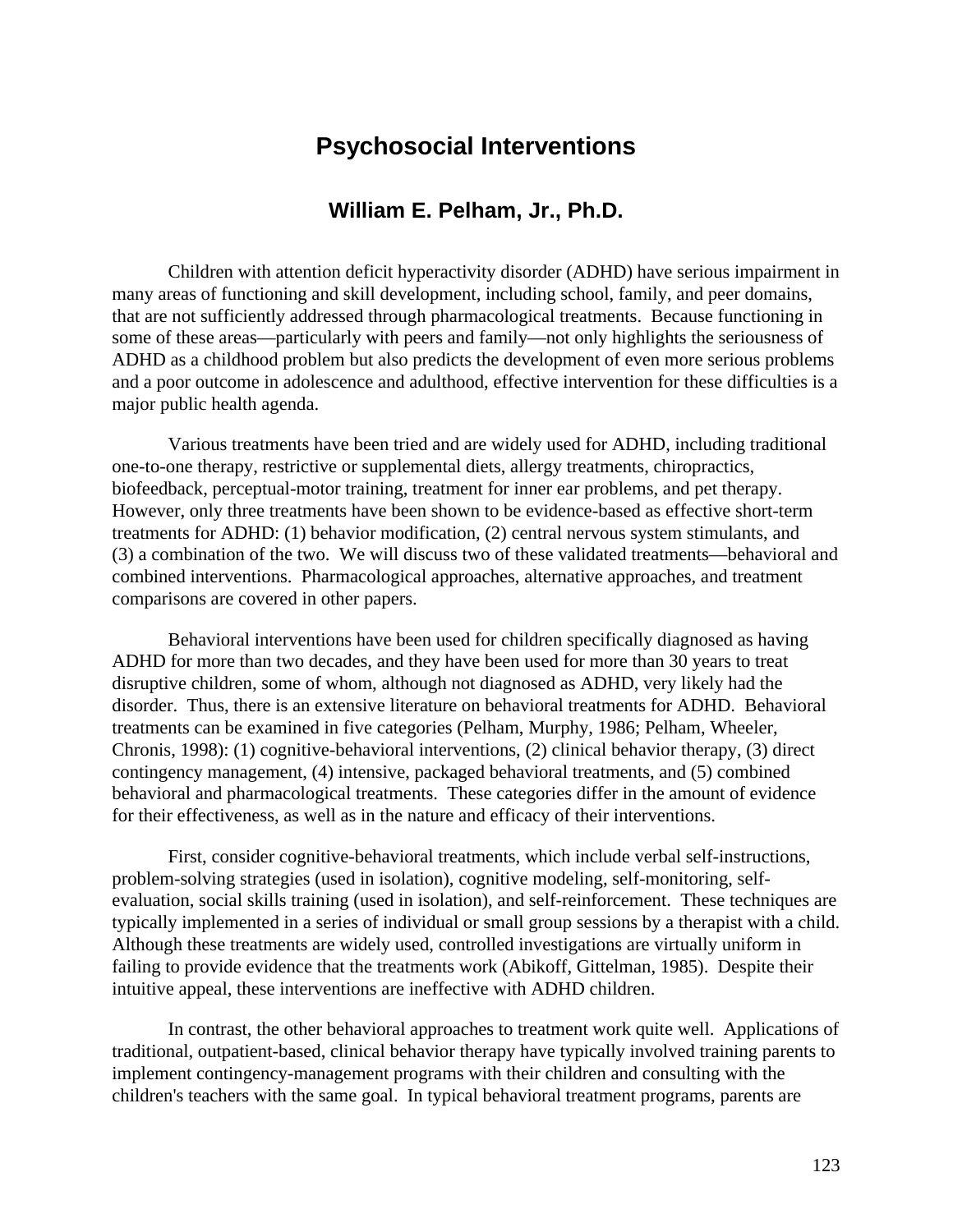# Psychosocial Interventions

## William E. Pelham, Jr., Ph.D.

Children with attention deficit hyperactivity disorder (ADHD) have serious impairment in many areas of functioning and skill development, including school, family, and peer domains, that are not sufficiently addressed through pharmacological treatments. Because functioning in some of these areas—particularly with peers and family—not only highlights the seriousness of ADHD as a childhood problem but also predicts the development of even more serious problems and a poor outcome in adolescence and adulthood, effective intervention for these difficulties is a major public health agenda.

Various treatments have been tried and are widely used for ADHD, including traditional one-to-one therapy, restrictive or supplemental diets, allergy treatments, chiropractics, biofeedback, perceptual-motor training, treatment for inner ear problems, and pet therapy. However, only three treatments have been shown to be evidence-based as effective short-term treatments for ADHD: (1) behavior modification, (2) central nervous system stimulants, and (3) a combination of the two. We will discuss two of these validated treatments—behavioral and combined interventions. Pharmacological approaches, alternative approaches, and treatment comparisons are covered in other papers.

Behavioral interventions have been used for children specifically diagnosed as having ADHD for more than two decades, and they have been used for more than 30 years to treat disruptive children, some of whom, although not diagnosed as ADHD, very likely had the disorder. Thus, there is an extensive literature on behavioral treatments for ADHD. Behavioral treatments can be examined in five categories (Pelham, Murphy, 1986; Pelham, Wheeler, Chronis, 1998): (1) cognitive-behavioral interventions, (2) clinical behavior therapy, (3) direct contingency management, (4) intensive, packaged behavioral treatments, and (5) combined behavioral and pharmacological treatments. These categories differ in the amount of evidence for their effectiveness, as well as in the nature and efficacy of their interventions.

First, consider cognitive-behavioral treatments, which include verbal self-instructions, problem-solving strategies (used in isolation), cognitive modeling, self-monitoring, self-evaluation, social skills training (used in isolation), and self-reinforcement. These techniques are typically implemented in a series of individual or small group sessions by a therapist with a child. Although these treatments are widely used, controlled investigations are virtually uniform in failing to provide evidence that the treatments work (Abikoff, Gittelman, 1985). Despite their intuitive appeal, these interventions are ineffective with ADHD children.

In contrast, the other behavioral approaches to treatment work quite well. Applications of traditional, outpatient-based, clinical behavior therapy have typically involved training parents to implement contingency-management programs with their children and consulting with the children's teachers with the same goal. In typical behavioral treatment programs, parents are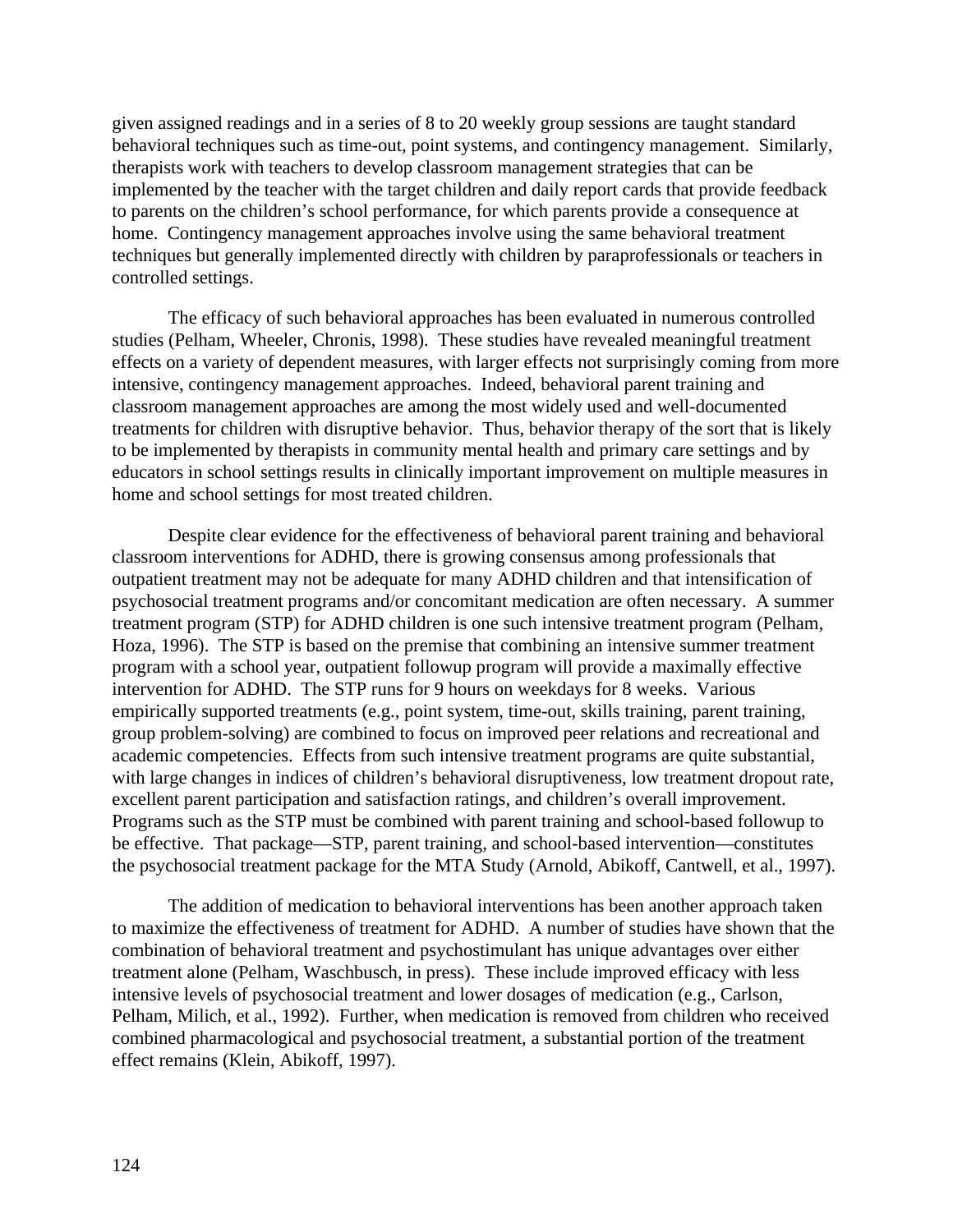given assigned readings and in a series of 8 to 20 weekly group sessions are taught standard behavioral techniques such as time-out, point systems, and contingency management. Similarly, therapists work with teachers to develop classroom management strategies that can be implemented by the teacher with the target children and daily report cards that provide feedback to parents on the children's school performance, for which parents provide a consequence at home. Contingency management approaches involve using the same behavioral treatment techniques but generally implemented directly with children by paraprofessionals or teachers in controlled settings.

The efficacy of such behavioral approaches has been evaluated in numerous controlled studies (Pelham, Wheeler, Chronis, 1998). These studies have revealed meaningful treatment effects on a variety of dependent measures, with larger effects not surprisingly coming from more intensive, contingency management approaches. Indeed, behavioral parent training and classroom management approaches are among the most widely used and well-documented treatments for children with disruptive behavior. Thus, behavior therapy of the sort that is likely to be implemented by therapists in community mental health and primary care settings and by educators in school settings results in clinically important improvement on multiple measures in home and school settings for most treated children.

Despite clear evidence for the effectiveness of behavioral parent training and behavioral classroom interventions for ADHD, there is growing consensus among professionals that outpatient treatment may not be adequate for many ADHD children and that intensification of psychosocial treatment programs and/or concomitant medication are often necessary. A summer treatment program (STP) for ADHD children is one such intensive treatment program (Pelham, Hoza, 1996). The STP is based on the premise that combining an intensive summer treatment program with a school year, outpatient followup program will provide a maximally effective intervention for ADHD. The STP runs for 9 hours on weekdays for 8 weeks. Various empirically supported treatments (e.g., point system, time-out, skills training, parent training, group problem-solving) are combined to focus on improved peer relations and recreational and academic competencies. Effects from such intensive treatment programs are quite substantial, with large changes in indices of children's behavioral disruptiveness, low treatment dropout rate, excellent parent participation and satisfaction ratings, and children's overall improvement. Programs such as the STP must be combined with parent training and school-based followup to be effective. That package—STP, parent training, and school-based intervention—constitutes the psychosocial treatment package for the MTA Study (Arnold, Abikoff, Cantwell, et al., 1997).

The addition of medication to behavioral interventions has been another approach taken to maximize the effectiveness of treatment for ADHD. A number of studies have shown that the combination of behavioral treatment and psychostimulant has unique advantages over either treatment alone (Pelham, Waschbusch, in press). These include improved efficacy with less intensive levels of psychosocial treatment and lower dosages of medication (e.g., Carlson, Pelham, Milich, et al., 1992). Further, when medication is removed from children who received combined pharmacological and psychosocial treatment, a substantial portion of the treatment effect remains (Klein, Abikoff, 1997).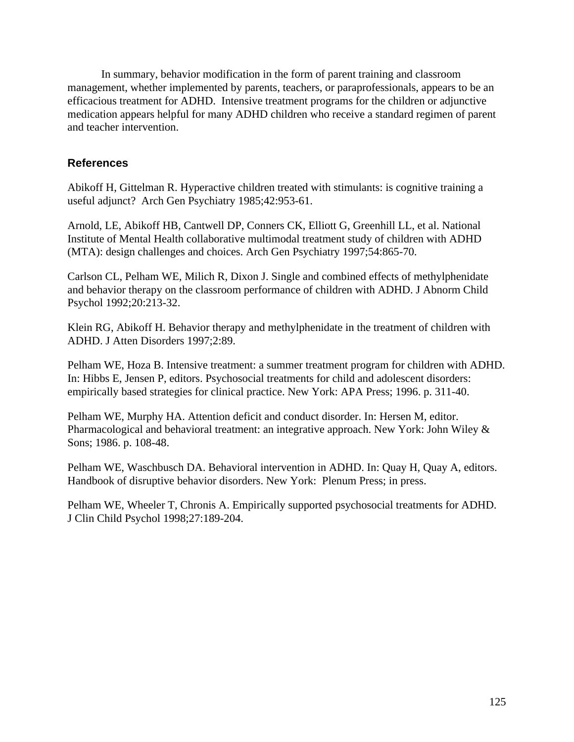In summary, behavior modification in the form of parent training and classroom management, whether implemented by parents, teachers, or paraprofessionals, appears to be an efficacious treatment for ADHD. Intensive treatment programs for the children or adjunctive medication appears helpful for many ADHD children who receive a standard regimen of parent and teacher intervention.

## References

Abikoff H, Gittelman R. Hyperactive children treated with stimulants: is cognitive training a useful adjunct? Arch Gen Psychiatry 1985;42:953-61.

Arnold, LE, Abikoff HB, Cantwell DP, Conners CK, Elliott G, Greenhill LL, et al. National Institute of Mental Health collaborative multimodal treatment study of children with ADHD (MTA): design challenges and choices. Arch Gen Psychiatry 1997;54:865-70.

Carlson CL, Pelham WE, Milich R, Dixon J. Single and combined effects of methylphenidate and behavior therapy on the classroom performance of children with ADHD. J Abnorm Child Psychol 1992;20:213-32.

Klein RG, Abikoff H. Behavior therapy and methylphenidate in the treatment of children with ADHD. J Atten Disorders 1997;2:89.

Pelham WE, Hoza B. Intensive treatment: a summer treatment program for children with ADHD. In: Hibbs E, Jensen P, editors. Psychosocial treatments for child and adolescent disorders: empirically based strategies for clinical practice. New York: APA Press; 1996. p. 311-40.

Pelham WE, Murphy HA. Attention deficit and conduct disorder. In: Hersen M, editor. Pharmacological and behavioral treatment: an integrative approach. New York: John Wiley & Sons; 1986. p. 108-48.

Pelham WE, Waschbusch DA. Behavioral intervention in ADHD. In: Quay H, Quay A, editors. Handbook of disruptive behavior disorders. New York: Plenum Press; in press.

Pelham WE, Wheeler T, Chronis A. Empirically supported psychosocial treatments for ADHD. J Clin Child Psychol 1998;27:189-204.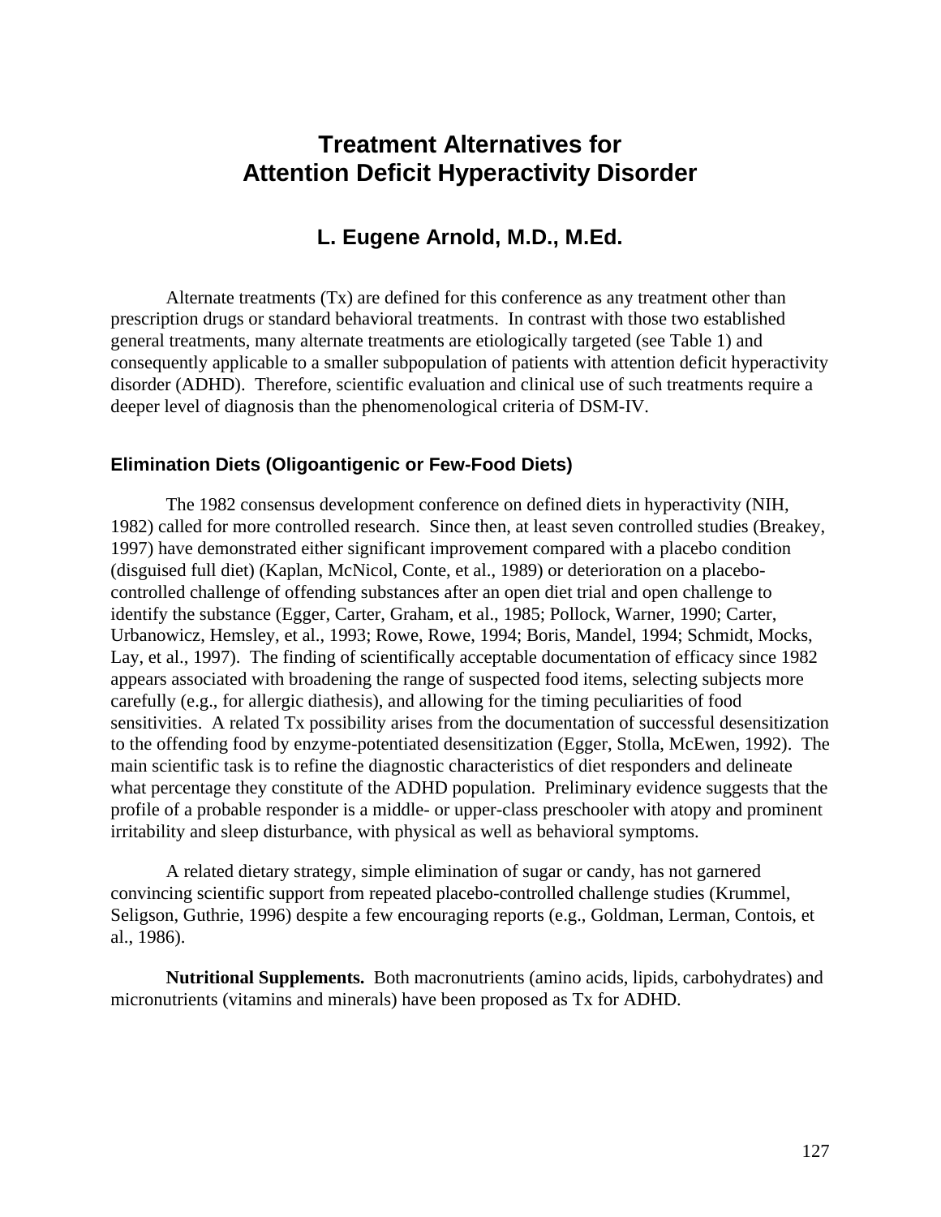# Treatment Alternatives for Attention Deficit Hyperactivity Disorder

## L. Eugene Arnold, M.D., M.Ed.

Alternate treatments (Tx) are defined for this conference as any treatment other than prescription drugs or standard behavioral treatments. In contrast with those two established general treatments, many alternate treatments are etiologically targeted (see Table 1) and consequently applicable to a smaller subpopulation of patients with attention deficit hyperactivity disorder (ADHD). Therefore, scientific evaluation and clinical use of such treatments require a deeper level of diagnosis than the phenomenological criteria of DSM-IV.

### Elimination Diets (Oligoantigenic or Few-Food Diets)

The 1982 consensus development conference on defined diets in hyperactivity (NIH, 1982) called for more controlled research. Since then, at least seven controlled studies (Breakey, 1997) have demonstrated either significant improvement compared with a placebo condition (disguised full diet) (Kaplan, McNicol, Conte, et al., 1989) or deterioration on a placebo-controlled challenge of offending substances after an open diet trial and open challenge to identify the substance (Egger, Carter, Graham, et al., 1985; Pollock, Warner, 1990; Carter, Urbanowicz, Hemsley, et al., 1993; Rowe, Rowe, 1994; Boris, Mandel, 1994; Schmidt, Mocks, Lay, et al., 1997). The finding of scientifically acceptable documentation of efficacy since 1982 appears associated with broadening the range of suspected food items, selecting subjects more carefully (e.g., for allergic diathesis), and allowing for the timing peculiarities of food sensitivities. A related Tx possibility arises from the documentation of successful desensitization to the offending food by enzyme-potentiated desensitization (Egger, Stolla, McEwen, 1992). The main scientific task is to refine the diagnostic characteristics of diet responders and delineate what percentage they constitute of the ADHD population. Preliminary evidence suggests that the profile of a probable responder is a middle- or upper-class preschooler with atopy and prominent irritability and sleep disturbance, with physical as well as behavioral symptoms.

A related dietary strategy, simple elimination of sugar or candy, has not garnered convincing scientific support from repeated placebo-controlled challenge studies (Krummel, Seligson, Guthrie, 1996) despite a few encouraging reports (e.g., Goldman, Lerman, Contois, et al., 1986).

**Nutritional Supplements.** Both macronutrients (amino acids, lipids, carbohydrates) and micronutrients (vitamins and minerals) have been proposed as Tx for ADHD.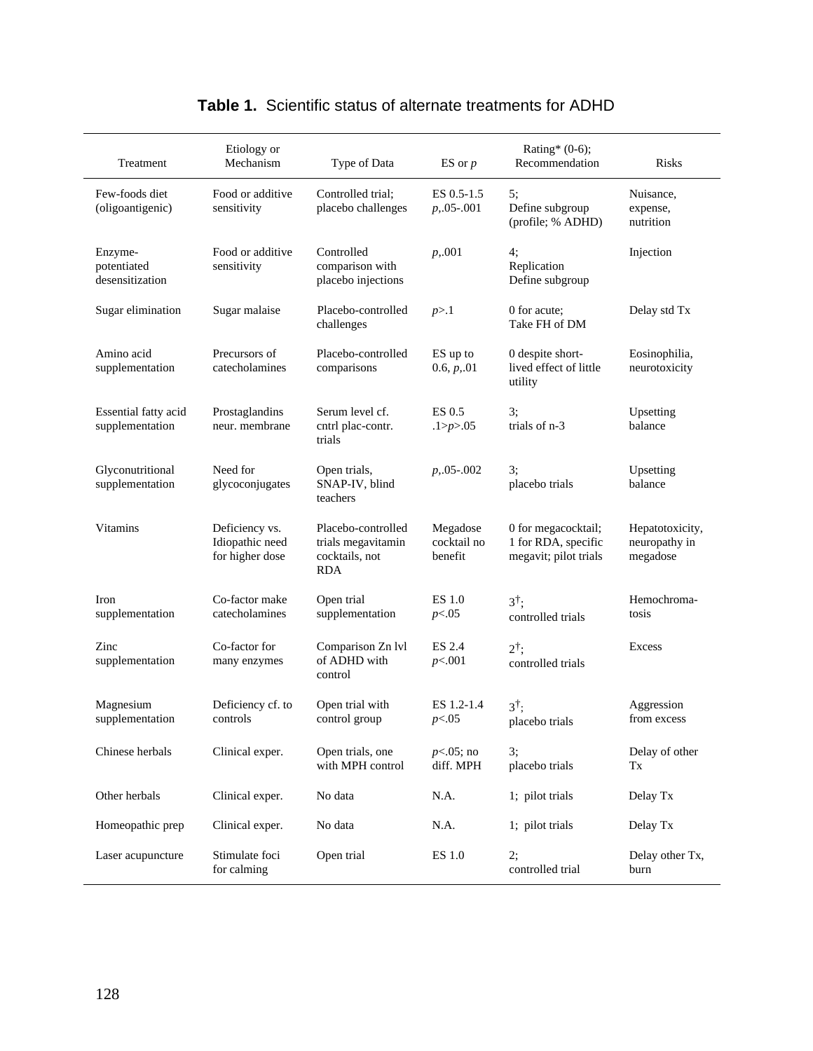**Table 1.** Scientific status of alternate treatments for ADHD

| Treatment | Etiology or Mechanism | Type of Data | ES or *p* | Rating* (0-6); Recommendation | Risks |
|---|---|---|---|---|---|
| Few-foods diet (oligoantigenic) | Food or additive sensitivity | Controlled trial; placebo challenges | ES 0.5-1.5 *p*,.05-.001 | 5; Define subgroup (profile; % ADHD) | Nuisance, expense, nutrition |
| Enzyme-potentiated desensitization | Food or additive sensitivity | Controlled comparison with placebo injections | *p*,.001 | 4; Replication Define subgroup | Injection |
| Sugar elimination | Sugar malaise | Placebo-controlled challenges | $p>.1$ | 0 for acute; Take FH of DM | Delay std Tx |
| Amino acid supplementation | Precursors of catecholamines | Placebo-controlled comparisons | ES up to 0.6, *p*,.01 | 0 despite short-lived effect of little utility | Eosinophilia, neurotoxicity |
| Essential fatty acid supplementation | Prostaglandins neur. membrane | Serum level cf. cntrl plac-contr. trials | ES 0.5 $.1>p>.05$ | 3; trials of n-3 | Upsetting balance |
| Glyconutritional supplementation | Need for glycoconjugates | Open trials, SNAP-IV, blind teachers | *p*,.05-.002 | 3; placebo trials | Upsetting balance |
| Vitamins | Deficiency vs. Idiopathic need for higher dose | Placebo-controlled trials megavitamin cocktails, not RDA | Megadose cocktail no benefit | 0 for megacocktail; 1 for RDA, specific megavit; pilot trials | Hepatotoxicity, neuropathy in megadose |
| Iron supplementation | Co-factor make catecholamines | Open trial supplementation | ES 1.0 $p<.05$ | 3†; controlled trials | Hemochroma-tosis |
| Zinc supplementation | Co-factor for many enzymes | Comparison Zn lvl of ADHD with control | ES 2.4 $p<.001$ | 2†; controlled trials | Excess |
| Magnesium supplementation | Deficiency cf. to controls | Open trial with control group | ES 1.2-1.4 $p<.05$ | 3†; placebo trials | Aggression from excess |
| Chinese herbals | Clinical exper. | Open trials, one with MPH control | $p<.05$; no diff. MPH | 3; placebo trials | Delay of other Tx |
| Other herbals | Clinical exper. | No data | N.A. | 1; pilot trials | Delay Tx |
| Homeopathic prep | Clinical exper. | No data | N.A. | 1; pilot trials | Delay Tx |
| Laser acupuncture | Stimulate foci for calming | Open trial | ES 1.0 | 2; controlled trial | Delay other Tx, burn |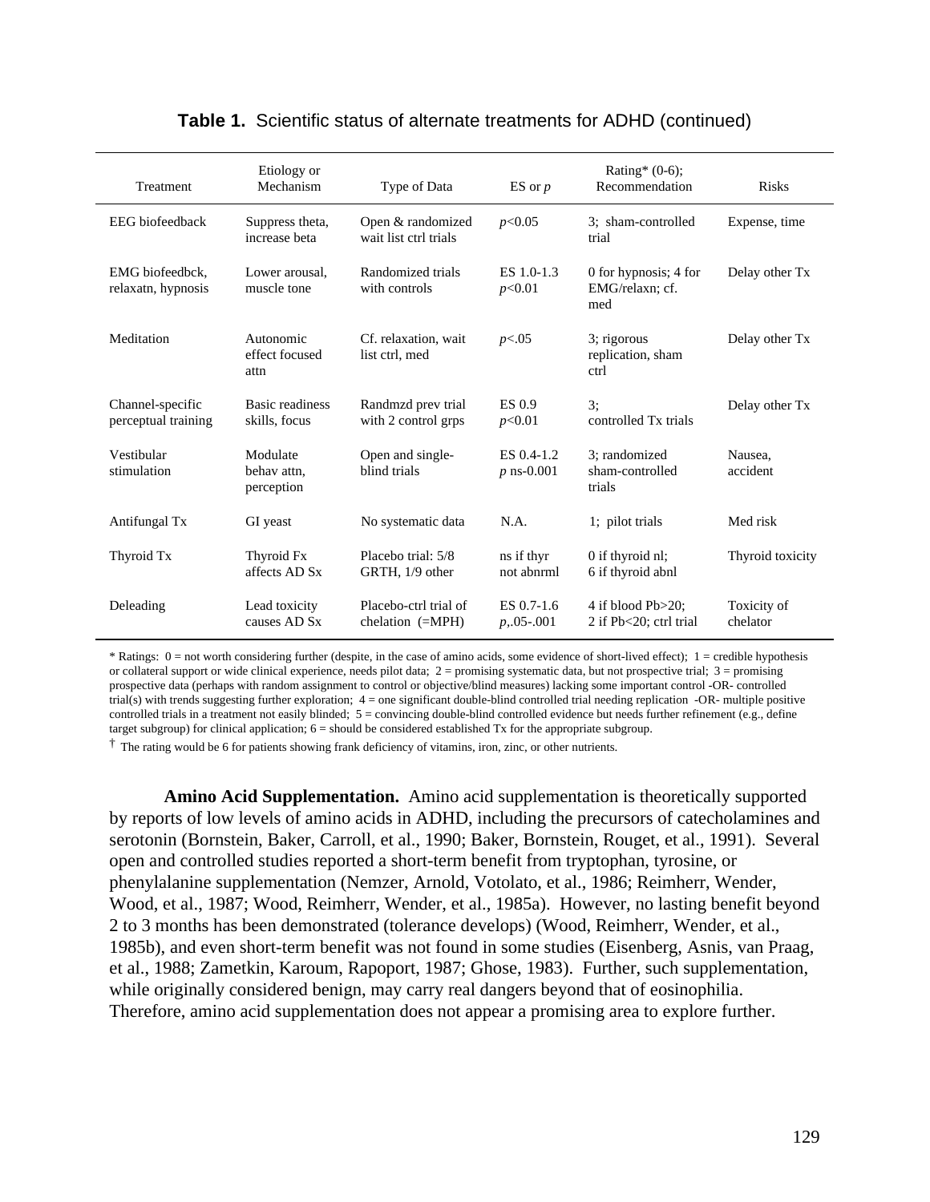**Table 1.** Scientific status of alternate treatments for ADHD (continued)

| Treatment | Etiology or Mechanism | Type of Data | ES or *p* | Rating* (0-6); Recommendation | Risks |
|---|---|---|---|---|---|
| EEG biofeedback | Suppress theta, increase beta | Open & randomized wait list ctrl trials | $p<0.05$ | 3; sham-controlled trial | Expense, time |
| EMG biofeedbck, relaxatn, hypnosis | Lower arousal, muscle tone | Randomized trials with controls | ES 1.0-1.3 $p<0.01$ | 0 for hypnosis; 4 for EMG/relaxn; cf. med | Delay other Tx |
| Meditation | Autonomic effect focused attn | Cf. relaxation, wait list ctrl, med | $p<.05$ | 3; rigorous replication, sham ctrl | Delay other Tx |
| Channel-specific perceptual training | Basic readiness skills, focus | Randmzd prev trial with 2 control grps | ES 0.9 $p<0.01$ | 3; controlled Tx trials | Delay other Tx |
| Vestibular stimulation | Modulate behav attn, perception | Open and single-blind trials | ES 0.4-1.2 *p* ns-0.001 | 3; randomized sham-controlled trials | Nausea, accident |
| Antifungal Tx | GI yeast | No systematic data | N.A. | 1; pilot trials | Med risk |
| Thyroid Tx | Thyroid Fx affects AD Sx | Placebo trial: 5/8 GRTH, 1/9 other | ns if thyr not abnrml | 0 if thyroid nl; 6 if thyroid abnl | Thyroid toxicity |
| Deleading | Lead toxicity causes AD Sx | Placebo-ctrl trial of chelation (=MPH) | ES 0.7-1.6 *p*,.05-.001 | 4 if blood Pb>20; 2 if Pb<20; ctrl trial | Toxicity of chelator |

\* Ratings: 0 = not worth considering further (despite, in the case of amino acids, some evidence of short-lived effect); 1 = credible hypothesis or collateral support or wide clinical experience, needs pilot data; 2 = promising systematic data, but not prospective trial; 3 = promising prospective data (perhaps with random assignment to control or objective/blind measures) lacking some important control -OR- controlled trial(s) with trends suggesting further exploration; 4 = one significant double-blind controlled trial needing replication -OR- multiple positive controlled trials in a treatment not easily blinded; 5 = convincing double-blind controlled evidence but needs further refinement (e.g., define target subgroup) for clinical application; 6 = should be considered established Tx for the appropriate subgroup.

† The rating would be 6 for patients showing frank deficiency of vitamins, iron, zinc, or other nutrients.

**Amino Acid Supplementation.** Amino acid supplementation is theoretically supported by reports of low levels of amino acids in ADHD, including the precursors of catecholamines and serotonin (Bornstein, Baker, Carroll, et al., 1990; Baker, Bornstein, Rouget, et al., 1991). Several open and controlled studies reported a short-term benefit from tryptophan, tyrosine, or phenylalanine supplementation (Nemzer, Arnold, Votolato, et al., 1986; Reimherr, Wender, Wood, et al., 1987; Wood, Reimherr, Wender, et al., 1985a). However, no lasting benefit beyond 2 to 3 months has been demonstrated (tolerance develops) (Wood, Reimherr, Wender, et al., 1985b), and even short-term benefit was not found in some studies (Eisenberg, Asnis, van Praag, et al., 1988; Zametkin, Karoum, Rapoport, 1987; Ghose, 1983). Further, such supplementation, while originally considered benign, may carry real dangers beyond that of eosinophilia. Therefore, amino acid supplementation does not appear a promising area to explore further.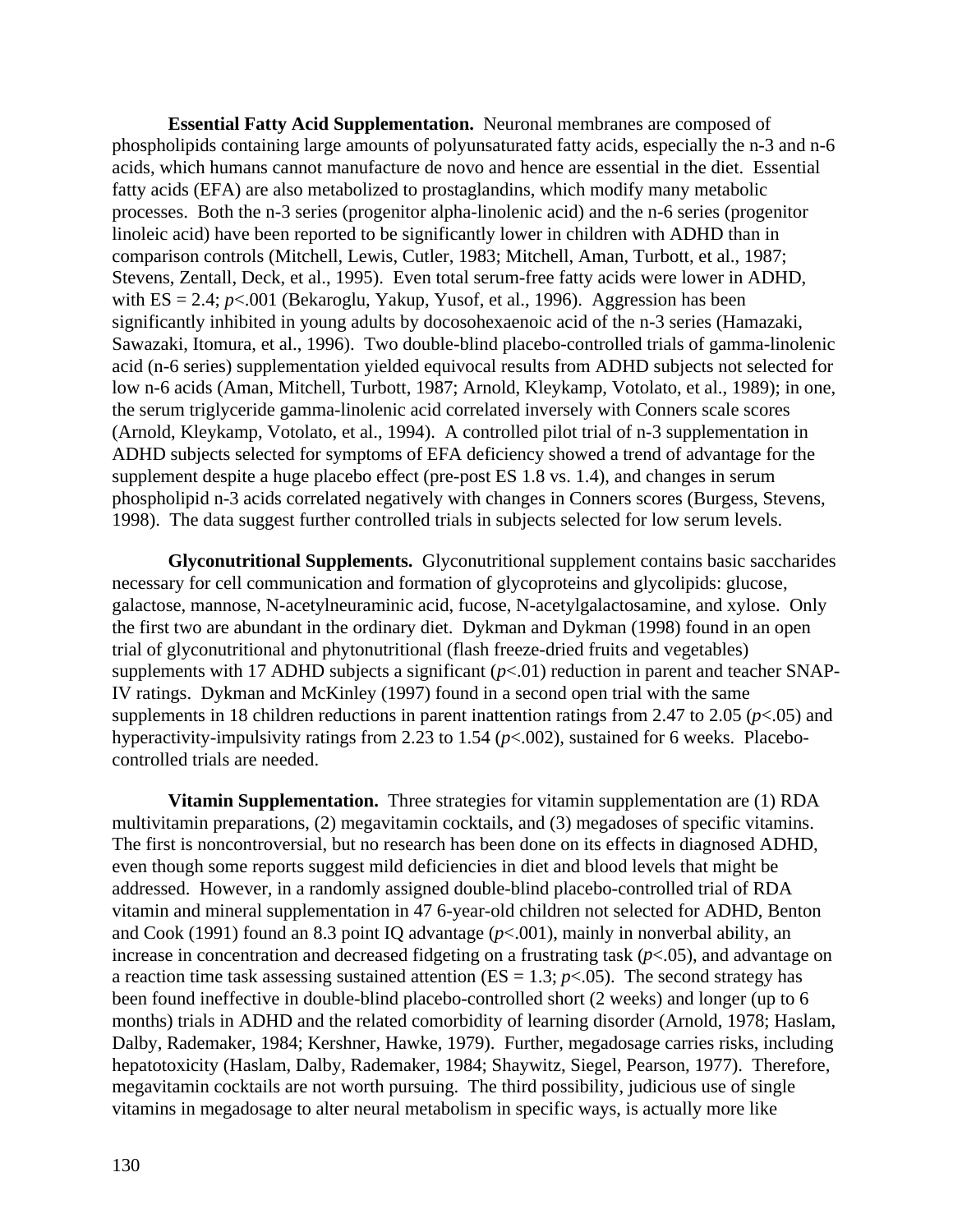**Essential Fatty Acid Supplementation.** Neuronal membranes are composed of phospholipids containing large amounts of polyunsaturated fatty acids, especially the n-3 and n-6 acids, which humans cannot manufacture de novo and hence are essential in the diet. Essential fatty acids (EFA) are also metabolized to prostaglandins, which modify many metabolic processes. Both the n-3 series (progenitor alpha-linolenic acid) and the n-6 series (progenitor linoleic acid) have been reported to be significantly lower in children with ADHD than in comparison controls (Mitchell, Lewis, Cutler, 1983; Mitchell, Aman, Turbott, et al., 1987; Stevens, Zentall, Deck, et al., 1995). Even total serum-free fatty acids were lower in ADHD, with ES = 2.4; $p<.001$ (Bekaroglu, Yakup, Yusof, et al., 1996). Aggression has been significantly inhibited in young adults by docosohexaenoic acid of the n-3 series (Hamazaki, Sawazaki, Itomura, et al., 1996). Two double-blind placebo-controlled trials of gamma-linolenic acid (n-6 series) supplementation yielded equivocal results from ADHD subjects not selected for low n-6 acids (Aman, Mitchell, Turbott, 1987; Arnold, Kleykamp, Votolato, et al., 1989); in one, the serum triglyceride gamma-linolenic acid correlated inversely with Conners scale scores (Arnold, Kleykamp, Votolato, et al., 1994). A controlled pilot trial of n-3 supplementation in ADHD subjects selected for symptoms of EFA deficiency showed a trend of advantage for the supplement despite a huge placebo effect (pre-post ES 1.8 vs. 1.4), and changes in serum phospholipid n-3 acids correlated negatively with changes in Conners scores (Burgess, Stevens, 1998). The data suggest further controlled trials in subjects selected for low serum levels.

**Glyconutritional Supplements.** Glyconutritional supplement contains basic saccharides necessary for cell communication and formation of glycoproteins and glycolipids: glucose, galactose, mannose, N-acetylneuraminic acid, fucose, N-acetylgalactosamine, and xylose. Only the first two are abundant in the ordinary diet. Dykman and Dykman (1998) found in an open trial of glyconutritional and phytonutritional (flash freeze-dried fruits and vegetables) supplements with 17 ADHD subjects a significant ($p<.01$) reduction in parent and teacher SNAP-IV ratings. Dykman and McKinley (1997) found in a second open trial with the same supplements in 18 children reductions in parent inattention ratings from 2.47 to 2.05 ($p<.05$) and hyperactivity-impulsivity ratings from 2.23 to 1.54 ($p<.002$), sustained for 6 weeks. Placebo-controlled trials are needed.

**Vitamin Supplementation.** Three strategies for vitamin supplementation are (1) RDA multivitamin preparations, (2) megavitamin cocktails, and (3) megadoses of specific vitamins. The first is noncontroversial, but no research has been done on its effects in diagnosed ADHD, even though some reports suggest mild deficiencies in diet and blood levels that might be addressed. However, in a randomly assigned double-blind placebo-controlled trial of RDA vitamin and mineral supplementation in 47 6-year-old children not selected for ADHD, Benton and Cook (1991) found an 8.3 point IQ advantage ($p<.001$), mainly in nonverbal ability, an increase in concentration and decreased fidgeting on a frustrating task ($p<.05$), and advantage on a reaction time task assessing sustained attention (ES = 1.3; $p<.05$). The second strategy has been found ineffective in double-blind placebo-controlled short (2 weeks) and longer (up to 6 months) trials in ADHD and the related comorbidity of learning disorder (Arnold, 1978; Haslam, Dalby, Rademaker, 1984; Kershner, Hawke, 1979). Further, megadosage carries risks, including hepatotoxicity (Haslam, Dalby, Rademaker, 1984; Shaywitz, Siegel, Pearson, 1977). Therefore, megavitamin cocktails are not worth pursuing. The third possibility, judicious use of single vitamins in megadosage to alter neural metabolism in specific ways, is actually more like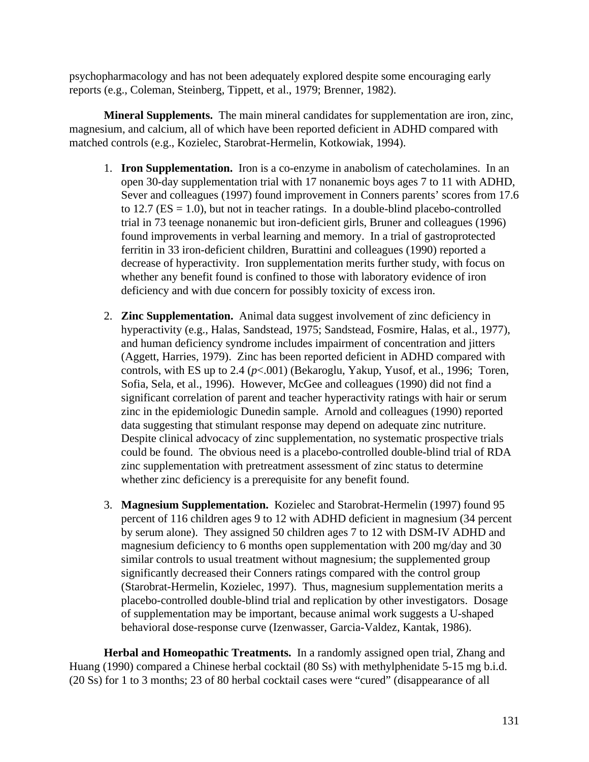psychopharmacology and has not been adequately explored despite some encouraging early reports (e.g., Coleman, Steinberg, Tippett, et al., 1979; Brenner, 1982).

**Mineral Supplements.** The main mineral candidates for supplementation are iron, zinc, magnesium, and calcium, all of which have been reported deficient in ADHD compared with matched controls (e.g., Kozielec, Starobrat-Hermelin, Kotkowiak, 1994).

1. **Iron Supplementation.** Iron is a co-enzyme in anabolism of catecholamines. In an open 30-day supplementation trial with 17 nonanemic boys ages 7 to 11 with ADHD, Sever and colleagues (1997) found improvement in Conners parents' scores from 17.6 to 12.7 (ES = 1.0), but not in teacher ratings. In a double-blind placebo-controlled trial in 73 teenage nonanemic but iron-deficient girls, Bruner and colleagues (1996) found improvements in verbal learning and memory. In a trial of gastroprotected ferritin in 33 iron-deficient children, Burattini and colleagues (1990) reported a decrease of hyperactivity. Iron supplementation merits further study, with focus on whether any benefit found is confined to those with laboratory evidence of iron deficiency and with due concern for possibly toxicity of excess iron.

2. **Zinc Supplementation.** Animal data suggest involvement of zinc deficiency in hyperactivity (e.g., Halas, Sandstead, 1975; Sandstead, Fosmire, Halas, et al., 1977), and human deficiency syndrome includes impairment of concentration and jitters (Aggett, Harries, 1979). Zinc has been reported deficient in ADHD compared with controls, with ES up to 2.4 ($p$<.001) (Bekaroglu, Yakup, Yusof, et al., 1996; Toren, Sofia, Sela, et al., 1996). However, McGee and colleagues (1990) did not find a significant correlation of parent and teacher hyperactivity ratings with hair or serum zinc in the epidemiologic Dunedin sample. Arnold and colleagues (1990) reported data suggesting that stimulant response may depend on adequate zinc nutriture. Despite clinical advocacy of zinc supplementation, no systematic prospective trials could be found. The obvious need is a placebo-controlled double-blind trial of RDA zinc supplementation with pretreatment assessment of zinc status to determine whether zinc deficiency is a prerequisite for any benefit found.

3. **Magnesium Supplementation.** Kozielec and Starobrat-Hermelin (1997) found 95 percent of 116 children ages 9 to 12 with ADHD deficient in magnesium (34 percent by serum alone). They assigned 50 children ages 7 to 12 with DSM-IV ADHD and magnesium deficiency to 6 months open supplementation with 200 mg/day and 30 similar controls to usual treatment without magnesium; the supplemented group significantly decreased their Conners ratings compared with the control group (Starobrat-Hermelin, Kozielec, 1997). Thus, magnesium supplementation merits a placebo-controlled double-blind trial and replication by other investigators. Dosage of supplementation may be important, because animal work suggests a U-shaped behavioral dose-response curve (Izenwasser, Garcia-Valdez, Kantak, 1986).

**Herbal and Homeopathic Treatments.** In a randomly assigned open trial, Zhang and Huang (1990) compared a Chinese herbal cocktail (80 Ss) with methylphenidate 5-15 mg b.i.d. (20 Ss) for 1 to 3 months; 23 of 80 herbal cocktail cases were "cured" (disappearance of all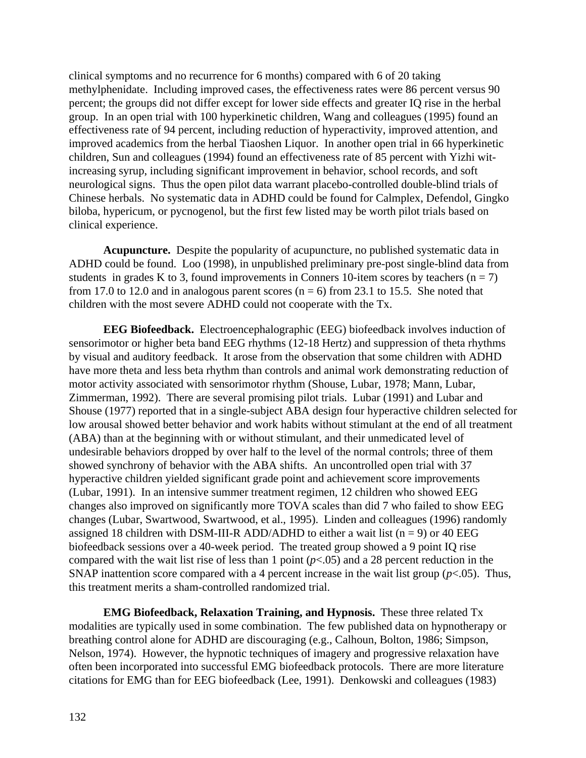clinical symptoms and no recurrence for 6 months) compared with 6 of 20 taking methylphenidate. Including improved cases, the effectiveness rates were 86 percent versus 90 percent; the groups did not differ except for lower side effects and greater IQ rise in the herbal group. In an open trial with 100 hyperkinetic children, Wang and colleagues (1995) found an effectiveness rate of 94 percent, including reduction of hyperactivity, improved attention, and improved academics from the herbal Tiaoshen Liquor. In another open trial in 66 hyperkinetic children, Sun and colleagues (1994) found an effectiveness rate of 85 percent with Yizhi wit-increasing syrup, including significant improvement in behavior, school records, and soft neurological signs. Thus the open pilot data warrant placebo-controlled double-blind trials of Chinese herbals. No systematic data in ADHD could be found for Calmplex, Defendol, Gingko biloba, hypericum, or pycnogenol, but the first few listed may be worth pilot trials based on clinical experience.

**Acupuncture.** Despite the popularity of acupuncture, no published systematic data in ADHD could be found. Loo (1998), in unpublished preliminary pre-post single-blind data from students in grades K to 3, found improvements in Conners 10-item scores by teachers ($n = 7$) from 17.0 to 12.0 and in analogous parent scores ($n = 6$) from 23.1 to 15.5. She noted that children with the most severe ADHD could not cooperate with the Tx.

**EEG Biofeedback.** Electroencephalographic (EEG) biofeedback involves induction of sensorimotor or higher beta band EEG rhythms (12-18 Hertz) and suppression of theta rhythms by visual and auditory feedback. It arose from the observation that some children with ADHD have more theta and less beta rhythm than controls and animal work demonstrating reduction of motor activity associated with sensorimotor rhythm (Shouse, Lubar, 1978; Mann, Lubar, Zimmerman, 1992). There are several promising pilot trials. Lubar (1991) and Lubar and Shouse (1977) reported that in a single-subject ABA design four hyperactive children selected for low arousal showed better behavior and work habits without stimulant at the end of all treatment (ABA) than at the beginning with or without stimulant, and their unmedicated level of undesirable behaviors dropped by over half to the level of the normal controls; three of them showed synchrony of behavior with the ABA shifts. An uncontrolled open trial with 37 hyperactive children yielded significant grade point and achievement score improvements (Lubar, 1991). In an intensive summer treatment regimen, 12 children who showed EEG changes also improved on significantly more TOVA scales than did 7 who failed to show EEG changes (Lubar, Swartwood, Swartwood, et al., 1995). Linden and colleagues (1996) randomly assigned 18 children with DSM-III-R ADD/ADHD to either a wait list ($n = 9$) or 40 EEG biofeedback sessions over a 40-week period. The treated group showed a 9 point IQ rise compared with the wait list rise of less than 1 point ($p<.05$) and a 28 percent reduction in the SNAP inattention score compared with a 4 percent increase in the wait list group ($p<.05$). Thus, this treatment merits a sham-controlled randomized trial.

**EMG Biofeedback, Relaxation Training, and Hypnosis.** These three related Tx modalities are typically used in some combination. The few published data on hypnotherapy or breathing control alone for ADHD are discouraging (e.g., Calhoun, Bolton, 1986; Simpson, Nelson, 1974). However, the hypnotic techniques of imagery and progressive relaxation have often been incorporated into successful EMG biofeedback protocols. There are more literature citations for EMG than for EEG biofeedback (Lee, 1991). Denkowski and colleagues (1983)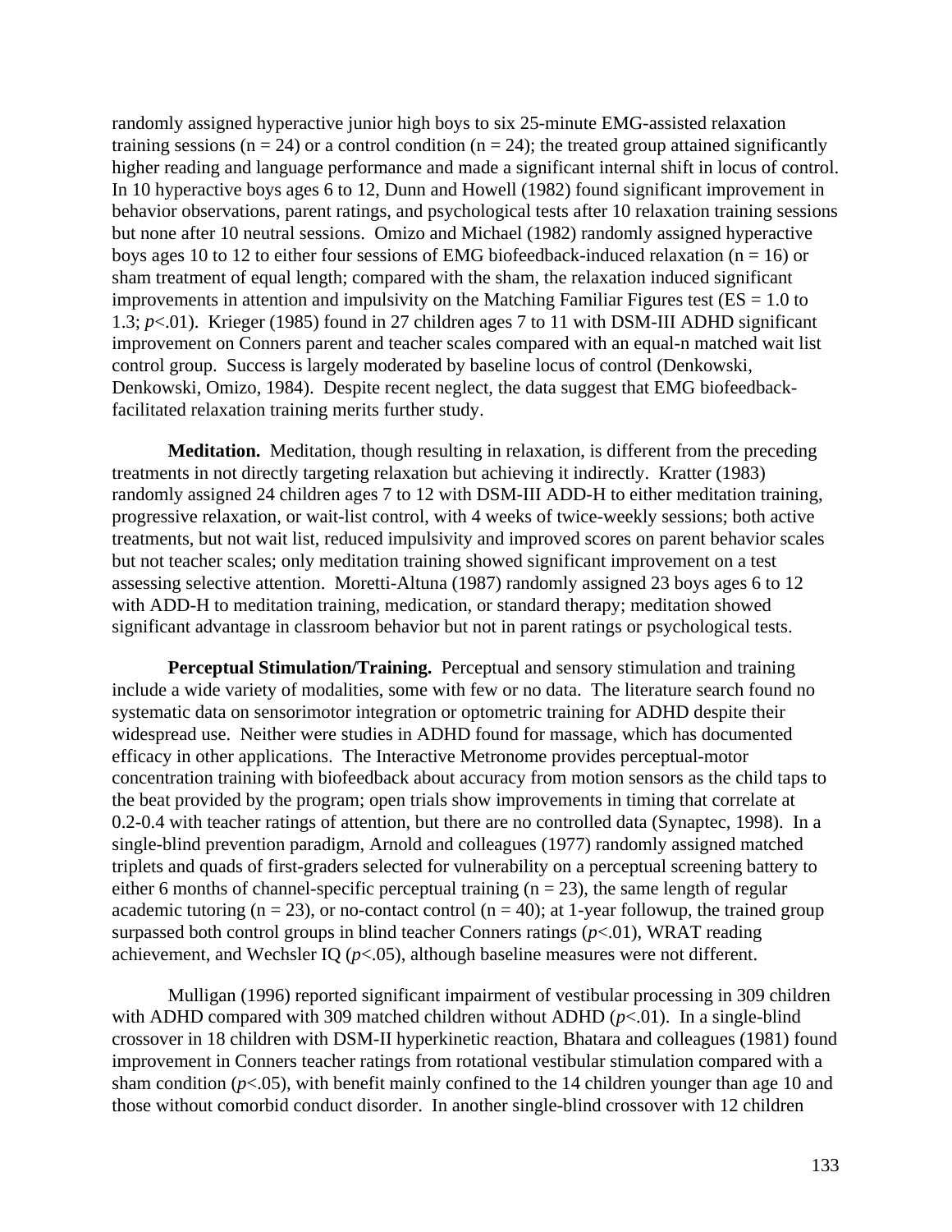randomly assigned hyperactive junior high boys to six 25-minute EMG-assisted relaxation training sessions (n = 24) or a control condition (n = 24); the treated group attained significantly higher reading and language performance and made a significant internal shift in locus of control. In 10 hyperactive boys ages 6 to 12, Dunn and Howell (1982) found significant improvement in behavior observations, parent ratings, and psychological tests after 10 relaxation training sessions but none after 10 neutral sessions. Omizo and Michael (1982) randomly assigned hyperactive boys ages 10 to 12 to either four sessions of EMG biofeedback-induced relaxation (n = 16) or sham treatment of equal length; compared with the sham, the relaxation induced significant improvements in attention and impulsivity on the Matching Familiar Figures test (ES = 1.0 to 1.3; *p*<.01). Krieger (1985) found in 27 children ages 7 to 11 with DSM-III ADHD significant improvement on Conners parent and teacher scales compared with an equal-n matched wait list control group. Success is largely moderated by baseline locus of control (Denkowski, Denkowski, Omizo, 1984). Despite recent neglect, the data suggest that EMG biofeedback-facilitated relaxation training merits further study.

**Meditation.** Meditation, though resulting in relaxation, is different from the preceding treatments in not directly targeting relaxation but achieving it indirectly. Kratter (1983) randomly assigned 24 children ages 7 to 12 with DSM-III ADD-H to either meditation training, progressive relaxation, or wait-list control, with 4 weeks of twice-weekly sessions; both active treatments, but not wait list, reduced impulsivity and improved scores on parent behavior scales but not teacher scales; only meditation training showed significant improvement on a test assessing selective attention. Moretti-Altuna (1987) randomly assigned 23 boys ages 6 to 12 with ADD-H to meditation training, medication, or standard therapy; meditation showed significant advantage in classroom behavior but not in parent ratings or psychological tests.

**Perceptual Stimulation/Training.** Perceptual and sensory stimulation and training include a wide variety of modalities, some with few or no data. The literature search found no systematic data on sensorimotor integration or optometric training for ADHD despite their widespread use. Neither were studies in ADHD found for massage, which has documented efficacy in other applications. The Interactive Metronome provides perceptual-motor concentration training with biofeedback about accuracy from motion sensors as the child taps to the beat provided by the program; open trials show improvements in timing that correlate at 0.2-0.4 with teacher ratings of attention, but there are no controlled data (Synaptec, 1998). In a single-blind prevention paradigm, Arnold and colleagues (1977) randomly assigned matched triplets and quads of first-graders selected for vulnerability on a perceptual screening battery to either 6 months of channel-specific perceptual training (n = 23), the same length of regular academic tutoring (n = 23), or no-contact control (n = 40); at 1-year followup, the trained group surpassed both control groups in blind teacher Conners ratings (*p*<.01), WRAT reading achievement, and Wechsler IQ (*p*<.05), although baseline measures were not different.

Mulligan (1996) reported significant impairment of vestibular processing in 309 children with ADHD compared with 309 matched children without ADHD (*p*<.01). In a single-blind crossover in 18 children with DSM-II hyperkinetic reaction, Bhatara and colleagues (1981) found improvement in Conners teacher ratings from rotational vestibular stimulation compared with a sham condition (*p*<.05), with benefit mainly confined to the 14 children younger than age 10 and those without comorbid conduct disorder. In another single-blind crossover with 12 children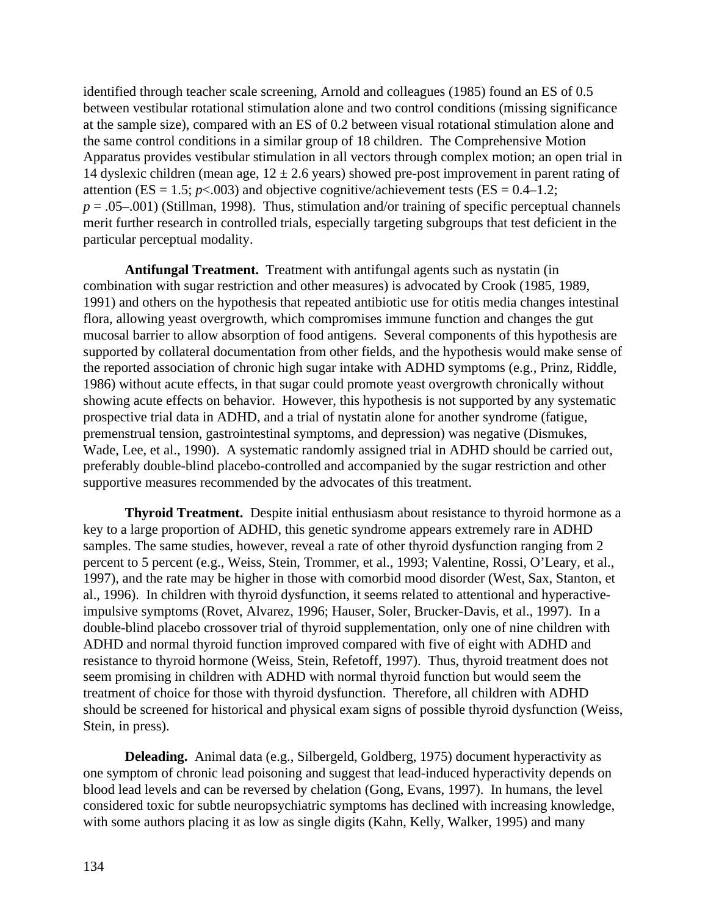identified through teacher scale screening, Arnold and colleagues (1985) found an ES of 0.5 between vestibular rotational stimulation alone and two control conditions (missing significance at the sample size), compared with an ES of 0.2 between visual rotational stimulation alone and the same control conditions in a similar group of 18 children. The Comprehensive Motion Apparatus provides vestibular stimulation in all vectors through complex motion; an open trial in 14 dyslexic children (mean age, $12 \pm 2.6$ years) showed pre-post improvement in parent rating of attention (ES = 1.5; $p<.003$) and objective cognitive/achievement tests (ES = 0.4–1.2; $p = .05–.001$) (Stillman, 1998). Thus, stimulation and/or training of specific perceptual channels merit further research in controlled trials, especially targeting subgroups that test deficient in the particular perceptual modality.

**Antifungal Treatment.** Treatment with antifungal agents such as nystatin (in combination with sugar restriction and other measures) is advocated by Crook (1985, 1989, 1991) and others on the hypothesis that repeated antibiotic use for otitis media changes intestinal flora, allowing yeast overgrowth, which compromises immune function and changes the gut mucosal barrier to allow absorption of food antigens. Several components of this hypothesis are supported by collateral documentation from other fields, and the hypothesis would make sense of the reported association of chronic high sugar intake with ADHD symptoms (e.g., Prinz, Riddle, 1986) without acute effects, in that sugar could promote yeast overgrowth chronically without showing acute effects on behavior. However, this hypothesis is not supported by any systematic prospective trial data in ADHD, and a trial of nystatin alone for another syndrome (fatigue, premenstrual tension, gastrointestinal symptoms, and depression) was negative (Dismukes, Wade, Lee, et al., 1990). A systematic randomly assigned trial in ADHD should be carried out, preferably double-blind placebo-controlled and accompanied by the sugar restriction and other supportive measures recommended by the advocates of this treatment.

**Thyroid Treatment.** Despite initial enthusiasm about resistance to thyroid hormone as a key to a large proportion of ADHD, this genetic syndrome appears extremely rare in ADHD samples. The same studies, however, reveal a rate of other thyroid dysfunction ranging from 2 percent to 5 percent (e.g., Weiss, Stein, Trommer, et al., 1993; Valentine, Rossi, O'Leary, et al., 1997), and the rate may be higher in those with comorbid mood disorder (West, Sax, Stanton, et al., 1996). In children with thyroid dysfunction, it seems related to attentional and hyperactive-impulsive symptoms (Rovet, Alvarez, 1996; Hauser, Soler, Brucker-Davis, et al., 1997). In a double-blind placebo crossover trial of thyroid supplementation, only one of nine children with ADHD and normal thyroid function improved compared with five of eight with ADHD and resistance to thyroid hormone (Weiss, Stein, Refetoff, 1997). Thus, thyroid treatment does not seem promising in children with ADHD with normal thyroid function but would seem the treatment of choice for those with thyroid dysfunction. Therefore, all children with ADHD should be screened for historical and physical exam signs of possible thyroid dysfunction (Weiss, Stein, in press).

**Deleading.** Animal data (e.g., Silbergeld, Goldberg, 1975) document hyperactivity as one symptom of chronic lead poisoning and suggest that lead-induced hyperactivity depends on blood lead levels and can be reversed by chelation (Gong, Evans, 1997). In humans, the level considered toxic for subtle neuropsychiatric symptoms has declined with increasing knowledge, with some authors placing it as low as single digits (Kahn, Kelly, Walker, 1995) and many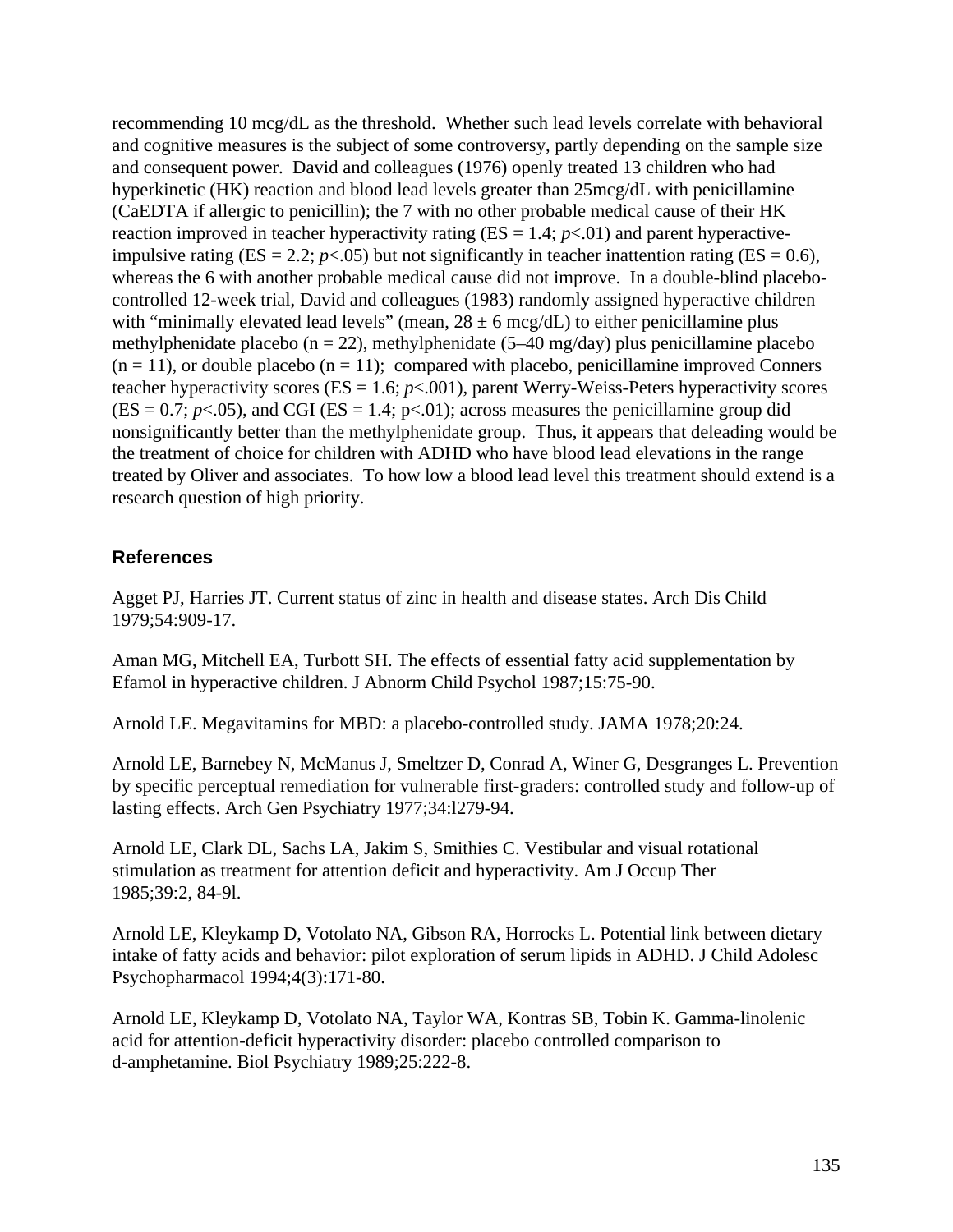recommending 10 mcg/dL as the threshold. Whether such lead levels correlate with behavioral and cognitive measures is the subject of some controversy, partly depending on the sample size and consequent power. David and colleagues (1976) openly treated 13 children who had hyperkinetic (HK) reaction and blood lead levels greater than 25mcg/dL with penicillamine (CaEDTA if allergic to penicillin); the 7 with no other probable medical cause of their HK reaction improved in teacher hyperactivity rating (ES = 1.4; $p<.01$) and parent hyperactive-impulsive rating (ES = 2.2; $p<.05$) but not significantly in teacher inattention rating (ES = 0.6), whereas the 6 with another probable medical cause did not improve. In a double-blind placebo-controlled 12-week trial, David and colleagues (1983) randomly assigned hyperactive children with "minimally elevated lead levels" (mean, $28 \pm 6$ mcg/dL) to either penicillamine plus methylphenidate placebo (n = 22), methylphenidate (5–40 mg/day) plus penicillamine placebo (n = 11), or double placebo (n = 11); compared with placebo, penicillamine improved Conners teacher hyperactivity scores (ES = 1.6; $p<.001$), parent Werry-Weiss-Peters hyperactivity scores (ES = 0.7; $p<.05$), and CGI (ES = 1.4; $p<.01$); across measures the penicillamine group did nonsignificantly better than the methylphenidate group. Thus, it appears that deleading would be the treatment of choice for children with ADHD who have blood lead elevations in the range treated by Oliver and associates. To how low a blood lead level this treatment should extend is a research question of high priority.

## References

Agget PJ, Harries JT. Current status of zinc in health and disease states. Arch Dis Child 1979;54:909-17.

Aman MG, Mitchell EA, Turbott SH. The effects of essential fatty acid supplementation by Efamol in hyperactive children. J Abnorm Child Psychol 1987;15:75-90.

Arnold LE. Megavitamins for MBD: a placebo-controlled study. JAMA 1978;20:24.

Arnold LE, Barnebey N, McManus J, Smeltzer D, Conrad A, Winer G, Desgranges L. Prevention by specific perceptual remediation for vulnerable first-graders: controlled study and follow-up of lasting effects. Arch Gen Psychiatry 1977;34:l279-94.

Arnold LE, Clark DL, Sachs LA, Jakim S, Smithies C. Vestibular and visual rotational stimulation as treatment for attention deficit and hyperactivity. Am J Occup Ther 1985;39:2, 84-9l.

Arnold LE, Kleykamp D, Votolato NA, Gibson RA, Horrocks L. Potential link between dietary intake of fatty acids and behavior: pilot exploration of serum lipids in ADHD. J Child Adolesc Psychopharmacol 1994;4(3):171-80.

Arnold LE, Kleykamp D, Votolato NA, Taylor WA, Kontras SB, Tobin K. Gamma-linolenic acid for attention-deficit hyperactivity disorder: placebo controlled comparison to d-amphetamine. Biol Psychiatry 1989;25:222-8.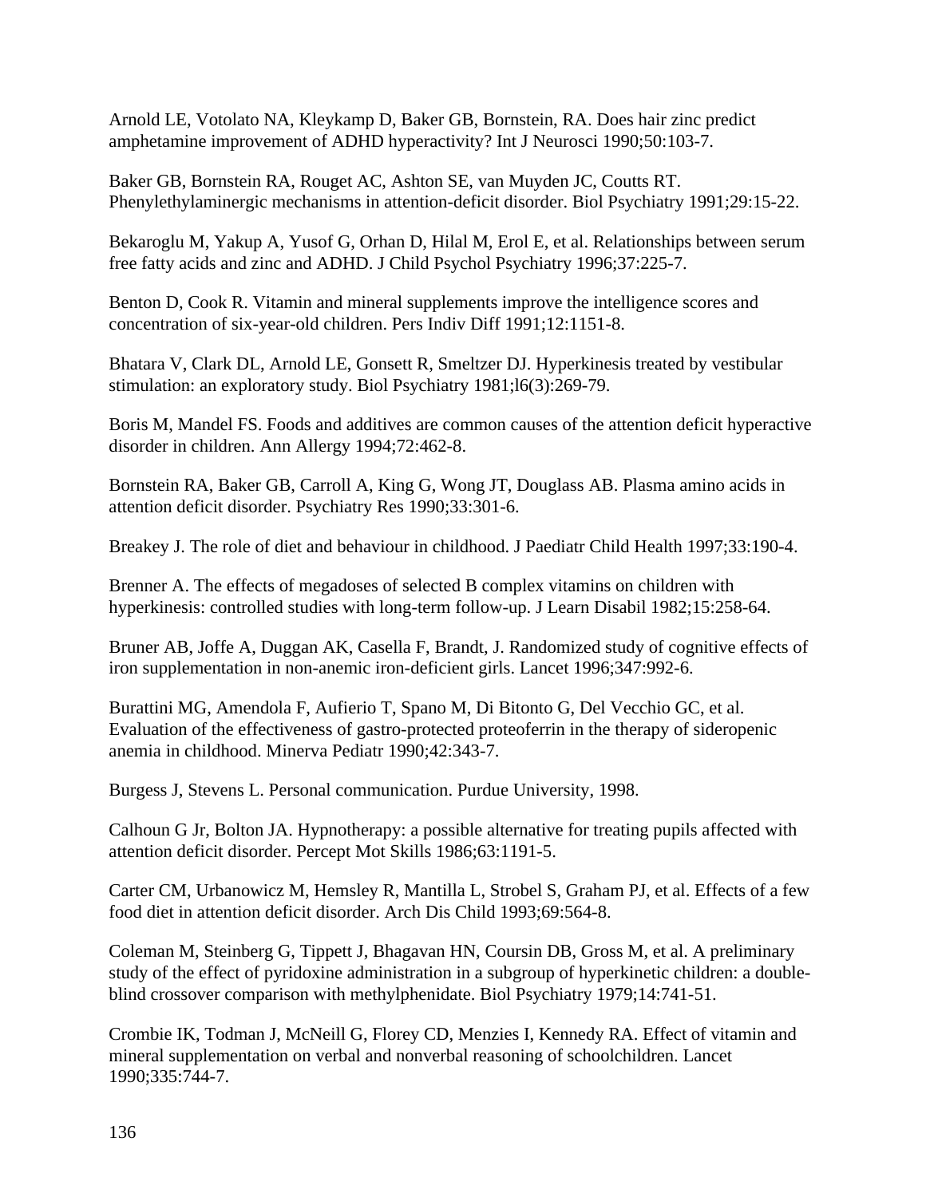Arnold LE, Votolato NA, Kleykamp D, Baker GB, Bornstein, RA. Does hair zinc predict amphetamine improvement of ADHD hyperactivity? Int J Neurosci 1990;50:103-7.

Baker GB, Bornstein RA, Rouget AC, Ashton SE, van Muyden JC, Coutts RT. Phenylethylaminergic mechanisms in attention-deficit disorder. Biol Psychiatry 1991;29:15-22.

Bekaroglu M, Yakup A, Yusof G, Orhan D, Hilal M, Erol E, et al. Relationships between serum free fatty acids and zinc and ADHD. J Child Psychol Psychiatry 1996;37:225-7.

Benton D, Cook R. Vitamin and mineral supplements improve the intelligence scores and concentration of six-year-old children. Pers Indiv Diff 1991;12:1151-8.

Bhatara V, Clark DL, Arnold LE, Gonsett R, Smeltzer DJ. Hyperkinesis treated by vestibular stimulation: an exploratory study. Biol Psychiatry 1981;l6(3):269-79.

Boris M, Mandel FS. Foods and additives are common causes of the attention deficit hyperactive disorder in children. Ann Allergy 1994;72:462-8.

Bornstein RA, Baker GB, Carroll A, King G, Wong JT, Douglass AB. Plasma amino acids in attention deficit disorder. Psychiatry Res 1990;33:301-6.

Breakey J. The role of diet and behaviour in childhood. J Paediatr Child Health 1997;33:190-4.

Brenner A. The effects of megadoses of selected B complex vitamins on children with hyperkinesis: controlled studies with long-term follow-up. J Learn Disabil 1982;15:258-64.

Bruner AB, Joffe A, Duggan AK, Casella F, Brandt, J. Randomized study of cognitive effects of iron supplementation in non-anemic iron-deficient girls. Lancet 1996;347:992-6.

Burattini MG, Amendola F, Aufierio T, Spano M, Di Bitonto G, Del Vecchio GC, et al. Evaluation of the effectiveness of gastro-protected proteoferrin in the therapy of sideropenic anemia in childhood. Minerva Pediatr 1990;42:343-7.

Burgess J, Stevens L. Personal communication. Purdue University, 1998.

Calhoun G Jr, Bolton JA. Hypnotherapy: a possible alternative for treating pupils affected with attention deficit disorder. Percept Mot Skills 1986;63:1191-5.

Carter CM, Urbanowicz M, Hemsley R, Mantilla L, Strobel S, Graham PJ, et al. Effects of a few food diet in attention deficit disorder. Arch Dis Child 1993;69:564-8.

Coleman M, Steinberg G, Tippett J, Bhagavan HN, Coursin DB, Gross M, et al. A preliminary study of the effect of pyridoxine administration in a subgroup of hyperkinetic children: a double-blind crossover comparison with methylphenidate. Biol Psychiatry 1979;14:741-51.

Crombie IK, Todman J, McNeill G, Florey CD, Menzies I, Kennedy RA. Effect of vitamin and mineral supplementation on verbal and nonverbal reasoning of schoolchildren. Lancet 1990;335:744-7.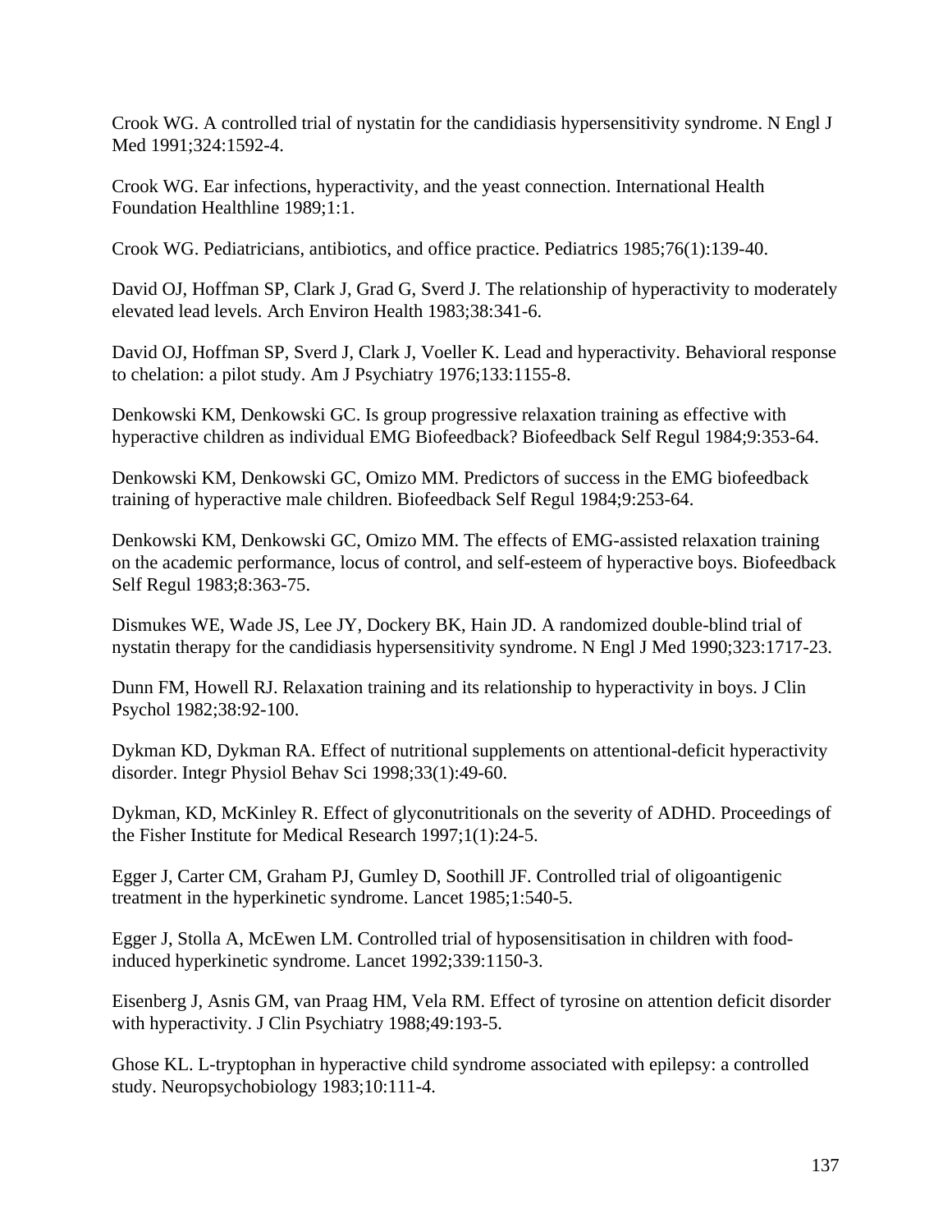Crook WG. A controlled trial of nystatin for the candidiasis hypersensitivity syndrome. N Engl J Med 1991;324:1592-4.

Crook WG. Ear infections, hyperactivity, and the yeast connection. International Health Foundation Healthline 1989;1:1.

Crook WG. Pediatricians, antibiotics, and office practice. Pediatrics 1985;76(1):139-40.

David OJ, Hoffman SP, Clark J, Grad G, Sverd J. The relationship of hyperactivity to moderately elevated lead levels. Arch Environ Health 1983;38:341-6.

David OJ, Hoffman SP, Sverd J, Clark J, Voeller K. Lead and hyperactivity. Behavioral response to chelation: a pilot study. Am J Psychiatry 1976;133:1155-8.

Denkowski KM, Denkowski GC. Is group progressive relaxation training as effective with hyperactive children as individual EMG Biofeedback? Biofeedback Self Regul 1984;9:353-64.

Denkowski KM, Denkowski GC, Omizo MM. Predictors of success in the EMG biofeedback training of hyperactive male children. Biofeedback Self Regul 1984;9:253-64.

Denkowski KM, Denkowski GC, Omizo MM. The effects of EMG-assisted relaxation training on the academic performance, locus of control, and self-esteem of hyperactive boys. Biofeedback Self Regul 1983;8:363-75.

Dismukes WE, Wade JS, Lee JY, Dockery BK, Hain JD. A randomized double-blind trial of nystatin therapy for the candidiasis hypersensitivity syndrome. N Engl J Med 1990;323:1717-23.

Dunn FM, Howell RJ. Relaxation training and its relationship to hyperactivity in boys. J Clin Psychol 1982;38:92-100.

Dykman KD, Dykman RA. Effect of nutritional supplements on attentional-deficit hyperactivity disorder. Integr Physiol Behav Sci 1998;33(1):49-60.

Dykman, KD, McKinley R. Effect of glyconutritionals on the severity of ADHD. Proceedings of the Fisher Institute for Medical Research 1997;1(1):24-5.

Egger J, Carter CM, Graham PJ, Gumley D, Soothill JF. Controlled trial of oligoantigenic treatment in the hyperkinetic syndrome. Lancet 1985;1:540-5.

Egger J, Stolla A, McEwen LM. Controlled trial of hyposensitisation in children with food-induced hyperkinetic syndrome. Lancet 1992;339:1150-3.

Eisenberg J, Asnis GM, van Praag HM, Vela RM. Effect of tyrosine on attention deficit disorder with hyperactivity. J Clin Psychiatry 1988;49:193-5.

Ghose KL. L-tryptophan in hyperactive child syndrome associated with epilepsy: a controlled study. Neuropsychobiology 1983;10:111-4.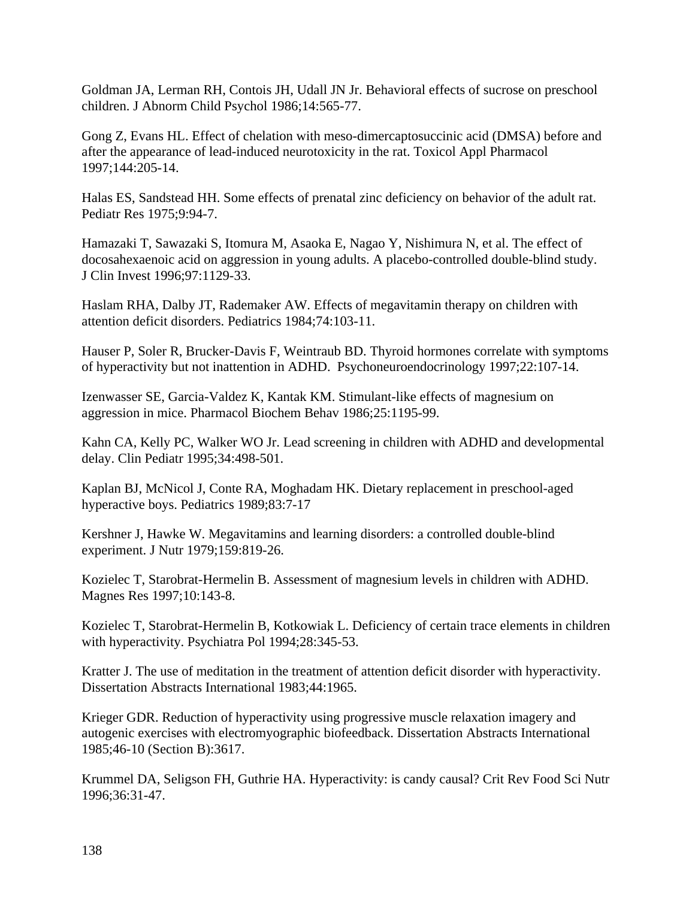Goldman JA, Lerman RH, Contois JH, Udall JN Jr. Behavioral effects of sucrose on preschool children. J Abnorm Child Psychol 1986;14:565-77.

Gong Z, Evans HL. Effect of chelation with meso-dimercaptosuccinic acid (DMSA) before and after the appearance of lead-induced neurotoxicity in the rat. Toxicol Appl Pharmacol 1997;144:205-14.

Halas ES, Sandstead HH. Some effects of prenatal zinc deficiency on behavior of the adult rat. Pediatr Res 1975;9:94-7.

Hamazaki T, Sawazaki S, Itomura M, Asaoka E, Nagao Y, Nishimura N, et al. The effect of docosahexaenoic acid on aggression in young adults. A placebo-controlled double-blind study. J Clin Invest 1996;97:1129-33.

Haslam RHA, Dalby JT, Rademaker AW. Effects of megavitamin therapy on children with attention deficit disorders. Pediatrics 1984;74:103-11.

Hauser P, Soler R, Brucker-Davis F, Weintraub BD. Thyroid hormones correlate with symptoms of hyperactivity but not inattention in ADHD. Psychoneuroendocrinology 1997;22:107-14.

Izenwasser SE, Garcia-Valdez K, Kantak KM. Stimulant-like effects of magnesium on aggression in mice. Pharmacol Biochem Behav 1986;25:1195-99.

Kahn CA, Kelly PC, Walker WO Jr. Lead screening in children with ADHD and developmental delay. Clin Pediatr 1995;34:498-501.

Kaplan BJ, McNicol J, Conte RA, Moghadam HK. Dietary replacement in preschool-aged hyperactive boys. Pediatrics 1989;83:7-17

Kershner J, Hawke W. Megavitamins and learning disorders: a controlled double-blind experiment. J Nutr 1979;159:819-26.

Kozielec T, Starobrat-Hermelin B. Assessment of magnesium levels in children with ADHD. Magnes Res 1997;10:143-8.

Kozielec T, Starobrat-Hermelin B, Kotkowiak L. Deficiency of certain trace elements in children with hyperactivity. Psychiatra Pol 1994;28:345-53.

Kratter J. The use of meditation in the treatment of attention deficit disorder with hyperactivity. Dissertation Abstracts International 1983;44:1965.

Krieger GDR. Reduction of hyperactivity using progressive muscle relaxation imagery and autogenic exercises with electromyographic biofeedback. Dissertation Abstracts International 1985;46-10 (Section B):3617.

Krummel DA, Seligson FH, Guthrie HA. Hyperactivity: is candy causal? Crit Rev Food Sci Nutr 1996;36:31-47.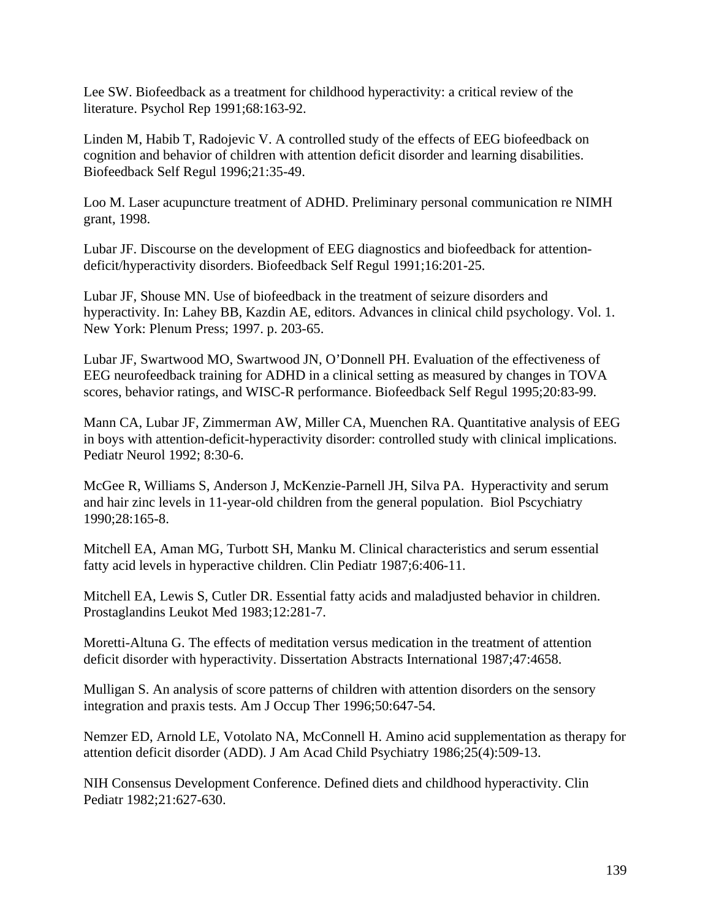Lee SW. Biofeedback as a treatment for childhood hyperactivity: a critical review of the literature. Psychol Rep 1991;68:163-92.

Linden M, Habib T, Radojevic V. A controlled study of the effects of EEG biofeedback on cognition and behavior of children with attention deficit disorder and learning disabilities. Biofeedback Self Regul 1996;21:35-49.

Loo M. Laser acupuncture treatment of ADHD. Preliminary personal communication re NIMH grant, 1998.

Lubar JF. Discourse on the development of EEG diagnostics and biofeedback for attention-deficit/hyperactivity disorders. Biofeedback Self Regul 1991;16:201-25.

Lubar JF, Shouse MN. Use of biofeedback in the treatment of seizure disorders and hyperactivity. In: Lahey BB, Kazdin AE, editors. Advances in clinical child psychology. Vol. 1. New York: Plenum Press; 1997. p. 203-65.

Lubar JF, Swartwood MO, Swartwood JN, O'Donnell PH. Evaluation of the effectiveness of EEG neurofeedback training for ADHD in a clinical setting as measured by changes in TOVA scores, behavior ratings, and WISC-R performance. Biofeedback Self Regul 1995;20:83-99.

Mann CA, Lubar JF, Zimmerman AW, Miller CA, Muenchen RA. Quantitative analysis of EEG in boys with attention-deficit-hyperactivity disorder: controlled study with clinical implications. Pediatr Neurol 1992; 8:30-6.

McGee R, Williams S, Anderson J, McKenzie-Parnell JH, Silva PA. Hyperactivity and serum and hair zinc levels in 11-year-old children from the general population. Biol Pscychiatry 1990;28:165-8.

Mitchell EA, Aman MG, Turbott SH, Manku M. Clinical characteristics and serum essential fatty acid levels in hyperactive children. Clin Pediatr 1987;6:406-11.

Mitchell EA, Lewis S, Cutler DR. Essential fatty acids and maladjusted behavior in children. Prostaglandins Leukot Med 1983;12:281-7.

Moretti-Altuna G. The effects of meditation versus medication in the treatment of attention deficit disorder with hyperactivity. Dissertation Abstracts International 1987;47:4658.

Mulligan S. An analysis of score patterns of children with attention disorders on the sensory integration and praxis tests. Am J Occup Ther 1996;50:647-54.

Nemzer ED, Arnold LE, Votolato NA, McConnell H. Amino acid supplementation as therapy for attention deficit disorder (ADD). J Am Acad Child Psychiatry 1986;25(4):509-13.

NIH Consensus Development Conference. Defined diets and childhood hyperactivity. Clin Pediatr 1982;21:627-630.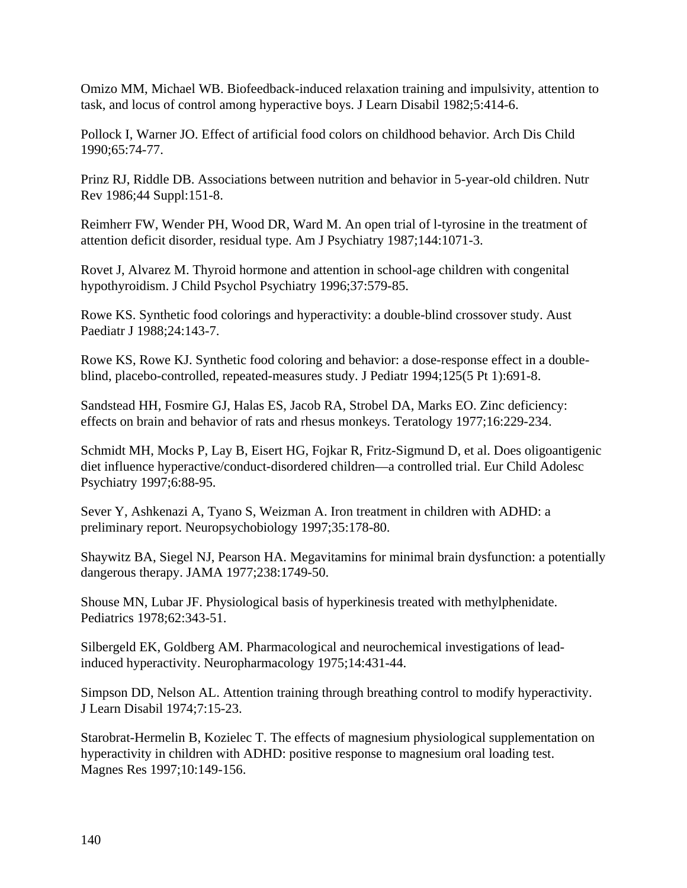Omizo MM, Michael WB. Biofeedback-induced relaxation training and impulsivity, attention to task, and locus of control among hyperactive boys. J Learn Disabil 1982;5:414-6.

Pollock I, Warner JO. Effect of artificial food colors on childhood behavior. Arch Dis Child 1990;65:74-77.

Prinz RJ, Riddle DB. Associations between nutrition and behavior in 5-year-old children. Nutr Rev 1986;44 Suppl:151-8.

Reimherr FW, Wender PH, Wood DR, Ward M. An open trial of l-tyrosine in the treatment of attention deficit disorder, residual type. Am J Psychiatry 1987;144:1071-3.

Rovet J, Alvarez M. Thyroid hormone and attention in school-age children with congenital hypothyroidism. J Child Psychol Psychiatry 1996;37:579-85.

Rowe KS. Synthetic food colorings and hyperactivity: a double-blind crossover study. Aust Paediatr J 1988;24:143-7.

Rowe KS, Rowe KJ. Synthetic food coloring and behavior: a dose-response effect in a double-blind, placebo-controlled, repeated-measures study. J Pediatr 1994;125(5 Pt 1):691-8.

Sandstead HH, Fosmire GJ, Halas ES, Jacob RA, Strobel DA, Marks EO. Zinc deficiency: effects on brain and behavior of rats and rhesus monkeys. Teratology 1977;16:229-234.

Schmidt MH, Mocks P, Lay B, Eisert HG, Fojkar R, Fritz-Sigmund D, et al. Does oligoantigenic diet influence hyperactive/conduct-disordered children—a controlled trial. Eur Child Adolesc Psychiatry 1997;6:88-95.

Sever Y, Ashkenazi A, Tyano S, Weizman A. Iron treatment in children with ADHD: a preliminary report. Neuropsychobiology 1997;35:178-80.

Shaywitz BA, Siegel NJ, Pearson HA. Megavitamins for minimal brain dysfunction: a potentially dangerous therapy. JAMA 1977;238:1749-50.

Shouse MN, Lubar JF. Physiological basis of hyperkinesis treated with methylphenidate. Pediatrics 1978;62:343-51.

Silbergeld EK, Goldberg AM. Pharmacological and neurochemical investigations of lead-induced hyperactivity. Neuropharmacology 1975;14:431-44.

Simpson DD, Nelson AL. Attention training through breathing control to modify hyperactivity. J Learn Disabil 1974;7:15-23.

Starobrat-Hermelin B, Kozielec T. The effects of magnesium physiological supplementation on hyperactivity in children with ADHD: positive response to magnesium oral loading test. Magnes Res 1997;10:149-156.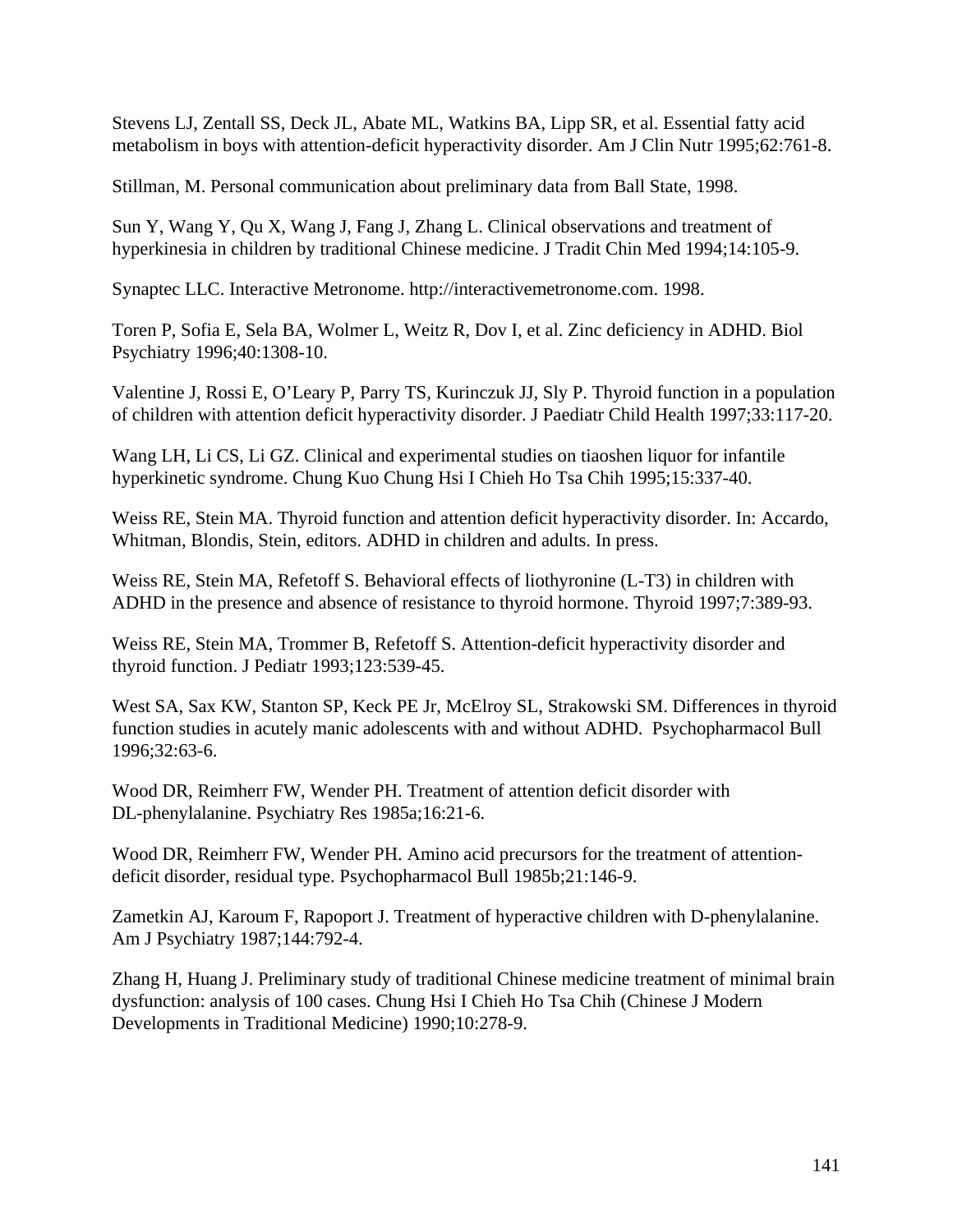Stevens LJ, Zentall SS, Deck JL, Abate ML, Watkins BA, Lipp SR, et al. Essential fatty acid metabolism in boys with attention-deficit hyperactivity disorder. Am J Clin Nutr 1995;62:761-8.

Stillman, M. Personal communication about preliminary data from Ball State, 1998.

Sun Y, Wang Y, Qu X, Wang J, Fang J, Zhang L. Clinical observations and treatment of hyperkinesia in children by traditional Chinese medicine. J Tradit Chin Med 1994;14:105-9.

Synaptec LLC. Interactive Metronome. http://interactivemetronome.com. 1998.

Toren P, Sofia E, Sela BA, Wolmer L, Weitz R, Dov I, et al. Zinc deficiency in ADHD. Biol Psychiatry 1996;40:1308-10.

Valentine J, Rossi E, O'Leary P, Parry TS, Kurinczuk JJ, Sly P. Thyroid function in a population of children with attention deficit hyperactivity disorder. J Paediatr Child Health 1997;33:117-20.

Wang LH, Li CS, Li GZ. Clinical and experimental studies on tiaoshen liquor for infantile hyperkinetic syndrome. Chung Kuo Chung Hsi I Chieh Ho Tsa Chih 1995;15:337-40.

Weiss RE, Stein MA. Thyroid function and attention deficit hyperactivity disorder. In: Accardo, Whitman, Blondis, Stein, editors. ADHD in children and adults. In press.

Weiss RE, Stein MA, Refetoff S. Behavioral effects of liothyronine (L-T3) in children with ADHD in the presence and absence of resistance to thyroid hormone. Thyroid 1997;7:389-93.

Weiss RE, Stein MA, Trommer B, Refetoff S. Attention-deficit hyperactivity disorder and thyroid function. J Pediatr 1993;123:539-45.

West SA, Sax KW, Stanton SP, Keck PE Jr, McElroy SL, Strakowski SM. Differences in thyroid function studies in acutely manic adolescents with and without ADHD. Psychopharmacol Bull 1996;32:63-6.

Wood DR, Reimherr FW, Wender PH. Treatment of attention deficit disorder with DL-phenylalanine. Psychiatry Res 1985a;16:21-6.

Wood DR, Reimherr FW, Wender PH. Amino acid precursors for the treatment of attention-deficit disorder, residual type. Psychopharmacol Bull 1985b;21:146-9.

Zametkin AJ, Karoum F, Rapoport J. Treatment of hyperactive children with D-phenylalanine. Am J Psychiatry 1987;144:792-4.

Zhang H, Huang J. Preliminary study of traditional Chinese medicine treatment of minimal brain dysfunction: analysis of 100 cases. Chung Hsi I Chieh Ho Tsa Chih (Chinese J Modern Developments in Traditional Medicine) 1990;10:278-9.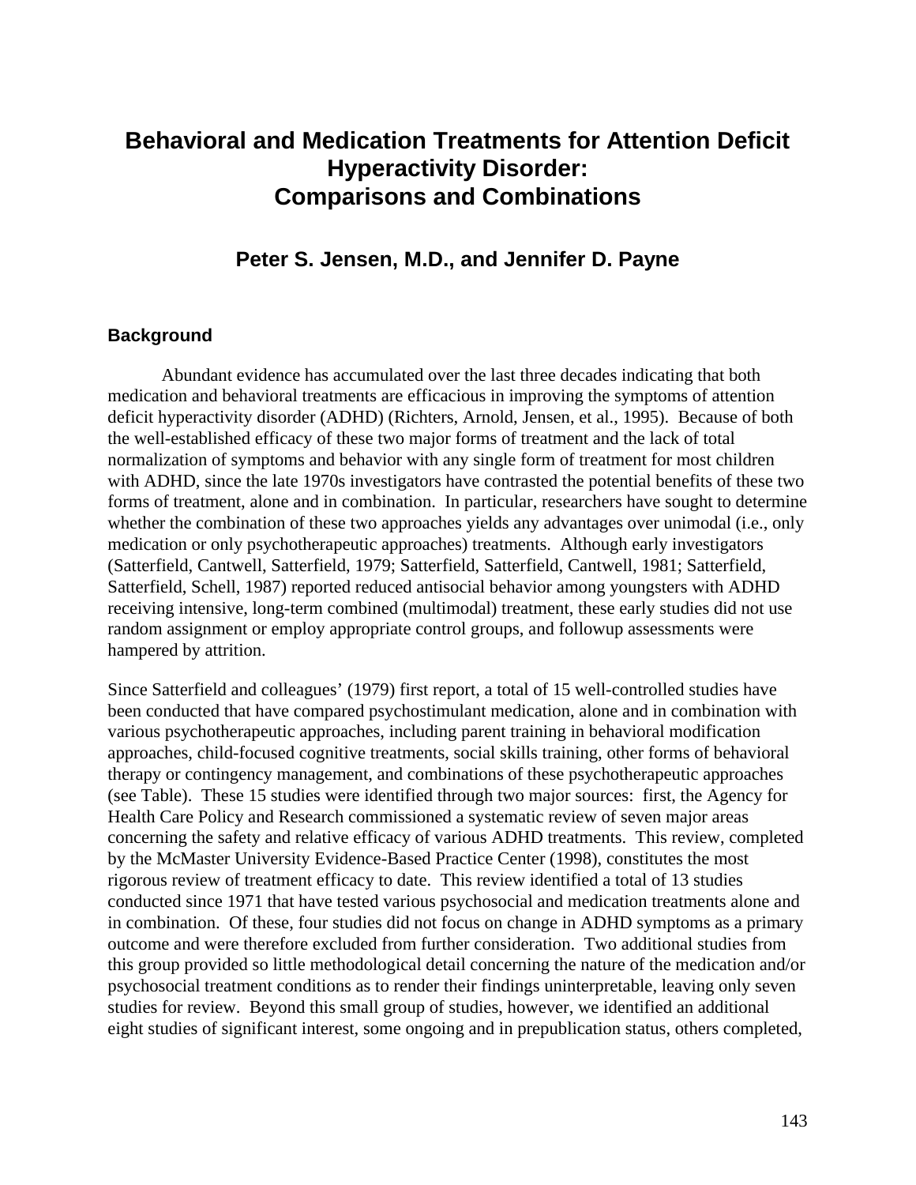# Behavioral and Medication Treatments for Attention Deficit Hyperactivity Disorder: Comparisons and Combinations

## Peter S. Jensen, M.D., and Jennifer D. Payne

### Background

Abundant evidence has accumulated over the last three decades indicating that both medication and behavioral treatments are efficacious in improving the symptoms of attention deficit hyperactivity disorder (ADHD) (Richters, Arnold, Jensen, et al., 1995). Because of both the well-established efficacy of these two major forms of treatment and the lack of total normalization of symptoms and behavior with any single form of treatment for most children with ADHD, since the late 1970s investigators have contrasted the potential benefits of these two forms of treatment, alone and in combination. In particular, researchers have sought to determine whether the combination of these two approaches yields any advantages over unimodal (i.e., only medication or only psychotherapeutic approaches) treatments. Although early investigators (Satterfield, Cantwell, Satterfield, 1979; Satterfield, Satterfield, Cantwell, 1981; Satterfield, Satterfield, Schell, 1987) reported reduced antisocial behavior among youngsters with ADHD receiving intensive, long-term combined (multimodal) treatment, these early studies did not use random assignment or employ appropriate control groups, and followup assessments were hampered by attrition.

Since Satterfield and colleagues' (1979) first report, a total of 15 well-controlled studies have been conducted that have compared psychostimulant medication, alone and in combination with various psychotherapeutic approaches, including parent training in behavioral modification approaches, child-focused cognitive treatments, social skills training, other forms of behavioral therapy or contingency management, and combinations of these psychotherapeutic approaches (see Table). These 15 studies were identified through two major sources: first, the Agency for Health Care Policy and Research commissioned a systematic review of seven major areas concerning the safety and relative efficacy of various ADHD treatments. This review, completed by the McMaster University Evidence-Based Practice Center (1998), constitutes the most rigorous review of treatment efficacy to date. This review identified a total of 13 studies conducted since 1971 that have tested various psychosocial and medication treatments alone and in combination. Of these, four studies did not focus on change in ADHD symptoms as a primary outcome and were therefore excluded from further consideration. Two additional studies from this group provided so little methodological detail concerning the nature of the medication and/or psychosocial treatment conditions as to render their findings uninterpretable, leaving only seven studies for review. Beyond this small group of studies, however, we identified an additional eight studies of significant interest, some ongoing and in prepublication status, others completed,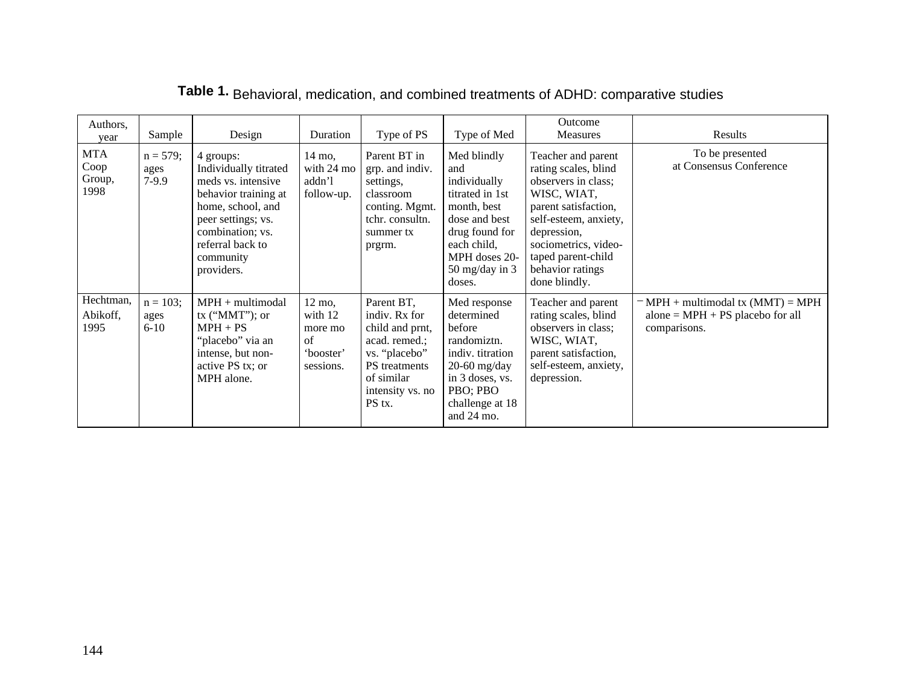**Table 1.** Behavioral, medication, and combined treatments of ADHD: comparative studies

| Authors, year | Sample | Design | Duration | Type of PS | Type of Med | Outcome Measures | Results |
|---|---|---|---|---|---|---|---|
| MTA Coop Group, 1998 | n = 579; ages 7-9.9 | 4 groups: Individually titrated meds vs. intensive behavior training at home, school, and peer settings; vs. combination; vs. referral back to community providers. | 14 mo, with 24 mo addn'l follow-up. | Parent BT in grp. and indiv. settings, classroom conting. Mgmt. tchr. consultn. summer tx prgrm. | Med blindly and individually titrated in 1st month, best dose and best drug found for each child, MPH doses 20-50 mg/day in 3 doses. | Teacher and parent rating scales, blind observers in class; WISC, WIAT, parent satisfaction, self-esteem, anxiety, depression, sociometrics, video-taped parent-child behavior ratings done blindly. | To be presented at Consensus Conference |
| Hechtman, Abikoff, 1995 | n = 103; ages 6-10 | MPH + multimodal tx ("MMT"); or MPH + PS "placebo" via an intense, but non-active PS tx; or MPH alone. | 12 mo, with 12 more mo of 'booster' sessions. | Parent BT, indiv. Rx for child and prnt, acad. remed.; vs. "placebo" PS treatments of similar intensity vs. no PS tx. | Med response determined before randomiztn. indiv. titration 20-60 mg/day in 3 doses, vs. PBO; PBO challenge at 18 and 24 mo. | Teacher and parent rating scales, blind observers in class; WISC, WIAT, parent satisfaction, self-esteem, anxiety, depression. | – MPH + multimodal tx (MMT) = MPH alone = MPH + PS placebo for all comparisons. |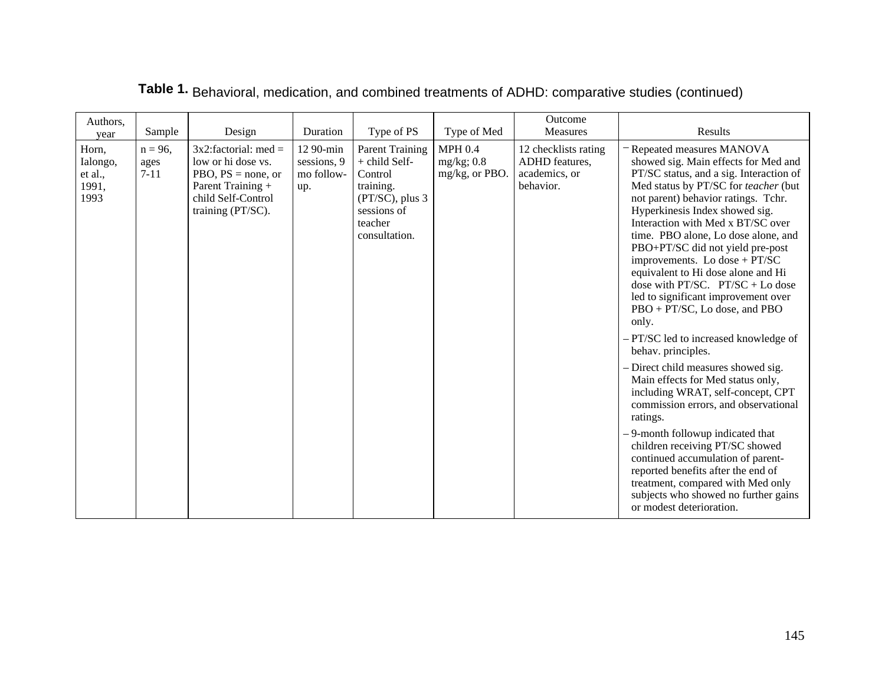**Table 1.** Behavioral, medication, and combined treatments of ADHD: comparative studies (continued)

| Authors, year | Sample | Design | Duration | Type of PS | Type of Med | Outcome Measures | Results |
|---|---|---|---|---|---|---|---|
| Horn, Ialongo, et al., 1991, 1993 | n = 96, ages 7-11 | 3x2:factorial: med = low or hi dose vs. PBO, PS = none, or Parent Training + child Self-Control training (PT/SC). | 12 90-min sessions, 9 mo follow-up. | Parent Training + child Self-Control training. (PT/SC), plus 3 sessions of teacher consultation. | MPH 0.4 mg/kg; 0.8 mg/kg, or PBO. | 12 checklists rating ADHD features, academics, or behavior. | – Repeated measures MANOVA showed sig. Main effects for Med and PT/SC status, and a sig. Interaction of Med status by PT/SC for *teacher* (but not parent) behavior ratings. Tchr. Hyperkinesis Index showed sig. Interaction with Med x BT/SC over time. PBO alone, Lo dose alone, and PBO+PT/SC did not yield pre-post improvements. Lo dose + PT/SC equivalent to Hi dose alone and Hi dose with PT/SC. PT/SC + Lo dose led to significant improvement over PBO + PT/SC, Lo dose, and PBO only.<br>– PT/SC led to increased knowledge of behav. principles.<br>– Direct child measures showed sig. Main effects for Med status only, including WRAT, self-concept, CPT commission errors, and observational ratings.<br>– 9-month followup indicated that children receiving PT/SC showed continued accumulation of parent-reported benefits after the end of treatment, compared with Med only subjects who showed no further gains or modest deterioration. |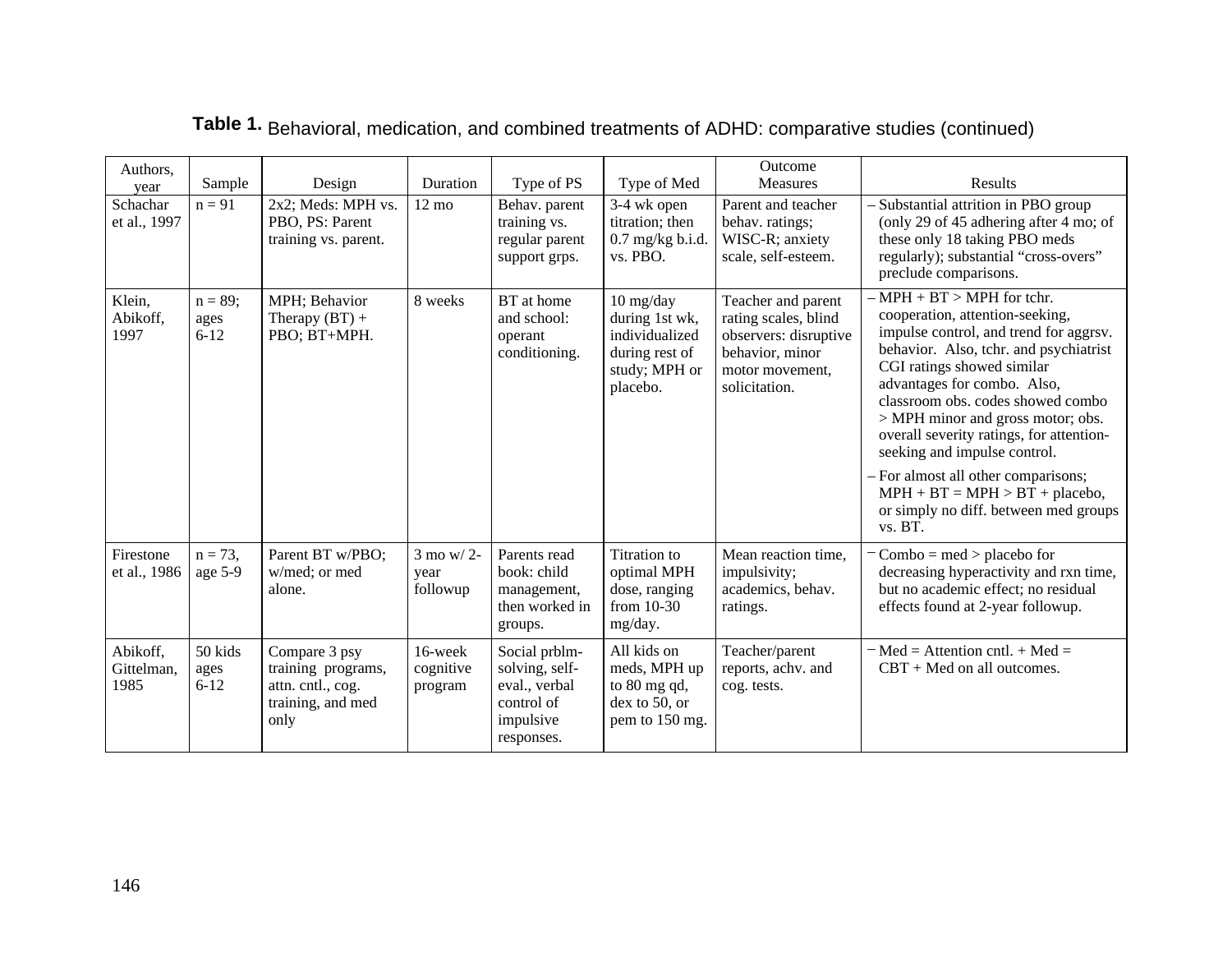**Table 1.** Behavioral, medication, and combined treatments of ADHD: comparative studies (continued)

| Authors, year | Sample | Design | Duration | Type of PS | Type of Med | Outcome Measures | Results |
|---|---|---|---|---|---|---|---|
| Schachar et al., 1997 | n = 91 | 2x2; Meds: MPH vs. PBO, PS: Parent training vs. parent. | 12 mo | Behav. parent training vs. regular parent support grps. | 3-4 wk open titration; then 0.7 mg/kg b.i.d. vs. PBO. | Parent and teacher behav. ratings; WISC-R; anxiety scale, self-esteem. | – Substantial attrition in PBO group (only 29 of 45 adhering after 4 mo; of these only 18 taking PBO meds regularly); substantial "cross-overs" preclude comparisons. |
| Klein, Abikoff, 1997 | n = 89; ages 6-12 | MPH; Behavior Therapy (BT) + PBO; BT+MPH. | 8 weeks | BT at home and school: operant conditioning. | 10 mg/day during 1st wk, individualized during rest of study; MPH or placebo. | Teacher and parent rating scales, blind observers: disruptive behavior, minor motor movement, solicitation. | – MPH + BT > MPH for tchr. cooperation, attention-seeking, impulse control, and trend for aggrsv. behavior. Also, tchr. and psychiatrist CGI ratings showed similar advantages for combo. Also, classroom obs. codes showed combo > MPH minor and gross motor; obs. overall severity ratings, for attention-seeking and impulse control.<br>– For almost all other comparisons; MPH + BT = MPH > BT + placebo, or simply no diff. between med groups vs. BT. |
| Firestone et al., 1986 | n = 73, age 5-9 | Parent BT w/PBO; w/med; or med alone. | 3 mo w/ 2-year followup | Parents read book: child management, then worked in groups. | Titration to optimal MPH dose, ranging from 10-30 mg/day. | Mean reaction time, impulsivity; academics, behav. ratings. | – Combo = med > placebo for decreasing hyperactivity and rxn time, but no academic effect; no residual effects found at 2-year followup. |
| Abikoff, Gittelman, 1985 | 50 kids ages 6-12 | Compare 3 psy training programs, attn. cntl., cog. training, and med only | 16-week cognitive program | Social prblm-solving, self-eval., verbal control of impulsive responses. | All kids on meds, MPH up to 80 mg qd, dex to 50, or pem to 150 mg. | Teacher/parent reports, achv. and cog. tests. | – Med = Attention cntl. + Med = CBT + Med on all outcomes. |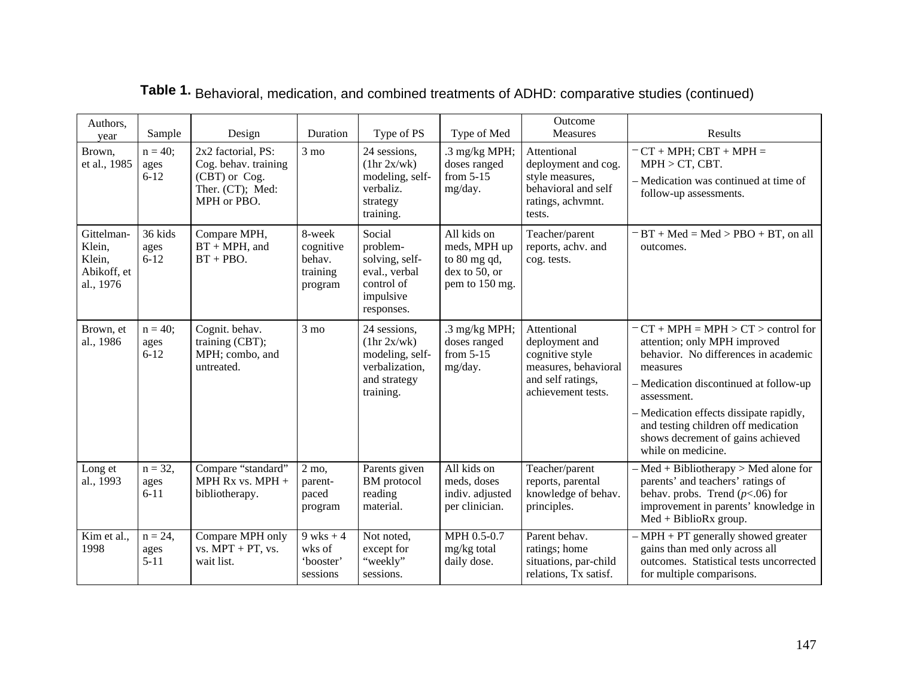**Table 1.** Behavioral, medication, and combined treatments of ADHD: comparative studies (continued)

| Authors, year | Sample | Design | Duration | Type of PS | Type of Med | Outcome Measures | Results |
|---|---|---|---|---|---|---|---|
| Brown, et al., 1985 | n = 40; ages 6-12 | 2x2 factorial, PS: Cog. behav. training (CBT) or Cog. Ther. (CT); Med: MPH or PBO. | 3 mo | 24 sessions, (1hr 2x/wk) modeling, self-verbaliz. strategy training. | .3 mg/kg MPH; doses ranged from 5-15 mg/day. | Attentional deployment and cog. style measures, behavioral and self ratings, achvmnt. tests. | – CT + MPH; CBT + MPH = MPH > CT, CBT.<br>– Medication was continued at time of follow-up assessments. |
| Gittelman-Klein, Klein, Abikoff, et al., 1976 | 36 kids ages 6-12 | Compare MPH, BT + MPH, and BT + PBO. | 8-week cognitive behav. training program | Social problem-solving, self-eval., verbal control of impulsive responses. | All kids on meds, MPH up to 80 mg qd, dex to 50, or pem to 150 mg. | Teacher/parent reports, achv. and cog. tests. | – BT + Med = Med > PBO + BT, on all outcomes. |
| Brown, et al., 1986 | n = 40; ages 6-12 | Cognit. behav. training (CBT); MPH; combo, and untreated. | 3 mo | 24 sessions, (1hr 2x/wk) modeling, self-verbalization, and strategy training. | .3 mg/kg MPH; doses ranged from 5-15 mg/day. | Attentional deployment and cognitive style measures, behavioral and self ratings, achievement tests. | – CT + MPH = MPH > CT > control for attention; only MPH improved behavior. No differences in academic measures<br>– Medication discontinued at follow-up assessment.<br>– Medication effects dissipate rapidly, and testing children off medication shows decrement of gains achieved while on medicine. |
| Long et al., 1993 | n = 32, ages 6-11 | Compare "standard" MPH Rx vs. MPH + bibliotherapy. | 2 mo, parent-paced program | Parents given BM protocol reading material. | All kids on meds, doses indiv. adjusted per clinician. | Teacher/parent reports, parental knowledge of behav. principles. | – Med + Bibliotherapy > Med alone for parents' and teachers' ratings of behav. probs. Trend ($p<.06$) for improvement in parents' knowledge in Med + BiblioRx group. |
| Kim et al., 1998 | n = 24, ages 5-11 | Compare MPH only vs. MPT + PT, vs. wait list. | 9 wks + 4 wks of 'booster' sessions | Not noted, except for "weekly" sessions. | MPH 0.5-0.7 mg/kg total daily dose. | Parent behav. ratings; home situations, par-child relations, Tx satisf. | – MPH + PT generally showed greater gains than med only across all outcomes. Statistical tests uncorrected for multiple comparisons. |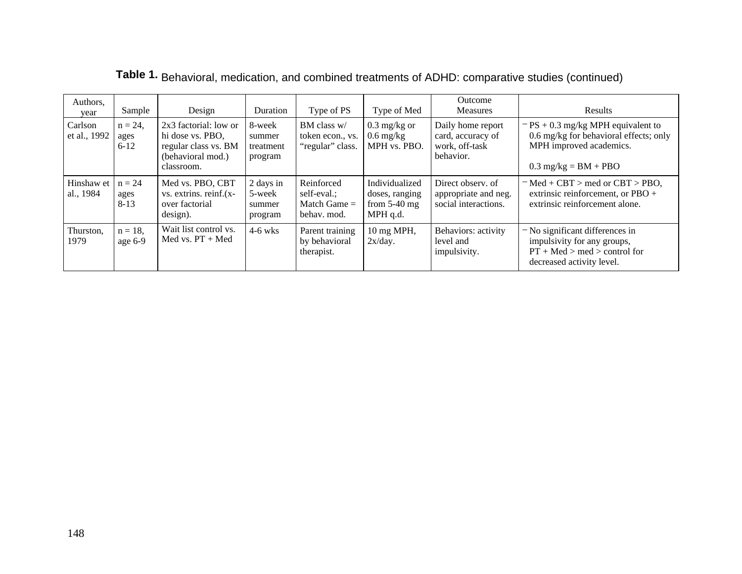**Table 1.** Behavioral, medication, and combined treatments of ADHD: comparative studies (continued)

| Authors, year | Sample | Design | Duration | Type of PS | Type of Med | Outcome Measures | Results |
|---|---|---|---|---|---|---|---|
| Carlson et al., 1992 | n = 24, ages 6-12 | 2x3 factorial: low or hi dose vs. PBO, regular class vs. BM (behavioral mod.) classroom. | 8-week summer treatment program | BM class w/ token econ., vs. "regular" class. | 0.3 mg/kg or 0.6 mg/kg MPH vs. PBO. | Daily home report card, accuracy of work, off-task behavior. | – PS + 0.3 mg/kg MPH equivalent to 0.6 mg/kg for behavioral effects; only MPH improved academics.<br><br>0.3 mg/kg = BM + PBO |
| Hinshaw et al., 1984 | n = 24 ages 8-13 | Med vs. PBO, CBT vs. extrins. reinf.(x-over factorial design). | 2 days in 5-week summer program | Reinforced self-eval.; Match Game = behav. mod. | Individualized doses, ranging from 5-40 mg MPH q.d. | Direct observ. of appropriate and neg. social interactions. | – Med + CBT > med or CBT > PBO, extrinsic reinforcement, or PBO + extrinsic reinforcement alone. |
| Thurston, 1979 | n = 18, age 6-9 | Wait list control vs. Med vs. PT + Med | 4-6 wks | Parent training by behavioral therapist. | 10 mg MPH, 2x/day. | Behaviors: activity level and impulsivity. | – No significant differences in impulsivity for any groups, PT + Med > med > control for decreased activity level. |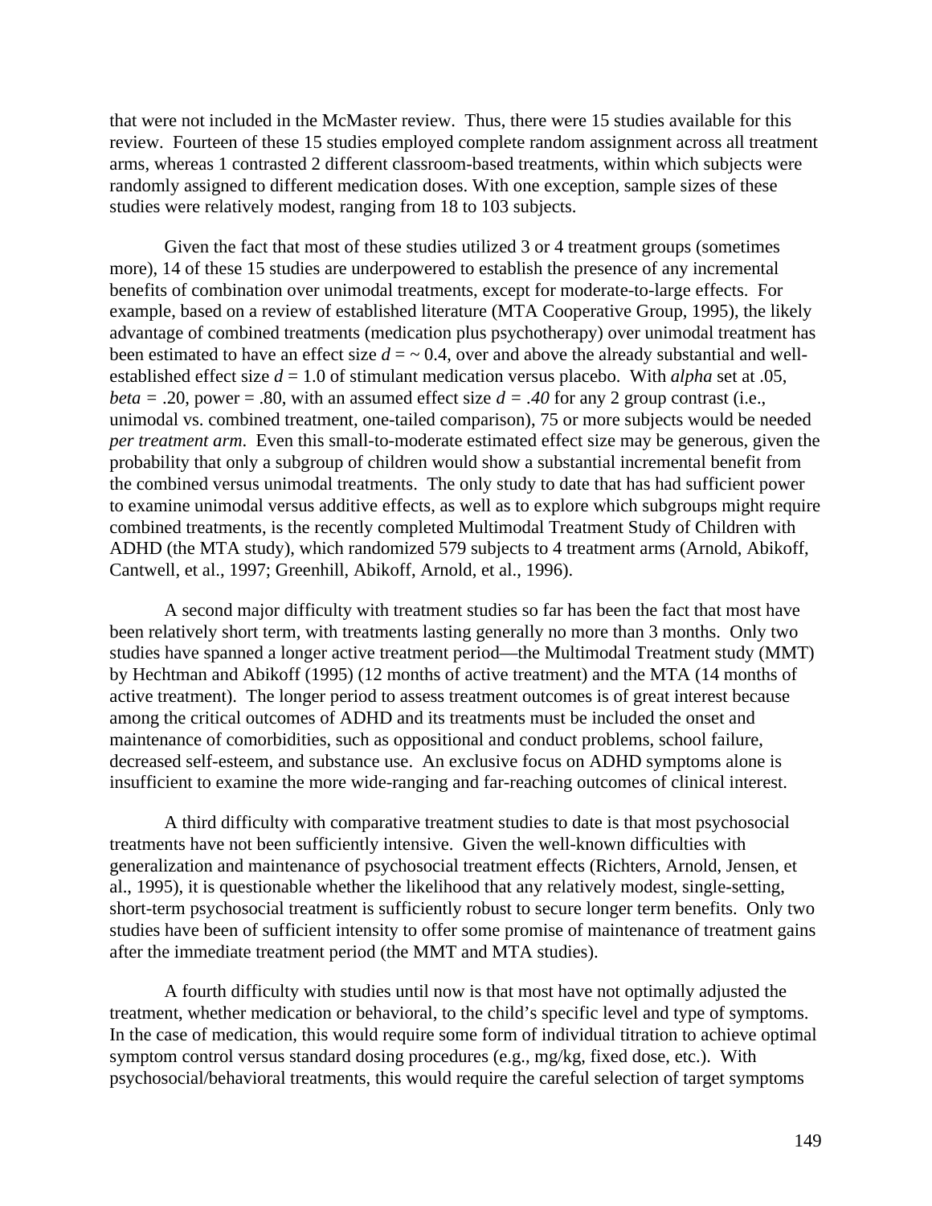that were not included in the McMaster review. Thus, there were 15 studies available for this review. Fourteen of these 15 studies employed complete random assignment across all treatment arms, whereas 1 contrasted 2 different classroom-based treatments, within which subjects were randomly assigned to different medication doses. With one exception, sample sizes of these studies were relatively modest, ranging from 18 to 103 subjects.

Given the fact that most of these studies utilized 3 or 4 treatment groups (sometimes more), 14 of these 15 studies are underpowered to establish the presence of any incremental benefits of combination over unimodal treatments, except for moderate-to-large effects. For example, based on a review of established literature (MTA Cooperative Group, 1995), the likely advantage of combined treatments (medication plus psychotherapy) over unimodal treatment has been estimated to have an effect size $d = \sim 0.4$, over and above the already substantial and well-established effect size $d = 1.0$ of stimulant medication versus placebo. With *alpha* set at .05, *beta* = .20, power = .80, with an assumed effect size $d = .40$ for any 2 group contrast (i.e., unimodal vs. combined treatment, one-tailed comparison), 75 or more subjects would be needed *per treatment arm*. Even this small-to-moderate estimated effect size may be generous, given the probability that only a subgroup of children would show a substantial incremental benefit from the combined versus unimodal treatments. The only study to date that has had sufficient power to examine unimodal versus additive effects, as well as to explore which subgroups might require combined treatments, is the recently completed Multimodal Treatment Study of Children with ADHD (the MTA study), which randomized 579 subjects to 4 treatment arms (Arnold, Abikoff, Cantwell, et al., 1997; Greenhill, Abikoff, Arnold, et al., 1996).

A second major difficulty with treatment studies so far has been the fact that most have been relatively short term, with treatments lasting generally no more than 3 months. Only two studies have spanned a longer active treatment period—the Multimodal Treatment study (MMT) by Hechtman and Abikoff (1995) (12 months of active treatment) and the MTA (14 months of active treatment). The longer period to assess treatment outcomes is of great interest because among the critical outcomes of ADHD and its treatments must be included the onset and maintenance of comorbidities, such as oppositional and conduct problems, school failure, decreased self-esteem, and substance use. An exclusive focus on ADHD symptoms alone is insufficient to examine the more wide-ranging and far-reaching outcomes of clinical interest.

A third difficulty with comparative treatment studies to date is that most psychosocial treatments have not been sufficiently intensive. Given the well-known difficulties with generalization and maintenance of psychosocial treatment effects (Richters, Arnold, Jensen, et al., 1995), it is questionable whether the likelihood that any relatively modest, single-setting, short-term psychosocial treatment is sufficiently robust to secure longer term benefits. Only two studies have been of sufficient intensity to offer some promise of maintenance of treatment gains after the immediate treatment period (the MMT and MTA studies).

A fourth difficulty with studies until now is that most have not optimally adjusted the treatment, whether medication or behavioral, to the child's specific level and type of symptoms. In the case of medication, this would require some form of individual titration to achieve optimal symptom control versus standard dosing procedures (e.g., mg/kg, fixed dose, etc.). With psychosocial/behavioral treatments, this would require the careful selection of target symptoms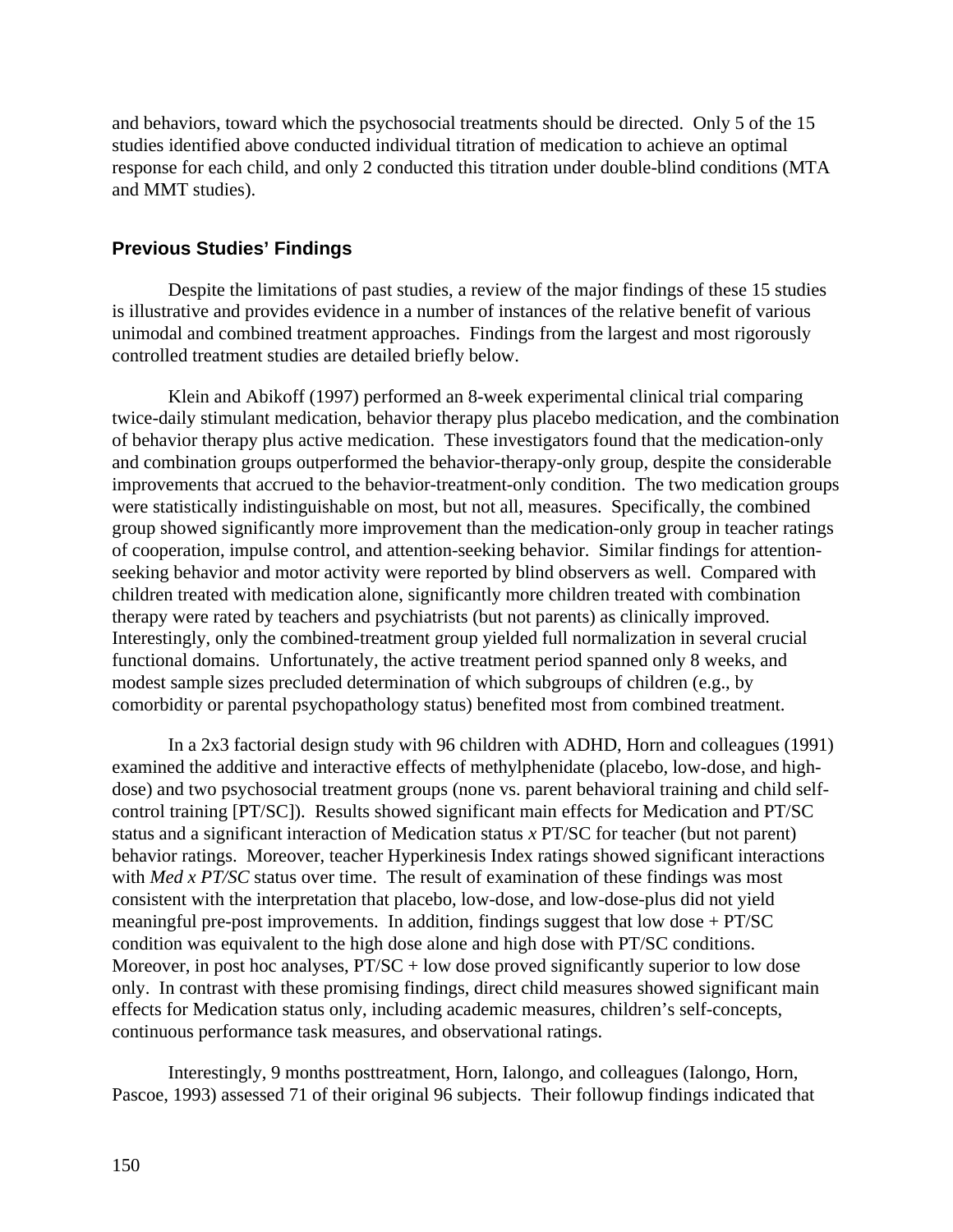and behaviors, toward which the psychosocial treatments should be directed. Only 5 of the 15 studies identified above conducted individual titration of medication to achieve an optimal response for each child, and only 2 conducted this titration under double-blind conditions (MTA and MMT studies).

### Previous Studies' Findings

Despite the limitations of past studies, a review of the major findings of these 15 studies is illustrative and provides evidence in a number of instances of the relative benefit of various unimodal and combined treatment approaches. Findings from the largest and most rigorously controlled treatment studies are detailed briefly below.

Klein and Abikoff (1997) performed an 8-week experimental clinical trial comparing twice-daily stimulant medication, behavior therapy plus placebo medication, and the combination of behavior therapy plus active medication. These investigators found that the medication-only and combination groups outperformed the behavior-therapy-only group, despite the considerable improvements that accrued to the behavior-treatment-only condition. The two medication groups were statistically indistinguishable on most, but not all, measures. Specifically, the combined group showed significantly more improvement than the medication-only group in teacher ratings of cooperation, impulse control, and attention-seeking behavior. Similar findings for attention-seeking behavior and motor activity were reported by blind observers as well. Compared with children treated with medication alone, significantly more children treated with combination therapy were rated by teachers and psychiatrists (but not parents) as clinically improved. Interestingly, only the combined-treatment group yielded full normalization in several crucial functional domains. Unfortunately, the active treatment period spanned only 8 weeks, and modest sample sizes precluded determination of which subgroups of children (e.g., by comorbidity or parental psychopathology status) benefited most from combined treatment.

In a 2x3 factorial design study with 96 children with ADHD, Horn and colleagues (1991) examined the additive and interactive effects of methylphenidate (placebo, low-dose, and high-dose) and two psychosocial treatment groups (none vs. parent behavioral training and child self-control training [PT/SC]). Results showed significant main effects for Medication and PT/SC status and a significant interaction of Medication status *x* PT/SC for teacher (but not parent) behavior ratings. Moreover, teacher Hyperkinesis Index ratings showed significant interactions with *Med x PT/SC* status over time. The result of examination of these findings was most consistent with the interpretation that placebo, low-dose, and low-dose-plus did not yield meaningful pre-post improvements. In addition, findings suggest that low dose + PT/SC condition was equivalent to the high dose alone and high dose with PT/SC conditions. Moreover, in post hoc analyses, PT/SC + low dose proved significantly superior to low dose only. In contrast with these promising findings, direct child measures showed significant main effects for Medication status only, including academic measures, children's self-concepts, continuous performance task measures, and observational ratings.

Interestingly, 9 months posttreatment, Horn, Ialongo, and colleagues (Ialongo, Horn, Pascoe, 1993) assessed 71 of their original 96 subjects. Their followup findings indicated that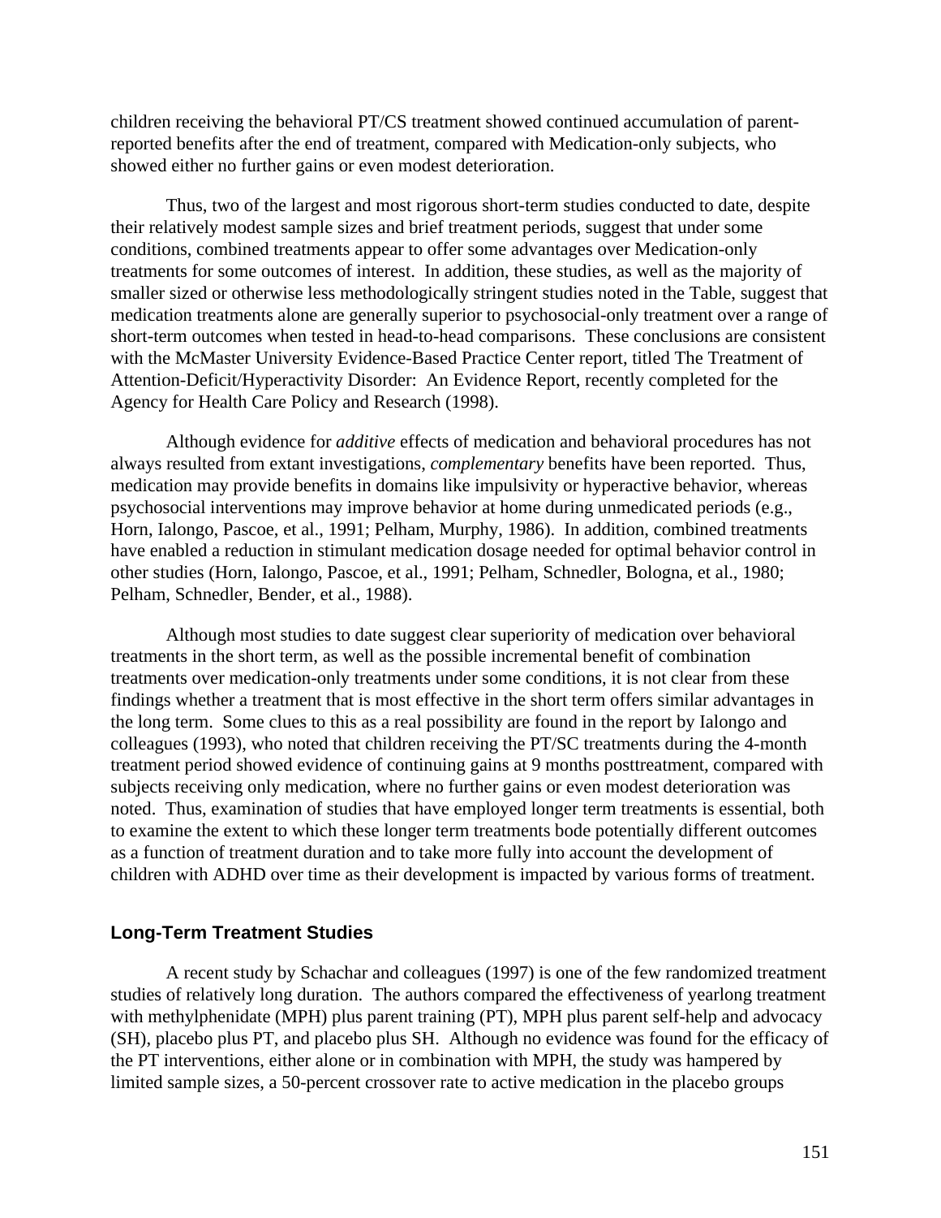children receiving the behavioral PT/CS treatment showed continued accumulation of parent-reported benefits after the end of treatment, compared with Medication-only subjects, who showed either no further gains or even modest deterioration.

Thus, two of the largest and most rigorous short-term studies conducted to date, despite their relatively modest sample sizes and brief treatment periods, suggest that under some conditions, combined treatments appear to offer some advantages over Medication-only treatments for some outcomes of interest. In addition, these studies, as well as the majority of smaller sized or otherwise less methodologically stringent studies noted in the Table, suggest that medication treatments alone are generally superior to psychosocial-only treatment over a range of short-term outcomes when tested in head-to-head comparisons. These conclusions are consistent with the McMaster University Evidence-Based Practice Center report, titled The Treatment of Attention-Deficit/Hyperactivity Disorder: An Evidence Report, recently completed for the Agency for Health Care Policy and Research (1998).

Although evidence for *additive* effects of medication and behavioral procedures has not always resulted from extant investigations, *complementary* benefits have been reported. Thus, medication may provide benefits in domains like impulsivity or hyperactive behavior, whereas psychosocial interventions may improve behavior at home during unmedicated periods (e.g., Horn, Ialongo, Pascoe, et al., 1991; Pelham, Murphy, 1986). In addition, combined treatments have enabled a reduction in stimulant medication dosage needed for optimal behavior control in other studies (Horn, Ialongo, Pascoe, et al., 1991; Pelham, Schnedler, Bologna, et al., 1980; Pelham, Schnedler, Bender, et al., 1988).

Although most studies to date suggest clear superiority of medication over behavioral treatments in the short term, as well as the possible incremental benefit of combination treatments over medication-only treatments under some conditions, it is not clear from these findings whether a treatment that is most effective in the short term offers similar advantages in the long term. Some clues to this as a real possibility are found in the report by Ialongo and colleagues (1993), who noted that children receiving the PT/SC treatments during the 4-month treatment period showed evidence of continuing gains at 9 months posttreatment, compared with subjects receiving only medication, where no further gains or even modest deterioration was noted. Thus, examination of studies that have employed longer term treatments is essential, both to examine the extent to which these longer term treatments bode potentially different outcomes as a function of treatment duration and to take more fully into account the development of children with ADHD over time as their development is impacted by various forms of treatment.

### Long-Term Treatment Studies

A recent study by Schachar and colleagues (1997) is one of the few randomized treatment studies of relatively long duration. The authors compared the effectiveness of yearlong treatment with methylphenidate (MPH) plus parent training (PT), MPH plus parent self-help and advocacy (SH), placebo plus PT, and placebo plus SH. Although no evidence was found for the efficacy of the PT interventions, either alone or in combination with MPH, the study was hampered by limited sample sizes, a 50-percent crossover rate to active medication in the placebo groups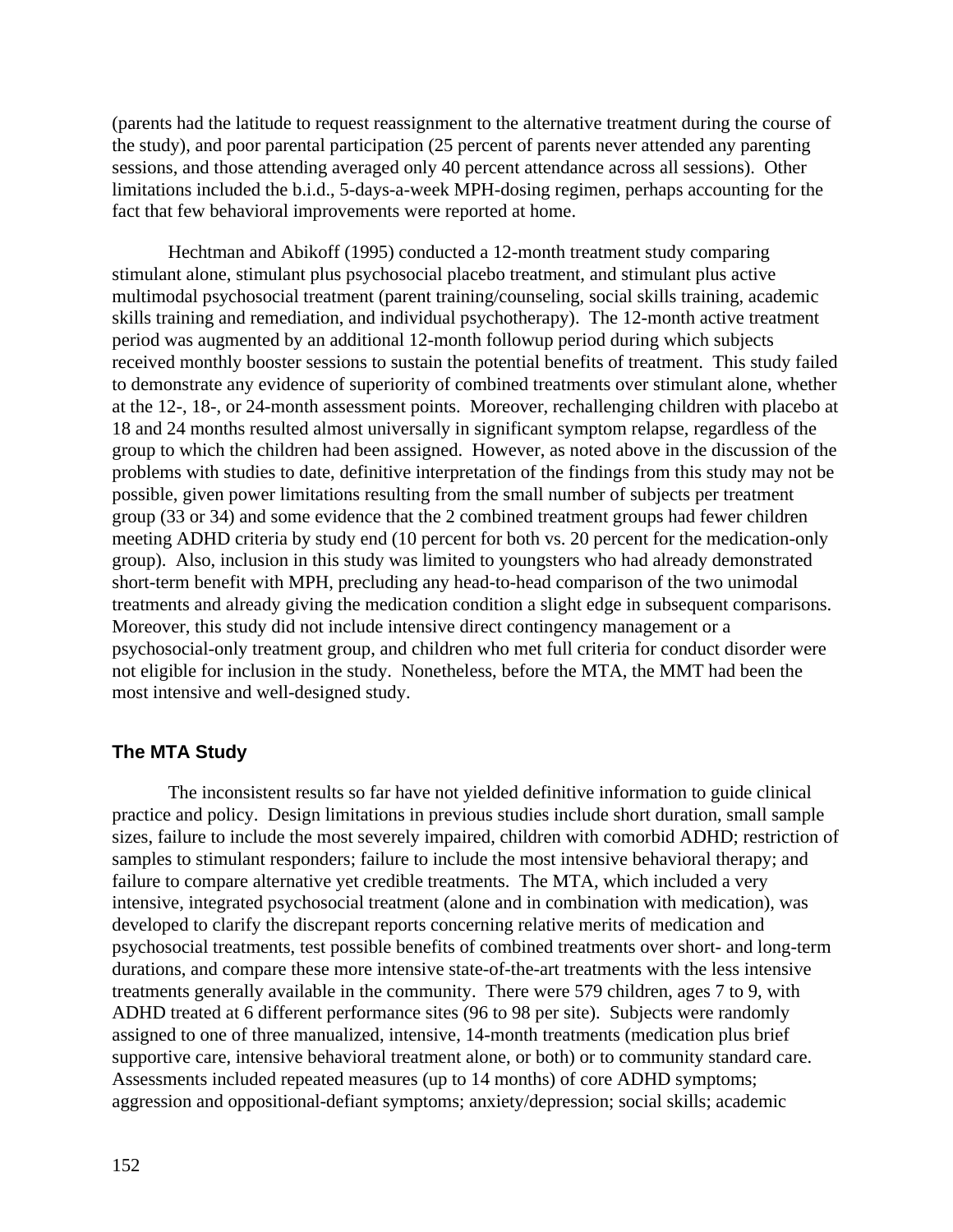(parents had the latitude to request reassignment to the alternative treatment during the course of the study), and poor parental participation (25 percent of parents never attended any parenting sessions, and those attending averaged only 40 percent attendance across all sessions). Other limitations included the b.i.d., 5-days-a-week MPH-dosing regimen, perhaps accounting for the fact that few behavioral improvements were reported at home.

Hechtman and Abikoff (1995) conducted a 12-month treatment study comparing stimulant alone, stimulant plus psychosocial placebo treatment, and stimulant plus active multimodal psychosocial treatment (parent training/counseling, social skills training, academic skills training and remediation, and individual psychotherapy). The 12-month active treatment period was augmented by an additional 12-month followup period during which subjects received monthly booster sessions to sustain the potential benefits of treatment. This study failed to demonstrate any evidence of superiority of combined treatments over stimulant alone, whether at the 12-, 18-, or 24-month assessment points. Moreover, rechallenging children with placebo at 18 and 24 months resulted almost universally in significant symptom relapse, regardless of the group to which the children had been assigned. However, as noted above in the discussion of the problems with studies to date, definitive interpretation of the findings from this study may not be possible, given power limitations resulting from the small number of subjects per treatment group (33 or 34) and some evidence that the 2 combined treatment groups had fewer children meeting ADHD criteria by study end (10 percent for both vs. 20 percent for the medication-only group). Also, inclusion in this study was limited to youngsters who had already demonstrated short-term benefit with MPH, precluding any head-to-head comparison of the two unimodal treatments and already giving the medication condition a slight edge in subsequent comparisons. Moreover, this study did not include intensive direct contingency management or a psychosocial-only treatment group, and children who met full criteria for conduct disorder were not eligible for inclusion in the study. Nonetheless, before the MTA, the MMT had been the most intensive and well-designed study.

### The MTA Study

The inconsistent results so far have not yielded definitive information to guide clinical practice and policy. Design limitations in previous studies include short duration, small sample sizes, failure to include the most severely impaired, children with comorbid ADHD; restriction of samples to stimulant responders; failure to include the most intensive behavioral therapy; and failure to compare alternative yet credible treatments. The MTA, which included a very intensive, integrated psychosocial treatment (alone and in combination with medication), was developed to clarify the discrepant reports concerning relative merits of medication and psychosocial treatments, test possible benefits of combined treatments over short- and long-term durations, and compare these more intensive state-of-the-art treatments with the less intensive treatments generally available in the community. There were 579 children, ages 7 to 9, with ADHD treated at 6 different performance sites (96 to 98 per site). Subjects were randomly assigned to one of three manualized, intensive, 14-month treatments (medication plus brief supportive care, intensive behavioral treatment alone, or both) or to community standard care. Assessments included repeated measures (up to 14 months) of core ADHD symptoms; aggression and oppositional-defiant symptoms; anxiety/depression; social skills; academic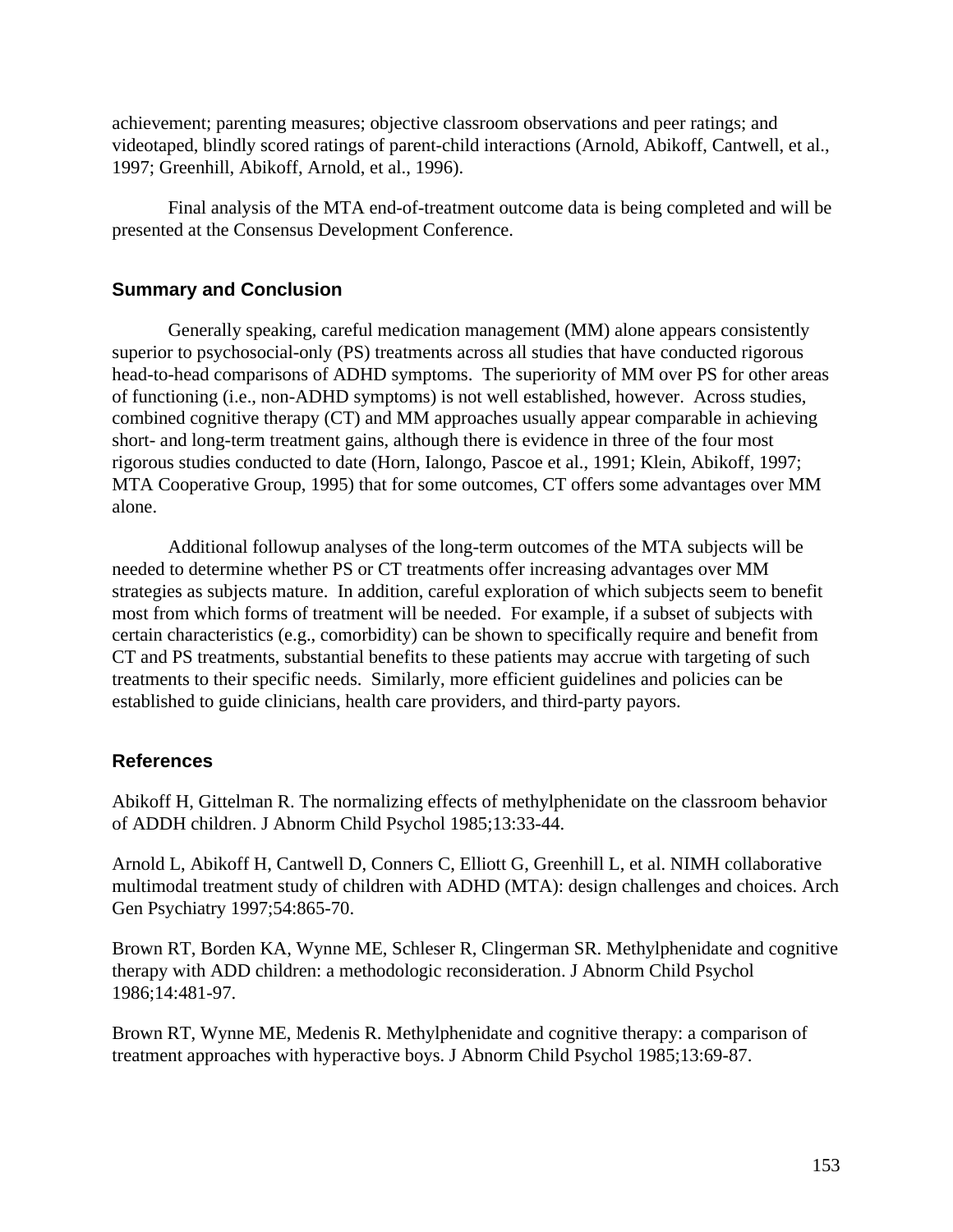achievement; parenting measures; objective classroom observations and peer ratings; and videotaped, blindly scored ratings of parent-child interactions (Arnold, Abikoff, Cantwell, et al., 1997; Greenhill, Abikoff, Arnold, et al., 1996).

Final analysis of the MTA end-of-treatment outcome data is being completed and will be presented at the Consensus Development Conference.

## Summary and Conclusion

Generally speaking, careful medication management (MM) alone appears consistently superior to psychosocial-only (PS) treatments across all studies that have conducted rigorous head-to-head comparisons of ADHD symptoms. The superiority of MM over PS for other areas of functioning (i.e., non-ADHD symptoms) is not well established, however. Across studies, combined cognitive therapy (CT) and MM approaches usually appear comparable in achieving short- and long-term treatment gains, although there is evidence in three of the four most rigorous studies conducted to date (Horn, Ialongo, Pascoe et al., 1991; Klein, Abikoff, 1997; MTA Cooperative Group, 1995) that for some outcomes, CT offers some advantages over MM alone.

Additional followup analyses of the long-term outcomes of the MTA subjects will be needed to determine whether PS or CT treatments offer increasing advantages over MM strategies as subjects mature. In addition, careful exploration of which subjects seem to benefit most from which forms of treatment will be needed. For example, if a subset of subjects with certain characteristics (e.g., comorbidity) can be shown to specifically require and benefit from CT and PS treatments, substantial benefits to these patients may accrue with targeting of such treatments to their specific needs. Similarly, more efficient guidelines and policies can be established to guide clinicians, health care providers, and third-party payors.

## References

Abikoff H, Gittelman R. The normalizing effects of methylphenidate on the classroom behavior of ADDH children. J Abnorm Child Psychol 1985;13:33-44.

Arnold L, Abikoff H, Cantwell D, Conners C, Elliott G, Greenhill L, et al. NIMH collaborative multimodal treatment study of children with ADHD (MTA): design challenges and choices. Arch Gen Psychiatry 1997;54:865-70.

Brown RT, Borden KA, Wynne ME, Schleser R, Clingerman SR. Methylphenidate and cognitive therapy with ADD children: a methodologic reconsideration. J Abnorm Child Psychol 1986;14:481-97.

Brown RT, Wynne ME, Medenis R. Methylphenidate and cognitive therapy: a comparison of treatment approaches with hyperactive boys. J Abnorm Child Psychol 1985;13:69-87.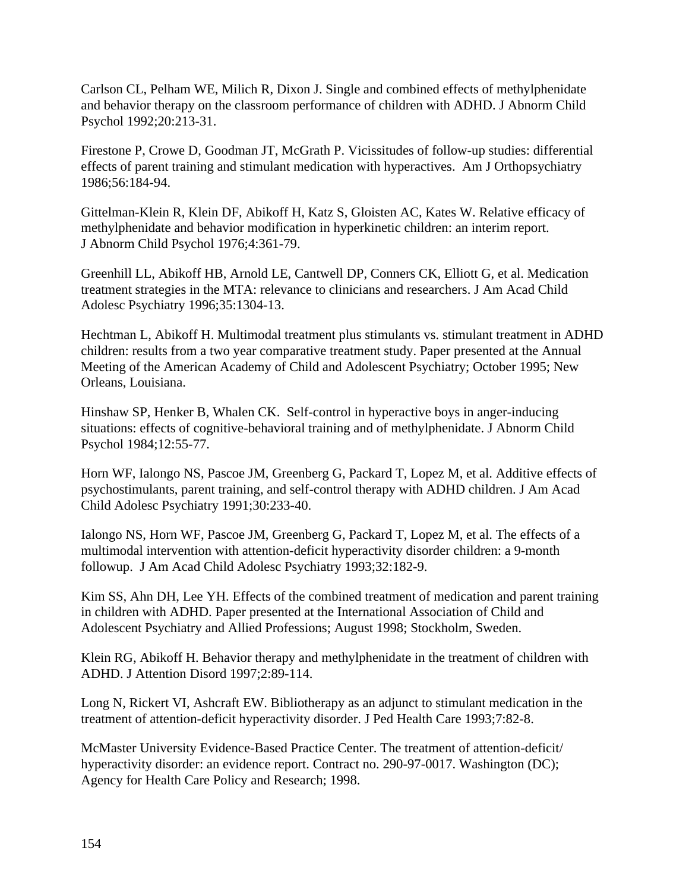Carlson CL, Pelham WE, Milich R, Dixon J. Single and combined effects of methylphenidate and behavior therapy on the classroom performance of children with ADHD. J Abnorm Child Psychol 1992;20:213-31.

Firestone P, Crowe D, Goodman JT, McGrath P. Vicissitudes of follow-up studies: differential effects of parent training and stimulant medication with hyperactives. Am J Orthopsychiatry 1986;56:184-94.

Gittelman-Klein R, Klein DF, Abikoff H, Katz S, Gloisten AC, Kates W. Relative efficacy of methylphenidate and behavior modification in hyperkinetic children: an interim report. J Abnorm Child Psychol 1976;4:361-79.

Greenhill LL, Abikoff HB, Arnold LE, Cantwell DP, Conners CK, Elliott G, et al. Medication treatment strategies in the MTA: relevance to clinicians and researchers. J Am Acad Child Adolesc Psychiatry 1996;35:1304-13.

Hechtman L, Abikoff H. Multimodal treatment plus stimulants vs. stimulant treatment in ADHD children: results from a two year comparative treatment study. Paper presented at the Annual Meeting of the American Academy of Child and Adolescent Psychiatry; October 1995; New Orleans, Louisiana.

Hinshaw SP, Henker B, Whalen CK. Self-control in hyperactive boys in anger-inducing situations: effects of cognitive-behavioral training and of methylphenidate. J Abnorm Child Psychol 1984;12:55-77.

Horn WF, Ialongo NS, Pascoe JM, Greenberg G, Packard T, Lopez M, et al. Additive effects of psychostimulants, parent training, and self-control therapy with ADHD children. J Am Acad Child Adolesc Psychiatry 1991;30:233-40.

Ialongo NS, Horn WF, Pascoe JM, Greenberg G, Packard T, Lopez M, et al. The effects of a multimodal intervention with attention-deficit hyperactivity disorder children: a 9-month followup. J Am Acad Child Adolesc Psychiatry 1993;32:182-9.

Kim SS, Ahn DH, Lee YH. Effects of the combined treatment of medication and parent training in children with ADHD. Paper presented at the International Association of Child and Adolescent Psychiatry and Allied Professions; August 1998; Stockholm, Sweden.

Klein RG, Abikoff H. Behavior therapy and methylphenidate in the treatment of children with ADHD. J Attention Disord 1997;2:89-114.

Long N, Rickert VI, Ashcraft EW. Bibliotherapy as an adjunct to stimulant medication in the treatment of attention-deficit hyperactivity disorder. J Ped Health Care 1993;7:82-8.

McMaster University Evidence-Based Practice Center. The treatment of attention-deficit/ hyperactivity disorder: an evidence report. Contract no. 290-97-0017. Washington (DC); Agency for Health Care Policy and Research; 1998.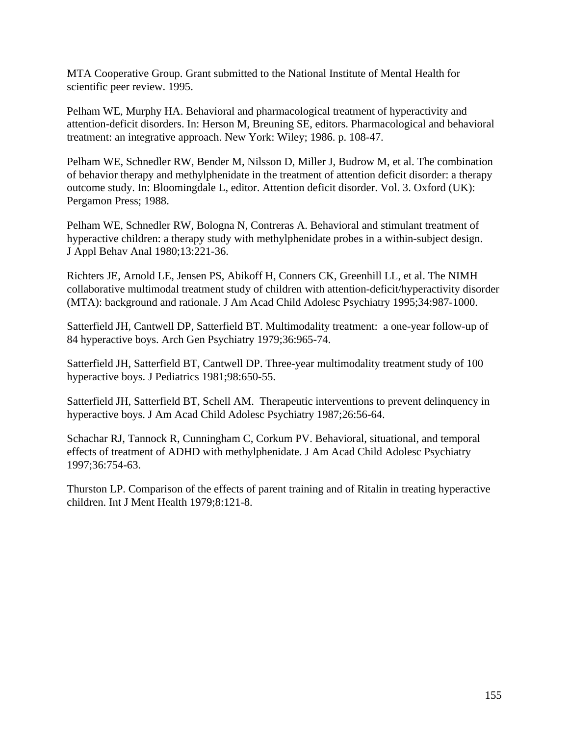MTA Cooperative Group. Grant submitted to the National Institute of Mental Health for scientific peer review. 1995.

Pelham WE, Murphy HA. Behavioral and pharmacological treatment of hyperactivity and attention-deficit disorders. In: Herson M, Breuning SE, editors. Pharmacological and behavioral treatment: an integrative approach. New York: Wiley; 1986. p. 108-47.

Pelham WE, Schnedler RW, Bender M, Nilsson D, Miller J, Budrow M, et al. The combination of behavior therapy and methylphenidate in the treatment of attention deficit disorder: a therapy outcome study. In: Bloomingdale L, editor. Attention deficit disorder. Vol. 3. Oxford (UK): Pergamon Press; 1988.

Pelham WE, Schnedler RW, Bologna N, Contreras A. Behavioral and stimulant treatment of hyperactive children: a therapy study with methylphenidate probes in a within-subject design. J Appl Behav Anal 1980;13:221-36.

Richters JE, Arnold LE, Jensen PS, Abikoff H, Conners CK, Greenhill LL, et al. The NIMH collaborative multimodal treatment study of children with attention-deficit/hyperactivity disorder (MTA): background and rationale. J Am Acad Child Adolesc Psychiatry 1995;34:987-1000.

Satterfield JH, Cantwell DP, Satterfield BT. Multimodality treatment: a one-year follow-up of 84 hyperactive boys. Arch Gen Psychiatry 1979;36:965-74.

Satterfield JH, Satterfield BT, Cantwell DP. Three-year multimodality treatment study of 100 hyperactive boys. J Pediatrics 1981;98:650-55.

Satterfield JH, Satterfield BT, Schell AM. Therapeutic interventions to prevent delinquency in hyperactive boys. J Am Acad Child Adolesc Psychiatry 1987;26:56-64.

Schachar RJ, Tannock R, Cunningham C, Corkum PV. Behavioral, situational, and temporal effects of treatment of ADHD with methylphenidate. J Am Acad Child Adolesc Psychiatry 1997;36:754-63.

Thurston LP. Comparison of the effects of parent training and of Ritalin in treating hyperactive children. Int J Ment Health 1979;8:121-8.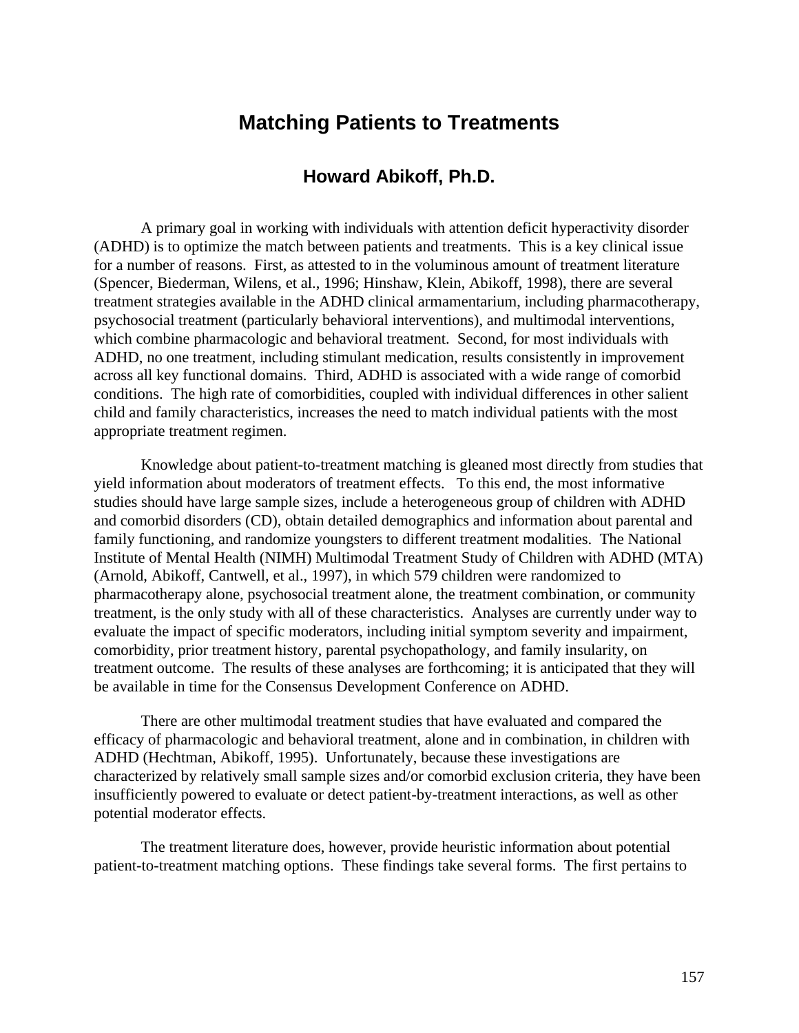# Matching Patients to Treatments

## Howard Abikoff, Ph.D.

A primary goal in working with individuals with attention deficit hyperactivity disorder (ADHD) is to optimize the match between patients and treatments. This is a key clinical issue for a number of reasons. First, as attested to in the voluminous amount of treatment literature (Spencer, Biederman, Wilens, et al., 1996; Hinshaw, Klein, Abikoff, 1998), there are several treatment strategies available in the ADHD clinical armamentarium, including pharmacotherapy, psychosocial treatment (particularly behavioral interventions), and multimodal interventions, which combine pharmacologic and behavioral treatment. Second, for most individuals with ADHD, no one treatment, including stimulant medication, results consistently in improvement across all key functional domains. Third, ADHD is associated with a wide range of comorbid conditions. The high rate of comorbidities, coupled with individual differences in other salient child and family characteristics, increases the need to match individual patients with the most appropriate treatment regimen.

Knowledge about patient-to-treatment matching is gleaned most directly from studies that yield information about moderators of treatment effects. To this end, the most informative studies should have large sample sizes, include a heterogeneous group of children with ADHD and comorbid disorders (CD), obtain detailed demographics and information about parental and family functioning, and randomize youngsters to different treatment modalities. The National Institute of Mental Health (NIMH) Multimodal Treatment Study of Children with ADHD (MTA) (Arnold, Abikoff, Cantwell, et al., 1997), in which 579 children were randomized to pharmacotherapy alone, psychosocial treatment alone, the treatment combination, or community treatment, is the only study with all of these characteristics. Analyses are currently under way to evaluate the impact of specific moderators, including initial symptom severity and impairment, comorbidity, prior treatment history, parental psychopathology, and family insularity, on treatment outcome. The results of these analyses are forthcoming; it is anticipated that they will be available in time for the Consensus Development Conference on ADHD.

There are other multimodal treatment studies that have evaluated and compared the efficacy of pharmacologic and behavioral treatment, alone and in combination, in children with ADHD (Hechtman, Abikoff, 1995). Unfortunately, because these investigations are characterized by relatively small sample sizes and/or comorbid exclusion criteria, they have been insufficiently powered to evaluate or detect patient-by-treatment interactions, as well as other potential moderator effects.

The treatment literature does, however, provide heuristic information about potential patient-to-treatment matching options. These findings take several forms. The first pertains to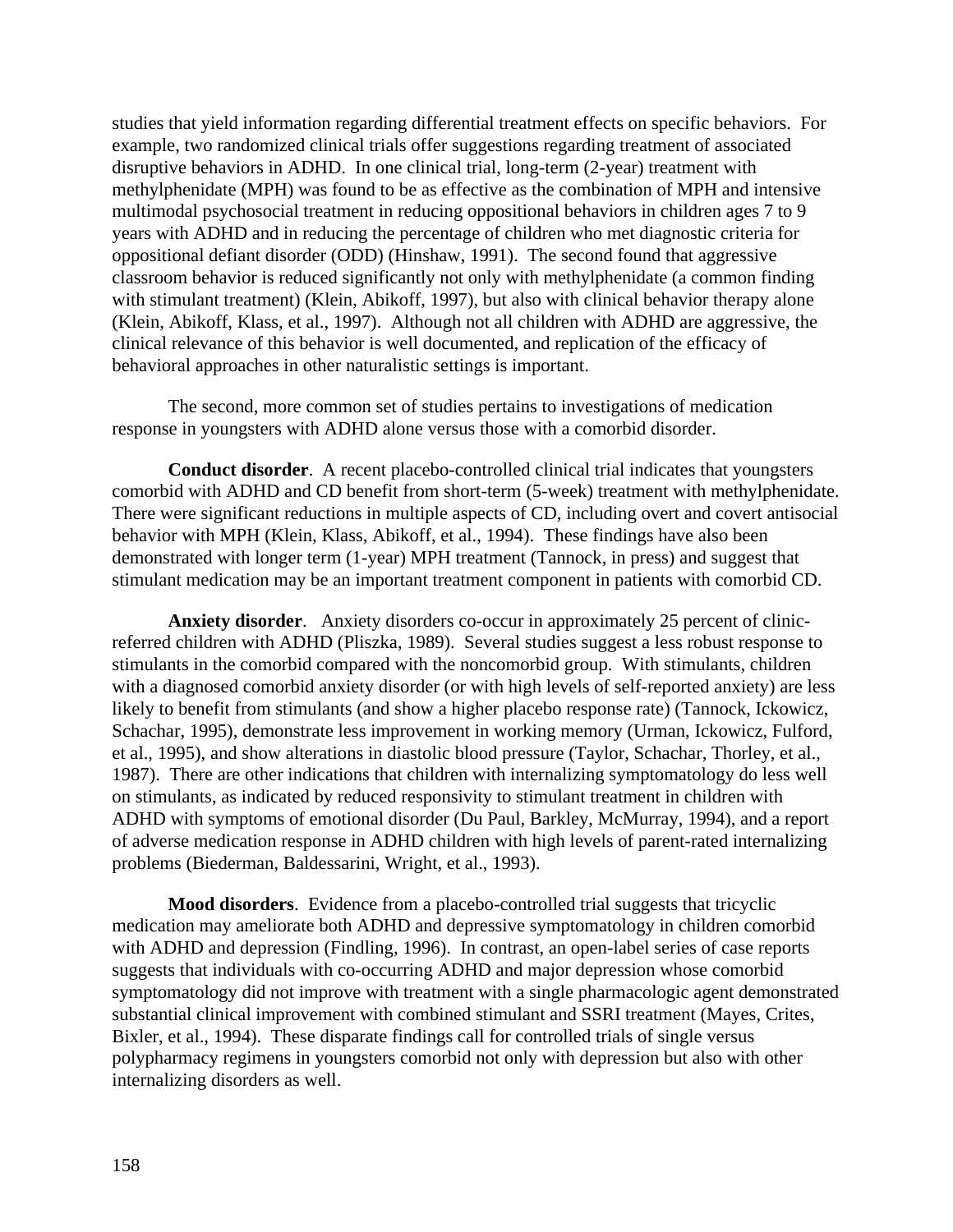studies that yield information regarding differential treatment effects on specific behaviors. For example, two randomized clinical trials offer suggestions regarding treatment of associated disruptive behaviors in ADHD. In one clinical trial, long-term (2-year) treatment with methylphenidate (MPH) was found to be as effective as the combination of MPH and intensive multimodal psychosocial treatment in reducing oppositional behaviors in children ages 7 to 9 years with ADHD and in reducing the percentage of children who met diagnostic criteria for oppositional defiant disorder (ODD) (Hinshaw, 1991). The second found that aggressive classroom behavior is reduced significantly not only with methylphenidate (a common finding with stimulant treatment) (Klein, Abikoff, 1997), but also with clinical behavior therapy alone (Klein, Abikoff, Klass, et al., 1997). Although not all children with ADHD are aggressive, the clinical relevance of this behavior is well documented, and replication of the efficacy of behavioral approaches in other naturalistic settings is important.

The second, more common set of studies pertains to investigations of medication response in youngsters with ADHD alone versus those with a comorbid disorder.

**Conduct disorder**. A recent placebo-controlled clinical trial indicates that youngsters comorbid with ADHD and CD benefit from short-term (5-week) treatment with methylphenidate. There were significant reductions in multiple aspects of CD, including overt and covert antisocial behavior with MPH (Klein, Klass, Abikoff, et al., 1994). These findings have also been demonstrated with longer term (1-year) MPH treatment (Tannock, in press) and suggest that stimulant medication may be an important treatment component in patients with comorbid CD.

**Anxiety disorder**. Anxiety disorders co-occur in approximately 25 percent of clinic-referred children with ADHD (Pliszka, 1989). Several studies suggest a less robust response to stimulants in the comorbid compared with the noncomorbid group. With stimulants, children with a diagnosed comorbid anxiety disorder (or with high levels of self-reported anxiety) are less likely to benefit from stimulants (and show a higher placebo response rate) (Tannock, Ickowicz, Schachar, 1995), demonstrate less improvement in working memory (Urman, Ickowicz, Fulford, et al., 1995), and show alterations in diastolic blood pressure (Taylor, Schachar, Thorley, et al., 1987). There are other indications that children with internalizing symptomatology do less well on stimulants, as indicated by reduced responsivity to stimulant treatment in children with ADHD with symptoms of emotional disorder (Du Paul, Barkley, McMurray, 1994), and a report of adverse medication response in ADHD children with high levels of parent-rated internalizing problems (Biederman, Baldessarini, Wright, et al., 1993).

**Mood disorders**. Evidence from a placebo-controlled trial suggests that tricyclic medication may ameliorate both ADHD and depressive symptomatology in children comorbid with ADHD and depression (Findling, 1996). In contrast, an open-label series of case reports suggests that individuals with co-occurring ADHD and major depression whose comorbid symptomatology did not improve with treatment with a single pharmacologic agent demonstrated substantial clinical improvement with combined stimulant and SSRI treatment (Mayes, Crites, Bixler, et al., 1994). These disparate findings call for controlled trials of single versus polypharmacy regimens in youngsters comorbid not only with depression but also with other internalizing disorders as well.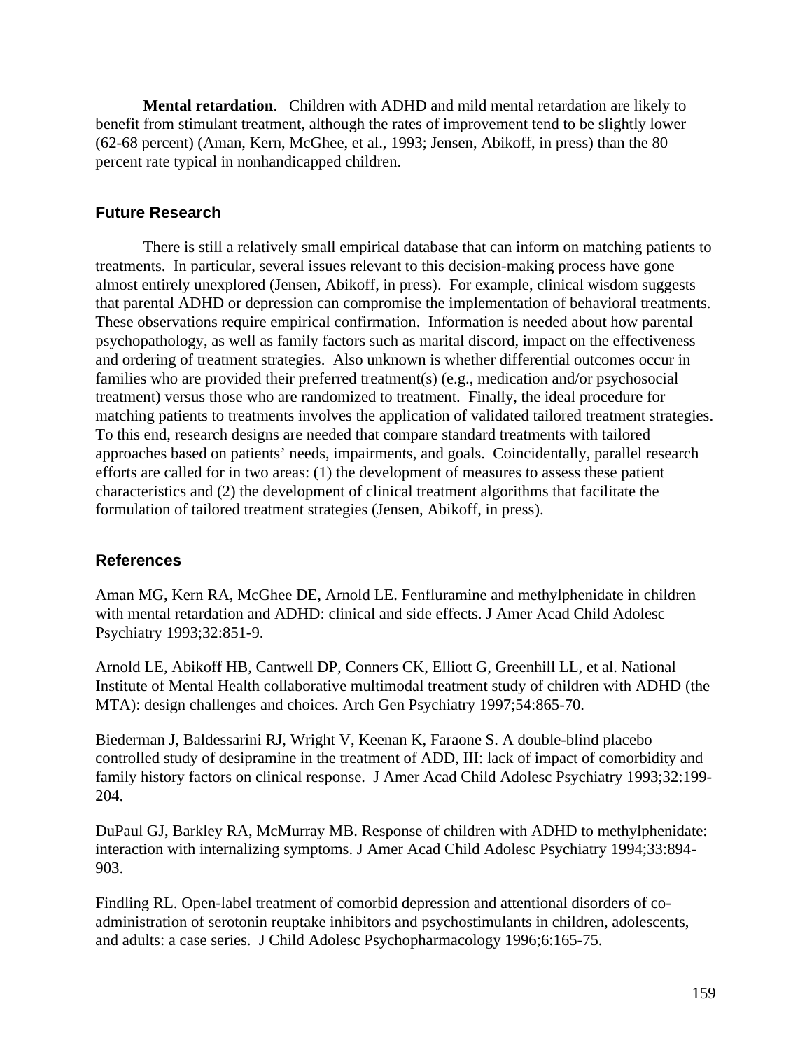**Mental retardation**. Children with ADHD and mild mental retardation are likely to benefit from stimulant treatment, although the rates of improvement tend to be slightly lower (62-68 percent) (Aman, Kern, McGhee, et al., 1993; Jensen, Abikoff, in press) than the 80 percent rate typical in nonhandicapped children.

## Future Research

There is still a relatively small empirical database that can inform on matching patients to treatments. In particular, several issues relevant to this decision-making process have gone almost entirely unexplored (Jensen, Abikoff, in press). For example, clinical wisdom suggests that parental ADHD or depression can compromise the implementation of behavioral treatments. These observations require empirical confirmation. Information is needed about how parental psychopathology, as well as family factors such as marital discord, impact on the effectiveness and ordering of treatment strategies. Also unknown is whether differential outcomes occur in families who are provided their preferred treatment(s) (e.g., medication and/or psychosocial treatment) versus those who are randomized to treatment. Finally, the ideal procedure for matching patients to treatments involves the application of validated tailored treatment strategies. To this end, research designs are needed that compare standard treatments with tailored approaches based on patients' needs, impairments, and goals. Coincidentally, parallel research efforts are called for in two areas: (1) the development of measures to assess these patient characteristics and (2) the development of clinical treatment algorithms that facilitate the formulation of tailored treatment strategies (Jensen, Abikoff, in press).

## References

Aman MG, Kern RA, McGhee DE, Arnold LE. Fenfluramine and methylphenidate in children with mental retardation and ADHD: clinical and side effects. J Amer Acad Child Adolesc Psychiatry 1993;32:851-9.

Arnold LE, Abikoff HB, Cantwell DP, Conners CK, Elliott G, Greenhill LL, et al. National Institute of Mental Health collaborative multimodal treatment study of children with ADHD (the MTA): design challenges and choices. Arch Gen Psychiatry 1997;54:865-70.

Biederman J, Baldessarini RJ, Wright V, Keenan K, Faraone S. A double-blind placebo controlled study of desipramine in the treatment of ADD, III: lack of impact of comorbidity and family history factors on clinical response. J Amer Acad Child Adolesc Psychiatry 1993;32:199-204.

DuPaul GJ, Barkley RA, McMurray MB. Response of children with ADHD to methylphenidate: interaction with internalizing symptoms. J Amer Acad Child Adolesc Psychiatry 1994;33:894-903.

Findling RL. Open-label treatment of comorbid depression and attentional disorders of co-administration of serotonin reuptake inhibitors and psychostimulants in children, adolescents, and adults: a case series. J Child Adolesc Psychopharmacology 1996;6:165-75.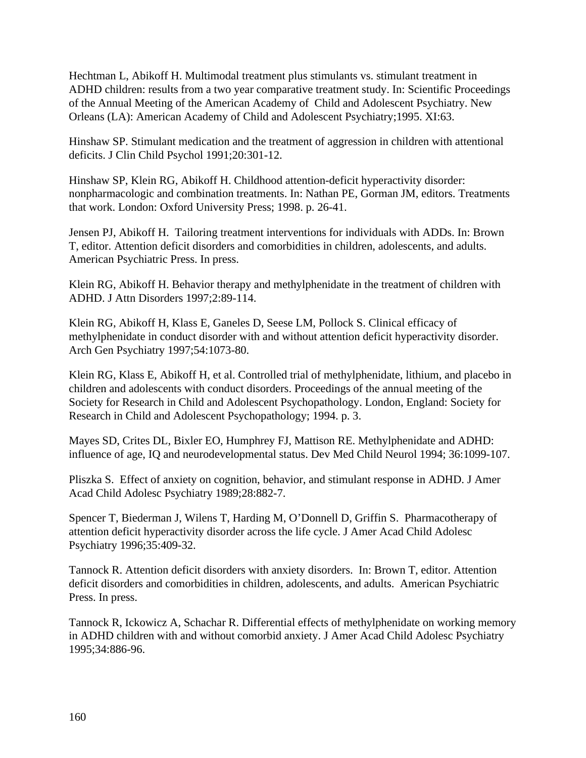Hechtman L, Abikoff H. Multimodal treatment plus stimulants vs. stimulant treatment in ADHD children: results from a two year comparative treatment study. In: Scientific Proceedings of the Annual Meeting of the American Academy of Child and Adolescent Psychiatry. New Orleans (LA): American Academy of Child and Adolescent Psychiatry;1995. XI:63.

Hinshaw SP. Stimulant medication and the treatment of aggression in children with attentional deficits. J Clin Child Psychol 1991;20:301-12.

Hinshaw SP, Klein RG, Abikoff H. Childhood attention-deficit hyperactivity disorder: nonpharmacologic and combination treatments. In: Nathan PE, Gorman JM, editors. Treatments that work. London: Oxford University Press; 1998. p. 26-41.

Jensen PJ, Abikoff H. Tailoring treatment interventions for individuals with ADDs. In: Brown T, editor. Attention deficit disorders and comorbidities in children, adolescents, and adults. American Psychiatric Press. In press.

Klein RG, Abikoff H. Behavior therapy and methylphenidate in the treatment of children with ADHD. J Attn Disorders 1997;2:89-114.

Klein RG, Abikoff H, Klass E, Ganeles D, Seese LM, Pollock S. Clinical efficacy of methylphenidate in conduct disorder with and without attention deficit hyperactivity disorder. Arch Gen Psychiatry 1997;54:1073-80.

Klein RG, Klass E, Abikoff H, et al. Controlled trial of methylphenidate, lithium, and placebo in children and adolescents with conduct disorders. Proceedings of the annual meeting of the Society for Research in Child and Adolescent Psychopathology. London, England: Society for Research in Child and Adolescent Psychopathology; 1994. p. 3.

Mayes SD, Crites DL, Bixler EO, Humphrey FJ, Mattison RE. Methylphenidate and ADHD: influence of age, IQ and neurodevelopmental status. Dev Med Child Neurol 1994; 36:1099-107.

Pliszka S. Effect of anxiety on cognition, behavior, and stimulant response in ADHD. J Amer Acad Child Adolesc Psychiatry 1989;28:882-7.

Spencer T, Biederman J, Wilens T, Harding M, O'Donnell D, Griffin S. Pharmacotherapy of attention deficit hyperactivity disorder across the life cycle. J Amer Acad Child Adolesc Psychiatry 1996;35:409-32.

Tannock R. Attention deficit disorders with anxiety disorders. In: Brown T, editor. Attention deficit disorders and comorbidities in children, adolescents, and adults. American Psychiatric Press. In press.

Tannock R, Ickowicz A, Schachar R. Differential effects of methylphenidate on working memory in ADHD children with and without comorbid anxiety. J Amer Acad Child Adolesc Psychiatry 1995;34:886-96.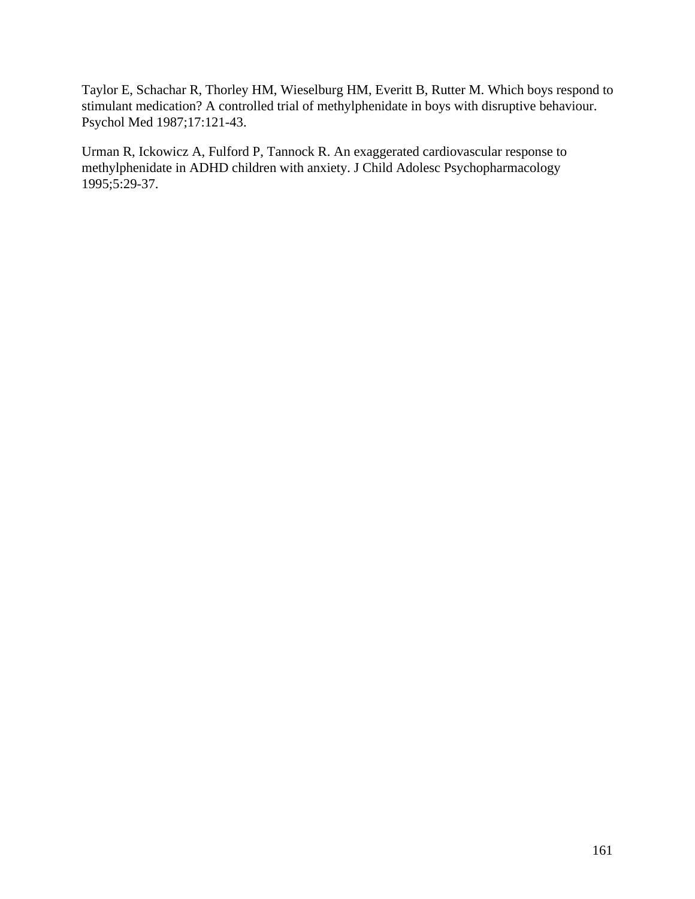Taylor E, Schachar R, Thorley HM, Wieselburg HM, Everitt B, Rutter M. Which boys respond to stimulant medication? A controlled trial of methylphenidate in boys with disruptive behaviour. Psychol Med 1987;17:121-43.

Urman R, Ickowicz A, Fulford P, Tannock R. An exaggerated cardiovascular response to methylphenidate in ADHD children with anxiety. J Child Adolesc Psychopharmacology 1995;5:29-37.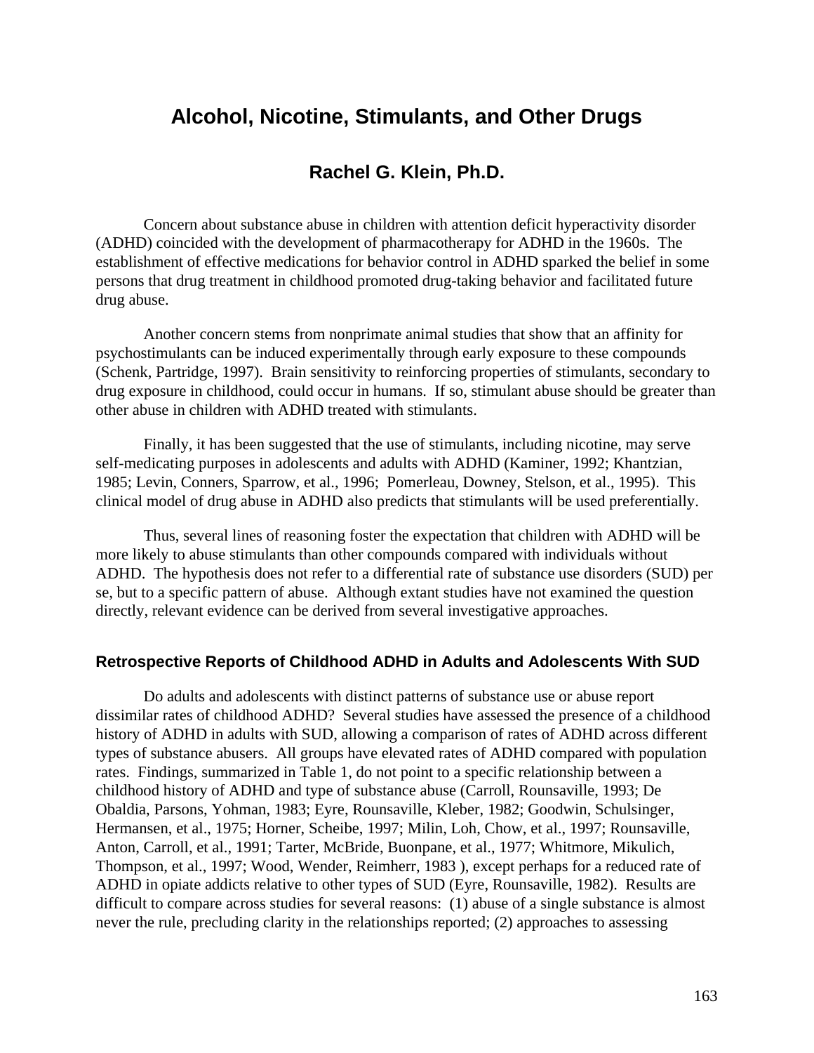# Alcohol, Nicotine, Stimulants, and Other Drugs

## Rachel G. Klein, Ph.D.

Concern about substance abuse in children with attention deficit hyperactivity disorder (ADHD) coincided with the development of pharmacotherapy for ADHD in the 1960s. The establishment of effective medications for behavior control in ADHD sparked the belief in some persons that drug treatment in childhood promoted drug-taking behavior and facilitated future drug abuse.

Another concern stems from nonprimate animal studies that show that an affinity for psychostimulants can be induced experimentally through early exposure to these compounds (Schenk, Partridge, 1997). Brain sensitivity to reinforcing properties of stimulants, secondary to drug exposure in childhood, could occur in humans. If so, stimulant abuse should be greater than other abuse in children with ADHD treated with stimulants.

Finally, it has been suggested that the use of stimulants, including nicotine, may serve self-medicating purposes in adolescents and adults with ADHD (Kaminer, 1992; Khantzian, 1985; Levin, Conners, Sparrow, et al., 1996; Pomerleau, Downey, Stelson, et al., 1995). This clinical model of drug abuse in ADHD also predicts that stimulants will be used preferentially.

Thus, several lines of reasoning foster the expectation that children with ADHD will be more likely to abuse stimulants than other compounds compared with individuals without ADHD. The hypothesis does not refer to a differential rate of substance use disorders (SUD) per se, but to a specific pattern of abuse. Although extant studies have not examined the question directly, relevant evidence can be derived from several investigative approaches.

### Retrospective Reports of Childhood ADHD in Adults and Adolescents With SUD

Do adults and adolescents with distinct patterns of substance use or abuse report dissimilar rates of childhood ADHD? Several studies have assessed the presence of a childhood history of ADHD in adults with SUD, allowing a comparison of rates of ADHD across different types of substance abusers. All groups have elevated rates of ADHD compared with population rates. Findings, summarized in Table 1, do not point to a specific relationship between a childhood history of ADHD and type of substance abuse (Carroll, Rounsaville, 1993; De Obaldia, Parsons, Yohman, 1983; Eyre, Rounsaville, Kleber, 1982; Goodwin, Schulsinger, Hermansen, et al., 1975; Horner, Scheibe, 1997; Milin, Loh, Chow, et al., 1997; Rounsaville, Anton, Carroll, et al., 1991; Tarter, McBride, Buonpane, et al., 1977; Whitmore, Mikulich, Thompson, et al., 1997; Wood, Wender, Reimherr, 1983 ), except perhaps for a reduced rate of ADHD in opiate addicts relative to other types of SUD (Eyre, Rounsaville, 1982). Results are difficult to compare across studies for several reasons: (1) abuse of a single substance is almost never the rule, precluding clarity in the relationships reported; (2) approaches to assessing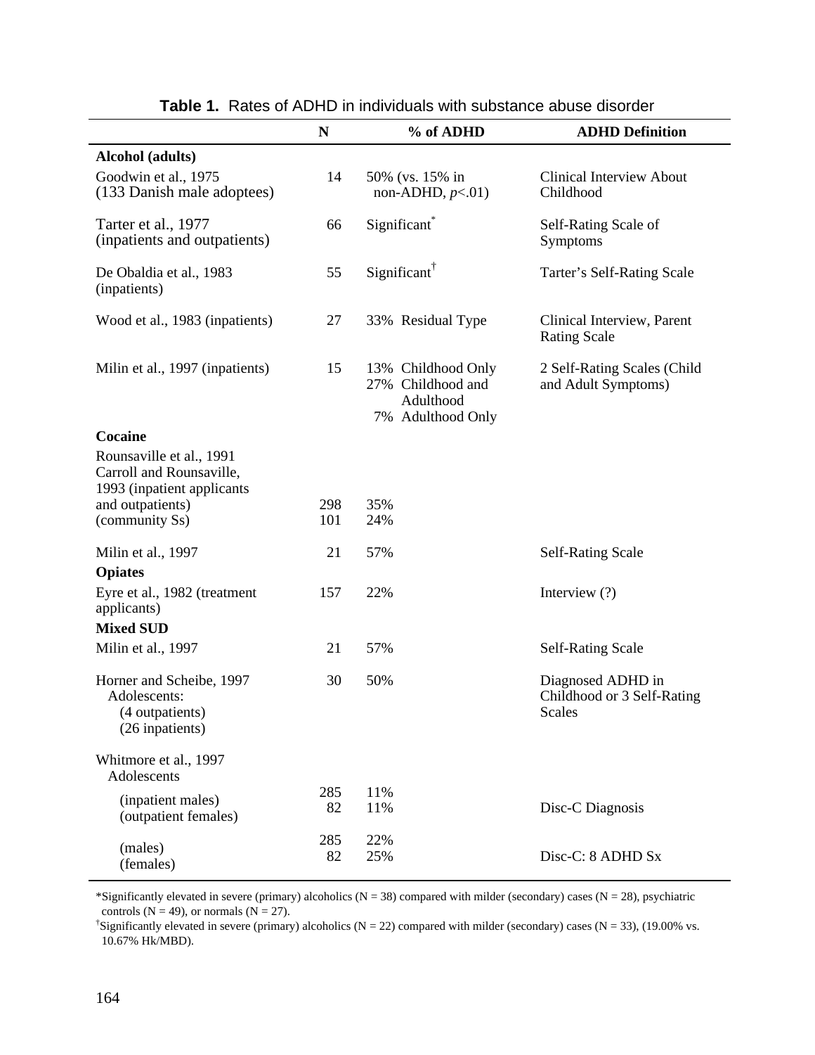**Table 1.** Rates of ADHD in individuals with substance abuse disorder

| | N | % of ADHD | ADHD Definition |
|---|---|---|---|
| **Alcohol (adults)** | | | |
| Goodwin et al., 1975 (133 Danish male adoptees) | 14 | 50% (vs. 15% in non-ADHD, *p*<.01) | Clinical Interview About Childhood |
| Tarter et al., 1977 (inpatients and outpatients) | 66 | Significant* | Self-Rating Scale of Symptoms |
| De Obaldia et al., 1983 (inpatients) | 55 | Significant† | Tarter's Self-Rating Scale |
| Wood et al., 1983 (inpatients) | 27 | 33% Residual Type | Clinical Interview, Parent Rating Scale |
| Milin et al., 1997 (inpatients) | 15 | 13% Childhood Only<br>27% Childhood and Adulthood<br>7% Adulthood Only | 2 Self-Rating Scales (Child and Adult Symptoms) |
| **Cocaine** | | | |
| Rounsaville et al., 1991 Carroll and Rounsaville, 1993 (inpatient applicants and outpatients) | 298 | 35% | |
| (community Ss) | 101 | 24% | |
| Milin et al., 1997 | 21 | 57% | Self-Rating Scale |
| **Opiates** | | | |
| Eyre et al., 1982 (treatment applicants) | 157 | 22% | Interview (?) |
| **Mixed SUD** | | | |
| Milin et al., 1997 | 21 | 57% | Self-Rating Scale |
| Horner and Scheibe, 1997 Adolescents: (4 outpatients) (26 inpatients) | 30 | 50% | Diagnosed ADHD in Childhood or 3 Self-Rating Scales |
| Whitmore et al., 1997 Adolescents | | | |
| (inpatient males) | 285 | 11% | |
| (outpatient females) | 82 | 11% | Disc-C Diagnosis |
| (males) | 285 | 22% | |
| (females) | 82 | 25% | Disc-C: 8 ADHD Sx |

*Significantly elevated in severe (primary) alcoholics (N = 38) compared with milder (secondary) cases (N = 28), psychiatric controls (N = 49), or normals (N = 27).

†Significantly elevated in severe (primary) alcoholics (N = 22) compared with milder (secondary) cases (N = 33), (19.00% vs. 10.67% Hk/MBD).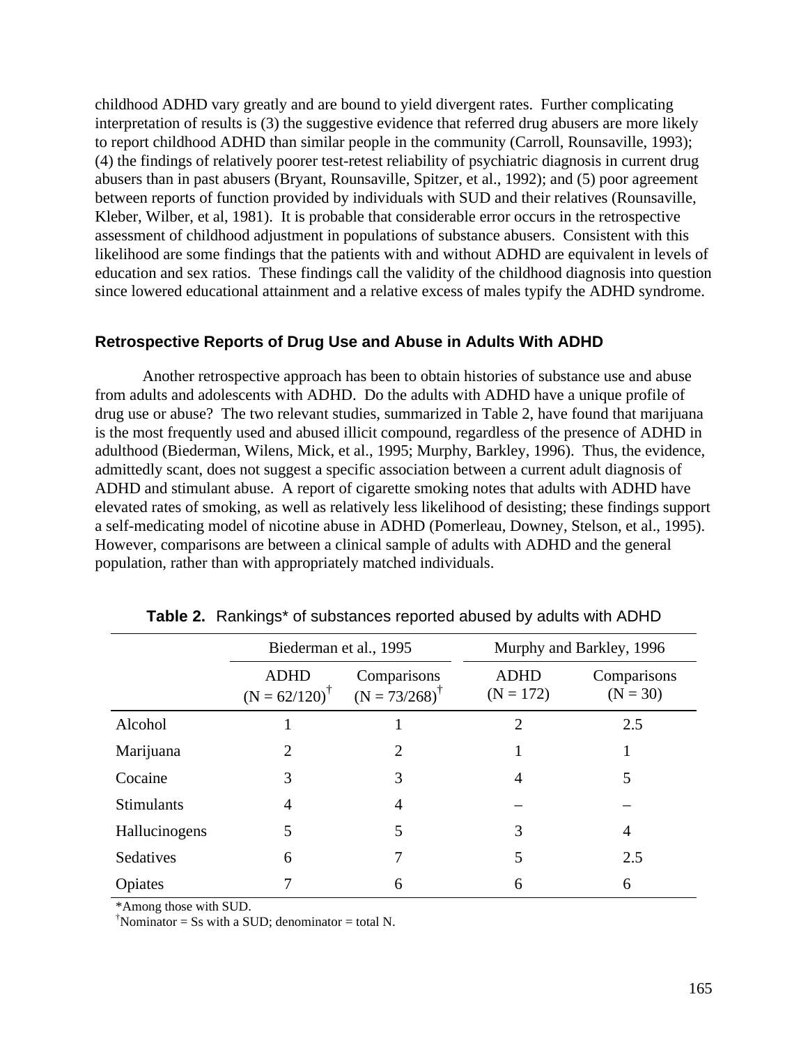childhood ADHD vary greatly and are bound to yield divergent rates. Further complicating interpretation of results is (3) the suggestive evidence that referred drug abusers are more likely to report childhood ADHD than similar people in the community (Carroll, Rounsaville, 1993); (4) the findings of relatively poorer test-retest reliability of psychiatric diagnosis in current drug abusers than in past abusers (Bryant, Rounsaville, Spitzer, et al., 1992); and (5) poor agreement between reports of function provided by individuals with SUD and their relatives (Rounsaville, Kleber, Wilber, et al, 1981). It is probable that considerable error occurs in the retrospective assessment of childhood adjustment in populations of substance abusers. Consistent with this likelihood are some findings that the patients with and without ADHD are equivalent in levels of education and sex ratios. These findings call the validity of the childhood diagnosis into question since lowered educational attainment and a relative excess of males typify the ADHD syndrome.

### Retrospective Reports of Drug Use and Abuse in Adults With ADHD

Another retrospective approach has been to obtain histories of substance use and abuse from adults and adolescents with ADHD. Do the adults with ADHD have a unique profile of drug use or abuse? The two relevant studies, summarized in Table 2, have found that marijuana is the most frequently used and abused illicit compound, regardless of the presence of ADHD in adulthood (Biederman, Wilens, Mick, et al., 1995; Murphy, Barkley, 1996). Thus, the evidence, admittedly scant, does not suggest a specific association between a current adult diagnosis of ADHD and stimulant abuse. A report of cigarette smoking notes that adults with ADHD have elevated rates of smoking, as well as relatively less likelihood of desisting; these findings support a self-medicating model of nicotine abuse in ADHD (Pomerleau, Downey, Stelson, et al., 1995). However, comparisons are between a clinical sample of adults with ADHD and the general population, rather than with appropriately matched individuals.

**Table 2.** Rankings* of substances reported abused by adults with ADHD

| | Biederman et al., 1995 | | Murphy and Barkley, 1996 | |
|---|---|---|---|---|
| | ADHD (N = 62/120)† | Comparisons (N = 73/268)† | ADHD (N = 172) | Comparisons (N = 30) |
| Alcohol | 1 | 1 | 2 | 2.5 |
| Marijuana | 2 | 2 | 1 | 1 |
| Cocaine | 3 | 3 | 4 | 5 |
| Stimulants | 4 | 4 | – | – |
| Hallucinogens | 5 | 5 | 3 | 4 |
| Sedatives | 6 | 7 | 5 | 2.5 |
| Opiates | 7 | 6 | 6 | 6 |

*Among those with SUD.
†Nominator = Ss with a SUD; denominator = total N.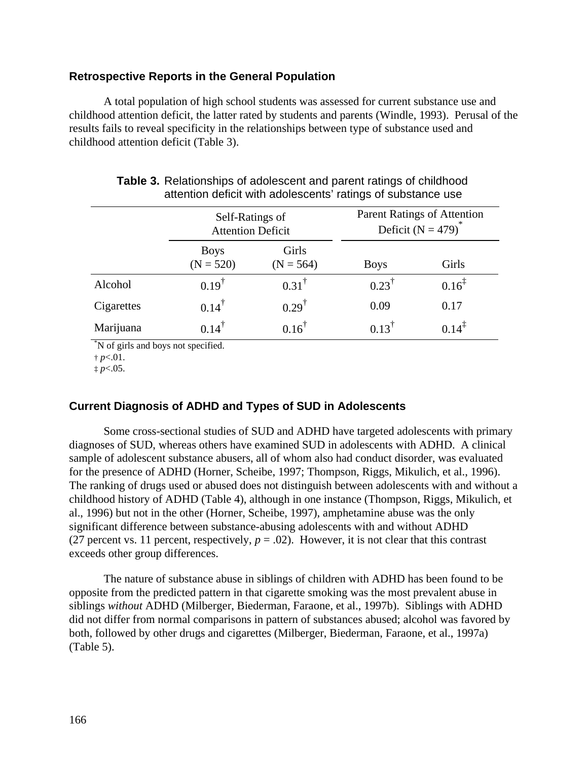### Retrospective Reports in the General Population

A total population of high school students was assessed for current substance use and childhood attention deficit, the latter rated by students and parents (Windle, 1993). Perusal of the results fails to reveal specificity in the relationships between type of substance used and childhood attention deficit (Table 3).

**Table 3.** Relationships of adolescent and parent ratings of childhood attention deficit with adolescents' ratings of substance use

| | Self-Ratings of Attention Deficit | | Parent Ratings of Attention Deficit (N = 479)* | |
|---|---|---|---|---|
| | Boys (N = 520) | Girls (N = 564) | Boys | Girls |
| Alcohol | 0.19† | 0.31† | 0.23† | 0.16‡ |
| Cigarettes | 0.14† | 0.29† | 0.09 | 0.17 |
| Marijuana | 0.14† | 0.16† | 0.13† | 0.14‡ |

*N of girls and boys not specified.
† $p<.01$.
‡ $p<.05$.

### Current Diagnosis of ADHD and Types of SUD in Adolescents

Some cross-sectional studies of SUD and ADHD have targeted adolescents with primary diagnoses of SUD, whereas others have examined SUD in adolescents with ADHD. A clinical sample of adolescent substance abusers, all of whom also had conduct disorder, was evaluated for the presence of ADHD (Horner, Scheibe, 1997; Thompson, Riggs, Mikulich, et al., 1996). The ranking of drugs used or abused does not distinguish between adolescents with and without a childhood history of ADHD (Table 4), although in one instance (Thompson, Riggs, Mikulich, et al., 1996) but not in the other (Horner, Scheibe, 1997), amphetamine abuse was the only significant difference between substance-abusing adolescents with and without ADHD (27 percent vs. 11 percent, respectively, $p = .02$). However, it is not clear that this contrast exceeds other group differences.

The nature of substance abuse in siblings of children with ADHD has been found to be opposite from the predicted pattern in that cigarette smoking was the most prevalent abuse in siblings *without* ADHD (Milberger, Biederman, Faraone, et al., 1997b). Siblings with ADHD did not differ from normal comparisons in pattern of substances abused; alcohol was favored by both, followed by other drugs and cigarettes (Milberger, Biederman, Faraone, et al., 1997a) (Table 5).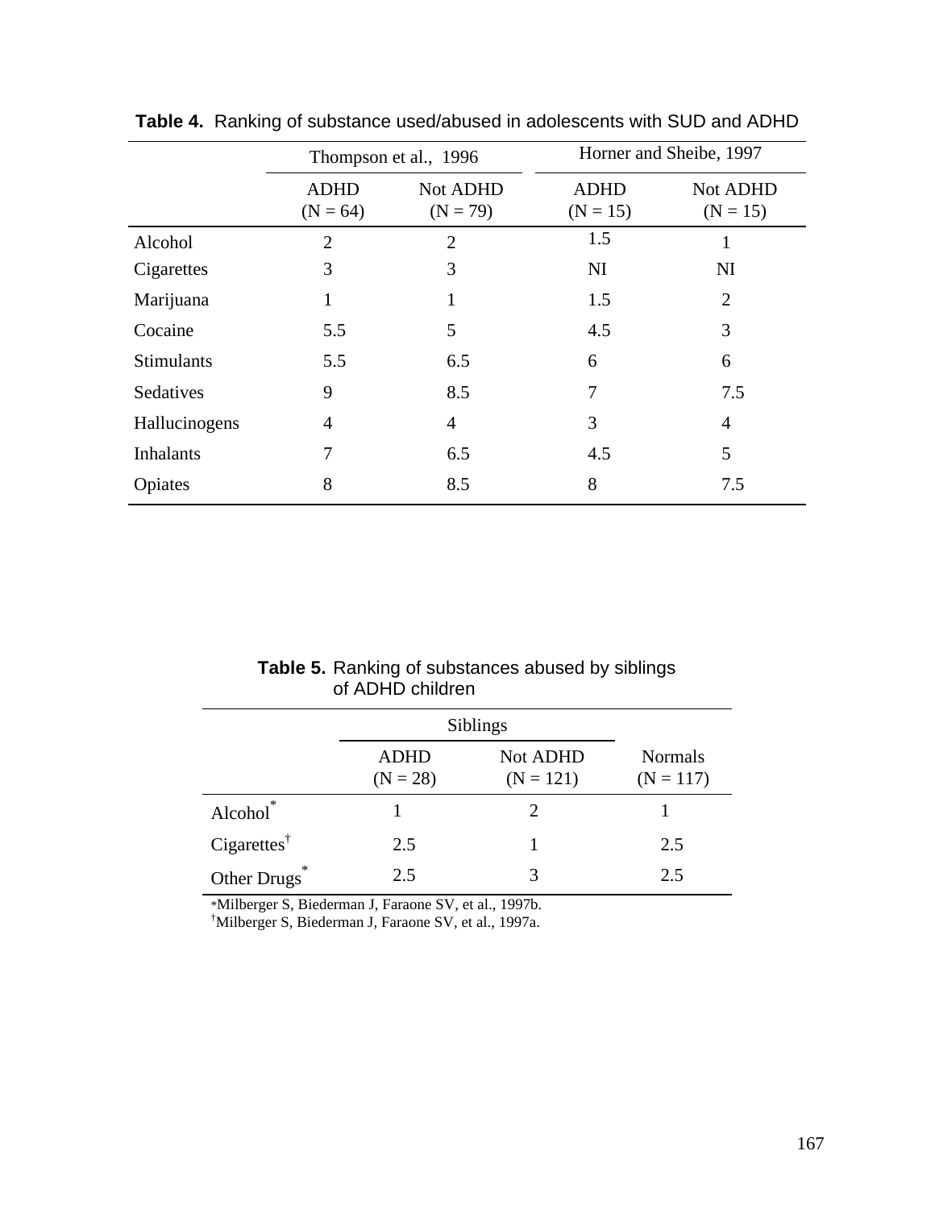**Table 4.** Ranking of substance used/abused in adolescents with SUD and ADHD

| | Thompson et al., 1996 | | Horner and Sheibe, 1997 | |
|---|---|---|---|---|
| | ADHD (N = 64) | Not ADHD (N = 79) | ADHD (N = 15) | Not ADHD (N = 15) |
| Alcohol | 2 | 2 | 1.5 | 1 |
| Cigarettes | 3 | 3 | NI | NI |
| Marijuana | 1 | 1 | 1.5 | 2 |
| Cocaine | 5.5 | 5 | 4.5 | 3 |
| Stimulants | 5.5 | 6.5 | 6 | 6 |
| Sedatives | 9 | 8.5 | 7 | 7.5 |
| Hallucinogens | 4 | 4 | 3 | 4 |
| Inhalants | 7 | 6.5 | 4.5 | 5 |
| Opiates | 8 | 8.5 | 8 | 7.5 |

**Table 5.** Ranking of substances abused by siblings of ADHD children

| | Siblings | | |
|---|---|---|---|
| | ADHD (N = 28) | Not ADHD (N = 121) | Normals (N = 117) |
| Alcohol* | 1 | 2 | 1 |
| Cigarettes† | 2.5 | 1 | 2.5 |
| Other Drugs* | 2.5 | 3 | 2.5 |

*Milberger S, Biederman J, Faraone SV, et al., 1997b.
†Milberger S, Biederman J, Faraone SV, et al., 1997a.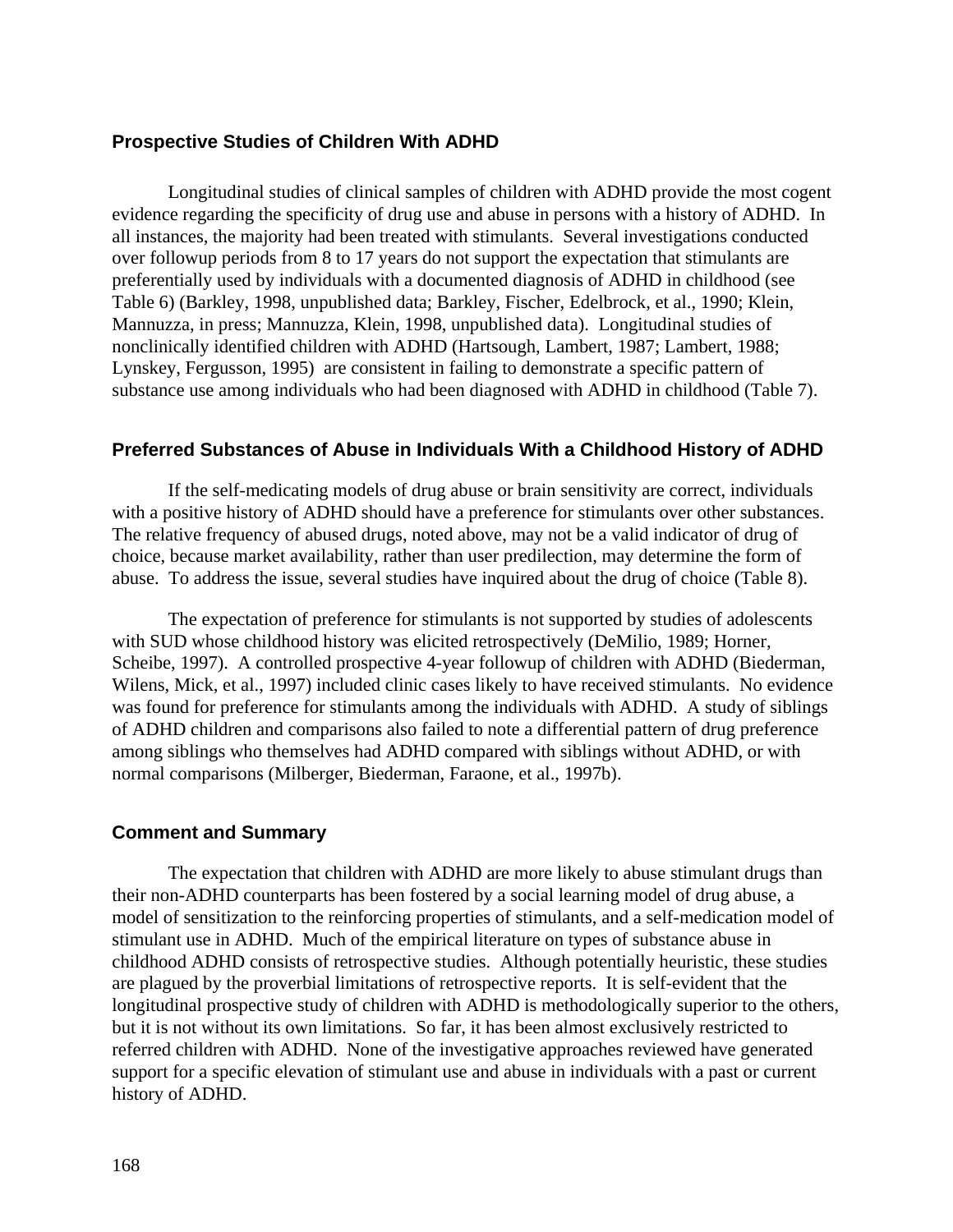### Prospective Studies of Children With ADHD

Longitudinal studies of clinical samples of children with ADHD provide the most cogent evidence regarding the specificity of drug use and abuse in persons with a history of ADHD. In all instances, the majority had been treated with stimulants. Several investigations conducted over followup periods from 8 to 17 years do not support the expectation that stimulants are preferentially used by individuals with a documented diagnosis of ADHD in childhood (see Table 6) (Barkley, 1998, unpublished data; Barkley, Fischer, Edelbrock, et al., 1990; Klein, Mannuzza, in press; Mannuzza, Klein, 1998, unpublished data). Longitudinal studies of nonclinically identified children with ADHD (Hartsough, Lambert, 1987; Lambert, 1988; Lynskey, Fergusson, 1995) are consistent in failing to demonstrate a specific pattern of substance use among individuals who had been diagnosed with ADHD in childhood (Table 7).

### Preferred Substances of Abuse in Individuals With a Childhood History of ADHD

If the self-medicating models of drug abuse or brain sensitivity are correct, individuals with a positive history of ADHD should have a preference for stimulants over other substances. The relative frequency of abused drugs, noted above, may not be a valid indicator of drug of choice, because market availability, rather than user predilection, may determine the form of abuse. To address the issue, several studies have inquired about the drug of choice (Table 8).

The expectation of preference for stimulants is not supported by studies of adolescents with SUD whose childhood history was elicited retrospectively (DeMilio, 1989; Horner, Scheibe, 1997). A controlled prospective 4-year followup of children with ADHD (Biederman, Wilens, Mick, et al., 1997) included clinic cases likely to have received stimulants. No evidence was found for preference for stimulants among the individuals with ADHD. A study of siblings of ADHD children and comparisons also failed to note a differential pattern of drug preference among siblings who themselves had ADHD compared with siblings without ADHD, or with normal comparisons (Milberger, Biederman, Faraone, et al., 1997b).

### Comment and Summary

The expectation that children with ADHD are more likely to abuse stimulant drugs than their non-ADHD counterparts has been fostered by a social learning model of drug abuse, a model of sensitization to the reinforcing properties of stimulants, and a self-medication model of stimulant use in ADHD. Much of the empirical literature on types of substance abuse in childhood ADHD consists of retrospective studies. Although potentially heuristic, these studies are plagued by the proverbial limitations of retrospective reports. It is self-evident that the longitudinal prospective study of children with ADHD is methodologically superior to the others, but it is not without its own limitations. So far, it has been almost exclusively restricted to referred children with ADHD. None of the investigative approaches reviewed have generated support for a specific elevation of stimulant use and abuse in individuals with a past or current history of ADHD.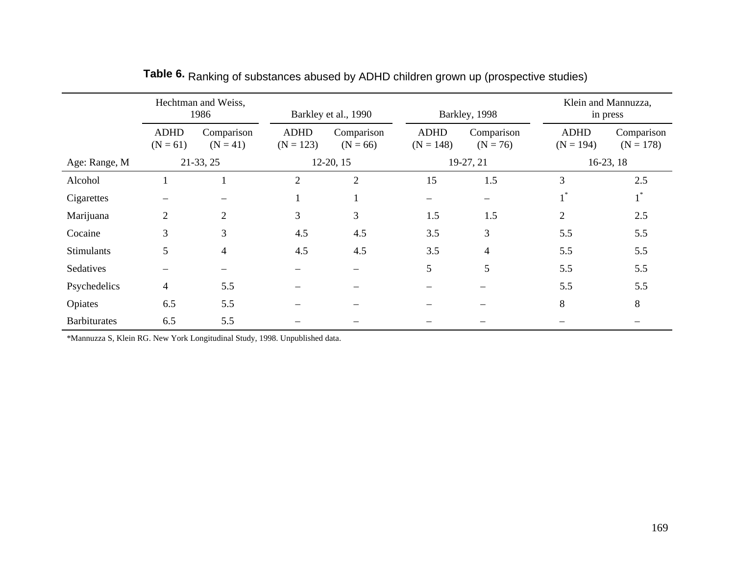**Table 6.** Ranking of substances abused by ADHD children grown up (prospective studies)

| | Hechtman and Weiss, 1986 | | Barkley et al., 1990 | | Barkley, 1998 | | Klein and Mannuzza, in press | |
|---|---|---|---|---|---|---|---|---|
| | ADHD (N = 61) | Comparison (N = 41) | ADHD (N = 123) | Comparison (N = 66) | ADHD (N = 148) | Comparison (N = 76) | ADHD (N = 194) | Comparison (N = 178) |
| Age: Range, M | 21-33, 25 | | 12-20, 15 | | 19-27, 21 | | 16-23, 18 | |
| Alcohol | 1 | 1 | 2 | 2 | 15 | 1.5 | 3 | 2.5 |
| Cigarettes | – | – | 1 | 1 | – | – | 1* | 1* |
| Marijuana | 2 | 2 | 3 | 3 | 1.5 | 1.5 | 2 | 2.5 |
| Cocaine | 3 | 3 | 4.5 | 4.5 | 3.5 | 3 | 5.5 | 5.5 |
| Stimulants | 5 | 4 | 4.5 | 4.5 | 3.5 | 4 | 5.5 | 5.5 |
| Sedatives | – | – | – | – | 5 | 5 | 5.5 | 5.5 |
| Psychedelics | 4 | 5.5 | – | – | – | – | 5.5 | 5.5 |
| Opiates | 6.5 | 5.5 | – | – | – | – | 8 | 8 |
| Barbiturates | 6.5 | 5.5 | – | – | – | – | – | – |

*Mannuzza S, Klein RG. New York Longitudinal Study, 1998. Unpublished data.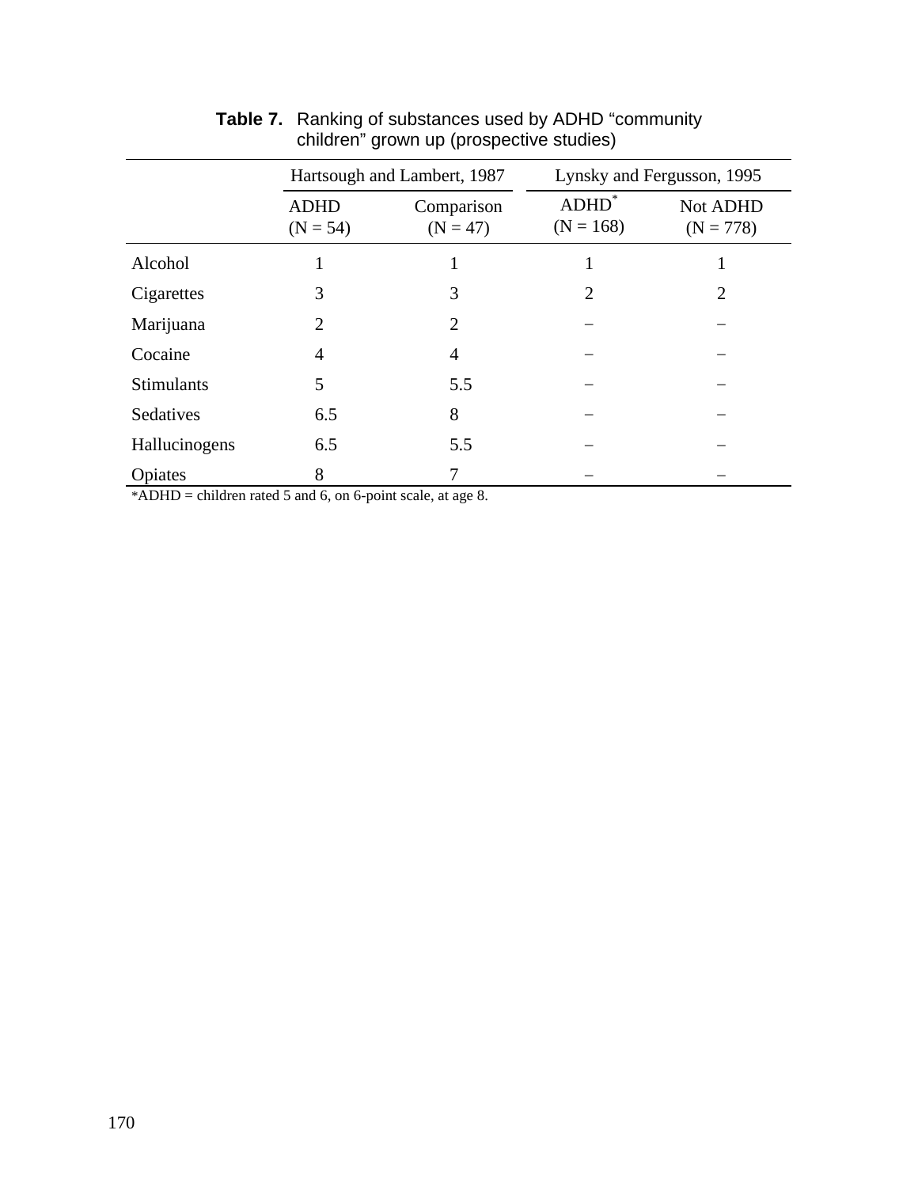**Table 7.** Ranking of substances used by ADHD "community children" grown up (prospective studies)

| | Hartsough and Lambert, 1987 | | Lynsky and Fergusson, 1995 | |
|---|---|---|---|---|
| | ADHD (N = 54) | Comparison (N = 47) | ADHD* (N = 168) | Not ADHD (N = 778) |
| Alcohol | 1 | 1 | 1 | 1 |
| Cigarettes | 3 | 3 | 2 | 2 |
| Marijuana | 2 | 2 | – | – |
| Cocaine | 4 | 4 | – | – |
| Stimulants | 5 | 5.5 | – | – |
| Sedatives | 6.5 | 8 | – | – |
| Hallucinogens | 6.5 | 5.5 | – | – |
| Opiates | 8 | 7 | – | – |

*ADHD = children rated 5 and 6, on 6-point scale, at age 8.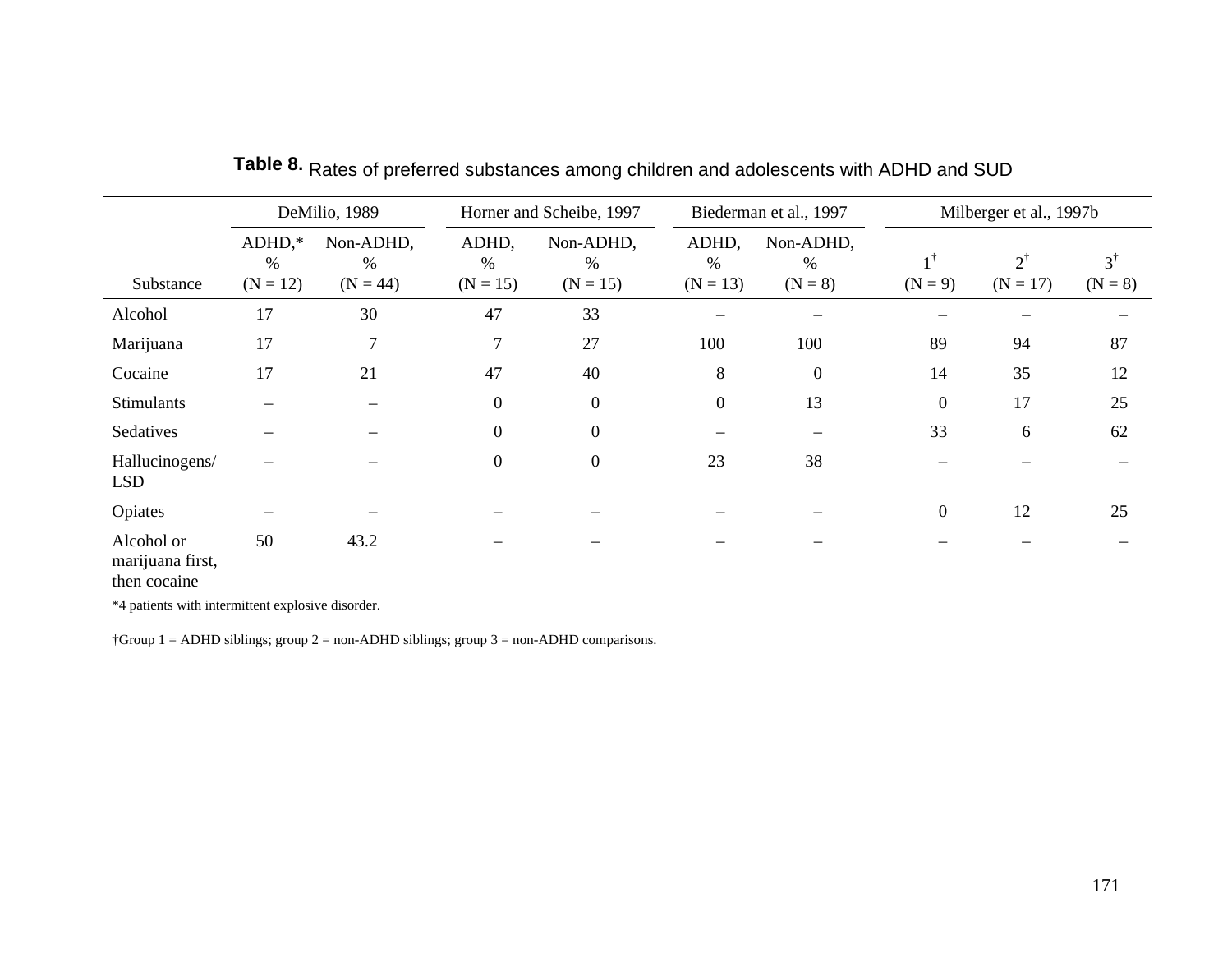**Table 8.** Rates of preferred substances among children and adolescents with ADHD and SUD

| | DeMilio, 1989 | | Horner and Scheibe, 1997 | | Biederman et al., 1997 | | Milberger et al., 1997b | | |
|---|---|---|---|---|---|---|---|---|---|
| Substance | ADHD,* % (N = 12) | Non-ADHD, % (N = 44) | ADHD, % (N = 15) | Non-ADHD, % (N = 15) | ADHD, % (N = 13) | Non-ADHD, % (N = 8) | 1† (N = 9) | 2† (N = 17) | 3† (N = 8) |
| Alcohol | 17 | 30 | 47 | 33 | – | – | – | – | – |
| Marijuana | 17 | 7 | 7 | 27 | 100 | 100 | 89 | 94 | 87 |
| Cocaine | 17 | 21 | 47 | 40 | 8 | 0 | 14 | 35 | 12 |
| Stimulants | – | – | 0 | 0 | 0 | 13 | 0 | 17 | 25 |
| Sedatives | – | – | 0 | 0 | – | – | 33 | 6 | 62 |
| Hallucinogens/ LSD | – | – | 0 | 0 | 23 | 38 | – | – | – |
| Opiates | – | – | – | – | – | – | 0 | 12 | 25 |
| Alcohol or marijuana first, then cocaine | 50 | 43.2 | – | – | – | – | – | – | – |

*4 patients with intermittent explosive disorder.

†Group 1 = ADHD siblings; group 2 = non-ADHD siblings; group 3 = non-ADHD comparisons.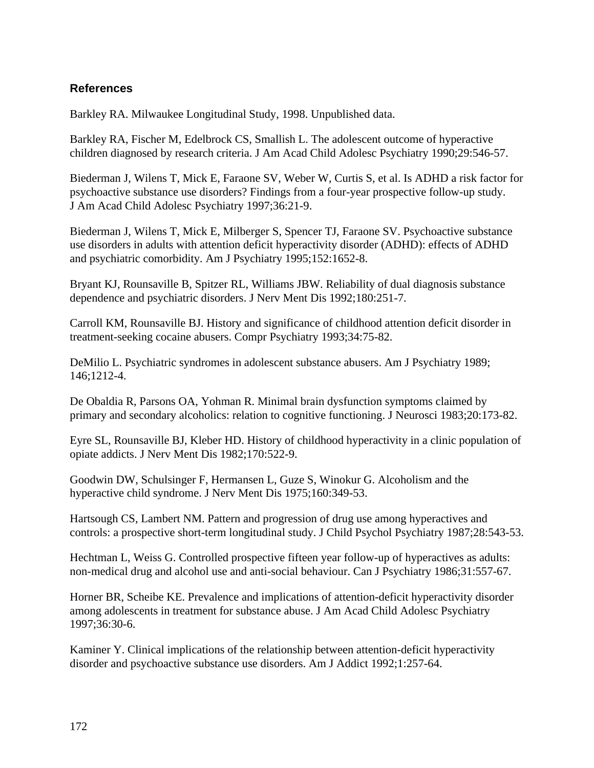## References

Barkley RA. Milwaukee Longitudinal Study, 1998. Unpublished data.

Barkley RA, Fischer M, Edelbrock CS, Smallish L. The adolescent outcome of hyperactive children diagnosed by research criteria. J Am Acad Child Adolesc Psychiatry 1990;29:546-57.

Biederman J, Wilens T, Mick E, Faraone SV, Weber W, Curtis S, et al. Is ADHD a risk factor for psychoactive substance use disorders? Findings from a four-year prospective follow-up study. J Am Acad Child Adolesc Psychiatry 1997;36:21-9.

Biederman J, Wilens T, Mick E, Milberger S, Spencer TJ, Faraone SV. Psychoactive substance use disorders in adults with attention deficit hyperactivity disorder (ADHD): effects of ADHD and psychiatric comorbidity. Am J Psychiatry 1995;152:1652-8.

Bryant KJ, Rounsaville B, Spitzer RL, Williams JBW. Reliability of dual diagnosis substance dependence and psychiatric disorders. J Nerv Ment Dis 1992;180:251-7.

Carroll KM, Rounsaville BJ. History and significance of childhood attention deficit disorder in treatment-seeking cocaine abusers. Compr Psychiatry 1993;34:75-82.

DeMilio L. Psychiatric syndromes in adolescent substance abusers. Am J Psychiatry 1989; 146;1212-4.

De Obaldia R, Parsons OA, Yohman R. Minimal brain dysfunction symptoms claimed by primary and secondary alcoholics: relation to cognitive functioning. J Neurosci 1983;20:173-82.

Eyre SL, Rounsaville BJ, Kleber HD. History of childhood hyperactivity in a clinic population of opiate addicts. J Nerv Ment Dis 1982;170:522-9.

Goodwin DW, Schulsinger F, Hermansen L, Guze S, Winokur G. Alcoholism and the hyperactive child syndrome. J Nerv Ment Dis 1975;160:349-53.

Hartsough CS, Lambert NM. Pattern and progression of drug use among hyperactives and controls: a prospective short-term longitudinal study. J Child Psychol Psychiatry 1987;28:543-53.

Hechtman L, Weiss G. Controlled prospective fifteen year follow-up of hyperactives as adults: non-medical drug and alcohol use and anti-social behaviour. Can J Psychiatry 1986;31:557-67.

Horner BR, Scheibe KE. Prevalence and implications of attention-deficit hyperactivity disorder among adolescents in treatment for substance abuse. J Am Acad Child Adolesc Psychiatry 1997;36:30-6.

Kaminer Y. Clinical implications of the relationship between attention-deficit hyperactivity disorder and psychoactive substance use disorders. Am J Addict 1992;1:257-64.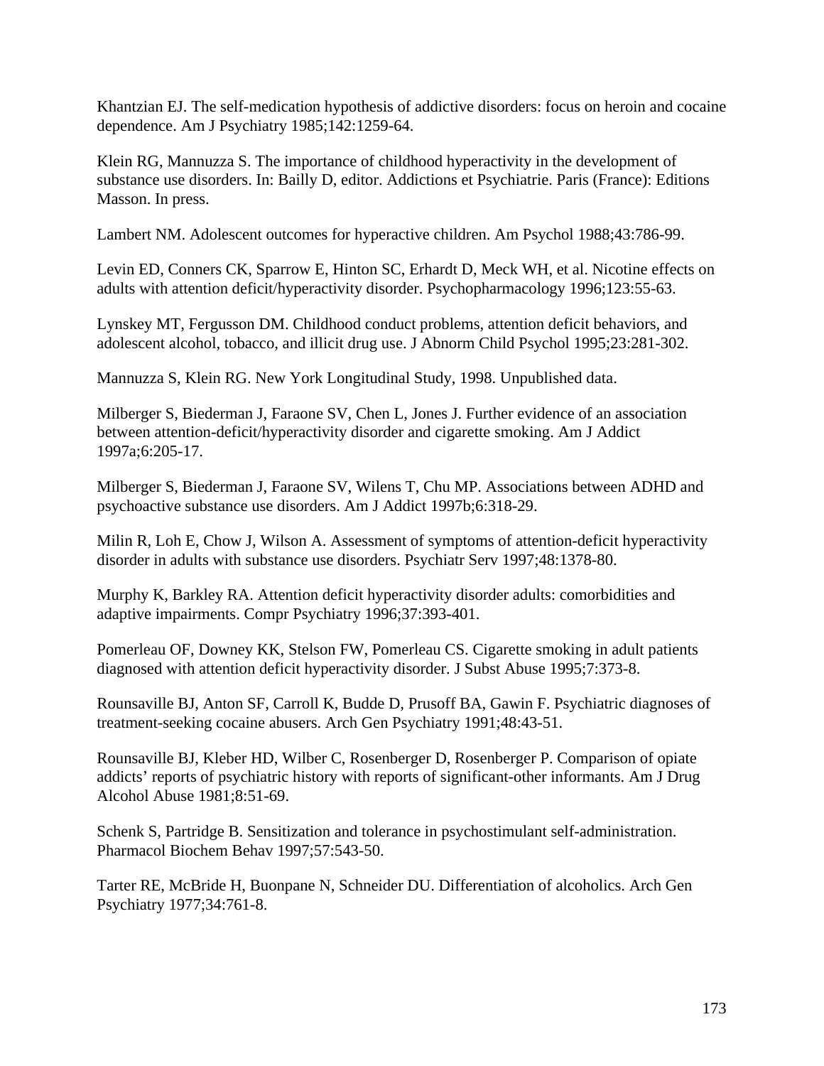Khantzian EJ. The self-medication hypothesis of addictive disorders: focus on heroin and cocaine dependence. Am J Psychiatry 1985;142:1259-64.

Klein RG, Mannuzza S. The importance of childhood hyperactivity in the development of substance use disorders. In: Bailly D, editor. Addictions et Psychiatrie. Paris (France): Editions Masson. In press.

Lambert NM. Adolescent outcomes for hyperactive children. Am Psychol 1988;43:786-99.

Levin ED, Conners CK, Sparrow E, Hinton SC, Erhardt D, Meck WH, et al. Nicotine effects on adults with attention deficit/hyperactivity disorder. Psychopharmacology 1996;123:55-63.

Lynskey MT, Fergusson DM. Childhood conduct problems, attention deficit behaviors, and adolescent alcohol, tobacco, and illicit drug use. J Abnorm Child Psychol 1995;23:281-302.

Mannuzza S, Klein RG. New York Longitudinal Study, 1998. Unpublished data.

Milberger S, Biederman J, Faraone SV, Chen L, Jones J. Further evidence of an association between attention-deficit/hyperactivity disorder and cigarette smoking. Am J Addict 1997a;6:205-17.

Milberger S, Biederman J, Faraone SV, Wilens T, Chu MP. Associations between ADHD and psychoactive substance use disorders. Am J Addict 1997b;6:318-29.

Milin R, Loh E, Chow J, Wilson A. Assessment of symptoms of attention-deficit hyperactivity disorder in adults with substance use disorders. Psychiatr Serv 1997;48:1378-80.

Murphy K, Barkley RA. Attention deficit hyperactivity disorder adults: comorbidities and adaptive impairments. Compr Psychiatry 1996;37:393-401.

Pomerleau OF, Downey KK, Stelson FW, Pomerleau CS. Cigarette smoking in adult patients diagnosed with attention deficit hyperactivity disorder. J Subst Abuse 1995;7:373-8.

Rounsaville BJ, Anton SF, Carroll K, Budde D, Prusoff BA, Gawin F. Psychiatric diagnoses of treatment-seeking cocaine abusers. Arch Gen Psychiatry 1991;48:43-51.

Rounsaville BJ, Kleber HD, Wilber C, Rosenberger D, Rosenberger P. Comparison of opiate addicts' reports of psychiatric history with reports of significant-other informants. Am J Drug Alcohol Abuse 1981;8:51-69.

Schenk S, Partridge B. Sensitization and tolerance in psychostimulant self-administration. Pharmacol Biochem Behav 1997;57:543-50.

Tarter RE, McBride H, Buonpane N, Schneider DU. Differentiation of alcoholics. Arch Gen Psychiatry 1977;34:761-8.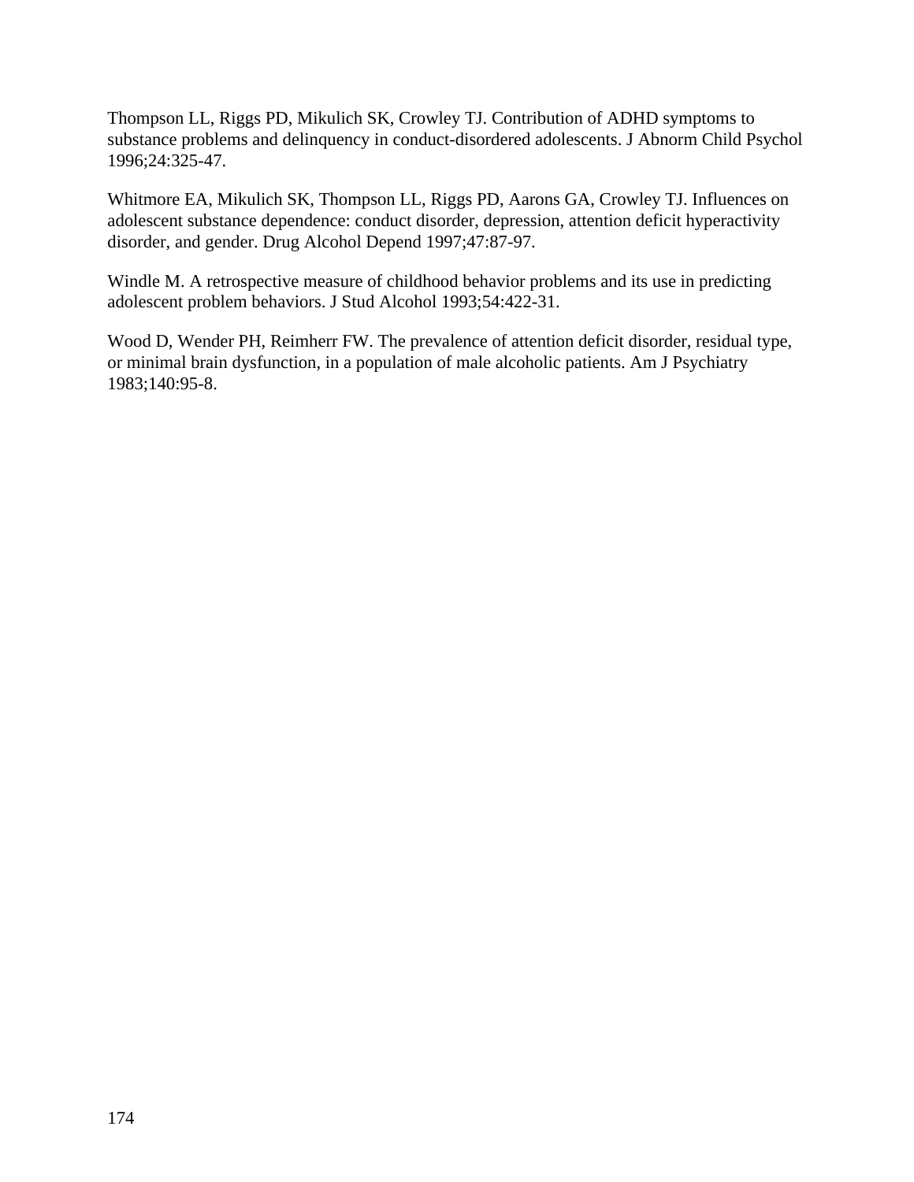Thompson LL, Riggs PD, Mikulich SK, Crowley TJ. Contribution of ADHD symptoms to substance problems and delinquency in conduct-disordered adolescents. J Abnorm Child Psychol 1996;24:325-47.

Whitmore EA, Mikulich SK, Thompson LL, Riggs PD, Aarons GA, Crowley TJ. Influences on adolescent substance dependence: conduct disorder, depression, attention deficit hyperactivity disorder, and gender. Drug Alcohol Depend 1997;47:87-97.

Windle M. A retrospective measure of childhood behavior problems and its use in predicting adolescent problem behaviors. J Stud Alcohol 1993;54:422-31.

Wood D, Wender PH, Reimherr FW. The prevalence of attention deficit disorder, residual type, or minimal brain dysfunction, in a population of male alcoholic patients. Am J Psychiatry 1983;140:95-8.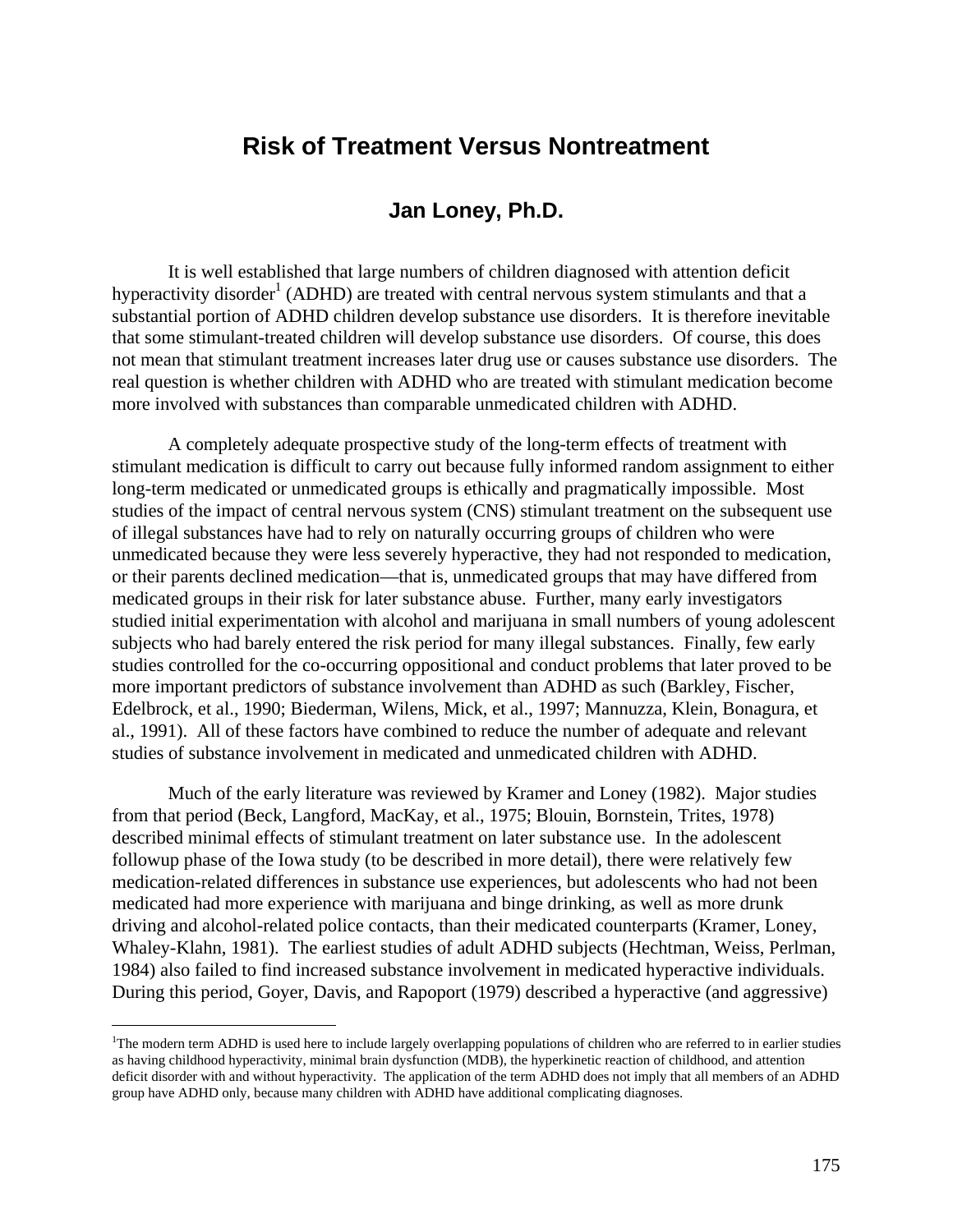# Risk of Treatment Versus Nontreatment

## Jan Loney, Ph.D.

It is well established that large numbers of children diagnosed with attention deficit hyperactivity disorder[1] (ADHD) are treated with central nervous system stimulants and that a substantial portion of ADHD children develop substance use disorders. It is therefore inevitable that some stimulant-treated children will develop substance use disorders. Of course, this does not mean that stimulant treatment increases later drug use or causes substance use disorders. The real question is whether children with ADHD who are treated with stimulant medication become more involved with substances than comparable unmedicated children with ADHD.

A completely adequate prospective study of the long-term effects of treatment with stimulant medication is difficult to carry out because fully informed random assignment to either long-term medicated or unmedicated groups is ethically and pragmatically impossible. Most studies of the impact of central nervous system (CNS) stimulant treatment on the subsequent use of illegal substances have had to rely on naturally occurring groups of children who were unmedicated because they were less severely hyperactive, they had not responded to medication, or their parents declined medication—that is, unmedicated groups that may have differed from medicated groups in their risk for later substance abuse. Further, many early investigators studied initial experimentation with alcohol and marijuana in small numbers of young adolescent subjects who had barely entered the risk period for many illegal substances. Finally, few early studies controlled for the co-occurring oppositional and conduct problems that later proved to be more important predictors of substance involvement than ADHD as such (Barkley, Fischer, Edelbrock, et al., 1990; Biederman, Wilens, Mick, et al., 1997; Mannuzza, Klein, Bonagura, et al., 1991). All of these factors have combined to reduce the number of adequate and relevant studies of substance involvement in medicated and unmedicated children with ADHD.

Much of the early literature was reviewed by Kramer and Loney (1982). Major studies from that period (Beck, Langford, MacKay, et al., 1975; Blouin, Bornstein, Trites, 1978) described minimal effects of stimulant treatment on later substance use. In the adolescent followup phase of the Iowa study (to be described in more detail), there were relatively few medication-related differences in substance use experiences, but adolescents who had not been medicated had more experience with marijuana and binge drinking, as well as more drunk driving and alcohol-related police contacts, than their medicated counterparts (Kramer, Loney, Whaley-Klahn, 1981). The earliest studies of adult ADHD subjects (Hechtman, Weiss, Perlman, 1984) also failed to find increased substance involvement in medicated hyperactive individuals. During this period, Goyer, Davis, and Rapoport (1979) described a hyperactive (and aggressive)

---

[1]The modern term ADHD is used here to include largely overlapping populations of children who are referred to in earlier studies as having childhood hyperactivity, minimal brain dysfunction (MDB), the hyperkinetic reaction of childhood, and attention deficit disorder with and without hyperactivity. The application of the term ADHD does not imply that all members of an ADHD group have ADHD only, because many children with ADHD have additional complicating diagnoses.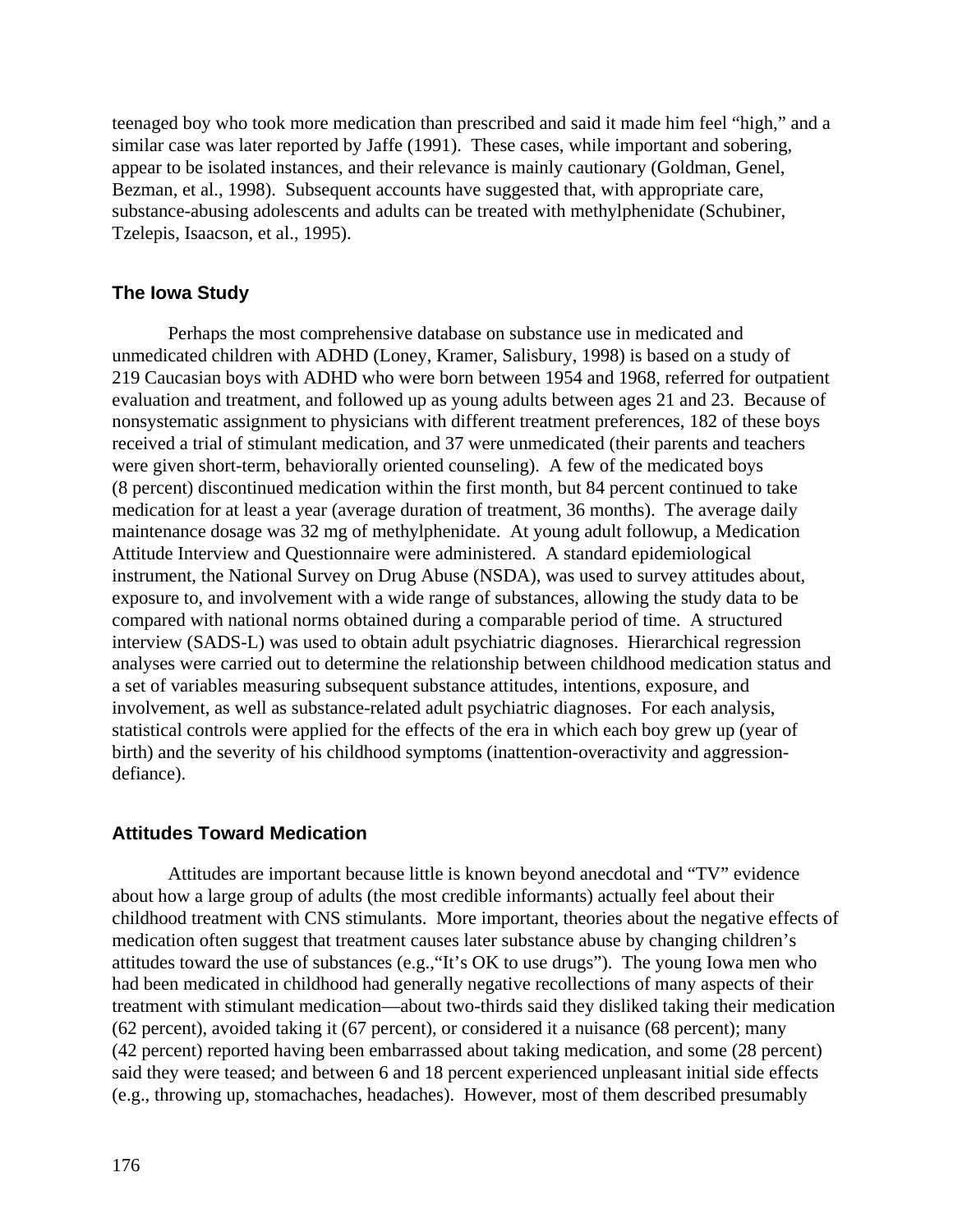teenaged boy who took more medication than prescribed and said it made him feel "high," and a similar case was later reported by Jaffe (1991). These cases, while important and sobering, appear to be isolated instances, and their relevance is mainly cautionary (Goldman, Genel, Bezman, et al., 1998). Subsequent accounts have suggested that, with appropriate care, substance-abusing adolescents and adults can be treated with methylphenidate (Schubiner, Tzelepis, Isaacson, et al., 1995).

## The Iowa Study

Perhaps the most comprehensive database on substance use in medicated and unmedicated children with ADHD (Loney, Kramer, Salisbury, 1998) is based on a study of 219 Caucasian boys with ADHD who were born between 1954 and 1968, referred for outpatient evaluation and treatment, and followed up as young adults between ages 21 and 23. Because of nonsystematic assignment to physicians with different treatment preferences, 182 of these boys received a trial of stimulant medication, and 37 were unmedicated (their parents and teachers were given short-term, behaviorally oriented counseling). A few of the medicated boys (8 percent) discontinued medication within the first month, but 84 percent continued to take medication for at least a year (average duration of treatment, 36 months). The average daily maintenance dosage was 32 mg of methylphenidate. At young adult followup, a Medication Attitude Interview and Questionnaire were administered. A standard epidemiological instrument, the National Survey on Drug Abuse (NSDA), was used to survey attitudes about, exposure to, and involvement with a wide range of substances, allowing the study data to be compared with national norms obtained during a comparable period of time. A structured interview (SADS-L) was used to obtain adult psychiatric diagnoses. Hierarchical regression analyses were carried out to determine the relationship between childhood medication status and a set of variables measuring subsequent substance attitudes, intentions, exposure, and involvement, as well as substance-related adult psychiatric diagnoses. For each analysis, statistical controls were applied for the effects of the era in which each boy grew up (year of birth) and the severity of his childhood symptoms (inattention-overactivity and aggression-defiance).

## Attitudes Toward Medication

Attitudes are important because little is known beyond anecdotal and "TV" evidence about how a large group of adults (the most credible informants) actually feel about their childhood treatment with CNS stimulants. More important, theories about the negative effects of medication often suggest that treatment causes later substance abuse by changing children's attitudes toward the use of substances (e.g.,"It's OK to use drugs"). The young Iowa men who had been medicated in childhood had generally negative recollections of many aspects of their treatment with stimulant medication—about two-thirds said they disliked taking their medication (62 percent), avoided taking it (67 percent), or considered it a nuisance (68 percent); many (42 percent) reported having been embarrassed about taking medication, and some (28 percent) said they were teased; and between 6 and 18 percent experienced unpleasant initial side effects (e.g., throwing up, stomachaches, headaches). However, most of them described presumably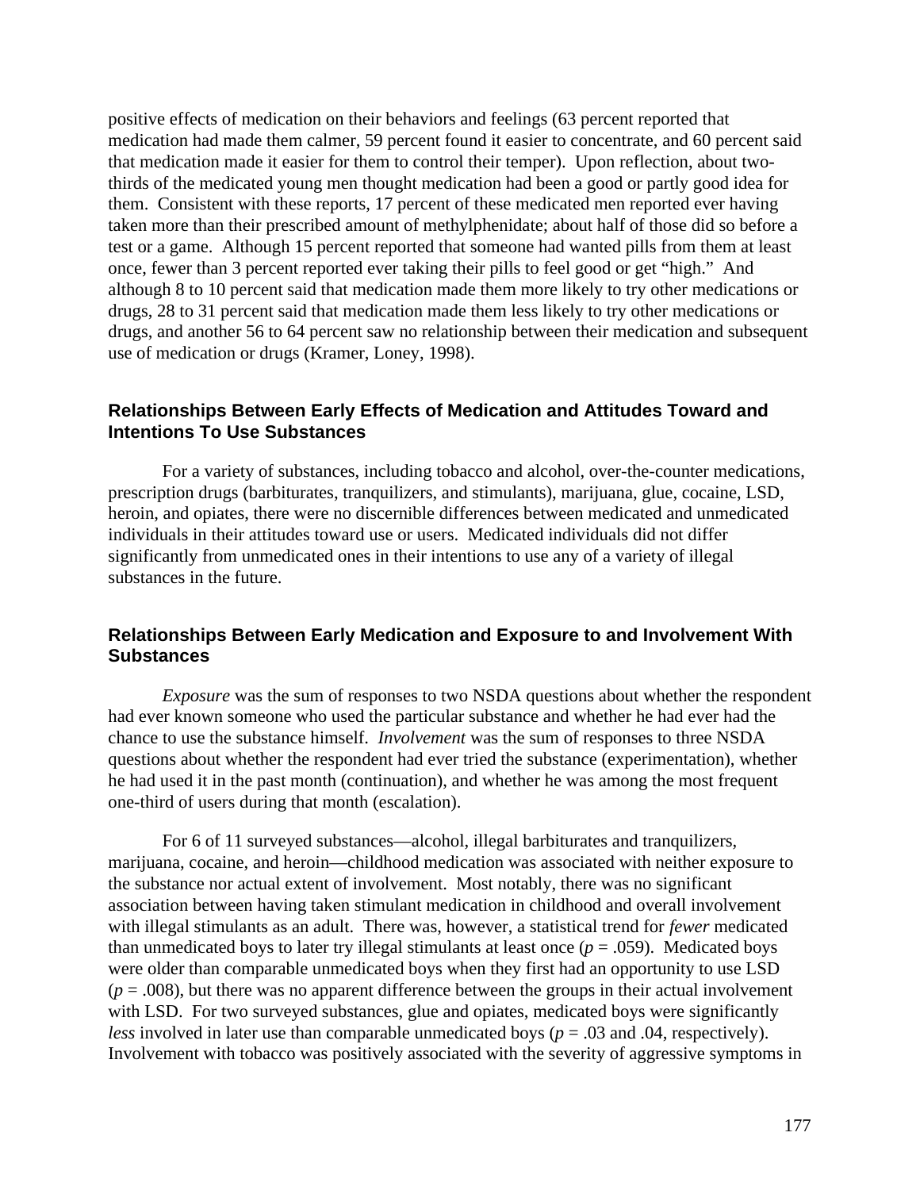positive effects of medication on their behaviors and feelings (63 percent reported that medication had made them calmer, 59 percent found it easier to concentrate, and 60 percent said that medication made it easier for them to control their temper). Upon reflection, about two-thirds of the medicated young men thought medication had been a good or partly good idea for them. Consistent with these reports, 17 percent of these medicated men reported ever having taken more than their prescribed amount of methylphenidate; about half of those did so before a test or a game. Although 15 percent reported that someone had wanted pills from them at least once, fewer than 3 percent reported ever taking their pills to feel good or get "high." And although 8 to 10 percent said that medication made them more likely to try other medications or drugs, 28 to 31 percent said that medication made them less likely to try other medications or drugs, and another 56 to 64 percent saw no relationship between their medication and subsequent use of medication or drugs (Kramer, Loney, 1998).

### Relationships Between Early Effects of Medication and Attitudes Toward and Intentions To Use Substances

For a variety of substances, including tobacco and alcohol, over-the-counter medications, prescription drugs (barbiturates, tranquilizers, and stimulants), marijuana, glue, cocaine, LSD, heroin, and opiates, there were no discernible differences between medicated and unmedicated individuals in their attitudes toward use or users. Medicated individuals did not differ significantly from unmedicated ones in their intentions to use any of a variety of illegal substances in the future.

### Relationships Between Early Medication and Exposure to and Involvement With Substances

*Exposure* was the sum of responses to two NSDA questions about whether the respondent had ever known someone who used the particular substance and whether he had ever had the chance to use the substance himself. *Involvement* was the sum of responses to three NSDA questions about whether the respondent had ever tried the substance (experimentation), whether he had used it in the past month (continuation), and whether he was among the most frequent one-third of users during that month (escalation).

For 6 of 11 surveyed substances—alcohol, illegal barbiturates and tranquilizers, marijuana, cocaine, and heroin—childhood medication was associated with neither exposure to the substance nor actual extent of involvement. Most notably, there was no significant association between having taken stimulant medication in childhood and overall involvement with illegal stimulants as an adult. There was, however, a statistical trend for *fewer* medicated than unmedicated boys to later try illegal stimulants at least once ($p = .059$). Medicated boys were older than comparable unmedicated boys when they first had an opportunity to use LSD ($p = .008$), but there was no apparent difference between the groups in their actual involvement with LSD. For two surveyed substances, glue and opiates, medicated boys were significantly *less* involved in later use than comparable unmedicated boys ($p = .03$ and $.04$, respectively). Involvement with tobacco was positively associated with the severity of aggressive symptoms in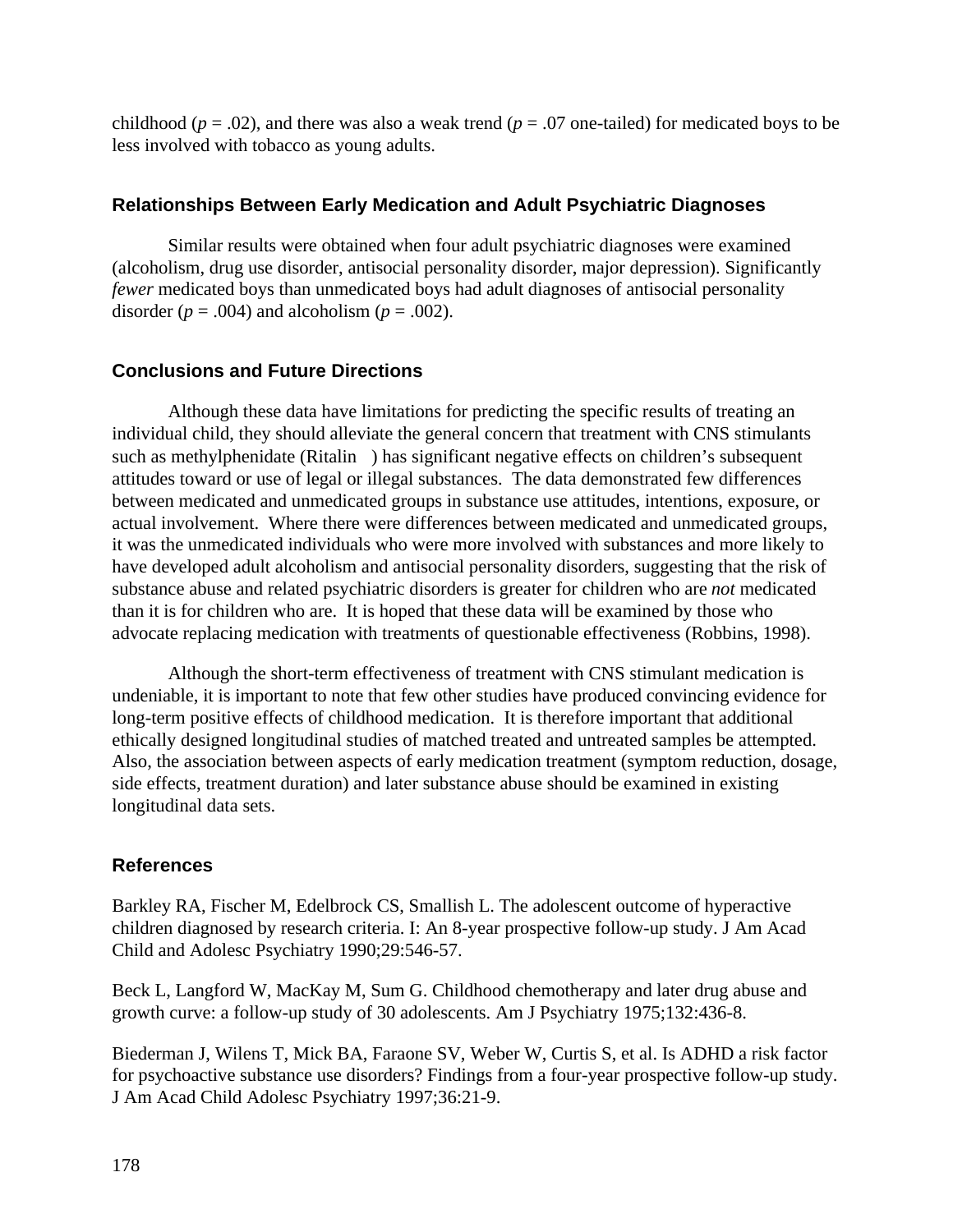childhood (*p* = .02), and there was also a weak trend (*p* = .07 one-tailed) for medicated boys to be less involved with tobacco as young adults.

### Relationships Between Early Medication and Adult Psychiatric Diagnoses

Similar results were obtained when four adult psychiatric diagnoses were examined (alcoholism, drug use disorder, antisocial personality disorder, major depression). Significantly *fewer* medicated boys than unmedicated boys had adult diagnoses of antisocial personality disorder (*p* = .004) and alcoholism (*p* = .002).

### Conclusions and Future Directions

Although these data have limitations for predicting the specific results of treating an individual child, they should alleviate the general concern that treatment with CNS stimulants such as methylphenidate (Ritalin ) has significant negative effects on children's subsequent attitudes toward or use of legal or illegal substances. The data demonstrated few differences between medicated and unmedicated groups in substance use attitudes, intentions, exposure, or actual involvement. Where there were differences between medicated and unmedicated groups, it was the unmedicated individuals who were more involved with substances and more likely to have developed adult alcoholism and antisocial personality disorders, suggesting that the risk of substance abuse and related psychiatric disorders is greater for children who are *not* medicated than it is for children who are. It is hoped that these data will be examined by those who advocate replacing medication with treatments of questionable effectiveness (Robbins, 1998).

Although the short-term effectiveness of treatment with CNS stimulant medication is undeniable, it is important to note that few other studies have produced convincing evidence for long-term positive effects of childhood medication. It is therefore important that additional ethically designed longitudinal studies of matched treated and untreated samples be attempted. Also, the association between aspects of early medication treatment (symptom reduction, dosage, side effects, treatment duration) and later substance abuse should be examined in existing longitudinal data sets.

### References

Barkley RA, Fischer M, Edelbrock CS, Smallish L. The adolescent outcome of hyperactive children diagnosed by research criteria. I: An 8-year prospective follow-up study. J Am Acad Child and Adolesc Psychiatry 1990;29:546-57.

Beck L, Langford W, MacKay M, Sum G. Childhood chemotherapy and later drug abuse and growth curve: a follow-up study of 30 adolescents. Am J Psychiatry 1975;132:436-8.

Biederman J, Wilens T, Mick BA, Faraone SV, Weber W, Curtis S, et al. Is ADHD a risk factor for psychoactive substance use disorders? Findings from a four-year prospective follow-up study. J Am Acad Child Adolesc Psychiatry 1997;36:21-9.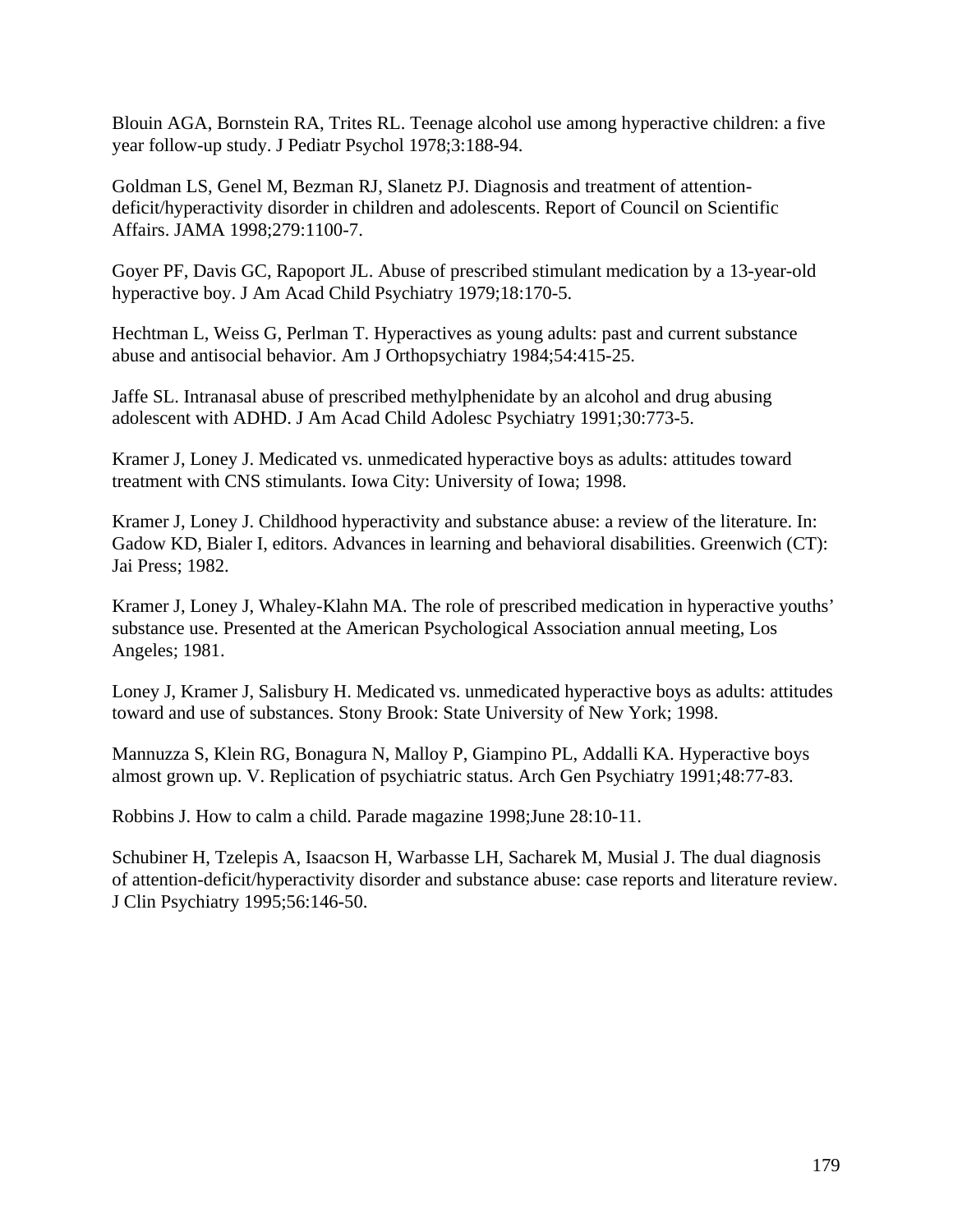Blouin AGA, Bornstein RA, Trites RL. Teenage alcohol use among hyperactive children: a five year follow-up study. J Pediatr Psychol 1978;3:188-94.

Goldman LS, Genel M, Bezman RJ, Slanetz PJ. Diagnosis and treatment of attention-deficit/hyperactivity disorder in children and adolescents. Report of Council on Scientific Affairs. JAMA 1998;279:1100-7.

Goyer PF, Davis GC, Rapoport JL. Abuse of prescribed stimulant medication by a 13-year-old hyperactive boy. J Am Acad Child Psychiatry 1979;18:170-5.

Hechtman L, Weiss G, Perlman T. Hyperactives as young adults: past and current substance abuse and antisocial behavior. Am J Orthopsychiatry 1984;54:415-25.

Jaffe SL. Intranasal abuse of prescribed methylphenidate by an alcohol and drug abusing adolescent with ADHD. J Am Acad Child Adolesc Psychiatry 1991;30:773-5.

Kramer J, Loney J. Medicated vs. unmedicated hyperactive boys as adults: attitudes toward treatment with CNS stimulants. Iowa City: University of Iowa; 1998.

Kramer J, Loney J. Childhood hyperactivity and substance abuse: a review of the literature. In: Gadow KD, Bialer I, editors. Advances in learning and behavioral disabilities. Greenwich (CT): Jai Press; 1982.

Kramer J, Loney J, Whaley-Klahn MA. The role of prescribed medication in hyperactive youths' substance use. Presented at the American Psychological Association annual meeting, Los Angeles; 1981.

Loney J, Kramer J, Salisbury H. Medicated vs. unmedicated hyperactive boys as adults: attitudes toward and use of substances. Stony Brook: State University of New York; 1998.

Mannuzza S, Klein RG, Bonagura N, Malloy P, Giampino PL, Addalli KA. Hyperactive boys almost grown up. V. Replication of psychiatric status. Arch Gen Psychiatry 1991;48:77-83.

Robbins J. How to calm a child. Parade magazine 1998;June 28:10-11.

Schubiner H, Tzelepis A, Isaacson H, Warbasse LH, Sacharek M, Musial J. The dual diagnosis of attention-deficit/hyperactivity disorder and substance abuse: case reports and literature review. J Clin Psychiatry 1995;56:146-50.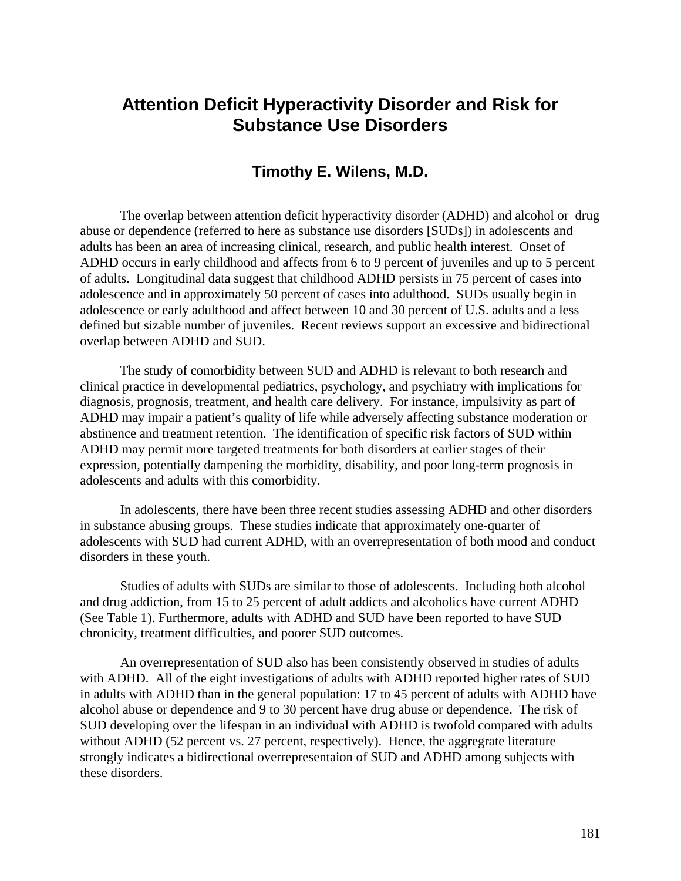# Attention Deficit Hyperactivity Disorder and Risk for Substance Use Disorders

## Timothy E. Wilens, M.D.

The overlap between attention deficit hyperactivity disorder (ADHD) and alcohol or drug abuse or dependence (referred to here as substance use disorders [SUDs]) in adolescents and adults has been an area of increasing clinical, research, and public health interest. Onset of ADHD occurs in early childhood and affects from 6 to 9 percent of juveniles and up to 5 percent of adults. Longitudinal data suggest that childhood ADHD persists in 75 percent of cases into adolescence and in approximately 50 percent of cases into adulthood. SUDs usually begin in adolescence or early adulthood and affect between 10 and 30 percent of U.S. adults and a less defined but sizable number of juveniles. Recent reviews support an excessive and bidirectional overlap between ADHD and SUD.

The study of comorbidity between SUD and ADHD is relevant to both research and clinical practice in developmental pediatrics, psychology, and psychiatry with implications for diagnosis, prognosis, treatment, and health care delivery. For instance, impulsivity as part of ADHD may impair a patient's quality of life while adversely affecting substance moderation or abstinence and treatment retention. The identification of specific risk factors of SUD within ADHD may permit more targeted treatments for both disorders at earlier stages of their expression, potentially dampening the morbidity, disability, and poor long-term prognosis in adolescents and adults with this comorbidity.

In adolescents, there have been three recent studies assessing ADHD and other disorders in substance abusing groups. These studies indicate that approximately one-quarter of adolescents with SUD had current ADHD, with an overrepresentation of both mood and conduct disorders in these youth.

Studies of adults with SUDs are similar to those of adolescents. Including both alcohol and drug addiction, from 15 to 25 percent of adult addicts and alcoholics have current ADHD (See Table 1). Furthermore, adults with ADHD and SUD have been reported to have SUD chronicity, treatment difficulties, and poorer SUD outcomes.

An overrepresentation of SUD also has been consistently observed in studies of adults with ADHD. All of the eight investigations of adults with ADHD reported higher rates of SUD in adults with ADHD than in the general population: 17 to 45 percent of adults with ADHD have alcohol abuse or dependence and 9 to 30 percent have drug abuse or dependence. The risk of SUD developing over the lifespan in an individual with ADHD is twofold compared with adults without ADHD (52 percent vs. 27 percent, respectively). Hence, the aggregate literature strongly indicates a bidirectional overrepresentaion of SUD and ADHD among subjects with these disorders.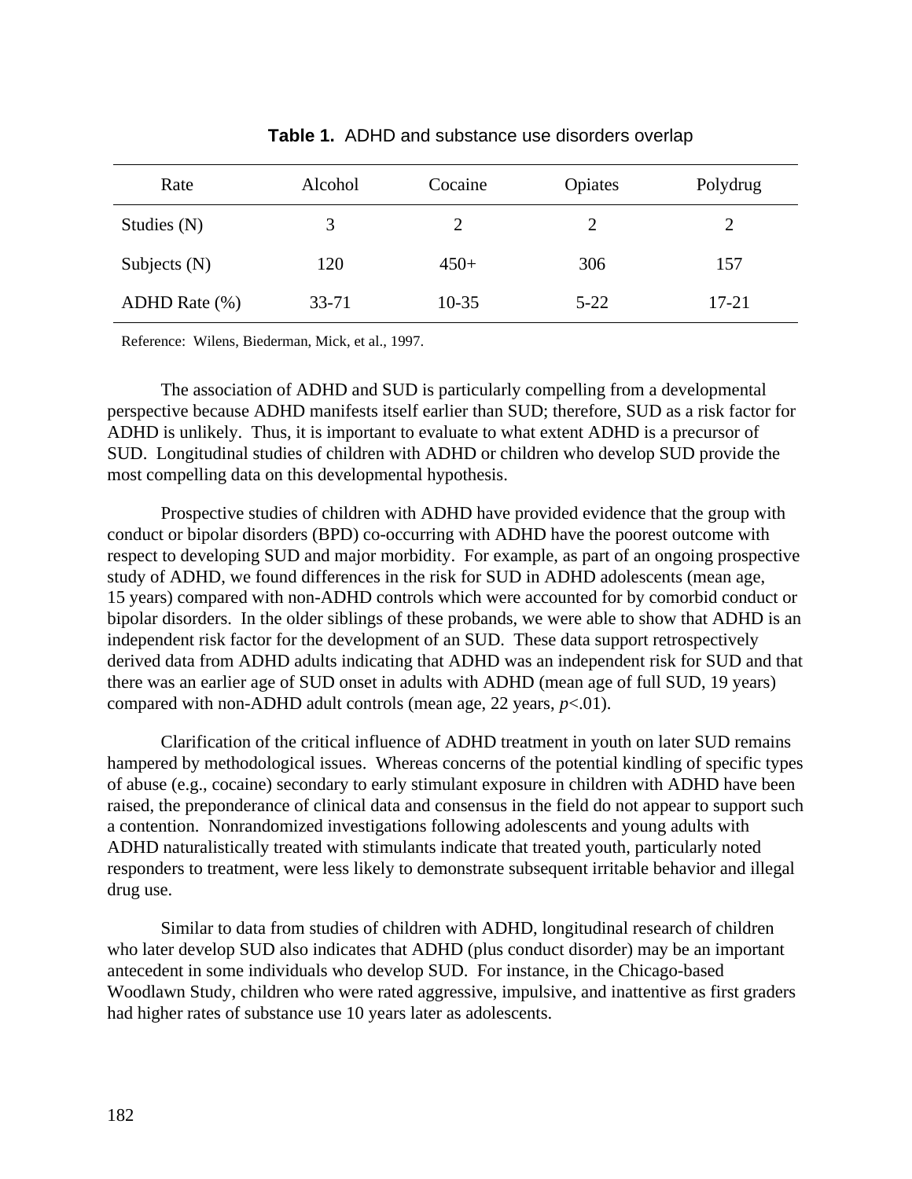**Table 1.** ADHD and substance use disorders overlap

| Rate | Alcohol | Cocaine | Opiates | Polydrug |
|---|---|---|---|---|
| Studies (N) | 3 | 2 | 2 | 2 |
| Subjects (N) | 120 | 450+ | 306 | 157 |
| ADHD Rate (%) | 33-71 | 10-35 | 5-22 | 17-21 |

Reference: Wilens, Biederman, Mick, et al., 1997.

The association of ADHD and SUD is particularly compelling from a developmental perspective because ADHD manifests itself earlier than SUD; therefore, SUD as a risk factor for ADHD is unlikely. Thus, it is important to evaluate to what extent ADHD is a precursor of SUD. Longitudinal studies of children with ADHD or children who develop SUD provide the most compelling data on this developmental hypothesis.

Prospective studies of children with ADHD have provided evidence that the group with conduct or bipolar disorders (BPD) co-occurring with ADHD have the poorest outcome with respect to developing SUD and major morbidity. For example, as part of an ongoing prospective study of ADHD, we found differences in the risk for SUD in ADHD adolescents (mean age, 15 years) compared with non-ADHD controls which were accounted for by comorbid conduct or bipolar disorders. In the older siblings of these probands, we were able to show that ADHD is an independent risk factor for the development of an SUD. These data support retrospectively derived data from ADHD adults indicating that ADHD was an independent risk for SUD and that there was an earlier age of SUD onset in adults with ADHD (mean age of full SUD, 19 years) compared with non-ADHD adult controls (mean age, 22 years, $p<.01$).

Clarification of the critical influence of ADHD treatment in youth on later SUD remains hampered by methodological issues. Whereas concerns of the potential kindling of specific types of abuse (e.g., cocaine) secondary to early stimulant exposure in children with ADHD have been raised, the preponderance of clinical data and consensus in the field do not appear to support such a contention. Nonrandomized investigations following adolescents and young adults with ADHD naturalistically treated with stimulants indicate that treated youth, particularly noted responders to treatment, were less likely to demonstrate subsequent irritable behavior and illegal drug use.

Similar to data from studies of children with ADHD, longitudinal research of children who later develop SUD also indicates that ADHD (plus conduct disorder) may be an important antecedent in some individuals who develop SUD. For instance, in the Chicago-based Woodlawn Study, children who were rated aggressive, impulsive, and inattentive as first graders had higher rates of substance use 10 years later as adolescents.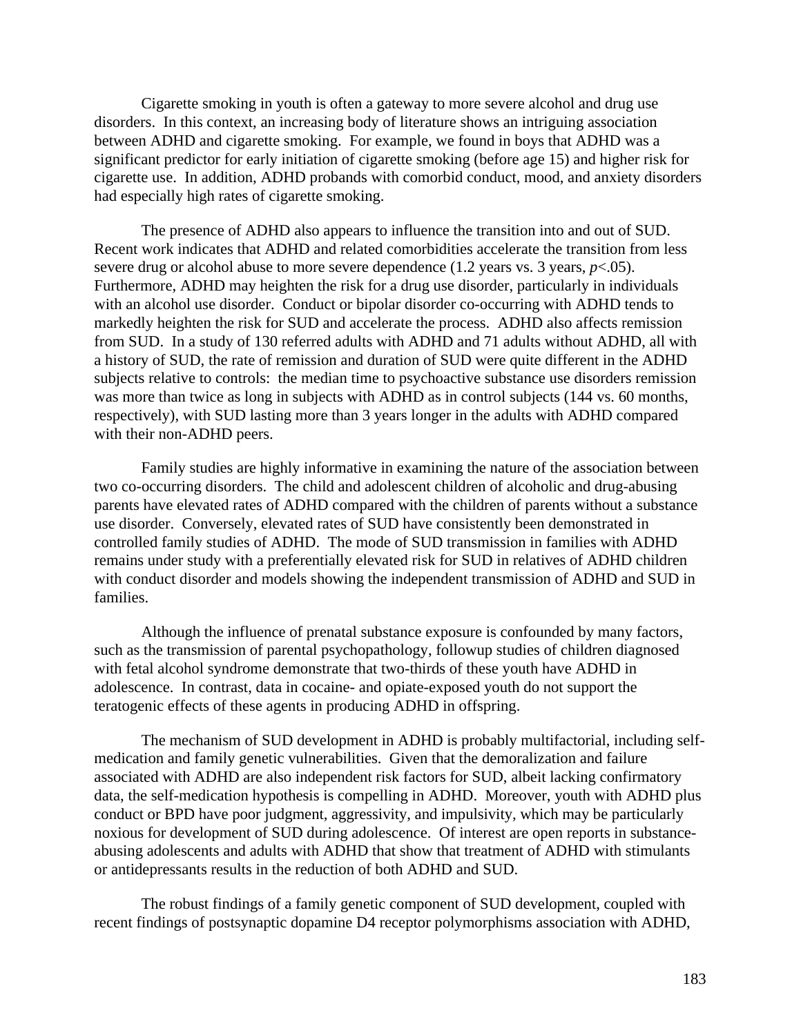Cigarette smoking in youth is often a gateway to more severe alcohol and drug use disorders. In this context, an increasing body of literature shows an intriguing association between ADHD and cigarette smoking. For example, we found in boys that ADHD was a significant predictor for early initiation of cigarette smoking (before age 15) and higher risk for cigarette use. In addition, ADHD probands with comorbid conduct, mood, and anxiety disorders had especially high rates of cigarette smoking.

The presence of ADHD also appears to influence the transition into and out of SUD. Recent work indicates that ADHD and related comorbidities accelerate the transition from less severe drug or alcohol abuse to more severe dependence (1.2 years vs. 3 years, *p*<.05). Furthermore, ADHD may heighten the risk for a drug use disorder, particularly in individuals with an alcohol use disorder. Conduct or bipolar disorder co-occurring with ADHD tends to markedly heighten the risk for SUD and accelerate the process. ADHD also affects remission from SUD. In a study of 130 referred adults with ADHD and 71 adults without ADHD, all with a history of SUD, the rate of remission and duration of SUD were quite different in the ADHD subjects relative to controls: the median time to psychoactive substance use disorders remission was more than twice as long in subjects with ADHD as in control subjects (144 vs. 60 months, respectively), with SUD lasting more than 3 years longer in the adults with ADHD compared with their non-ADHD peers.

Family studies are highly informative in examining the nature of the association between two co-occurring disorders. The child and adolescent children of alcoholic and drug-abusing parents have elevated rates of ADHD compared with the children of parents without a substance use disorder. Conversely, elevated rates of SUD have consistently been demonstrated in controlled family studies of ADHD. The mode of SUD transmission in families with ADHD remains under study with a preferentially elevated risk for SUD in relatives of ADHD children with conduct disorder and models showing the independent transmission of ADHD and SUD in families.

Although the influence of prenatal substance exposure is confounded by many factors, such as the transmission of parental psychopathology, followup studies of children diagnosed with fetal alcohol syndrome demonstrate that two-thirds of these youth have ADHD in adolescence. In contrast, data in cocaine- and opiate-exposed youth do not support the teratogenic effects of these agents in producing ADHD in offspring.

The mechanism of SUD development in ADHD is probably multifactorial, including self-medication and family genetic vulnerabilities. Given that the demoralization and failure associated with ADHD are also independent risk factors for SUD, albeit lacking confirmatory data, the self-medication hypothesis is compelling in ADHD. Moreover, youth with ADHD plus conduct or BPD have poor judgment, aggressivity, and impulsivity, which may be particularly noxious for development of SUD during adolescence. Of interest are open reports in substance-abusing adolescents and adults with ADHD that show that treatment of ADHD with stimulants or antidepressants results in the reduction of both ADHD and SUD.

The robust findings of a family genetic component of SUD development, coupled with recent findings of postsynaptic dopamine D4 receptor polymorphisms association with ADHD,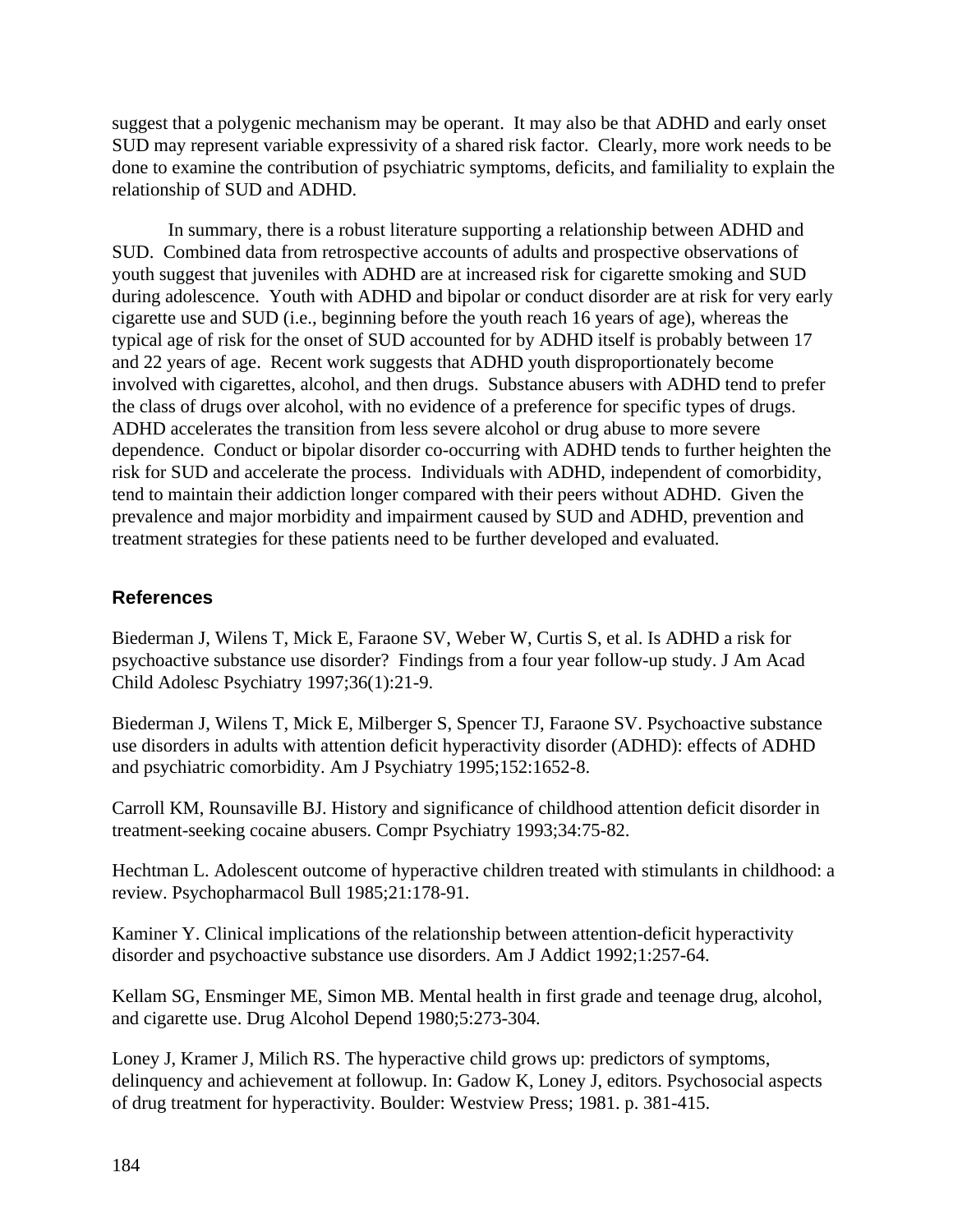suggest that a polygenic mechanism may be operant. It may also be that ADHD and early onset SUD may represent variable expressivity of a shared risk factor. Clearly, more work needs to be done to examine the contribution of psychiatric symptoms, deficits, and familiality to explain the relationship of SUD and ADHD.

In summary, there is a robust literature supporting a relationship between ADHD and SUD. Combined data from retrospective accounts of adults and prospective observations of youth suggest that juveniles with ADHD are at increased risk for cigarette smoking and SUD during adolescence. Youth with ADHD and bipolar or conduct disorder are at risk for very early cigarette use and SUD (i.e., beginning before the youth reach 16 years of age), whereas the typical age of risk for the onset of SUD accounted for by ADHD itself is probably between 17 and 22 years of age. Recent work suggests that ADHD youth disproportionately become involved with cigarettes, alcohol, and then drugs. Substance abusers with ADHD tend to prefer the class of drugs over alcohol, with no evidence of a preference for specific types of drugs. ADHD accelerates the transition from less severe alcohol or drug abuse to more severe dependence. Conduct or bipolar disorder co-occurring with ADHD tends to further heighten the risk for SUD and accelerate the process. Individuals with ADHD, independent of comorbidity, tend to maintain their addiction longer compared with their peers without ADHD. Given the prevalence and major morbidity and impairment caused by SUD and ADHD, prevention and treatment strategies for these patients need to be further developed and evaluated.

## References

Biederman J, Wilens T, Mick E, Faraone SV, Weber W, Curtis S, et al. Is ADHD a risk for psychoactive substance use disorder? Findings from a four year follow-up study. J Am Acad Child Adolesc Psychiatry 1997;36(1):21-9.

Biederman J, Wilens T, Mick E, Milberger S, Spencer TJ, Faraone SV. Psychoactive substance use disorders in adults with attention deficit hyperactivity disorder (ADHD): effects of ADHD and psychiatric comorbidity. Am J Psychiatry 1995;152:1652-8.

Carroll KM, Rounsaville BJ. History and significance of childhood attention deficit disorder in treatment-seeking cocaine abusers. Compr Psychiatry 1993;34:75-82.

Hechtman L. Adolescent outcome of hyperactive children treated with stimulants in childhood: a review. Psychopharmacol Bull 1985;21:178-91.

Kaminer Y. Clinical implications of the relationship between attention-deficit hyperactivity disorder and psychoactive substance use disorders. Am J Addict 1992;1:257-64.

Kellam SG, Ensminger ME, Simon MB. Mental health in first grade and teenage drug, alcohol, and cigarette use. Drug Alcohol Depend 1980;5:273-304.

Loney J, Kramer J, Milich RS. The hyperactive child grows up: predictors of symptoms, delinquency and achievement at followup. In: Gadow K, Loney J, editors. Psychosocial aspects of drug treatment for hyperactivity. Boulder: Westview Press; 1981. p. 381-415.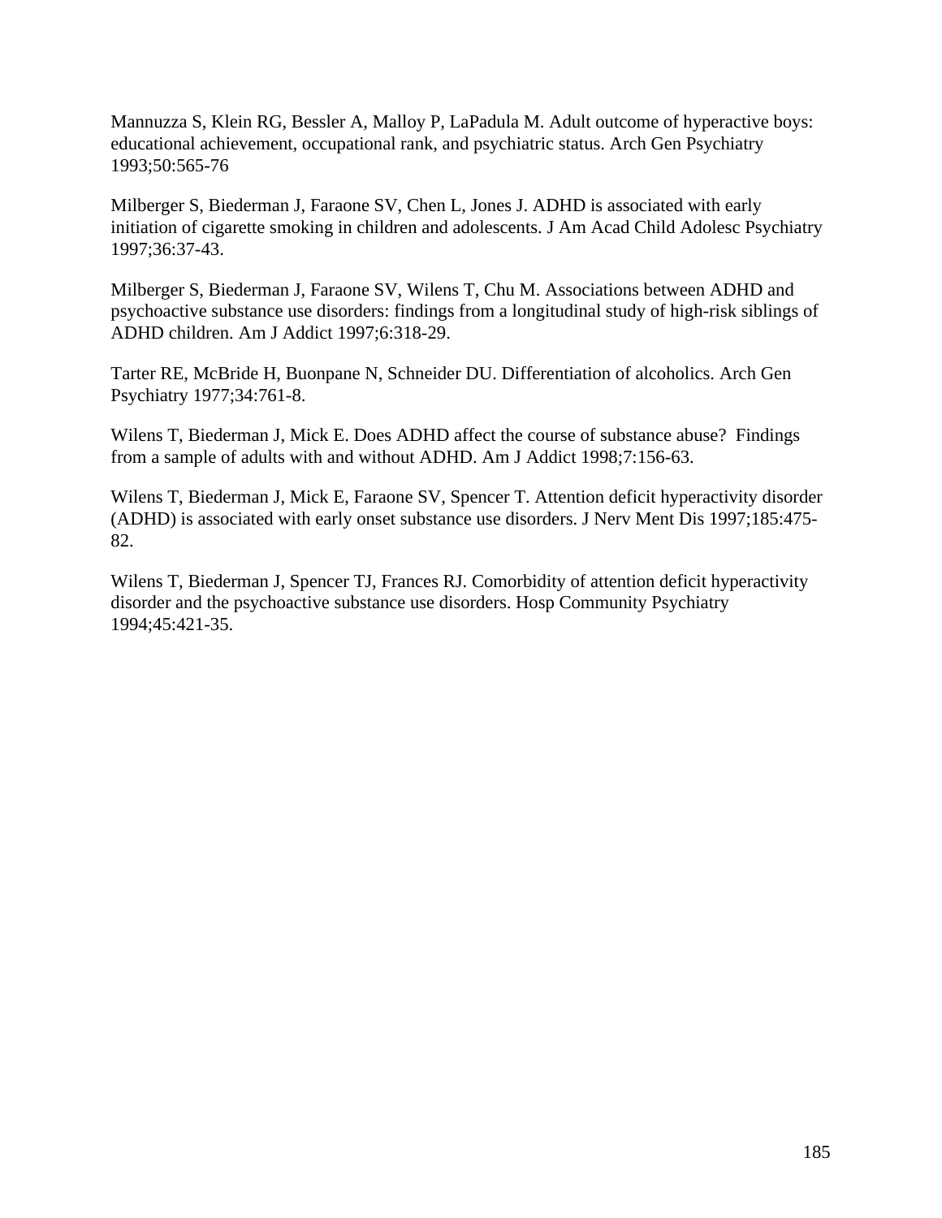Mannuzza S, Klein RG, Bessler A, Malloy P, LaPadula M. Adult outcome of hyperactive boys: educational achievement, occupational rank, and psychiatric status. Arch Gen Psychiatry 1993;50:565-76

Milberger S, Biederman J, Faraone SV, Chen L, Jones J. ADHD is associated with early initiation of cigarette smoking in children and adolescents. J Am Acad Child Adolesc Psychiatry 1997;36:37-43.

Milberger S, Biederman J, Faraone SV, Wilens T, Chu M. Associations between ADHD and psychoactive substance use disorders: findings from a longitudinal study of high-risk siblings of ADHD children. Am J Addict 1997;6:318-29.

Tarter RE, McBride H, Buonpane N, Schneider DU. Differentiation of alcoholics. Arch Gen Psychiatry 1977;34:761-8.

Wilens T, Biederman J, Mick E. Does ADHD affect the course of substance abuse? Findings from a sample of adults with and without ADHD. Am J Addict 1998;7:156-63.

Wilens T, Biederman J, Mick E, Faraone SV, Spencer T. Attention deficit hyperactivity disorder (ADHD) is associated with early onset substance use disorders. J Nerv Ment Dis 1997;185:475-82.

Wilens T, Biederman J, Spencer TJ, Frances RJ. Comorbidity of attention deficit hyperactivity disorder and the psychoactive substance use disorders. Hosp Community Psychiatry 1994;45:421-35.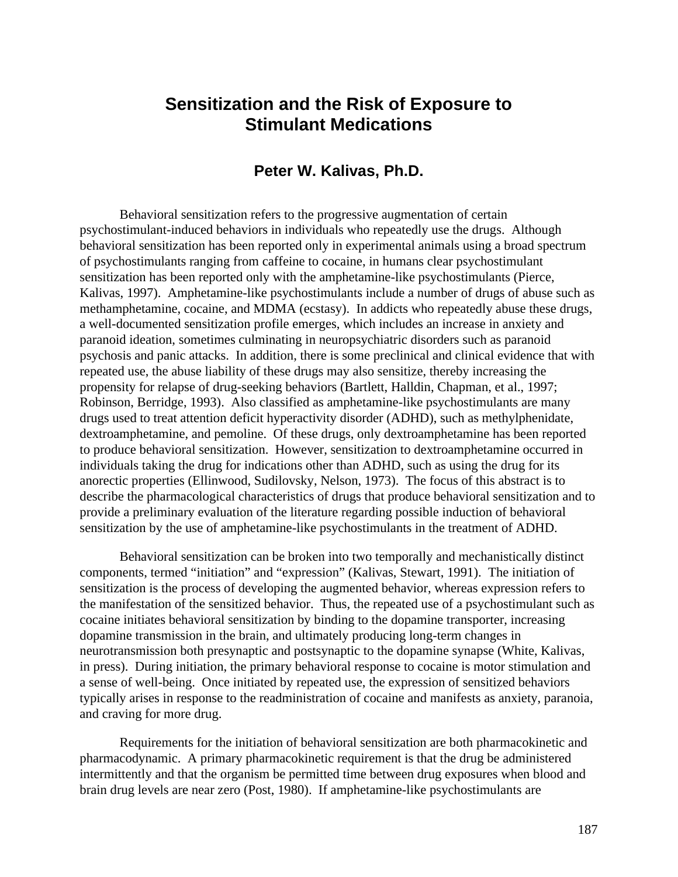# Sensitization and the Risk of Exposure to Stimulant Medications

## Peter W. Kalivas, Ph.D.

Behavioral sensitization refers to the progressive augmentation of certain psychostimulant-induced behaviors in individuals who repeatedly use the drugs. Although behavioral sensitization has been reported only in experimental animals using a broad spectrum of psychostimulants ranging from caffeine to cocaine, in humans clear psychostimulant sensitization has been reported only with the amphetamine-like psychostimulants (Pierce, Kalivas, 1997). Amphetamine-like psychostimulants include a number of drugs of abuse such as methamphetamine, cocaine, and MDMA (ecstasy). In addicts who repeatedly abuse these drugs, a well-documented sensitization profile emerges, which includes an increase in anxiety and paranoid ideation, sometimes culminating in neuropsychiatric disorders such as paranoid psychosis and panic attacks. In addition, there is some preclinical and clinical evidence that with repeated use, the abuse liability of these drugs may also sensitize, thereby increasing the propensity for relapse of drug-seeking behaviors (Bartlett, Halldin, Chapman, et al., 1997; Robinson, Berridge, 1993). Also classified as amphetamine-like psychostimulants are many drugs used to treat attention deficit hyperactivity disorder (ADHD), such as methylphenidate, dextroamphetamine, and pemoline. Of these drugs, only dextroamphetamine has been reported to produce behavioral sensitization. However, sensitization to dextroamphetamine occurred in individuals taking the drug for indications other than ADHD, such as using the drug for its anorectic properties (Ellinwood, Sudilovsky, Nelson, 1973). The focus of this abstract is to describe the pharmacological characteristics of drugs that produce behavioral sensitization and to provide a preliminary evaluation of the literature regarding possible induction of behavioral sensitization by the use of amphetamine-like psychostimulants in the treatment of ADHD.

Behavioral sensitization can be broken into two temporally and mechanistically distinct components, termed "initiation" and "expression" (Kalivas, Stewart, 1991). The initiation of sensitization is the process of developing the augmented behavior, whereas expression refers to the manifestation of the sensitized behavior. Thus, the repeated use of a psychostimulant such as cocaine initiates behavioral sensitization by binding to the dopamine transporter, increasing dopamine transmission in the brain, and ultimately producing long-term changes in neurotransmission both presynaptic and postsynaptic to the dopamine synapse (White, Kalivas, in press). During initiation, the primary behavioral response to cocaine is motor stimulation and a sense of well-being. Once initiated by repeated use, the expression of sensitized behaviors typically arises in response to the readministration of cocaine and manifests as anxiety, paranoia, and craving for more drug.

Requirements for the initiation of behavioral sensitization are both pharmacokinetic and pharmacodynamic. A primary pharmacokinetic requirement is that the drug be administered intermittently and that the organism be permitted time between drug exposures when blood and brain drug levels are near zero (Post, 1980). If amphetamine-like psychostimulants are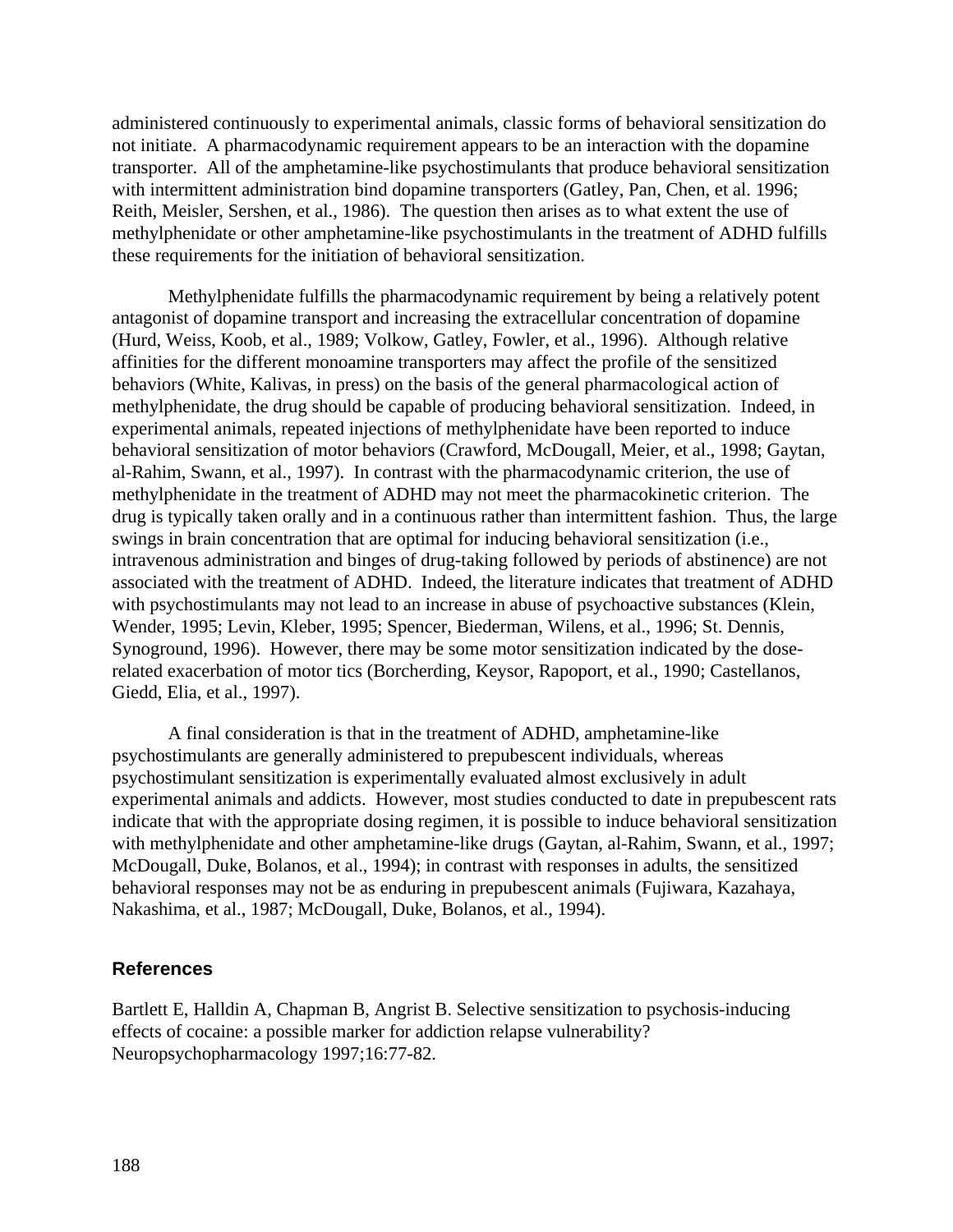administered continuously to experimental animals, classic forms of behavioral sensitization do not initiate. A pharmacodynamic requirement appears to be an interaction with the dopamine transporter. All of the amphetamine-like psychostimulants that produce behavioral sensitization with intermittent administration bind dopamine transporters (Gatley, Pan, Chen, et al. 1996; Reith, Meisler, Sershen, et al., 1986). The question then arises as to what extent the use of methylphenidate or other amphetamine-like psychostimulants in the treatment of ADHD fulfills these requirements for the initiation of behavioral sensitization.

Methylphenidate fulfills the pharmacodynamic requirement by being a relatively potent antagonist of dopamine transport and increasing the extracellular concentration of dopamine (Hurd, Weiss, Koob, et al., 1989; Volkow, Gatley, Fowler, et al., 1996). Although relative affinities for the different monoamine transporters may affect the profile of the sensitized behaviors (White, Kalivas, in press) on the basis of the general pharmacological action of methylphenidate, the drug should be capable of producing behavioral sensitization. Indeed, in experimental animals, repeated injections of methylphenidate have been reported to induce behavioral sensitization of motor behaviors (Crawford, McDougall, Meier, et al., 1998; Gaytan, al-Rahim, Swann, et al., 1997). In contrast with the pharmacodynamic criterion, the use of methylphenidate in the treatment of ADHD may not meet the pharmacokinetic criterion. The drug is typically taken orally and in a continuous rather than intermittent fashion. Thus, the large swings in brain concentration that are optimal for inducing behavioral sensitization (i.e., intravenous administration and binges of drug-taking followed by periods of abstinence) are not associated with the treatment of ADHD. Indeed, the literature indicates that treatment of ADHD with psychostimulants may not lead to an increase in abuse of psychoactive substances (Klein, Wender, 1995; Levin, Kleber, 1995; Spencer, Biederman, Wilens, et al., 1996; St. Dennis, Synoground, 1996). However, there may be some motor sensitization indicated by the dose-related exacerbation of motor tics (Borcherding, Keysor, Rapoport, et al., 1990; Castellanos, Giedd, Elia, et al., 1997).

A final consideration is that in the treatment of ADHD, amphetamine-like psychostimulants are generally administered to prepubescent individuals, whereas psychostimulant sensitization is experimentally evaluated almost exclusively in adult experimental animals and addicts. However, most studies conducted to date in prepubescent rats indicate that with the appropriate dosing regimen, it is possible to induce behavioral sensitization with methylphenidate and other amphetamine-like drugs (Gaytan, al-Rahim, Swann, et al., 1997; McDougall, Duke, Bolanos, et al., 1994); in contrast with responses in adults, the sensitized behavioral responses may not be as enduring in prepubescent animals (Fujiwara, Kazahaya, Nakashima, et al., 1987; McDougall, Duke, Bolanos, et al., 1994).

## References

Bartlett E, Halldin A, Chapman B, Angrist B. Selective sensitization to psychosis-inducing effects of cocaine: a possible marker for addiction relapse vulnerability? Neuropsychopharmacology 1997;16:77-82.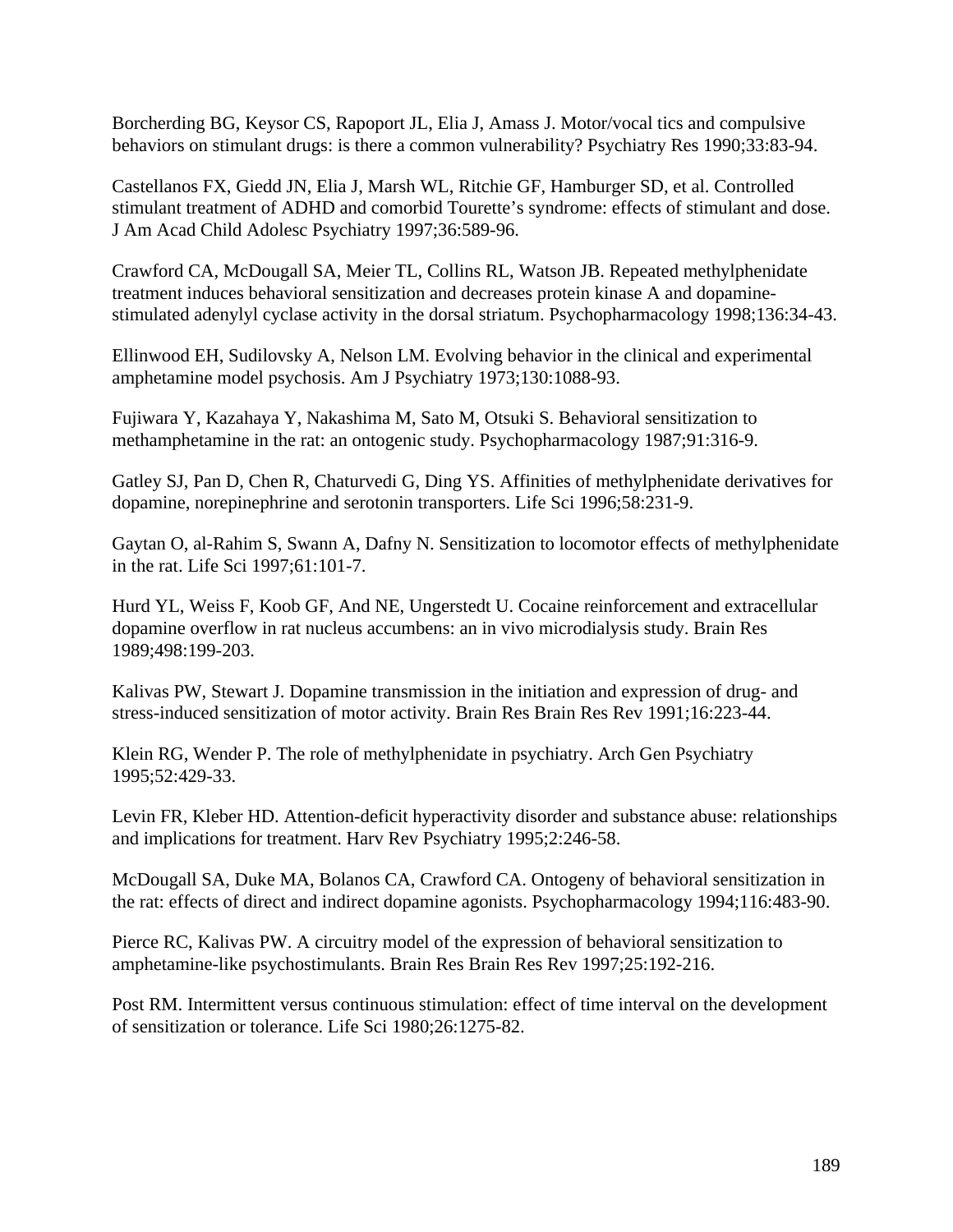Borcherding BG, Keysor CS, Rapoport JL, Elia J, Amass J. Motor/vocal tics and compulsive behaviors on stimulant drugs: is there a common vulnerability? Psychiatry Res 1990;33:83-94.

Castellanos FX, Giedd JN, Elia J, Marsh WL, Ritchie GF, Hamburger SD, et al. Controlled stimulant treatment of ADHD and comorbid Tourette's syndrome: effects of stimulant and dose. J Am Acad Child Adolesc Psychiatry 1997;36:589-96.

Crawford CA, McDougall SA, Meier TL, Collins RL, Watson JB. Repeated methylphenidate treatment induces behavioral sensitization and decreases protein kinase A and dopamine-stimulated adenylyl cyclase activity in the dorsal striatum. Psychopharmacology 1998;136:34-43.

Ellinwood EH, Sudilovsky A, Nelson LM. Evolving behavior in the clinical and experimental amphetamine model psychosis. Am J Psychiatry 1973;130:1088-93.

Fujiwara Y, Kazahaya Y, Nakashima M, Sato M, Otsuki S. Behavioral sensitization to methamphetamine in the rat: an ontogenic study. Psychopharmacology 1987;91:316-9.

Gatley SJ, Pan D, Chen R, Chaturvedi G, Ding YS. Affinities of methylphenidate derivatives for dopamine, norepinephrine and serotonin transporters. Life Sci 1996;58:231-9.

Gaytan O, al-Rahim S, Swann A, Dafny N. Sensitization to locomotor effects of methylphenidate in the rat. Life Sci 1997;61:101-7.

Hurd YL, Weiss F, Koob GF, And NE, Ungerstedt U. Cocaine reinforcement and extracellular dopamine overflow in rat nucleus accumbens: an in vivo microdialysis study. Brain Res 1989;498:199-203.

Kalivas PW, Stewart J. Dopamine transmission in the initiation and expression of drug- and stress-induced sensitization of motor activity. Brain Res Brain Res Rev 1991;16:223-44.

Klein RG, Wender P. The role of methylphenidate in psychiatry. Arch Gen Psychiatry 1995;52:429-33.

Levin FR, Kleber HD. Attention-deficit hyperactivity disorder and substance abuse: relationships and implications for treatment. Harv Rev Psychiatry 1995;2:246-58.

McDougall SA, Duke MA, Bolanos CA, Crawford CA. Ontogeny of behavioral sensitization in the rat: effects of direct and indirect dopamine agonists. Psychopharmacology 1994;116:483-90.

Pierce RC, Kalivas PW. A circuitry model of the expression of behavioral sensitization to amphetamine-like psychostimulants. Brain Res Brain Res Rev 1997;25:192-216.

Post RM. Intermittent versus continuous stimulation: effect of time interval on the development of sensitization or tolerance. Life Sci 1980;26:1275-82.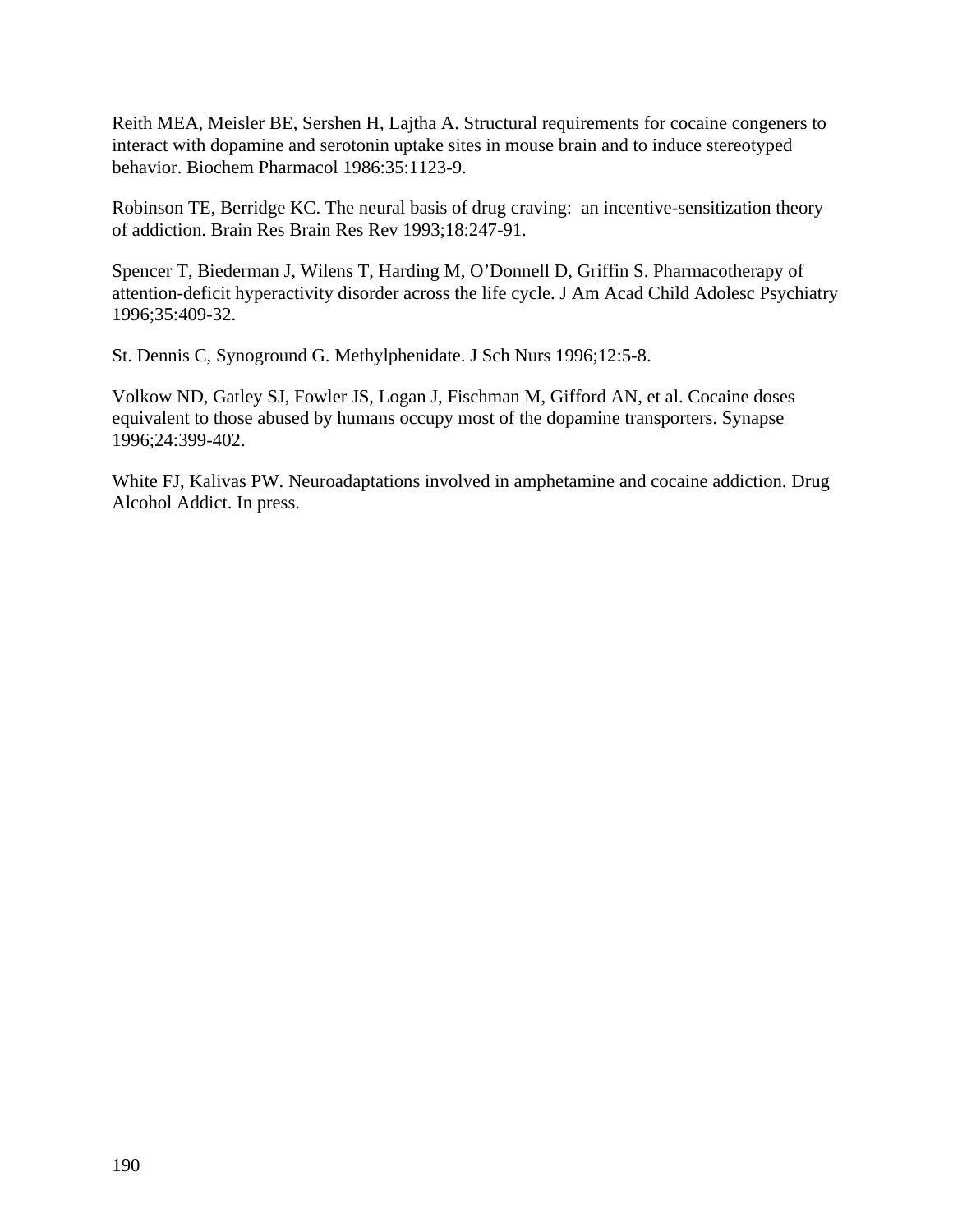Reith MEA, Meisler BE, Sershen H, Lajtha A. Structural requirements for cocaine congeners to interact with dopamine and serotonin uptake sites in mouse brain and to induce stereotyped behavior. Biochem Pharmacol 1986:35:1123-9.

Robinson TE, Berridge KC. The neural basis of drug craving: an incentive-sensitization theory of addiction. Brain Res Brain Res Rev 1993;18:247-91.

Spencer T, Biederman J, Wilens T, Harding M, O'Donnell D, Griffin S. Pharmacotherapy of attention-deficit hyperactivity disorder across the life cycle. J Am Acad Child Adolesc Psychiatry 1996;35:409-32.

St. Dennis C, Synoground G. Methylphenidate. J Sch Nurs 1996;12:5-8.

Volkow ND, Gatley SJ, Fowler JS, Logan J, Fischman M, Gifford AN, et al. Cocaine doses equivalent to those abused by humans occupy most of the dopamine transporters. Synapse 1996;24:399-402.

White FJ, Kalivas PW. Neuroadaptations involved in amphetamine and cocaine addiction. Drug Alcohol Addict. In press.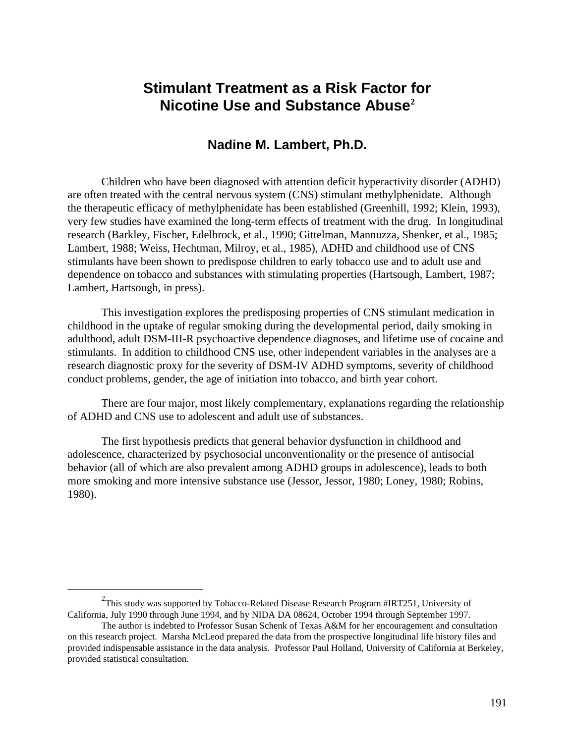# Stimulant Treatment as a Risk Factor for Nicotine Use and Substance Abuse[2]

### Nadine M. Lambert, Ph.D.

Children who have been diagnosed with attention deficit hyperactivity disorder (ADHD) are often treated with the central nervous system (CNS) stimulant methylphenidate. Although the therapeutic efficacy of methylphenidate has been established (Greenhill, 1992; Klein, 1993), very few studies have examined the long-term effects of treatment with the drug. In longitudinal research (Barkley, Fischer, Edelbrock, et al., 1990; Gittelman, Mannuzza, Shenker, et al., 1985; Lambert, 1988; Weiss, Hechtman, Milroy, et al., 1985), ADHD and childhood use of CNS stimulants have been shown to predispose children to early tobacco use and to adult use and dependence on tobacco and substances with stimulating properties (Hartsough, Lambert, 1987; Lambert, Hartsough, in press).

This investigation explores the predisposing properties of CNS stimulant medication in childhood in the uptake of regular smoking during the developmental period, daily smoking in adulthood, adult DSM-III-R psychoactive dependence diagnoses, and lifetime use of cocaine and stimulants. In addition to childhood CNS use, other independent variables in the analyses are a research diagnostic proxy for the severity of DSM-IV ADHD symptoms, severity of childhood conduct problems, gender, the age of initiation into tobacco, and birth year cohort.

There are four major, most likely complementary, explanations regarding the relationship of ADHD and CNS use to adolescent and adult use of substances.

The first hypothesis predicts that general behavior dysfunction in childhood and adolescence, characterized by psychosocial unconventionality or the presence of antisocial behavior (all of which are also prevalent among ADHD groups in adolescence), leads to both more smoking and more intensive substance use (Jessor, Jessor, 1980; Loney, 1980; Robins, 1980).

---

[2] This study was supported by Tobacco-Related Disease Research Program #IRT251, University of California, July 1990 through June 1994, and by NIDA DA 08624, October 1994 through September 1997.

The author is indebted to Professor Susan Schenk of Texas A&M for her encouragement and consultation on this research project. Marsha McLeod prepared the data from the prospective longitudinal life history files and provided indispensable assistance in the data analysis. Professor Paul Holland, University of California at Berkeley, provided statistical consultation.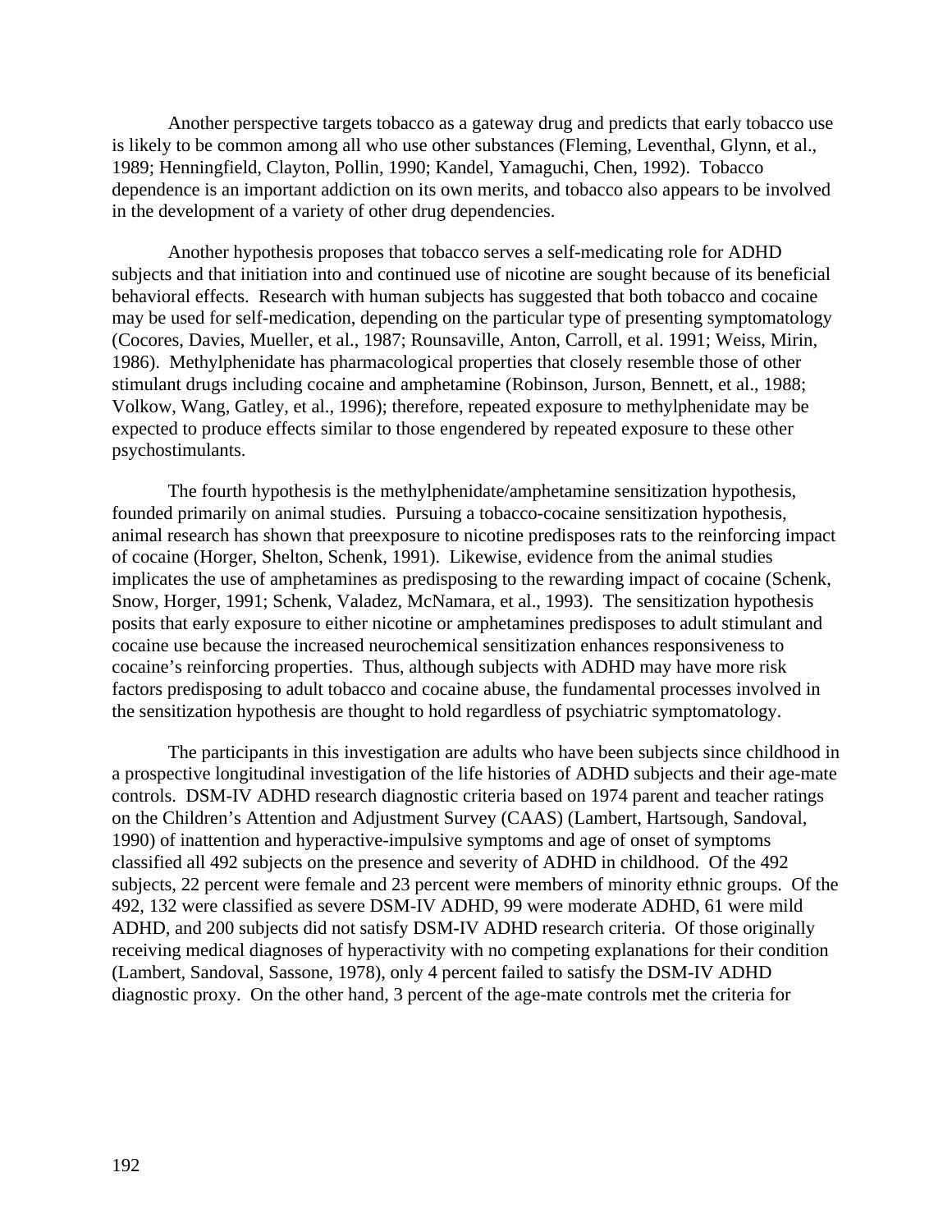Another perspective targets tobacco as a gateway drug and predicts that early tobacco use is likely to be common among all who use other substances (Fleming, Leventhal, Glynn, et al., 1989; Henningfield, Clayton, Pollin, 1990; Kandel, Yamaguchi, Chen, 1992). Tobacco dependence is an important addiction on its own merits, and tobacco also appears to be involved in the development of a variety of other drug dependencies.

Another hypothesis proposes that tobacco serves a self-medicating role for ADHD subjects and that initiation into and continued use of nicotine are sought because of its beneficial behavioral effects. Research with human subjects has suggested that both tobacco and cocaine may be used for self-medication, depending on the particular type of presenting symptomatology (Cocores, Davies, Mueller, et al., 1987; Rounsaville, Anton, Carroll, et al. 1991; Weiss, Mirin, 1986). Methylphenidate has pharmacological properties that closely resemble those of other stimulant drugs including cocaine and amphetamine (Robinson, Jurson, Bennett, et al., 1988; Volkow, Wang, Gatley, et al., 1996); therefore, repeated exposure to methylphenidate may be expected to produce effects similar to those engendered by repeated exposure to these other psychostimulants.

The fourth hypothesis is the methylphenidate/amphetamine sensitization hypothesis, founded primarily on animal studies. Pursuing a tobacco-cocaine sensitization hypothesis, animal research has shown that preexposure to nicotine predisposes rats to the reinforcing impact of cocaine (Horger, Shelton, Schenk, 1991). Likewise, evidence from the animal studies implicates the use of amphetamines as predisposing to the rewarding impact of cocaine (Schenk, Snow, Horger, 1991; Schenk, Valadez, McNamara, et al., 1993). The sensitization hypothesis posits that early exposure to either nicotine or amphetamines predisposes to adult stimulant and cocaine use because the increased neurochemical sensitization enhances responsiveness to cocaine's reinforcing properties. Thus, although subjects with ADHD may have more risk factors predisposing to adult tobacco and cocaine abuse, the fundamental processes involved in the sensitization hypothesis are thought to hold regardless of psychiatric symptomatology.

The participants in this investigation are adults who have been subjects since childhood in a prospective longitudinal investigation of the life histories of ADHD subjects and their age-mate controls. DSM-IV ADHD research diagnostic criteria based on 1974 parent and teacher ratings on the Children's Attention and Adjustment Survey (CAAS) (Lambert, Hartsough, Sandoval, 1990) of inattention and hyperactive-impulsive symptoms and age of onset of symptoms classified all 492 subjects on the presence and severity of ADHD in childhood. Of the 492 subjects, 22 percent were female and 23 percent were members of minority ethnic groups. Of the 492, 132 were classified as severe DSM-IV ADHD, 99 were moderate ADHD, 61 were mild ADHD, and 200 subjects did not satisfy DSM-IV ADHD research criteria. Of those originally receiving medical diagnoses of hyperactivity with no competing explanations for their condition (Lambert, Sandoval, Sassone, 1978), only 4 percent failed to satisfy the DSM-IV ADHD diagnostic proxy. On the other hand, 3 percent of the age-mate controls met the criteria for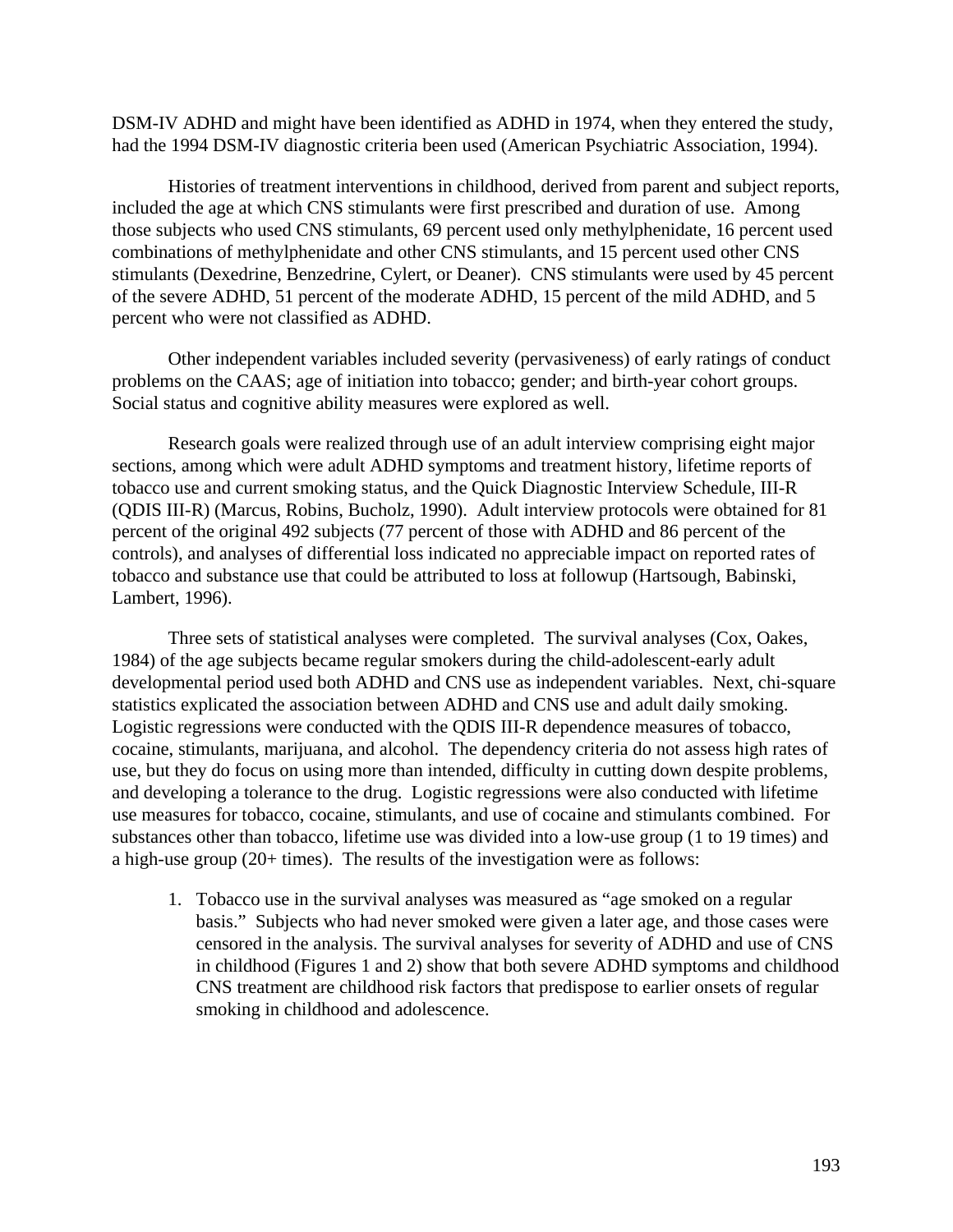DSM-IV ADHD and might have been identified as ADHD in 1974, when they entered the study, had the 1994 DSM-IV diagnostic criteria been used (American Psychiatric Association, 1994).

Histories of treatment interventions in childhood, derived from parent and subject reports, included the age at which CNS stimulants were first prescribed and duration of use. Among those subjects who used CNS stimulants, 69 percent used only methylphenidate, 16 percent used combinations of methylphenidate and other CNS stimulants, and 15 percent used other CNS stimulants (Dexedrine, Benzedrine, Cylert, or Deaner). CNS stimulants were used by 45 percent of the severe ADHD, 51 percent of the moderate ADHD, 15 percent of the mild ADHD, and 5 percent who were not classified as ADHD.

Other independent variables included severity (pervasiveness) of early ratings of conduct problems on the CAAS; age of initiation into tobacco; gender; and birth-year cohort groups. Social status and cognitive ability measures were explored as well.

Research goals were realized through use of an adult interview comprising eight major sections, among which were adult ADHD symptoms and treatment history, lifetime reports of tobacco use and current smoking status, and the Quick Diagnostic Interview Schedule, III-R (QDIS III-R) (Marcus, Robins, Bucholz, 1990). Adult interview protocols were obtained for 81 percent of the original 492 subjects (77 percent of those with ADHD and 86 percent of the controls), and analyses of differential loss indicated no appreciable impact on reported rates of tobacco and substance use that could be attributed to loss at followup (Hartsough, Babinski, Lambert, 1996).

Three sets of statistical analyses were completed. The survival analyses (Cox, Oakes, 1984) of the age subjects became regular smokers during the child-adolescent-early adult developmental period used both ADHD and CNS use as independent variables. Next, chi-square statistics explicated the association between ADHD and CNS use and adult daily smoking. Logistic regressions were conducted with the QDIS III-R dependence measures of tobacco, cocaine, stimulants, marijuana, and alcohol. The dependency criteria do not assess high rates of use, but they do focus on using more than intended, difficulty in cutting down despite problems, and developing a tolerance to the drug. Logistic regressions were also conducted with lifetime use measures for tobacco, cocaine, stimulants, and use of cocaine and stimulants combined. For substances other than tobacco, lifetime use was divided into a low-use group (1 to 19 times) and a high-use group (20+ times). The results of the investigation were as follows:

1. Tobacco use in the survival analyses was measured as "age smoked on a regular basis." Subjects who had never smoked were given a later age, and those cases were censored in the analysis. The survival analyses for severity of ADHD and use of CNS in childhood (Figures 1 and 2) show that both severe ADHD symptoms and childhood CNS treatment are childhood risk factors that predispose to earlier onsets of regular smoking in childhood and adolescence.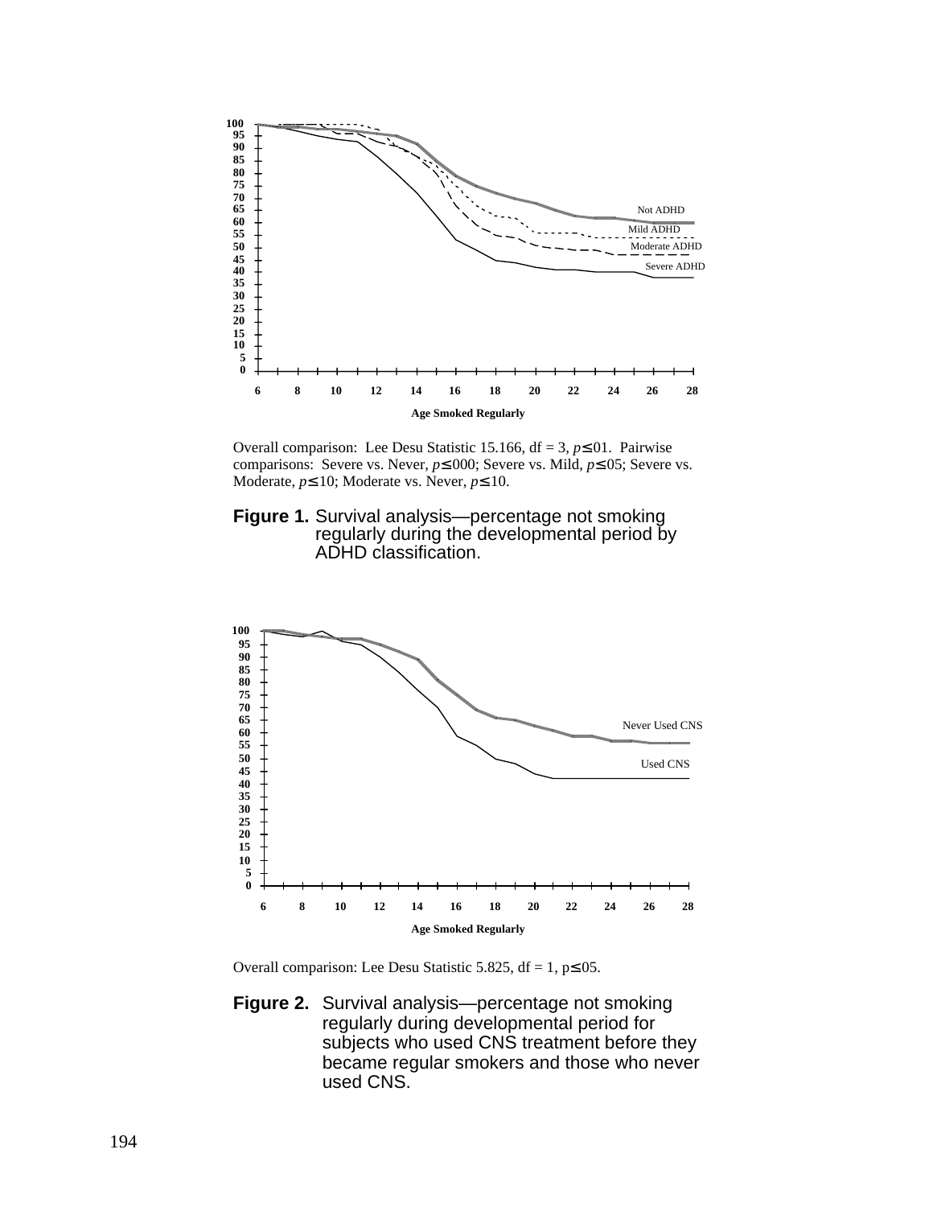Overall comparison: Lee Desu Statistic 15.166, df = 3, $p \leq .01$. Pairwise comparisons: Severe vs. Never, $p \leq .000$; Severe vs. Mild, $p \leq .05$; Severe vs. Moderate, $p \leq .10$; Moderate vs. Never, $p \leq .10$.

**Figure 1.** Survival analysis—percentage not smoking regularly during the developmental period by ADHD classification.

Overall comparison: Lee Desu Statistic 5.825, df = 1, $p \leq .05$.

**Figure 2.** Survival analysis—percentage not smoking regularly during developmental period for subjects who used CNS treatment before they became regular smokers and those who never used CNS.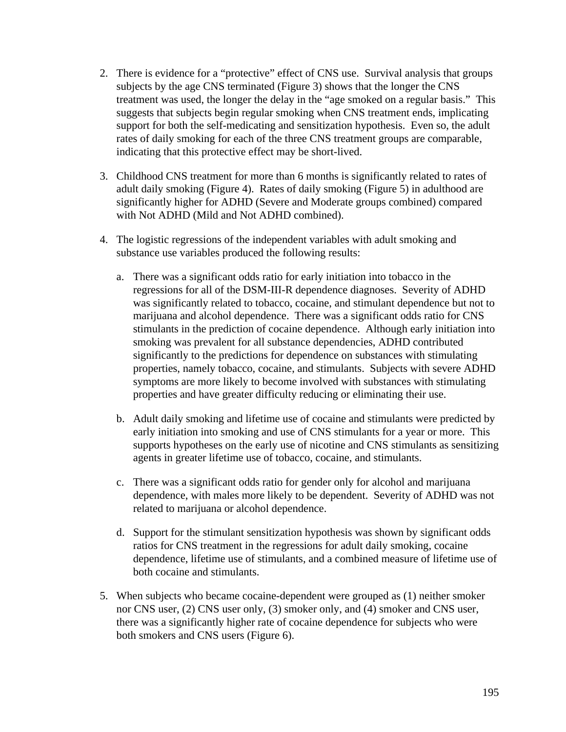2. There is evidence for a "protective" effect of CNS use. Survival analysis that groups subjects by the age CNS terminated (Figure 3) shows that the longer the CNS treatment was used, the longer the delay in the "age smoked on a regular basis." This suggests that subjects begin regular smoking when CNS treatment ends, implicating support for both the self-medicating and sensitization hypothesis. Even so, the adult rates of daily smoking for each of the three CNS treatment groups are comparable, indicating that this protective effect may be short-lived.

3. Childhood CNS treatment for more than 6 months is significantly related to rates of adult daily smoking (Figure 4). Rates of daily smoking (Figure 5) in adulthood are significantly higher for ADHD (Severe and Moderate groups combined) compared with Not ADHD (Mild and Not ADHD combined).

4. The logistic regressions of the independent variables with adult smoking and substance use variables produced the following results:

   a. There was a significant odds ratio for early initiation into tobacco in the regressions for all of the DSM-III-R dependence diagnoses. Severity of ADHD was significantly related to tobacco, cocaine, and stimulant dependence but not to marijuana and alcohol dependence. There was a significant odds ratio for CNS stimulants in the prediction of cocaine dependence. Although early initiation into smoking was prevalent for all substance dependencies, ADHD contributed significantly to the predictions for dependence on substances with stimulating properties, namely tobacco, cocaine, and stimulants. Subjects with severe ADHD symptoms are more likely to become involved with substances with stimulating properties and have greater difficulty reducing or eliminating their use.

   b. Adult daily smoking and lifetime use of cocaine and stimulants were predicted by early initiation into smoking and use of CNS stimulants for a year or more. This supports hypotheses on the early use of nicotine and CNS stimulants as sensitizing agents in greater lifetime use of tobacco, cocaine, and stimulants.

   c. There was a significant odds ratio for gender only for alcohol and marijuana dependence, with males more likely to be dependent. Severity of ADHD was not related to marijuana or alcohol dependence.

   d. Support for the stimulant sensitization hypothesis was shown by significant odds ratios for CNS treatment in the regressions for adult daily smoking, cocaine dependence, lifetime use of stimulants, and a combined measure of lifetime use of both cocaine and stimulants.

5. When subjects who became cocaine-dependent were grouped as (1) neither smoker nor CNS user, (2) CNS user only, (3) smoker only, and (4) smoker and CNS user, there was a significantly higher rate of cocaine dependence for subjects who were both smokers and CNS users (Figure 6).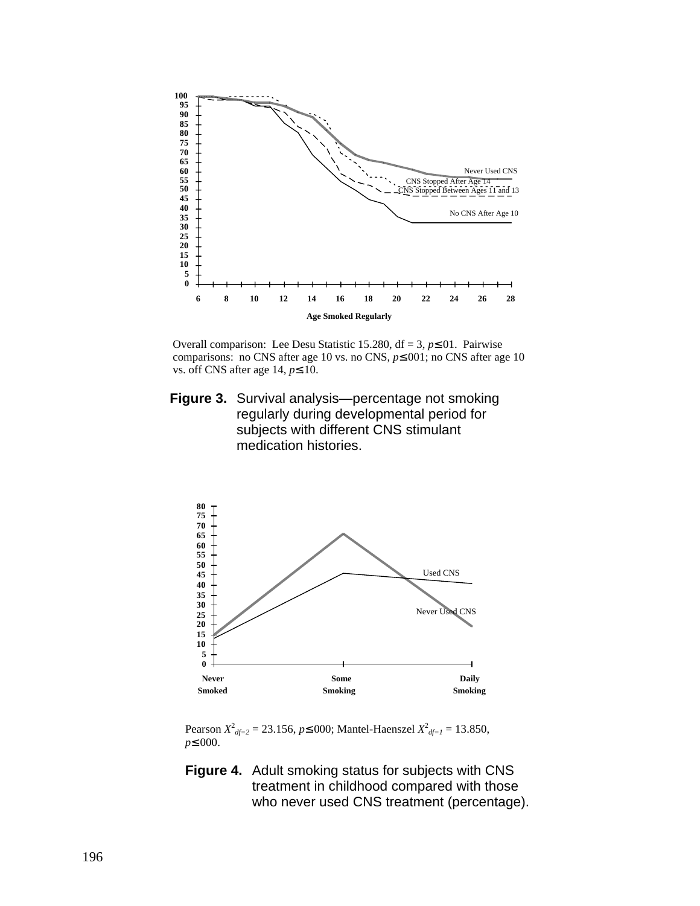Overall comparison: Lee Desu Statistic 15.280, df = 3, $p \leq .01$. Pairwise comparisons: no CNS after age 10 vs. no CNS, $p \leq .001$; no CNS after age 10 vs. off CNS after age 14, $p \leq .10$.

**Figure 3.** Survival analysis—percentage not smoking regularly during developmental period for subjects with different CNS stimulant medication histories.

Pearson $X^2_{df=2} = 23.156$, $p \leq .000$; Mantel-Haenszel $X^2_{df=1} = 13.850$, $p \leq .000$.

**Figure 4.** Adult smoking status for subjects with CNS treatment in childhood compared with those who never used CNS treatment (percentage).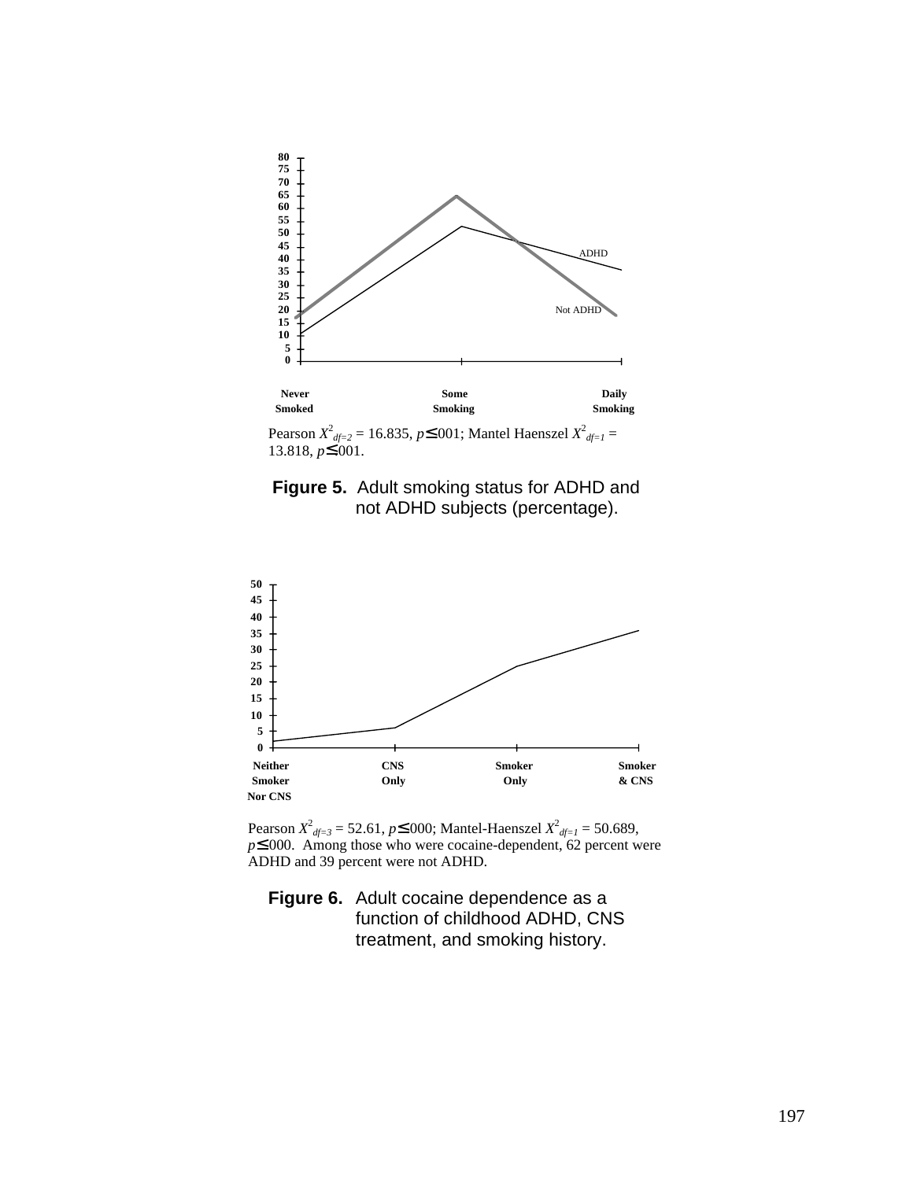80
75
70
65
60
55
50
45
40
35
30
25
20
15
10
5
0

ADHD

Not ADHD

Never Smoked | Some Smoking | Daily Smoking

Pearson $X^2_{df=2} = 16.835$, $p \leq .001$; Mantel Haenszel $X^2_{df=1} = 13.818$, $p \leq .001$.

**Figure 5.** Adult smoking status for ADHD and not ADHD subjects (percentage).

50
45
40
35
30
25
20
15
10
5
0

Neither Smoker Nor CNS | CNS Only | Smoker Only | Smoker & CNS

Pearson $X^2_{df=3} = 52.61$, $p \leq .000$; Mantel-Haenszel $X^2_{df=1} = 50.689$, $p \leq .000$. Among those who were cocaine-dependent, 62 percent were ADHD and 39 percent were not ADHD.

**Figure 6.** Adult cocaine dependence as a function of childhood ADHD, CNS treatment, and smoking history.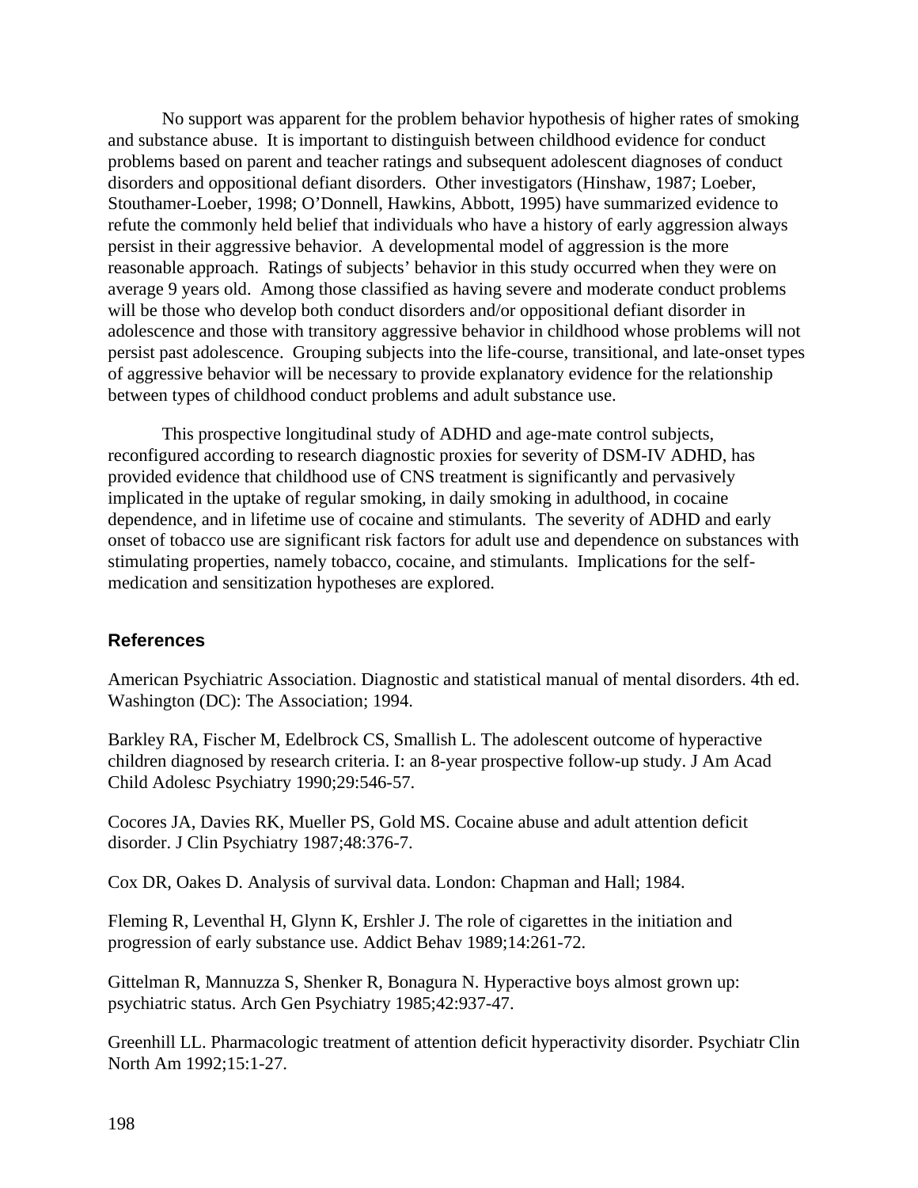No support was apparent for the problem behavior hypothesis of higher rates of smoking and substance abuse. It is important to distinguish between childhood evidence for conduct problems based on parent and teacher ratings and subsequent adolescent diagnoses of conduct disorders and oppositional defiant disorders. Other investigators (Hinshaw, 1987; Loeber, Stouthamer-Loeber, 1998; O'Donnell, Hawkins, Abbott, 1995) have summarized evidence to refute the commonly held belief that individuals who have a history of early aggression always persist in their aggressive behavior. A developmental model of aggression is the more reasonable approach. Ratings of subjects' behavior in this study occurred when they were on average 9 years old. Among those classified as having severe and moderate conduct problems will be those who develop both conduct disorders and/or oppositional defiant disorder in adolescence and those with transitory aggressive behavior in childhood whose problems will not persist past adolescence. Grouping subjects into the life-course, transitional, and late-onset types of aggressive behavior will be necessary to provide explanatory evidence for the relationship between types of childhood conduct problems and adult substance use.

This prospective longitudinal study of ADHD and age-mate control subjects, reconfigured according to research diagnostic proxies for severity of DSM-IV ADHD, has provided evidence that childhood use of CNS treatment is significantly and pervasively implicated in the uptake of regular smoking, in daily smoking in adulthood, in cocaine dependence, and in lifetime use of cocaine and stimulants. The severity of ADHD and early onset of tobacco use are significant risk factors for adult use and dependence on substances with stimulating properties, namely tobacco, cocaine, and stimulants. Implications for the self-medication and sensitization hypotheses are explored.

## References

American Psychiatric Association. Diagnostic and statistical manual of mental disorders. 4th ed. Washington (DC): The Association; 1994.

Barkley RA, Fischer M, Edelbrock CS, Smallish L. The adolescent outcome of hyperactive children diagnosed by research criteria. I: an 8-year prospective follow-up study. J Am Acad Child Adolesc Psychiatry 1990;29:546-57.

Cocores JA, Davies RK, Mueller PS, Gold MS. Cocaine abuse and adult attention deficit disorder. J Clin Psychiatry 1987;48:376-7.

Cox DR, Oakes D. Analysis of survival data. London: Chapman and Hall; 1984.

Fleming R, Leventhal H, Glynn K, Ershler J. The role of cigarettes in the initiation and progression of early substance use. Addict Behav 1989;14:261-72.

Gittelman R, Mannuzza S, Shenker R, Bonagura N. Hyperactive boys almost grown up: psychiatric status. Arch Gen Psychiatry 1985;42:937-47.

Greenhill LL. Pharmacologic treatment of attention deficit hyperactivity disorder. Psychiatr Clin North Am 1992;15:1-27.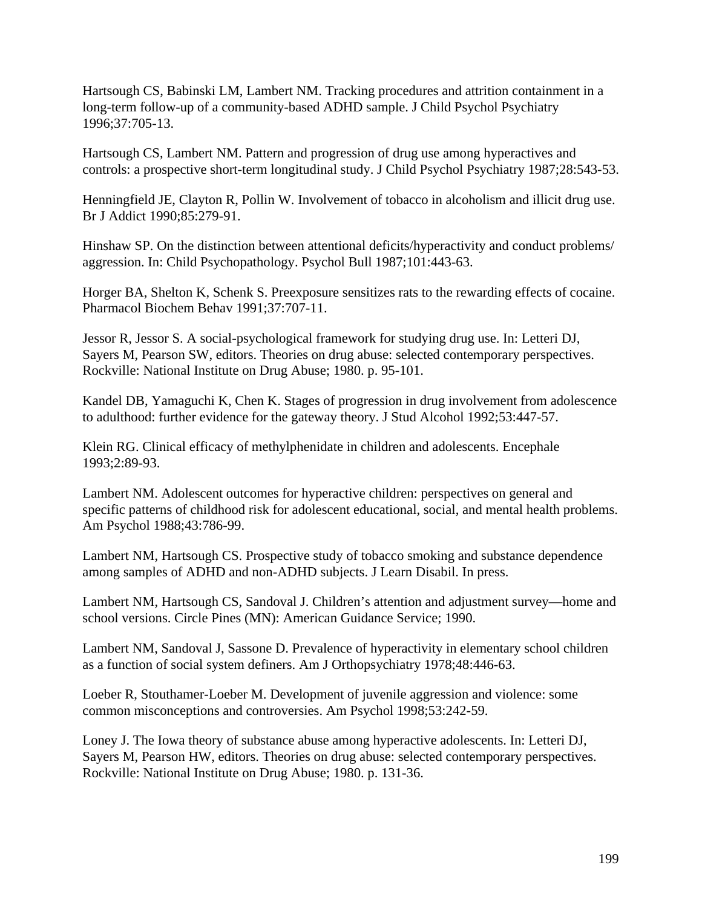Hartsough CS, Babinski LM, Lambert NM. Tracking procedures and attrition containment in a long-term follow-up of a community-based ADHD sample. J Child Psychol Psychiatry 1996;37:705-13.

Hartsough CS, Lambert NM. Pattern and progression of drug use among hyperactives and controls: a prospective short-term longitudinal study. J Child Psychol Psychiatry 1987;28:543-53.

Henningfield JE, Clayton R, Pollin W. Involvement of tobacco in alcoholism and illicit drug use. Br J Addict 1990;85:279-91.

Hinshaw SP. On the distinction between attentional deficits/hyperactivity and conduct problems/ aggression. In: Child Psychopathology. Psychol Bull 1987;101:443-63.

Horger BA, Shelton K, Schenk S. Preexposure sensitizes rats to the rewarding effects of cocaine. Pharmacol Biochem Behav 1991;37:707-11.

Jessor R, Jessor S. A social-psychological framework for studying drug use. In: Letteri DJ, Sayers M, Pearson SW, editors. Theories on drug abuse: selected contemporary perspectives. Rockville: National Institute on Drug Abuse; 1980. p. 95-101.

Kandel DB, Yamaguchi K, Chen K. Stages of progression in drug involvement from adolescence to adulthood: further evidence for the gateway theory. J Stud Alcohol 1992;53:447-57.

Klein RG. Clinical efficacy of methylphenidate in children and adolescents. Encephale 1993;2:89-93.

Lambert NM. Adolescent outcomes for hyperactive children: perspectives on general and specific patterns of childhood risk for adolescent educational, social, and mental health problems. Am Psychol 1988;43:786-99.

Lambert NM, Hartsough CS. Prospective study of tobacco smoking and substance dependence among samples of ADHD and non-ADHD subjects. J Learn Disabil. In press.

Lambert NM, Hartsough CS, Sandoval J. Children's attention and adjustment survey—home and school versions. Circle Pines (MN): American Guidance Service; 1990.

Lambert NM, Sandoval J, Sassone D. Prevalence of hyperactivity in elementary school children as a function of social system definers. Am J Orthopsychiatry 1978;48:446-63.

Loeber R, Stouthamer-Loeber M. Development of juvenile aggression and violence: some common misconceptions and controversies. Am Psychol 1998;53:242-59.

Loney J. The Iowa theory of substance abuse among hyperactive adolescents. In: Letteri DJ, Sayers M, Pearson HW, editors. Theories on drug abuse: selected contemporary perspectives. Rockville: National Institute on Drug Abuse; 1980. p. 131-36.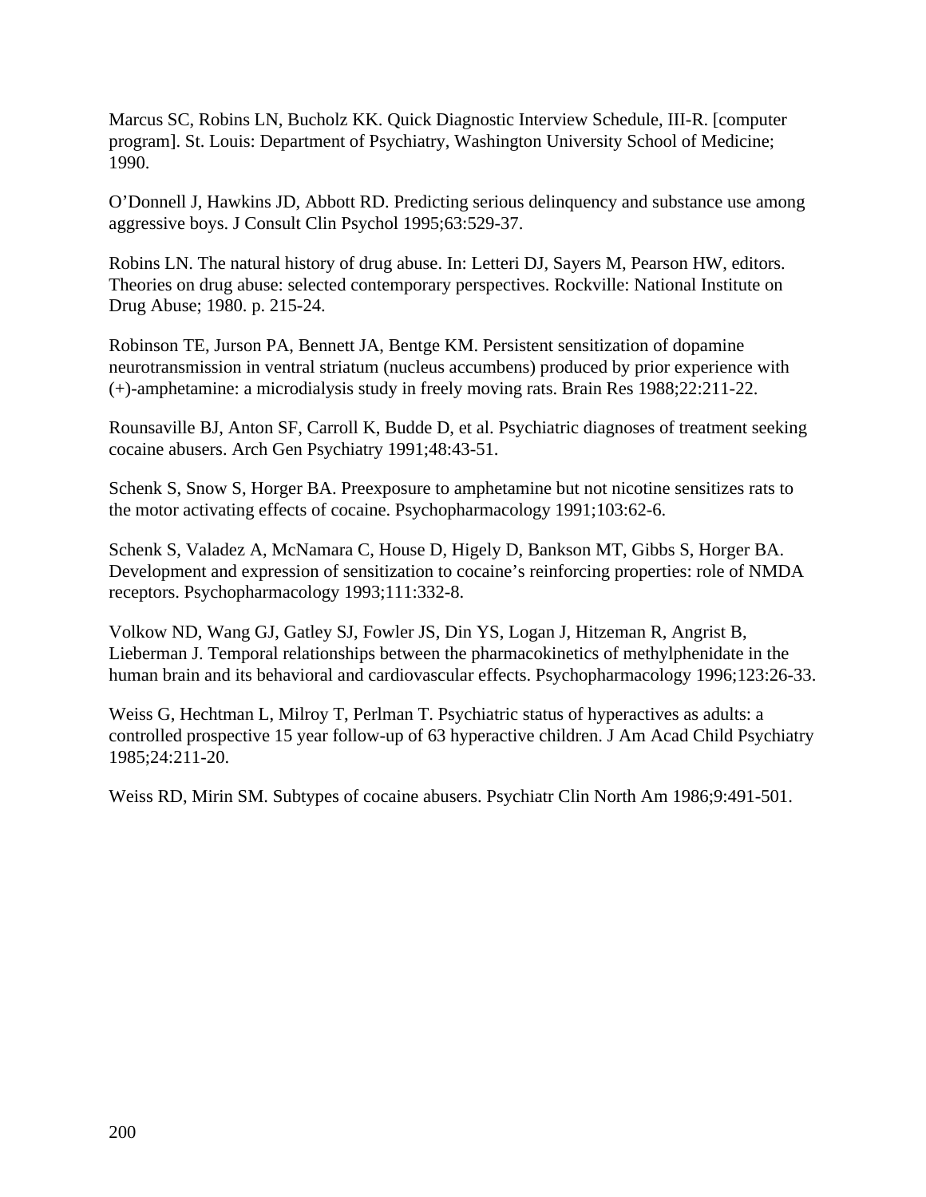Marcus SC, Robins LN, Bucholz KK. Quick Diagnostic Interview Schedule, III-R. [computer program]. St. Louis: Department of Psychiatry, Washington University School of Medicine; 1990.

O'Donnell J, Hawkins JD, Abbott RD. Predicting serious delinquency and substance use among aggressive boys. J Consult Clin Psychol 1995;63:529-37.

Robins LN. The natural history of drug abuse. In: Letteri DJ, Sayers M, Pearson HW, editors. Theories on drug abuse: selected contemporary perspectives. Rockville: National Institute on Drug Abuse; 1980. p. 215-24.

Robinson TE, Jurson PA, Bennett JA, Bentge KM. Persistent sensitization of dopamine neurotransmission in ventral striatum (nucleus accumbens) produced by prior experience with (+)-amphetamine: a microdialysis study in freely moving rats. Brain Res 1988;22:211-22.

Rounsaville BJ, Anton SF, Carroll K, Budde D, et al. Psychiatric diagnoses of treatment seeking cocaine abusers. Arch Gen Psychiatry 1991;48:43-51.

Schenk S, Snow S, Horger BA. Preexposure to amphetamine but not nicotine sensitizes rats to the motor activating effects of cocaine. Psychopharmacology 1991;103:62-6.

Schenk S, Valadez A, McNamara C, House D, Higely D, Bankson MT, Gibbs S, Horger BA. Development and expression of sensitization to cocaine's reinforcing properties: role of NMDA receptors. Psychopharmacology 1993;111:332-8.

Volkow ND, Wang GJ, Gatley SJ, Fowler JS, Din YS, Logan J, Hitzeman R, Angrist B, Lieberman J. Temporal relationships between the pharmacokinetics of methylphenidate in the human brain and its behavioral and cardiovascular effects. Psychopharmacology 1996;123:26-33.

Weiss G, Hechtman L, Milroy T, Perlman T. Psychiatric status of hyperactives as adults: a controlled prospective 15 year follow-up of 63 hyperactive children. J Am Acad Child Psychiatry 1985;24:211-20.

Weiss RD, Mirin SM. Subtypes of cocaine abusers. Psychiatr Clin North Am 1986;9:491-501.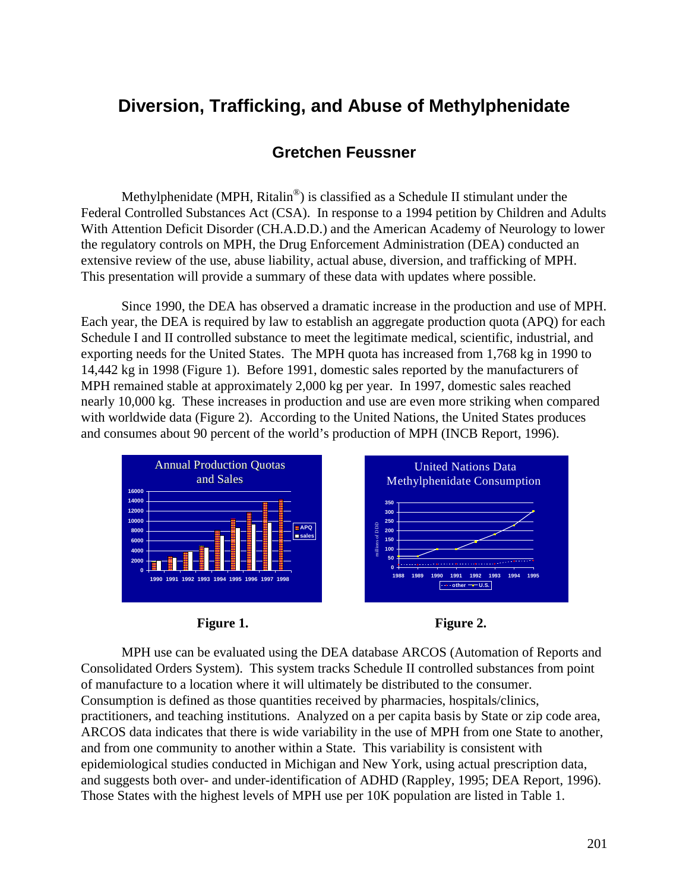# Diversion, Trafficking, and Abuse of Methylphenidate

## Gretchen Feussner

Methylphenidate (MPH, Ritalin®) is classified as a Schedule II stimulant under the Federal Controlled Substances Act (CSA). In response to a 1994 petition by Children and Adults With Attention Deficit Disorder (CH.A.D.D.) and the American Academy of Neurology to lower the regulatory controls on MPH, the Drug Enforcement Administration (DEA) conducted an extensive review of the use, abuse liability, actual abuse, diversion, and trafficking of MPH. This presentation will provide a summary of these data with updates where possible.

Since 1990, the DEA has observed a dramatic increase in the production and use of MPH. Each year, the DEA is required by law to establish an aggregate production quota (APQ) for each Schedule I and II controlled substance to meet the legitimate medical, scientific, industrial, and exporting needs for the United States. The MPH quota has increased from 1,768 kg in 1990 to 14,442 kg in 1998 (Figure 1). Before 1991, domestic sales reported by the manufacturers of MPH remained stable at approximately 2,000 kg per year. In 1997, domestic sales reached nearly 10,000 kg. These increases in production and use are even more striking when compared with worldwide data (Figure 2). According to the United Nations, the United States produces and consumes about 90 percent of the world's production of MPH (INCB Report, 1996).

**Figure 1.**

**Figure 2.**

MPH use can be evaluated using the DEA database ARCOS (Automation of Reports and Consolidated Orders System). This system tracks Schedule II controlled substances from point of manufacture to a location where it will ultimately be distributed to the consumer. Consumption is defined as those quantities received by pharmacies, hospitals/clinics, practitioners, and teaching institutions. Analyzed on a per capita basis by State or zip code area, ARCOS data indicates that there is wide variability in the use of MPH from one State to another, and from one community to another within a State. This variability is consistent with epidemiological studies conducted in Michigan and New York, using actual prescription data, and suggests both over- and under-identification of ADHD (Rappley, 1995; DEA Report, 1996). Those States with the highest levels of MPH use per 10K population are listed in Table 1.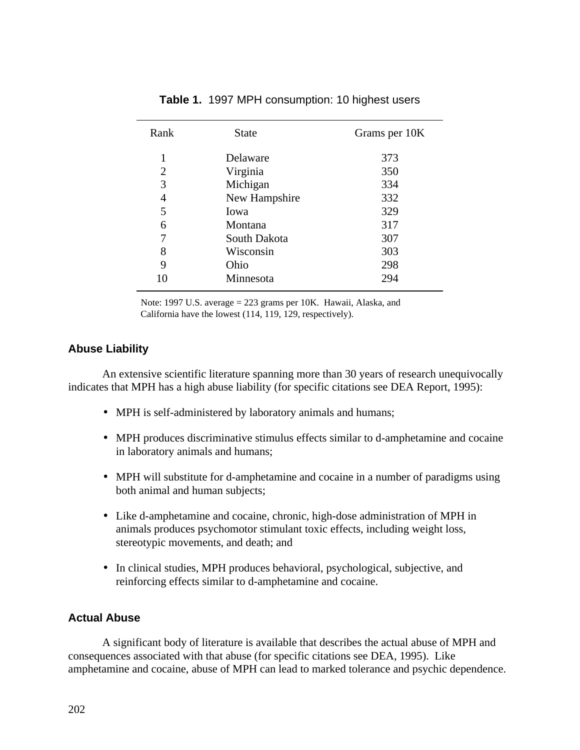**Table 1.** 1997 MPH consumption: 10 highest users

| Rank | State | Grams per 10K |
|---|---|---|
| 1 | Delaware | 373 |
| 2 | Virginia | 350 |
| 3 | Michigan | 334 |
| 4 | New Hampshire | 332 |
| 5 | Iowa | 329 |
| 6 | Montana | 317 |
| 7 | South Dakota | 307 |
| 8 | Wisconsin | 303 |
| 9 | Ohio | 298 |
| 10 | Minnesota | 294 |

Note: 1997 U.S. average = 223 grams per 10K. Hawaii, Alaska, and California have the lowest (114, 119, 129, respectively).

### Abuse Liability

An extensive scientific literature spanning more than 30 years of research unequivocally indicates that MPH has a high abuse liability (for specific citations see DEA Report, 1995):

- MPH is self-administered by laboratory animals and humans;
- MPH produces discriminative stimulus effects similar to d-amphetamine and cocaine in laboratory animals and humans;
- MPH will substitute for d-amphetamine and cocaine in a number of paradigms using both animal and human subjects;
- Like d-amphetamine and cocaine, chronic, high-dose administration of MPH in animals produces psychomotor stimulant toxic effects, including weight loss, stereotypic movements, and death; and
- In clinical studies, MPH produces behavioral, psychological, subjective, and reinforcing effects similar to d-amphetamine and cocaine.

### Actual Abuse

A significant body of literature is available that describes the actual abuse of MPH and consequences associated with that abuse (for specific citations see DEA, 1995). Like amphetamine and cocaine, abuse of MPH can lead to marked tolerance and psychic dependence.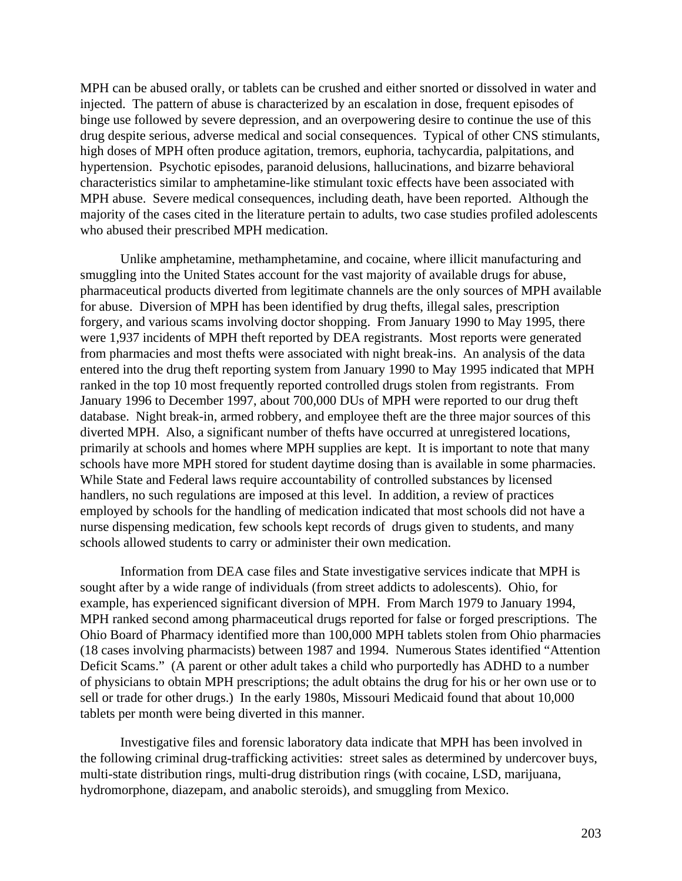MPH can be abused orally, or tablets can be crushed and either snorted or dissolved in water and injected. The pattern of abuse is characterized by an escalation in dose, frequent episodes of binge use followed by severe depression, and an overpowering desire to continue the use of this drug despite serious, adverse medical and social consequences. Typical of other CNS stimulants, high doses of MPH often produce agitation, tremors, euphoria, tachycardia, palpitations, and hypertension. Psychotic episodes, paranoid delusions, hallucinations, and bizarre behavioral characteristics similar to amphetamine-like stimulant toxic effects have been associated with MPH abuse. Severe medical consequences, including death, have been reported. Although the majority of the cases cited in the literature pertain to adults, two case studies profiled adolescents who abused their prescribed MPH medication.

Unlike amphetamine, methamphetamine, and cocaine, where illicit manufacturing and smuggling into the United States account for the vast majority of available drugs for abuse, pharmaceutical products diverted from legitimate channels are the only sources of MPH available for abuse. Diversion of MPH has been identified by drug thefts, illegal sales, prescription forgery, and various scams involving doctor shopping. From January 1990 to May 1995, there were 1,937 incidents of MPH theft reported by DEA registrants. Most reports were generated from pharmacies and most thefts were associated with night break-ins. An analysis of the data entered into the drug theft reporting system from January 1990 to May 1995 indicated that MPH ranked in the top 10 most frequently reported controlled drugs stolen from registrants. From January 1996 to December 1997, about 700,000 DUs of MPH were reported to our drug theft database. Night break-in, armed robbery, and employee theft are the three major sources of this diverted MPH. Also, a significant number of thefts have occurred at unregistered locations, primarily at schools and homes where MPH supplies are kept. It is important to note that many schools have more MPH stored for student daytime dosing than is available in some pharmacies. While State and Federal laws require accountability of controlled substances by licensed handlers, no such regulations are imposed at this level. In addition, a review of practices employed by schools for the handling of medication indicated that most schools did not have a nurse dispensing medication, few schools kept records of drugs given to students, and many schools allowed students to carry or administer their own medication.

Information from DEA case files and State investigative services indicate that MPH is sought after by a wide range of individuals (from street addicts to adolescents). Ohio, for example, has experienced significant diversion of MPH. From March 1979 to January 1994, MPH ranked second among pharmaceutical drugs reported for false or forged prescriptions. The Ohio Board of Pharmacy identified more than 100,000 MPH tablets stolen from Ohio pharmacies (18 cases involving pharmacists) between 1987 and 1994. Numerous States identified "Attention Deficit Scams." (A parent or other adult takes a child who purportedly has ADHD to a number of physicians to obtain MPH prescriptions; the adult obtains the drug for his or her own use or to sell or trade for other drugs.) In the early 1980s, Missouri Medicaid found that about 10,000 tablets per month were being diverted in this manner.

Investigative files and forensic laboratory data indicate that MPH has been involved in the following criminal drug-trafficking activities: street sales as determined by undercover buys, multi-state distribution rings, multi-drug distribution rings (with cocaine, LSD, marijuana, hydromorphone, diazepam, and anabolic steroids), and smuggling from Mexico.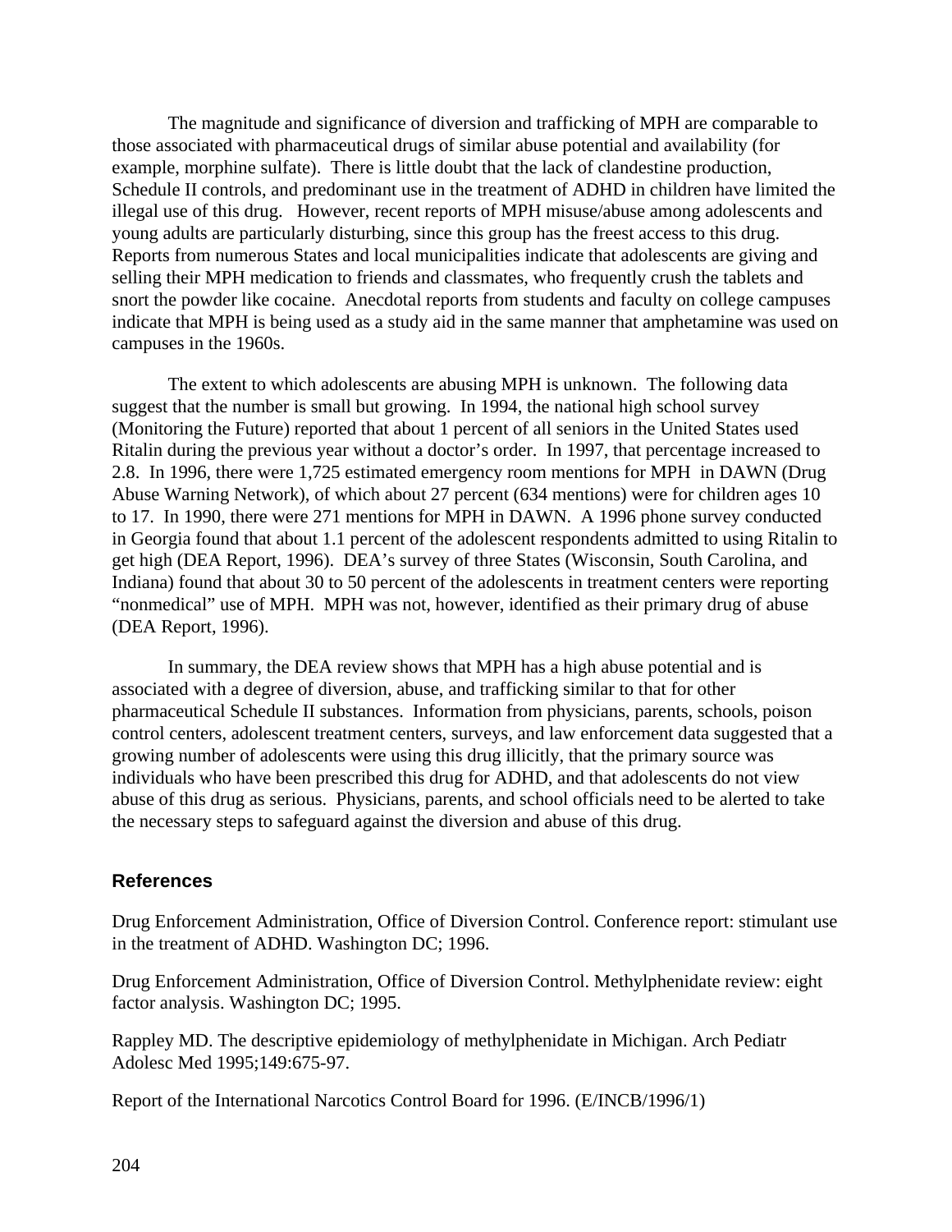The magnitude and significance of diversion and trafficking of MPH are comparable to those associated with pharmaceutical drugs of similar abuse potential and availability (for example, morphine sulfate). There is little doubt that the lack of clandestine production, Schedule II controls, and predominant use in the treatment of ADHD in children have limited the illegal use of this drug. However, recent reports of MPH misuse/abuse among adolescents and young adults are particularly disturbing, since this group has the freest access to this drug. Reports from numerous States and local municipalities indicate that adolescents are giving and selling their MPH medication to friends and classmates, who frequently crush the tablets and snort the powder like cocaine. Anecdotal reports from students and faculty on college campuses indicate that MPH is being used as a study aid in the same manner that amphetamine was used on campuses in the 1960s.

The extent to which adolescents are abusing MPH is unknown. The following data suggest that the number is small but growing. In 1994, the national high school survey (Monitoring the Future) reported that about 1 percent of all seniors in the United States used Ritalin during the previous year without a doctor's order. In 1997, that percentage increased to 2.8. In 1996, there were 1,725 estimated emergency room mentions for MPH in DAWN (Drug Abuse Warning Network), of which about 27 percent (634 mentions) were for children ages 10 to 17. In 1990, there were 271 mentions for MPH in DAWN. A 1996 phone survey conducted in Georgia found that about 1.1 percent of the adolescent respondents admitted to using Ritalin to get high (DEA Report, 1996). DEA's survey of three States (Wisconsin, South Carolina, and Indiana) found that about 30 to 50 percent of the adolescents in treatment centers were reporting "nonmedical" use of MPH. MPH was not, however, identified as their primary drug of abuse (DEA Report, 1996).

In summary, the DEA review shows that MPH has a high abuse potential and is associated with a degree of diversion, abuse, and trafficking similar to that for other pharmaceutical Schedule II substances. Information from physicians, parents, schools, poison control centers, adolescent treatment centers, surveys, and law enforcement data suggested that a growing number of adolescents were using this drug illicitly, that the primary source was individuals who have been prescribed this drug for ADHD, and that adolescents do not view abuse of this drug as serious. Physicians, parents, and school officials need to be alerted to take the necessary steps to safeguard against the diversion and abuse of this drug.

## References

Drug Enforcement Administration, Office of Diversion Control. Conference report: stimulant use in the treatment of ADHD. Washington DC; 1996.

Drug Enforcement Administration, Office of Diversion Control. Methylphenidate review: eight factor analysis. Washington DC; 1995.

Rappley MD. The descriptive epidemiology of methylphenidate in Michigan. Arch Pediatr Adolesc Med 1995;149:675-97.

Report of the International Narcotics Control Board for 1996. (E/INCB/1996/1)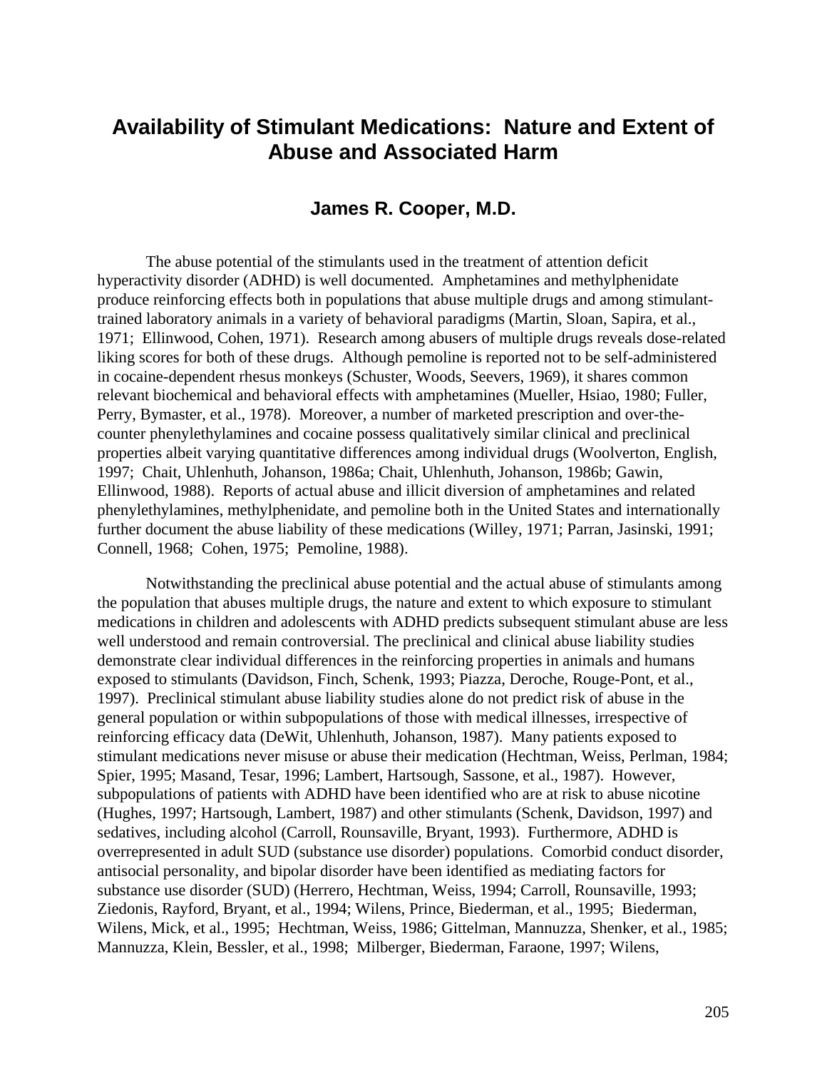# Availability of Stimulant Medications: Nature and Extent of Abuse and Associated Harm

### James R. Cooper, M.D.

The abuse potential of the stimulants used in the treatment of attention deficit hyperactivity disorder (ADHD) is well documented. Amphetamines and methylphenidate produce reinforcing effects both in populations that abuse multiple drugs and among stimulant-trained laboratory animals in a variety of behavioral paradigms (Martin, Sloan, Sapira, et al., 1971; Ellinwood, Cohen, 1971). Research among abusers of multiple drugs reveals dose-related liking scores for both of these drugs. Although pemoline is reported not to be self-administered in cocaine-dependent rhesus monkeys (Schuster, Woods, Seevers, 1969), it shares common relevant biochemical and behavioral effects with amphetamines (Mueller, Hsiao, 1980; Fuller, Perry, Bymaster, et al., 1978). Moreover, a number of marketed prescription and over-the-counter phenylethylamines and cocaine possess qualitatively similar clinical and preclinical properties albeit varying quantitative differences among individual drugs (Woolverton, English, 1997; Chait, Uhlenhuth, Johanson, 1986a; Chait, Uhlenhuth, Johanson, 1986b; Gawin, Ellinwood, 1988). Reports of actual abuse and illicit diversion of amphetamines and related phenylethylamines, methylphenidate, and pemoline both in the United States and internationally further document the abuse liability of these medications (Willey, 1971; Parran, Jasinski, 1991; Connell, 1968; Cohen, 1975; Pemoline, 1988).

Notwithstanding the preclinical abuse potential and the actual abuse of stimulants among the population that abuses multiple drugs, the nature and extent to which exposure to stimulant medications in children and adolescents with ADHD predicts subsequent stimulant abuse are less well understood and remain controversial. The preclinical and clinical abuse liability studies demonstrate clear individual differences in the reinforcing properties in animals and humans exposed to stimulants (Davidson, Finch, Schenk, 1993; Piazza, Deroche, Rouge-Pont, et al., 1997). Preclinical stimulant abuse liability studies alone do not predict risk of abuse in the general population or within subpopulations of those with medical illnesses, irrespective of reinforcing efficacy data (DeWit, Uhlenhuth, Johanson, 1987). Many patients exposed to stimulant medications never misuse or abuse their medication (Hechtman, Weiss, Perlman, 1984; Spier, 1995; Masand, Tesar, 1996; Lambert, Hartsough, Sassone, et al., 1987). However, subpopulations of patients with ADHD have been identified who are at risk to abuse nicotine (Hughes, 1997; Hartsough, Lambert, 1987) and other stimulants (Schenk, Davidson, 1997) and sedatives, including alcohol (Carroll, Rounsaville, Bryant, 1993). Furthermore, ADHD is overrepresented in adult SUD (substance use disorder) populations. Comorbid conduct disorder, antisocial personality, and bipolar disorder have been identified as mediating factors for substance use disorder (SUD) (Herrero, Hechtman, Weiss, 1994; Carroll, Rounsaville, 1993; Ziedonis, Rayford, Bryant, et al., 1994; Wilens, Prince, Biederman, et al., 1995; Biederman, Wilens, Mick, et al., 1995; Hechtman, Weiss, 1986; Gittelman, Mannuzza, Shenker, et al., 1985; Mannuzza, Klein, Bessler, et al., 1998; Milberger, Biederman, Faraone, 1997; Wilens,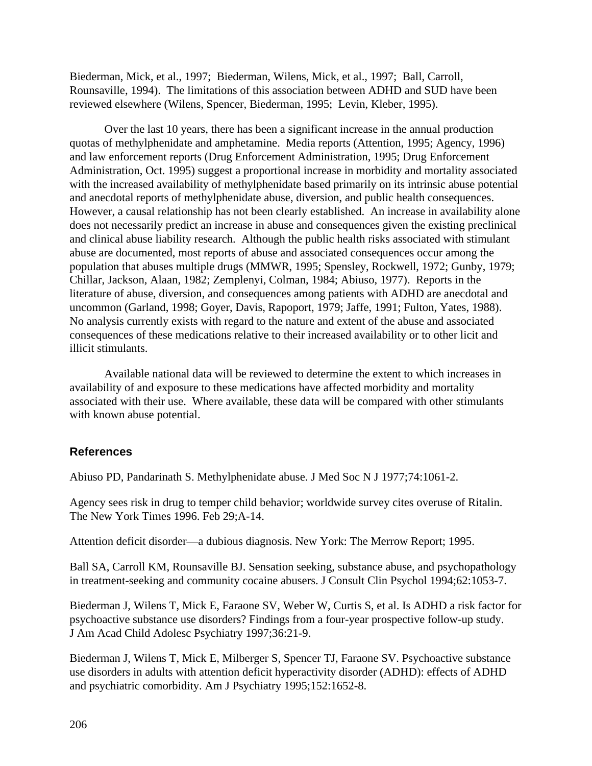Biederman, Mick, et al., 1997; Biederman, Wilens, Mick, et al., 1997; Ball, Carroll, Rounsaville, 1994). The limitations of this association between ADHD and SUD have been reviewed elsewhere (Wilens, Spencer, Biederman, 1995; Levin, Kleber, 1995).

Over the last 10 years, there has been a significant increase in the annual production quotas of methylphenidate and amphetamine. Media reports (Attention, 1995; Agency, 1996) and law enforcement reports (Drug Enforcement Administration, 1995; Drug Enforcement Administration, Oct. 1995) suggest a proportional increase in morbidity and mortality associated with the increased availability of methylphenidate based primarily on its intrinsic abuse potential and anecdotal reports of methylphenidate abuse, diversion, and public health consequences. However, a causal relationship has not been clearly established. An increase in availability alone does not necessarily predict an increase in abuse and consequences given the existing preclinical and clinical abuse liability research. Although the public health risks associated with stimulant abuse are documented, most reports of abuse and associated consequences occur among the population that abuses multiple drugs (MMWR, 1995; Spensley, Rockwell, 1972; Gunby, 1979; Chillar, Jackson, Alaan, 1982; Zemplenyi, Colman, 1984; Abiuso, 1977). Reports in the literature of abuse, diversion, and consequences among patients with ADHD are anecdotal and uncommon (Garland, 1998; Goyer, Davis, Rapoport, 1979; Jaffe, 1991; Fulton, Yates, 1988). No analysis currently exists with regard to the nature and extent of the abuse and associated consequences of these medications relative to their increased availability or to other licit and illicit stimulants.

Available national data will be reviewed to determine the extent to which increases in availability of and exposure to these medications have affected morbidity and mortality associated with their use. Where available, these data will be compared with other stimulants with known abuse potential.

### References

Abiuso PD, Pandarinath S. Methylphenidate abuse. J Med Soc N J 1977;74:1061-2.

Agency sees risk in drug to temper child behavior; worldwide survey cites overuse of Ritalin. The New York Times 1996. Feb 29;A-14.

Attention deficit disorder—a dubious diagnosis. New York: The Merrow Report; 1995.

Ball SA, Carroll KM, Rounsaville BJ. Sensation seeking, substance abuse, and psychopathology in treatment-seeking and community cocaine abusers. J Consult Clin Psychol 1994;62:1053-7.

Biederman J, Wilens T, Mick E, Faraone SV, Weber W, Curtis S, et al. Is ADHD a risk factor for psychoactive substance use disorders? Findings from a four-year prospective follow-up study. J Am Acad Child Adolesc Psychiatry 1997;36:21-9.

Biederman J, Wilens T, Mick E, Milberger S, Spencer TJ, Faraone SV. Psychoactive substance use disorders in adults with attention deficit hyperactivity disorder (ADHD): effects of ADHD and psychiatric comorbidity. Am J Psychiatry 1995;152:1652-8.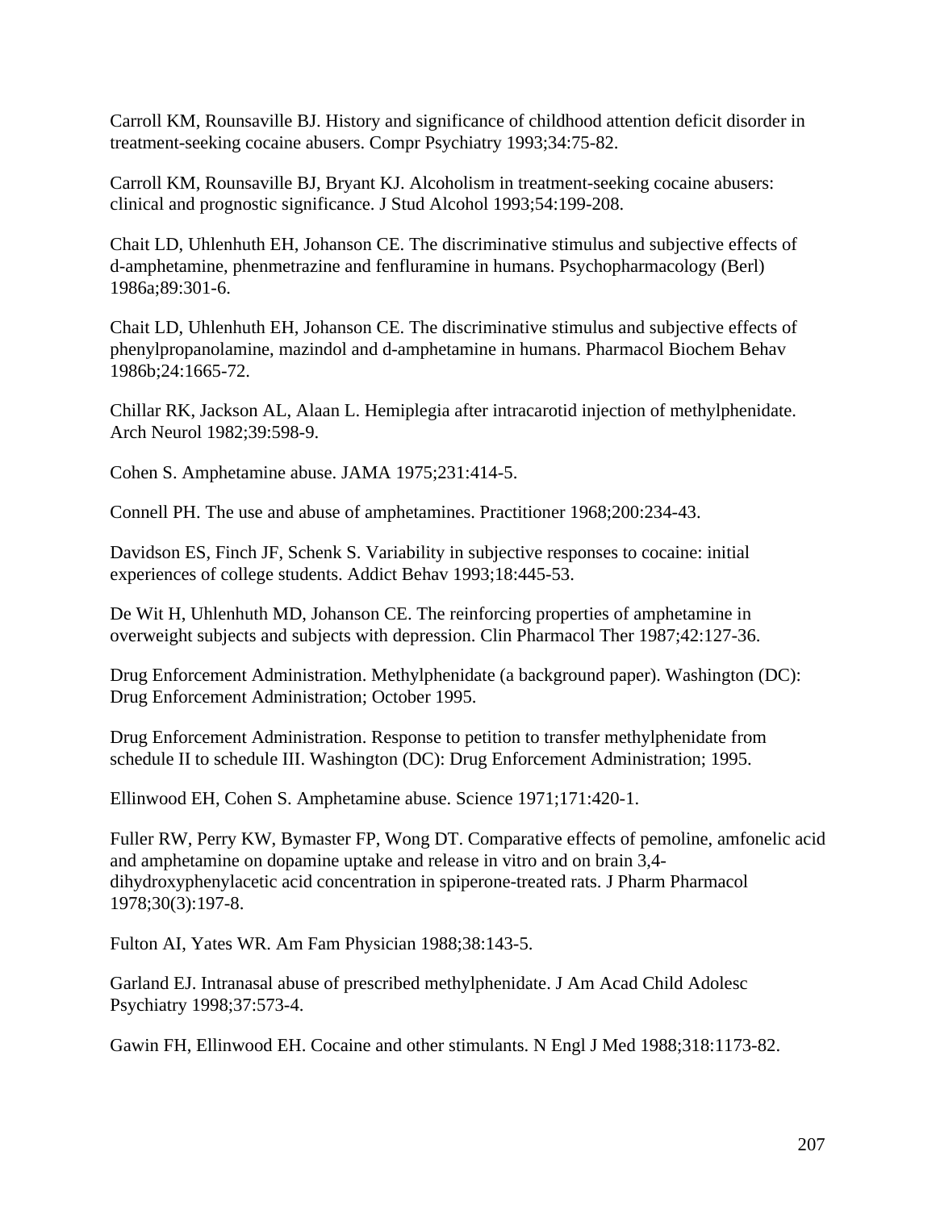Carroll KM, Rounsaville BJ. History and significance of childhood attention deficit disorder in treatment-seeking cocaine abusers. Compr Psychiatry 1993;34:75-82.

Carroll KM, Rounsaville BJ, Bryant KJ. Alcoholism in treatment-seeking cocaine abusers: clinical and prognostic significance. J Stud Alcohol 1993;54:199-208.

Chait LD, Uhlenhuth EH, Johanson CE. The discriminative stimulus and subjective effects of d-amphetamine, phenmetrazine and fenfluramine in humans. Psychopharmacology (Berl) 1986a;89:301-6.

Chait LD, Uhlenhuth EH, Johanson CE. The discriminative stimulus and subjective effects of phenylpropanolamine, mazindol and d-amphetamine in humans. Pharmacol Biochem Behav 1986b;24:1665-72.

Chillar RK, Jackson AL, Alaan L. Hemiplegia after intracarotid injection of methylphenidate. Arch Neurol 1982;39:598-9.

Cohen S. Amphetamine abuse. JAMA 1975;231:414-5.

Connell PH. The use and abuse of amphetamines. Practitioner 1968;200:234-43.

Davidson ES, Finch JF, Schenk S. Variability in subjective responses to cocaine: initial experiences of college students. Addict Behav 1993;18:445-53.

De Wit H, Uhlenhuth MD, Johanson CE. The reinforcing properties of amphetamine in overweight subjects and subjects with depression. Clin Pharmacol Ther 1987;42:127-36.

Drug Enforcement Administration. Methylphenidate (a background paper). Washington (DC): Drug Enforcement Administration; October 1995.

Drug Enforcement Administration. Response to petition to transfer methylphenidate from schedule II to schedule III. Washington (DC): Drug Enforcement Administration; 1995.

Ellinwood EH, Cohen S. Amphetamine abuse. Science 1971;171:420-1.

Fuller RW, Perry KW, Bymaster FP, Wong DT. Comparative effects of pemoline, amfonelic acid and amphetamine on dopamine uptake and release in vitro and on brain 3,4-dihydroxyphenylacetic acid concentration in spiperone-treated rats. J Pharm Pharmacol 1978;30(3):197-8.

Fulton AI, Yates WR. Am Fam Physician 1988;38:143-5.

Garland EJ. Intranasal abuse of prescribed methylphenidate. J Am Acad Child Adolesc Psychiatry 1998;37:573-4.

Gawin FH, Ellinwood EH. Cocaine and other stimulants. N Engl J Med 1988;318:1173-82.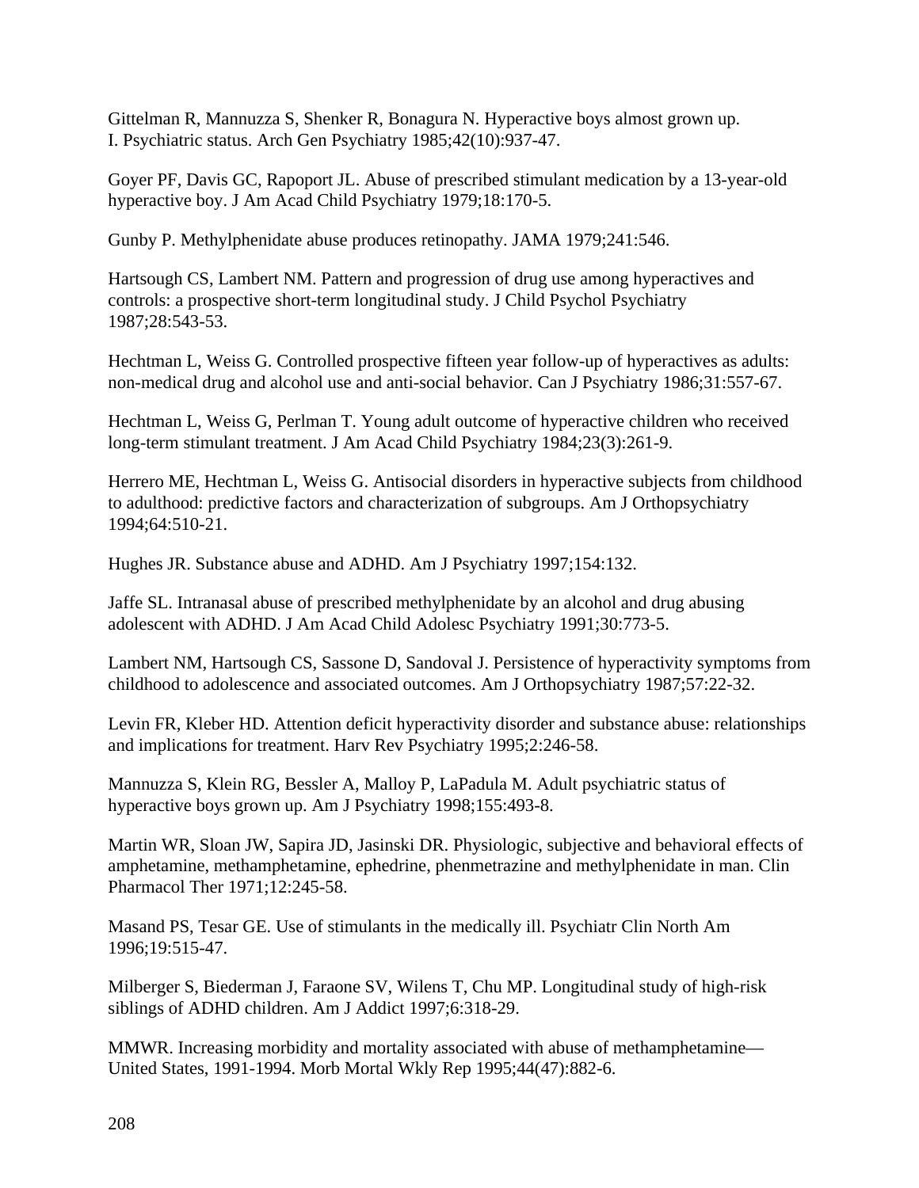Gittelman R, Mannuzza S, Shenker R, Bonagura N. Hyperactive boys almost grown up. I. Psychiatric status. Arch Gen Psychiatry 1985;42(10):937-47.

Goyer PF, Davis GC, Rapoport JL. Abuse of prescribed stimulant medication by a 13-year-old hyperactive boy. J Am Acad Child Psychiatry 1979;18:170-5.

Gunby P. Methylphenidate abuse produces retinopathy. JAMA 1979;241:546.

Hartsough CS, Lambert NM. Pattern and progression of drug use among hyperactives and controls: a prospective short-term longitudinal study. J Child Psychol Psychiatry 1987;28:543-53.

Hechtman L, Weiss G. Controlled prospective fifteen year follow-up of hyperactives as adults: non-medical drug and alcohol use and anti-social behavior. Can J Psychiatry 1986;31:557-67.

Hechtman L, Weiss G, Perlman T. Young adult outcome of hyperactive children who received long-term stimulant treatment. J Am Acad Child Psychiatry 1984;23(3):261-9.

Herrero ME, Hechtman L, Weiss G. Antisocial disorders in hyperactive subjects from childhood to adulthood: predictive factors and characterization of subgroups. Am J Orthopsychiatry 1994;64:510-21.

Hughes JR. Substance abuse and ADHD. Am J Psychiatry 1997;154:132.

Jaffe SL. Intranasal abuse of prescribed methylphenidate by an alcohol and drug abusing adolescent with ADHD. J Am Acad Child Adolesc Psychiatry 1991;30:773-5.

Lambert NM, Hartsough CS, Sassone D, Sandoval J. Persistence of hyperactivity symptoms from childhood to adolescence and associated outcomes. Am J Orthopsychiatry 1987;57:22-32.

Levin FR, Kleber HD. Attention deficit hyperactivity disorder and substance abuse: relationships and implications for treatment. Harv Rev Psychiatry 1995;2:246-58.

Mannuzza S, Klein RG, Bessler A, Malloy P, LaPadula M. Adult psychiatric status of hyperactive boys grown up. Am J Psychiatry 1998;155:493-8.

Martin WR, Sloan JW, Sapira JD, Jasinski DR. Physiologic, subjective and behavioral effects of amphetamine, methamphetamine, ephedrine, phenmetrazine and methylphenidate in man. Clin Pharmacol Ther 1971;12:245-58.

Masand PS, Tesar GE. Use of stimulants in the medically ill. Psychiatr Clin North Am 1996;19:515-47.

Milberger S, Biederman J, Faraone SV, Wilens T, Chu MP. Longitudinal study of high-risk siblings of ADHD children. Am J Addict 1997;6:318-29.

MMWR. Increasing morbidity and mortality associated with abuse of methamphetamine—United States, 1991-1994. Morb Mortal Wkly Rep 1995;44(47):882-6.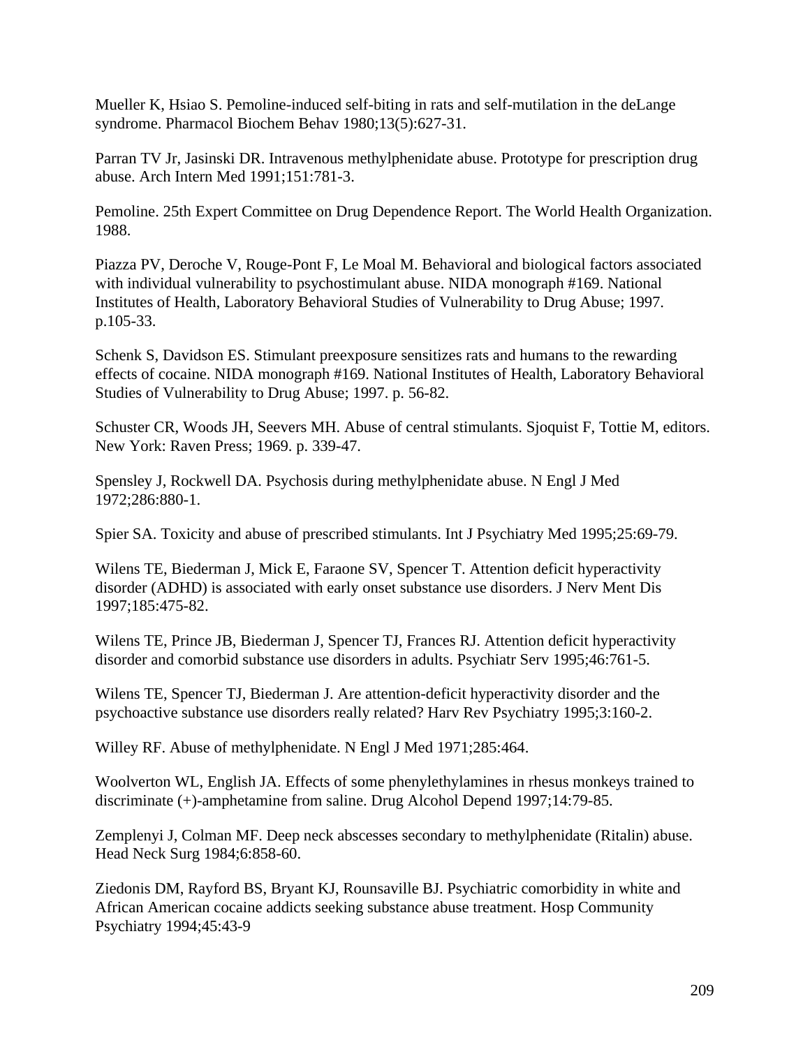Mueller K, Hsiao S. Pemoline-induced self-biting in rats and self-mutilation in the deLange syndrome. Pharmacol Biochem Behav 1980;13(5):627-31.

Parran TV Jr, Jasinski DR. Intravenous methylphenidate abuse. Prototype for prescription drug abuse. Arch Intern Med 1991;151:781-3.

Pemoline. 25th Expert Committee on Drug Dependence Report. The World Health Organization. 1988.

Piazza PV, Deroche V, Rouge-Pont F, Le Moal M. Behavioral and biological factors associated with individual vulnerability to psychostimulant abuse. NIDA monograph #169. National Institutes of Health, Laboratory Behavioral Studies of Vulnerability to Drug Abuse; 1997. p.105-33.

Schenk S, Davidson ES. Stimulant preexposure sensitizes rats and humans to the rewarding effects of cocaine. NIDA monograph #169. National Institutes of Health, Laboratory Behavioral Studies of Vulnerability to Drug Abuse; 1997. p. 56-82.

Schuster CR, Woods JH, Seevers MH. Abuse of central stimulants. Sjoquist F, Tottie M, editors. New York: Raven Press; 1969. p. 339-47.

Spensley J, Rockwell DA. Psychosis during methylphenidate abuse. N Engl J Med 1972;286:880-1.

Spier SA. Toxicity and abuse of prescribed stimulants. Int J Psychiatry Med 1995;25:69-79.

Wilens TE, Biederman J, Mick E, Faraone SV, Spencer T. Attention deficit hyperactivity disorder (ADHD) is associated with early onset substance use disorders. J Nerv Ment Dis 1997;185:475-82.

Wilens TE, Prince JB, Biederman J, Spencer TJ, Frances RJ. Attention deficit hyperactivity disorder and comorbid substance use disorders in adults. Psychiatr Serv 1995;46:761-5.

Wilens TE, Spencer TJ, Biederman J. Are attention-deficit hyperactivity disorder and the psychoactive substance use disorders really related? Harv Rev Psychiatry 1995;3:160-2.

Willey RF. Abuse of methylphenidate. N Engl J Med 1971;285:464.

Woolverton WL, English JA. Effects of some phenylethylamines in rhesus monkeys trained to discriminate (+)-amphetamine from saline. Drug Alcohol Depend 1997;14:79-85.

Zemplenyi J, Colman MF. Deep neck abscesses secondary to methylphenidate (Ritalin) abuse. Head Neck Surg 1984;6:858-60.

Ziedonis DM, Rayford BS, Bryant KJ, Rounsaville BJ. Psychiatric comorbidity in white and African American cocaine addicts seeking substance abuse treatment. Hosp Community Psychiatry 1994;45:43-9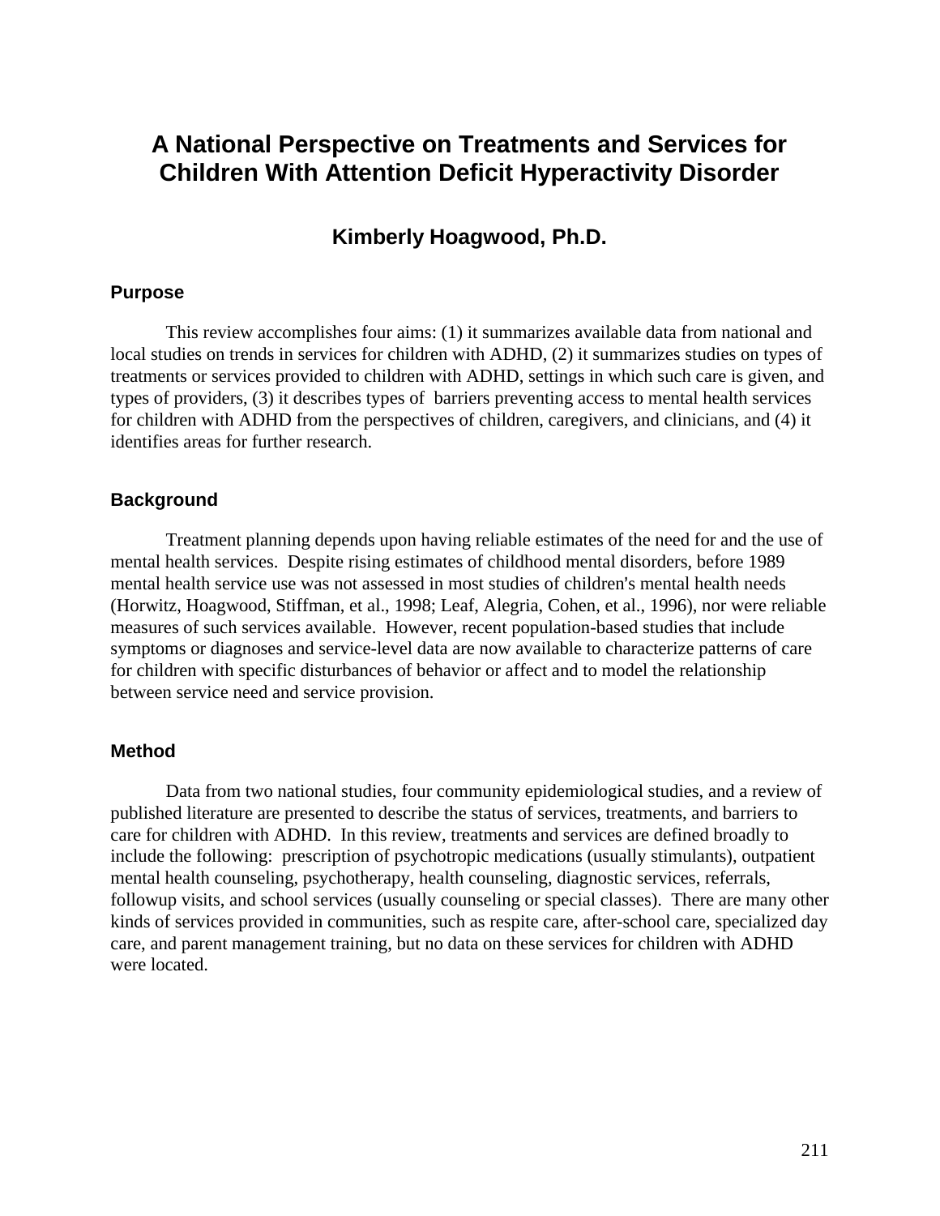# A National Perspective on Treatments and Services for Children With Attention Deficit Hyperactivity Disorder

## Kimberly Hoagwood, Ph.D.

### Purpose

This review accomplishes four aims: (1) it summarizes available data from national and local studies on trends in services for children with ADHD, (2) it summarizes studies on types of treatments or services provided to children with ADHD, settings in which such care is given, and types of providers, (3) it describes types of barriers preventing access to mental health services for children with ADHD from the perspectives of children, caregivers, and clinicians, and (4) it identifies areas for further research.

### Background

Treatment planning depends upon having reliable estimates of the need for and the use of mental health services. Despite rising estimates of childhood mental disorders, before 1989 mental health service use was not assessed in most studies of children's mental health needs (Horwitz, Hoagwood, Stiffman, et al., 1998; Leaf, Alegria, Cohen, et al., 1996), nor were reliable measures of such services available. However, recent population-based studies that include symptoms or diagnoses and service-level data are now available to characterize patterns of care for children with specific disturbances of behavior or affect and to model the relationship between service need and service provision.

### Method

Data from two national studies, four community epidemiological studies, and a review of published literature are presented to describe the status of services, treatments, and barriers to care for children with ADHD. In this review, treatments and services are defined broadly to include the following: prescription of psychotropic medications (usually stimulants), outpatient mental health counseling, psychotherapy, health counseling, diagnostic services, referrals, followup visits, and school services (usually counseling or special classes). There are many other kinds of services provided in communities, such as respite care, after-school care, specialized day care, and parent management training, but no data on these services for children with ADHD were located.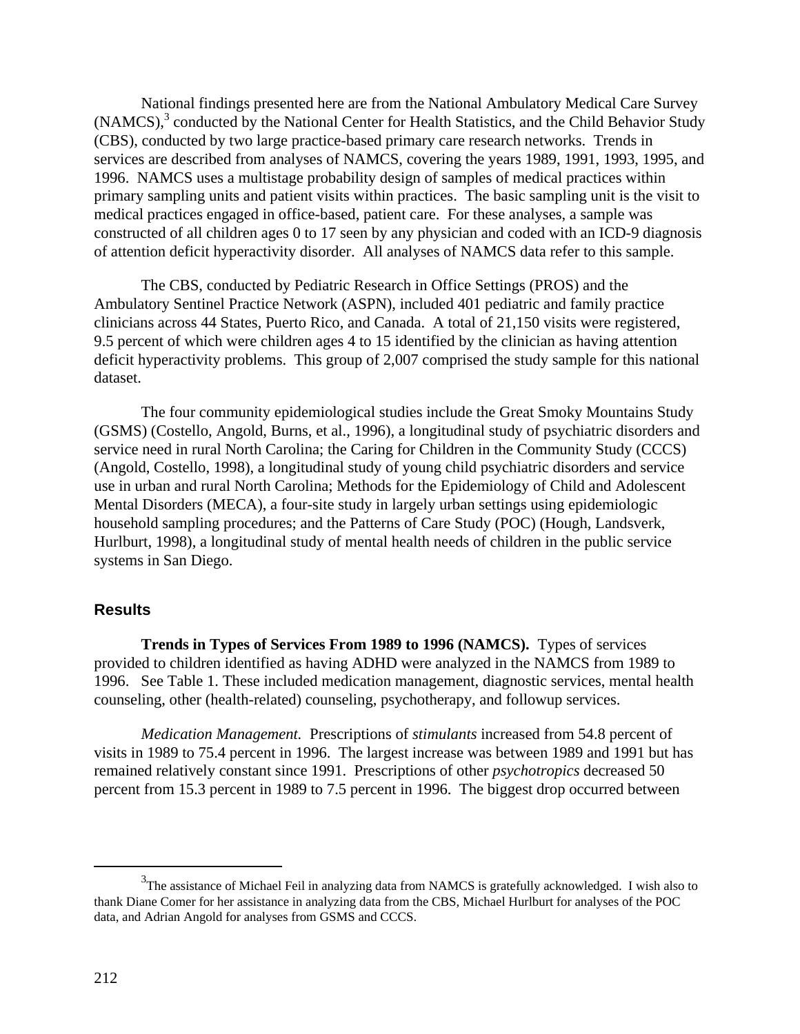National findings presented here are from the National Ambulatory Medical Care Survey (NAMCS),[3] conducted by the National Center for Health Statistics, and the Child Behavior Study (CBS), conducted by two large practice-based primary care research networks. Trends in services are described from analyses of NAMCS, covering the years 1989, 1991, 1993, 1995, and 1996. NAMCS uses a multistage probability design of samples of medical practices within primary sampling units and patient visits within practices. The basic sampling unit is the visit to medical practices engaged in office-based, patient care. For these analyses, a sample was constructed of all children ages 0 to 17 seen by any physician and coded with an ICD-9 diagnosis of attention deficit hyperactivity disorder. All analyses of NAMCS data refer to this sample.

The CBS, conducted by Pediatric Research in Office Settings (PROS) and the Ambulatory Sentinel Practice Network (ASPN), included 401 pediatric and family practice clinicians across 44 States, Puerto Rico, and Canada. A total of 21,150 visits were registered, 9.5 percent of which were children ages 4 to 15 identified by the clinician as having attention deficit hyperactivity problems. This group of 2,007 comprised the study sample for this national dataset.

The four community epidemiological studies include the Great Smoky Mountains Study (GSMS) (Costello, Angold, Burns, et al., 1996), a longitudinal study of psychiatric disorders and service need in rural North Carolina; the Caring for Children in the Community Study (CCCS) (Angold, Costello, 1998), a longitudinal study of young child psychiatric disorders and service use in urban and rural North Carolina; Methods for the Epidemiology of Child and Adolescent Mental Disorders (MECA), a four-site study in largely urban settings using epidemiologic household sampling procedures; and the Patterns of Care Study (POC) (Hough, Landsverk, Hurlburt, 1998), a longitudinal study of mental health needs of children in the public service systems in San Diego.

## Results

**Trends in Types of Services From 1989 to 1996 (NAMCS).** Types of services provided to children identified as having ADHD were analyzed in the NAMCS from 1989 to 1996. See Table 1. These included medication management, diagnostic services, mental health counseling, other (health-related) counseling, psychotherapy, and followup services.

*Medication Management.* Prescriptions of *stimulants* increased from 54.8 percent of visits in 1989 to 75.4 percent in 1996. The largest increase was between 1989 and 1991 but has remained relatively constant since 1991. Prescriptions of other *psychotropics* decreased 50 percent from 15.3 percent in 1989 to 7.5 percent in 1996. The biggest drop occurred between

[3] The assistance of Michael Feil in analyzing data from NAMCS is gratefully acknowledged. I wish also to thank Diane Comer for her assistance in analyzing data from the CBS, Michael Hurlburt for analyses of the POC data, and Adrian Angold for analyses from GSMS and CCCS.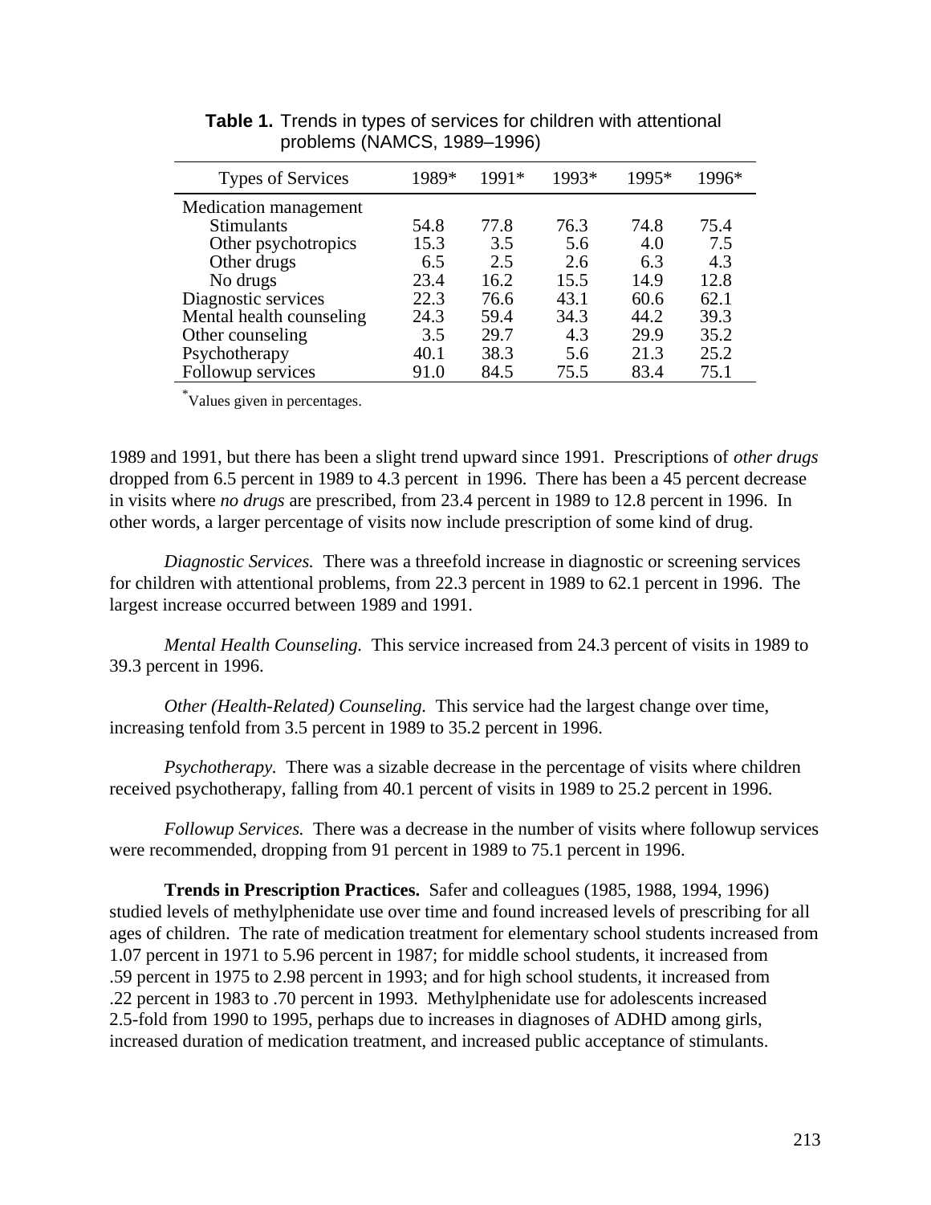**Table 1.** Trends in types of services for children with attentional problems (NAMCS, 1989–1996)

| Types of Services | 1989* | 1991* | 1993* | 1995* | 1996* |
|---|---|---|---|---|---|
| Medication management | | | | | |
| Stimulants | 54.8 | 77.8 | 76.3 | 74.8 | 75.4 |
| Other psychotropics | 15.3 | 3.5 | 5.6 | 4.0 | 7.5 |
| Other drugs | 6.5 | 2.5 | 2.6 | 6.3 | 4.3 |
| No drugs | 23.4 | 16.2 | 15.5 | 14.9 | 12.8 |
| Diagnostic services | 22.3 | 76.6 | 43.1 | 60.6 | 62.1 |
| Mental health counseling | 24.3 | 59.4 | 34.3 | 44.2 | 39.3 |
| Other counseling | 3.5 | 29.7 | 4.3 | 29.9 | 35.2 |
| Psychotherapy | 40.1 | 38.3 | 5.6 | 21.3 | 25.2 |
| Followup services | 91.0 | 84.5 | 75.5 | 83.4 | 75.1 |

*Values given in percentages.

1989 and 1991, but there has been a slight trend upward since 1991. Prescriptions of *other drugs* dropped from 6.5 percent in 1989 to 4.3 percent in 1996. There has been a 45 percent decrease in visits where *no drugs* are prescribed, from 23.4 percent in 1989 to 12.8 percent in 1996. In other words, a larger percentage of visits now include prescription of some kind of drug.

*Diagnostic Services.* There was a threefold increase in diagnostic or screening services for children with attentional problems, from 22.3 percent in 1989 to 62.1 percent in 1996. The largest increase occurred between 1989 and 1991.

*Mental Health Counseling.* This service increased from 24.3 percent of visits in 1989 to 39.3 percent in 1996.

*Other (Health-Related) Counseling.* This service had the largest change over time, increasing tenfold from 3.5 percent in 1989 to 35.2 percent in 1996.

*Psychotherapy.* There was a sizable decrease in the percentage of visits where children received psychotherapy, falling from 40.1 percent of visits in 1989 to 25.2 percent in 1996.

*Followup Services.* There was a decrease in the number of visits where followup services were recommended, dropping from 91 percent in 1989 to 75.1 percent in 1996.

**Trends in Prescription Practices.** Safer and colleagues (1985, 1988, 1994, 1996) studied levels of methylphenidate use over time and found increased levels of prescribing for all ages of children. The rate of medication treatment for elementary school students increased from 1.07 percent in 1971 to 5.96 percent in 1987; for middle school students, it increased from .59 percent in 1975 to 2.98 percent in 1993; and for high school students, it increased from .22 percent in 1983 to .70 percent in 1993. Methylphenidate use for adolescents increased 2.5-fold from 1990 to 1995, perhaps due to increases in diagnoses of ADHD among girls, increased duration of medication treatment, and increased public acceptance of stimulants.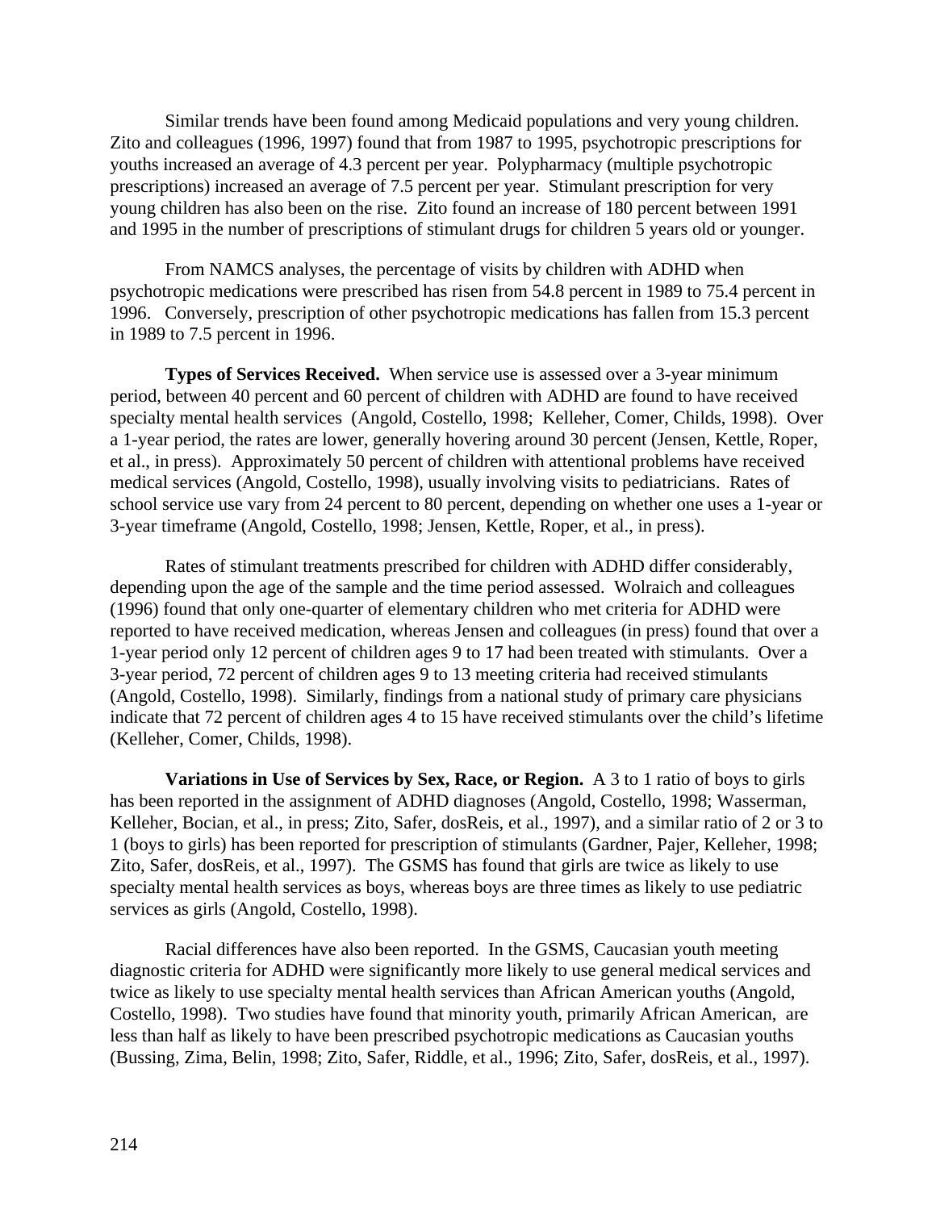Similar trends have been found among Medicaid populations and very young children. Zito and colleagues (1996, 1997) found that from 1987 to 1995, psychotropic prescriptions for youths increased an average of 4.3 percent per year. Polypharmacy (multiple psychotropic prescriptions) increased an average of 7.5 percent per year. Stimulant prescription for very young children has also been on the rise. Zito found an increase of 180 percent between 1991 and 1995 in the number of prescriptions of stimulant drugs for children 5 years old or younger.

From NAMCS analyses, the percentage of visits by children with ADHD when psychotropic medications were prescribed has risen from 54.8 percent in 1989 to 75.4 percent in 1996. Conversely, prescription of other psychotropic medications has fallen from 15.3 percent in 1989 to 7.5 percent in 1996.

**Types of Services Received.** When service use is assessed over a 3-year minimum period, between 40 percent and 60 percent of children with ADHD are found to have received specialty mental health services (Angold, Costello, 1998; Kelleher, Comer, Childs, 1998). Over a 1-year period, the rates are lower, generally hovering around 30 percent (Jensen, Kettle, Roper, et al., in press). Approximately 50 percent of children with attentional problems have received medical services (Angold, Costello, 1998), usually involving visits to pediatricians. Rates of school service use vary from 24 percent to 80 percent, depending on whether one uses a 1-year or 3-year timeframe (Angold, Costello, 1998; Jensen, Kettle, Roper, et al., in press).

Rates of stimulant treatments prescribed for children with ADHD differ considerably, depending upon the age of the sample and the time period assessed. Wolraich and colleagues (1996) found that only one-quarter of elementary children who met criteria for ADHD were reported to have received medication, whereas Jensen and colleagues (in press) found that over a 1-year period only 12 percent of children ages 9 to 17 had been treated with stimulants. Over a 3-year period, 72 percent of children ages 9 to 13 meeting criteria had received stimulants (Angold, Costello, 1998). Similarly, findings from a national study of primary care physicians indicate that 72 percent of children ages 4 to 15 have received stimulants over the child's lifetime (Kelleher, Comer, Childs, 1998).

**Variations in Use of Services by Sex, Race, or Region.** A 3 to 1 ratio of boys to girls has been reported in the assignment of ADHD diagnoses (Angold, Costello, 1998; Wasserman, Kelleher, Bocian, et al., in press; Zito, Safer, dosReis, et al., 1997), and a similar ratio of 2 or 3 to 1 (boys to girls) has been reported for prescription of stimulants (Gardner, Pajer, Kelleher, 1998; Zito, Safer, dosReis, et al., 1997). The GSMS has found that girls are twice as likely to use specialty mental health services as boys, whereas boys are three times as likely to use pediatric services as girls (Angold, Costello, 1998).

Racial differences have also been reported. In the GSMS, Caucasian youth meeting diagnostic criteria for ADHD were significantly more likely to use general medical services and twice as likely to use specialty mental health services than African American youths (Angold, Costello, 1998). Two studies have found that minority youth, primarily African American, are less than half as likely to have been prescribed psychotropic medications as Caucasian youths (Bussing, Zima, Belin, 1998; Zito, Safer, Riddle, et al., 1996; Zito, Safer, dosReis, et al., 1997).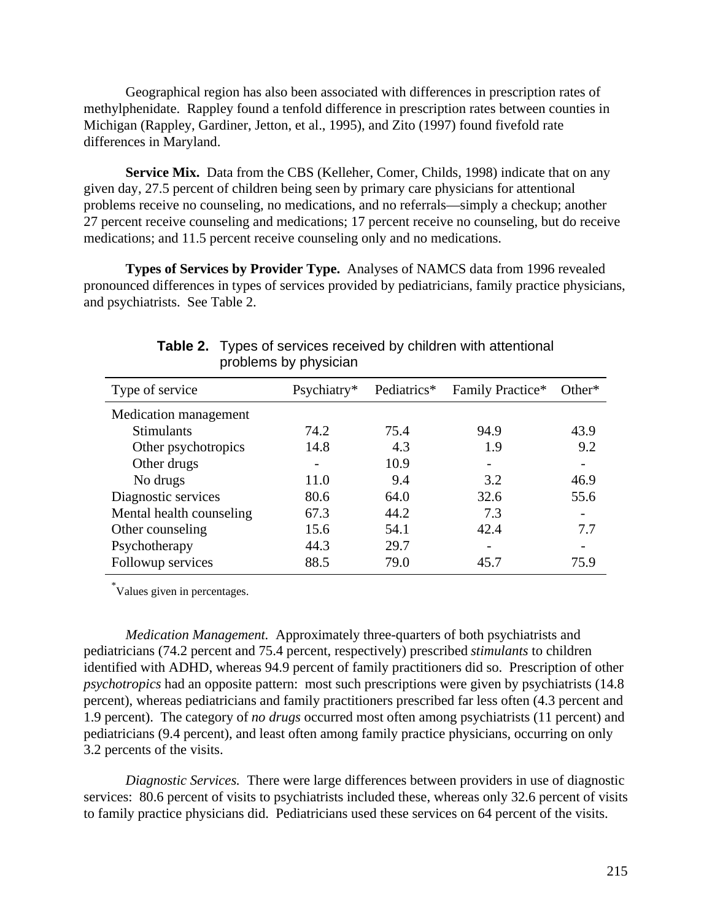Geographical region has also been associated with differences in prescription rates of methylphenidate. Rappley found a tenfold difference in prescription rates between counties in Michigan (Rappley, Gardiner, Jetton, et al., 1995), and Zito (1997) found fivefold rate differences in Maryland.

**Service Mix.** Data from the CBS (Kelleher, Comer, Childs, 1998) indicate that on any given day, 27.5 percent of children being seen by primary care physicians for attentional problems receive no counseling, no medications, and no referrals—simply a checkup; another 27 percent receive counseling and medications; 17 percent receive no counseling, but do receive medications; and 11.5 percent receive counseling only and no medications.

**Types of Services by Provider Type.** Analyses of NAMCS data from 1996 revealed pronounced differences in types of services provided by pediatricians, family practice physicians, and psychiatrists. See Table 2.

**Table 2.** Types of services received by children with attentional problems by physician

| Type of service | Psychiatry* | Pediatrics* | Family Practice* | Other* |
|---|---|---|---|---|
| Medication management | | | | |
| Stimulants | 74.2 | 75.4 | 94.9 | 43.9 |
| Other psychotropics | 14.8 | 4.3 | 1.9 | 9.2 |
| Other drugs | - | 10.9 | - | - |
| No drugs | 11.0 | 9.4 | 3.2 | 46.9 |
| Diagnostic services | 80.6 | 64.0 | 32.6 | 55.6 |
| Mental health counseling | 67.3 | 44.2 | 7.3 | - |
| Other counseling | 15.6 | 54.1 | 42.4 | 7.7 |
| Psychotherapy | 44.3 | 29.7 | - | - |
| Followup services | 88.5 | 79.0 | 45.7 | 75.9 |

*Values given in percentages.

*Medication Management.* Approximately three-quarters of both psychiatrists and pediatricians (74.2 percent and 75.4 percent, respectively) prescribed *stimulants* to children identified with ADHD, whereas 94.9 percent of family practitioners did so. Prescription of other *psychotropics* had an opposite pattern: most such prescriptions were given by psychiatrists (14.8 percent), whereas pediatricians and family practitioners prescribed far less often (4.3 percent and 1.9 percent). The category of *no drugs* occurred most often among psychiatrists (11 percent) and pediatricians (9.4 percent), and least often among family practice physicians, occurring on only 3.2 percents of the visits.

*Diagnostic Services.* There were large differences between providers in use of diagnostic services: 80.6 percent of visits to psychiatrists included these, whereas only 32.6 percent of visits to family practice physicians did. Pediatricians used these services on 64 percent of the visits.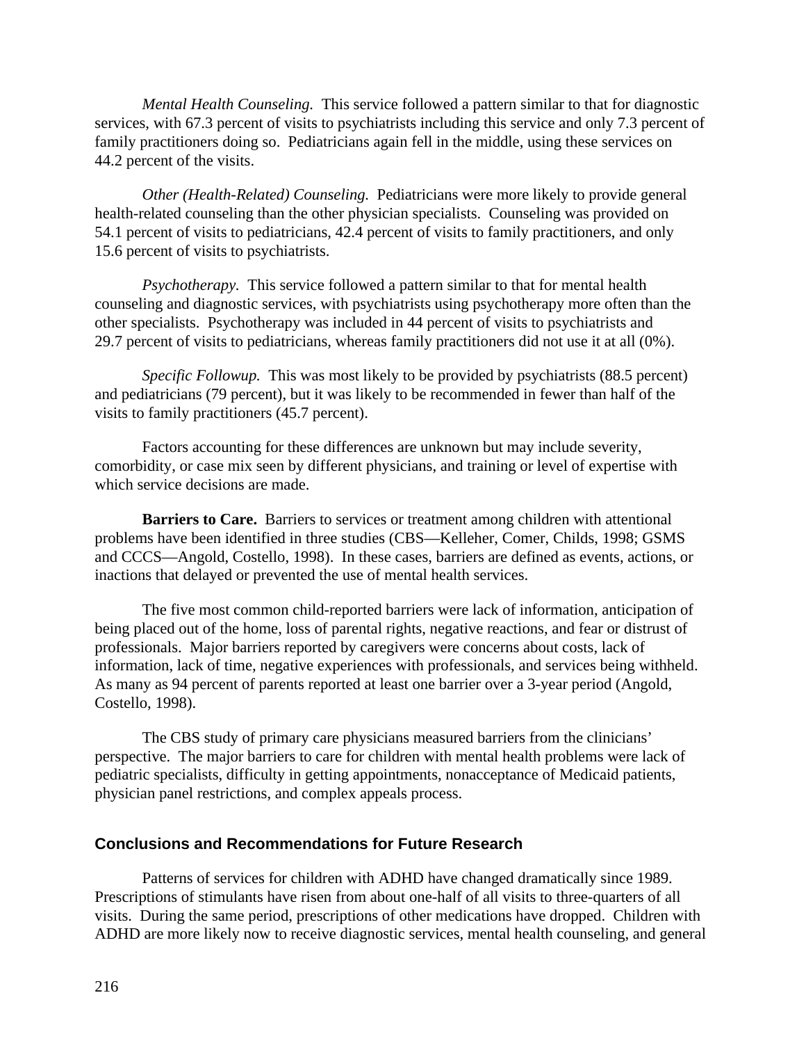*Mental Health Counseling.* This service followed a pattern similar to that for diagnostic services, with 67.3 percent of visits to psychiatrists including this service and only 7.3 percent of family practitioners doing so. Pediatricians again fell in the middle, using these services on 44.2 percent of the visits.

*Other (Health-Related) Counseling.* Pediatricians were more likely to provide general health-related counseling than the other physician specialists. Counseling was provided on 54.1 percent of visits to pediatricians, 42.4 percent of visits to family practitioners, and only 15.6 percent of visits to psychiatrists.

*Psychotherapy.* This service followed a pattern similar to that for mental health counseling and diagnostic services, with psychiatrists using psychotherapy more often than the other specialists. Psychotherapy was included in 44 percent of visits to psychiatrists and 29.7 percent of visits to pediatricians, whereas family practitioners did not use it at all (0%).

*Specific Followup.* This was most likely to be provided by psychiatrists (88.5 percent) and pediatricians (79 percent), but it was likely to be recommended in fewer than half of the visits to family practitioners (45.7 percent).

Factors accounting for these differences are unknown but may include severity, comorbidity, or case mix seen by different physicians, and training or level of expertise with which service decisions are made.

**Barriers to Care.** Barriers to services or treatment among children with attentional problems have been identified in three studies (CBS—Kelleher, Comer, Childs, 1998; GSMS and CCCS—Angold, Costello, 1998). In these cases, barriers are defined as events, actions, or inactions that delayed or prevented the use of mental health services.

The five most common child-reported barriers were lack of information, anticipation of being placed out of the home, loss of parental rights, negative reactions, and fear or distrust of professionals. Major barriers reported by caregivers were concerns about costs, lack of information, lack of time, negative experiences with professionals, and services being withheld. As many as 94 percent of parents reported at least one barrier over a 3-year period (Angold, Costello, 1998).

The CBS study of primary care physicians measured barriers from the clinicians' perspective. The major barriers to care for children with mental health problems were lack of pediatric specialists, difficulty in getting appointments, nonacceptance of Medicaid patients, physician panel restrictions, and complex appeals process.

## Conclusions and Recommendations for Future Research

Patterns of services for children with ADHD have changed dramatically since 1989. Prescriptions of stimulants have risen from about one-half of all visits to three-quarters of all visits. During the same period, prescriptions of other medications have dropped. Children with ADHD are more likely now to receive diagnostic services, mental health counseling, and general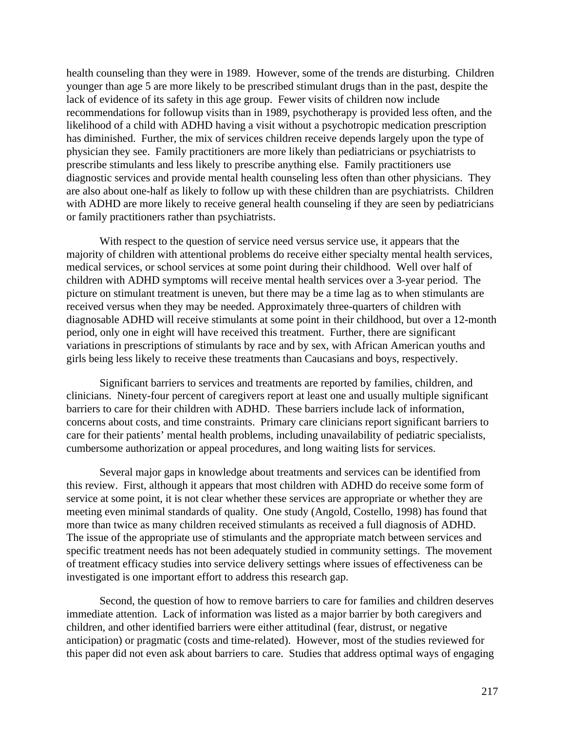health counseling than they were in 1989. However, some of the trends are disturbing. Children younger than age 5 are more likely to be prescribed stimulant drugs than in the past, despite the lack of evidence of its safety in this age group. Fewer visits of children now include recommendations for followup visits than in 1989, psychotherapy is provided less often, and the likelihood of a child with ADHD having a visit without a psychotropic medication prescription has diminished. Further, the mix of services children receive depends largely upon the type of physician they see. Family practitioners are more likely than pediatricians or psychiatrists to prescribe stimulants and less likely to prescribe anything else. Family practitioners use diagnostic services and provide mental health counseling less often than other physicians. They are also about one-half as likely to follow up with these children than are psychiatrists. Children with ADHD are more likely to receive general health counseling if they are seen by pediatricians or family practitioners rather than psychiatrists.

With respect to the question of service need versus service use, it appears that the majority of children with attentional problems do receive either specialty mental health services, medical services, or school services at some point during their childhood. Well over half of children with ADHD symptoms will receive mental health services over a 3-year period. The picture on stimulant treatment is uneven, but there may be a time lag as to when stimulants are received versus when they may be needed. Approximately three-quarters of children with diagnosable ADHD will receive stimulants at some point in their childhood, but over a 12-month period, only one in eight will have received this treatment. Further, there are significant variations in prescriptions of stimulants by race and by sex, with African American youths and girls being less likely to receive these treatments than Caucasians and boys, respectively.

Significant barriers to services and treatments are reported by families, children, and clinicians. Ninety-four percent of caregivers report at least one and usually multiple significant barriers to care for their children with ADHD. These barriers include lack of information, concerns about costs, and time constraints. Primary care clinicians report significant barriers to care for their patients' mental health problems, including unavailability of pediatric specialists, cumbersome authorization or appeal procedures, and long waiting lists for services.

Several major gaps in knowledge about treatments and services can be identified from this review. First, although it appears that most children with ADHD do receive some form of service at some point, it is not clear whether these services are appropriate or whether they are meeting even minimal standards of quality. One study (Angold, Costello, 1998) has found that more than twice as many children received stimulants as received a full diagnosis of ADHD. The issue of the appropriate use of stimulants and the appropriate match between services and specific treatment needs has not been adequately studied in community settings. The movement of treatment efficacy studies into service delivery settings where issues of effectiveness can be investigated is one important effort to address this research gap.

Second, the question of how to remove barriers to care for families and children deserves immediate attention. Lack of information was listed as a major barrier by both caregivers and children, and other identified barriers were either attitudinal (fear, distrust, or negative anticipation) or pragmatic (costs and time-related). However, most of the studies reviewed for this paper did not even ask about barriers to care. Studies that address optimal ways of engaging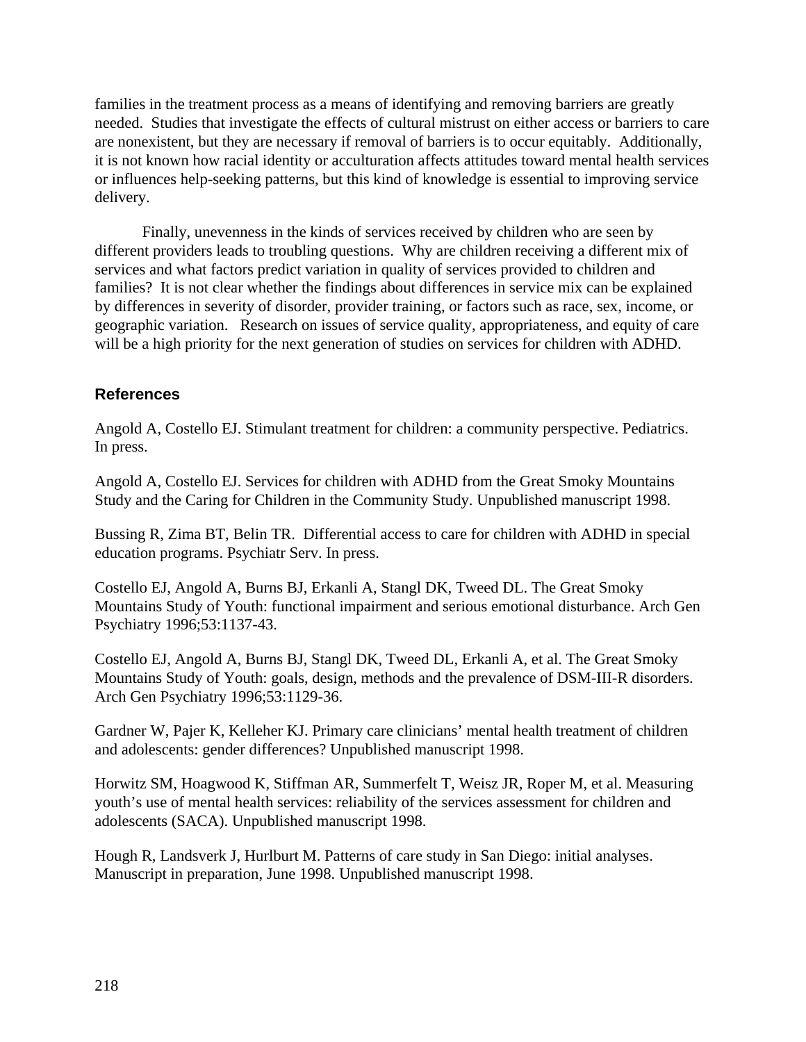families in the treatment process as a means of identifying and removing barriers are greatly needed. Studies that investigate the effects of cultural mistrust on either access or barriers to care are nonexistent, but they are necessary if removal of barriers is to occur equitably. Additionally, it is not known how racial identity or acculturation affects attitudes toward mental health services or influences help-seeking patterns, but this kind of knowledge is essential to improving service delivery.

Finally, unevenness in the kinds of services received by children who are seen by different providers leads to troubling questions. Why are children receiving a different mix of services and what factors predict variation in quality of services provided to children and families? It is not clear whether the findings about differences in service mix can be explained by differences in severity of disorder, provider training, or factors such as race, sex, income, or geographic variation. Research on issues of service quality, appropriateness, and equity of care will be a high priority for the next generation of studies on services for children with ADHD.

## References

Angold A, Costello EJ. Stimulant treatment for children: a community perspective. Pediatrics. In press.

Angold A, Costello EJ. Services for children with ADHD from the Great Smoky Mountains Study and the Caring for Children in the Community Study. Unpublished manuscript 1998.

Bussing R, Zima BT, Belin TR. Differential access to care for children with ADHD in special education programs. Psychiatr Serv. In press.

Costello EJ, Angold A, Burns BJ, Erkanli A, Stangl DK, Tweed DL. The Great Smoky Mountains Study of Youth: functional impairment and serious emotional disturbance. Arch Gen Psychiatry 1996;53:1137-43.

Costello EJ, Angold A, Burns BJ, Stangl DK, Tweed DL, Erkanli A, et al. The Great Smoky Mountains Study of Youth: goals, design, methods and the prevalence of DSM-III-R disorders. Arch Gen Psychiatry 1996;53:1129-36.

Gardner W, Pajer K, Kelleher KJ. Primary care clinicians' mental health treatment of children and adolescents: gender differences? Unpublished manuscript 1998.

Horwitz SM, Hoagwood K, Stiffman AR, Summerfelt T, Weisz JR, Roper M, et al. Measuring youth's use of mental health services: reliability of the services assessment for children and adolescents (SACA). Unpublished manuscript 1998.

Hough R, Landsverk J, Hurlburt M. Patterns of care study in San Diego: initial analyses. Manuscript in preparation, June 1998. Unpublished manuscript 1998.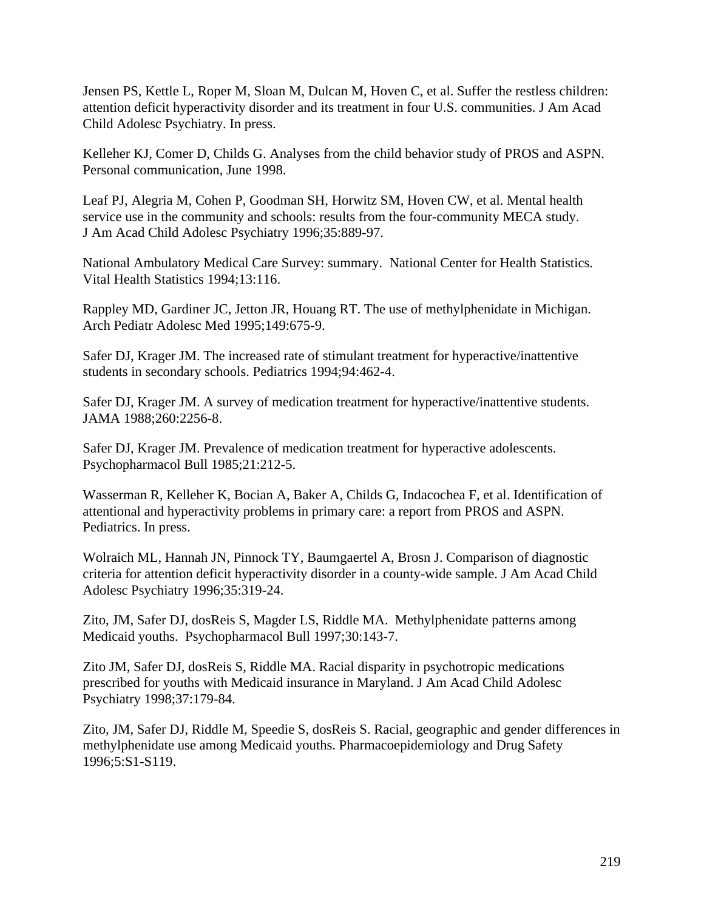Jensen PS, Kettle L, Roper M, Sloan M, Dulcan M, Hoven C, et al. Suffer the restless children: attention deficit hyperactivity disorder and its treatment in four U.S. communities. J Am Acad Child Adolesc Psychiatry. In press.

Kelleher KJ, Comer D, Childs G. Analyses from the child behavior study of PROS and ASPN. Personal communication, June 1998.

Leaf PJ, Alegria M, Cohen P, Goodman SH, Horwitz SM, Hoven CW, et al. Mental health service use in the community and schools: results from the four-community MECA study. J Am Acad Child Adolesc Psychiatry 1996;35:889-97.

National Ambulatory Medical Care Survey: summary. National Center for Health Statistics. Vital Health Statistics 1994;13:116.

Rappley MD, Gardiner JC, Jetton JR, Houang RT. The use of methylphenidate in Michigan. Arch Pediatr Adolesc Med 1995;149:675-9.

Safer DJ, Krager JM. The increased rate of stimulant treatment for hyperactive/inattentive students in secondary schools. Pediatrics 1994;94:462-4.

Safer DJ, Krager JM. A survey of medication treatment for hyperactive/inattentive students. JAMA 1988;260:2256-8.

Safer DJ, Krager JM. Prevalence of medication treatment for hyperactive adolescents. Psychopharmacol Bull 1985;21:212-5.

Wasserman R, Kelleher K, Bocian A, Baker A, Childs G, Indacochea F, et al. Identification of attentional and hyperactivity problems in primary care: a report from PROS and ASPN. Pediatrics. In press.

Wolraich ML, Hannah JN, Pinnock TY, Baumgaertel A, Brosn J. Comparison of diagnostic criteria for attention deficit hyperactivity disorder in a county-wide sample. J Am Acad Child Adolesc Psychiatry 1996;35:319-24.

Zito, JM, Safer DJ, dosReis S, Magder LS, Riddle MA. Methylphenidate patterns among Medicaid youths. Psychopharmacol Bull 1997;30:143-7.

Zito JM, Safer DJ, dosReis S, Riddle MA. Racial disparity in psychotropic medications prescribed for youths with Medicaid insurance in Maryland. J Am Acad Child Adolesc Psychiatry 1998;37:179-84.

Zito, JM, Safer DJ, Riddle M, Speedie S, dosReis S. Racial, geographic and gender differences in methylphenidate use among Medicaid youths. Pharmacoepidemiology and Drug Safety 1996;5:S1-S119.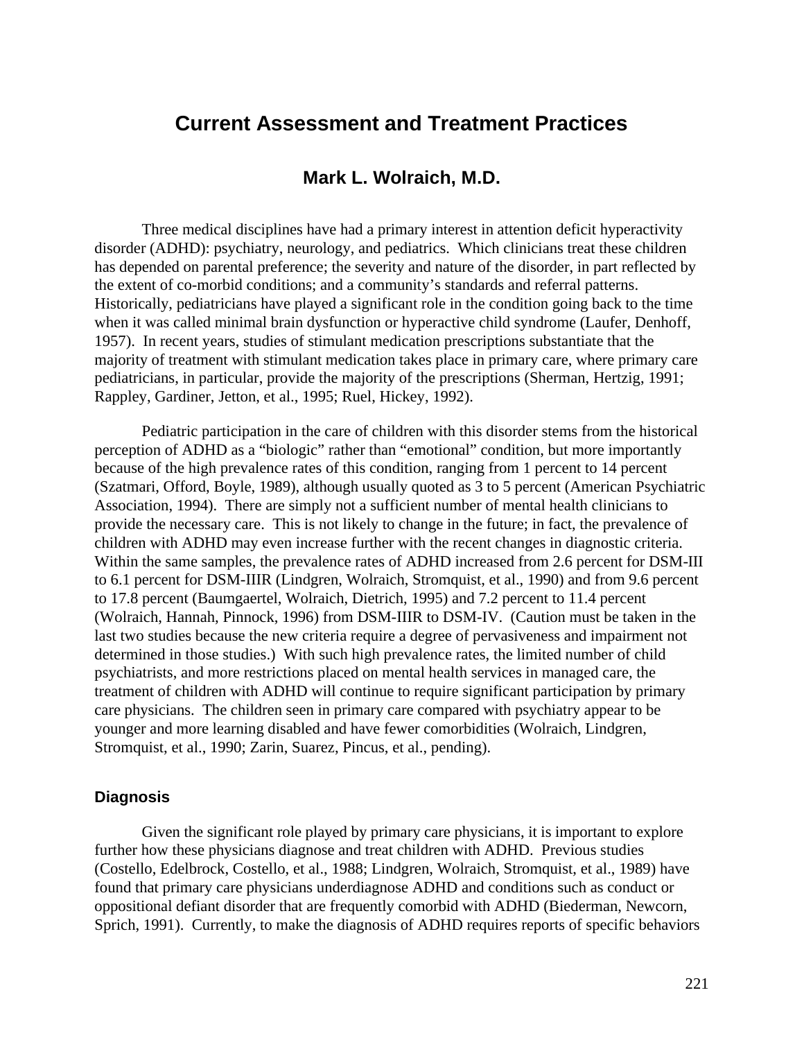# Current Assessment and Treatment Practices

## Mark L. Wolraich, M.D.

Three medical disciplines have had a primary interest in attention deficit hyperactivity disorder (ADHD): psychiatry, neurology, and pediatrics. Which clinicians treat these children has depended on parental preference; the severity and nature of the disorder, in part reflected by the extent of co-morbid conditions; and a community's standards and referral patterns. Historically, pediatricians have played a significant role in the condition going back to the time when it was called minimal brain dysfunction or hyperactive child syndrome (Laufer, Denhoff, 1957). In recent years, studies of stimulant medication prescriptions substantiate that the majority of treatment with stimulant medication takes place in primary care, where primary care pediatricians, in particular, provide the majority of the prescriptions (Sherman, Hertzig, 1991; Rappley, Gardiner, Jetton, et al., 1995; Ruel, Hickey, 1992).

Pediatric participation in the care of children with this disorder stems from the historical perception of ADHD as a "biologic" rather than "emotional" condition, but more importantly because of the high prevalence rates of this condition, ranging from 1 percent to 14 percent (Szatmari, Offord, Boyle, 1989), although usually quoted as 3 to 5 percent (American Psychiatric Association, 1994). There are simply not a sufficient number of mental health clinicians to provide the necessary care. This is not likely to change in the future; in fact, the prevalence of children with ADHD may even increase further with the recent changes in diagnostic criteria. Within the same samples, the prevalence rates of ADHD increased from 2.6 percent for DSM-III to 6.1 percent for DSM-IIIR (Lindgren, Wolraich, Stromquist, et al., 1990) and from 9.6 percent to 17.8 percent (Baumgaertel, Wolraich, Dietrich, 1995) and 7.2 percent to 11.4 percent (Wolraich, Hannah, Pinnock, 1996) from DSM-IIIR to DSM-IV. (Caution must be taken in the last two studies because the new criteria require a degree of pervasiveness and impairment not determined in those studies.) With such high prevalence rates, the limited number of child psychiatrists, and more restrictions placed on mental health services in managed care, the treatment of children with ADHD will continue to require significant participation by primary care physicians. The children seen in primary care compared with psychiatry appear to be younger and more learning disabled and have fewer comorbidities (Wolraich, Lindgren, Stromquist, et al., 1990; Zarin, Suarez, Pincus, et al., pending).

### Diagnosis

Given the significant role played by primary care physicians, it is important to explore further how these physicians diagnose and treat children with ADHD. Previous studies (Costello, Edelbrock, Costello, et al., 1988; Lindgren, Wolraich, Stromquist, et al., 1989) have found that primary care physicians underdiagnose ADHD and conditions such as conduct or oppositional defiant disorder that are frequently comorbid with ADHD (Biederman, Newcorn, Sprich, 1991). Currently, to make the diagnosis of ADHD requires reports of specific behaviors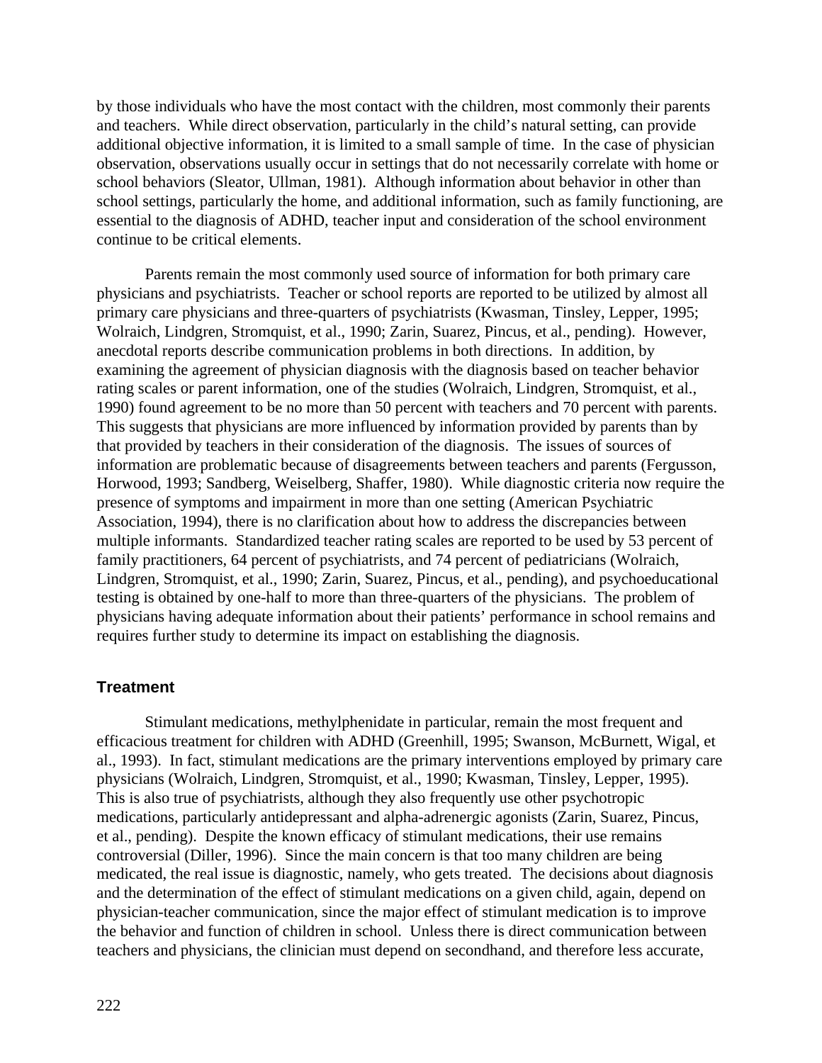by those individuals who have the most contact with the children, most commonly their parents and teachers. While direct observation, particularly in the child's natural setting, can provide additional objective information, it is limited to a small sample of time. In the case of physician observation, observations usually occur in settings that do not necessarily correlate with home or school behaviors (Sleator, Ullman, 1981). Although information about behavior in other than school settings, particularly the home, and additional information, such as family functioning, are essential to the diagnosis of ADHD, teacher input and consideration of the school environment continue to be critical elements.

Parents remain the most commonly used source of information for both primary care physicians and psychiatrists. Teacher or school reports are reported to be utilized by almost all primary care physicians and three-quarters of psychiatrists (Kwasman, Tinsley, Lepper, 1995; Wolraich, Lindgren, Stromquist, et al., 1990; Zarin, Suarez, Pincus, et al., pending). However, anecdotal reports describe communication problems in both directions. In addition, by examining the agreement of physician diagnosis with the diagnosis based on teacher behavior rating scales or parent information, one of the studies (Wolraich, Lindgren, Stromquist, et al., 1990) found agreement to be no more than 50 percent with teachers and 70 percent with parents. This suggests that physicians are more influenced by information provided by parents than by that provided by teachers in their consideration of the diagnosis. The issues of sources of information are problematic because of disagreements between teachers and parents (Fergusson, Horwood, 1993; Sandberg, Weiselberg, Shaffer, 1980). While diagnostic criteria now require the presence of symptoms and impairment in more than one setting (American Psychiatric Association, 1994), there is no clarification about how to address the discrepancies between multiple informants. Standardized teacher rating scales are reported to be used by 53 percent of family practitioners, 64 percent of psychiatrists, and 74 percent of pediatricians (Wolraich, Lindgren, Stromquist, et al., 1990; Zarin, Suarez, Pincus, et al., pending), and psychoeducational testing is obtained by one-half to more than three-quarters of the physicians. The problem of physicians having adequate information about their patients' performance in school remains and requires further study to determine its impact on establishing the diagnosis.

## Treatment

Stimulant medications, methylphenidate in particular, remain the most frequent and efficacious treatment for children with ADHD (Greenhill, 1995; Swanson, McBurnett, Wigal, et al., 1993). In fact, stimulant medications are the primary interventions employed by primary care physicians (Wolraich, Lindgren, Stromquist, et al., 1990; Kwasman, Tinsley, Lepper, 1995). This is also true of psychiatrists, although they also frequently use other psychotropic medications, particularly antidepressant and alpha-adrenergic agonists (Zarin, Suarez, Pincus, et al., pending). Despite the known efficacy of stimulant medications, their use remains controversial (Diller, 1996). Since the main concern is that too many children are being medicated, the real issue is diagnostic, namely, who gets treated. The decisions about diagnosis and the determination of the effect of stimulant medications on a given child, again, depend on physician-teacher communication, since the major effect of stimulant medication is to improve the behavior and function of children in school. Unless there is direct communication between teachers and physicians, the clinician must depend on secondhand, and therefore less accurate,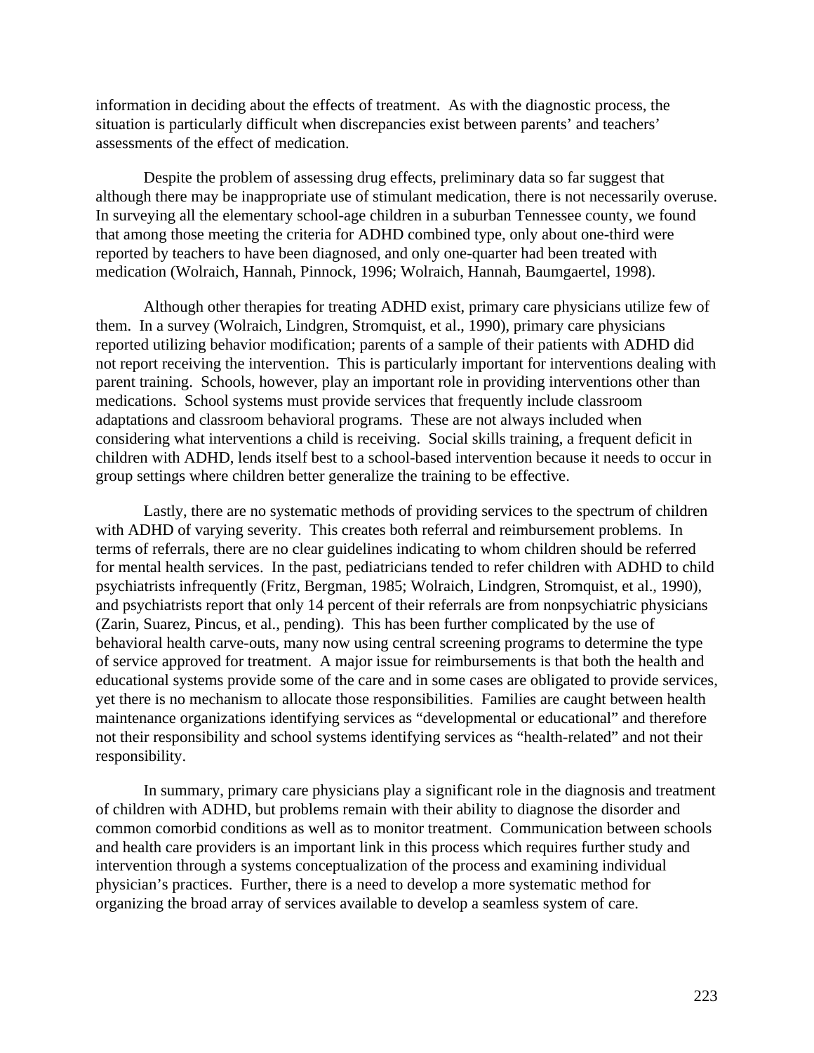information in deciding about the effects of treatment. As with the diagnostic process, the situation is particularly difficult when discrepancies exist between parents' and teachers' assessments of the effect of medication.

Despite the problem of assessing drug effects, preliminary data so far suggest that although there may be inappropriate use of stimulant medication, there is not necessarily overuse. In surveying all the elementary school-age children in a suburban Tennessee county, we found that among those meeting the criteria for ADHD combined type, only about one-third were reported by teachers to have been diagnosed, and only one-quarter had been treated with medication (Wolraich, Hannah, Pinnock, 1996; Wolraich, Hannah, Baumgaertel, 1998).

Although other therapies for treating ADHD exist, primary care physicians utilize few of them. In a survey (Wolraich, Lindgren, Stromquist, et al., 1990), primary care physicians reported utilizing behavior modification; parents of a sample of their patients with ADHD did not report receiving the intervention. This is particularly important for interventions dealing with parent training. Schools, however, play an important role in providing interventions other than medications. School systems must provide services that frequently include classroom adaptations and classroom behavioral programs. These are not always included when considering what interventions a child is receiving. Social skills training, a frequent deficit in children with ADHD, lends itself best to a school-based intervention because it needs to occur in group settings where children better generalize the training to be effective.

Lastly, there are no systematic methods of providing services to the spectrum of children with ADHD of varying severity. This creates both referral and reimbursement problems. In terms of referrals, there are no clear guidelines indicating to whom children should be referred for mental health services. In the past, pediatricians tended to refer children with ADHD to child psychiatrists infrequently (Fritz, Bergman, 1985; Wolraich, Lindgren, Stromquist, et al., 1990), and psychiatrists report that only 14 percent of their referrals are from nonpsychiatric physicians (Zarin, Suarez, Pincus, et al., pending). This has been further complicated by the use of behavioral health carve-outs, many now using central screening programs to determine the type of service approved for treatment. A major issue for reimbursements is that both the health and educational systems provide some of the care and in some cases are obligated to provide services, yet there is no mechanism to allocate those responsibilities. Families are caught between health maintenance organizations identifying services as "developmental or educational" and therefore not their responsibility and school systems identifying services as "health-related" and not their responsibility.

In summary, primary care physicians play a significant role in the diagnosis and treatment of children with ADHD, but problems remain with their ability to diagnose the disorder and common comorbid conditions as well as to monitor treatment. Communication between schools and health care providers is an important link in this process which requires further study and intervention through a systems conceptualization of the process and examining individual physician's practices. Further, there is a need to develop a more systematic method for organizing the broad array of services available to develop a seamless system of care.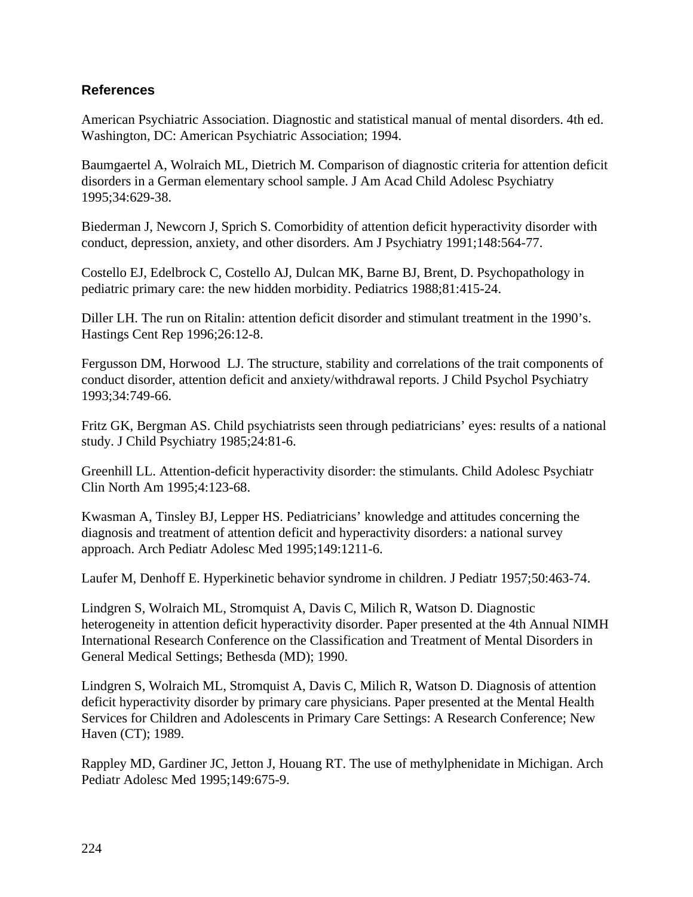## References

American Psychiatric Association. Diagnostic and statistical manual of mental disorders. 4th ed. Washington, DC: American Psychiatric Association; 1994.

Baumgaertel A, Wolraich ML, Dietrich M. Comparison of diagnostic criteria for attention deficit disorders in a German elementary school sample. J Am Acad Child Adolesc Psychiatry 1995;34:629-38.

Biederman J, Newcorn J, Sprich S. Comorbidity of attention deficit hyperactivity disorder with conduct, depression, anxiety, and other disorders. Am J Psychiatry 1991;148:564-77.

Costello EJ, Edelbrock C, Costello AJ, Dulcan MK, Barne BJ, Brent, D. Psychopathology in pediatric primary care: the new hidden morbidity. Pediatrics 1988;81:415-24.

Diller LH. The run on Ritalin: attention deficit disorder and stimulant treatment in the 1990's. Hastings Cent Rep 1996;26:12-8.

Fergusson DM, Horwood LJ. The structure, stability and correlations of the trait components of conduct disorder, attention deficit and anxiety/withdrawal reports. J Child Psychol Psychiatry 1993;34:749-66.

Fritz GK, Bergman AS. Child psychiatrists seen through pediatricians' eyes: results of a national study. J Child Psychiatry 1985;24:81-6.

Greenhill LL. Attention-deficit hyperactivity disorder: the stimulants. Child Adolesc Psychiatr Clin North Am 1995;4:123-68.

Kwasman A, Tinsley BJ, Lepper HS. Pediatricians' knowledge and attitudes concerning the diagnosis and treatment of attention deficit and hyperactivity disorders: a national survey approach. Arch Pediatr Adolesc Med 1995;149:1211-6.

Laufer M, Denhoff E. Hyperkinetic behavior syndrome in children. J Pediatr 1957;50:463-74.

Lindgren S, Wolraich ML, Stromquist A, Davis C, Milich R, Watson D. Diagnostic heterogeneity in attention deficit hyperactivity disorder. Paper presented at the 4th Annual NIMH International Research Conference on the Classification and Treatment of Mental Disorders in General Medical Settings; Bethesda (MD); 1990.

Lindgren S, Wolraich ML, Stromquist A, Davis C, Milich R, Watson D. Diagnosis of attention deficit hyperactivity disorder by primary care physicians. Paper presented at the Mental Health Services for Children and Adolescents in Primary Care Settings: A Research Conference; New Haven (CT); 1989.

Rappley MD, Gardiner JC, Jetton J, Houang RT. The use of methylphenidate in Michigan. Arch Pediatr Adolesc Med 1995;149:675-9.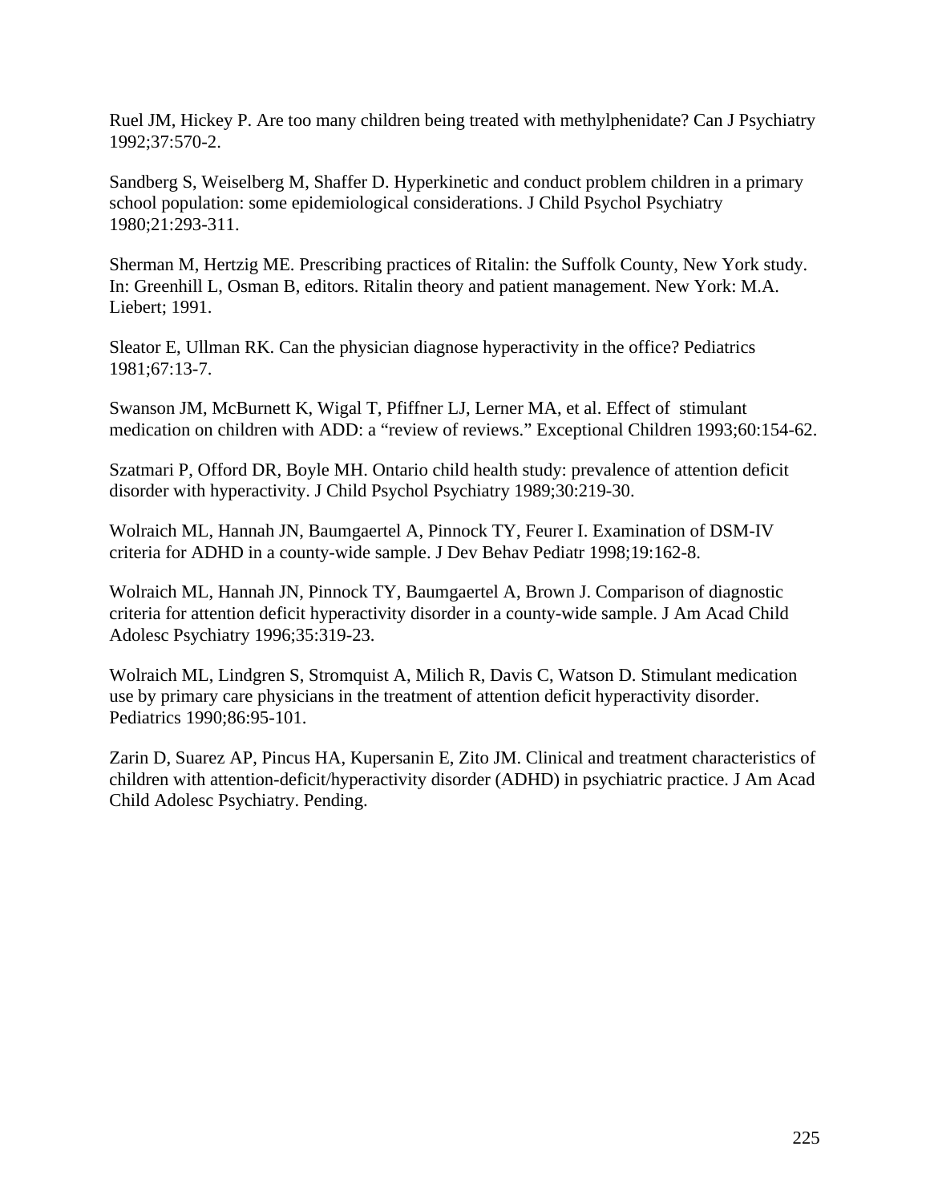Ruel JM, Hickey P. Are too many children being treated with methylphenidate? Can J Psychiatry 1992;37:570-2.

Sandberg S, Weiselberg M, Shaffer D. Hyperkinetic and conduct problem children in a primary school population: some epidemiological considerations. J Child Psychol Psychiatry 1980;21:293-311.

Sherman M, Hertzig ME. Prescribing practices of Ritalin: the Suffolk County, New York study. In: Greenhill L, Osman B, editors. Ritalin theory and patient management. New York: M.A. Liebert; 1991.

Sleator E, Ullman RK. Can the physician diagnose hyperactivity in the office? Pediatrics 1981;67:13-7.

Swanson JM, McBurnett K, Wigal T, Pfiffner LJ, Lerner MA, et al. Effect of stimulant medication on children with ADD: a “review of reviews.” Exceptional Children 1993;60:154-62.

Szatmari P, Offord DR, Boyle MH. Ontario child health study: prevalence of attention deficit disorder with hyperactivity. J Child Psychol Psychiatry 1989;30:219-30.

Wolraich ML, Hannah JN, Baumgaertel A, Pinnock TY, Feurer I. Examination of DSM-IV criteria for ADHD in a county-wide sample. J Dev Behav Pediatr 1998;19:162-8.

Wolraich ML, Hannah JN, Pinnock TY, Baumgaertel A, Brown J. Comparison of diagnostic criteria for attention deficit hyperactivity disorder in a county-wide sample. J Am Acad Child Adolesc Psychiatry 1996;35:319-23.

Wolraich ML, Lindgren S, Stromquist A, Milich R, Davis C, Watson D. Stimulant medication use by primary care physicians in the treatment of attention deficit hyperactivity disorder. Pediatrics 1990;86:95-101.

Zarin D, Suarez AP, Pincus HA, Kupersanin E, Zito JM. Clinical and treatment characteristics of children with attention-deficit/hyperactivity disorder (ADHD) in psychiatric practice. J Am Acad Child Adolesc Psychiatry. Pending.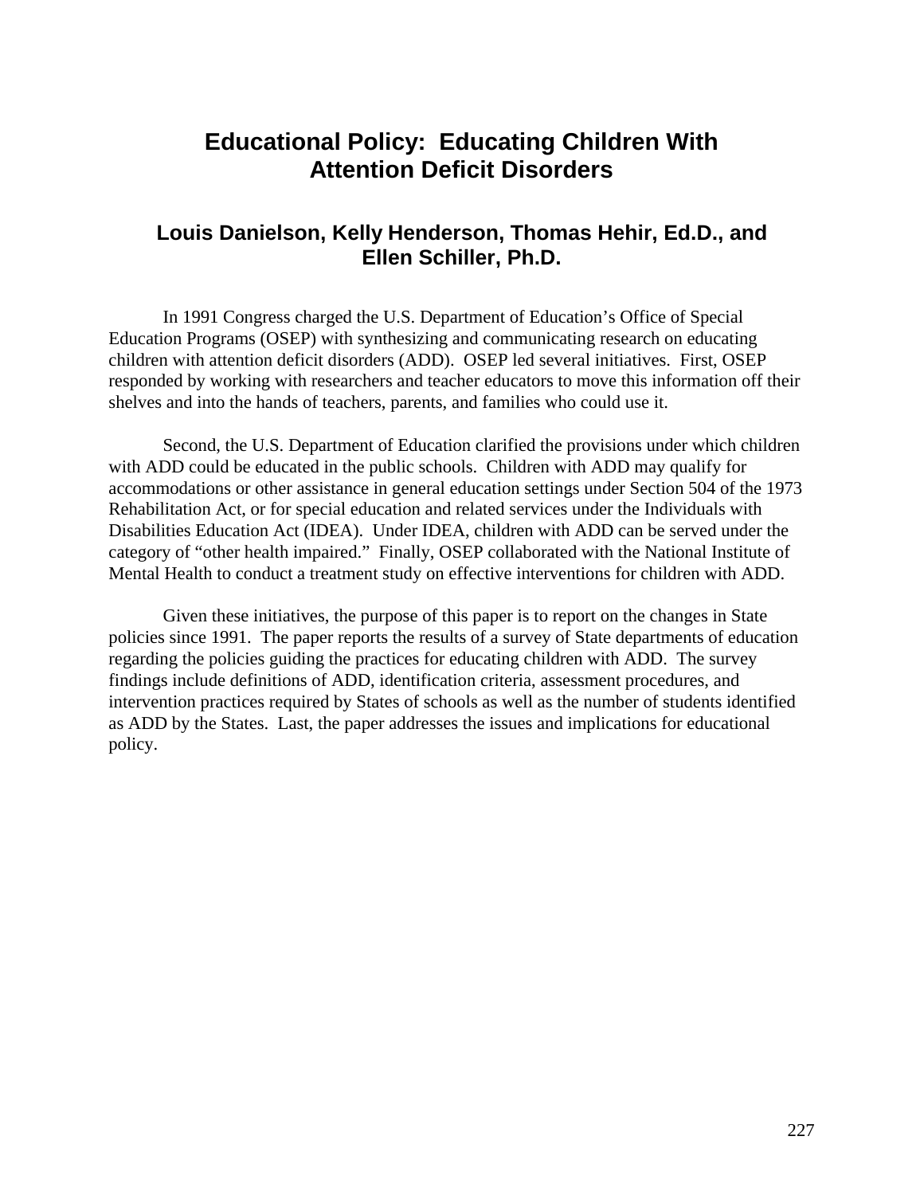# Educational Policy: Educating Children With Attention Deficit Disorders

## Louis Danielson, Kelly Henderson, Thomas Hehir, Ed.D., and Ellen Schiller, Ph.D.

In 1991 Congress charged the U.S. Department of Education's Office of Special Education Programs (OSEP) with synthesizing and communicating research on educating children with attention deficit disorders (ADD). OSEP led several initiatives. First, OSEP responded by working with researchers and teacher educators to move this information off their shelves and into the hands of teachers, parents, and families who could use it.

Second, the U.S. Department of Education clarified the provisions under which children with ADD could be educated in the public schools. Children with ADD may qualify for accommodations or other assistance in general education settings under Section 504 of the 1973 Rehabilitation Act, or for special education and related services under the Individuals with Disabilities Education Act (IDEA). Under IDEA, children with ADD can be served under the category of "other health impaired." Finally, OSEP collaborated with the National Institute of Mental Health to conduct a treatment study on effective interventions for children with ADD.

Given these initiatives, the purpose of this paper is to report on the changes in State policies since 1991. The paper reports the results of a survey of State departments of education regarding the policies guiding the practices for educating children with ADD. The survey findings include definitions of ADD, identification criteria, assessment procedures, and intervention practices required by States of schools as well as the number of students identified as ADD by the States. Last, the paper addresses the issues and implications for educational policy.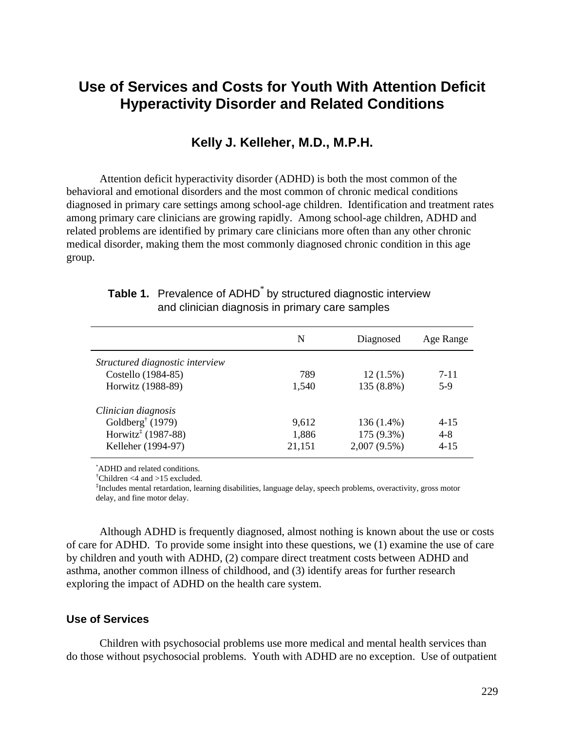# Use of Services and Costs for Youth With Attention Deficit Hyperactivity Disorder and Related Conditions

## Kelly J. Kelleher, M.D., M.P.H.

Attention deficit hyperactivity disorder (ADHD) is both the most common of the behavioral and emotional disorders and the most common of chronic medical conditions diagnosed in primary care settings among school-age children. Identification and treatment rates among primary care clinicians are growing rapidly. Among school-age children, ADHD and related problems are identified by primary care clinicians more often than any other chronic medical disorder, making them the most commonly diagnosed chronic condition in this age group.

**Table 1.** Prevalence of ADHD* by structured diagnostic interview and clinician diagnosis in primary care samples

| | N | Diagnosed | Age Range |
|---|---|---|---|
| *Structured diagnostic interview* | | | |
| Costello (1984-85) | 789 | 12 (1.5%) | 7-11 |
| Horwitz (1988-89) | 1,540 | 135 (8.8%) | 5-9 |
| *Clinician diagnosis* | | | |
| Goldberg† (1979) | 9,612 | 136 (1.4%) | 4-15 |
| Horwitz‡ (1987-88) | 1,886 | 175 (9.3%) | 4-8 |
| Kelleher (1994-97) | 21,151 | 2,007 (9.5%) | 4-15 |

*ADHD and related conditions.
†Children <4 and >15 excluded.
‡Includes mental retardation, learning disabilities, language delay, speech problems, overactivity, gross motor delay, and fine motor delay.

Although ADHD is frequently diagnosed, almost nothing is known about the use or costs of care for ADHD. To provide some insight into these questions, we (1) examine the use of care by children and youth with ADHD, (2) compare direct treatment costs between ADHD and asthma, another common illness of childhood, and (3) identify areas for further research exploring the impact of ADHD on the health care system.

### Use of Services

Children with psychosocial problems use more medical and mental health services than do those without psychosocial problems. Youth with ADHD are no exception. Use of outpatient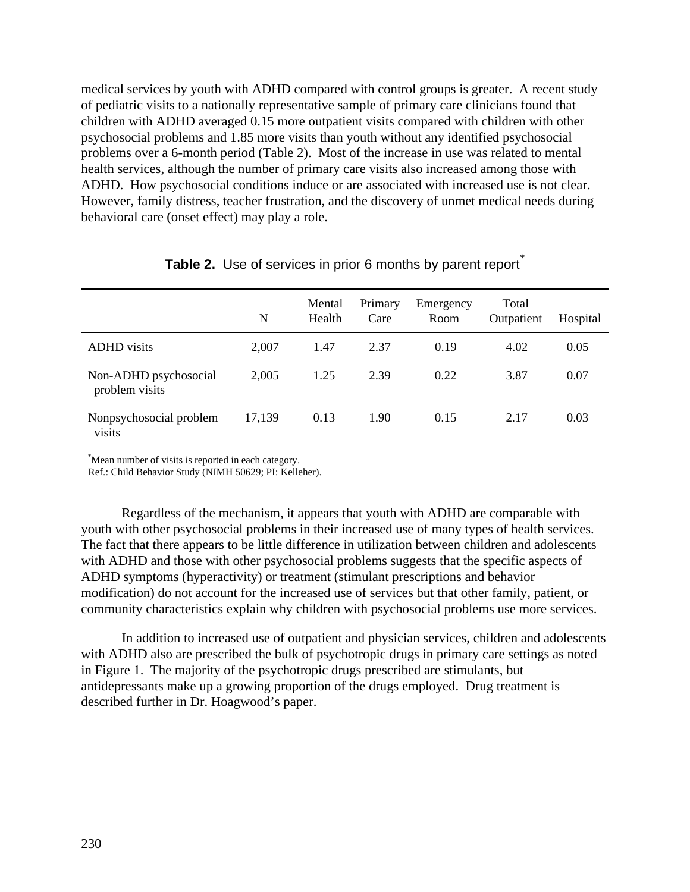medical services by youth with ADHD compared with control groups is greater. A recent study of pediatric visits to a nationally representative sample of primary care clinicians found that children with ADHD averaged 0.15 more outpatient visits compared with children with other psychosocial problems and 1.85 more visits than youth without any identified psychosocial problems over a 6-month period (Table 2). Most of the increase in use was related to mental health services, although the number of primary care visits also increased among those with ADHD. How psychosocial conditions induce or are associated with increased use is not clear. However, family distress, teacher frustration, and the discovery of unmet medical needs during behavioral care (onset effect) may play a role.

**Table 2.** Use of services in prior 6 months by parent report*

| | N | Mental Health | Primary Care | Emergency Room | Total Outpatient | Hospital |
|---|---|---|---|---|---|---|
| ADHD visits | 2,007 | 1.47 | 2.37 | 0.19 | 4.02 | 0.05 |
| Non-ADHD psychosocial problem visits | 2,005 | 1.25 | 2.39 | 0.22 | 3.87 | 0.07 |
| Nonpsychosocial problem visits | 17,139 | 0.13 | 1.90 | 0.15 | 2.17 | 0.03 |

*Mean number of visits is reported in each category.
Ref.: Child Behavior Study (NIMH 50629; PI: Kelleher).

Regardless of the mechanism, it appears that youth with ADHD are comparable with youth with other psychosocial problems in their increased use of many types of health services. The fact that there appears to be little difference in utilization between children and adolescents with ADHD and those with other psychosocial problems suggests that the specific aspects of ADHD symptoms (hyperactivity) or treatment (stimulant prescriptions and behavior modification) do not account for the increased use of services but that other family, patient, or community characteristics explain why children with psychosocial problems use more services.

In addition to increased use of outpatient and physician services, children and adolescents with ADHD also are prescribed the bulk of psychotropic drugs in primary care settings as noted in Figure 1. The majority of the psychotropic drugs prescribed are stimulants, but antidepressants make up a growing proportion of the drugs employed. Drug treatment is described further in Dr. Hoagwood's paper.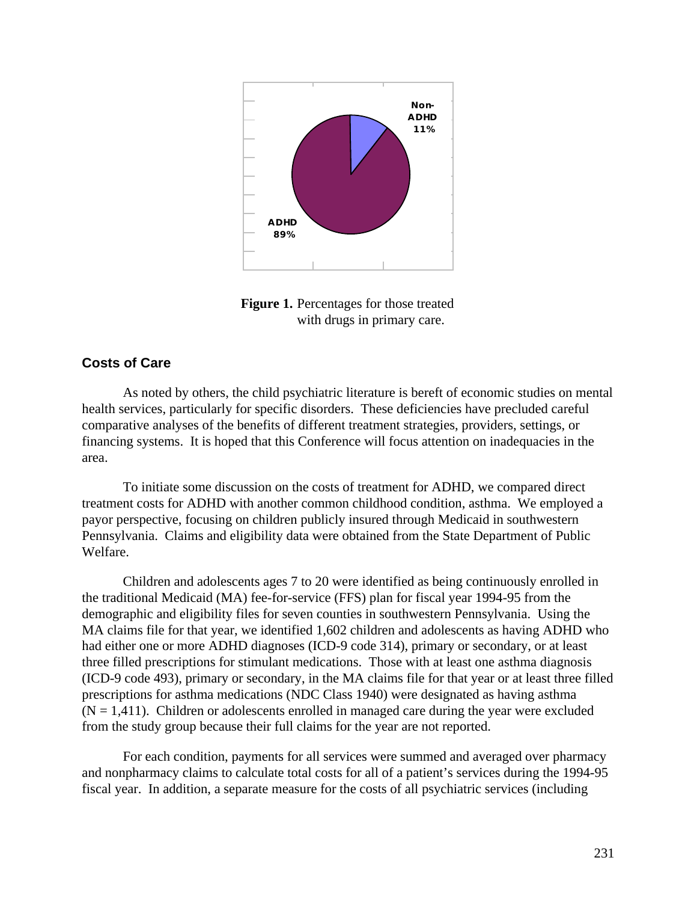Non-ADHD 11%

ADHD 89%

**Figure 1.** Percentages for those treated with drugs in primary care.

### Costs of Care

As noted by others, the child psychiatric literature is bereft of economic studies on mental health services, particularly for specific disorders. These deficiencies have precluded careful comparative analyses of the benefits of different treatment strategies, providers, settings, or financing systems. It is hoped that this Conference will focus attention on inadequacies in the area.

To initiate some discussion on the costs of treatment for ADHD, we compared direct treatment costs for ADHD with another common childhood condition, asthma. We employed a payor perspective, focusing on children publicly insured through Medicaid in southwestern Pennsylvania. Claims and eligibility data were obtained from the State Department of Public Welfare.

Children and adolescents ages 7 to 20 were identified as being continuously enrolled in the traditional Medicaid (MA) fee-for-service (FFS) plan for fiscal year 1994-95 from the demographic and eligibility files for seven counties in southwestern Pennsylvania. Using the MA claims file for that year, we identified 1,602 children and adolescents as having ADHD who had either one or more ADHD diagnoses (ICD-9 code 314), primary or secondary, or at least three filled prescriptions for stimulant medications. Those with at least one asthma diagnosis (ICD-9 code 493), primary or secondary, in the MA claims file for that year or at least three filled prescriptions for asthma medications (NDC Class 1940) were designated as having asthma (N = 1,411). Children or adolescents enrolled in managed care during the year were excluded from the study group because their full claims for the year are not reported.

For each condition, payments for all services were summed and averaged over pharmacy and nonpharmacy claims to calculate total costs for all of a patient's services during the 1994-95 fiscal year. In addition, a separate measure for the costs of all psychiatric services (including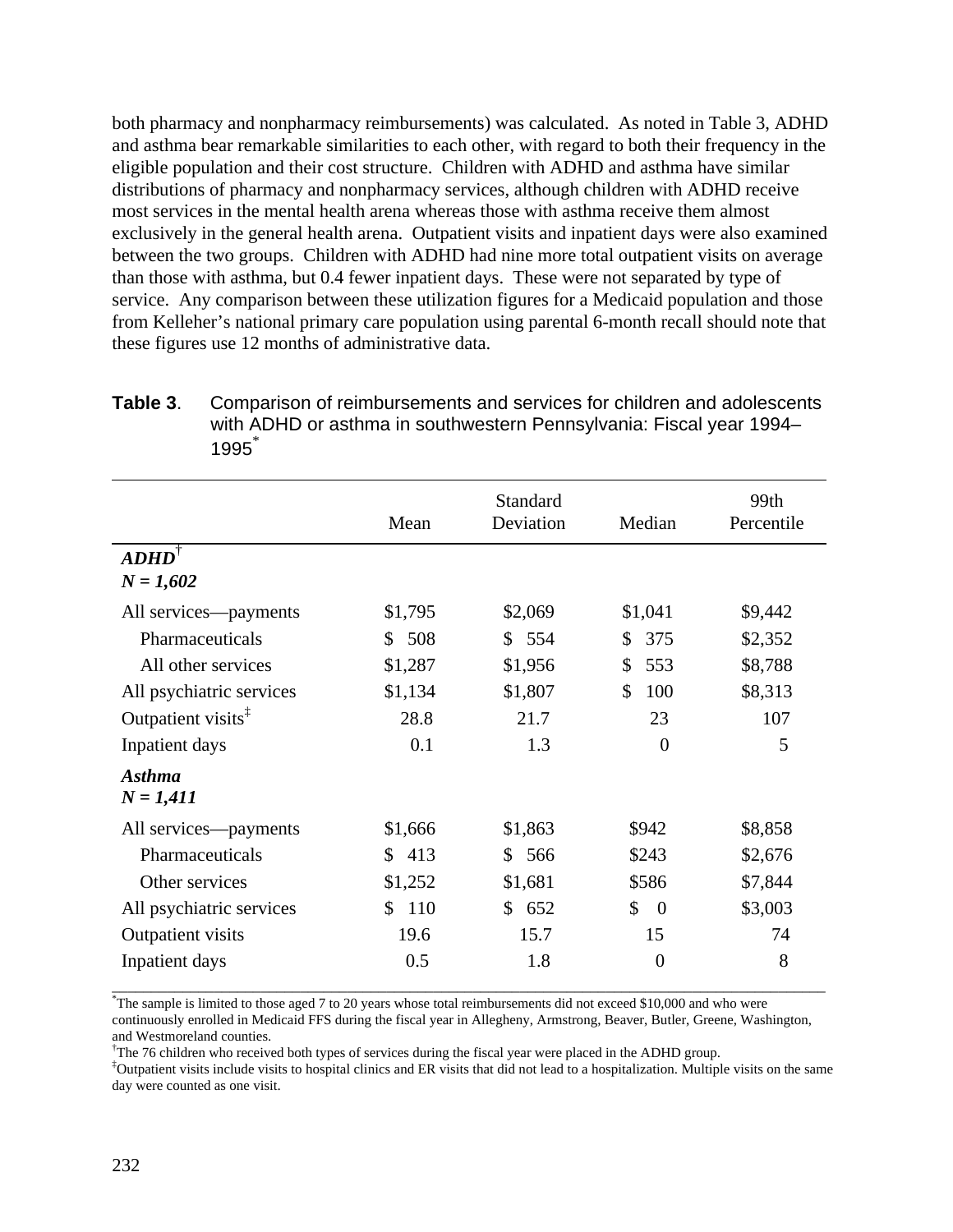both pharmacy and nonpharmacy reimbursements) was calculated. As noted in Table 3, ADHD and asthma bear remarkable similarities to each other, with regard to both their frequency in the eligible population and their cost structure. Children with ADHD and asthma have similar distributions of pharmacy and nonpharmacy services, although children with ADHD receive most services in the mental health arena whereas those with asthma receive them almost exclusively in the general health arena. Outpatient visits and inpatient days were also examined between the two groups. Children with ADHD had nine more total outpatient visits on average than those with asthma, but 0.4 fewer inpatient days. These were not separated by type of service. Any comparison between these utilization figures for a Medicaid population and those from Kelleher's national primary care population using parental 6-month recall should note that these figures use 12 months of administrative data.

**Table 3**. Comparison of reimbursements and services for children and adolescents with ADHD or asthma in southwestern Pennsylvania: Fiscal year 1994–1995*

| | Mean | Standard Deviation | Median | 99th Percentile |
|---|---|---|---|---|
| ***ADHD***† ***N = 1,602*** | | | | |
| All services—payments | $1,795 | $2,069 | $1,041 | $9,442 |
| Pharmaceuticals | $ 508 | $ 554 | $ 375 | $2,352 |
| All other services | $1,287 | $1,956 | $ 553 | $8,788 |
| All psychiatric services | $1,134 | $1,807 | $ 100 | $8,313 |
| Outpatient visits‡ | 28.8 | 21.7 | 23 | 107 |
| Inpatient days | 0.1 | 1.3 | 0 | 5 |
| ***Asthma*** ***N = 1,411*** | | | | |
| All services—payments | $1,666 | $1,863 | $942 | $8,858 |
| Pharmaceuticals | $ 413 | $ 566 | $243 | $2,676 |
| Other services | $1,252 | $1,681 | $586 | $7,844 |
| All psychiatric services | $ 110 | $ 652 | $ 0 | $3,003 |
| Outpatient visits | 19.6 | 15.7 | 15 | 74 |
| Inpatient days | 0.5 | 1.8 | 0 | 8 |

*The sample is limited to those aged 7 to 20 years whose total reimbursements did not exceed $10,000 and who were continuously enrolled in Medicaid FFS during the fiscal year in Allegheny, Armstrong, Beaver, Butler, Greene, Washington, and Westmoreland counties.

†The 76 children who received both types of services during the fiscal year were placed in the ADHD group.

‡Outpatient visits include visits to hospital clinics and ER visits that did not lead to a hospitalization. Multiple visits on the same day were counted as one visit.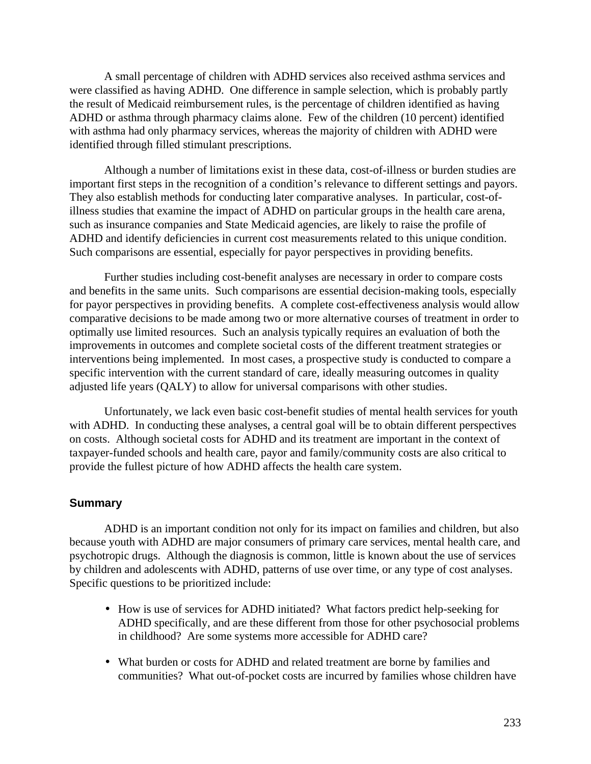A small percentage of children with ADHD services also received asthma services and were classified as having ADHD. One difference in sample selection, which is probably partly the result of Medicaid reimbursement rules, is the percentage of children identified as having ADHD or asthma through pharmacy claims alone. Few of the children (10 percent) identified with asthma had only pharmacy services, whereas the majority of children with ADHD were identified through filled stimulant prescriptions.

Although a number of limitations exist in these data, cost-of-illness or burden studies are important first steps in the recognition of a condition's relevance to different settings and payors. They also establish methods for conducting later comparative analyses. In particular, cost-of-illness studies that examine the impact of ADHD on particular groups in the health care arena, such as insurance companies and State Medicaid agencies, are likely to raise the profile of ADHD and identify deficiencies in current cost measurements related to this unique condition. Such comparisons are essential, especially for payor perspectives in providing benefits.

Further studies including cost-benefit analyses are necessary in order to compare costs and benefits in the same units. Such comparisons are essential decision-making tools, especially for payor perspectives in providing benefits. A complete cost-effectiveness analysis would allow comparative decisions to be made among two or more alternative courses of treatment in order to optimally use limited resources. Such an analysis typically requires an evaluation of both the improvements in outcomes and complete societal costs of the different treatment strategies or interventions being implemented. In most cases, a prospective study is conducted to compare a specific intervention with the current standard of care, ideally measuring outcomes in quality adjusted life years (QALY) to allow for universal comparisons with other studies.

Unfortunately, we lack even basic cost-benefit studies of mental health services for youth with ADHD. In conducting these analyses, a central goal will be to obtain different perspectives on costs. Although societal costs for ADHD and its treatment are important in the context of taxpayer-funded schools and health care, payor and family/community costs are also critical to provide the fullest picture of how ADHD affects the health care system.

## Summary

ADHD is an important condition not only for its impact on families and children, but also because youth with ADHD are major consumers of primary care services, mental health care, and psychotropic drugs. Although the diagnosis is common, little is known about the use of services by children and adolescents with ADHD, patterns of use over time, or any type of cost analyses. Specific questions to be prioritized include:

- How is use of services for ADHD initiated? What factors predict help-seeking for ADHD specifically, and are these different from those for other psychosocial problems in childhood? Are some systems more accessible for ADHD care?
- What burden or costs for ADHD and related treatment are borne by families and communities? What out-of-pocket costs are incurred by families whose children have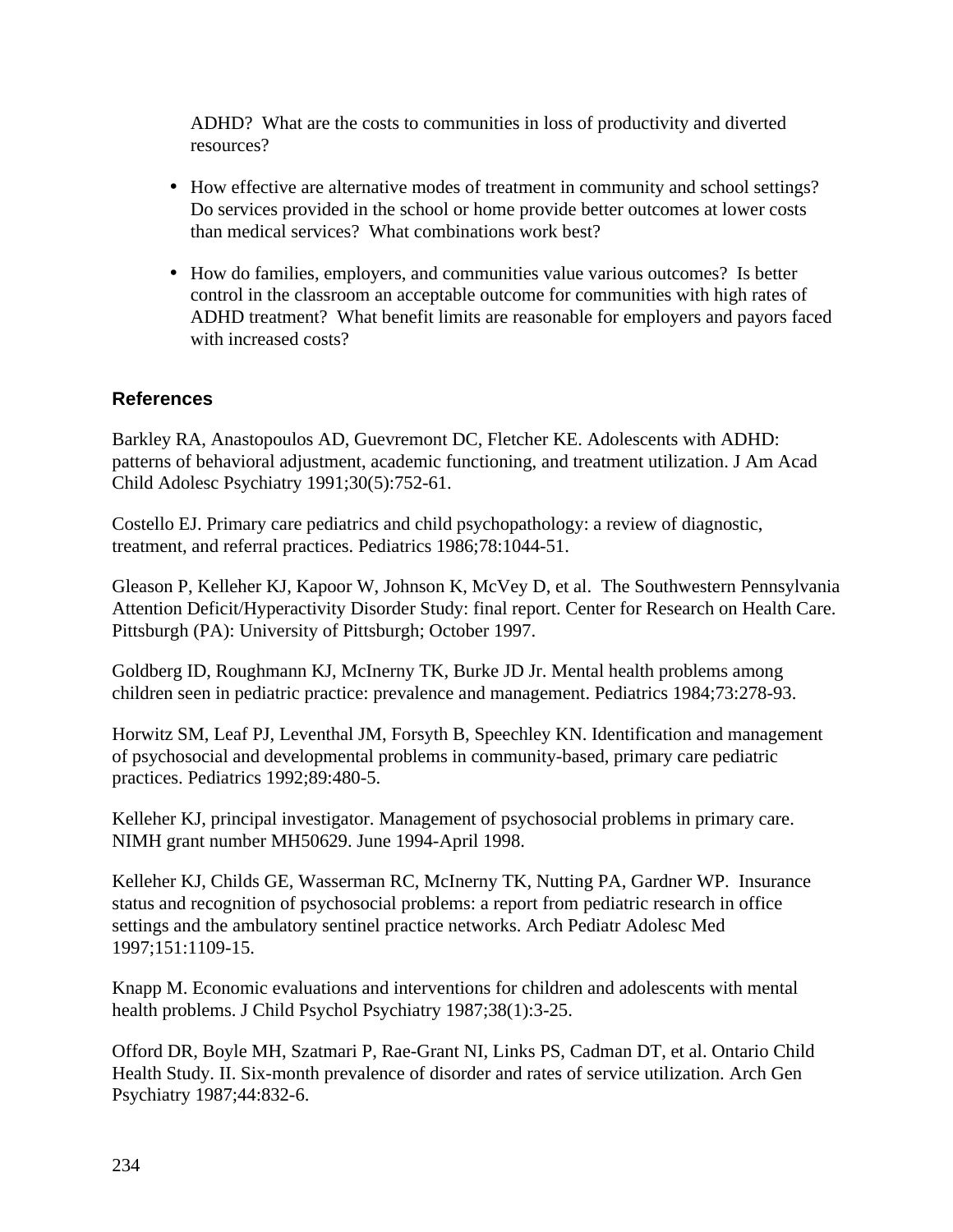ADHD? What are the costs to communities in loss of productivity and diverted resources?

- How effective are alternative modes of treatment in community and school settings? Do services provided in the school or home provide better outcomes at lower costs than medical services? What combinations work best?
- How do families, employers, and communities value various outcomes? Is better control in the classroom an acceptable outcome for communities with high rates of ADHD treatment? What benefit limits are reasonable for employers and payors faced with increased costs?

## References

Barkley RA, Anastopoulos AD, Guevremont DC, Fletcher KE. Adolescents with ADHD: patterns of behavioral adjustment, academic functioning, and treatment utilization. J Am Acad Child Adolesc Psychiatry 1991;30(5):752-61.

Costello EJ. Primary care pediatrics and child psychopathology: a review of diagnostic, treatment, and referral practices. Pediatrics 1986;78:1044-51.

Gleason P, Kelleher KJ, Kapoor W, Johnson K, McVey D, et al. The Southwestern Pennsylvania Attention Deficit/Hyperactivity Disorder Study: final report. Center for Research on Health Care. Pittsburgh (PA): University of Pittsburgh; October 1997.

Goldberg ID, Roughmann KJ, McInerny TK, Burke JD Jr. Mental health problems among children seen in pediatric practice: prevalence and management. Pediatrics 1984;73:278-93.

Horwitz SM, Leaf PJ, Leventhal JM, Forsyth B, Speechley KN. Identification and management of psychosocial and developmental problems in community-based, primary care pediatric practices. Pediatrics 1992;89:480-5.

Kelleher KJ, principal investigator. Management of psychosocial problems in primary care. NIMH grant number MH50629. June 1994-April 1998.

Kelleher KJ, Childs GE, Wasserman RC, McInerny TK, Nutting PA, Gardner WP. Insurance status and recognition of psychosocial problems: a report from pediatric research in office settings and the ambulatory sentinel practice networks. Arch Pediatr Adolesc Med 1997;151:1109-15.

Knapp M. Economic evaluations and interventions for children and adolescents with mental health problems. J Child Psychol Psychiatry 1987;38(1):3-25.

Offord DR, Boyle MH, Szatmari P, Rae-Grant NI, Links PS, Cadman DT, et al. Ontario Child Health Study. II. Six-month prevalence of disorder and rates of service utilization. Arch Gen Psychiatry 1987;44:832-6.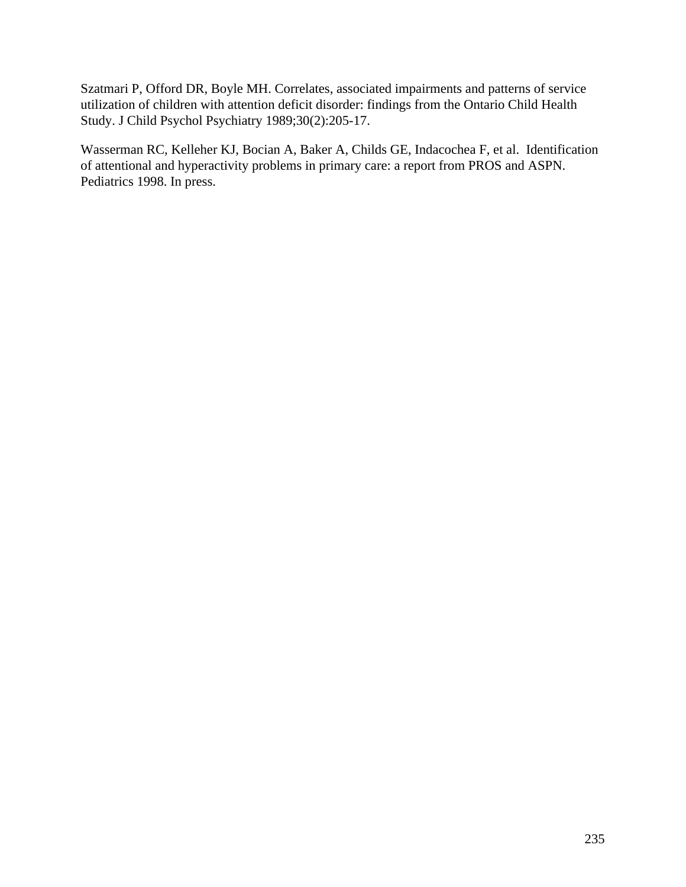Szatmari P, Offord DR, Boyle MH. Correlates, associated impairments and patterns of service utilization of children with attention deficit disorder: findings from the Ontario Child Health Study. J Child Psychol Psychiatry 1989;30(2):205-17.

Wasserman RC, Kelleher KJ, Bocian A, Baker A, Childs GE, Indacochea F, et al. Identification of attentional and hyperactivity problems in primary care: a report from PROS and ASPN. Pediatrics 1998. In press.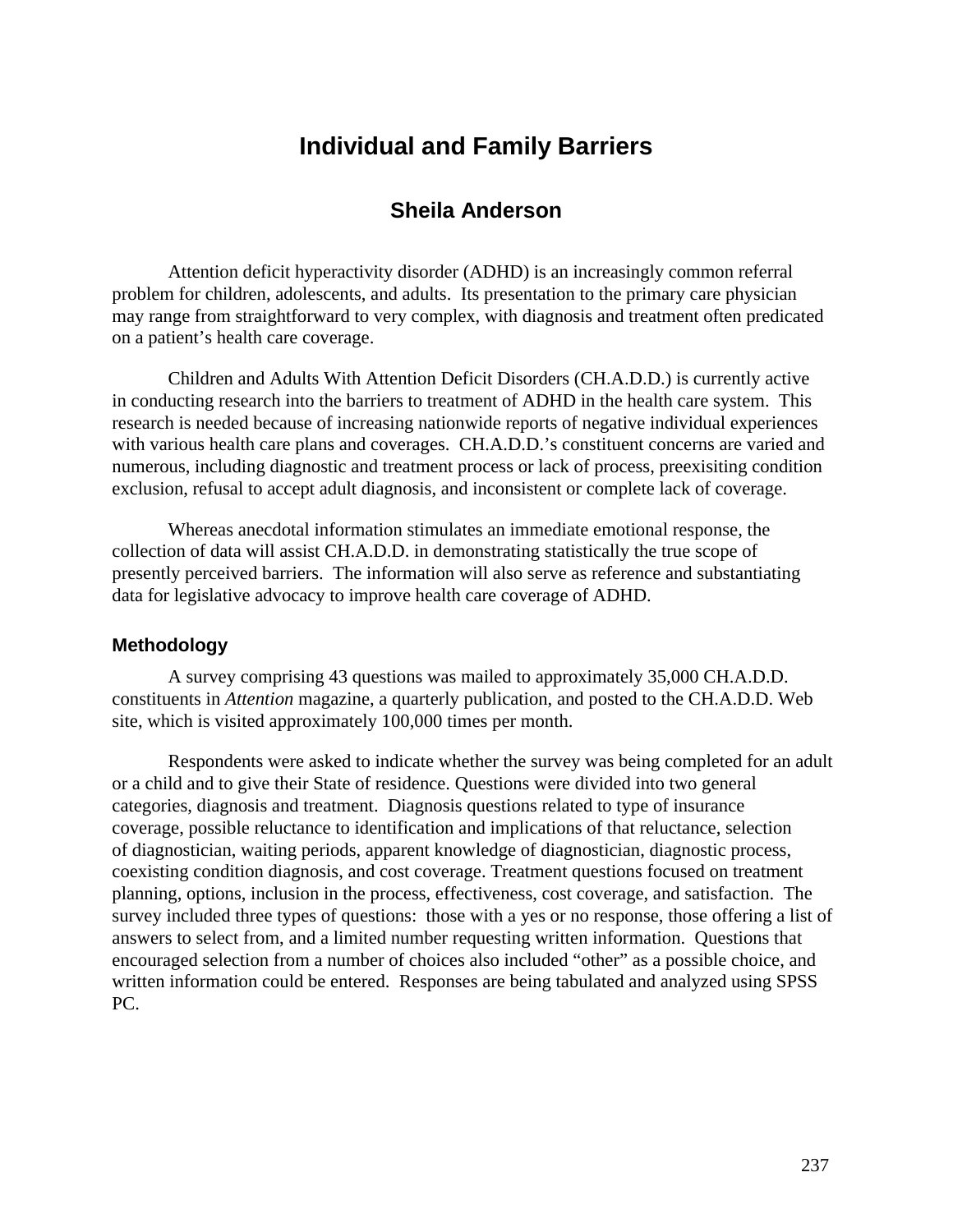# Individual and Family Barriers

## Sheila Anderson

Attention deficit hyperactivity disorder (ADHD) is an increasingly common referral problem for children, adolescents, and adults. Its presentation to the primary care physician may range from straightforward to very complex, with diagnosis and treatment often predicated on a patient's health care coverage.

Children and Adults With Attention Deficit Disorders (CH.A.D.D.) is currently active in conducting research into the barriers to treatment of ADHD in the health care system. This research is needed because of increasing nationwide reports of negative individual experiences with various health care plans and coverages. CH.A.D.D.'s constituent concerns are varied and numerous, including diagnostic and treatment process or lack of process, preexisiting condition exclusion, refusal to accept adult diagnosis, and inconsistent or complete lack of coverage.

Whereas anecdotal information stimulates an immediate emotional response, the collection of data will assist CH.A.D.D. in demonstrating statistically the true scope of presently perceived barriers. The information will also serve as reference and substantiating data for legislative advocacy to improve health care coverage of ADHD.

### Methodology

A survey comprising 43 questions was mailed to approximately 35,000 CH.A.D.D. constituents in *Attention* magazine, a quarterly publication, and posted to the CH.A.D.D. Web site, which is visited approximately 100,000 times per month.

Respondents were asked to indicate whether the survey was being completed for an adult or a child and to give their State of residence. Questions were divided into two general categories, diagnosis and treatment. Diagnosis questions related to type of insurance coverage, possible reluctance to identification and implications of that reluctance, selection of diagnostician, waiting periods, apparent knowledge of diagnostician, diagnostic process, coexisting condition diagnosis, and cost coverage. Treatment questions focused on treatment planning, options, inclusion in the process, effectiveness, cost coverage, and satisfaction. The survey included three types of questions: those with a yes or no response, those offering a list of answers to select from, and a limited number requesting written information. Questions that encouraged selection from a number of choices also included "other" as a possible choice, and written information could be entered. Responses are being tabulated and analyzed using SPSS PC.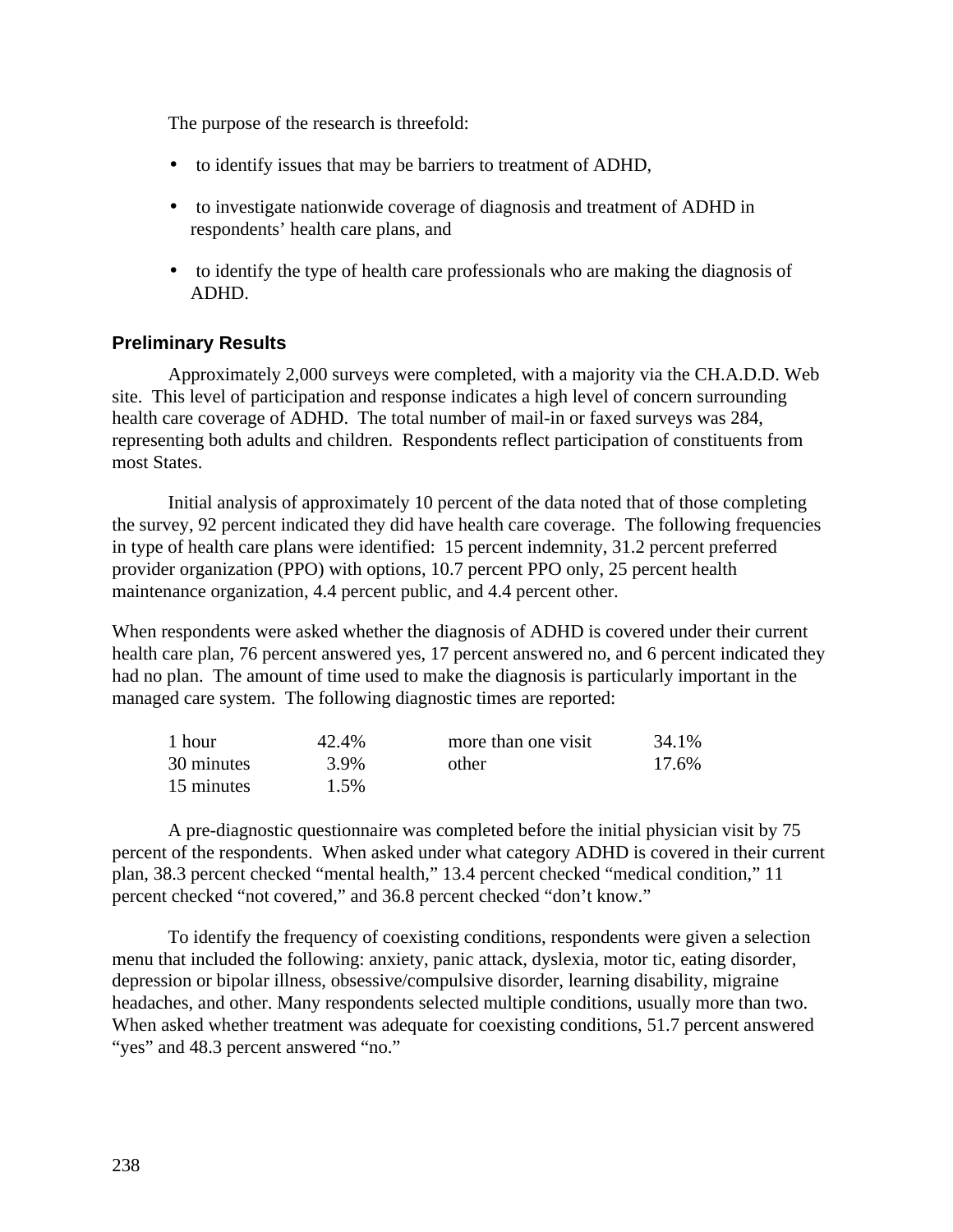The purpose of the research is threefold:

- to identify issues that may be barriers to treatment of ADHD,
- to investigate nationwide coverage of diagnosis and treatment of ADHD in respondents' health care plans, and
- to identify the type of health care professionals who are making the diagnosis of ADHD.

### Preliminary Results

Approximately 2,000 surveys were completed, with a majority via the CH.A.D.D. Web site. This level of participation and response indicates a high level of concern surrounding health care coverage of ADHD. The total number of mail-in or faxed surveys was 284, representing both adults and children. Respondents reflect participation of constituents from most States.

Initial analysis of approximately 10 percent of the data noted that of those completing the survey, 92 percent indicated they did have health care coverage. The following frequencies in type of health care plans were identified: 15 percent indemnity, 31.2 percent preferred provider organization (PPO) with options, 10.7 percent PPO only, 25 percent health maintenance organization, 4.4 percent public, and 4.4 percent other.

When respondents were asked whether the diagnosis of ADHD is covered under their current health care plan, 76 percent answered yes, 17 percent answered no, and 6 percent indicated they had no plan. The amount of time used to make the diagnosis is particularly important in the managed care system. The following diagnostic times are reported:

| | | | |
|---|---|---|---|
| 1 hour | 42.4% | more than one visit | 34.1% |
| 30 minutes | 3.9% | other | 17.6% |
| 15 minutes | 1.5% | | |

A pre-diagnostic questionnaire was completed before the initial physician visit by 75 percent of the respondents. When asked under what category ADHD is covered in their current plan, 38.3 percent checked "mental health," 13.4 percent checked "medical condition," 11 percent checked "not covered," and 36.8 percent checked "don't know."

To identify the frequency of coexisting conditions, respondents were given a selection menu that included the following: anxiety, panic attack, dyslexia, motor tic, eating disorder, depression or bipolar illness, obsessive/compulsive disorder, learning disability, migraine headaches, and other. Many respondents selected multiple conditions, usually more than two. When asked whether treatment was adequate for coexisting conditions, 51.7 percent answered "yes" and 48.3 percent answered "no."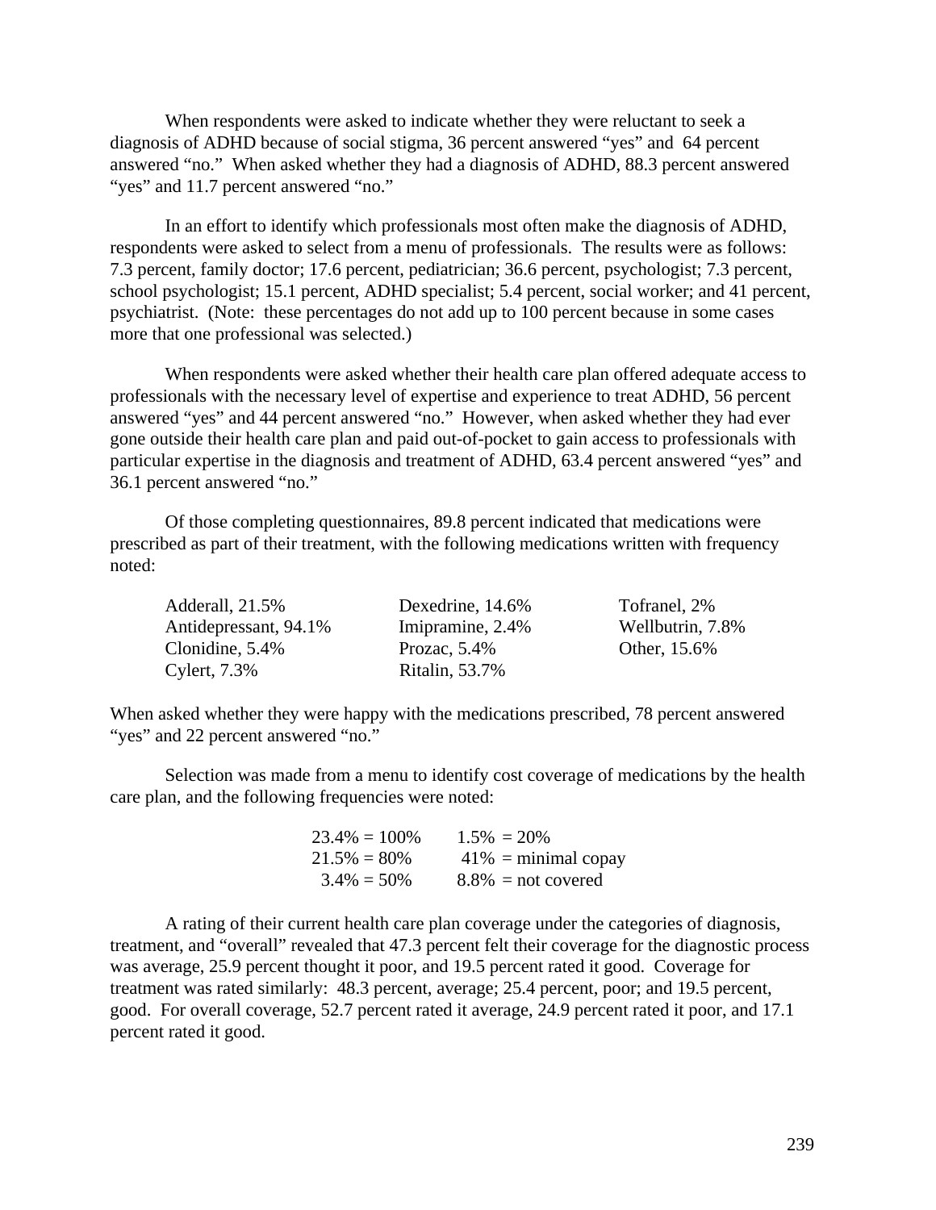When respondents were asked to indicate whether they were reluctant to seek a diagnosis of ADHD because of social stigma, 36 percent answered “yes” and 64 percent answered “no.” When asked whether they had a diagnosis of ADHD, 88.3 percent answered “yes” and 11.7 percent answered “no.”

In an effort to identify which professionals most often make the diagnosis of ADHD, respondents were asked to select from a menu of professionals. The results were as follows: 7.3 percent, family doctor; 17.6 percent, pediatrician; 36.6 percent, psychologist; 7.3 percent, school psychologist; 15.1 percent, ADHD specialist; 5.4 percent, social worker; and 41 percent, psychiatrist. (Note: these percentages do not add up to 100 percent because in some cases more that one professional was selected.)

When respondents were asked whether their health care plan offered adequate access to professionals with the necessary level of expertise and experience to treat ADHD, 56 percent answered “yes” and 44 percent answered “no.” However, when asked whether they had ever gone outside their health care plan and paid out-of-pocket to gain access to professionals with particular expertise in the diagnosis and treatment of ADHD, 63.4 percent answered “yes” and 36.1 percent answered “no.”

Of those completing questionnaires, 89.8 percent indicated that medications were prescribed as part of their treatment, with the following medications written with frequency noted:

| | | |
|---|---|---|
| Adderall, 21.5% | Dexedrine, 14.6% | Tofranel, 2% |
| Antidepressant, 94.1% | Imipramine, 2.4% | Wellbutrin, 7.8% |
| Clonidine, 5.4% | Prozac, 5.4% | Other, 15.6% |
| Cylert, 7.3% | Ritalin, 53.7% | |

When asked whether they were happy with the medications prescribed, 78 percent answered “yes” and 22 percent answered “no.”

Selection was made from a menu to identify cost coverage of medications by the health care plan, and the following frequencies were noted:

| | |
|---|---|
| 23.4% = 100% | 1.5% = 20% |
| 21.5% = 80% | 41% = minimal copay |
| 3.4% = 50% | 8.8% = not covered |

A rating of their current health care plan coverage under the categories of diagnosis, treatment, and “overall” revealed that 47.3 percent felt their coverage for the diagnostic process was average, 25.9 percent thought it poor, and 19.5 percent rated it good. Coverage for treatment was rated similarly: 48.3 percent, average; 25.4 percent, poor; and 19.5 percent, good. For overall coverage, 52.7 percent rated it average, 24.9 percent rated it poor, and 17.1 percent rated it good.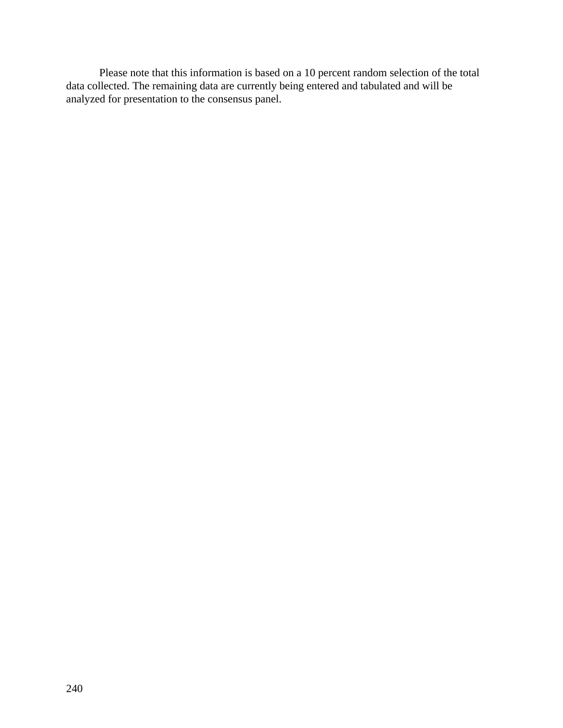Please note that this information is based on a 10 percent random selection of the total data collected. The remaining data are currently being entered and tabulated and will be analyzed for presentation to the consensus panel.